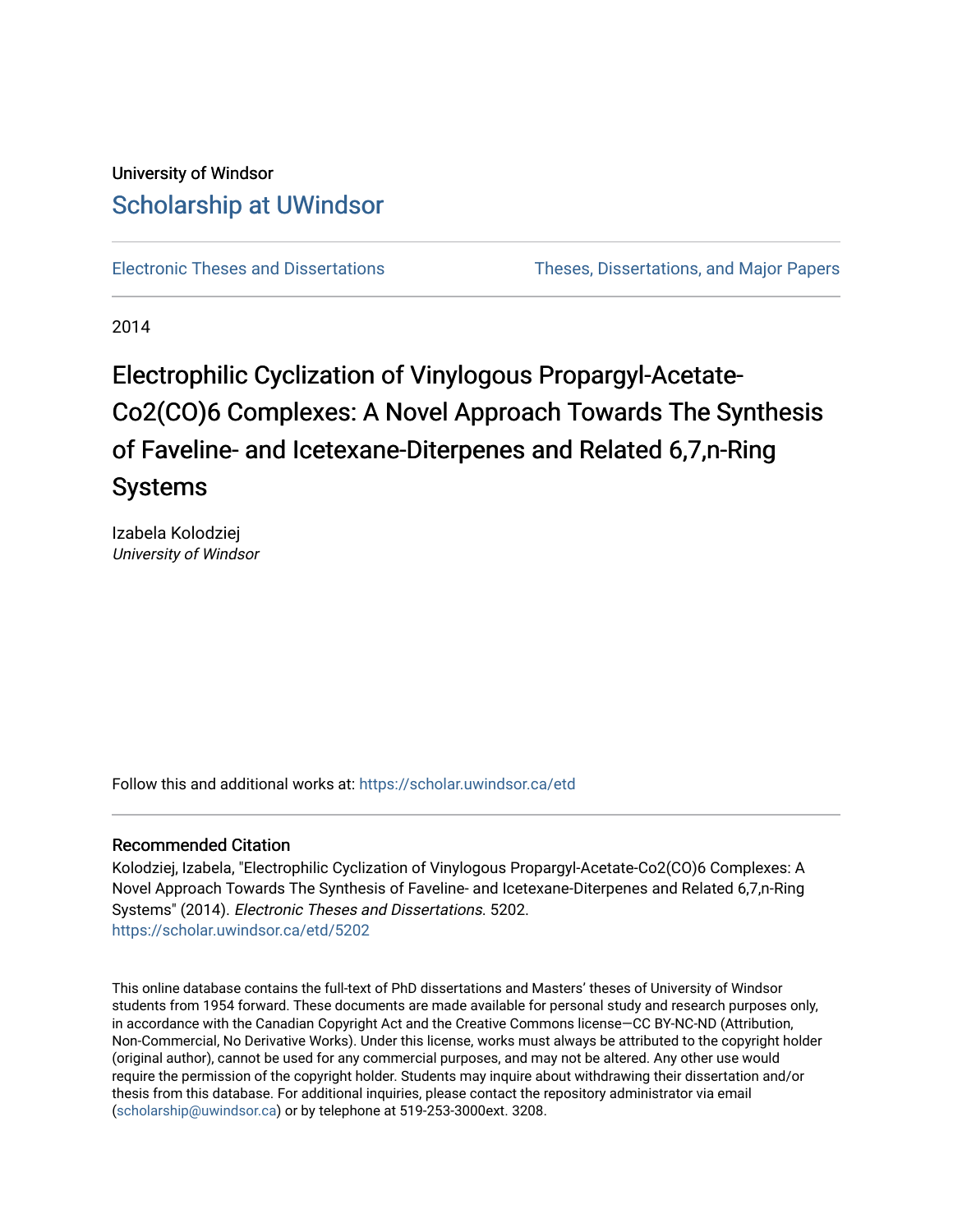University of Windsor

Scholarship at UWindsor

Electronic Theses and Dissertations | Theses, Dissertations, and Major Papers

2014

# Electrophilic Cyclization of Vinylogous Propargyl-Acetate-Co2(CO)6 Complexes: A Novel Approach Towards The Synthesis of Faveline- and Icetexane-Diterpenes and Related 6,7,n-Ring Systems

Izabela Kolodziej
*University of Windsor*

Follow this and additional works at: https://scholar.uwindsor.ca/etd

## Recommended Citation

Kolodziej, Izabela, "Electrophilic Cyclization of Vinylogous Propargyl-Acetate-Co2(CO)6 Complexes: A Novel Approach Towards The Synthesis of Faveline- and Icetexane-Diterpenes and Related 6,7,n-Ring Systems" (2014). *Electronic Theses and Dissertations*. 5202.
https://scholar.uwindsor.ca/etd/5202

This online database contains the full-text of PhD dissertations and Masters' theses of University of Windsor students from 1954 forward. These documents are made available for personal study and research purposes only, in accordance with the Canadian Copyright Act and the Creative Commons license—CC BY-NC-ND (Attribution, Non-Commercial, No Derivative Works). Under this license, works must always be attributed to the copyright holder (original author), cannot be used for any commercial purposes, and may not be altered. Any other use would require the permission of the copyright holder. Students may inquire about withdrawing their dissertation and/or thesis from this database. For additional inquiries, please contact the repository administrator via email (scholarship@uwindsor.ca) or by telephone at 519-253-3000ext. 3208.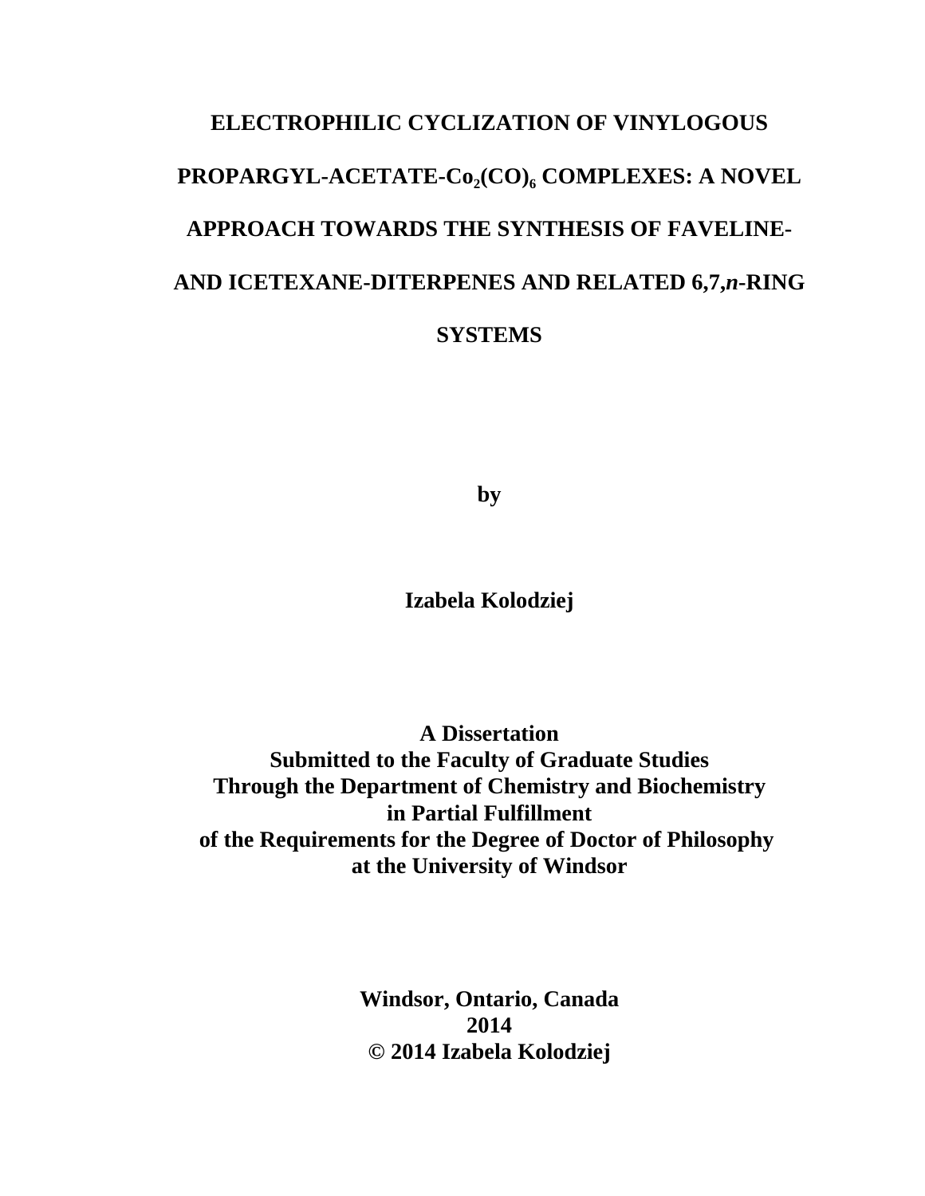# ELECTROPHILIC CYCLIZATION OF VINYLOGOUS PROPARGYL-ACETATE-$Co_2(CO)_6$ COMPLEXES: A NOVEL APPROACH TOWARDS THE SYNTHESIS OF FAVELINE- AND ICETEXANE-DITERPENES AND RELATED 6,7,*n*-RING SYSTEMS

**by**

**Izabela Kolodziej**

**A Dissertation**
**Submitted to the Faculty of Graduate Studies**
**Through the Department of Chemistry and Biochemistry**
**in Partial Fulfillment**
**of the Requirements for the Degree of Doctor of Philosophy**
**at the University of Windsor**

**Windsor, Ontario, Canada**
**2014**
**© 2014 Izabela Kolodziej**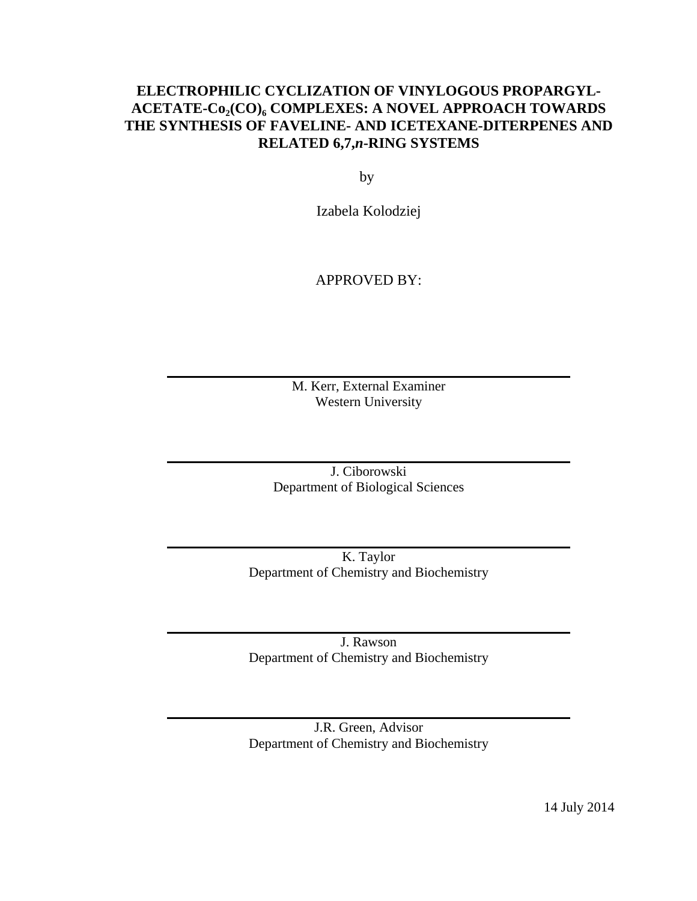# ELECTROPHILIC CYCLIZATION OF VINYLOGOUS PROPARGYL-ACETATE-$Co_2(CO)_6$ COMPLEXES: A NOVEL APPROACH TOWARDS THE SYNTHESIS OF FAVELINE- AND ICETEXANE-DITERPENES AND RELATED 6,7,*n*-RING SYSTEMS

by

Izabela Kolodziej

APPROVED BY:

---

M. Kerr, External Examiner
Western University

---

J. Ciborowski
Department of Biological Sciences

---

K. Taylor
Department of Chemistry and Biochemistry

---

J. Rawson
Department of Chemistry and Biochemistry

---

J.R. Green, Advisor
Department of Chemistry and Biochemistry

14 July 2014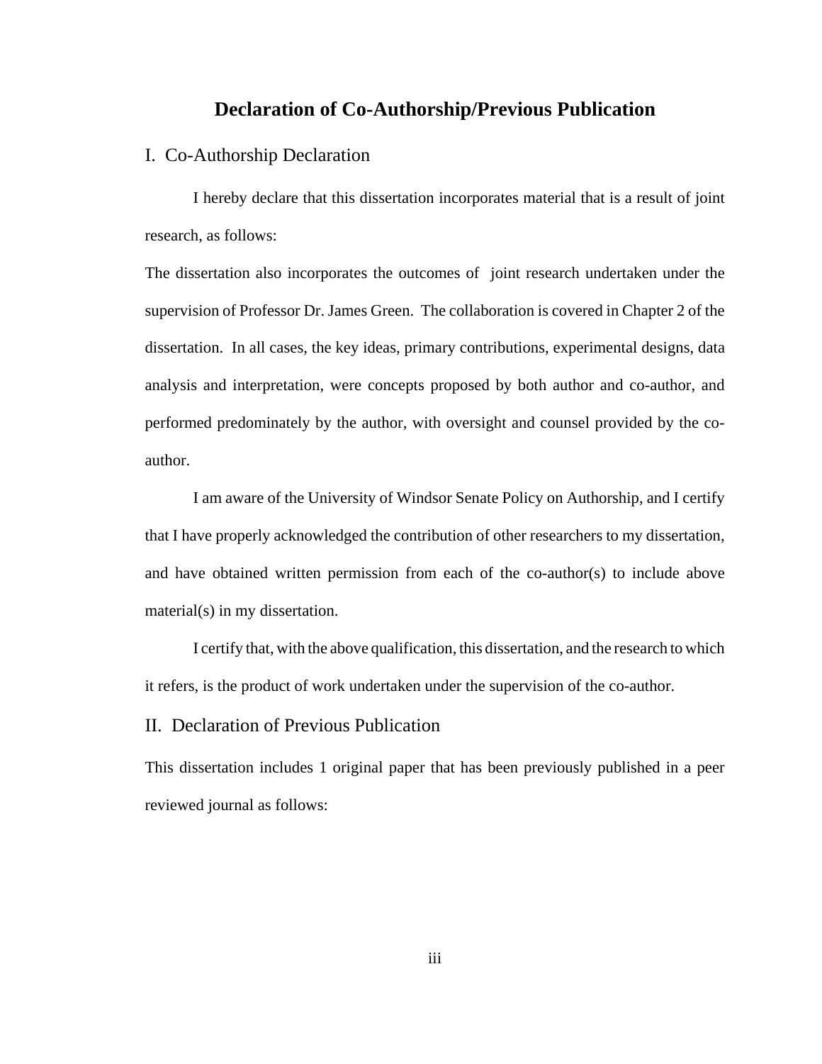# Declaration of Co-Authorship/Previous Publication

## I. Co-Authorship Declaration

I hereby declare that this dissertation incorporates material that is a result of joint research, as follows:

The dissertation also incorporates the outcomes of joint research undertaken under the supervision of Professor Dr. James Green. The collaboration is covered in Chapter 2 of the dissertation. In all cases, the key ideas, primary contributions, experimental designs, data analysis and interpretation, were concepts proposed by both author and co-author, and performed predominately by the author, with oversight and counsel provided by the co-author.

I am aware of the University of Windsor Senate Policy on Authorship, and I certify that I have properly acknowledged the contribution of other researchers to my dissertation, and have obtained written permission from each of the co-author(s) to include above material(s) in my dissertation.

I certify that, with the above qualification, this dissertation, and the research to which it refers, is the product of work undertaken under the supervision of the co-author.

## II. Declaration of Previous Publication

This dissertation includes 1 original paper that has been previously published in a peer reviewed journal as follows: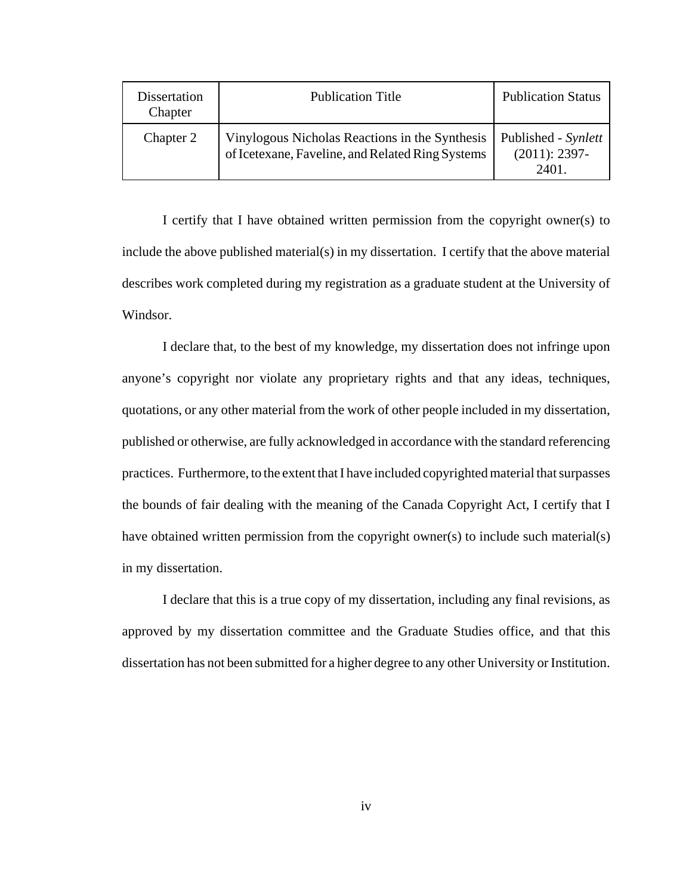| Dissertation Chapter | Publication Title | Publication Status |
| --- | --- | --- |
| Chapter 2 | Vinylogous Nicholas Reactions in the Synthesis of Icetexane, Faveline, and Related Ring Systems | Published - *Synlett* (2011): 2397-2401. |

I certify that I have obtained written permission from the copyright owner(s) to include the above published material(s) in my dissertation. I certify that the above material describes work completed during my registration as a graduate student at the University of Windsor.

I declare that, to the best of my knowledge, my dissertation does not infringe upon anyone's copyright nor violate any proprietary rights and that any ideas, techniques, quotations, or any other material from the work of other people included in my dissertation, published or otherwise, are fully acknowledged in accordance with the standard referencing practices. Furthermore, to the extent that I have included copyrighted material that surpasses the bounds of fair dealing with the meaning of the Canada Copyright Act, I certify that I have obtained written permission from the copyright owner(s) to include such material(s) in my dissertation.

I declare that this is a true copy of my dissertation, including any final revisions, as approved by my dissertation committee and the Graduate Studies office, and that this dissertation has not been submitted for a higher degree to any other University or Institution.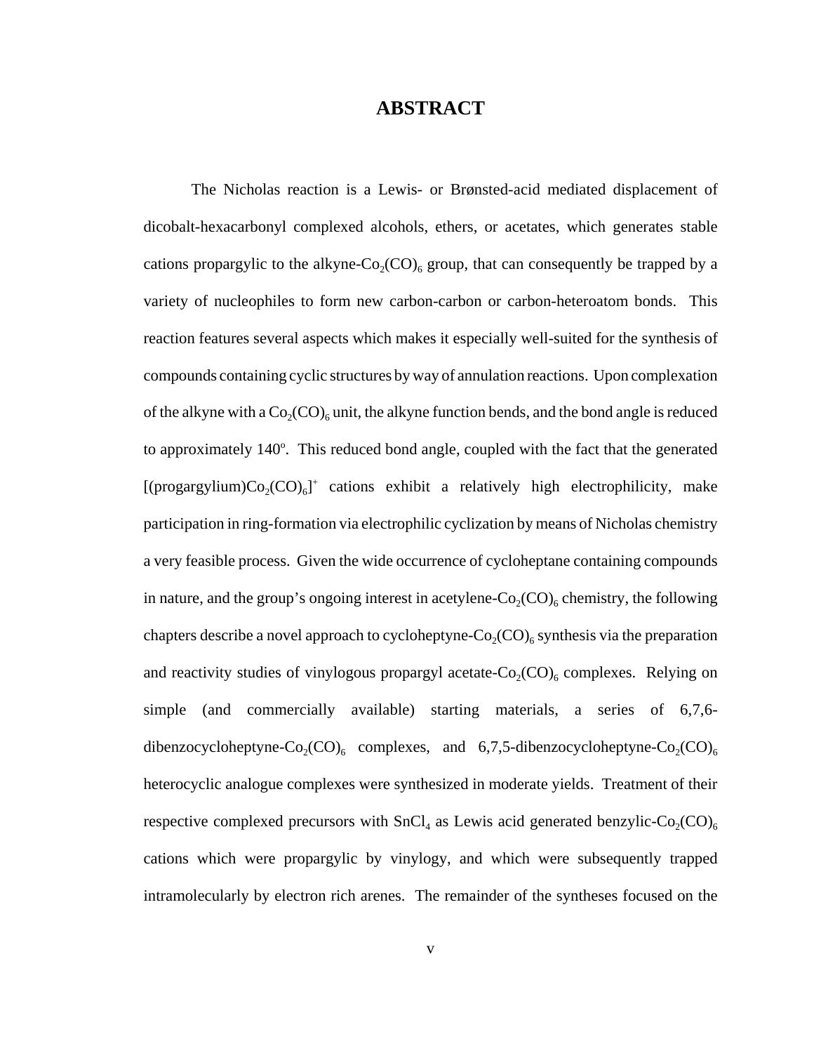# ABSTRACT

The Nicholas reaction is a Lewis- or Brønsted-acid mediated displacement of dicobalt-hexacarbonyl complexed alcohols, ethers, or acetates, which generates stable cations propargylic to the alkyne-$Co_2(CO)_6$ group, that can consequently be trapped by a variety of nucleophiles to form new carbon-carbon or carbon-heteroatom bonds. This reaction features several aspects which makes it especially well-suited for the synthesis of compounds containing cyclic structures by way of annulation reactions. Upon complexation of the alkyne with a $Co_2(CO)_6$ unit, the alkyne function bends, and the bond angle is reduced to approximately 140°. This reduced bond angle, coupled with the fact that the generated $[(\text{progargylium})Co_2(CO)_6]^+$ cations exhibit a relatively high electrophilicity, make participation in ring-formation via electrophilic cyclization by means of Nicholas chemistry a very feasible process. Given the wide occurrence of cycloheptane containing compounds in nature, and the group's ongoing interest in acetylene-$Co_2(CO)_6$ chemistry, the following chapters describe a novel approach to cycloheptyne-$Co_2(CO)_6$ synthesis via the preparation and reactivity studies of vinylogous propargyl acetate-$Co_2(CO)_6$ complexes. Relying on simple (and commercially available) starting materials, a series of 6,7,6-dibenzocycloheptyne-$Co_2(CO)_6$ complexes, and 6,7,5-dibenzocycloheptyne-$Co_2(CO)_6$ heterocyclic analogue complexes were synthesized in moderate yields. Treatment of their respective complexed precursors with $SnCl_4$ as Lewis acid generated benzylic-$Co_2(CO)_6$ cations which were propargylic by vinylogy, and which were subsequently trapped intramolecularly by electron rich arenes. The remainder of the syntheses focused on the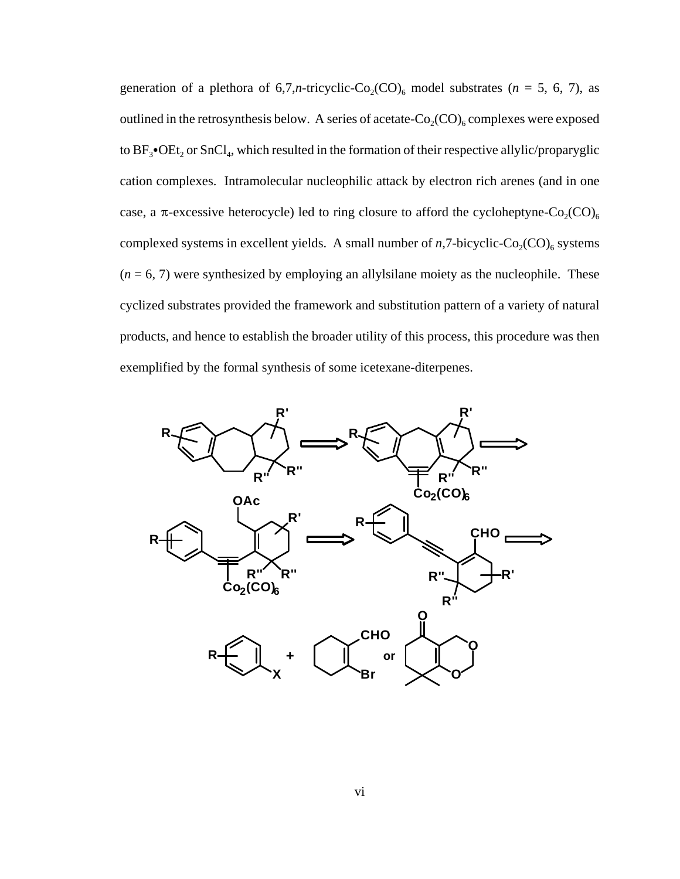generation of a plethora of 6,7,*n*-tricyclic-$Co_2(CO)_6$ model substrates ($n$ = 5, 6, 7), as outlined in the retrosynthesis below. A series of acetate-$Co_2(CO)_6$ complexes were exposed to $BF_3$•$OEt_2$ or $SnCl_4$, which resulted in the formation of their respective allylic/proparyglic cation complexes. Intramolecular nucleophilic attack by electron rich arenes (and in one case, a $\pi$-excessive heterocycle) led to ring closure to afford the cycloheptyne-$Co_2(CO)_6$ complexed systems in excellent yields. A small number of *n*,7-bicyclic-$Co_2(CO)_6$ systems ($n$ = 6, 7) were synthesized by employing an allylsilane moiety as the nucleophile. These cyclized substrates provided the framework and substitution pattern of a variety of natural products, and hence to establish the broader utility of this process, this procedure was then exemplified by the formal synthesis of some icetexane-diterpenes.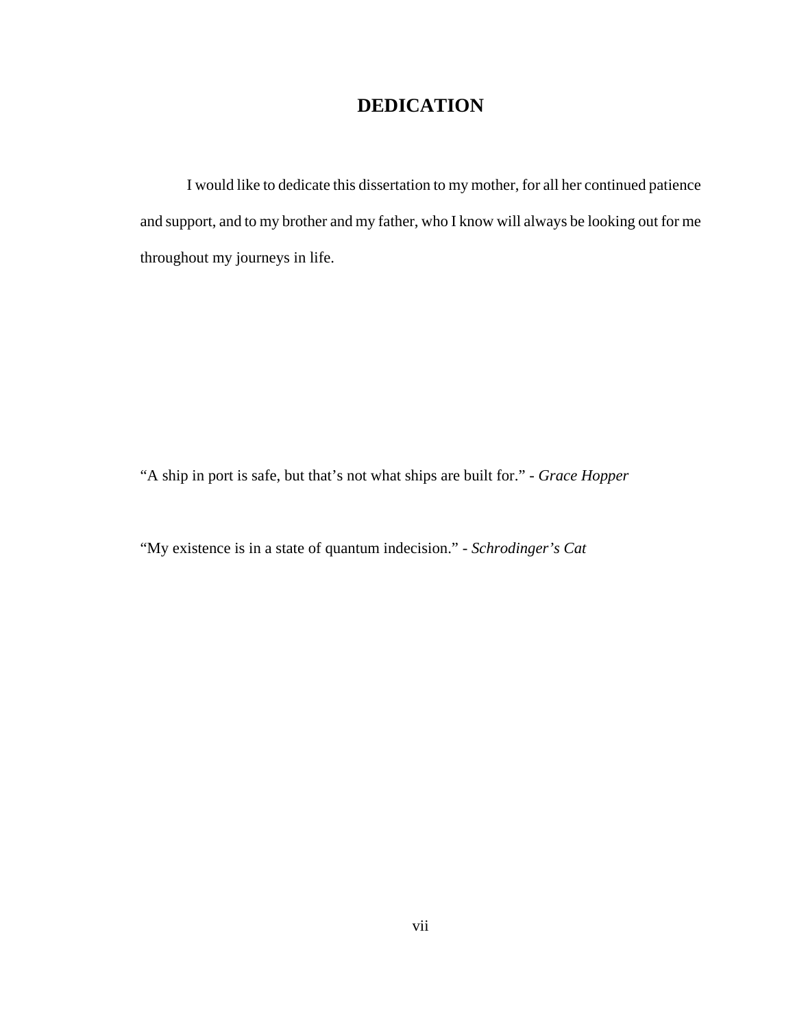# DEDICATION

I would like to dedicate this dissertation to my mother, for all her continued patience and support, and to my brother and my father, who I know will always be looking out for me throughout my journeys in life.

“A ship in port is safe, but that’s not what ships are built for.” - *Grace Hopper*

“My existence is in a state of quantum indecision.” - *Schrodinger’s Cat*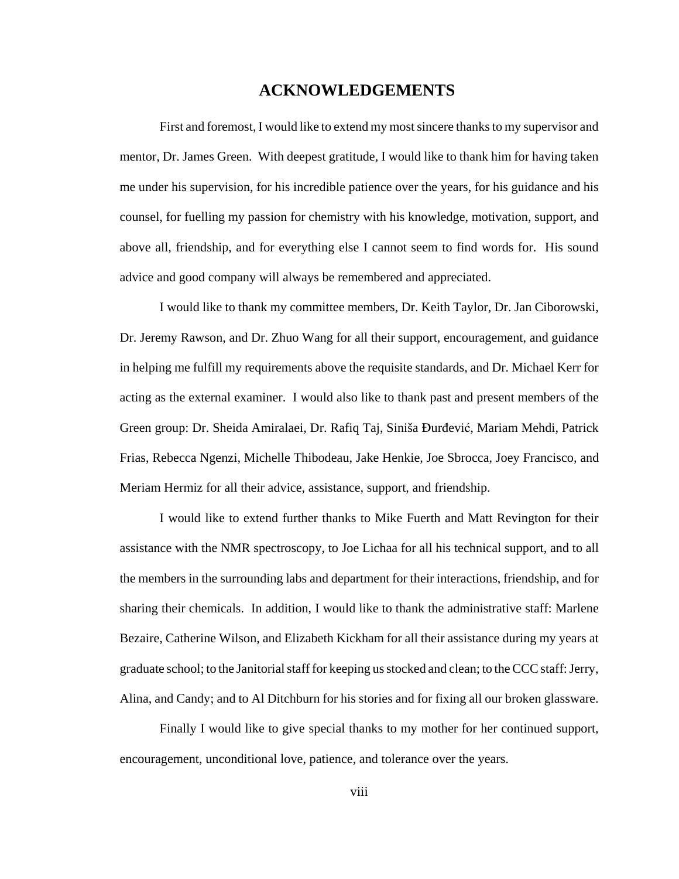# ACKNOWLEDGEMENTS

First and foremost, I would like to extend my most sincere thanks to my supervisor and mentor, Dr. James Green. With deepest gratitude, I would like to thank him for having taken me under his supervision, for his incredible patience over the years, for his guidance and his counsel, for fuelling my passion for chemistry with his knowledge, motivation, support, and above all, friendship, and for everything else I cannot seem to find words for. His sound advice and good company will always be remembered and appreciated.

I would like to thank my committee members, Dr. Keith Taylor, Dr. Jan Ciborowski, Dr. Jeremy Rawson, and Dr. Zhuo Wang for all their support, encouragement, and guidance in helping me fulfill my requirements above the requisite standards, and Dr. Michael Kerr for acting as the external examiner. I would also like to thank past and present members of the Green group: Dr. Sheida Amiralaei, Dr. Rafiq Taj, Siniša Đurđević, Mariam Mehdi, Patrick Frias, Rebecca Ngenzi, Michelle Thibodeau, Jake Henkie, Joe Sbrocca, Joey Francisco, and Meriam Hermiz for all their advice, assistance, support, and friendship.

I would like to extend further thanks to Mike Fuerth and Matt Revington for their assistance with the NMR spectroscopy, to Joe Lichaa for all his technical support, and to all the members in the surrounding labs and department for their interactions, friendship, and for sharing their chemicals. In addition, I would like to thank the administrative staff: Marlene Bezaire, Catherine Wilson, and Elizabeth Kickham for all their assistance during my years at graduate school; to the Janitorial staff for keeping us stocked and clean; to the CCC staff: Jerry, Alina, and Candy; and to Al Ditchburn for his stories and for fixing all our broken glassware.

Finally I would like to give special thanks to my mother for her continued support, encouragement, unconditional love, patience, and tolerance over the years.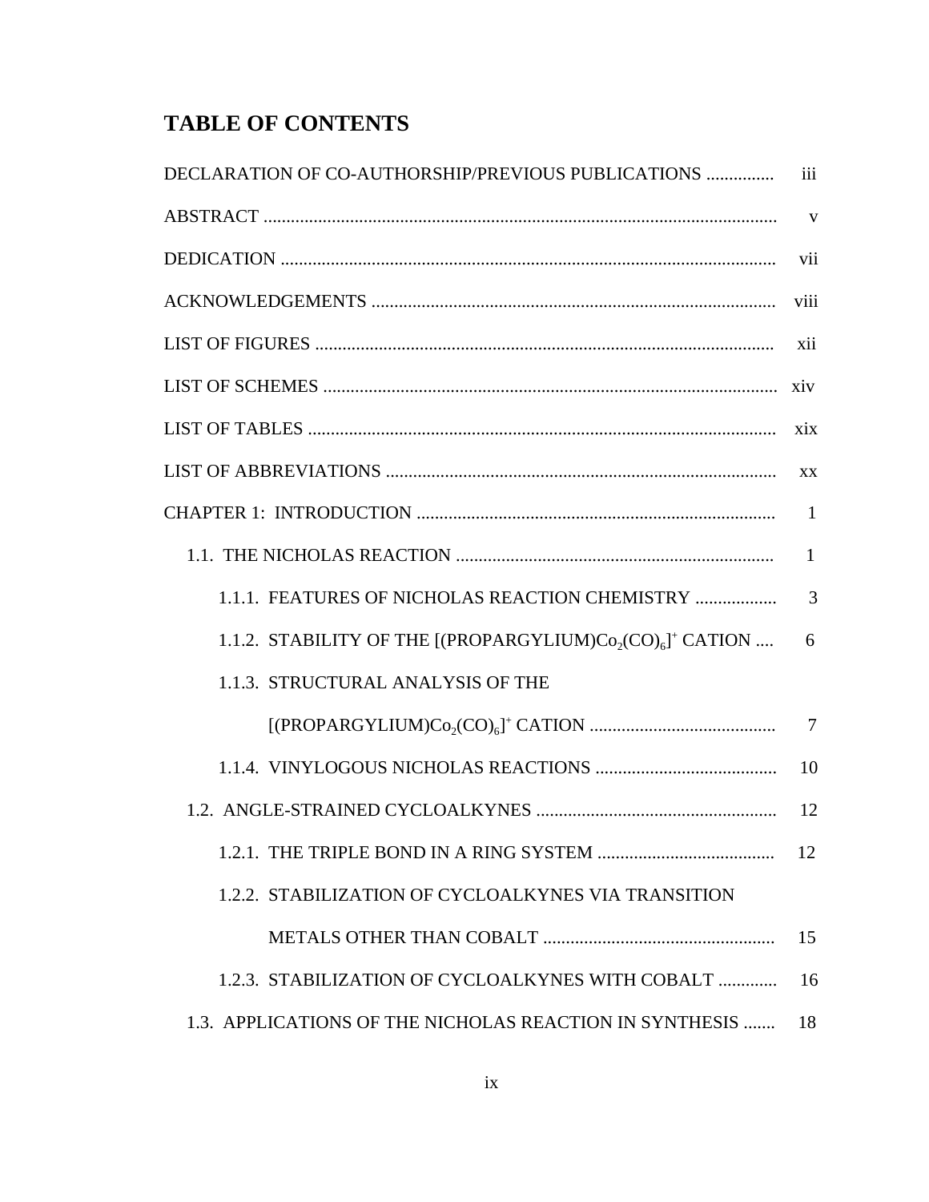# TABLE OF CONTENTS

DECLARATION OF CO-AUTHORSHIP/PREVIOUS PUBLICATIONS ............... iii

ABSTRACT ................................................................................................................ v

DEDICATION ........................................................................................................... vii

ACKNOWLEDGEMENTS ........................................................................................ viii

LIST OF FIGURES ..................................................................................................... xii

LIST OF SCHEMES .................................................................................................... xiv

LIST OF TABLES ....................................................................................................... xix

LIST OF ABBREVIATIONS ...................................................................................... xx

CHAPTER 1: INTRODUCTION ............................................................................... 1

- 1.1. THE NICHOLAS REACTION ...................................................................... 1
  - 1.1.1. FEATURES OF NICHOLAS REACTION CHEMISTRY .................. 3
  - 1.1.2. STABILITY OF THE [(PROPARGYLIUM)$Co_2(CO)_6$]$^+$ CATION .... 6
  - 1.1.3. STRUCTURAL ANALYSIS OF THE [(PROPARGYLIUM)$Co_2(CO)_6$]$^+$ CATION ......................................... 7
  - 1.1.4. VINYLOGOUS NICHOLAS REACTIONS ........................................ 10
- 1.2. ANGLE-STRAINED CYCLOALKYNES .................................................... 12
  - 1.2.1. THE TRIPLE BOND IN A RING SYSTEM ....................................... 12
  - 1.2.2. STABILIZATION OF CYCLOALKYNES VIA TRANSITION METALS OTHER THAN COBALT .................................................. 15
  - 1.2.3. STABILIZATION OF CYCLOALKYNES WITH COBALT ............. 16
- 1.3. APPLICATIONS OF THE NICHOLAS REACTION IN SYNTHESIS ....... 18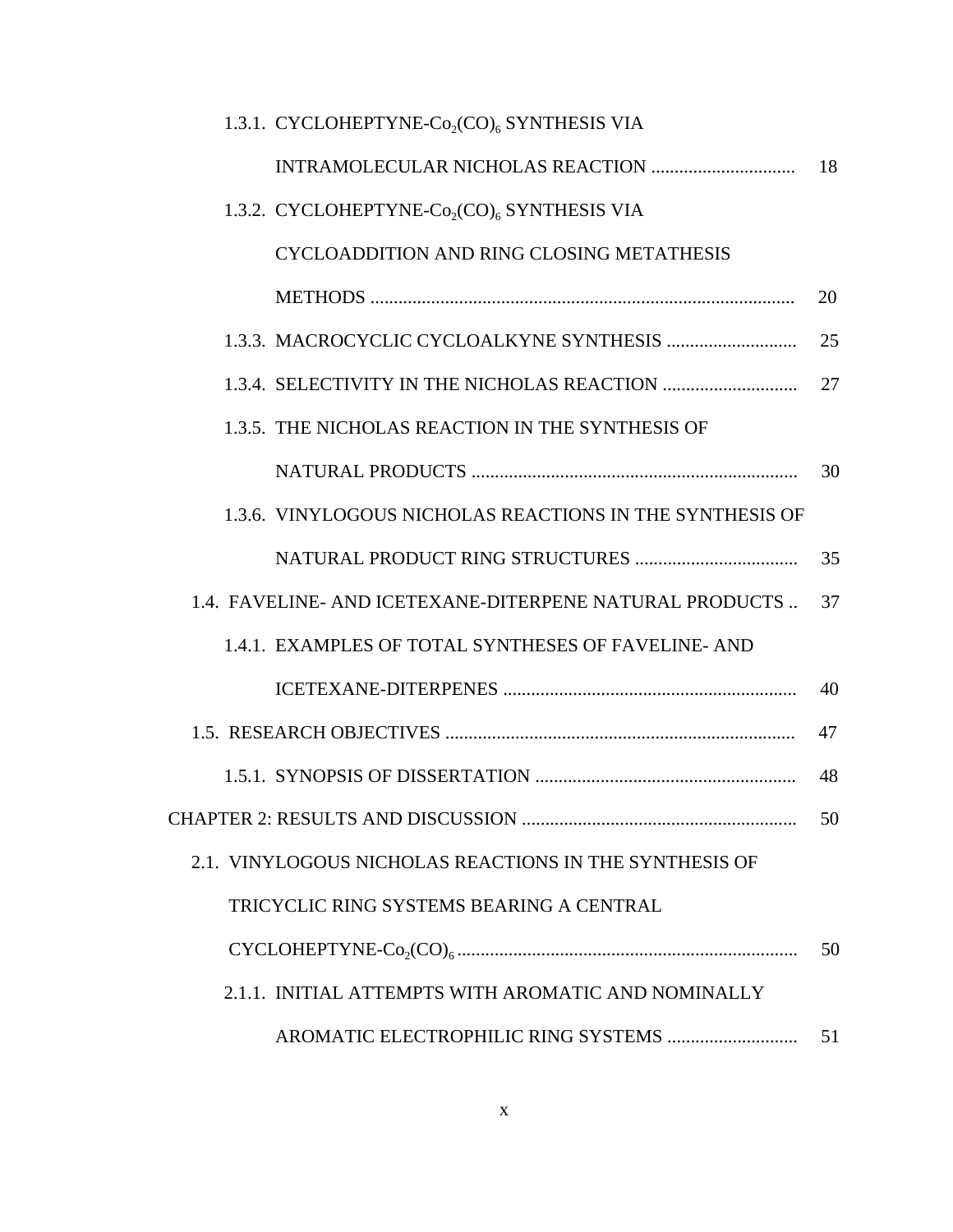1.3.1. CYCLOHEPTYNE-$Co_2(CO)_6$ SYNTHESIS VIA INTRAMOLECULAR NICHOLAS REACTION ............................... 18

1.3.2. CYCLOHEPTYNE-$Co_2(CO)_6$ SYNTHESIS VIA CYCLOADDITION AND RING CLOSING METATHESIS METHODS ............................................................................................ 20

1.3.3. MACROCYCLIC CYCLOALKYNE SYNTHESIS ............................ 25

1.3.4. SELECTIVITY IN THE NICHOLAS REACTION ............................. 27

1.3.5. THE NICHOLAS REACTION IN THE SYNTHESIS OF NATURAL PRODUCTS ...................................................................... 30

1.3.6. VINYLOGOUS NICHOLAS REACTIONS IN THE SYNTHESIS OF NATURAL PRODUCT RING STRUCTURES .................................... 35

1.4. FAVELINE- AND ICETEXANE-DITERPENE NATURAL PRODUCTS .. 37

1.4.1. EXAMPLES OF TOTAL SYNTHESES OF FAVELINE- AND ICETEXANE-DITERPENES ............................................................... 40

1.5. RESEARCH OBJECTIVES ............................................................................ 47

1.5.1. SYNOPSIS OF DISSERTATION ........................................................ 48

CHAPTER 2: RESULTS AND DISCUSSION ............................................................ 50

2.1. VINYLOGOUS NICHOLAS REACTIONS IN THE SYNTHESIS OF TRICYCLIC RING SYSTEMS BEARING A CENTRAL CYCLOHEPTYNE-$Co_2(CO)_6$ .......................................................................... 50

2.1.1. INITIAL ATTEMPTS WITH AROMATIC AND NOMINALLY AROMATIC ELECTROPHILIC RING SYSTEMS ............................ 51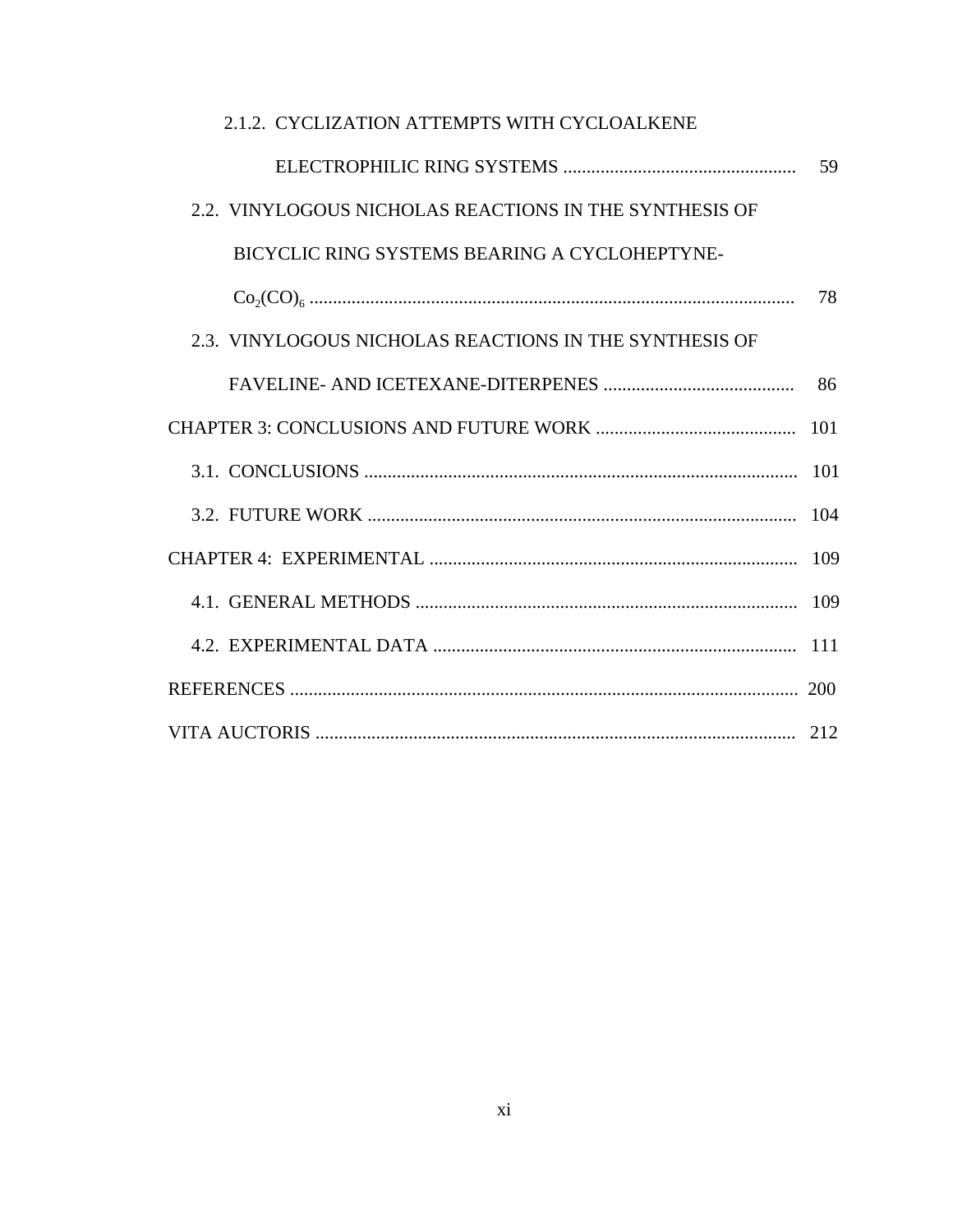2.1.2. CYCLIZATION ATTEMPTS WITH CYCLOALKENE ELECTROPHILIC RING SYSTEMS .................................................. 59

2.2. VINYLOGOUS NICHOLAS REACTIONS IN THE SYNTHESIS OF BICYCLIC RING SYSTEMS BEARING A CYCLOHEPTYNE-$Co_2(CO)_6$ ........................................................................................................ 78

2.3. VINYLOGOUS NICHOLAS REACTIONS IN THE SYNTHESIS OF FAVELINE- AND ICETEXANE-DITERPENES ......................................... 86

CHAPTER 3: CONCLUSIONS AND FUTURE WORK ........................................... 101

3.1. CONCLUSIONS ............................................................................................. 101

3.2. FUTURE WORK ............................................................................................ 104

CHAPTER 4: EXPERIMENTAL ............................................................................... 109

4.1. GENERAL METHODS .................................................................................. 109

4.2. EXPERIMENTAL DATA .............................................................................. 111

REFERENCES ............................................................................................................. 200

VITA AUCTORIS ....................................................................................................... 212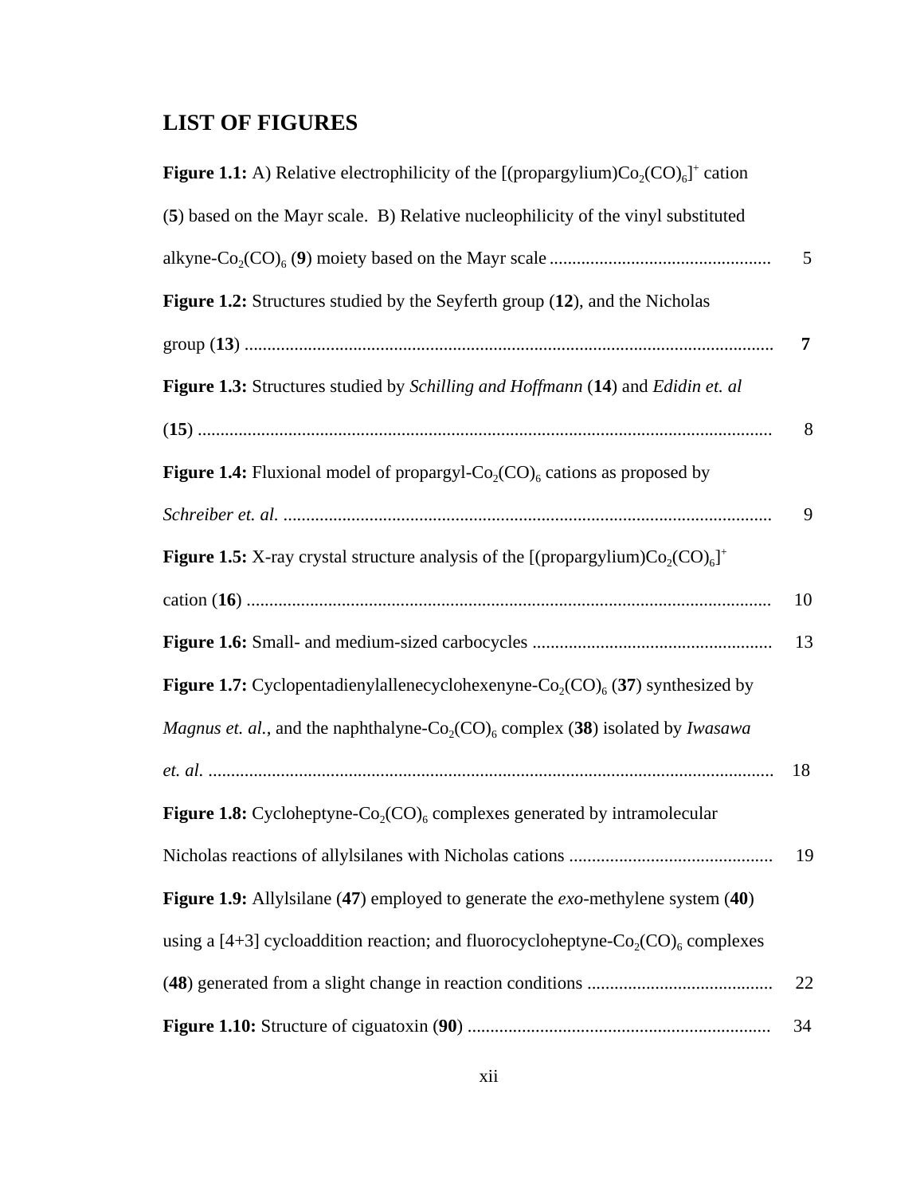## LIST OF FIGURES

**Figure 1.1:** A) Relative electrophilicity of the [(propargylium)$Co_2(CO)_6$]$^+$ cation (**5**) based on the Mayr scale. B) Relative nucleophilicity of the vinyl substituted alkyne-$Co_2(CO)_6$ (**9**) moiety based on the Mayr scale ................................................ 5

**Figure 1.2:** Structures studied by the Seyferth group (**12**), and the Nicholas group (**13**) .................................................................................................................... **7**

**Figure 1.3:** Structures studied by *Schilling and Hoffmann* (**14**) and *Edidin et. al* (**15**) .............................................................................................................................. 8

**Figure 1.4:** Fluxional model of propargyl-$Co_2(CO)_6$ cations as proposed by *Schreiber et. al.* ........................................................................................................... 9

**Figure 1.5:** X-ray crystal structure analysis of the [(propargylium)$Co_2(CO)_6$]$^+$ cation (**16**) .................................................................................................................. 10

**Figure 1.6:** Small- and medium-sized carbocycles ..................................................... 13

**Figure 1.7:** Cyclopentadienylallenecyclohexenyne-$Co_2(CO)_6$ (**37**) synthesized by *Magnus et. al.*, and the naphthalyne-$Co_2(CO)_6$ complex (**38**) isolated by *Iwasawa et. al.* ............................................................................................................................ 18

**Figure 1.8:** Cycloheptyne-$Co_2(CO)_6$ complexes generated by intramolecular Nicholas reactions of allylsilanes with Nicholas cations ............................................ 19

**Figure 1.9:** Allylsilane (**47**) employed to generate the *exo*-methylene system (**40**) using a [4+3] cycloaddition reaction; and fluorocycloheptyne-$Co_2(CO)_6$ complexes (**48**) generated from a slight change in reaction conditions ......................................... 22

**Figure 1.10:** Structure of ciguatoxin (**90**) .................................................................. 34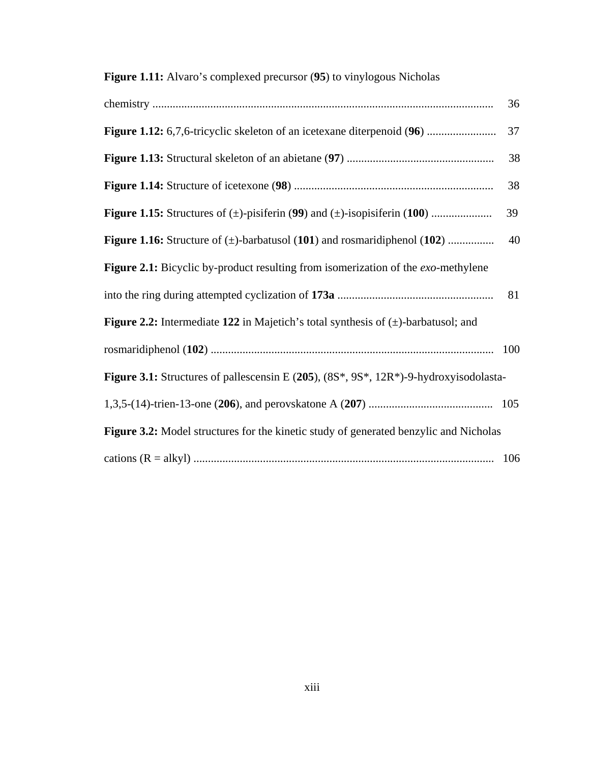**Figure 1.11:** Alvaro's complexed precursor (**95**) to vinylogous Nicholas chemistry ........................................................................................................................ 36

**Figure 1.12:** 6,7,6-tricyclic skeleton of an icetexane diterpenoid (**96**) ........................ 37

**Figure 1.13:** Structural skeleton of an abietane (**97**) .................................................. 38

**Figure 1.14:** Structure of icetexone (**98**) .................................................................... 38

**Figure 1.15:** Structures of (±)-pisiferin (**99**) and (±)-isopisiferin (**100**) ..................... 39

**Figure 1.16:** Structure of (±)-barbatusol (**101**) and rosmaridiphenol (**102**) ................ 40

**Figure 2.1:** Bicyclic by-product resulting from isomerization of the *exo*-methylene into the ring during attempted cyclization of **173a** ..................................................... 81

**Figure 2.2:** Intermediate **122** in Majetich's total synthesis of (±)-barbatusol; and rosmaridiphenol (**102**) ................................................................................................ 100

**Figure 3.1:** Structures of pallescensin E (**205**), (8S*, 9S*, 12R*)-9-hydroxyisodolasta-1,3,5-(14)-trien-13-one (**206**), and perovskatone A (**207**) .......................................... 105

**Figure 3.2:** Model structures for the kinetic study of generated benzylic and Nicholas cations (R = alkyl) ....................................................................................................... 106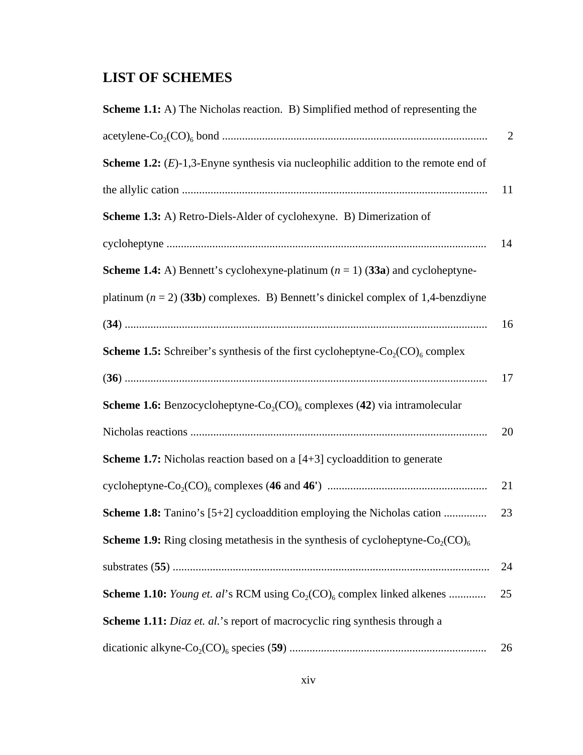## LIST OF SCHEMES

**Scheme 1.1:** A) The Nicholas reaction. B) Simplified method of representing the acetylene-$Co_2(CO)_6$ bond ............................................................................................ 2

**Scheme 1.2:** (*E*)-1,3-Enyne synthesis via nucleophilic addition to the remote end of the allylic cation .......................................................................................................... 11

**Scheme 1.3:** A) Retro-Diels-Alder of cyclohexyne. B) Dimerization of cycloheptyne ................................................................................................................ 14

**Scheme 1.4:** A) Bennett's cyclohexyne-platinum ($n$ = 1) (**33a**) and cycloheptyne-platinum ($n$ = 2) (**33b**) complexes. B) Bennett's dinickel complex of 1,4-benzdiyne (**34**) .............................................................................................................................. 16

**Scheme 1.5:** Schreiber's synthesis of the first cycloheptyne-$Co_2(CO)_6$ complex (**36**) .............................................................................................................................. 17

**Scheme 1.6:** Benzocycloheptyne-$Co_2(CO)_6$ complexes (**42**) via intramolecular Nicholas reactions ....................................................................................................... 20

**Scheme 1.7:** Nicholas reaction based on a [4+3] cycloaddition to generate cycloheptyne-$Co_2(CO)_6$ complexes (**46** and **46'**) ....................................................... 21

**Scheme 1.8:** Tanino's [5+2] cycloaddition employing the Nicholas cation ............... 23

**Scheme 1.9:** Ring closing metathesis in the synthesis of cycloheptyne-$Co_2(CO)_6$ substrates (**55**) .............................................................................................................. 24

**Scheme 1.10:** *Young et. al*'s RCM using $Co_2(CO)_6$ complex linked alkenes ............. 25

**Scheme 1.11:** *Diaz et. al.*'s report of macrocyclic ring synthesis through a dicationic alkyne-$Co_2(CO)_6$ species (**59**) ..................................................................... 26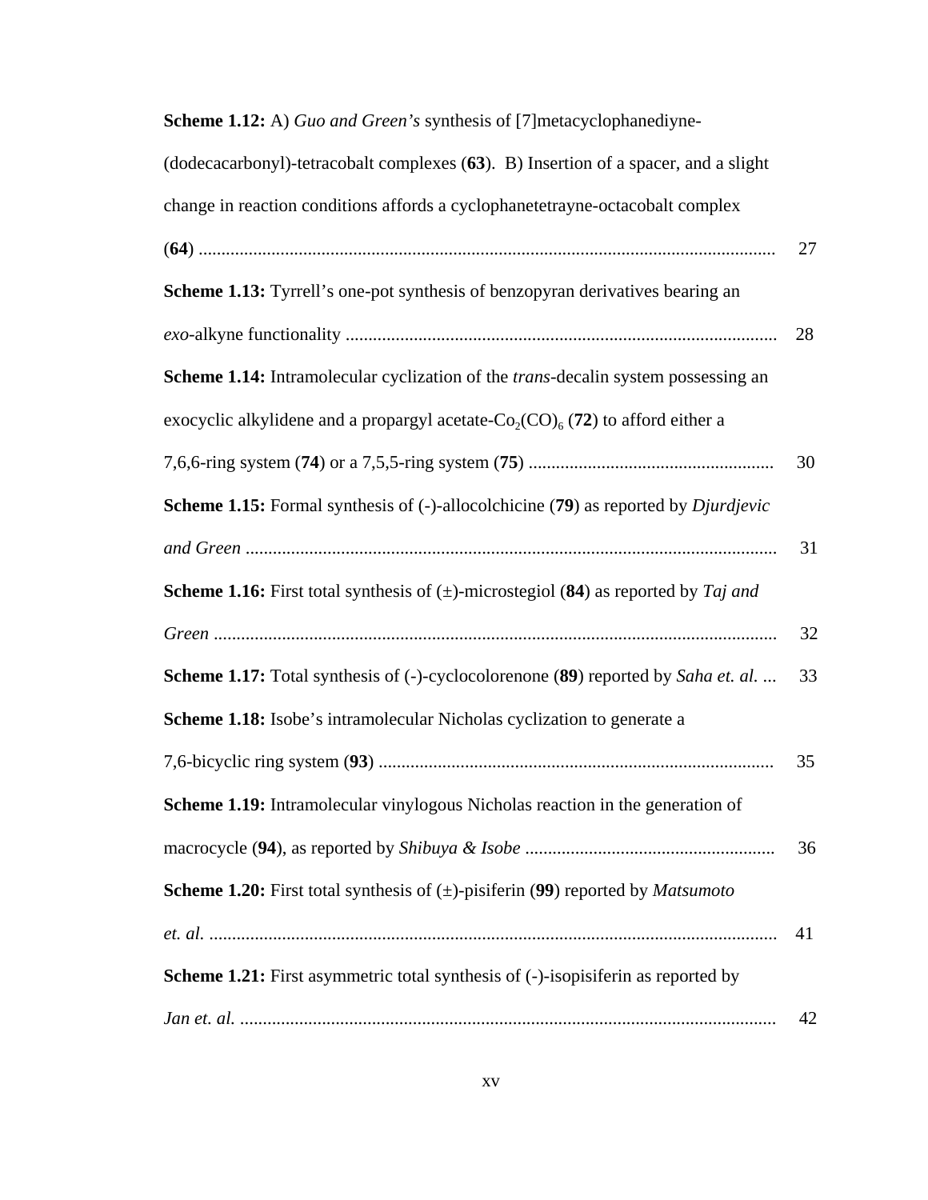**Scheme 1.12:** A) *Guo and Green's* synthesis of [7]metacyclophanediyne-(dodecacarbonyl)-tetracobalt complexes (**63**). B) Insertion of a spacer, and a slight change in reaction conditions affords a cyclophanetetrayne-octacobalt complex (**64**) .............................................................................................................. 27

**Scheme 1.13:** Tyrrell's one-pot synthesis of benzopyran derivatives bearing an *exo*-alkyne functionality .............................................................................................. 28

**Scheme 1.14:** Intramolecular cyclization of the *trans*-decalin system possessing an exocyclic alkylidene and a propargyl acetate-$Co_2(CO)_6$ (**72**) to afford either a 7,6,6-ring system (**74**) or a 7,5,5-ring system (**75**) ..................................................... 30

**Scheme 1.15:** Formal synthesis of (-)-allocolchicine (**79**) as reported by *Djurdjevic and Green* .................................................................................................................... 31

**Scheme 1.16:** First total synthesis of (±)-microstegiol (**84**) as reported by *Taj and Green* ........................................................................................................................... 32

**Scheme 1.17:** Total synthesis of (-)-cyclocolorenone (**89**) reported by *Saha et. al.* ... 33

**Scheme 1.18:** Isobe's intramolecular Nicholas cyclization to generate a 7,6-bicyclic ring system (**93**) ...................................................................................... 35

**Scheme 1.19:** Intramolecular vinylogous Nicholas reaction in the generation of macrocycle (**94**), as reported by *Shibuya & Isobe* ...................................................... 36

**Scheme 1.20:** First total synthesis of (±)-pisiferin (**99**) reported by *Matsumoto et. al.* ............................................................................................................................ 41

**Scheme 1.21:** First asymmetric total synthesis of (-)-isopisiferin as reported by *Jan et. al.* ..................................................................................................................... 42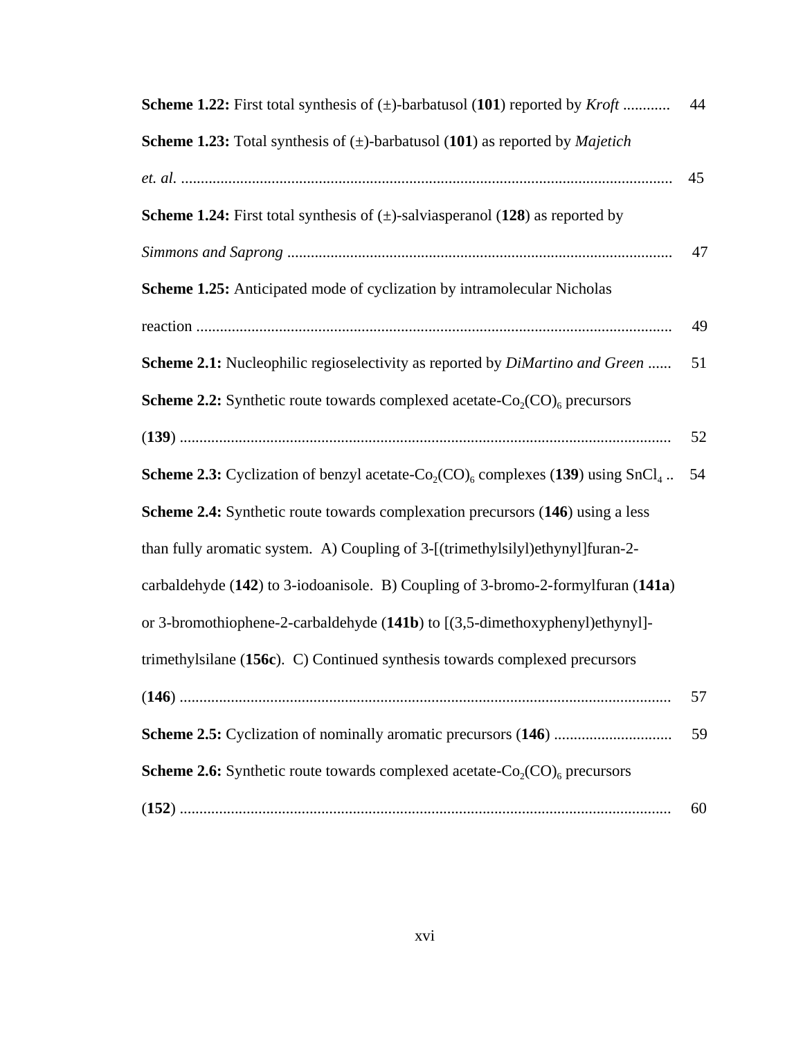**Scheme 1.22:** First total synthesis of (±)-barbatusol (**101**) reported by *Kroft* ............ 44

**Scheme 1.23:** Total synthesis of (±)-barbatusol (**101**) as reported by *Majetich et. al.* ............................................................................................................ 45

**Scheme 1.24:** First total synthesis of (±)-salviasperanol (**128**) as reported by *Simmons and Saprong* .................................................................................................. 47

**Scheme 1.25:** Anticipated mode of cyclization by intramolecular Nicholas reaction ......................................................................................................................... 49

**Scheme 2.1:** Nucleophilic regioselectivity as reported by *DiMartino and Green* ...... 51

**Scheme 2.2:** Synthetic route towards complexed acetate-$Co_2(CO)_6$ precursors (**139**) ............................................................................................................................ 52

**Scheme 2.3:** Cyclization of benzyl acetate-$Co_2(CO)_6$ complexes (**139**) using $SnCl_4$ .. 54

**Scheme 2.4:** Synthetic route towards complexation precursors (**146**) using a less than fully aromatic system. A) Coupling of 3-[(trimethylsilyl)ethynyl]furan-2-carbaldehyde (**142**) to 3-iodoanisole. B) Coupling of 3-bromo-2-formylfuran (**141a**) or 3-bromothiophene-2-carbaldehyde (**141b**) to [(3,5-dimethoxyphenyl)ethynyl]-trimethylsilane (**156c**). C) Continued synthesis towards complexed precursors (**146**) ............................................................................................................................ 57

**Scheme 2.5:** Cyclization of nominally aromatic precursors (**146**) ............................. 59

**Scheme 2.6:** Synthetic route towards complexed acetate-$Co_2(CO)_6$ precursors (**152**) ............................................................................................................................ 60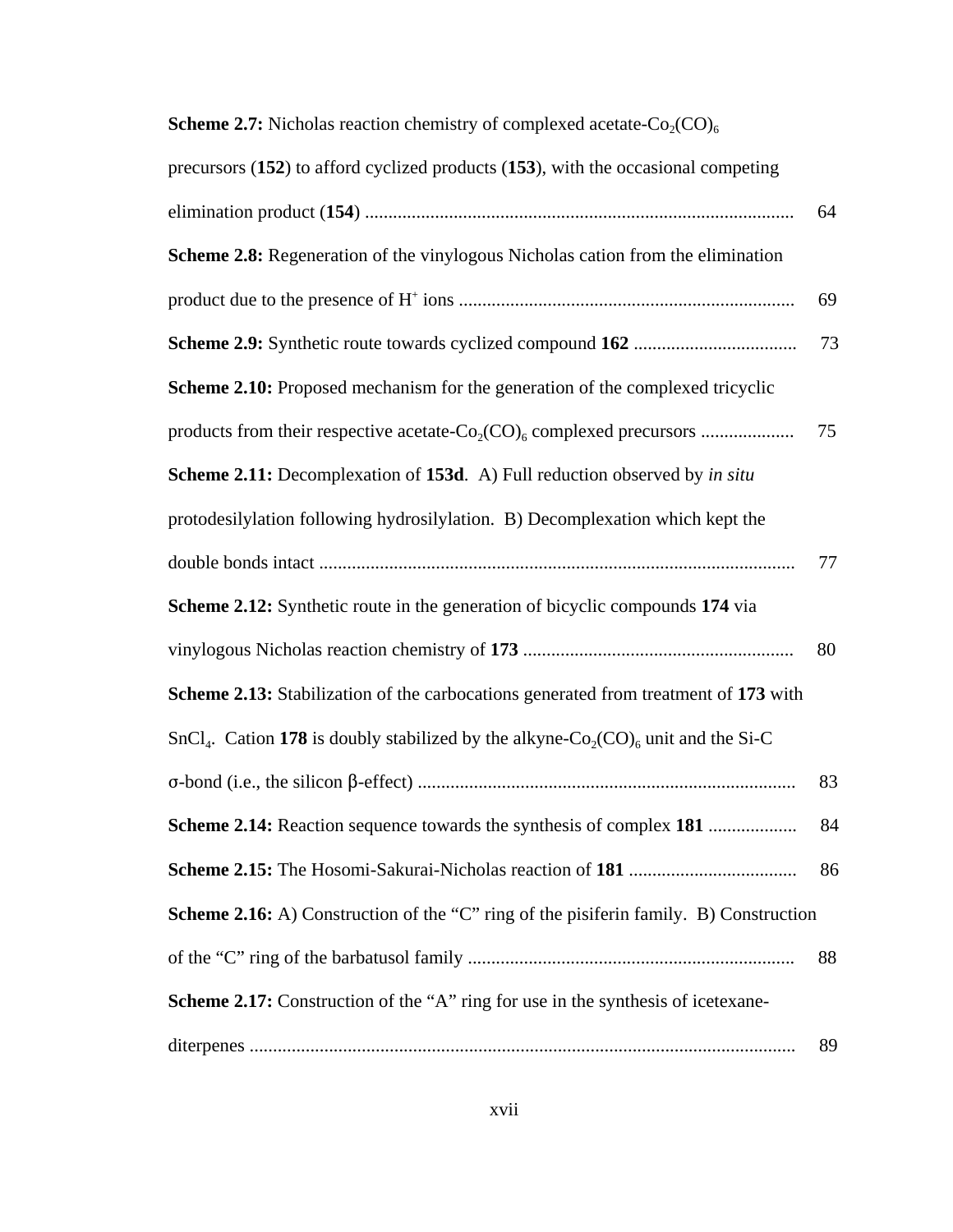**Scheme 2.7:** Nicholas reaction chemistry of complexed acetate-$Co_2(CO)_6$ precursors (**152**) to afford cyclized products (**153**), with the occasional competing elimination product (**154**) .......... 64

**Scheme 2.8:** Regeneration of the vinylogous Nicholas cation from the elimination product due to the presence of $H^+$ ions .......... 69

**Scheme 2.9:** Synthetic route towards cyclized compound **162** .......... 73

**Scheme 2.10:** Proposed mechanism for the generation of the complexed tricyclic products from their respective acetate-$Co_2(CO)_6$ complexed precursors .......... 75

**Scheme 2.11:** Decomplexation of **153d**. A) Full reduction observed by *in situ* protodesilylation following hydrosilylation. B) Decomplexation which kept the double bonds intact .......... 77

**Scheme 2.12:** Synthetic route in the generation of bicyclic compounds **174** via vinylogous Nicholas reaction chemistry of **173** .......... 80

**Scheme 2.13:** Stabilization of the carbocations generated from treatment of **173** with $SnCl_4$. Cation **178** is doubly stabilized by the alkyne-$Co_2(CO)_6$ unit and the Si-C σ-bond (i.e., the silicon β-effect) .......... 83

**Scheme 2.14:** Reaction sequence towards the synthesis of complex **181** .......... 84

**Scheme 2.15:** The Hosomi-Sakurai-Nicholas reaction of **181** .......... 86

**Scheme 2.16:** A) Construction of the "C" ring of the pisiferin family. B) Construction of the "C" ring of the barbatusol family .......... 88

**Scheme 2.17:** Construction of the "A" ring for use in the synthesis of icetexane-diterpenes .......... 89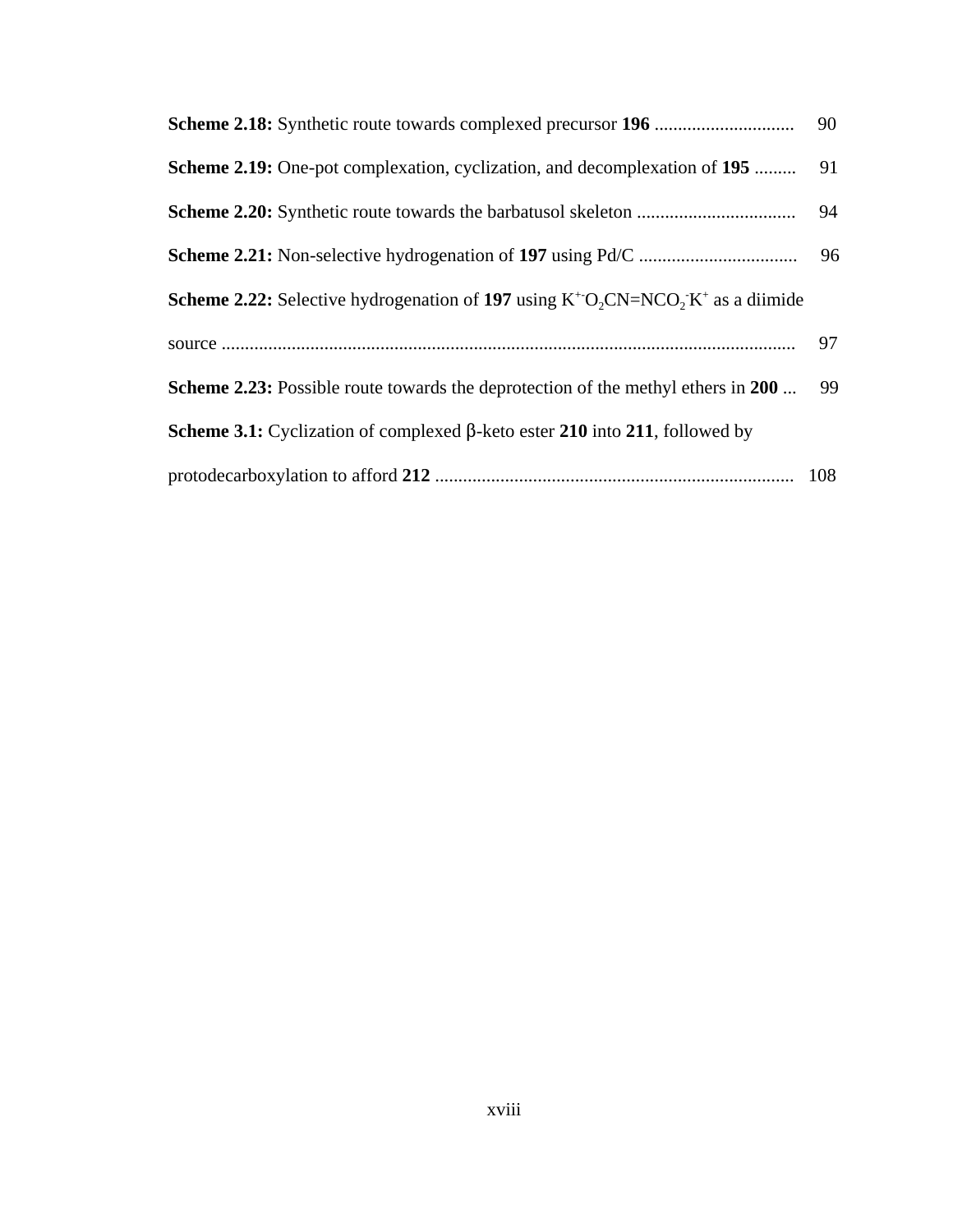**Scheme 2.18:** Synthetic route towards complexed precursor **196** .............................. 90

**Scheme 2.19:** One-pot complexation, cyclization, and decomplexation of **195** ......... 91

**Scheme 2.20:** Synthetic route towards the barbatusol skeleton .................................. 94

**Scheme 2.21:** Non-selective hydrogenation of **197** using Pd/C .................................. 96

**Scheme 2.22:** Selective hydrogenation of **197** using $K^{+-}O_2CN{=}NCO_2^-K^+$ as a diimide source .......................................................................................................... 97

**Scheme 2.23:** Possible route towards the deprotection of the methyl ethers in **200** ... 99

**Scheme 3.1:** Cyclization of complexed β-keto ester **210** into **211**, followed by protodecarboxylation to afford **212** ............................................................................ 108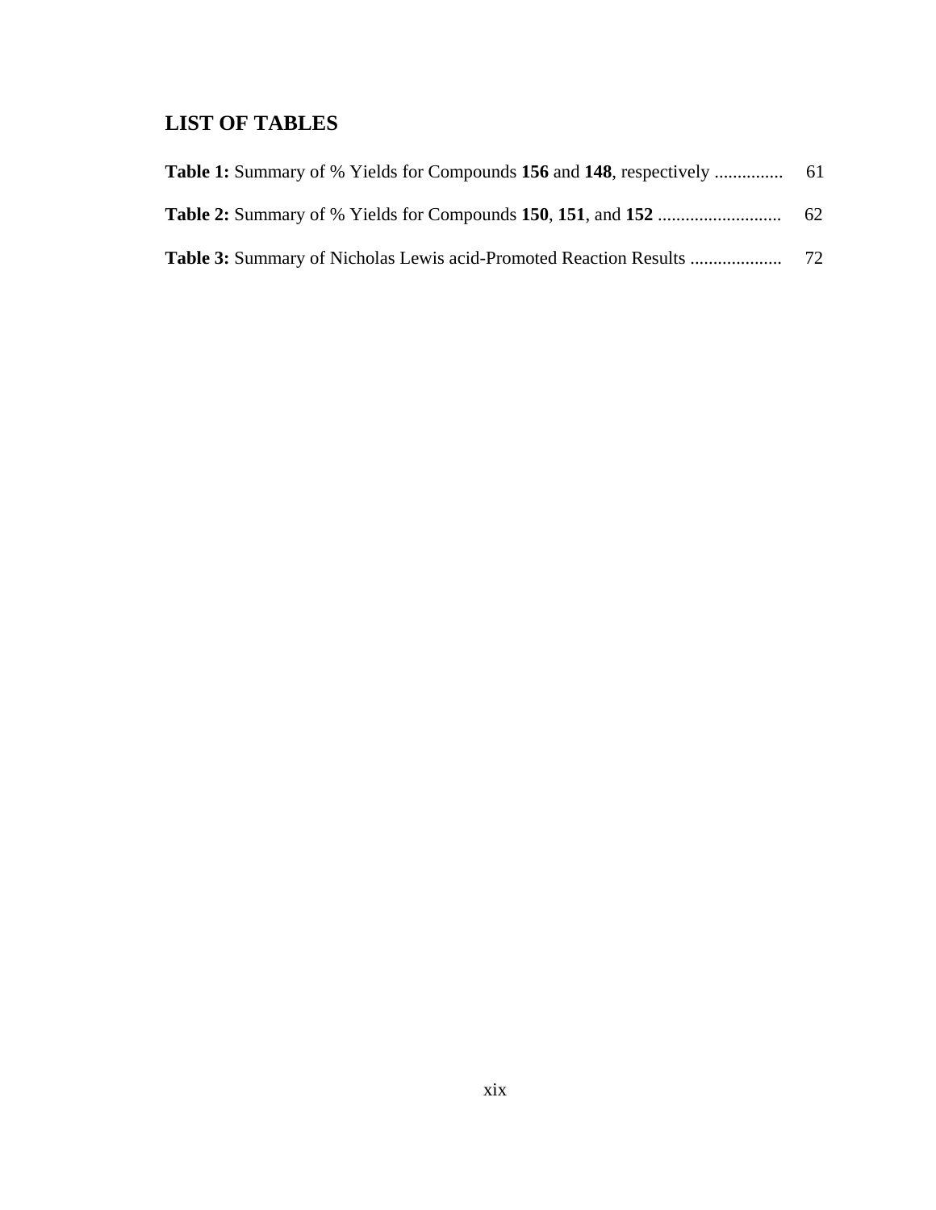# LIST OF TABLES

**Table 1:** Summary of % Yields for Compounds **156** and **148**, respectively ............... 61

**Table 2:** Summary of % Yields for Compounds **150**, **151**, and **152** ........................... 62

**Table 3:** Summary of Nicholas Lewis acid-Promoted Reaction Results .................... 72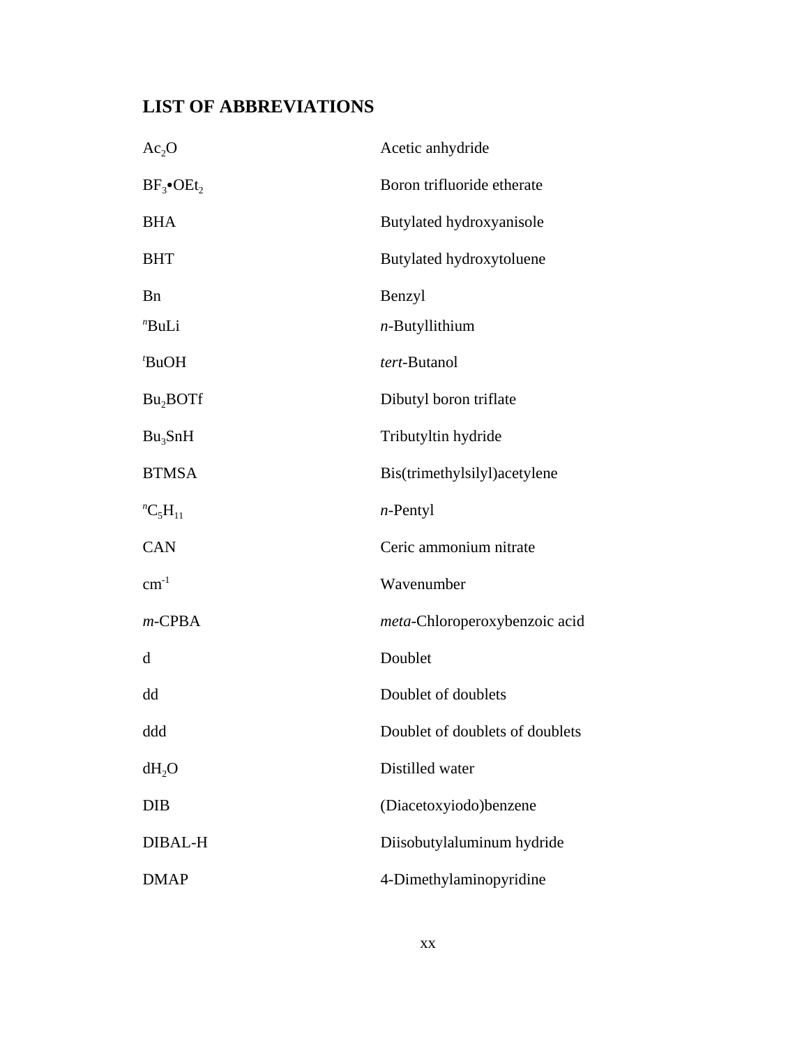## LIST OF ABBREVIATIONS

| | |
|---|---|
| $Ac_2O$ | Acetic anhydride |
| $BF_3$•$OEt_2$ | Boron trifluoride etherate |
| BHA | Butylated hydroxyanisole |
| BHT | Butylated hydroxytoluene |
| Bn | Benzyl |
| $^n$BuLi | *n*-Butyllithium |
| $^t$BuOH | *tert*-Butanol |
| $Bu_2BOTf$ | Dibutyl boron triflate |
| $Bu_3SnH$ | Tributyltin hydride |
| BTMSA | Bis(trimethylsilyl)acetylene |
| $^nC_5H_{11}$ | *n*-Pentyl |
| CAN | Ceric ammonium nitrate |
| $cm^{-1}$ | Wavenumber |
| *m*-CPBA | *meta*-Chloroperoxybenzoic acid |
| d | Doublet |
| dd | Doublet of doublets |
| ddd | Doublet of doublets of doublets |
| $dH_2O$ | Distilled water |
| DIB | (Diacetoxyiodo)benzene |
| DIBAL-H | Diisobutylaluminum hydride |
| DMAP | 4-Dimethylaminopyridine |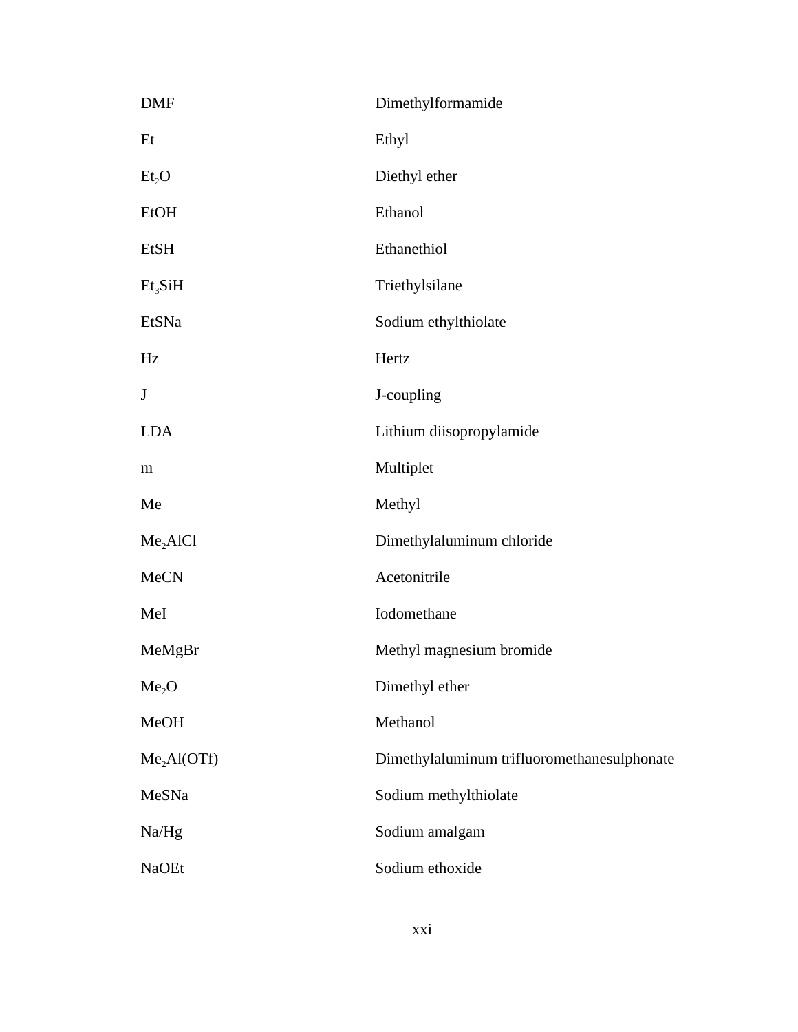| | |
|---|---|
| DMF | Dimethylformamide |
| Et | Ethyl |
| $Et_2O$ | Diethyl ether |
| EtOH | Ethanol |
| EtSH | Ethanethiol |
| $Et_3SiH$ | Triethylsilane |
| EtSNa | Sodium ethylthiolate |
| Hz | Hertz |
| J | J-coupling |
| LDA | Lithium diisopropylamide |
| m | Multiplet |
| Me | Methyl |
| $Me_2AlCl$ | Dimethylaluminum chloride |
| MeCN | Acetonitrile |
| MeI | Iodomethane |
| MeMgBr | Methyl magnesium bromide |
| $Me_2O$ | Dimethyl ether |
| MeOH | Methanol |
| $Me_2Al(OTf)$ | Dimethylaluminum trifluoromethanesulphonate |
| MeSNa | Sodium methylthiolate |
| Na/Hg | Sodium amalgam |
| NaOEt | Sodium ethoxide |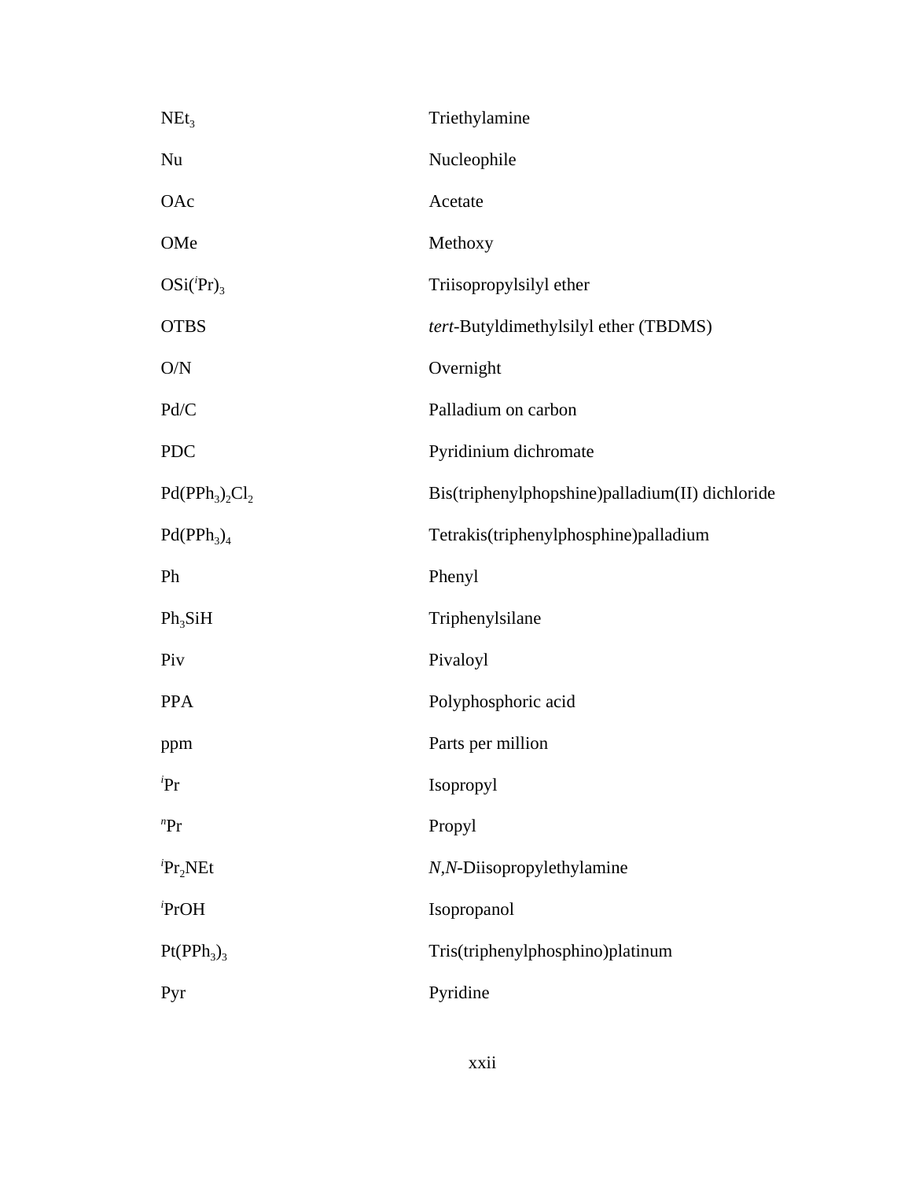| | |
|---|---|
| $NEt_3$ | Triethylamine |
| Nu | Nucleophile |
| OAc | Acetate |
| OMe | Methoxy |
| $OSi(^{i}Pr)_3$ | Triisopropylsilyl ether |
| OTBS | *tert*-Butyldimethylsilyl ether (TBDMS) |
| O/N | Overnight |
| Pd/C | Palladium on carbon |
| PDC | Pyridinium dichromate |
| $Pd(PPh_3)_2Cl_2$ | Bis(triphenylphopshine)palladium(II) dichloride |
| $Pd(PPh_3)_4$ | Tetrakis(triphenylphosphine)palladium |
| Ph | Phenyl |
| $Ph_3SiH$ | Triphenylsilane |
| Piv | Pivaloyl |
| PPA | Polyphosphoric acid |
| ppm | Parts per million |
| $^{i}Pr$ | Isopropyl |
| $^{n}Pr$ | Propyl |
| $^{i}Pr_2NEt$ | *N*,*N*-Diisopropylethylamine |
| $^{i}PrOH$ | Isopropanol |
| $Pt(PPh_3)_3$ | Tris(triphenylphosphino)platinum |
| Pyr | Pyridine |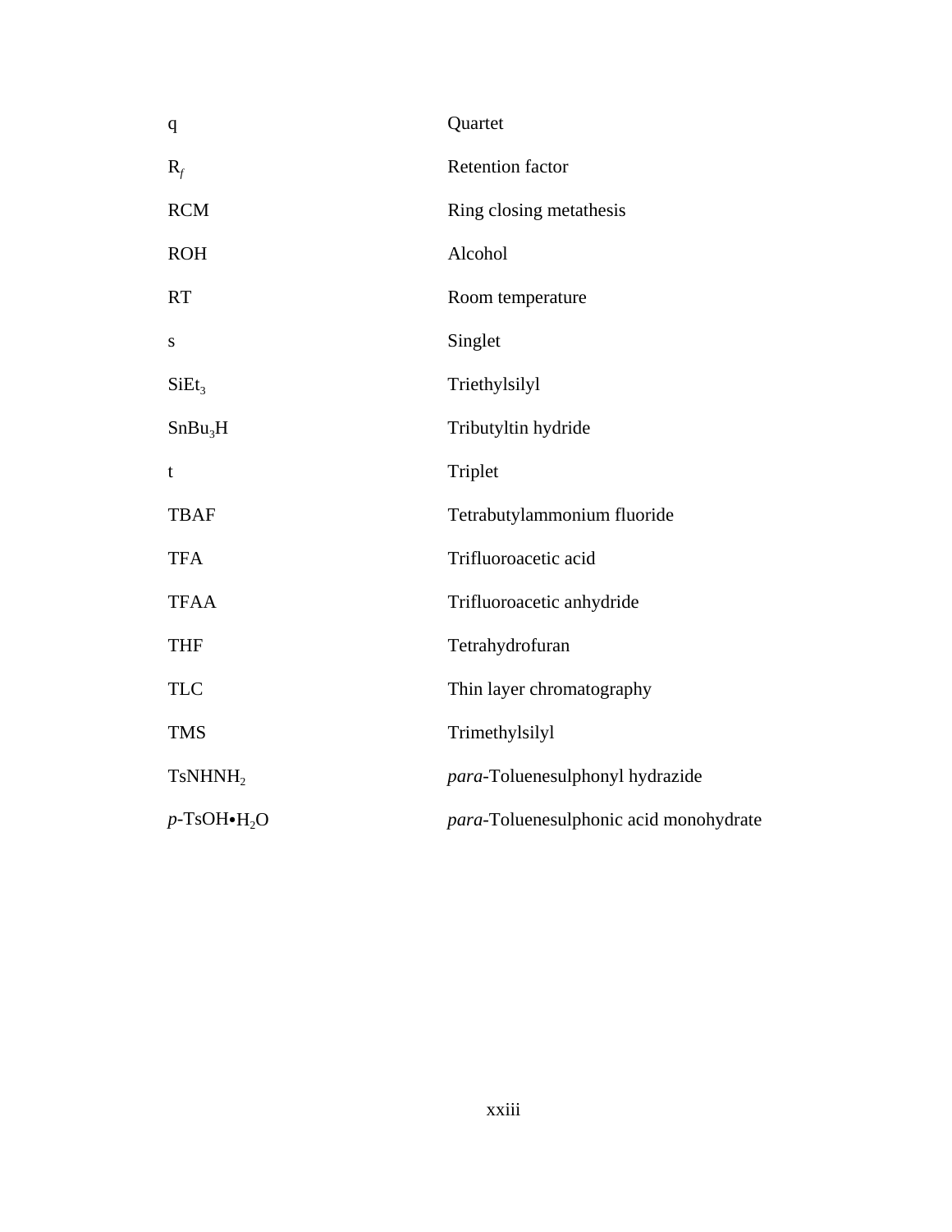| | |
|---|---|
| q | Quartet |
| $R_f$ | Retention factor |
| RCM | Ring closing metathesis |
| ROH | Alcohol |
| RT | Room temperature |
| s | Singlet |
| $SiEt_3$ | Triethylsilyl |
| $SnBu_3H$ | Tributyltin hydride |
| t | Triplet |
| TBAF | Tetrabutylammonium fluoride |
| TFA | Trifluoroacetic acid |
| TFAA | Trifluoroacetic anhydride |
| THF | Tetrahydrofuran |
| TLC | Thin layer chromatography |
| TMS | Trimethylsilyl |
| $TsNHNH_2$ | *para*-Toluenesulphonyl hydrazide |
| *p*-TsOH•$H_2O$ | *para*-Toluenesulphonic acid monohydrate |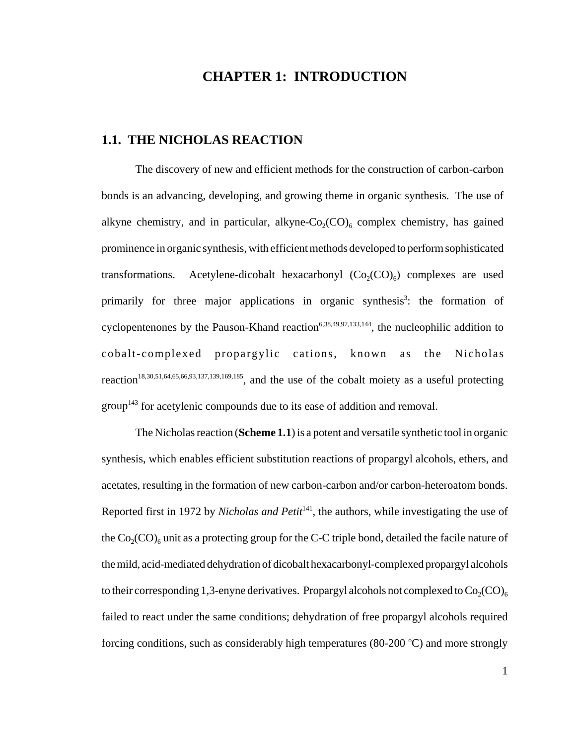# CHAPTER 1: INTRODUCTION

## 1.1. THE NICHOLAS REACTION

The discovery of new and efficient methods for the construction of carbon-carbon bonds is an advancing, developing, and growing theme in organic synthesis. The use of alkyne chemistry, and in particular, alkyne-$Co_2(CO)_6$ complex chemistry, has gained prominence in organic synthesis, with efficient methods developed to perform sophisticated transformations. Acetylene-dicobalt hexacarbonyl ($Co_2(CO)_6$) complexes are used primarily for three major applications in organic synthesis[3]: the formation of cyclopentenones by the Pauson-Khand reaction[6,38,49,97,133,144], the nucleophilic addition to cobalt-complexed propargylic cations, known as the Nicholas reaction[18,30,51,64,65,66,93,137,139,169,185], and the use of the cobalt moiety as a useful protecting group[143] for acetylenic compounds due to its ease of addition and removal.

The Nicholas reaction (**Scheme 1.1**) is a potent and versatile synthetic tool in organic synthesis, which enables efficient substitution reactions of propargyl alcohols, ethers, and acetates, resulting in the formation of new carbon-carbon and/or carbon-heteroatom bonds. Reported first in 1972 by *Nicholas and Petit*[141], the authors, while investigating the use of the $Co_2(CO)_6$ unit as a protecting group for the C-C triple bond, detailed the facile nature of the mild, acid-mediated dehydration of dicobalt hexacarbonyl-complexed propargyl alcohols to their corresponding 1,3-enyne derivatives. Propargyl alcohols not complexed to $Co_2(CO)_6$ failed to react under the same conditions; dehydration of free propargyl alcohols required forcing conditions, such as considerably high temperatures (80-200 $^{o}$C) and more strongly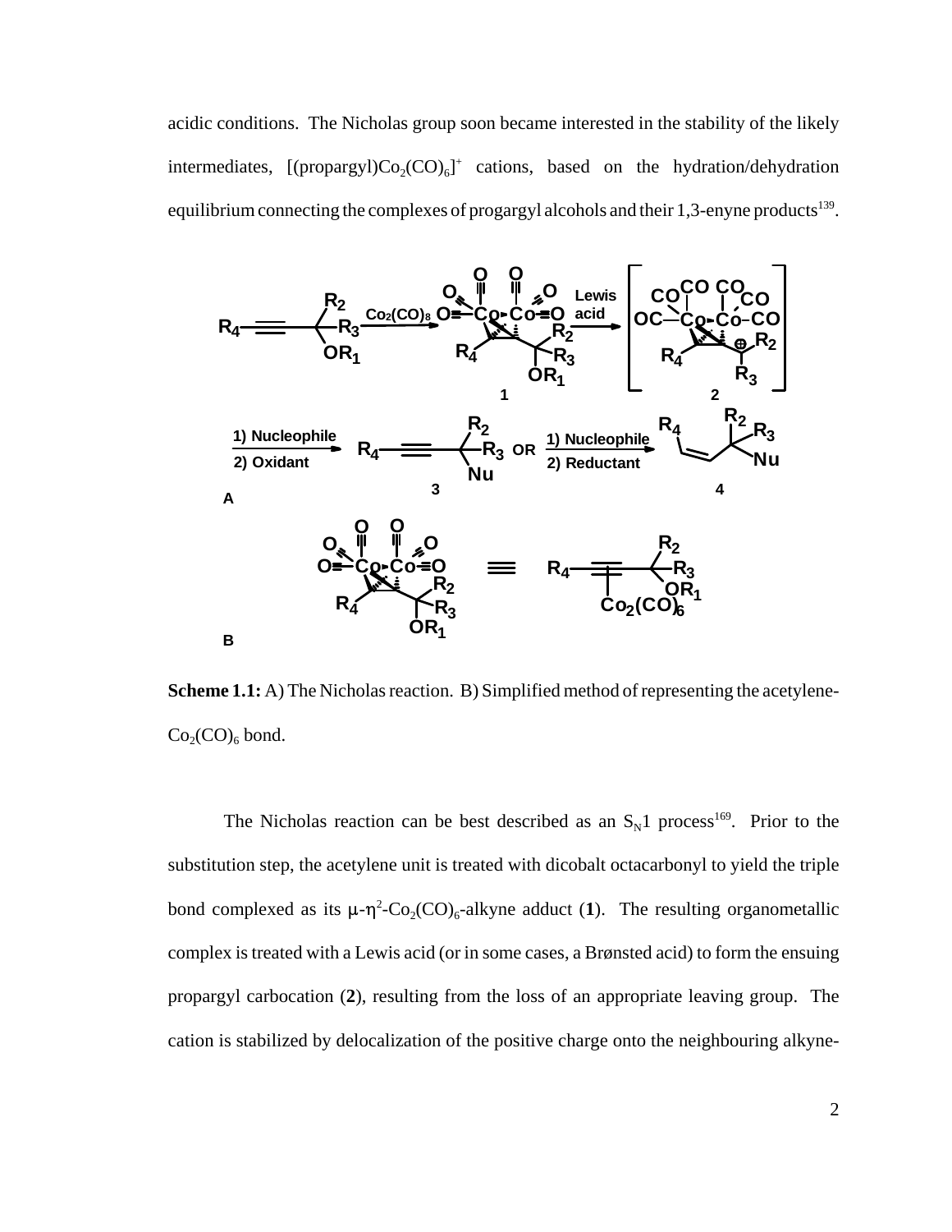acidic conditions. The Nicholas group soon became interested in the stability of the likely intermediates, $[(\text{propargyl})Co_2(CO)_6]^+$ cations, based on the hydration/dehydration equilibrium connecting the complexes of progargyl alcohols and their 1,3-enyne products[139].

**Scheme 1.1:** A) The Nicholas reaction. B) Simplified method of representing the acetylene-$Co_2(CO)_6$ bond.

The Nicholas reaction can be best described as an $S_N1$ process[169]. Prior to the substitution step, the acetylene unit is treated with dicobalt octacarbonyl to yield the triple bond complexed as its $\mu$-$\eta^2$-$Co_2(CO)_6$-alkyne adduct (**1**). The resulting organometallic complex is treated with a Lewis acid (or in some cases, a Brønsted acid) to form the ensuing propargyl carbocation (**2**), resulting from the loss of an appropriate leaving group. The cation is stabilized by delocalization of the positive charge onto the neighbouring alkyne-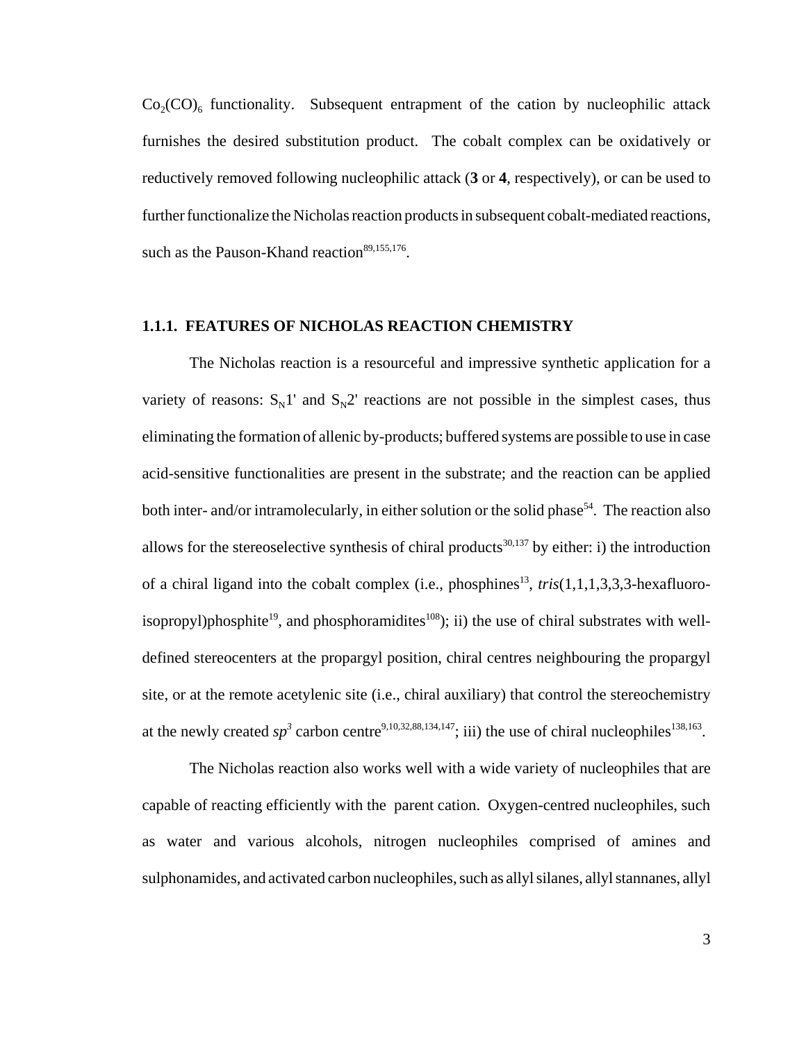$Co_2(CO)_6$ functionality. Subsequent entrapment of the cation by nucleophilic attack furnishes the desired substitution product. The cobalt complex can be oxidatively or reductively removed following nucleophilic attack (**3** or **4**, respectively), or can be used to further functionalize the Nicholas reaction products in subsequent cobalt-mediated reactions, such as the Pauson-Khand reaction[89,155,176].

### 1.1.1. FEATURES OF NICHOLAS REACTION CHEMISTRY

The Nicholas reaction is a resourceful and impressive synthetic application for a variety of reasons: $S_N1'$ and $S_N2'$ reactions are not possible in the simplest cases, thus eliminating the formation of allenic by-products; buffered systems are possible to use in case acid-sensitive functionalities are present in the substrate; and the reaction can be applied both inter- and/or intramolecularly, in either solution or the solid phase[54]. The reaction also allows for the stereoselective synthesis of chiral products[30,137] by either: i) the introduction of a chiral ligand into the cobalt complex (i.e., phosphines[13], *tris*(1,1,1,3,3,3-hexafluoro-isopropyl)phosphite[19], and phosphoramidites[108]); ii) the use of chiral substrates with well-defined stereocenters at the propargyl position, chiral centres neighbouring the propargyl site, or at the remote acetylenic site (i.e., chiral auxiliary) that control the stereochemistry at the newly created $sp^3$ carbon centre[9,10,32,88,134,147]; iii) the use of chiral nucleophiles[138,163].

The Nicholas reaction also works well with a wide variety of nucleophiles that are capable of reacting efficiently with the parent cation. Oxygen-centred nucleophiles, such as water and various alcohols, nitrogen nucleophiles comprised of amines and sulphonamides, and activated carbon nucleophiles, such as allyl silanes, allyl stannanes, allyl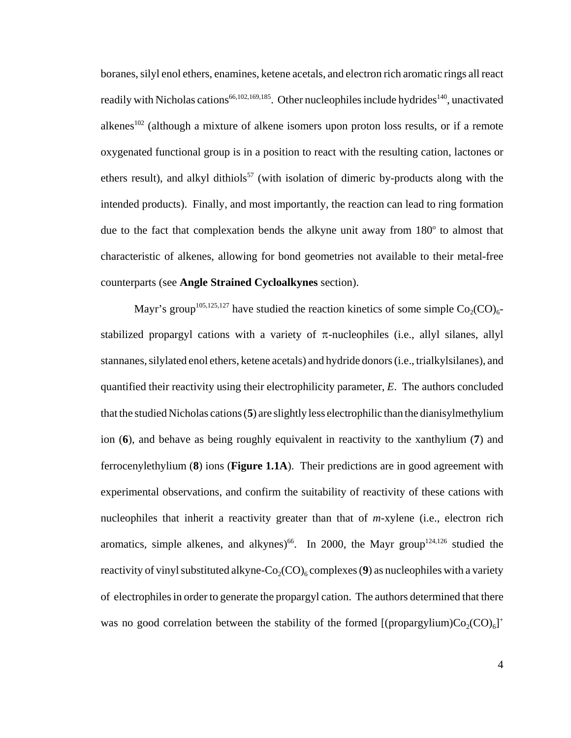boranes, silyl enol ethers, enamines, ketene acetals, and electron rich aromatic rings all react readily with Nicholas cations[66,102,169,185]. Other nucleophiles include hydrides[140], unactivated alkenes[102] (although a mixture of alkene isomers upon proton loss results, or if a remote oxygenated functional group is in a position to react with the resulting cation, lactones or ethers result), and alkyl dithiols[57] (with isolation of dimeric by-products along with the intended products). Finally, and most importantly, the reaction can lead to ring formation due to the fact that complexation bends the alkyne unit away from 180° to almost that characteristic of alkenes, allowing for bond geometries not available to their metal-free counterparts (see **Angle Strained Cycloalkynes** section).

Mayr's group[105,125,127] have studied the reaction kinetics of some simple $Co_2(CO)_6$-stabilized propargyl cations with a variety of π-nucleophiles (i.e., allyl silanes, allyl stannanes, silylated enol ethers, ketene acetals) and hydride donors (i.e., trialkylsilanes), and quantified their reactivity using their electrophilicity parameter, *E*. The authors concluded that the studied Nicholas cations (**5**) are slightly less electrophilic than the dianisylmethylium ion (**6**), and behave as being roughly equivalent in reactivity to the xanthylium (**7**) and ferrocenylethylium (**8**) ions (**Figure 1.1A**). Their predictions are in good agreement with experimental observations, and confirm the suitability of reactivity of these cations with nucleophiles that inherit a reactivity greater than that of *m*-xylene (i.e., electron rich aromatics, simple alkenes, and alkynes)[66]. In 2000, the Mayr group[124,126] studied the reactivity of vinyl substituted alkyne-$Co_2(CO)_6$ complexes (**9**) as nucleophiles with a variety of electrophiles in order to generate the propargyl cation. The authors determined that there was no good correlation between the stability of the formed $[(\text{propargylium})Co_2(CO)_6]^+$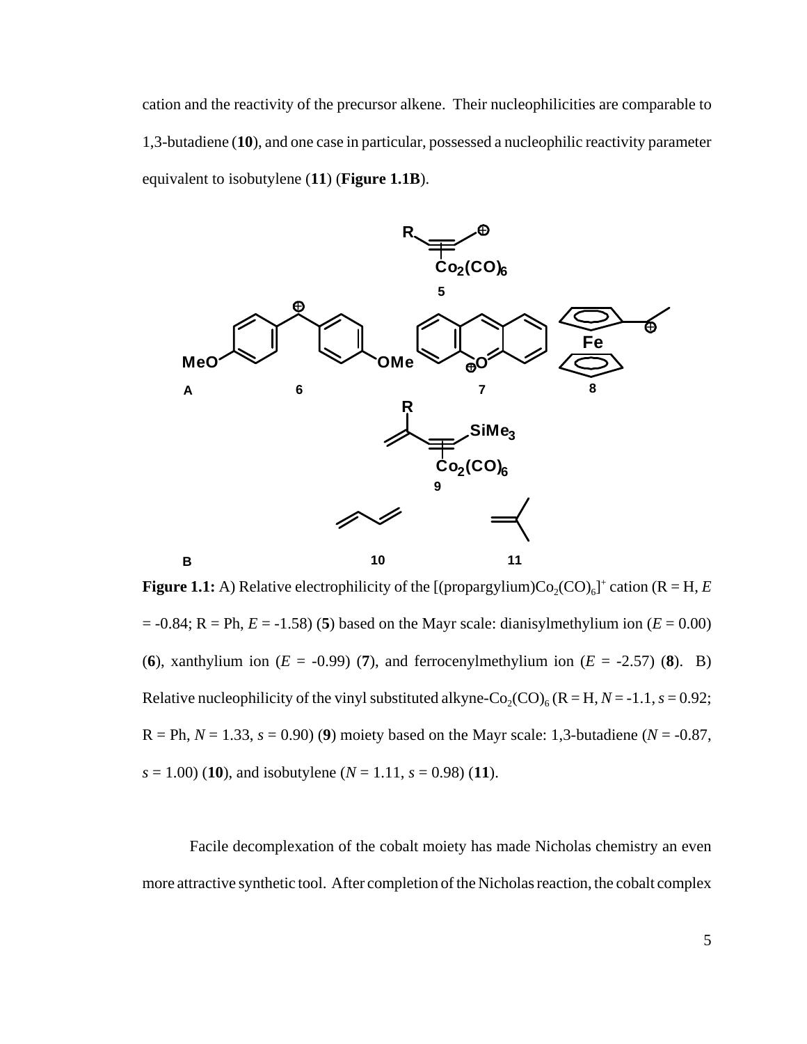cation and the reactivity of the precursor alkene. Their nucleophilicities are comparable to 1,3-butadiene (**10**), and one case in particular, possessed a nucleophilic reactivity parameter equivalent to isobutylene (**11**) (**Figure 1.1B**).

**Figure 1.1:** A) Relative electrophilicity of the [(propargylium)$Co_2(CO)_6$]$^+$ cation (R = H, $E$ = -0.84; R = Ph, $E$ = -1.58) (**5**) based on the Mayr scale: dianisylmethylium ion ($E$ = 0.00) (**6**), xanthylium ion ($E$ = -0.99) (**7**), and ferrocenylmethylium ion ($E$ = -2.57) (**8**). B) Relative nucleophilicity of the vinyl substituted alkyne-$Co_2(CO)_6$ (R = H, $N$ = -1.1, $s$ = 0.92; R = Ph, $N$ = 1.33, $s$ = 0.90) (**9**) moiety based on the Mayr scale: 1,3-butadiene ($N$ = -0.87, $s$ = 1.00) (**10**), and isobutylene ($N$ = 1.11, $s$ = 0.98) (**11**).

Facile decomplexation of the cobalt moiety has made Nicholas chemistry an even more attractive synthetic tool. After completion of the Nicholas reaction, the cobalt complex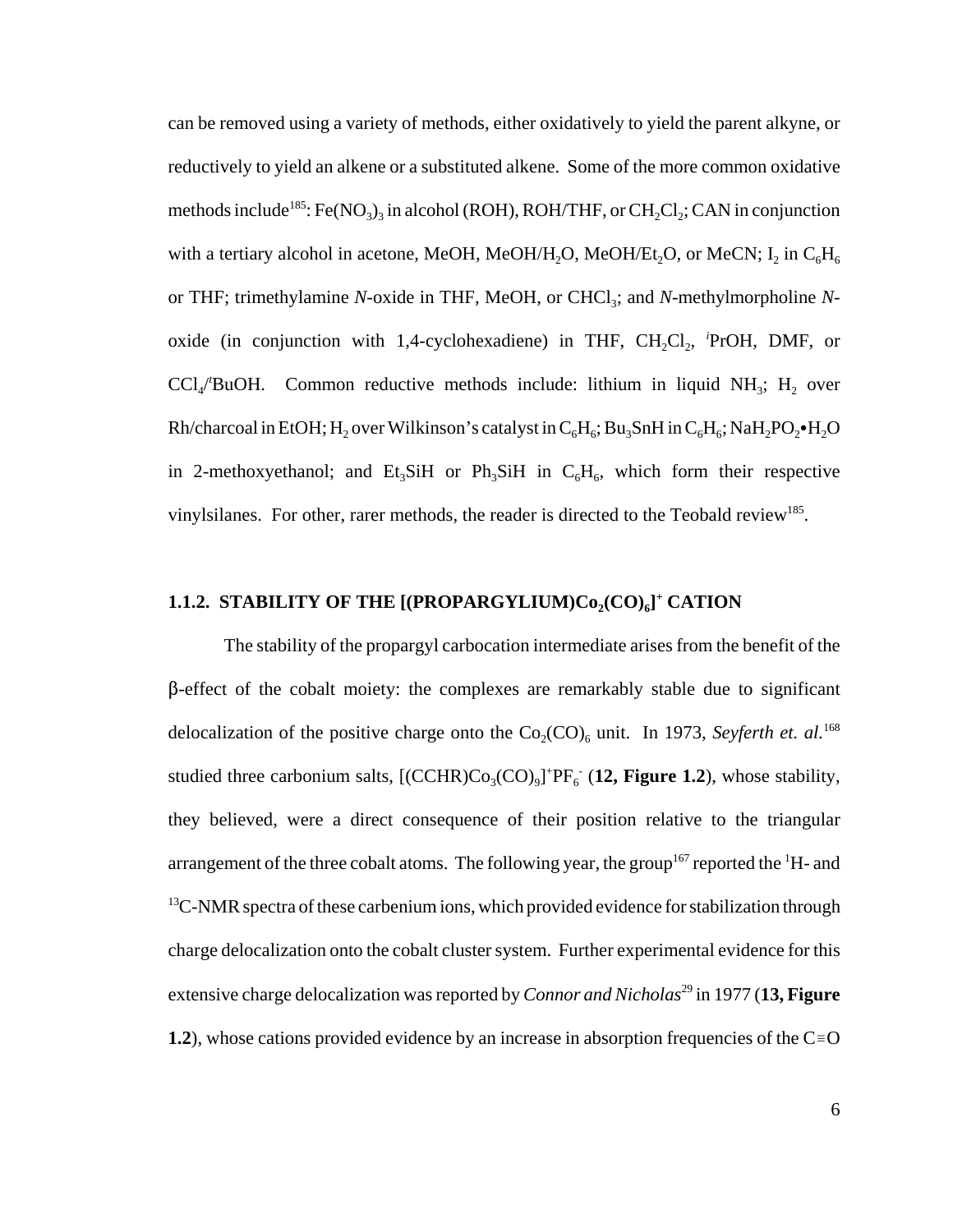can be removed using a variety of methods, either oxidatively to yield the parent alkyne, or reductively to yield an alkene or a substituted alkene. Some of the more common oxidative methods include[185]: $Fe(NO_3)_3$ in alcohol (ROH), ROH/THF, or $CH_2Cl_2$; CAN in conjunction with a tertiary alcohol in acetone, MeOH, MeOH/$H_2O$, MeOH/$Et_2O$, or MeCN; $I_2$ in $C_6H_6$ or THF; trimethylamine *N*-oxide in THF, MeOH, or $CHCl_3$; and *N*-methylmorpholine *N*-oxide (in conjunction with 1,4-cyclohexadiene) in THF, $CH_2Cl_2$, $^i$PrOH, DMF, or $CCl_4$/$^t$BuOH. Common reductive methods include: lithium in liquid $NH_3$; $H_2$ over Rh/charcoal in EtOH; $H_2$ over Wilkinson's catalyst in $C_6H_6$; $Bu_3SnH$ in $C_6H_6$; $NaH_2PO_2$•$H_2O$ in 2-methoxyethanol; and $Et_3SiH$ or $Ph_3SiH$ in $C_6H_6$, which form their respective vinylsilanes. For other, rarer methods, the reader is directed to the Teobald review[185].

### 1.1.2. STABILITY OF THE $[(PROPARGYLIUM)Co_2(CO)_6]^+$ CATION

The stability of the propargyl carbocation intermediate arises from the benefit of the β-effect of the cobalt moiety: the complexes are remarkably stable due to significant delocalization of the positive charge onto the $Co_2(CO)_6$ unit. In 1973, *Seyferth et. al.*[168] studied three carbonium salts, $[(CCHR)Co_3(CO)_9]^+PF_6^-$ (**12, Figure 1.2**), whose stability, they believed, were a direct consequence of their position relative to the triangular arrangement of the three cobalt atoms. The following year, the group[167] reported the $^1$H- and $^{13}$C-NMR spectra of these carbenium ions, which provided evidence for stabilization through charge delocalization onto the cobalt cluster system. Further experimental evidence for this extensive charge delocalization was reported by *Connor and Nicholas*[29] in 1977 (**13, Figure 1.2**), whose cations provided evidence by an increase in absorption frequencies of the C≡O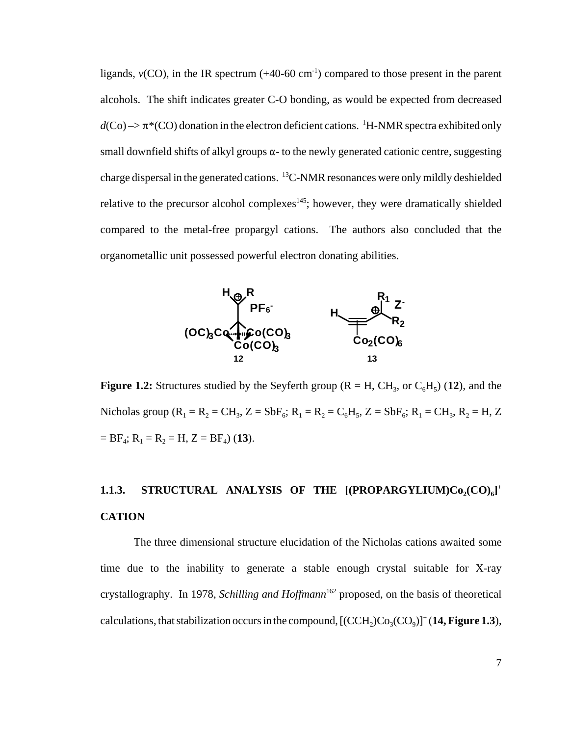ligands, $\nu$(CO), in the IR spectrum (+40-60 $cm^{-1}$) compared to those present in the parent alcohols. The shift indicates greater C-O bonding, as would be expected from decreased $d$(Co) –> $\pi^*$(CO) donation in the electron deficient cations. $^1$H-NMR spectra exhibited only small downfield shifts of alkyl groups $\alpha$- to the newly generated cationic centre, suggesting charge dispersal in the generated cations. $^{13}$C-NMR resonances were only mildly deshielded relative to the precursor alcohol complexes[145]; however, they were dramatically shielded compared to the metal-free propargyl cations. The authors also concluded that the organometallic unit possessed powerful electron donating abilities.

**Figure 1.2:** Structures studied by the Seyferth group (R = H, $CH_3$, or $C_6H_5$) (**12**), and the Nicholas group ($R_1 = R_2 = CH_3$, Z = $SbF_6$; $R_1 = R_2 = C_6H_5$, Z = $SbF_6$; $R_1 = CH_3$, $R_2$ = H, Z = $BF_4$; $R_1 = R_2$ = H, Z = $BF_4$) (**13**).

### 1.1.3. STRUCTURAL ANALYSIS OF THE [(PROPARGYLIUM)$Co_2(CO)_6$]$^+$ CATION

The three dimensional structure elucidation of the Nicholas cations awaited some time due to the inability to generate a stable enough crystal suitable for X-ray crystallography. In 1978, *Schilling and Hoffmann*[162] proposed, on the basis of theoretical calculations, that stabilization occurs in the compound, $[(CCH_2)Co_3(CO_9)]^+$ (**14, Figure 1.3**),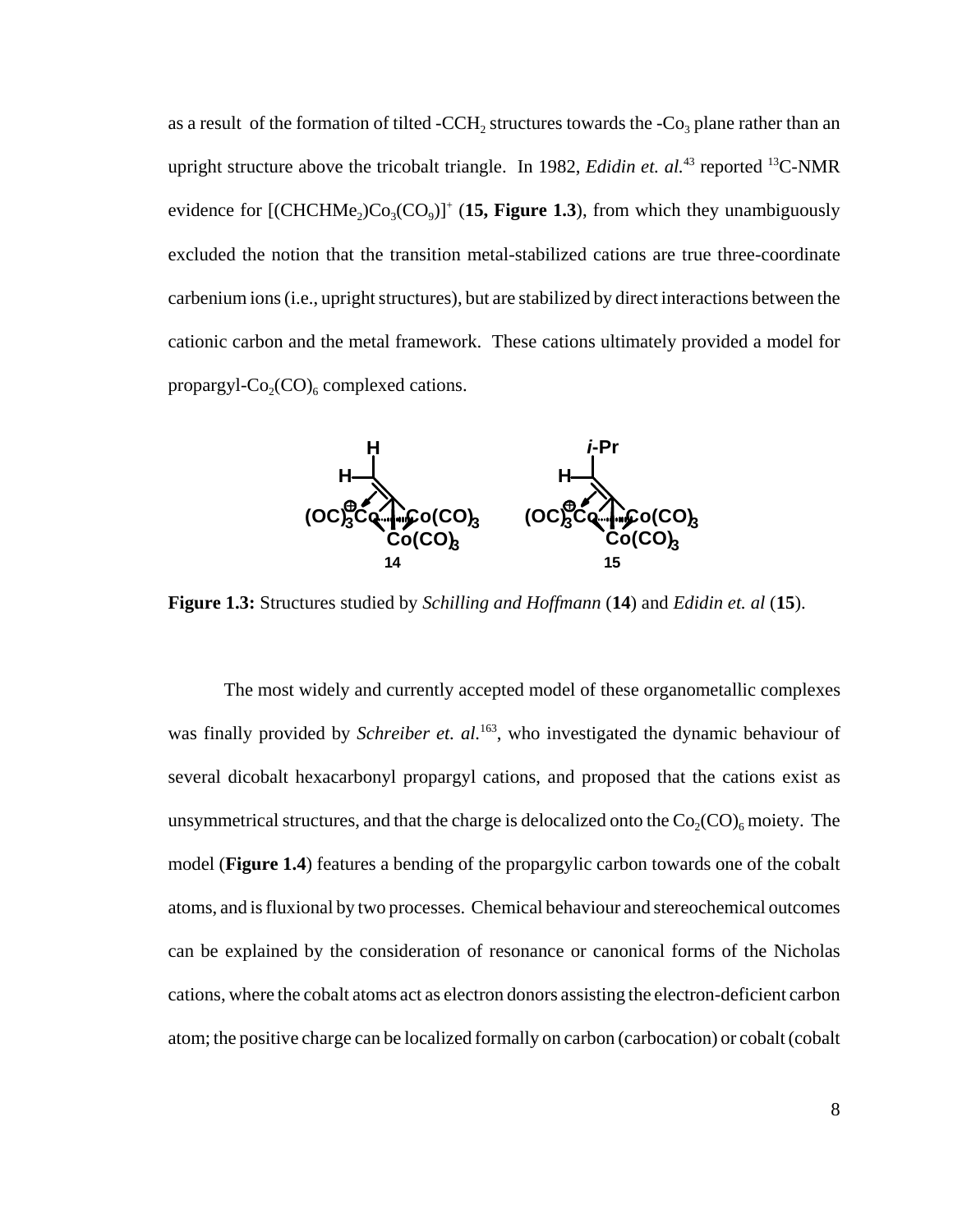as a result of the formation of tilted -$CCH_2$ structures towards the -$Co_3$ plane rather than an upright structure above the tricobalt triangle. In 1982, *Edidin et. al.*[43] reported $^{13}$C-NMR evidence for $[(CHCHMe_2)Co_3(CO_9)]^+$ (**15, Figure 1.3**), from which they unambiguously excluded the notion that the transition metal-stabilized cations are true three-coordinate carbenium ions (i.e., upright structures), but are stabilized by direct interactions between the cationic carbon and the metal framework. These cations ultimately provided a model for propargyl-$Co_2(CO)_6$ complexed cations.

**Figure 1.3:** Structures studied by *Schilling and Hoffmann* (**14**) and *Edidin et. al* (**15**).

The most widely and currently accepted model of these organometallic complexes was finally provided by *Schreiber et. al.*[163], who investigated the dynamic behaviour of several dicobalt hexacarbonyl propargyl cations, and proposed that the cations exist as unsymmetrical structures, and that the charge is delocalized onto the $Co_2(CO)_6$ moiety. The model (**Figure 1.4**) features a bending of the propargylic carbon towards one of the cobalt atoms, and is fluxional by two processes. Chemical behaviour and stereochemical outcomes can be explained by the consideration of resonance or canonical forms of the Nicholas cations, where the cobalt atoms act as electron donors assisting the electron-deficient carbon atom; the positive charge can be localized formally on carbon (carbocation) or cobalt (cobalt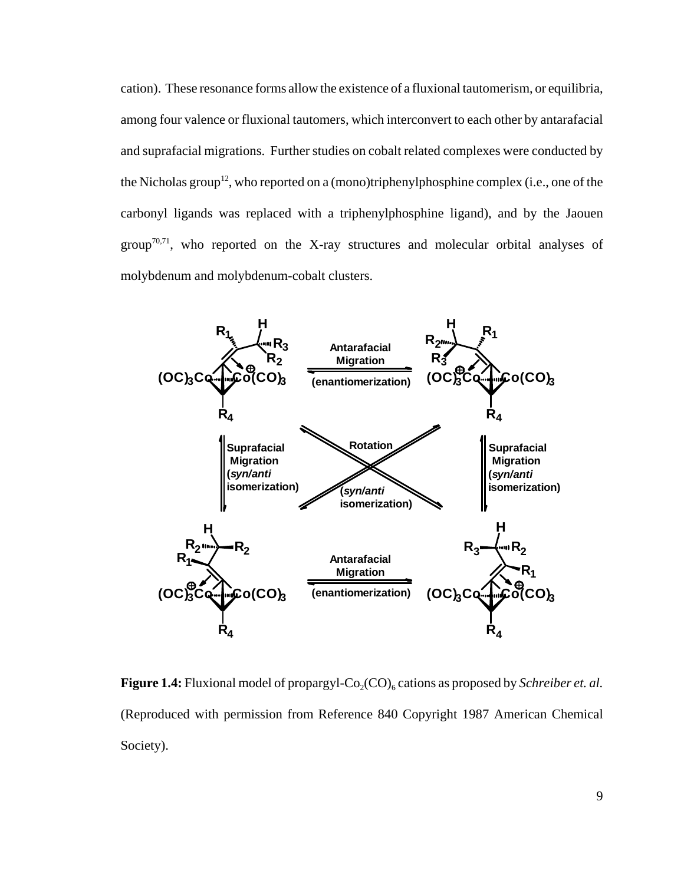cation). These resonance forms allow the existence of a fluxional tautomerism, or equilibria, among four valence or fluxional tautomers, which interconvert to each other by antarafacial and suprafacial migrations. Further studies on cobalt related complexes were conducted by the Nicholas group[12], who reported on a (mono)triphenylphosphine complex (i.e., one of the carbonyl ligands was replaced with a triphenylphosphine ligand), and by the Jaouen group[70,71], who reported on the X-ray structures and molecular orbital analyses of molybdenum and molybdenum-cobalt clusters.

**Figure 1.4:** Fluxional model of propargyl-$Co_2(CO)_6$ cations as proposed by *Schreiber et. al.* (Reproduced with permission from Reference 840 Copyright 1987 American Chemical Society).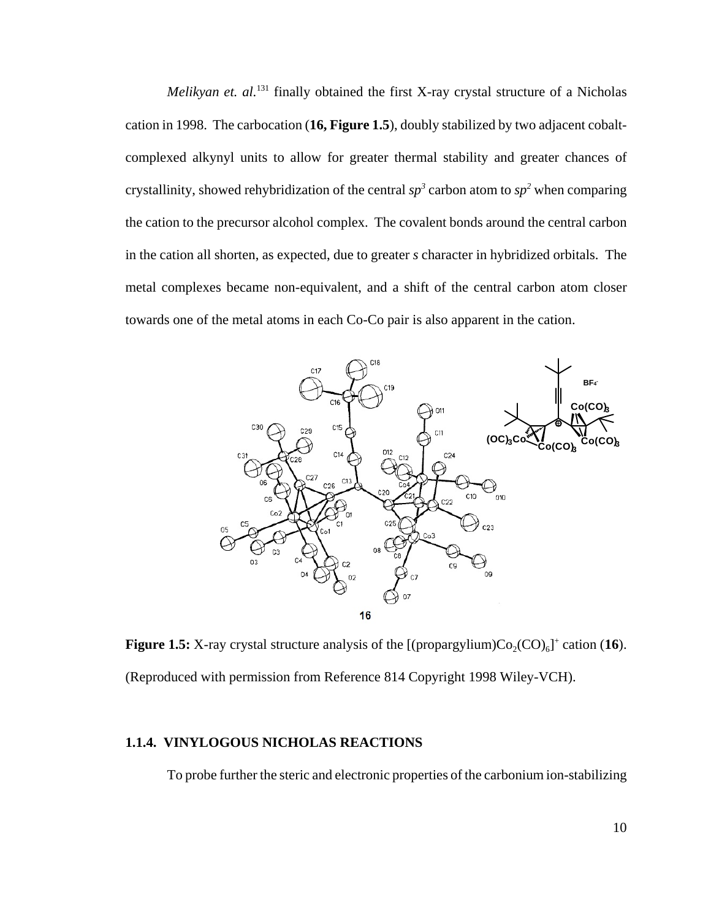*Melikyan et. al.*[131] finally obtained the first X-ray crystal structure of a Nicholas cation in 1998. The carbocation (**16, Figure 1.5**), doubly stabilized by two adjacent cobalt-complexed alkynyl units to allow for greater thermal stability and greater chances of crystallinity, showed rehybridization of the central $sp^3$ carbon atom to $sp^2$ when comparing the cation to the precursor alcohol complex. The covalent bonds around the central carbon in the cation all shorten, as expected, due to greater *s* character in hybridized orbitals. The metal complexes became non-equivalent, and a shift of the central carbon atom closer towards one of the metal atoms in each Co-Co pair is also apparent in the cation.

**Figure 1.5:** X-ray crystal structure analysis of the $[(\text{propargylium})Co_2(CO)_6]^+$ cation (**16**). (Reproduced with permission from Reference 814 Copyright 1998 Wiley-VCH).

### 1.1.4. VINYLOGOUS NICHOLAS REACTIONS

To probe further the steric and electronic properties of the carbonium ion-stabilizing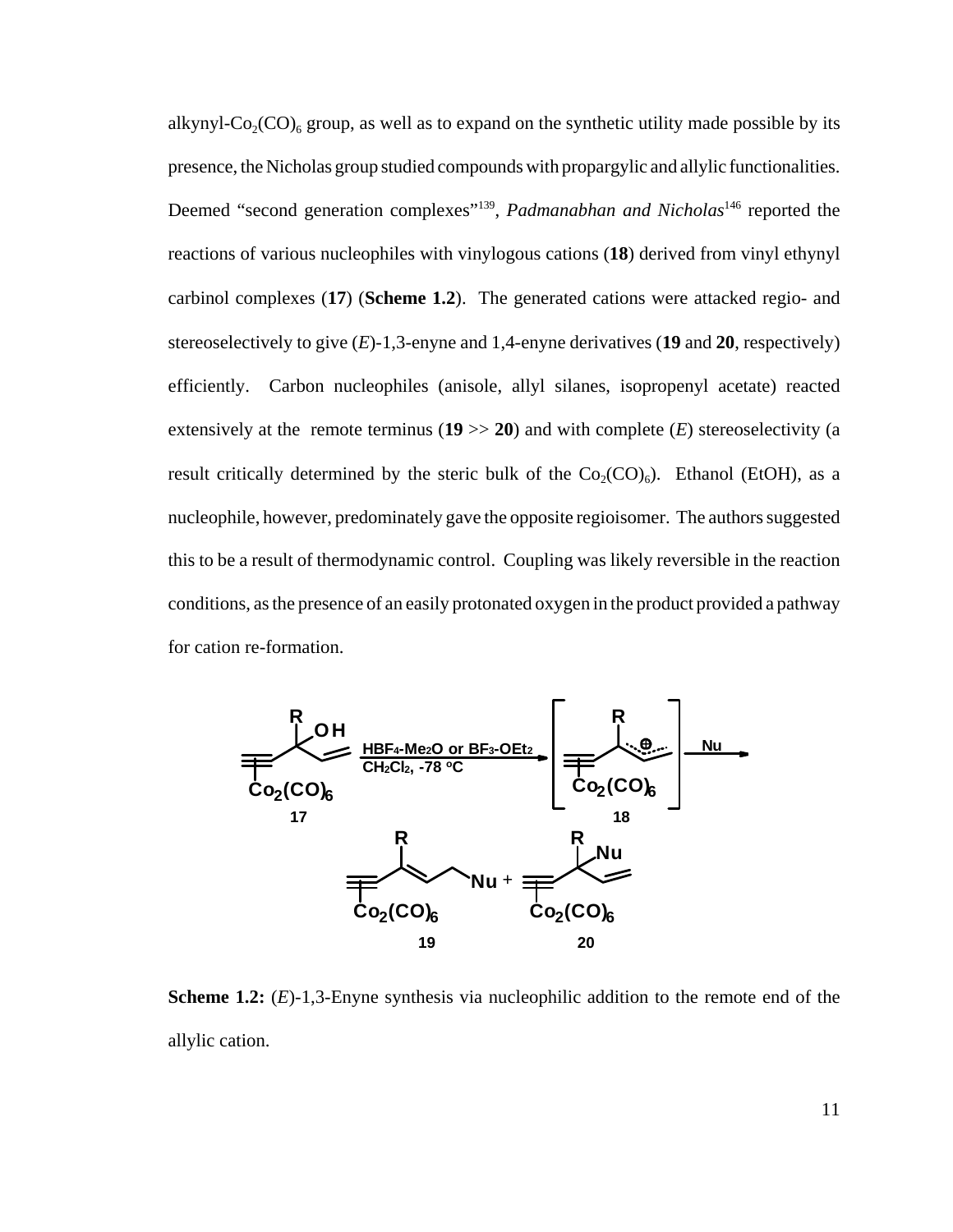alkynyl-$Co_2(CO)_6$ group, as well as to expand on the synthetic utility made possible by its presence, the Nicholas group studied compounds with propargylic and allylic functionalities. Deemed "second generation complexes"[139], *Padmanabhan and Nicholas*[146] reported the reactions of various nucleophiles with vinylogous cations (**18**) derived from vinyl ethynyl carbinol complexes (**17**) (**Scheme 1.2**). The generated cations were attacked regio- and stereoselectively to give (*E*)-1,3-enyne and 1,4-enyne derivatives (**19** and **20**, respectively) efficiently. Carbon nucleophiles (anisole, allyl silanes, isopropenyl acetate) reacted extensively at the remote terminus (**19** >> **20**) and with complete (*E*) stereoselectivity (a result critically determined by the steric bulk of the $Co_2(CO)_6$). Ethanol (EtOH), as a nucleophile, however, predominately gave the opposite regioisomer. The authors suggested this to be a result of thermodynamic control. Coupling was likely reversible in the reaction conditions, as the presence of an easily protonated oxygen in the product provided a pathway for cation re-formation.

**Scheme 1.2:** (*E*)-1,3-Enyne synthesis via nucleophilic addition to the remote end of the allylic cation.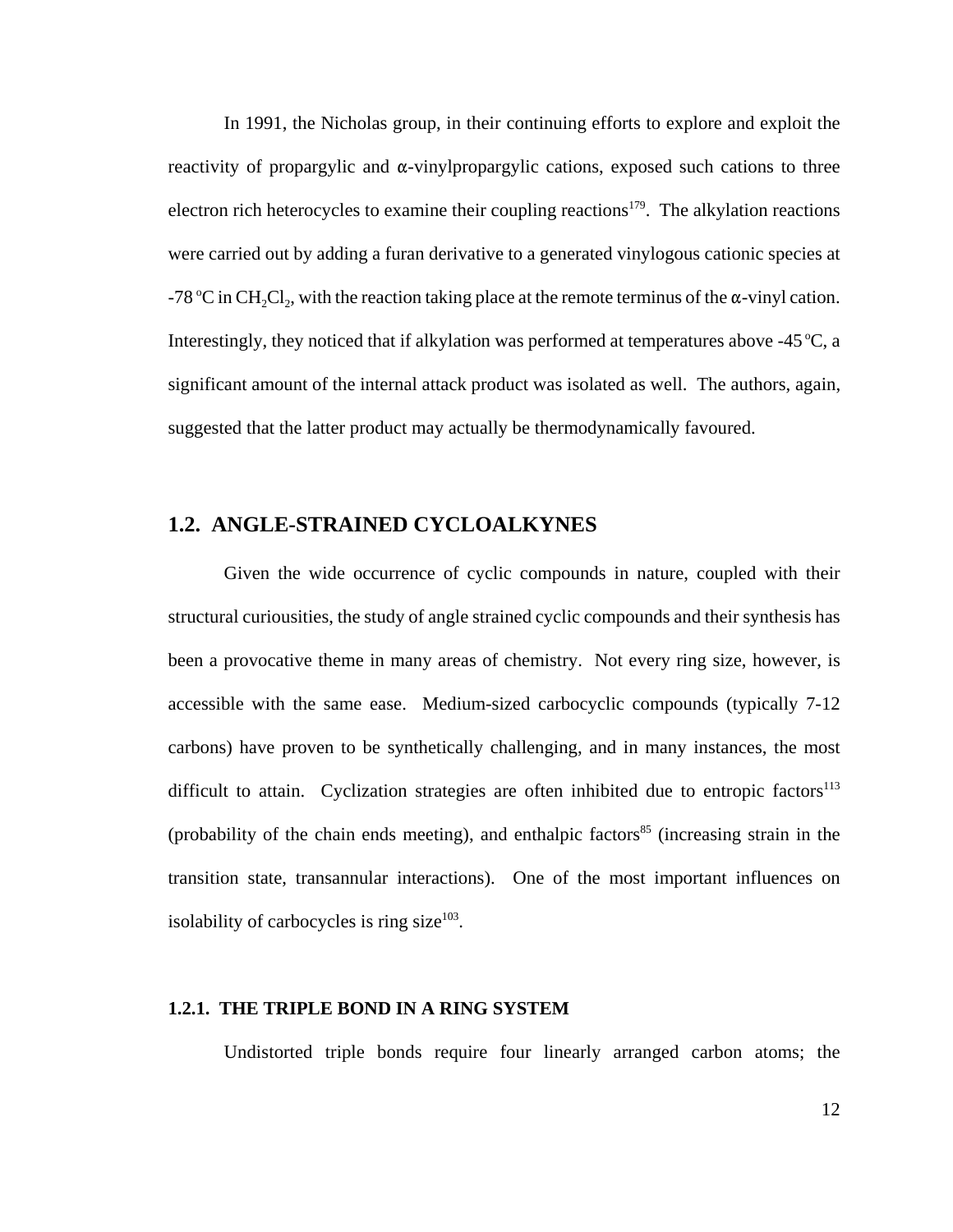In 1991, the Nicholas group, in their continuing efforts to explore and exploit the reactivity of propargylic and α-vinylpropargylic cations, exposed such cations to three electron rich heterocycles to examine their coupling reactions[179]. The alkylation reactions were carried out by adding a furan derivative to a generated vinylogous cationic species at -78 °C in $CH_2Cl_2$, with the reaction taking place at the remote terminus of the α-vinyl cation. Interestingly, they noticed that if alkylation was performed at temperatures above -45 °C, a significant amount of the internal attack product was isolated as well. The authors, again, suggested that the latter product may actually be thermodynamically favoured.

## 1.2. ANGLE-STRAINED CYCLOALKYNES

Given the wide occurrence of cyclic compounds in nature, coupled with their structural curiousities, the study of angle strained cyclic compounds and their synthesis has been a provocative theme in many areas of chemistry. Not every ring size, however, is accessible with the same ease. Medium-sized carbocyclic compounds (typically 7-12 carbons) have proven to be synthetically challenging, and in many instances, the most difficult to attain. Cyclization strategies are often inhibited due to entropic factors[113] (probability of the chain ends meeting), and enthalpic factors[85] (increasing strain in the transition state, transannular interactions). One of the most important influences on isolability of carbocycles is ring size[103].

### 1.2.1. THE TRIPLE BOND IN A RING SYSTEM

Undistorted triple bonds require four linearly arranged carbon atoms; the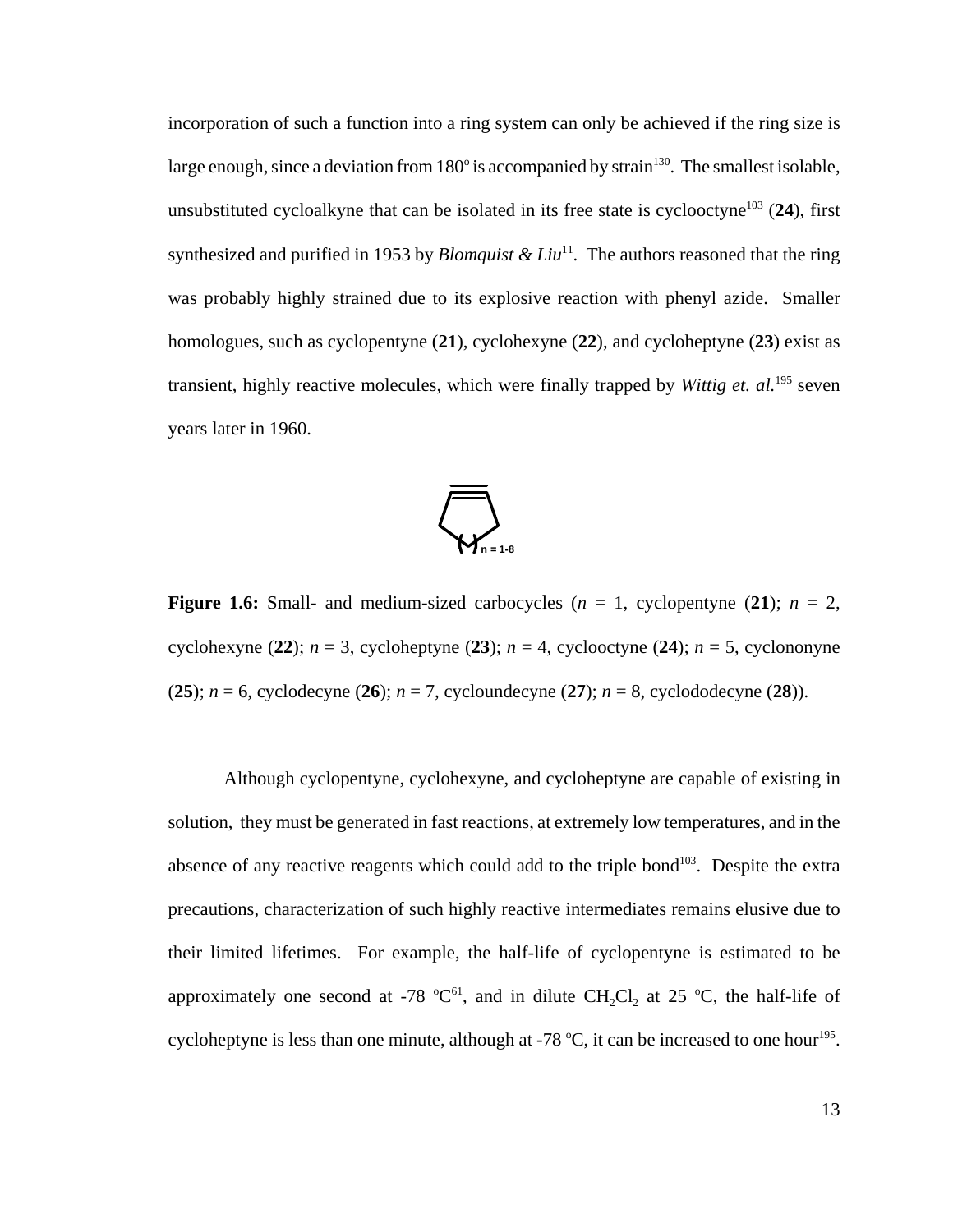incorporation of such a function into a ring system can only be achieved if the ring size is large enough, since a deviation from 180° is accompanied by strain[130]. The smallest isolable, unsubstituted cycloalkyne that can be isolated in its free state is cyclooctyne[103] (**24**), first synthesized and purified in 1953 by *Blomquist & Liu*[11]. The authors reasoned that the ring was probably highly strained due to its explosive reaction with phenyl azide. Smaller homologues, such as cyclopentyne (**21**), cyclohexyne (**22**), and cycloheptyne (**23**) exist as transient, highly reactive molecules, which were finally trapped by *Wittig et. al.*[195] seven years later in 1960.

n = 1-8

**Figure 1.6:** Small- and medium-sized carbocycles ($n$ = 1, cyclopentyne (**21**); $n$ = 2, cyclohexyne (**22**); $n$ = 3, cycloheptyne (**23**); $n$ = 4, cyclooctyne (**24**); $n$ = 5, cyclononyne (**25**); $n$ = 6, cyclodecyne (**26**); $n$ = 7, cycloundecyne (**27**); $n$ = 8, cyclododecyne (**28**)).

Although cyclopentyne, cyclohexyne, and cycloheptyne are capable of existing in solution, they must be generated in fast reactions, at extremely low temperatures, and in the absence of any reactive reagents which could add to the triple bond[103]. Despite the extra precautions, characterization of such highly reactive intermediates remains elusive due to their limited lifetimes. For example, the half-life of cyclopentyne is estimated to be approximately one second at -78 °C[61], and in dilute $CH_2Cl_2$ at 25 °C, the half-life of cycloheptyne is less than one minute, although at -78 °C, it can be increased to one hour[195].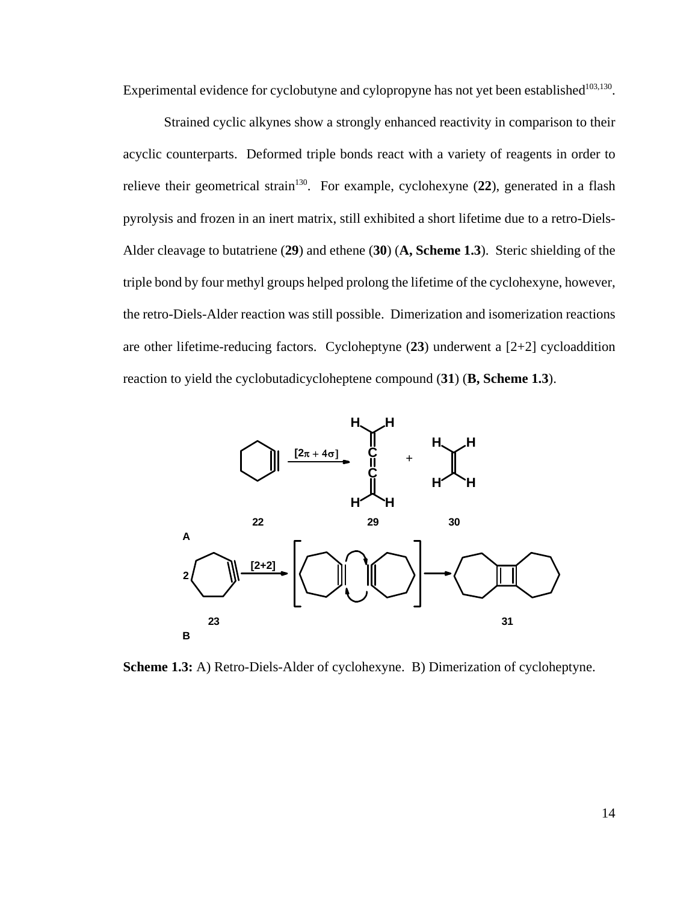Experimental evidence for cyclobutyne and cylopropyne has not yet been established[103,130].

Strained cyclic alkynes show a strongly enhanced reactivity in comparison to their acyclic counterparts. Deformed triple bonds react with a variety of reagents in order to relieve their geometrical strain[130]. For example, cyclohexyne (**22**), generated in a flash pyrolysis and frozen in an inert matrix, still exhibited a short lifetime due to a retro-Diels-Alder cleavage to butatriene (**29**) and ethene (**30**) (**A, Scheme 1.3**). Steric shielding of the triple bond by four methyl groups helped prolong the lifetime of the cyclohexyne, however, the retro-Diels-Alder reaction was still possible. Dimerization and isomerization reactions are other lifetime-reducing factors. Cycloheptyne (**23**) underwent a [2+2] cycloaddition reaction to yield the cyclobutadicycloheptene compound (**31**) (**B, Scheme 1.3**).

**Scheme 1.3:** A) Retro-Diels-Alder of cyclohexyne. B) Dimerization of cycloheptyne.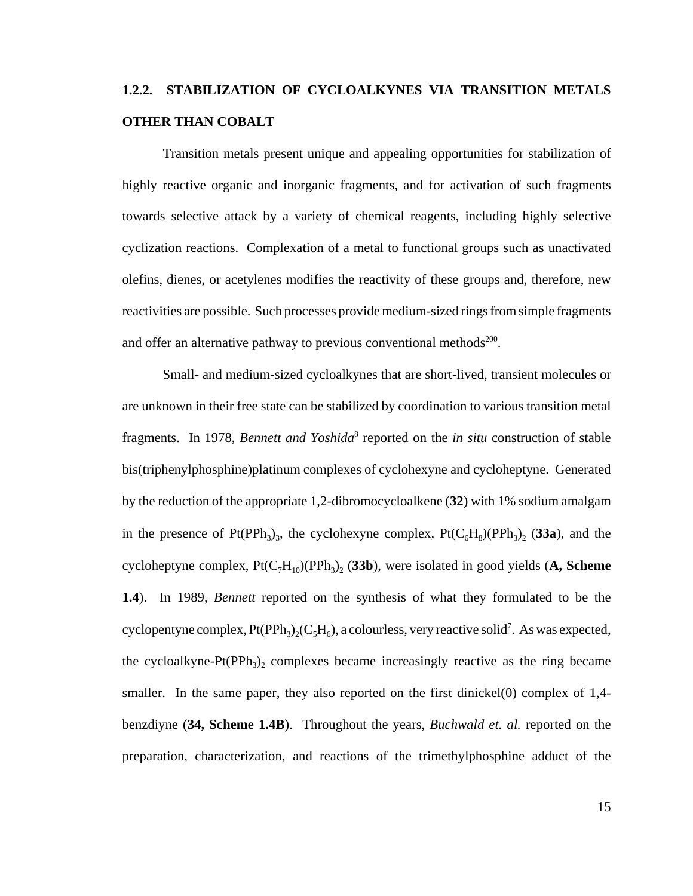### 1.2.2. STABILIZATION OF CYCLOALKYNES VIA TRANSITION METALS OTHER THAN COBALT

Transition metals present unique and appealing opportunities for stabilization of highly reactive organic and inorganic fragments, and for activation of such fragments towards selective attack by a variety of chemical reagents, including highly selective cyclization reactions. Complexation of a metal to functional groups such as unactivated olefins, dienes, or acetylenes modifies the reactivity of these groups and, therefore, new reactivities are possible. Such processes provide medium-sized rings from simple fragments and offer an alternative pathway to previous conventional methods[200].

Small- and medium-sized cycloalkynes that are short-lived, transient molecules or are unknown in their free state can be stabilized by coordination to various transition metal fragments. In 1978, *Bennett and Yoshida*[8] reported on the *in situ* construction of stable bis(triphenylphosphine)platinum complexes of cyclohexyne and cycloheptyne. Generated by the reduction of the appropriate 1,2-dibromocycloalkene (**32**) with 1% sodium amalgam in the presence of $Pt(PPh_3)_3$, the cyclohexyne complex, $Pt(C_6H_8)(PPh_3)_2$ (**33a**), and the cycloheptyne complex, $Pt(C_7H_{10})(PPh_3)_2$ (**33b**), were isolated in good yields (**A, Scheme 1.4**). In 1989, *Bennett* reported on the synthesis of what they formulated to be the cyclopentyne complex, $Pt(PPh_3)_2(C_5H_6)$, a colourless, very reactive solid[7]. As was expected, the cycloalkyne-$Pt(PPh_3)_2$ complexes became increasingly reactive as the ring became smaller. In the same paper, they also reported on the first dinickel(0) complex of 1,4-benzdiyne (**34, Scheme 1.4B**). Throughout the years, *Buchwald et. al.* reported on the preparation, characterization, and reactions of the trimethylphosphine adduct of the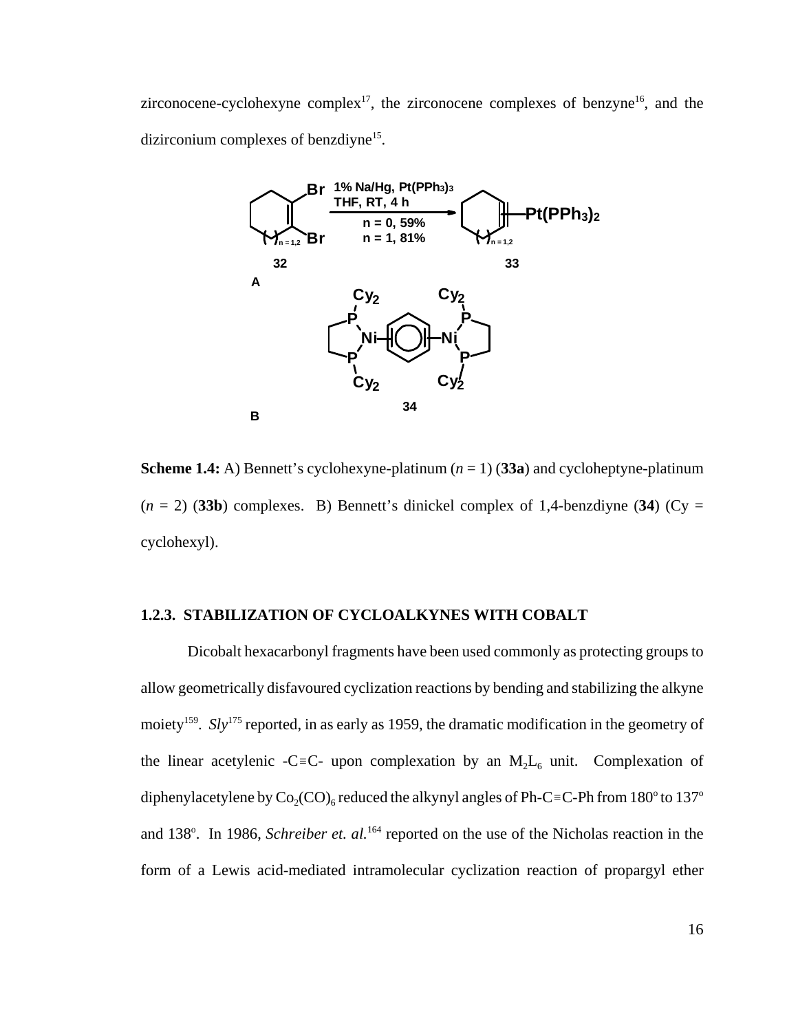zirconocene-cyclohexyne complex[17], the zirconocene complexes of benzyne[16], and the dizirconium complexes of benzdiyne[15].

**Scheme 1.4:** A) Bennett's cyclohexyne-platinum ($n$ = 1) (**33a**) and cycloheptyne-platinum ($n$ = 2) (**33b**) complexes. B) Bennett's dinickel complex of 1,4-benzdiyne (**34**) (Cy = cyclohexyl).

### 1.2.3. STABILIZATION OF CYCLOALKYNES WITH COBALT

Dicobalt hexacarbonyl fragments have been used commonly as protecting groups to allow geometrically disfavoured cyclization reactions by bending and stabilizing the alkyne moiety[159]. *Sly*[175] reported, in as early as 1959, the dramatic modification in the geometry of the linear acetylenic -C≡C- upon complexation by an $M_2L_6$ unit. Complexation of diphenylacetylene by $Co_2(CO)_6$ reduced the alkynyl angles of Ph-C≡C-Ph from 180° to 137° and 138°. In 1986, *Schreiber et. al.*[164] reported on the use of the Nicholas reaction in the form of a Lewis acid-mediated intramolecular cyclization reaction of propargyl ether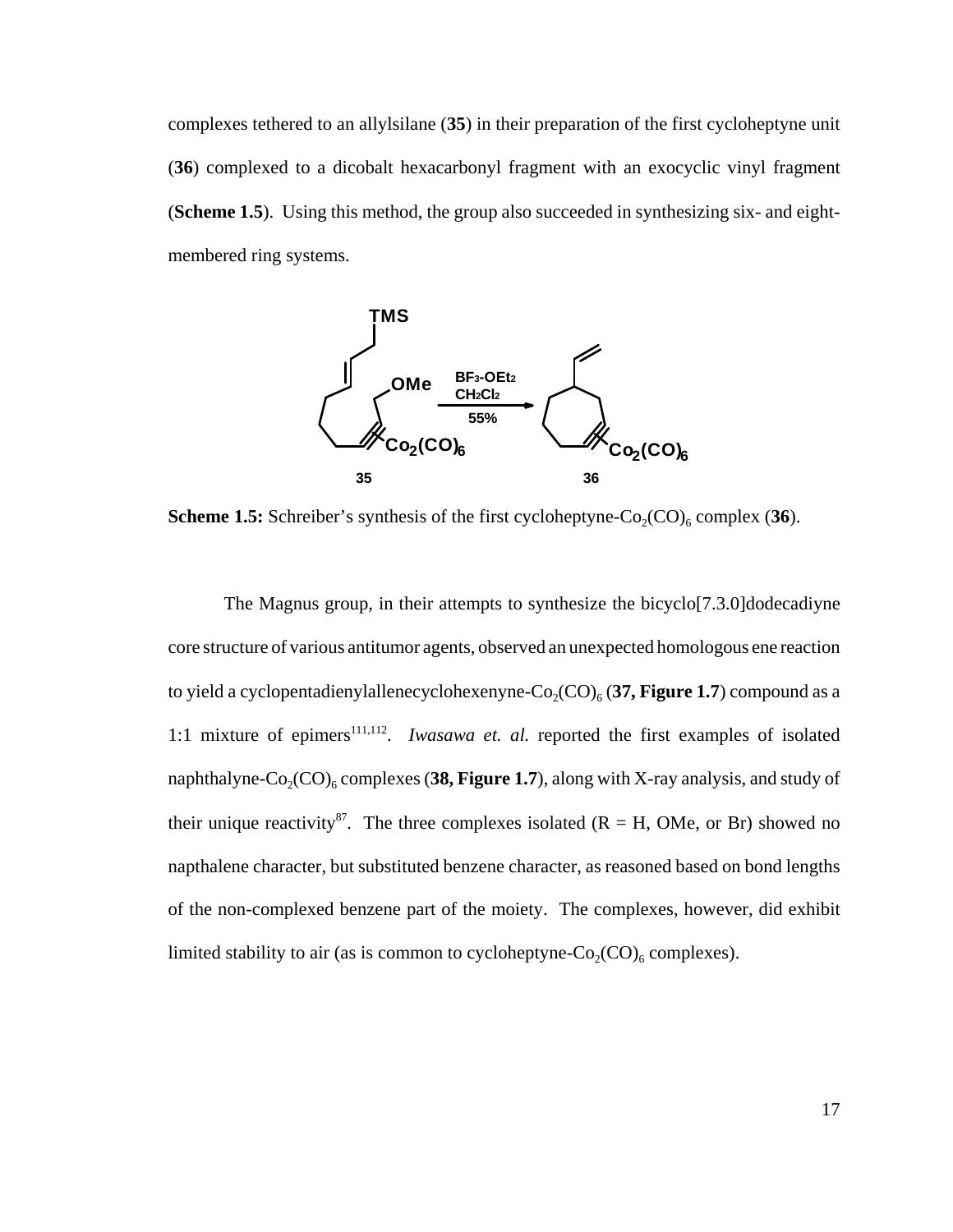complexes tethered to an allylsilane (**35**) in their preparation of the first cycloheptyne unit (**36**) complexed to a dicobalt hexacarbonyl fragment with an exocyclic vinyl fragment (**Scheme 1.5**). Using this method, the group also succeeded in synthesizing six- and eight-membered ring systems.

**Scheme 1.5:** Schreiber's synthesis of the first cycloheptyne-$Co_2(CO)_6$ complex (**36**).

The Magnus group, in their attempts to synthesize the bicyclo[7.3.0]dodecadiyne core structure of various antitumor agents, observed an unexpected homologous ene reaction to yield a cyclopentadienylallenecyclohexenyne-$Co_2(CO)_6$ (**37, Figure 1.7**) compound as a 1:1 mixture of epimers[111,112]. *Iwasawa et. al.* reported the first examples of isolated naphthalyne-$Co_2(CO)_6$ complexes (**38, Figure 1.7**), along with X-ray analysis, and study of their unique reactivity[87]. The three complexes isolated (R = H, OMe, or Br) showed no napthalene character, but substituted benzene character, as reasoned based on bond lengths of the non-complexed benzene part of the moiety. The complexes, however, did exhibit limited stability to air (as is common to cycloheptyne-$Co_2(CO)_6$ complexes).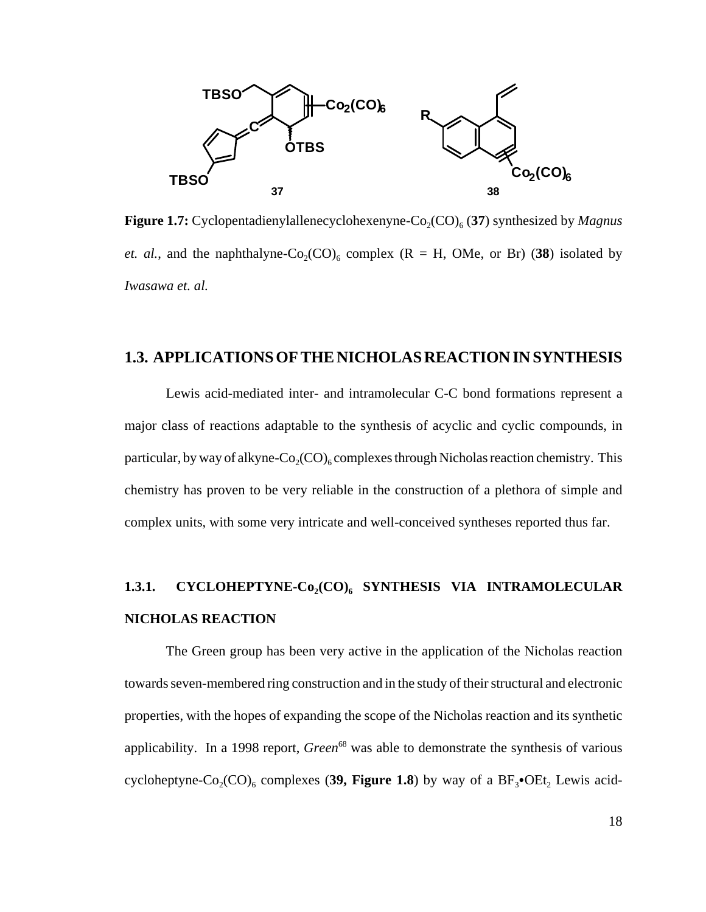**Figure 1.7:** Cyclopentadienylallenecyclohexenyne-$Co_2(CO)_6$ (**37**) synthesized by *Magnus et. al.*, and the naphthalyne-$Co_2(CO)_6$ complex (R = H, OMe, or Br) (**38**) isolated by *Iwasawa et. al.*

## 1.3. APPLICATIONS OF THE NICHOLAS REACTION IN SYNTHESIS

Lewis acid-mediated inter- and intramolecular C-C bond formations represent a major class of reactions adaptable to the synthesis of acyclic and cyclic compounds, in particular, by way of alkyne-$Co_2(CO)_6$ complexes through Nicholas reaction chemistry. This chemistry has proven to be very reliable in the construction of a plethora of simple and complex units, with some very intricate and well-conceived syntheses reported thus far.

### 1.3.1. CYCLOHEPTYNE-$Co_2(CO)_6$ SYNTHESIS VIA INTRAMOLECULAR NICHOLAS REACTION

The Green group has been very active in the application of the Nicholas reaction towards seven-membered ring construction and in the study of their structural and electronic properties, with the hopes of expanding the scope of the Nicholas reaction and its synthetic applicability. In a 1998 report, *Green*[68] was able to demonstrate the synthesis of various cycloheptyne-$Co_2(CO)_6$ complexes (**39, Figure 1.8**) by way of a $BF_3$•$OEt_2$ Lewis acid-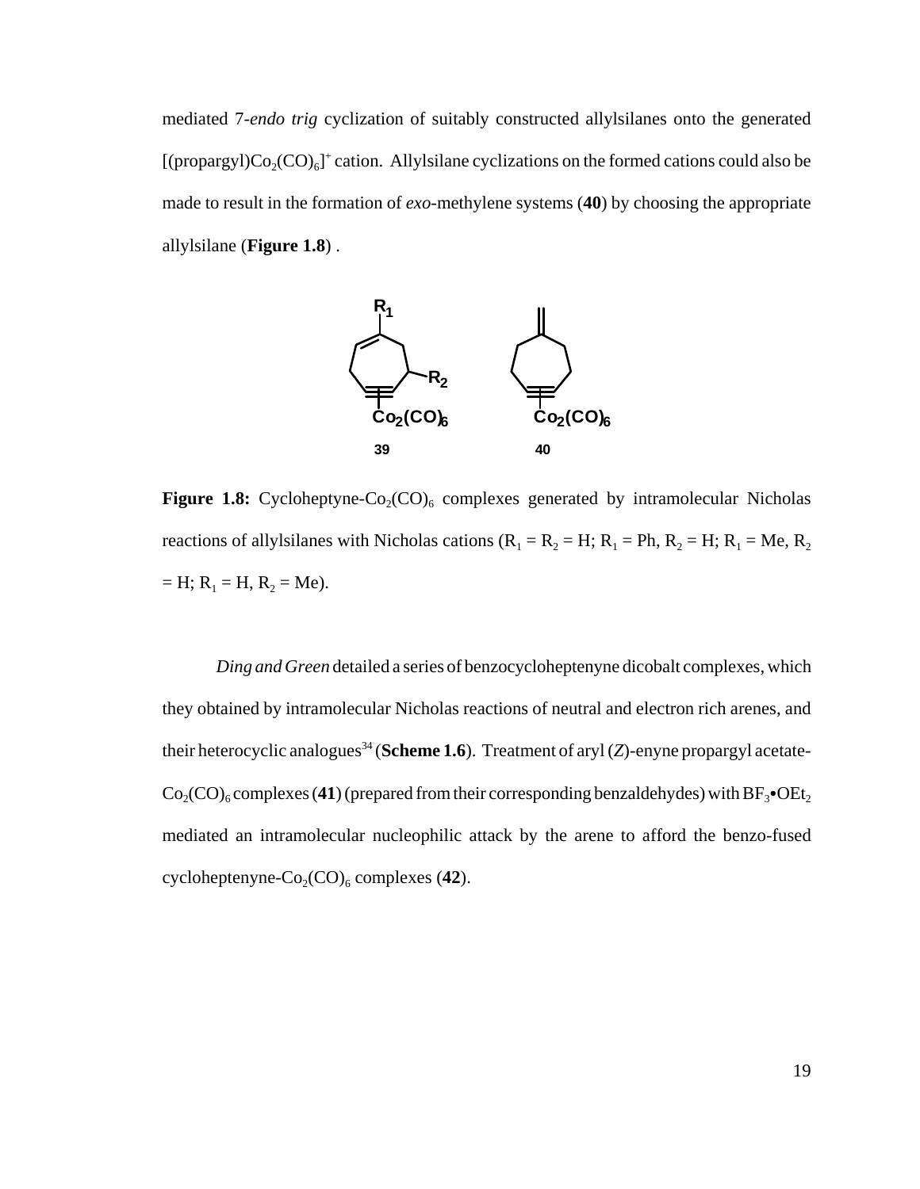mediated 7-*endo trig* cyclization of suitably constructed allylsilanes onto the generated $[(propargyl)Co_2(CO)_6]^+$ cation. Allylsilane cyclizations on the formed cations could also be made to result in the formation of *exo*-methylene systems (**40**) by choosing the appropriate allylsilane (**Figure 1.8**) .

**Figure 1.8:** Cycloheptyne-$Co_2(CO)_6$ complexes generated by intramolecular Nicholas reactions of allylsilanes with Nicholas cations ($R_1 = R_2 = H$; $R_1 = Ph$, $R_2 = H$; $R_1 = Me$, $R_2 = H$; $R_1 = H$, $R_2 = Me$).

*Ding and Green* detailed a series of benzocycloheptenyne dicobalt complexes, which they obtained by intramolecular Nicholas reactions of neutral and electron rich arenes, and their heterocyclic analogues[34] (**Scheme 1.6**). Treatment of aryl (*Z*)-enyne propargyl acetate-$Co_2(CO)_6$ complexes (**41**) (prepared from their corresponding benzaldehydes) with $BF_3{\bullet}OEt_2$ mediated an intramolecular nucleophilic attack by the arene to afford the benzo-fused cycloheptenyne-$Co_2(CO)_6$ complexes (**42**).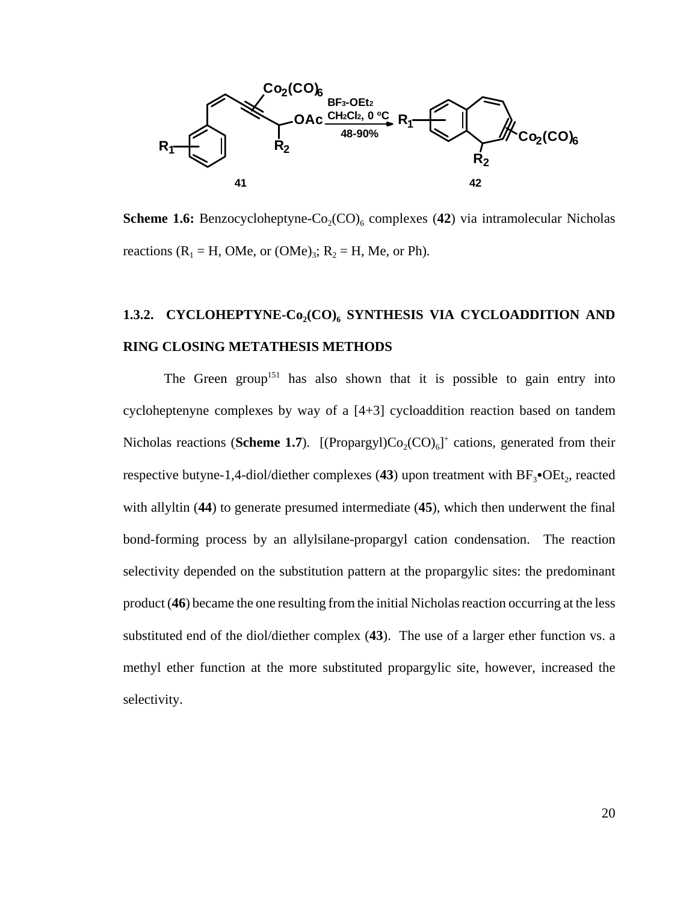**Scheme 1.6:** Benzocycloheptyne-$Co_2(CO)_6$ complexes (**42**) via intramolecular Nicholas reactions ($R_1$ = H, OMe, or $(OMe)_3$; $R_2$ = H, Me, or Ph).

### 1.3.2. CYCLOHEPTYNE-$Co_2(CO)_6$ SYNTHESIS VIA CYCLOADDITION AND RING CLOSING METATHESIS METHODS

The Green group[151] has also shown that it is possible to gain entry into cycloheptenyne complexes by way of a [4+3] cycloaddition reaction based on tandem Nicholas reactions (**Scheme 1.7**). $[(Propargyl)Co_2(CO)_6]^+$ cations, generated from their respective butyne-1,4-diol/diether complexes (**43**) upon treatment with $BF_3$•$OEt_2$, reacted with allyltin (**44**) to generate presumed intermediate (**45**), which then underwent the final bond-forming process by an allylsilane-propargyl cation condensation. The reaction selectivity depended on the substitution pattern at the propargylic sites: the predominant product (**46**) became the one resulting from the initial Nicholas reaction occurring at the less substituted end of the diol/diether complex (**43**). The use of a larger ether function vs. a methyl ether function at the more substituted propargylic site, however, increased the selectivity.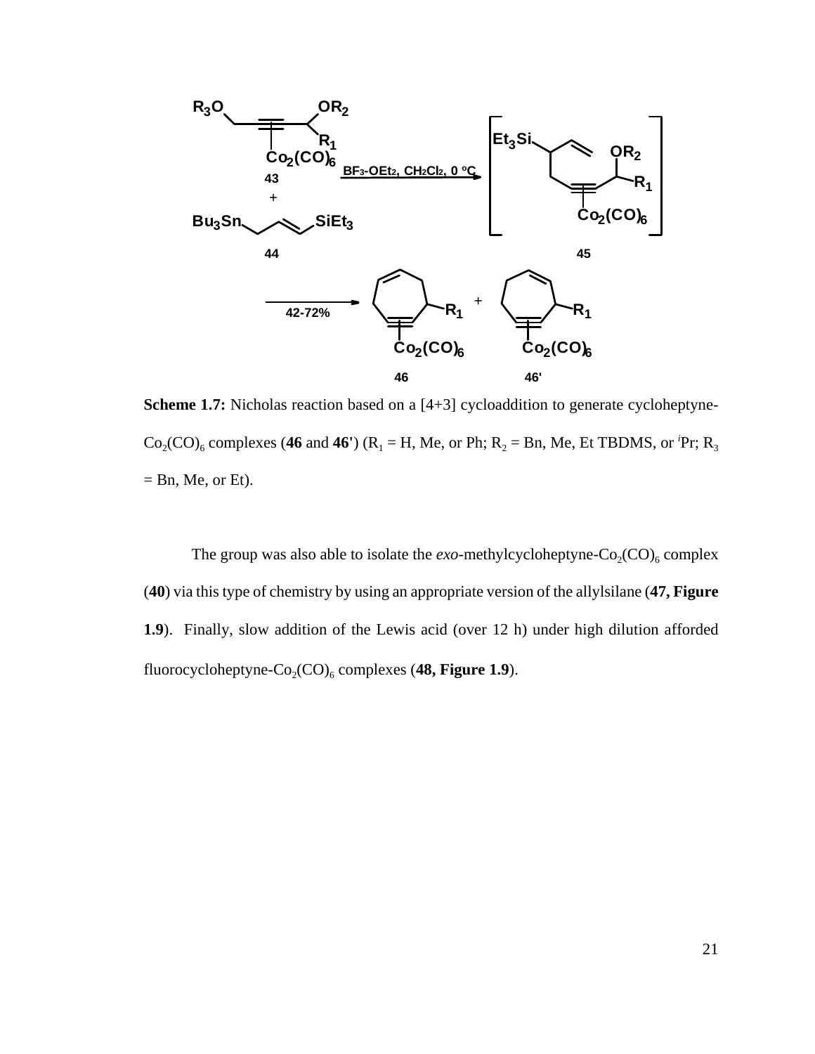**Scheme 1.7:** Nicholas reaction based on a [4+3] cycloaddition to generate cycloheptyne-$Co_2(CO)_6$ complexes (**46** and **46'**) ($R_1$ = H, Me, or Ph; $R_2$ = Bn, Me, Et TBDMS, or $^i$Pr; $R_3$ = Bn, Me, or Et).

The group was also able to isolate the *exo*-methylcycloheptyne-$Co_2(CO)_6$ complex (**40**) via this type of chemistry by using an appropriate version of the allylsilane (**47, Figure 1.9**). Finally, slow addition of the Lewis acid (over 12 h) under high dilution afforded fluorocycloheptyne-$Co_2(CO)_6$ complexes (**48, Figure 1.9**).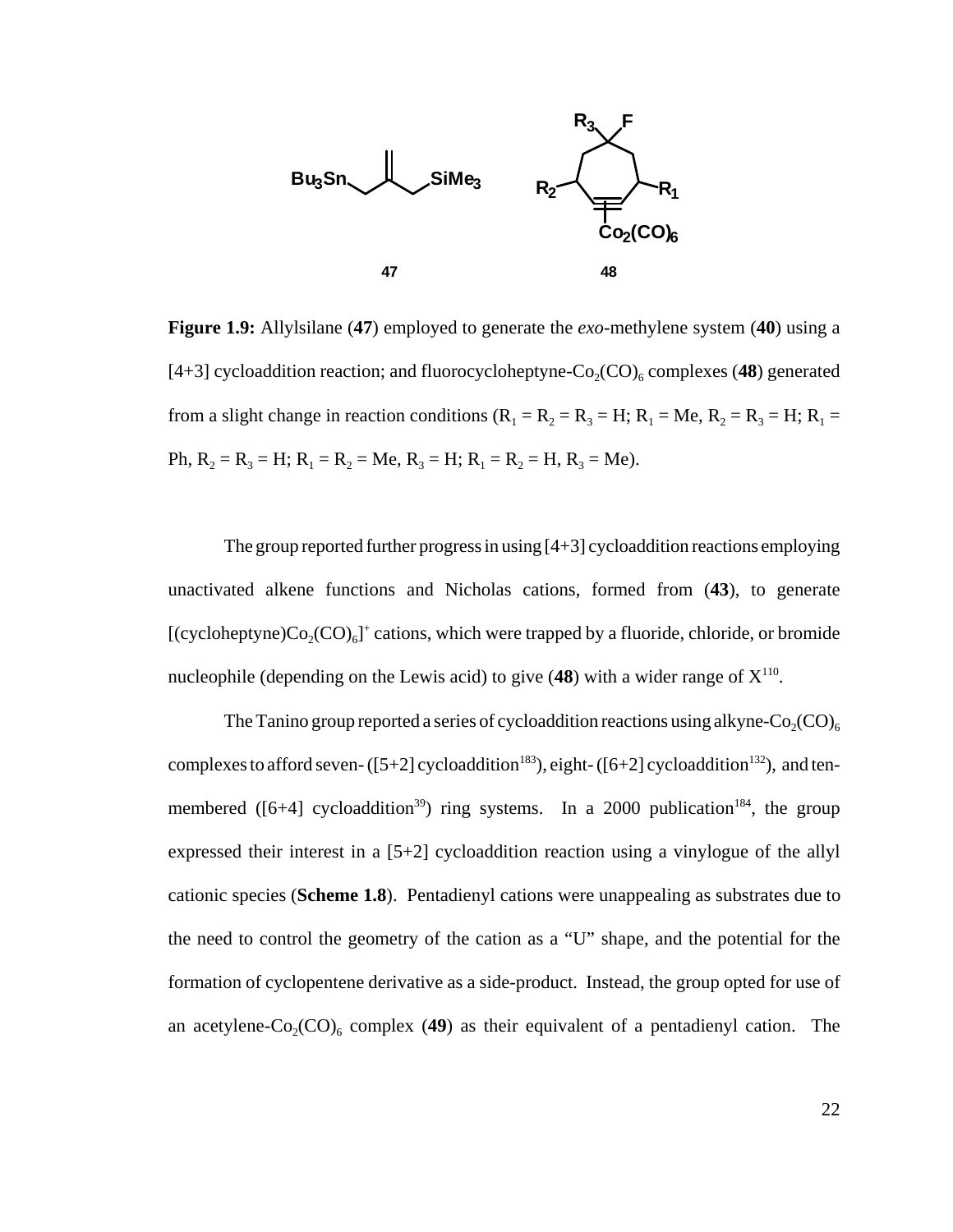**Figure 1.9:** Allylsilane (**47**) employed to generate the *exo*-methylene system (**40**) using a [4+3] cycloaddition reaction; and fluorocycloheptyne-$Co_2(CO)_6$ complexes (**48**) generated from a slight change in reaction conditions ($R_1 = R_2 = R_3 = H$; $R_1 = Me$, $R_2 = R_3 = H$; $R_1 = Ph$, $R_2 = R_3 = H$; $R_1 = R_2 = Me$, $R_3 = H$; $R_1 = R_2 = H$, $R_3 = Me$).

The group reported further progress in using [4+3] cycloaddition reactions employing unactivated alkene functions and Nicholas cations, formed from (**43**), to generate $[(\text{cycloheptyne})Co_2(CO)_6]^+$ cations, which were trapped by a fluoride, chloride, or bromide nucleophile (depending on the Lewis acid) to give (**48**) with a wider range of X[110].

The Tanino group reported a series of cycloaddition reactions using alkyne-$Co_2(CO)_6$ complexes to afford seven- ([5+2] cycloaddition[183]), eight- ([6+2] cycloaddition[132]), and ten-membered ([6+4] cycloaddition[39]) ring systems. In a 2000 publication[184], the group expressed their interest in a [5+2] cycloaddition reaction using a vinylogue of the allyl cationic species (**Scheme 1.8**). Pentadienyl cations were unappealing as substrates due to the need to control the geometry of the cation as a "U" shape, and the potential for the formation of cyclopentene derivative as a side-product. Instead, the group opted for use of an acetylene-$Co_2(CO)_6$ complex (**49**) as their equivalent of a pentadienyl cation. The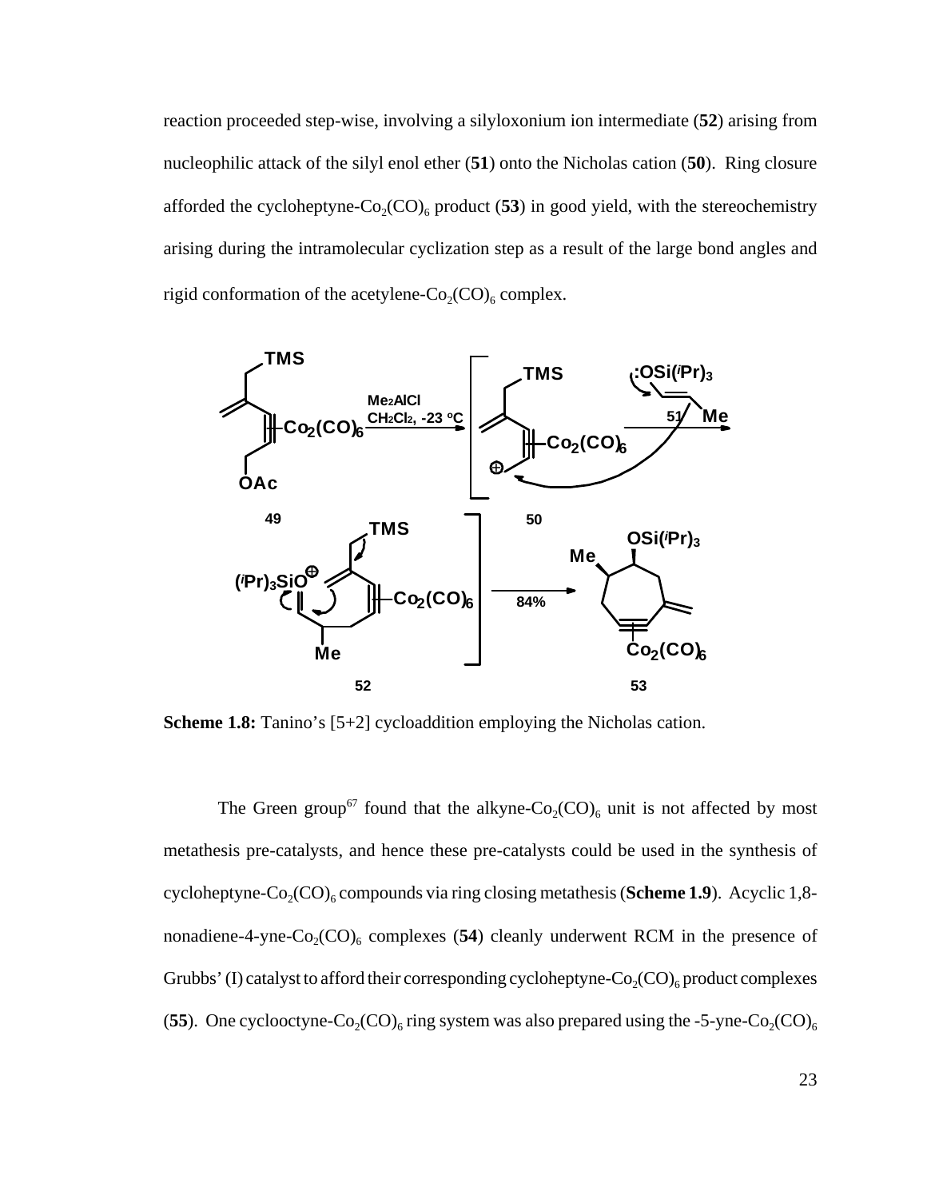reaction proceeded step-wise, involving a silyloxonium ion intermediate (**52**) arising from nucleophilic attack of the silyl enol ether (**51**) onto the Nicholas cation (**50**). Ring closure afforded the cycloheptyne-$Co_2(CO)_6$ product (**53**) in good yield, with the stereochemistry arising during the intramolecular cyclization step as a result of the large bond angles and rigid conformation of the acetylene-$Co_2(CO)_6$ complex.

**Scheme 1.8:** Tanino's [5+2] cycloaddition employing the Nicholas cation.

The Green group[67] found that the alkyne-$Co_2(CO)_6$ unit is not affected by most metathesis pre-catalysts, and hence these pre-catalysts could be used in the synthesis of cycloheptyne-$Co_2(CO)_6$ compounds via ring closing metathesis (**Scheme 1.9**). Acyclic 1,8-nonadiene-4-yne-$Co_2(CO)_6$ complexes (**54**) cleanly underwent RCM in the presence of Grubbs' (I) catalyst to afford their corresponding cycloheptyne-$Co_2(CO)_6$ product complexes (**55**). One cyclooctyne-$Co_2(CO)_6$ ring system was also prepared using the -5-yne-$Co_2(CO)_6$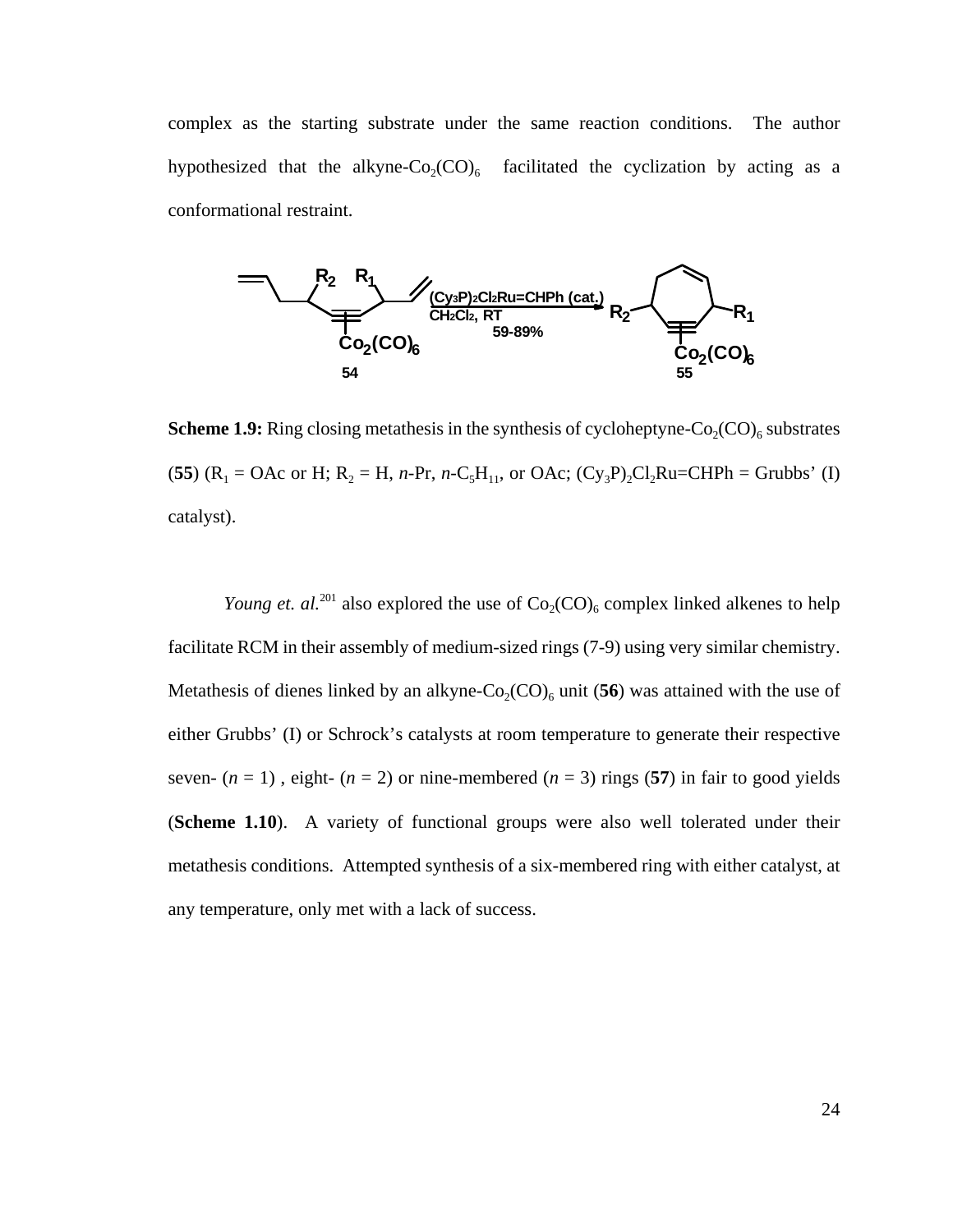complex as the starting substrate under the same reaction conditions. The author hypothesized that the alkyne-$Co_2(CO)_6$ facilitated the cyclization by acting as a conformational restraint.

**Scheme 1.9:** Ring closing metathesis in the synthesis of cycloheptyne-$Co_2(CO)_6$ substrates (**55**) ($R_1$ = OAc or H; $R_2$ = H, *n*-Pr, *n*-$C_5H_{11}$, or OAc; $(Cy_3P)_2Cl_2Ru{=}CHPh$ = Grubbs' (I) catalyst).

*Young et. al.*[201] also explored the use of $Co_2(CO)_6$ complex linked alkenes to help facilitate RCM in their assembly of medium-sized rings (7-9) using very similar chemistry. Metathesis of dienes linked by an alkyne-$Co_2(CO)_6$ unit (**56**) was attained with the use of either Grubbs' (I) or Schrock's catalysts at room temperature to generate their respective seven- ($n = 1$) , eight- ($n = 2$) or nine-membered ($n = 3$) rings (**57**) in fair to good yields (**Scheme 1.10**). A variety of functional groups were also well tolerated under their metathesis conditions. Attempted synthesis of a six-membered ring with either catalyst, at any temperature, only met with a lack of success.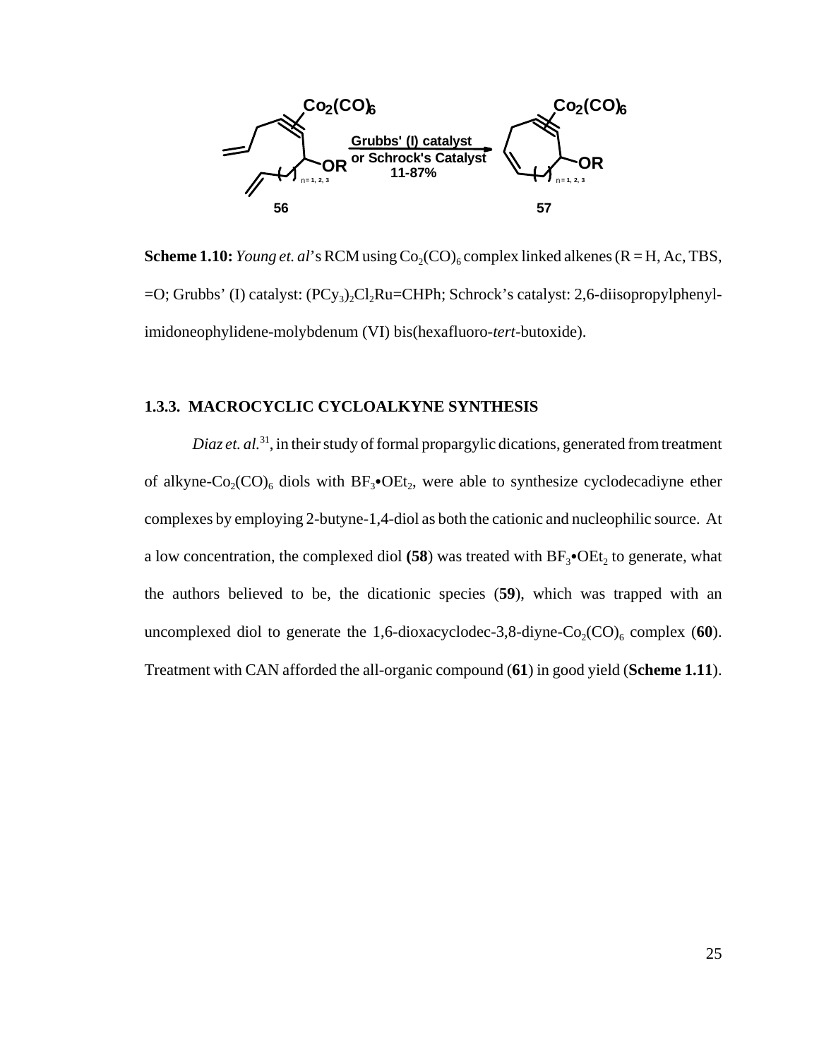**Scheme 1.10:** *Young et. al*'s RCM using $Co_2(CO)_6$ complex linked alkenes (R = H, Ac, TBS, =O; Grubbs' (I) catalyst: $(PCy_3)_2Cl_2Ru{=}CHPh$; Schrock's catalyst: 2,6-diisopropylphenyl-imidoneophylidene-molybdenum (VI) bis(hexafluoro-*tert*-butoxide).

### 1.3.3. MACROCYCLIC CYCLOALKYNE SYNTHESIS

*Diaz et. al.*[31], in their study of formal propargylic dications, generated from treatment of alkyne-$Co_2(CO)_6$ diols with $BF_3{\bullet}OEt_2$, were able to synthesize cyclodecadiyne ether complexes by employing 2-butyne-1,4-diol as both the cationic and nucleophilic source. At a low concentration, the complexed diol **(58)** was treated with $BF_3{\bullet}OEt_2$ to generate, what the authors believed to be, the dicationic species (**59**), which was trapped with an uncomplexed diol to generate the 1,6-dioxacyclodec-3,8-diyne-$Co_2(CO)_6$ complex (**60**). Treatment with CAN afforded the all-organic compound (**61**) in good yield (**Scheme 1.11**).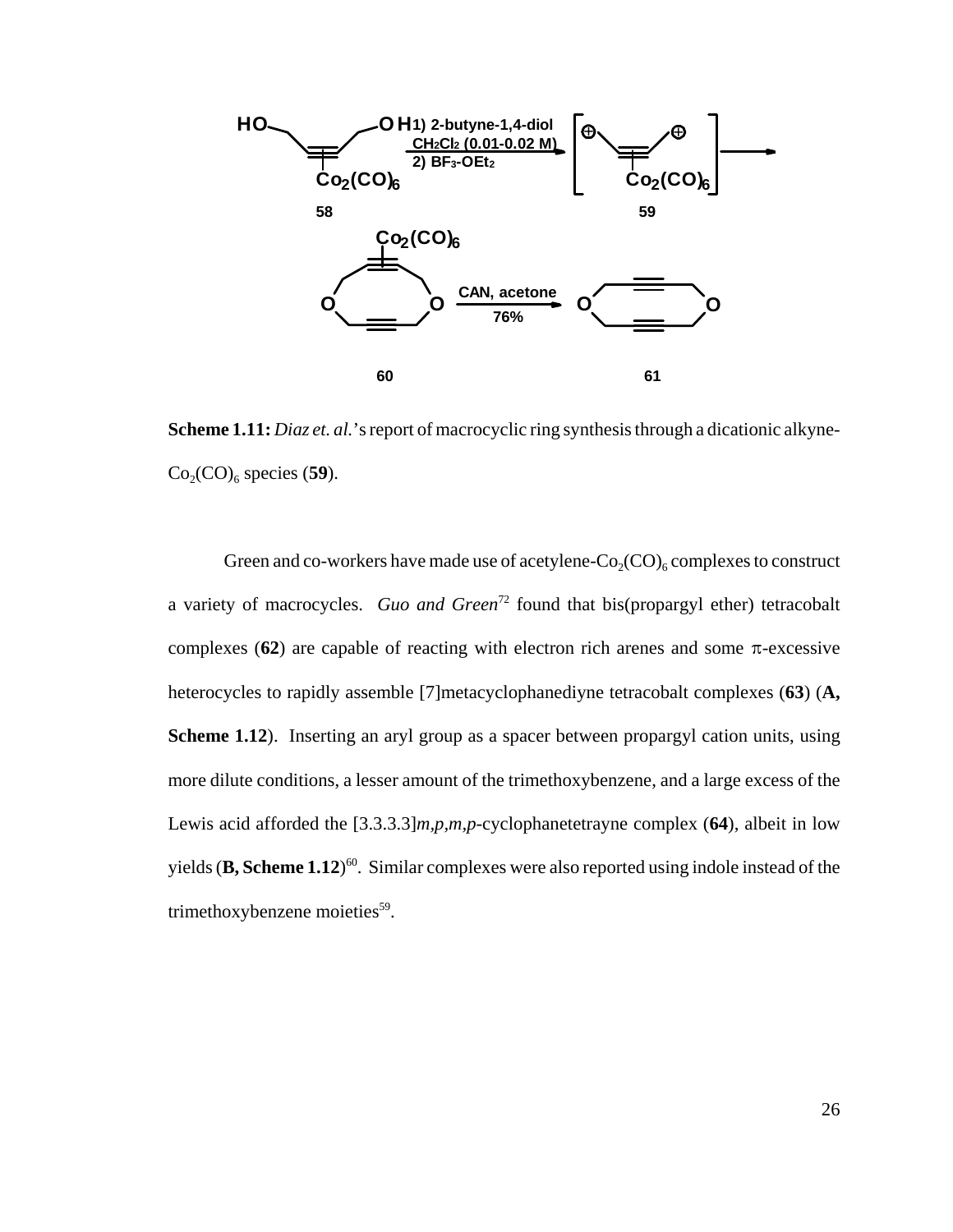**Scheme 1.11:** *Diaz et. al.*'s report of macrocyclic ring synthesis through a dicationic alkyne-$Co_2(CO)_6$ species (**59**).

Green and co-workers have made use of acetylene-$Co_2(CO)_6$ complexes to construct a variety of macrocycles. *Guo and Green*[72] found that bis(propargyl ether) tetracobalt complexes (**62**) are capable of reacting with electron rich arenes and some π-excessive heterocycles to rapidly assemble [7]metacyclophanediyne tetracobalt complexes (**63**) (**A, Scheme 1.12**). Inserting an aryl group as a spacer between propargyl cation units, using more dilute conditions, a lesser amount of the trimethoxybenzene, and a large excess of the Lewis acid afforded the [3.3.3.3]*m,p,m,p*-cyclophanetetrayne complex (**64**), albeit in low yields (**B, Scheme 1.12**)[60]. Similar complexes were also reported using indole instead of the trimethoxybenzene moieties[59].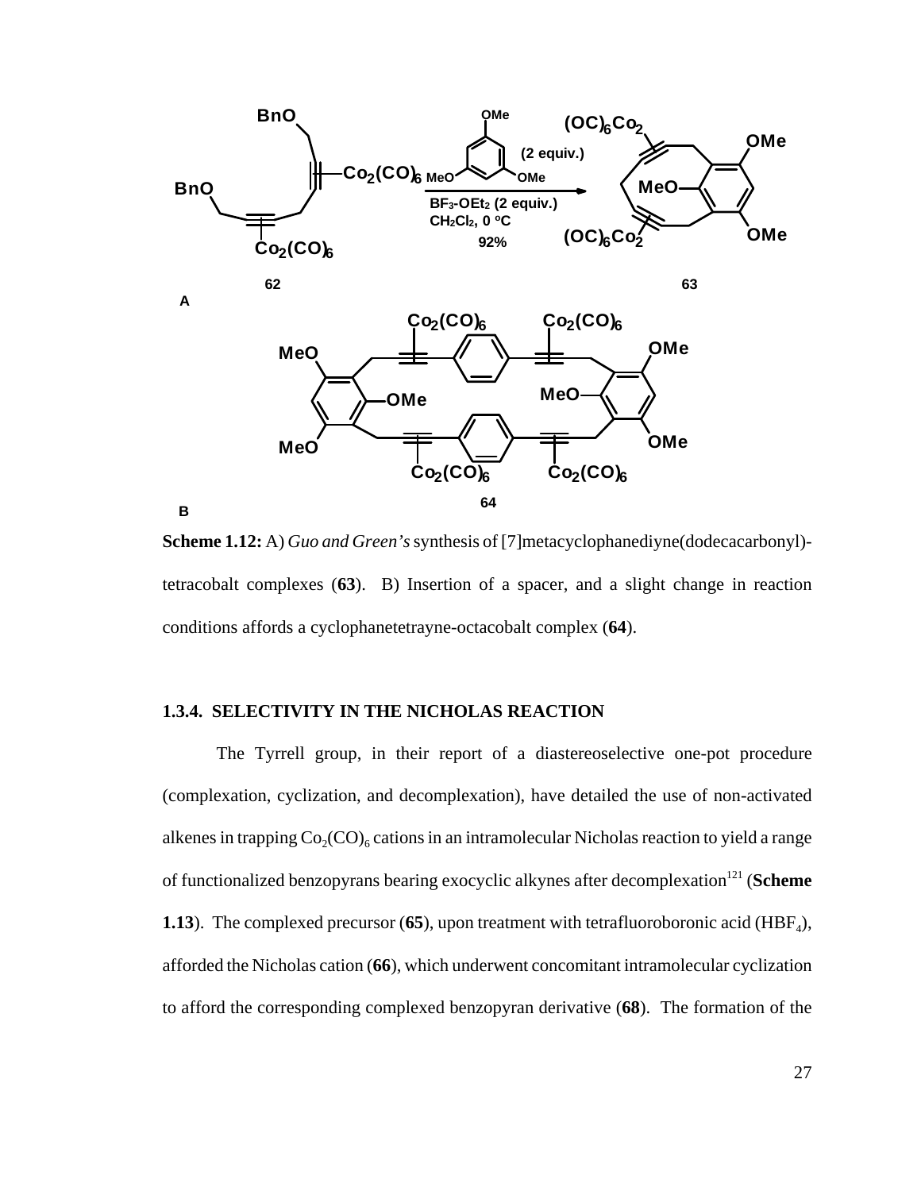**Scheme 1.12:** A) *Guo and Green's* synthesis of [7]metacyclophanediyne(dodecacarbonyl)-tetracobalt complexes (**63**). B) Insertion of a spacer, and a slight change in reaction conditions affords a cyclophanetetrayne-octacobalt complex (**64**).

### 1.3.4. SELECTIVITY IN THE NICHOLAS REACTION

The Tyrrell group, in their report of a diastereoselective one-pot procedure (complexation, cyclization, and decomplexation), have detailed the use of non-activated alkenes in trapping $Co_2(CO)_6$ cations in an intramolecular Nicholas reaction to yield a range of functionalized benzopyrans bearing exocyclic alkynes after decomplexation[121] (**Scheme 1.13**). The complexed precursor (**65**), upon treatment with tetrafluoroboronic acid ($HBF_4$), afforded the Nicholas cation (**66**), which underwent concomitant intramolecular cyclization to afford the corresponding complexed benzopyran derivative (**68**). The formation of the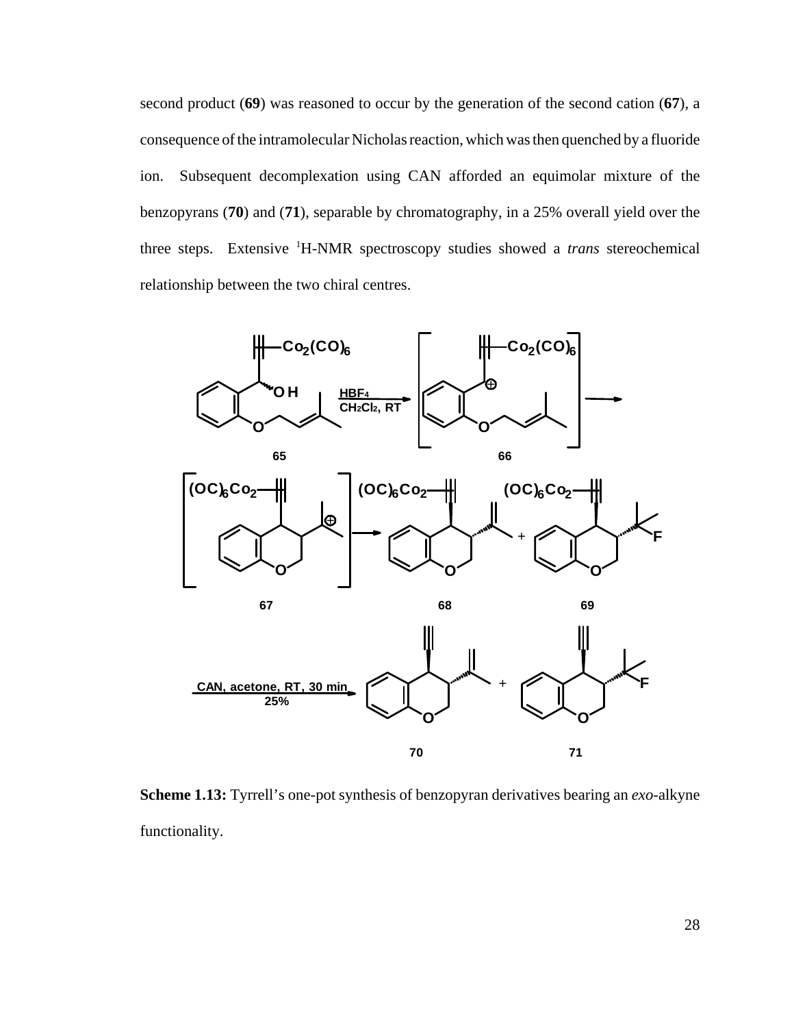second product (**69**) was reasoned to occur by the generation of the second cation (**67**), a consequence of the intramolecular Nicholas reaction, which was then quenched by a fluoride ion. Subsequent decomplexation using CAN afforded an equimolar mixture of the benzopyrans (**70**) and (**71**), separable by chromatography, in a 25% overall yield over the three steps. Extensive [1]H-NMR spectroscopy studies showed a *trans* stereochemical relationship between the two chiral centres.

**Scheme 1.13:** Tyrrell's one-pot synthesis of benzopyran derivatives bearing an *exo*-alkyne functionality.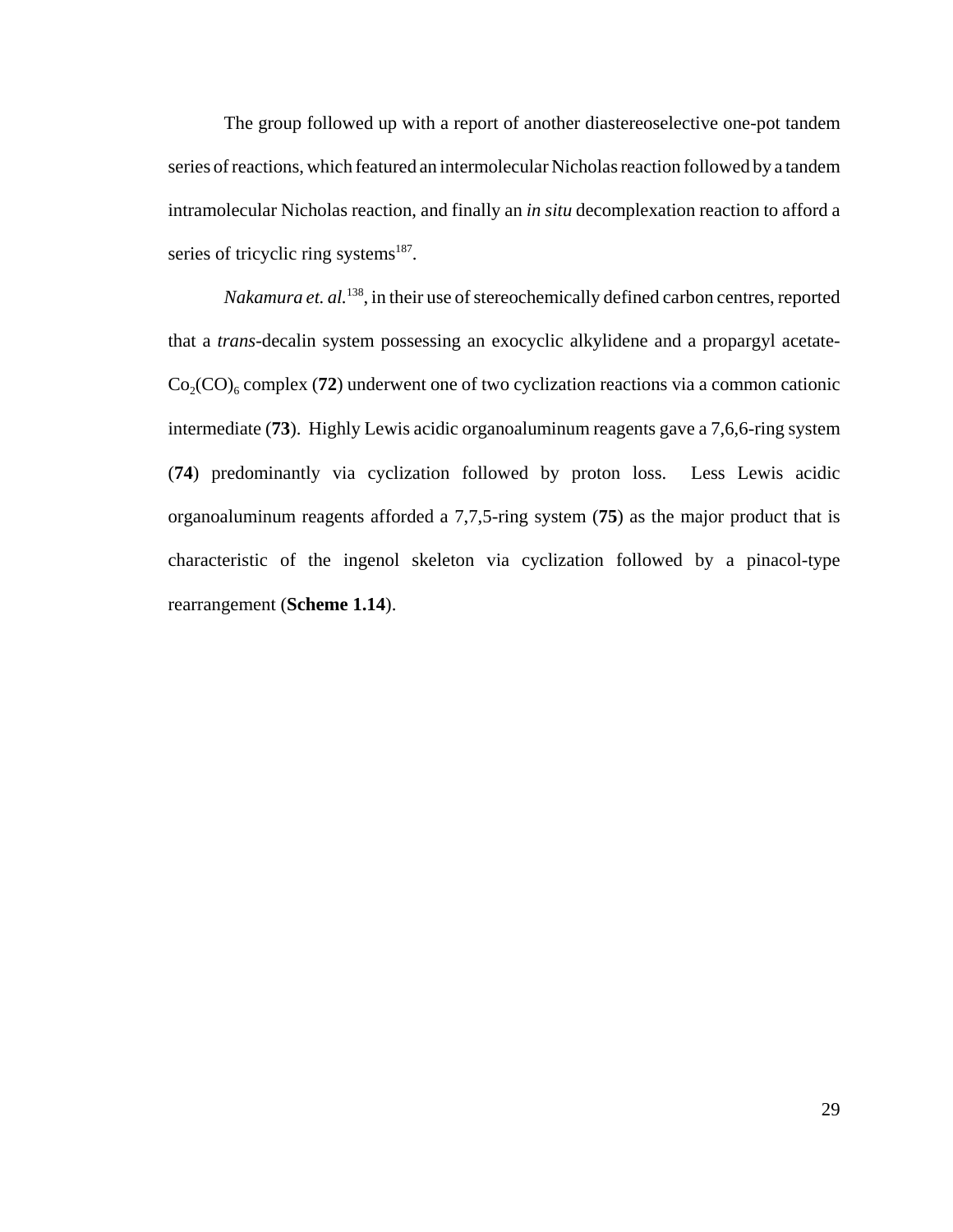The group followed up with a report of another diastereoselective one-pot tandem series of reactions, which featured an intermolecular Nicholas reaction followed by a tandem intramolecular Nicholas reaction, and finally an *in situ* decomplexation reaction to afford a series of tricyclic ring systems[187].

*Nakamura et. al.*[138], in their use of stereochemically defined carbon centres, reported that a *trans*-decalin system possessing an exocyclic alkylidene and a propargyl acetate-$Co_2(CO)_6$ complex (**72**) underwent one of two cyclization reactions via a common cationic intermediate (**73**). Highly Lewis acidic organoaluminum reagents gave a 7,6,6-ring system (**74**) predominantly via cyclization followed by proton loss. Less Lewis acidic organoaluminum reagents afforded a 7,7,5-ring system (**75**) as the major product that is characteristic of the ingenol skeleton via cyclization followed by a pinacol-type rearrangement (**Scheme 1.14**).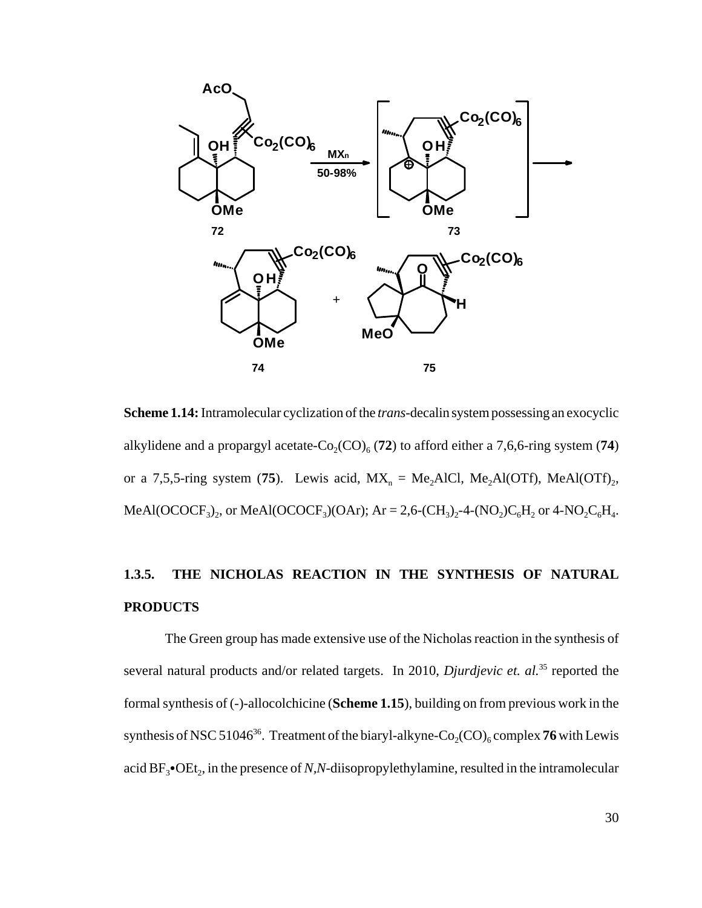**Scheme 1.14:** Intramolecular cyclization of the *trans*-decalin system possessing an exocyclic alkylidene and a propargyl acetate-$Co_2(CO)_6$ (**72**) to afford either a 7,6,6-ring system (**74**) or a 7,5,5-ring system (**75**). Lewis acid, $MX_n$ = $Me_2AlCl$, $Me_2Al(OTf)$, $MeAl(OTf)_2$, $MeAl(OCOCF_3)_2$, or $MeAl(OCOCF_3)(OAr)$; Ar = 2,6-$(CH_3)_2$-4-$(NO_2)C_6H_2$ or 4-$NO_2C_6H_4$.

### 1.3.5. THE NICHOLAS REACTION IN THE SYNTHESIS OF NATURAL PRODUCTS

The Green group has made extensive use of the Nicholas reaction in the synthesis of several natural products and/or related targets. In 2010, *Djurdjevic et. al.*[35] reported the formal synthesis of (-)-allocolchicine (**Scheme 1.15**), building on from previous work in the synthesis of NSC 51046[36]. Treatment of the biaryl-alkyne-$Co_2(CO)_6$ complex **76** with Lewis acid $BF_3$•$OEt_2$, in the presence of *N*,*N*-diisopropylethylamine, resulted in the intramolecular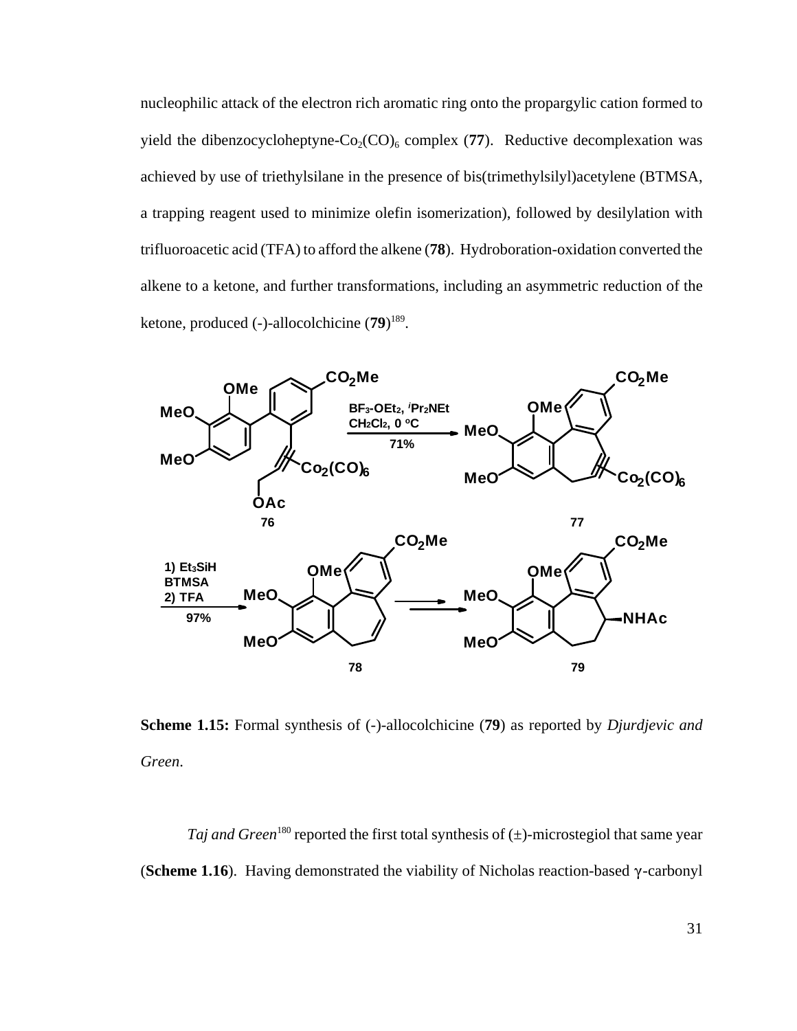nucleophilic attack of the electron rich aromatic ring onto the propargylic cation formed to yield the dibenzocycloheptyne-$Co_2(CO)_6$ complex (**77**). Reductive decomplexation was achieved by use of triethylsilane in the presence of bis(trimethylsilyl)acetylene (BTMSA, a trapping reagent used to minimize olefin isomerization), followed by desilylation with trifluoroacetic acid (TFA) to afford the alkene (**78**). Hydroboration-oxidation converted the alkene to a ketone, and further transformations, including an asymmetric reduction of the ketone, produced (-)-allocolchicine (**79**)[189].

**Scheme 1.15:** Formal synthesis of (-)-allocolchicine (**79**) as reported by *Djurdjevic and Green*.

*Taj and Green*[180] reported the first total synthesis of (±)-microstegiol that same year (**Scheme 1.16**). Having demonstrated the viability of Nicholas reaction-based γ-carbonyl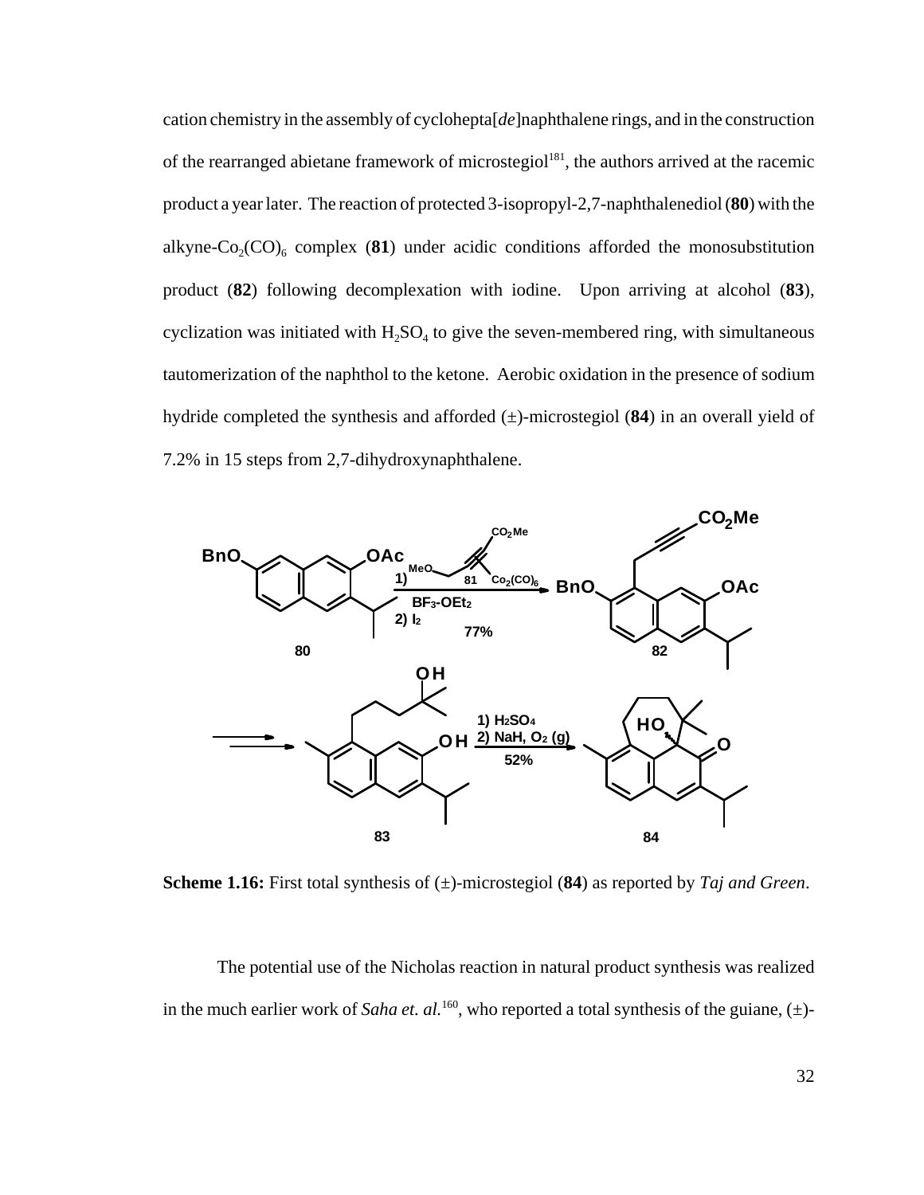cation chemistry in the assembly of cyclohepta[*de*]naphthalene rings, and in the construction of the rearranged abietane framework of microstegiol[181], the authors arrived at the racemic product a year later. The reaction of protected 3-isopropyl-2,7-naphthalenediol (**80**) with the alkyne-$Co_2(CO)_6$ complex (**81**) under acidic conditions afforded the monosubstitution product (**82**) following decomplexation with iodine. Upon arriving at alcohol (**83**), cyclization was initiated with $H_2SO_4$ to give the seven-membered ring, with simultaneous tautomerization of the naphthol to the ketone. Aerobic oxidation in the presence of sodium hydride completed the synthesis and afforded (±)-microstegiol (**84**) in an overall yield of 7.2% in 15 steps from 2,7-dihydroxynaphthalene.

**Scheme 1.16:** First total synthesis of (±)-microstegiol (**84**) as reported by *Taj and Green*.

The potential use of the Nicholas reaction in natural product synthesis was realized in the much earlier work of *Saha et. al.*[160], who reported a total synthesis of the guiane, (±)-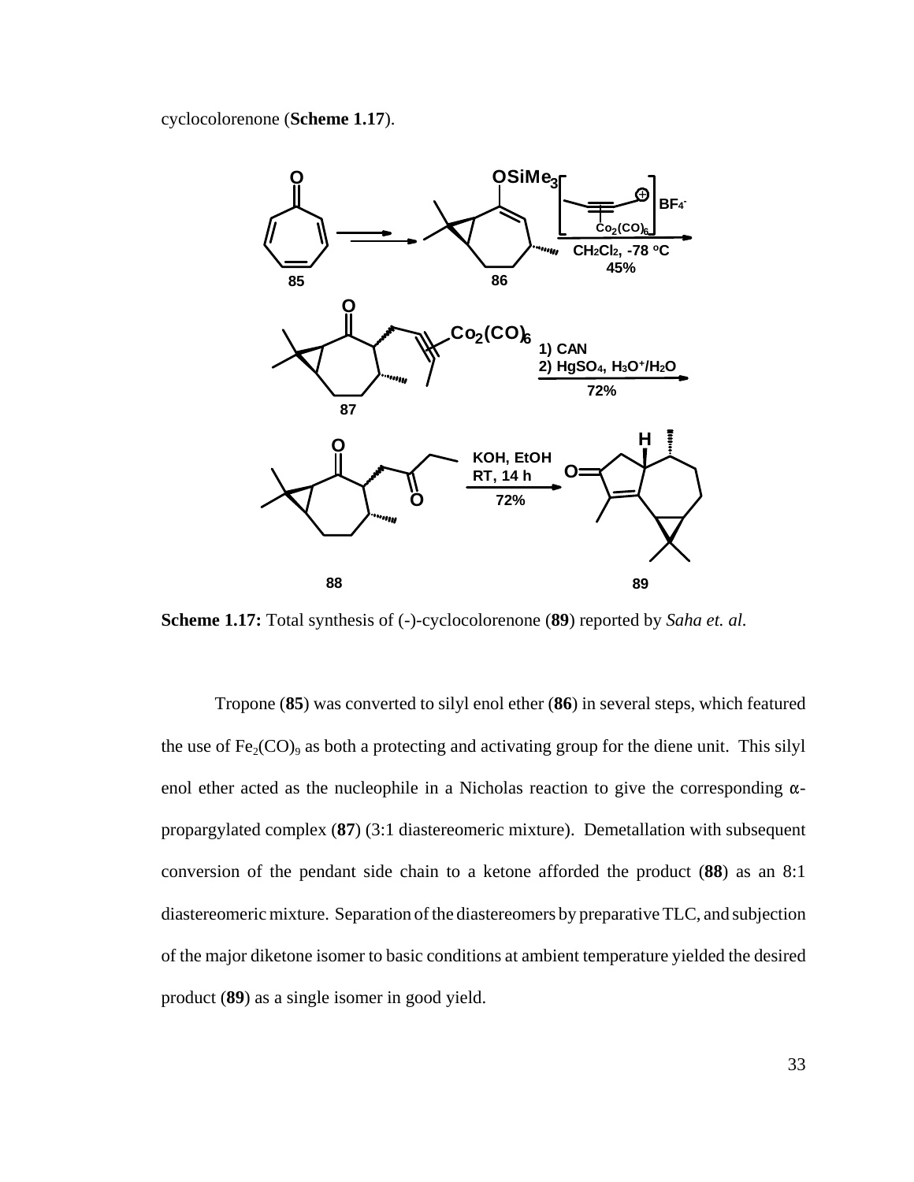cyclocolorenone (**Scheme 1.17**).

**Scheme 1.17:** Total synthesis of (-)-cyclocolorenone (**89**) reported by *Saha et. al.*

Tropone (**85**) was converted to silyl enol ether (**86**) in several steps, which featured the use of $Fe_2(CO)_9$ as both a protecting and activating group for the diene unit. This silyl enol ether acted as the nucleophile in a Nicholas reaction to give the corresponding α-propargylated complex (**87**) (3:1 diastereomeric mixture). Demetallation with subsequent conversion of the pendant side chain to a ketone afforded the product (**88**) as an 8:1 diastereomeric mixture. Separation of the diastereomers by preparative TLC, and subjection of the major diketone isomer to basic conditions at ambient temperature yielded the desired product (**89**) as a single isomer in good yield.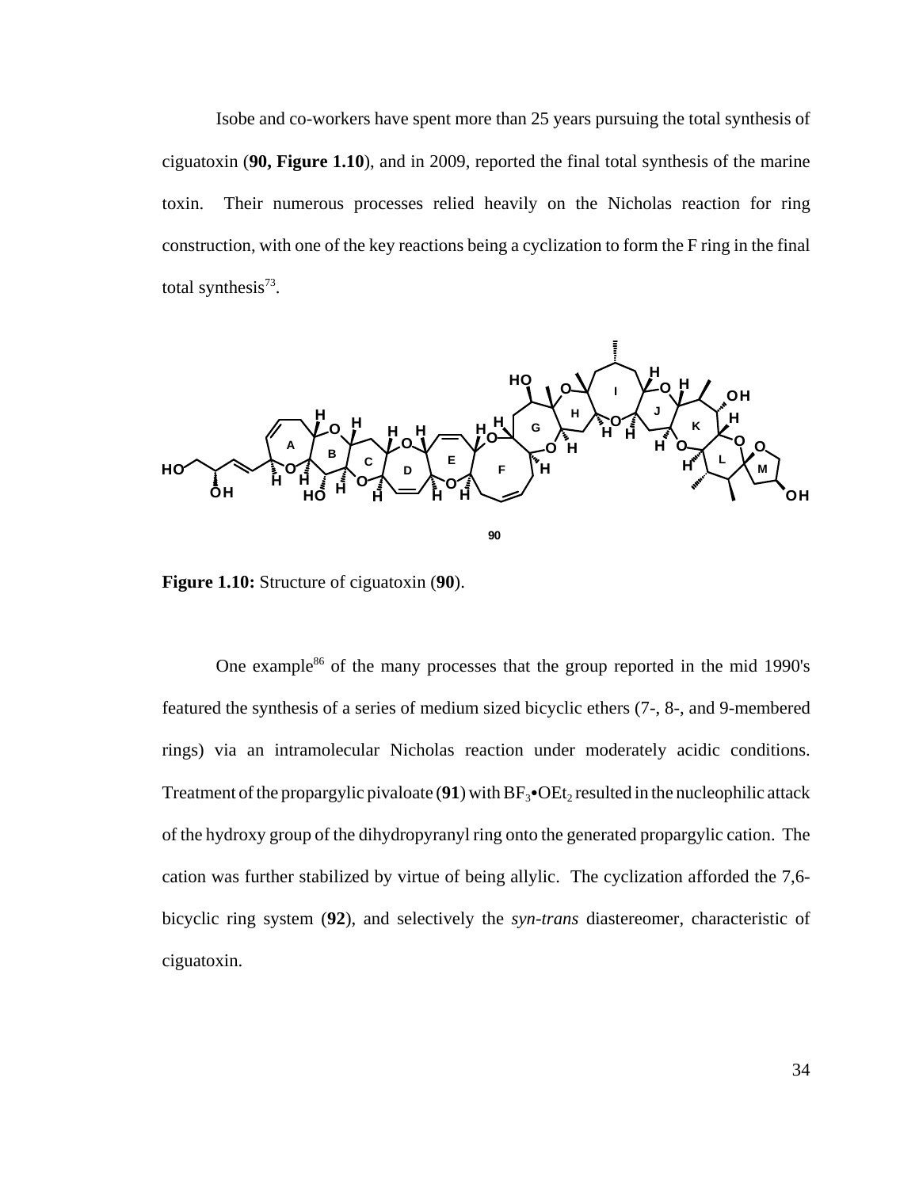Isobe and co-workers have spent more than 25 years pursuing the total synthesis of ciguatoxin (**90, Figure 1.10**), and in 2009, reported the final total synthesis of the marine toxin. Their numerous processes relied heavily on the Nicholas reaction for ring construction, with one of the key reactions being a cyclization to form the F ring in the final total synthesis[73].

**Figure 1.10:** Structure of ciguatoxin (**90**).

One example[86] of the many processes that the group reported in the mid 1990's featured the synthesis of a series of medium sized bicyclic ethers (7-, 8-, and 9-membered rings) via an intramolecular Nicholas reaction under moderately acidic conditions. Treatment of the propargylic pivaloate (**91**) with $BF_3$•$OEt_2$ resulted in the nucleophilic attack of the hydroxy group of the dihydropyranyl ring onto the generated propargylic cation. The cation was further stabilized by virtue of being allylic. The cyclization afforded the 7,6-bicyclic ring system (**92**), and selectively the *syn-trans* diastereomer, characteristic of ciguatoxin.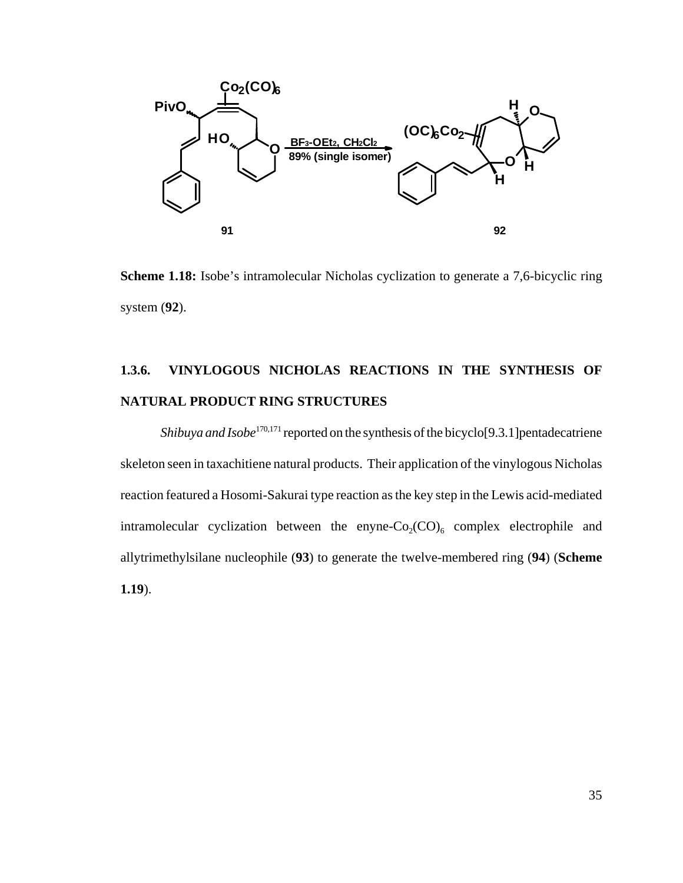**Scheme 1.18:** Isobe's intramolecular Nicholas cyclization to generate a 7,6-bicyclic ring system (**92**).

## 1.3.6. VINYLOGOUS NICHOLAS REACTIONS IN THE SYNTHESIS OF NATURAL PRODUCT RING STRUCTURES

*Shibuya and Isobe*[170,171] reported on the synthesis of the bicyclo[9.3.1]pentadecatriene skeleton seen in taxachitiene natural products. Their application of the vinylogous Nicholas reaction featured a Hosomi-Sakurai type reaction as the key step in the Lewis acid-mediated intramolecular cyclization between the enyne-$Co_2(CO)_6$ complex electrophile and allytrimethylsilane nucleophile (**93**) to generate the twelve-membered ring (**94**) (**Scheme 1.19**).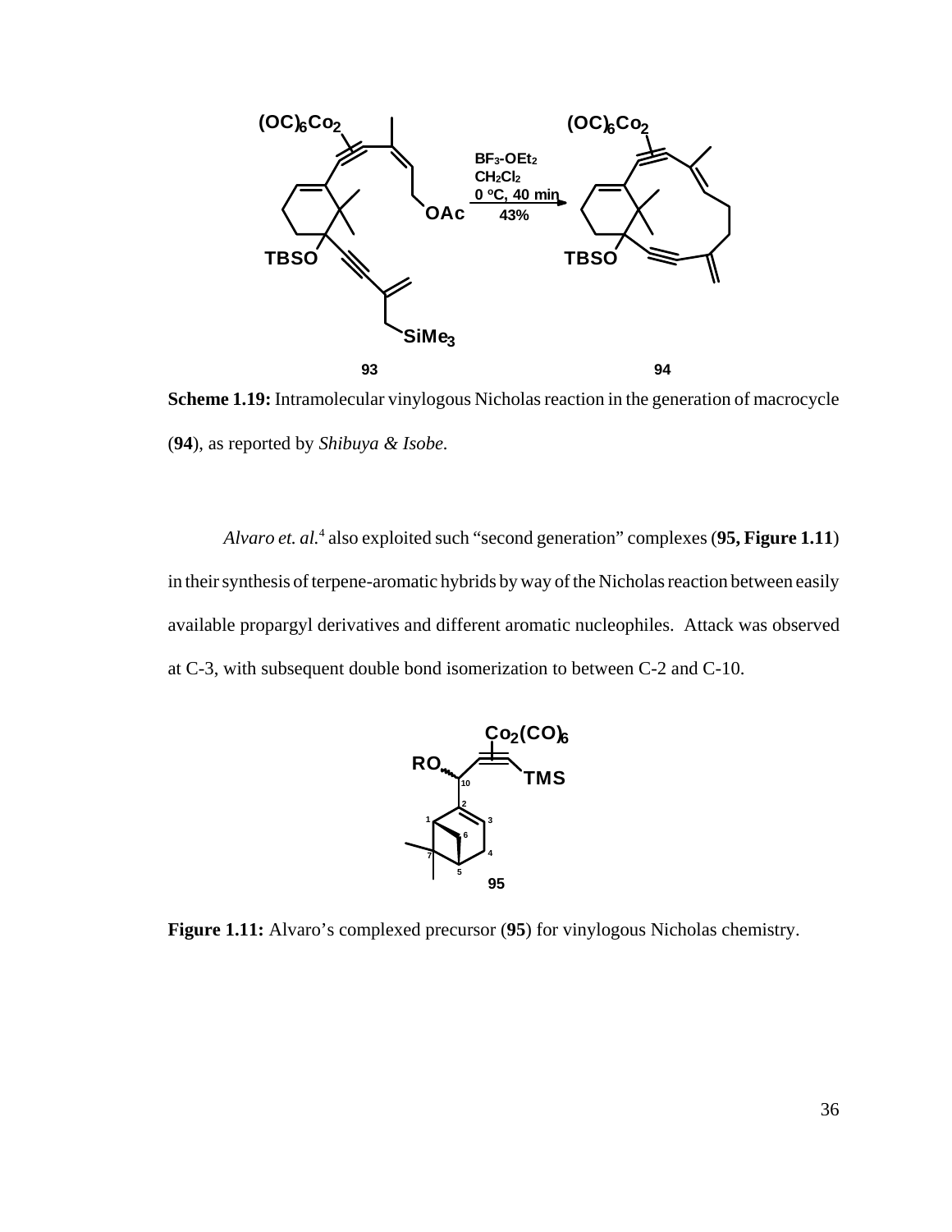**Scheme 1.19:** Intramolecular vinylogous Nicholas reaction in the generation of macrocycle (**94**), as reported by *Shibuya & Isobe*.

*Alvaro et. al.*[4] also exploited such "second generation" complexes (**95, Figure 1.11**) in their synthesis of terpene-aromatic hybrids by way of the Nicholas reaction between easily available propargyl derivatives and different aromatic nucleophiles. Attack was observed at C-3, with subsequent double bond isomerization to between C-2 and C-10.

**Figure 1.11:** Alvaro's complexed precursor (**95**) for vinylogous Nicholas chemistry.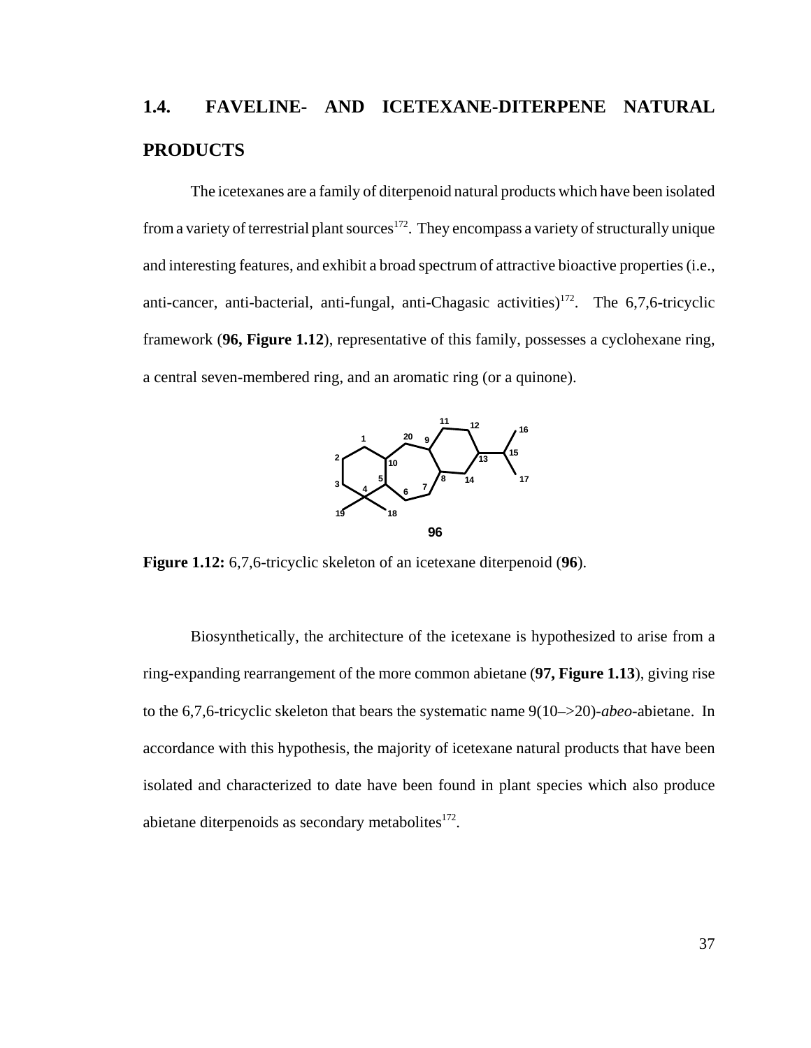## 1.4. FAVELINE- AND ICETEXANE-DITERPENE NATURAL PRODUCTS

The icetexanes are a family of diterpenoid natural products which have been isolated from a variety of terrestrial plant sources[172]. They encompass a variety of structurally unique and interesting features, and exhibit a broad spectrum of attractive bioactive properties (i.e., anti-cancer, anti-bacterial, anti-fungal, anti-Chagasic activities)[172]. The 6,7,6-tricyclic framework (**96, Figure 1.12**), representative of this family, possesses a cyclohexane ring, a central seven-membered ring, and an aromatic ring (or a quinone).

**Figure 1.12:** 6,7,6-tricyclic skeleton of an icetexane diterpenoid (**96**).

Biosynthetically, the architecture of the icetexane is hypothesized to arise from a ring-expanding rearrangement of the more common abietane (**97, Figure 1.13**), giving rise to the 6,7,6-tricyclic skeleton that bears the systematic name 9(10–>20)-*abeo*-abietane. In accordance with this hypothesis, the majority of icetexane natural products that have been isolated and characterized to date have been found in plant species which also produce abietane diterpenoids as secondary metabolites[172].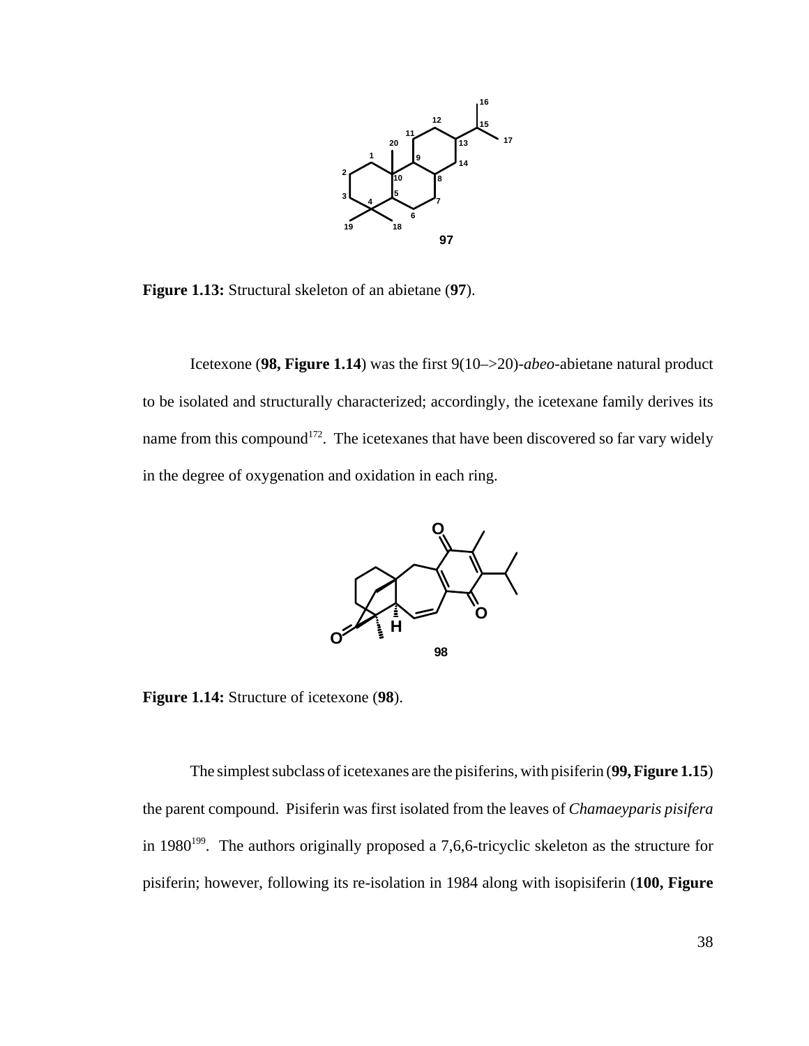**Figure 1.13:** Structural skeleton of an abietane (**97**).

Icetexone (**98, Figure 1.14**) was the first 9(10–>20)-*abeo*-abietane natural product to be isolated and structurally characterized; accordingly, the icetexane family derives its name from this compound[172]. The icetexanes that have been discovered so far vary widely in the degree of oxygenation and oxidation in each ring.

**Figure 1.14:** Structure of icetexone (**98**).

The simplest subclass of icetexanes are the pisiferins, with pisiferin (**99, Figure 1.15**) the parent compound. Pisiferin was first isolated from the leaves of *Chamaeyparis pisifera* in 1980[199]. The authors originally proposed a 7,6,6-tricyclic skeleton as the structure for pisiferin; however, following its re-isolation in 1984 along with isopisiferin (**100, Figure**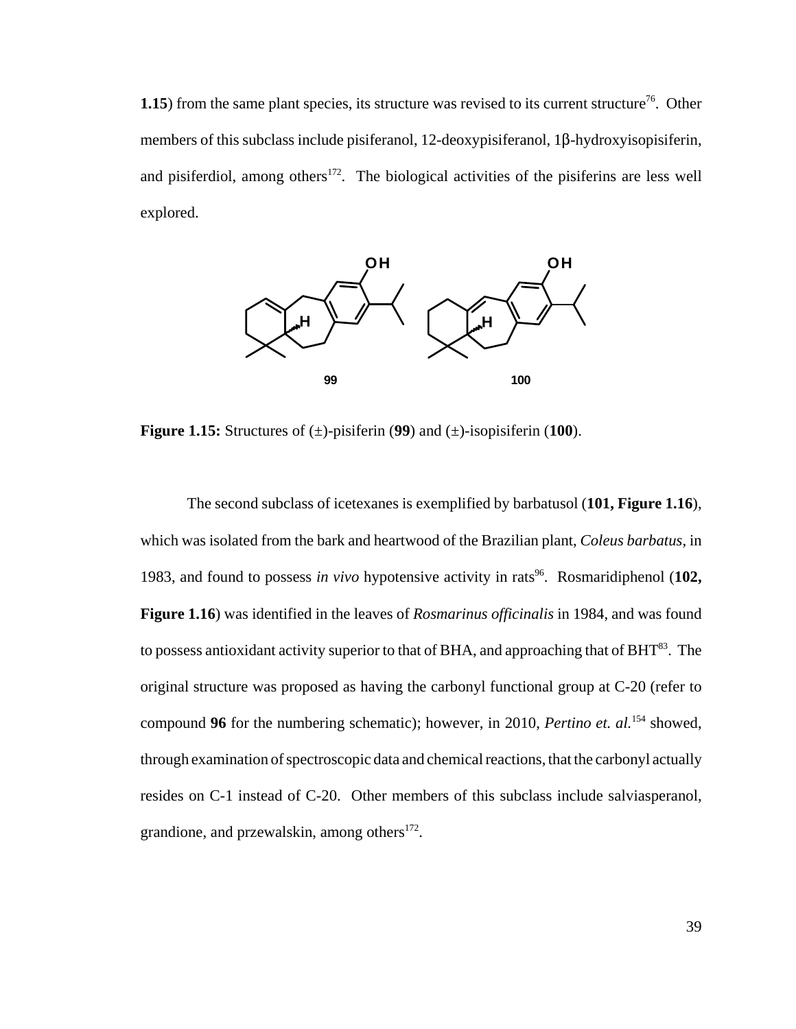1.15) from the same plant species, its structure was revised to its current structure[76]. Other members of this subclass include pisiferanol, 12-deoxypisiferanol, 1β-hydroxyisopisiferin, and pisiferdiol, among others[172]. The biological activities of the pisiferins are less well explored.

**Figure 1.15:** Structures of (±)-pisiferin (**99**) and (±)-isopisiferin (**100**).

The second subclass of icetexanes is exemplified by barbatusol (**101, Figure 1.16**), which was isolated from the bark and heartwood of the Brazilian plant, *Coleus barbatus*, in 1983, and found to possess *in vivo* hypotensive activity in rats[96]. Rosmaridiphenol (**102, Figure 1.16**) was identified in the leaves of *Rosmarinus officinalis* in 1984, and was found to possess antioxidant activity superior to that of BHA, and approaching that of BHT[83]. The original structure was proposed as having the carbonyl functional group at C-20 (refer to compound **96** for the numbering schematic); however, in 2010, *Pertino et. al.*[154] showed, through examination of spectroscopic data and chemical reactions, that the carbonyl actually resides on C-1 instead of C-20. Other members of this subclass include salviasperanol, grandione, and przewalskin, among others[172].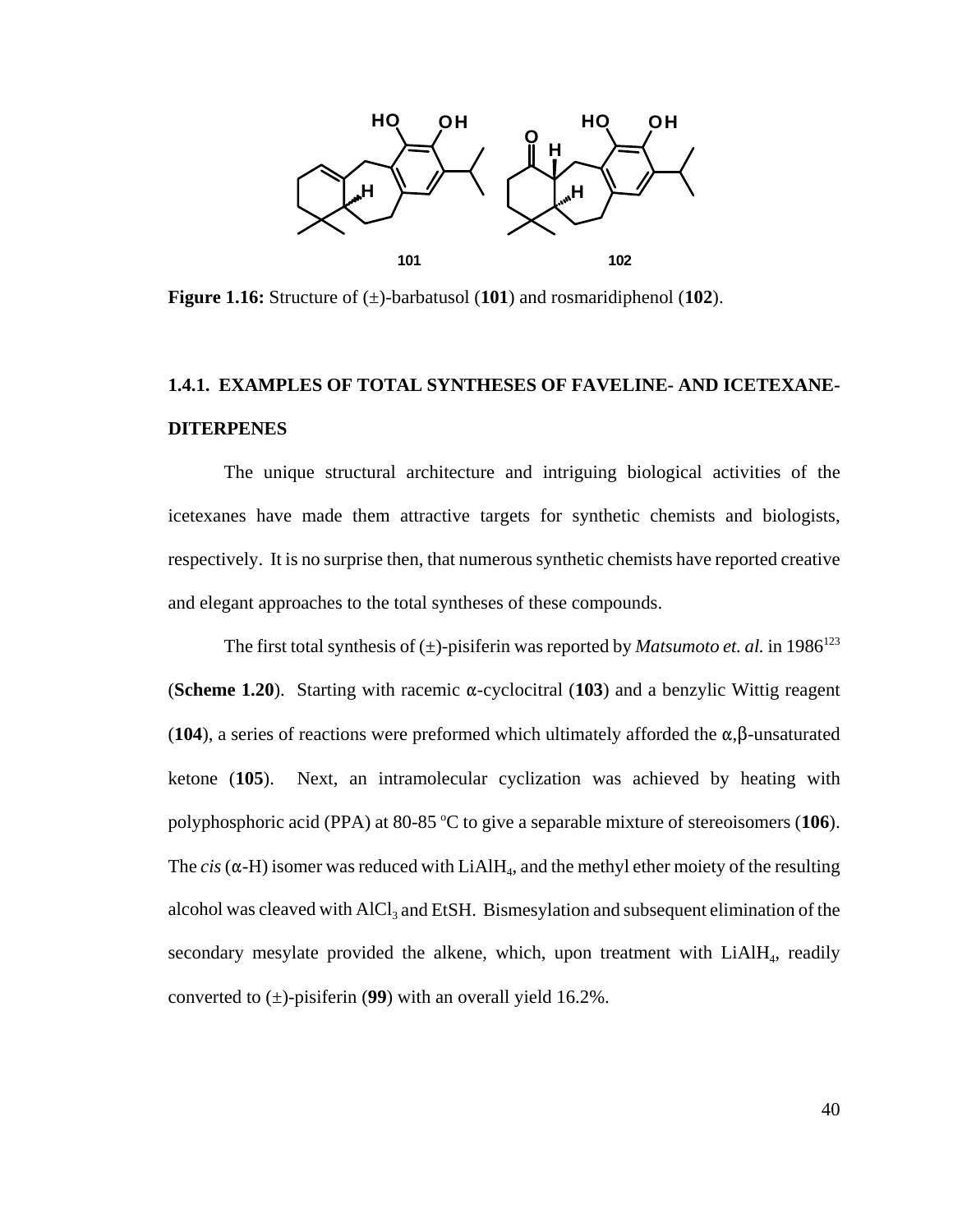**Figure 1.16:** Structure of (±)-barbatusol (**101**) and rosmaridiphenol (**102**).

### 1.4.1. EXAMPLES OF TOTAL SYNTHESES OF FAVELINE- AND ICETEXANE-DITERPENES

The unique structural architecture and intriguing biological activities of the icetexanes have made them attractive targets for synthetic chemists and biologists, respectively. It is no surprise then, that numerous synthetic chemists have reported creative and elegant approaches to the total syntheses of these compounds.

The first total synthesis of (±)-pisiferin was reported by *Matsumoto et. al.* in 1986[123] (**Scheme 1.20**). Starting with racemic α-cyclocitral (**103**) and a benzylic Wittig reagent (**104**), a series of reactions were preformed which ultimately afforded the α,β-unsaturated ketone (**105**). Next, an intramolecular cyclization was achieved by heating with polyphosphoric acid (PPA) at 80-85 °C to give a separable mixture of stereoisomers (**106**). The *cis* (α-H) isomer was reduced with $LiAlH_4$, and the methyl ether moiety of the resulting alcohol was cleaved with $AlCl_3$ and EtSH. Bismesylation and subsequent elimination of the secondary mesylate provided the alkene, which, upon treatment with $LiAlH_4$, readily converted to (±)-pisiferin (**99**) with an overall yield 16.2%.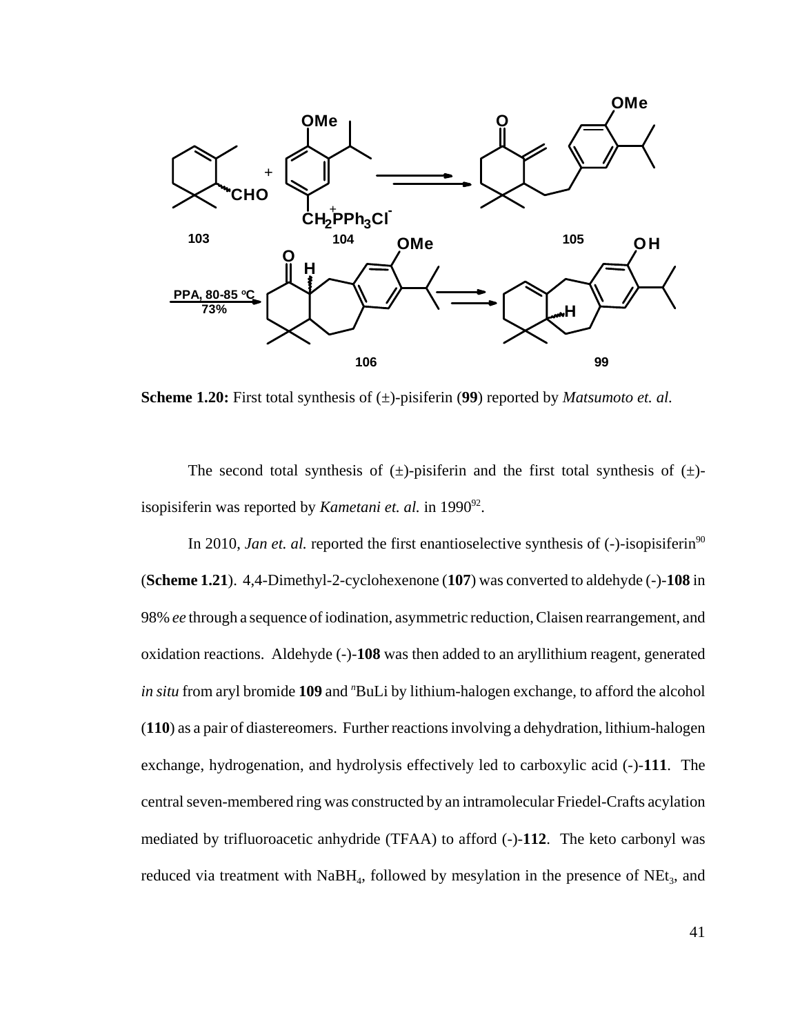**Scheme 1.20:** First total synthesis of (±)-pisiferin (**99**) reported by *Matsumoto et. al.*

The second total synthesis of (±)-pisiferin and the first total synthesis of (±)-isopisiferin was reported by *Kametani et. al.* in 1990[92].

In 2010, *Jan et. al.* reported the first enantioselective synthesis of (-)-isopisiferin[90] (**Scheme 1.21**). 4,4-Dimethyl-2-cyclohexenone (**107**) was converted to aldehyde (-)-**108** in 98% *ee* through a sequence of iodination, asymmetric reduction, Claisen rearrangement, and oxidation reactions. Aldehyde (-)-**108** was then added to an aryllithium reagent, generated *in situ* from aryl bromide **109** and $^{n}$BuLi by lithium-halogen exchange, to afford the alcohol (**110**) as a pair of diastereomers. Further reactions involving a dehydration, lithium-halogen exchange, hydrogenation, and hydrolysis effectively led to carboxylic acid (-)-**111**. The central seven-membered ring was constructed by an intramolecular Friedel-Crafts acylation mediated by trifluoroacetic anhydride (TFAA) to afford (-)-**112**. The keto carbonyl was reduced via treatment with $NaBH_4$, followed by mesylation in the presence of $NEt_3$, and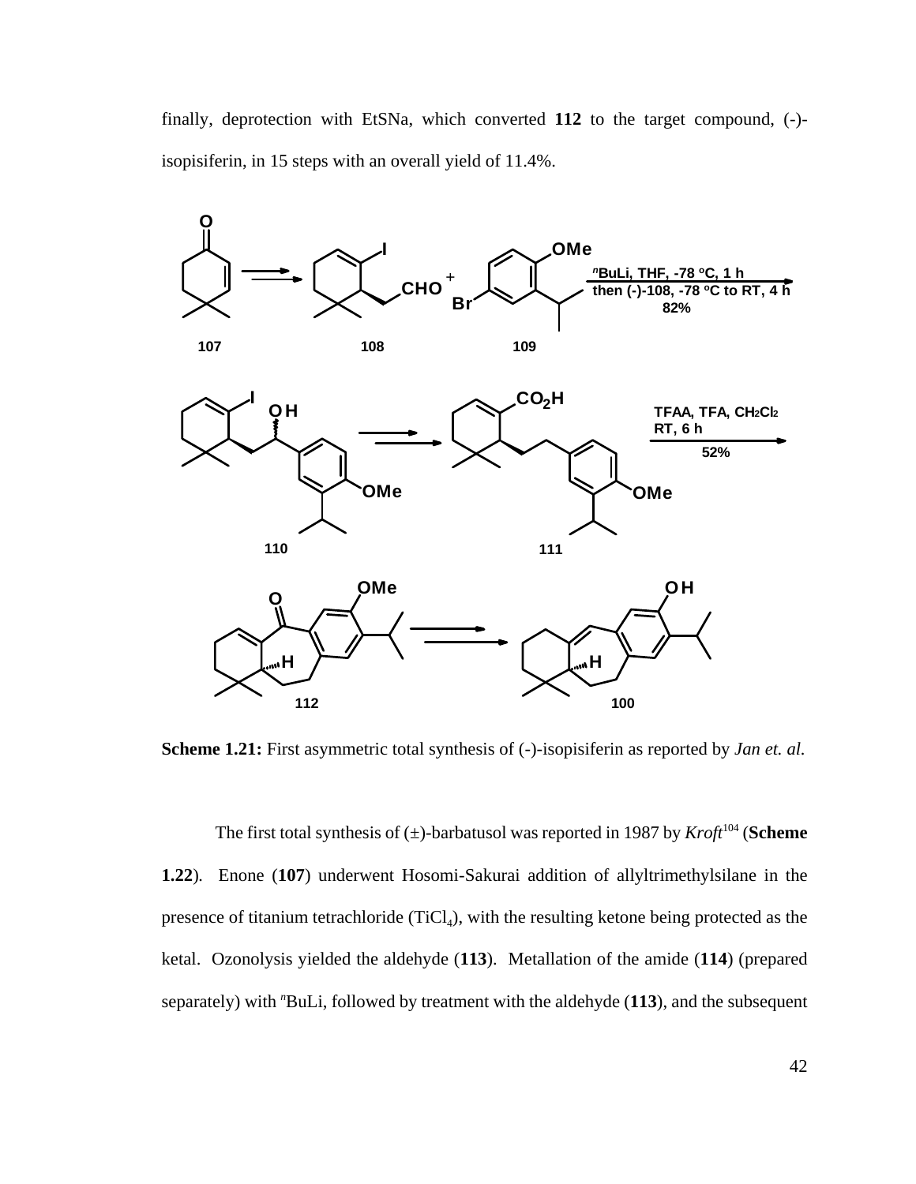finally, deprotection with EtSNa, which converted **112** to the target compound, (-)-isopisiferin, in 15 steps with an overall yield of 11.4%.

**Scheme 1.21:** First asymmetric total synthesis of (-)-isopisiferin as reported by *Jan et. al.*

The first total synthesis of (±)-barbatusol was reported in 1987 by *Kroft*[104] (**Scheme 1.22**). Enone (**107**) underwent Hosomi-Sakurai addition of allyltrimethylsilane in the presence of titanium tetrachloride ($TiCl_4$), with the resulting ketone being protected as the ketal. Ozonolysis yielded the aldehyde (**113**). Metallation of the amide (**114**) (prepared separately) with $^n$BuLi, followed by treatment with the aldehyde (**113**), and the subsequent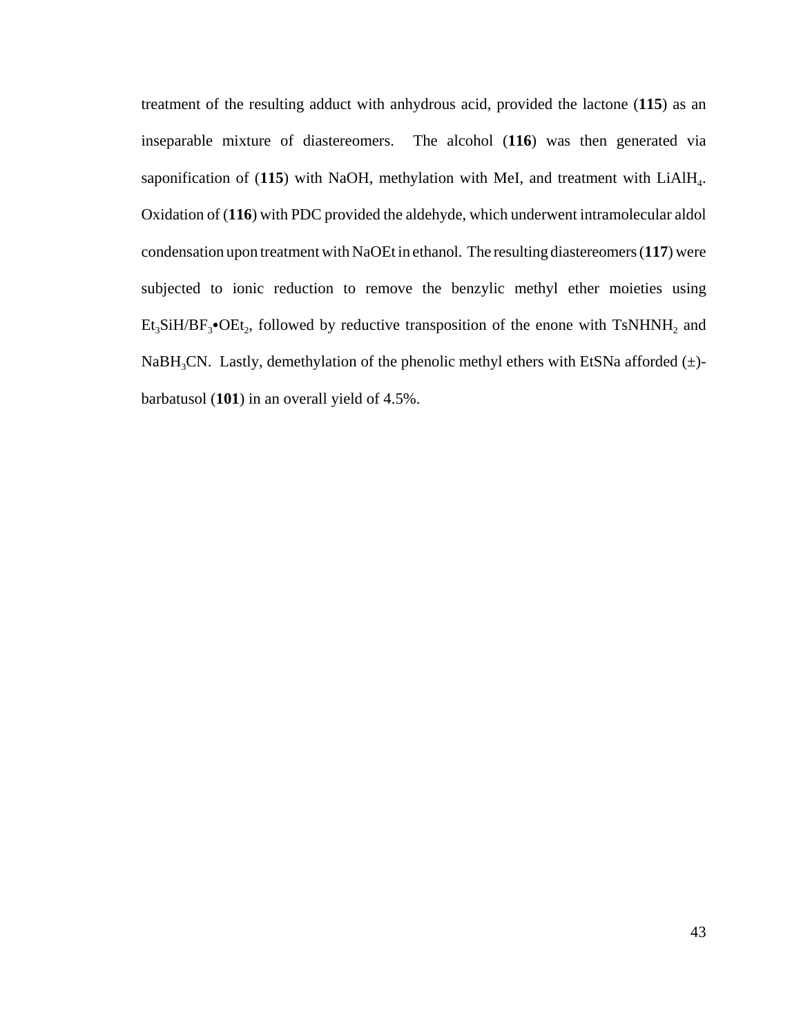treatment of the resulting adduct with anhydrous acid, provided the lactone (**115**) as an inseparable mixture of diastereomers. The alcohol (**116**) was then generated via saponification of (**115**) with NaOH, methylation with MeI, and treatment with $LiAlH_4$. Oxidation of (**116**) with PDC provided the aldehyde, which underwent intramolecular aldol condensation upon treatment with NaOEt in ethanol. The resulting diastereomers (**117**) were subjected to ionic reduction to remove the benzylic methyl ether moieties using $Et_3SiH/BF_3•OEt_2$, followed by reductive transposition of the enone with $TsNHNH_2$ and $NaBH_3CN$. Lastly, demethylation of the phenolic methyl ethers with EtSNa afforded (±)-barbatusol (**101**) in an overall yield of 4.5%.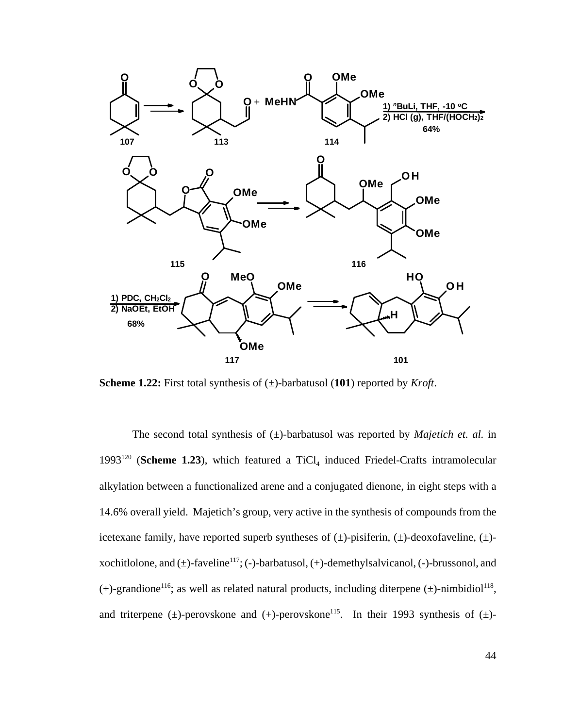**Scheme 1.22:** First total synthesis of (±)-barbatusol (**101**) reported by *Kroft*.

The second total synthesis of (±)-barbatusol was reported by *Majetich et. al.* in 1993[120] (**Scheme 1.23**), which featured a $TiCl_4$ induced Friedel-Crafts intramolecular alkylation between a functionalized arene and a conjugated dienone, in eight steps with a 14.6% overall yield. Majetich's group, very active in the synthesis of compounds from the icetexane family, have reported superb syntheses of (±)-pisiferin, (±)-deoxofaveline, (±)-xochitlolone, and (±)-faveline[117]; (-)-barbatusol, (+)-demethylsalvicanol, (-)-brussonol, and (+)-grandione[116]; as well as related natural products, including diterpene (±)-nimbidiol[118], and triterpene (±)-perovskone and (+)-perovskone[115]. In their 1993 synthesis of (±)-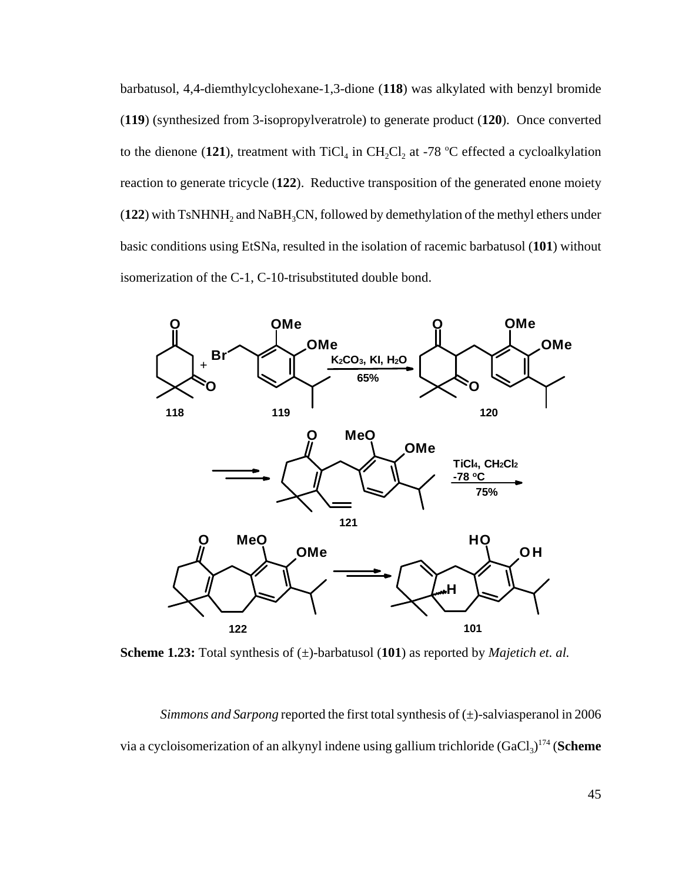barbatusol, 4,4-diemthylcyclohexane-1,3-dione (**118**) was alkylated with benzyl bromide (**119**) (synthesized from 3-isopropylveratrole) to generate product (**120**). Once converted to the dienone (**121**), treatment with $TiCl_4$ in $CH_2Cl_2$ at -78 °C effected a cycloalkylation reaction to generate tricycle (**122**). Reductive transposition of the generated enone moiety (**122**) with $TsNHNH_2$ and $NaBH_3CN$, followed by demethylation of the methyl ethers under basic conditions using EtSNa, resulted in the isolation of racemic barbatusol (**101**) without isomerization of the C-1, C-10-trisubstituted double bond.

**Scheme 1.23:** Total synthesis of (±)-barbatusol (**101**) as reported by *Majetich et. al.*

*Simmons and Sarpong* reported the first total synthesis of (±)-salviasperanol in 2006 via a cycloisomerization of an alkynyl indene using gallium trichloride ($GaCl_3$)[174] (**Scheme**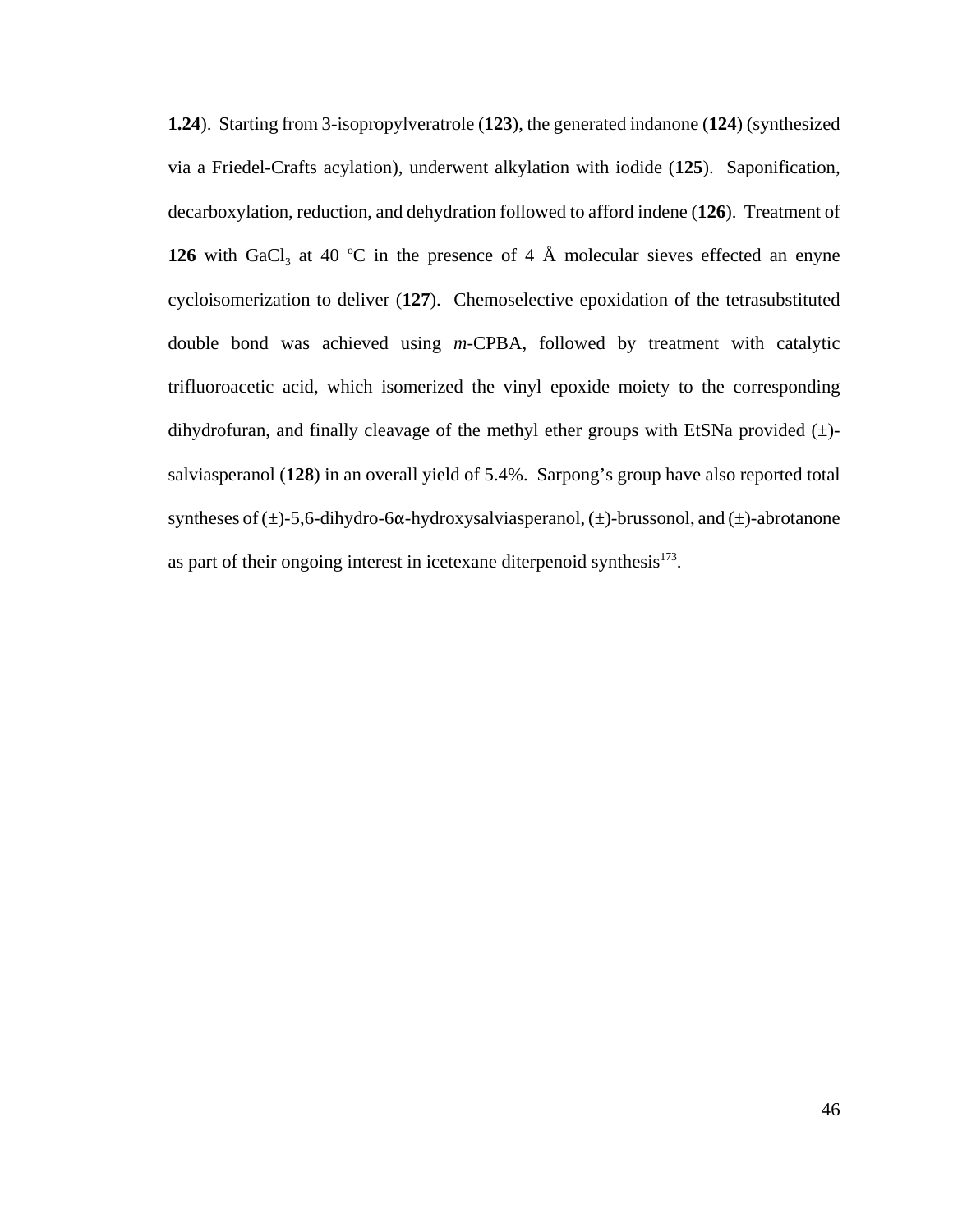**1.24**). Starting from 3-isopropylveratrole (**123**), the generated indanone (**124**) (synthesized via a Friedel-Crafts acylation), underwent alkylation with iodide (**125**). Saponification, decarboxylation, reduction, and dehydration followed to afford indene (**126**). Treatment of **126** with $GaCl_3$ at 40 $^oC$ in the presence of 4 Å molecular sieves effected an enyne cycloisomerization to deliver (**127**). Chemoselective epoxidation of the tetrasubstituted double bond was achieved using *m*-CPBA, followed by treatment with catalytic trifluoroacetic acid, which isomerized the vinyl epoxide moiety to the corresponding dihydrofuran, and finally cleavage of the methyl ether groups with EtSNa provided (±)-salviasperanol (**128**) in an overall yield of 5.4%. Sarpong's group have also reported total syntheses of (±)-5,6-dihydro-6α-hydroxysalviasperanol, (±)-brussonol, and (±)-abrotanone as part of their ongoing interest in icetexane diterpenoid synthesis[173].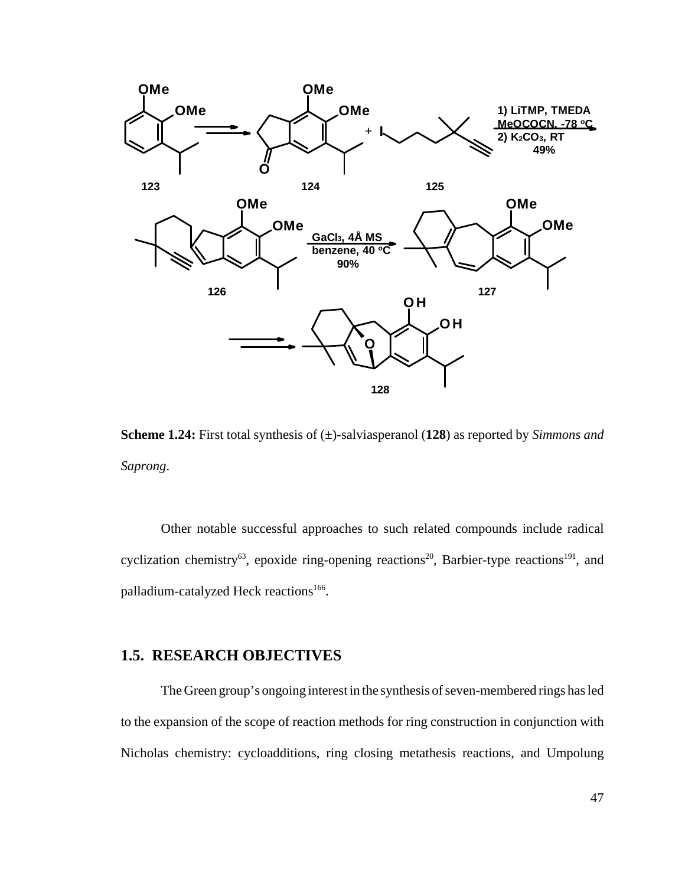**Scheme 1.24:** First total synthesis of (±)-salviasperanol (**128**) as reported by *Simmons and Sarpong*.

Other notable successful approaches to such related compounds include radical cyclization chemistry[63], epoxide ring-opening reactions[20], Barbier-type reactions[191], and palladium-catalyzed Heck reactions[166].

## 1.5. RESEARCH OBJECTIVES

The Green group's ongoing interest in the synthesis of seven-membered rings has led to the expansion of the scope of reaction methods for ring construction in conjunction with Nicholas chemistry: cycloadditions, ring closing metathesis reactions, and Umpolung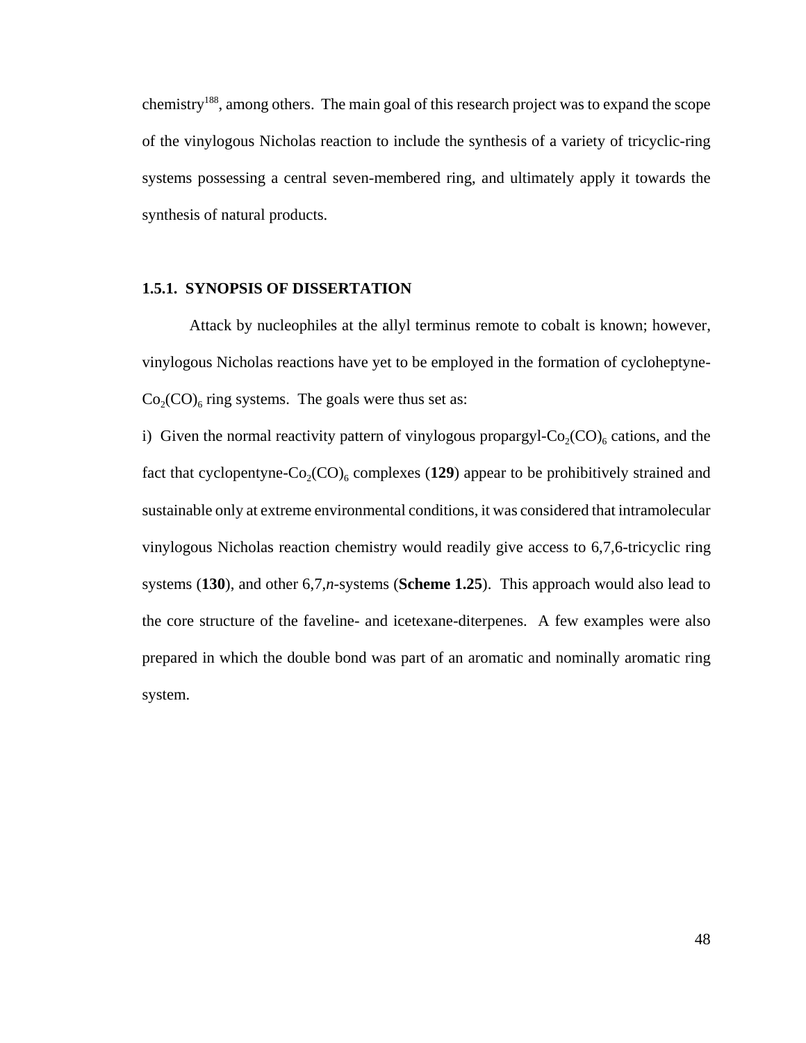chemistry[188], among others. The main goal of this research project was to expand the scope of the vinylogous Nicholas reaction to include the synthesis of a variety of tricyclic-ring systems possessing a central seven-membered ring, and ultimately apply it towards the synthesis of natural products.

### 1.5.1. SYNOPSIS OF DISSERTATION

Attack by nucleophiles at the allyl terminus remote to cobalt is known; however, vinylogous Nicholas reactions have yet to be employed in the formation of cycloheptyne-$Co_2(CO)_6$ ring systems. The goals were thus set as:

i) Given the normal reactivity pattern of vinylogous propargyl-$Co_2(CO)_6$ cations, and the fact that cyclopentyne-$Co_2(CO)_6$ complexes (**129**) appear to be prohibitively strained and sustainable only at extreme environmental conditions, it was considered that intramolecular vinylogous Nicholas reaction chemistry would readily give access to 6,7,6-tricyclic ring systems (**130**), and other 6,7,*n*-systems (**Scheme 1.25**). This approach would also lead to the core structure of the faveline- and icetexane-diterpenes. A few examples were also prepared in which the double bond was part of an aromatic and nominally aromatic ring system.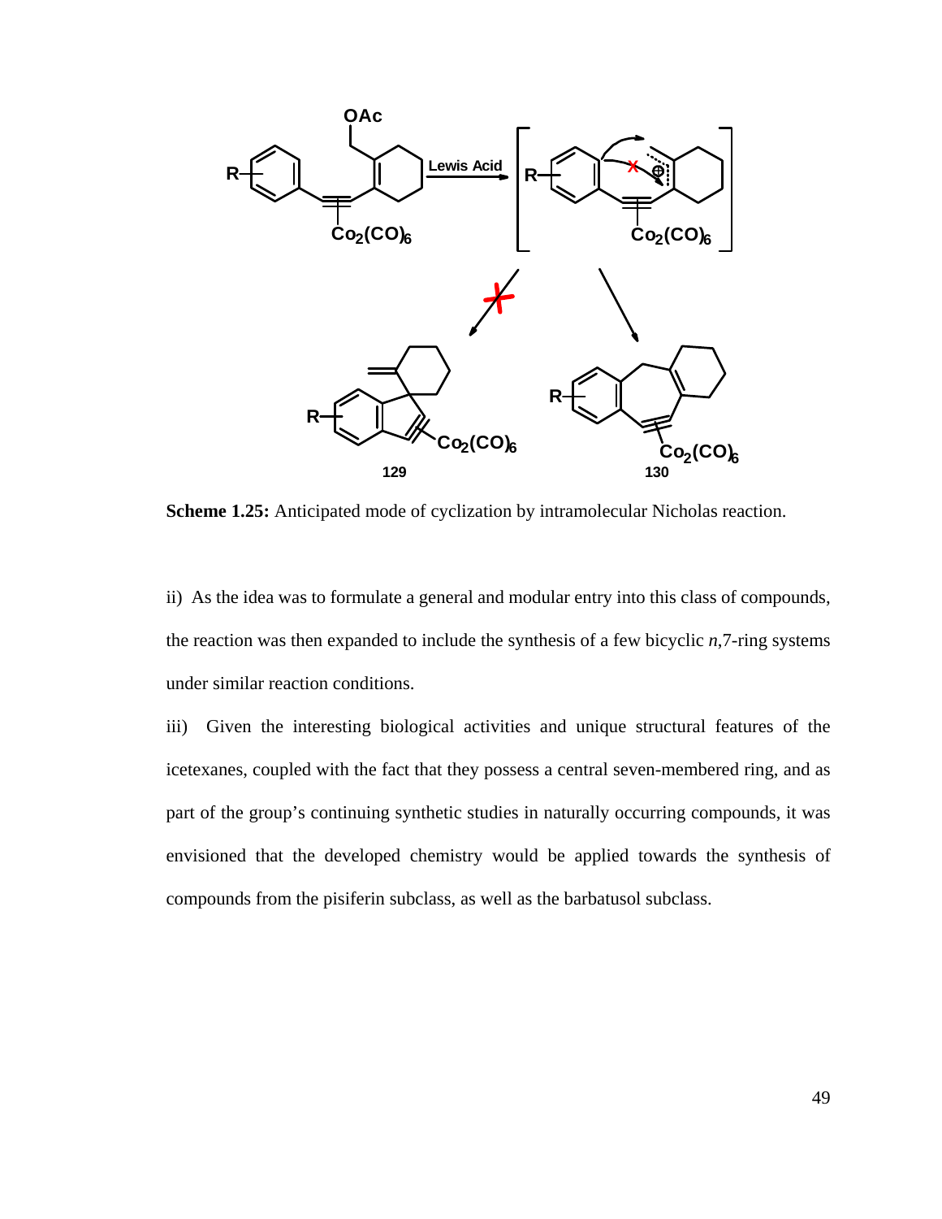**Scheme 1.25:** Anticipated mode of cyclization by intramolecular Nicholas reaction.

ii) As the idea was to formulate a general and modular entry into this class of compounds, the reaction was then expanded to include the synthesis of a few bicyclic *n*,7-ring systems under similar reaction conditions.

iii) Given the interesting biological activities and unique structural features of the icetexanes, coupled with the fact that they possess a central seven-membered ring, and as part of the group's continuing synthetic studies in naturally occurring compounds, it was envisioned that the developed chemistry would be applied towards the synthesis of compounds from the pisiferin subclass, as well as the barbatusol subclass.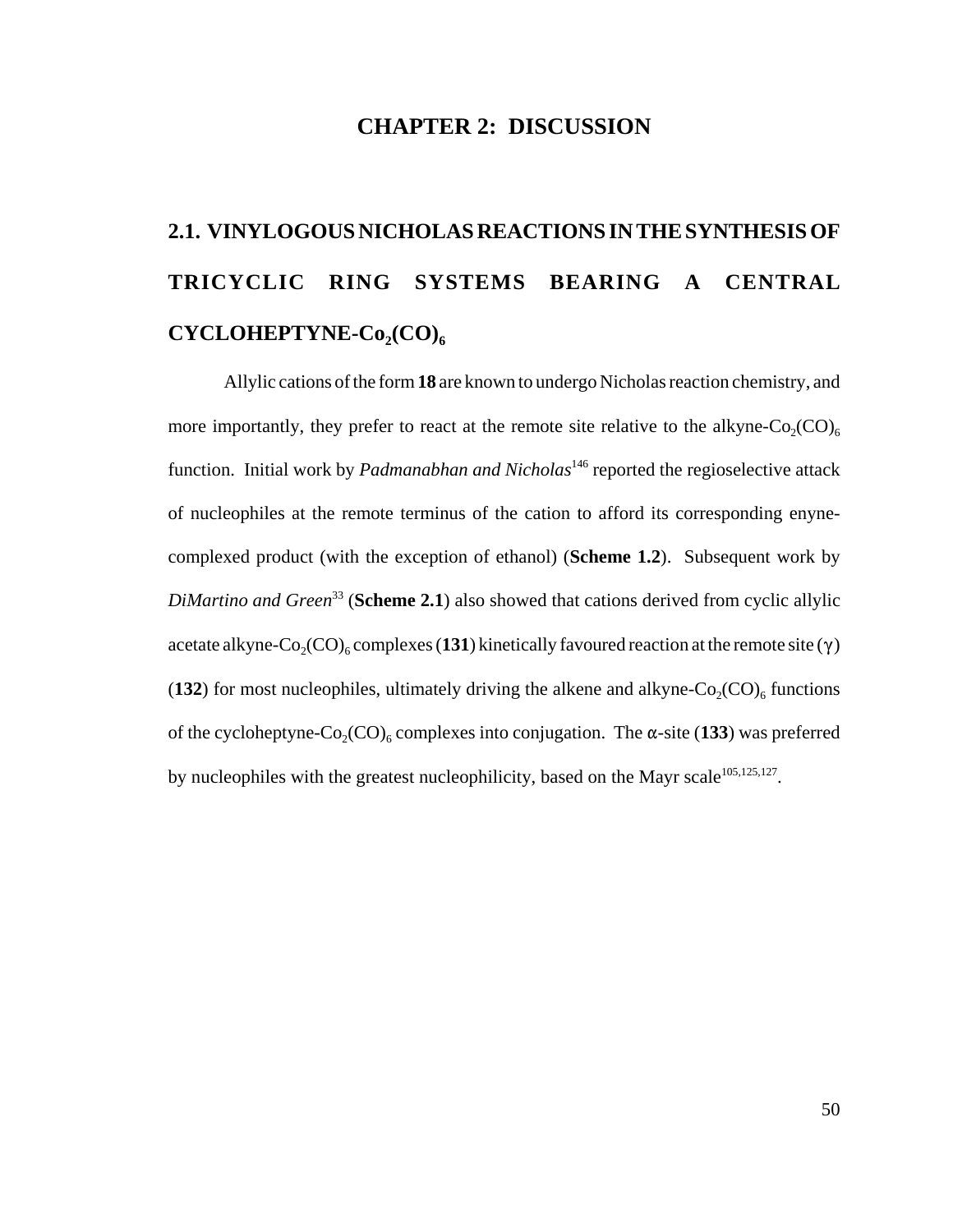# CHAPTER 2: DISCUSSION

## 2.1. VINYLOGOUS NICHOLAS REACTIONS IN THE SYNTHESIS OF TRICYCLIC RING SYSTEMS BEARING A CENTRAL CYCLOHEPTYNE-$Co_2(CO)_6$

Allylic cations of the form **18** are known to undergo Nicholas reaction chemistry, and more importantly, they prefer to react at the remote site relative to the alkyne-$Co_2(CO)_6$ function. Initial work by *Padmanabhan and Nicholas*[146] reported the regioselective attack of nucleophiles at the remote terminus of the cation to afford its corresponding enyne-complexed product (with the exception of ethanol) (**Scheme 1.2**). Subsequent work by *DiMartino and Green*[33] (**Scheme 2.1**) also showed that cations derived from cyclic allylic acetate alkyne-$Co_2(CO)_6$ complexes (**131**) kinetically favoured reaction at the remote site (γ) (**132**) for most nucleophiles, ultimately driving the alkene and alkyne-$Co_2(CO)_6$ functions of the cycloheptyne-$Co_2(CO)_6$ complexes into conjugation. The α-site (**133**) was preferred by nucleophiles with the greatest nucleophilicity, based on the Mayr scale[105,125,127].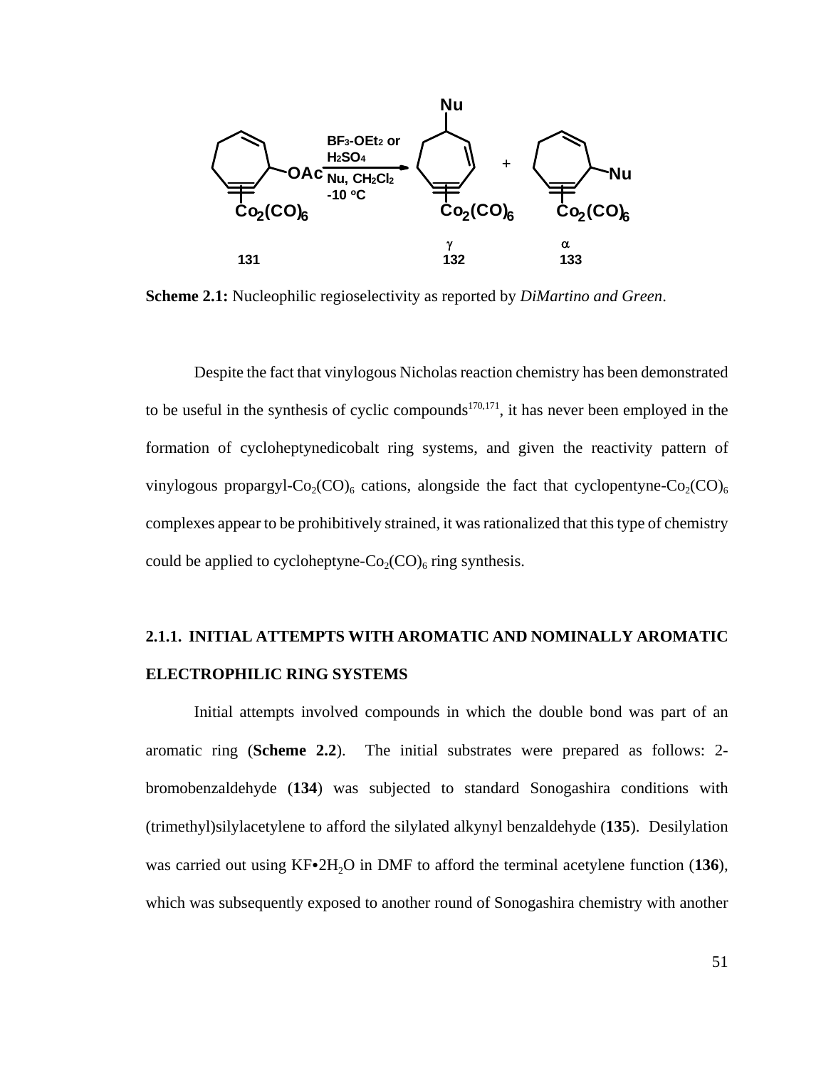**Scheme 2.1:** Nucleophilic regioselectivity as reported by *DiMartino and Green*.

Despite the fact that vinylogous Nicholas reaction chemistry has been demonstrated to be useful in the synthesis of cyclic compounds[170,171], it has never been employed in the formation of cycloheptynedicobalt ring systems, and given the reactivity pattern of vinylogous propargyl-$Co_2(CO)_6$ cations, alongside the fact that cyclopentyne-$Co_2(CO)_6$ complexes appear to be prohibitively strained, it was rationalized that this type of chemistry could be applied to cycloheptyne-$Co_2(CO)_6$ ring synthesis.

## 2.1.1. INITIAL ATTEMPTS WITH AROMATIC AND NOMINALLY AROMATIC ELECTROPHILIC RING SYSTEMS

Initial attempts involved compounds in which the double bond was part of an aromatic ring (**Scheme 2.2**). The initial substrates were prepared as follows: 2-bromobenzaldehyde (**134**) was subjected to standard Sonogashira conditions with (trimethyl)silylacetylene to afford the silylated alkynyl benzaldehyde (**135**). Desilylation was carried out using KF•$2H_2O$ in DMF to afford the terminal acetylene function (**136**), which was subsequently exposed to another round of Sonogashira chemistry with another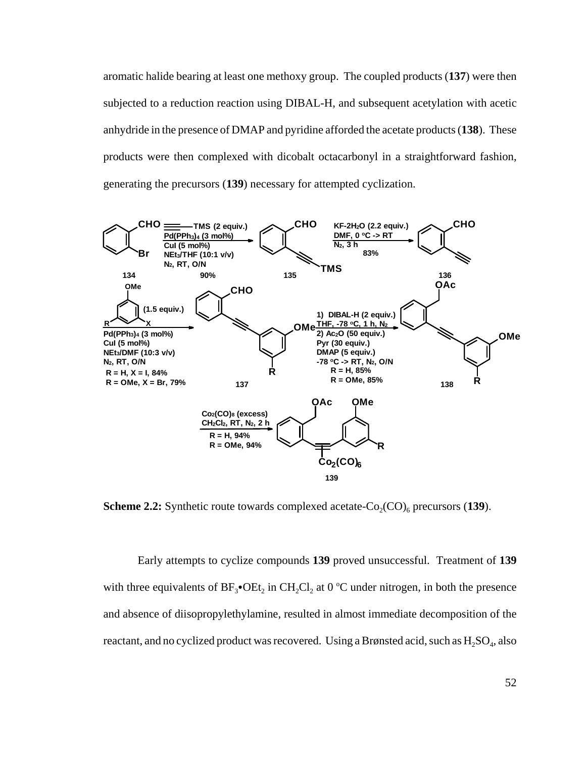aromatic halide bearing at least one methoxy group. The coupled products (**137**) were then subjected to a reduction reaction using DIBAL-H, and subsequent acetylation with acetic anhydride in the presence of DMAP and pyridine afforded the acetate products (**138**). These products were then complexed with dicobalt octacarbonyl in a straightforward fashion, generating the precursors (**139**) necessary for attempted cyclization.

**Scheme 2.2:** Synthetic route towards complexed acetate-$Co_2(CO)_6$ precursors (**139**).

Early attempts to cyclize compounds **139** proved unsuccessful. Treatment of **139** with three equivalents of $BF_3$•$OEt_2$ in $CH_2Cl_2$ at 0 ºC under nitrogen, in both the presence and absence of diisopropylethylamine, resulted in almost immediate decomposition of the reactant, and no cyclized product was recovered. Using a Brønsted acid, such as $H_2SO_4$, also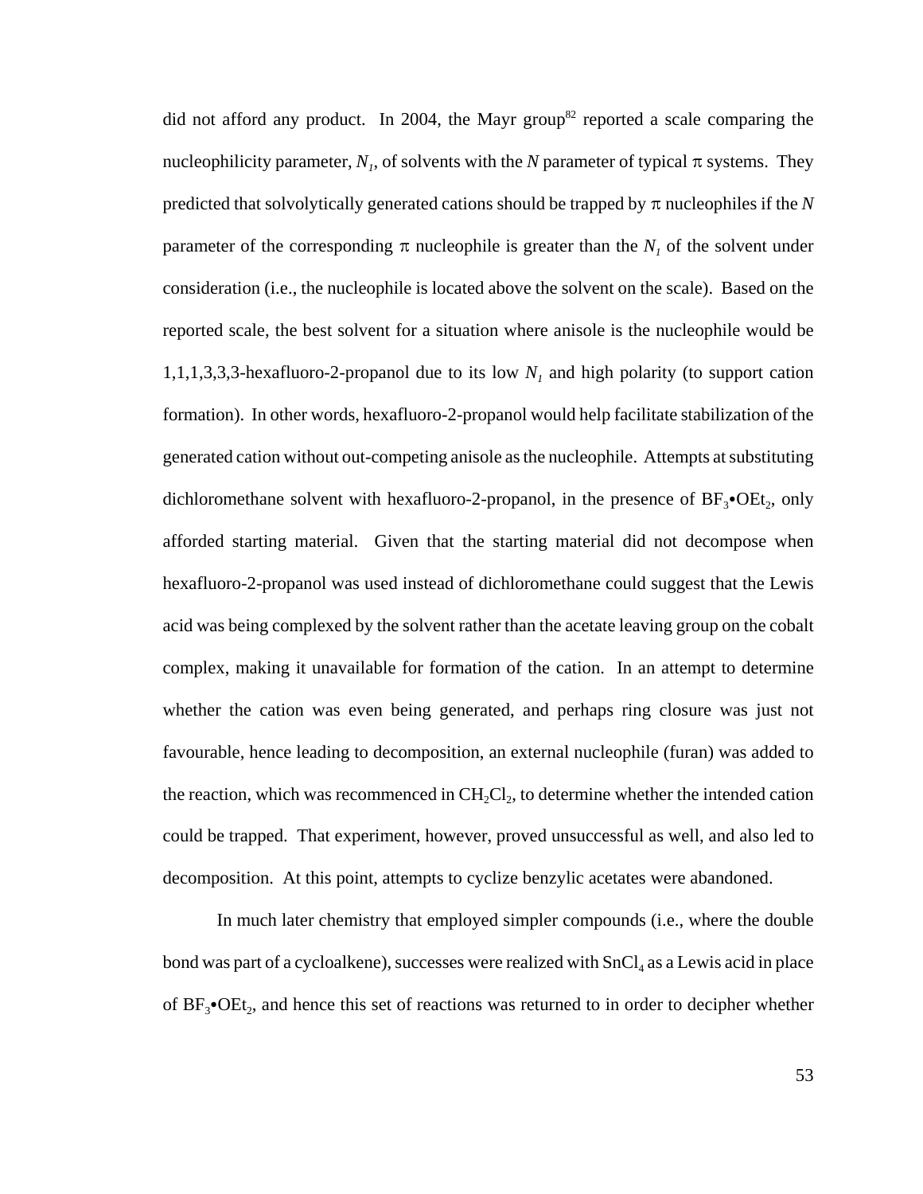did not afford any product. In 2004, the Mayr group[82] reported a scale comparing the nucleophilicity parameter, $N_1$, of solvents with the $N$ parameter of typical π systems. They predicted that solvolytically generated cations should be trapped by π nucleophiles if the $N$ parameter of the corresponding π nucleophile is greater than the $N_1$ of the solvent under consideration (i.e., the nucleophile is located above the solvent on the scale). Based on the reported scale, the best solvent for a situation where anisole is the nucleophile would be 1,1,1,3,3,3-hexafluoro-2-propanol due to its low $N_1$ and high polarity (to support cation formation). In other words, hexafluoro-2-propanol would help facilitate stabilization of the generated cation without out-competing anisole as the nucleophile. Attempts at substituting dichloromethane solvent with hexafluoro-2-propanol, in the presence of $BF_3$•$OEt_2$, only afforded starting material. Given that the starting material did not decompose when hexafluoro-2-propanol was used instead of dichloromethane could suggest that the Lewis acid was being complexed by the solvent rather than the acetate leaving group on the cobalt complex, making it unavailable for formation of the cation. In an attempt to determine whether the cation was even being generated, and perhaps ring closure was just not favourable, hence leading to decomposition, an external nucleophile (furan) was added to the reaction, which was recommenced in $CH_2Cl_2$, to determine whether the intended cation could be trapped. That experiment, however, proved unsuccessful as well, and also led to decomposition. At this point, attempts to cyclize benzylic acetates were abandoned.

In much later chemistry that employed simpler compounds (i.e., where the double bond was part of a cycloalkene), successes were realized with $SnCl_4$ as a Lewis acid in place of $BF_3$•$OEt_2$, and hence this set of reactions was returned to in order to decipher whether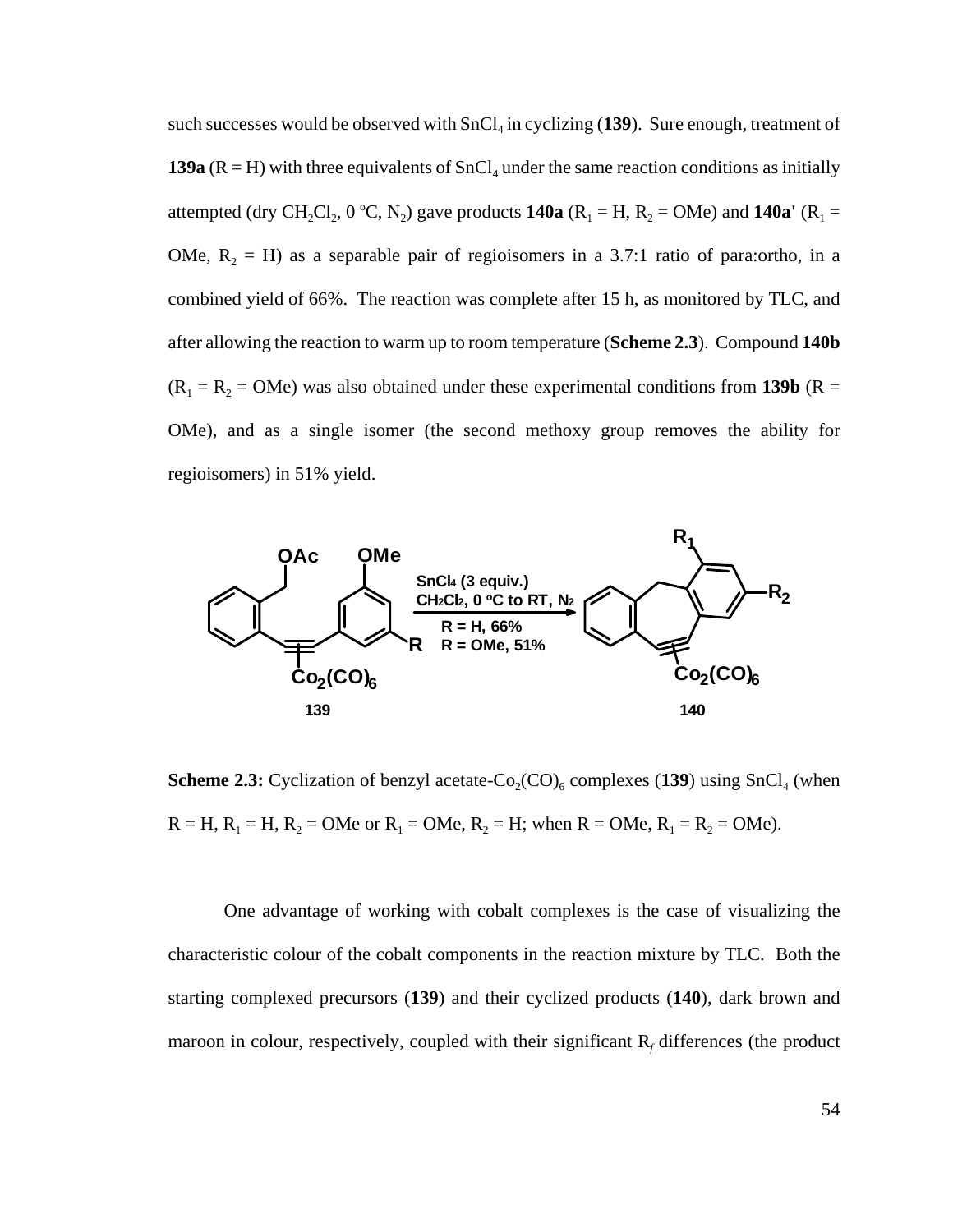such successes would be observed with $SnCl_4$ in cyclizing (**139**). Sure enough, treatment of **139a** (R = H) with three equivalents of $SnCl_4$ under the same reaction conditions as initially attempted (dry $CH_2Cl_2$, 0 ºC, $N_2$) gave products **140a** ($R_1$ = H, $R_2$ = OMe) and **140a'** ($R_1$ = OMe, $R_2$ = H) as a separable pair of regioisomers in a 3.7:1 ratio of para:ortho, in a combined yield of 66%. The reaction was complete after 15 h, as monitored by TLC, and after allowing the reaction to warm up to room temperature (**Scheme 2.3**). Compound **140b** ($R_1$ = $R_2$ = OMe) was also obtained under these experimental conditions from **139b** (R = OMe), and as a single isomer (the second methoxy group removes the ability for regioisomers) in 51% yield.

**Scheme 2.3:** Cyclization of benzyl acetate-$Co_2(CO)_6$ complexes (**139**) using $SnCl_4$ (when R = H, $R_1$ = H, $R_2$ = OMe or $R_1$ = OMe, $R_2$ = H; when R = OMe, $R_1$ = $R_2$ = OMe).

One advantage of working with cobalt complexes is the case of visualizing the characteristic colour of the cobalt components in the reaction mixture by TLC. Both the starting complexed precursors (**139**) and their cyclized products (**140**), dark brown and maroon in colour, respectively, coupled with their significant $R_f$ differences (the product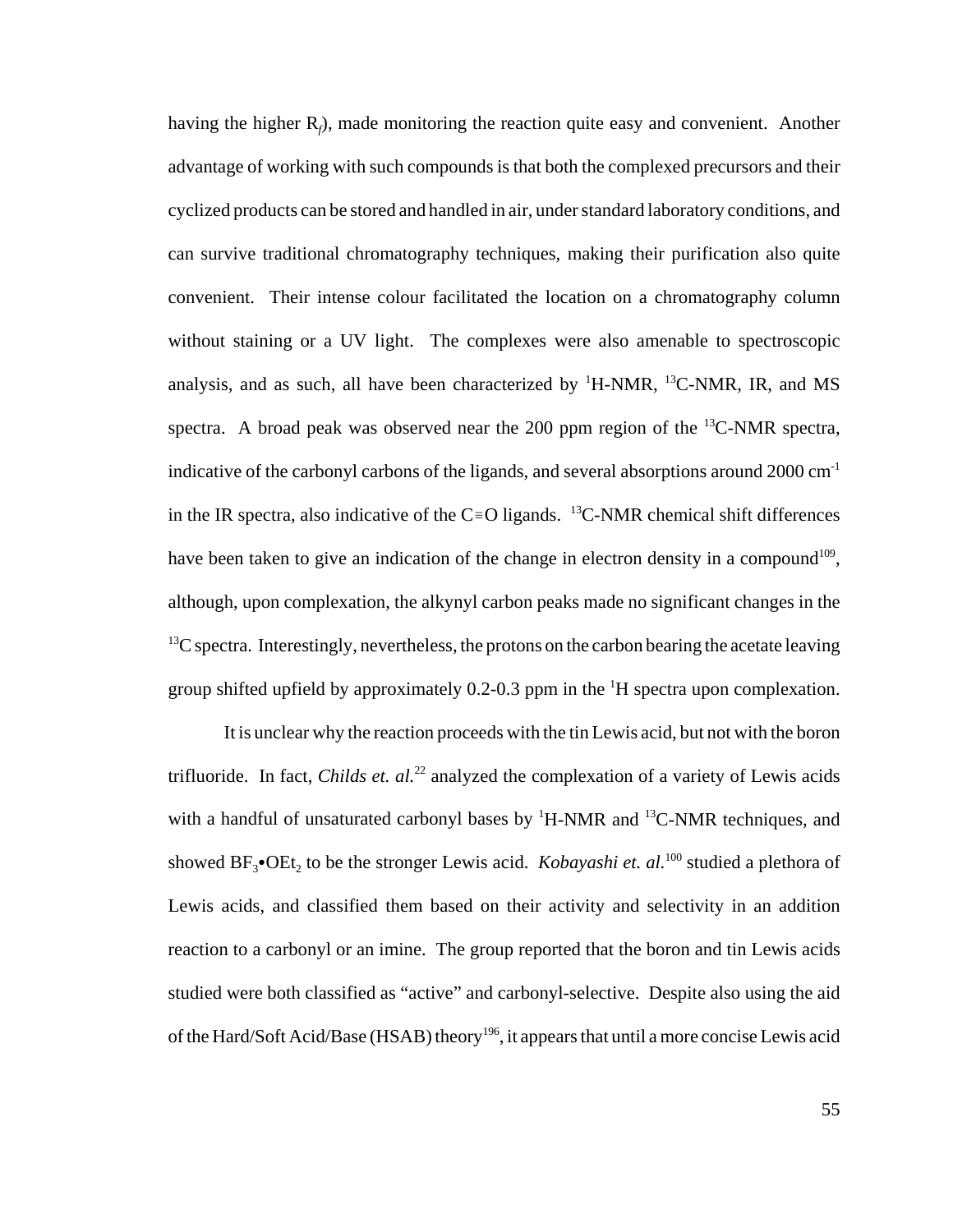having the higher $R_f$), made monitoring the reaction quite easy and convenient. Another advantage of working with such compounds is that both the complexed precursors and their cyclized products can be stored and handled in air, under standard laboratory conditions, and can survive traditional chromatography techniques, making their purification also quite convenient. Their intense colour facilitated the location on a chromatography column without staining or a UV light. The complexes were also amenable to spectroscopic analysis, and as such, all have been characterized by $^1$H-NMR, $^{13}$C-NMR, IR, and MS spectra. A broad peak was observed near the 200 ppm region of the $^{13}$C-NMR spectra, indicative of the carbonyl carbons of the ligands, and several absorptions around 2000 cm$^{-1}$ in the IR spectra, also indicative of the C≡O ligands. $^{13}$C-NMR chemical shift differences have been taken to give an indication of the change in electron density in a compound[109], although, upon complexation, the alkynyl carbon peaks made no significant changes in the $^{13}$C spectra. Interestingly, nevertheless, the protons on the carbon bearing the acetate leaving group shifted upfield by approximately 0.2-0.3 ppm in the $^1$H spectra upon complexation.

It is unclear why the reaction proceeds with the tin Lewis acid, but not with the boron trifluoride. In fact, *Childs et. al.*[22] analyzed the complexation of a variety of Lewis acids with a handful of unsaturated carbonyl bases by $^1$H-NMR and $^{13}$C-NMR techniques, and showed $BF_3{\bullet}OEt_2$ to be the stronger Lewis acid. *Kobayashi et. al.*[100] studied a plethora of Lewis acids, and classified them based on their activity and selectivity in an addition reaction to a carbonyl or an imine. The group reported that the boron and tin Lewis acids studied were both classified as "active" and carbonyl-selective. Despite also using the aid of the Hard/Soft Acid/Base (HSAB) theory[196], it appears that until a more concise Lewis acid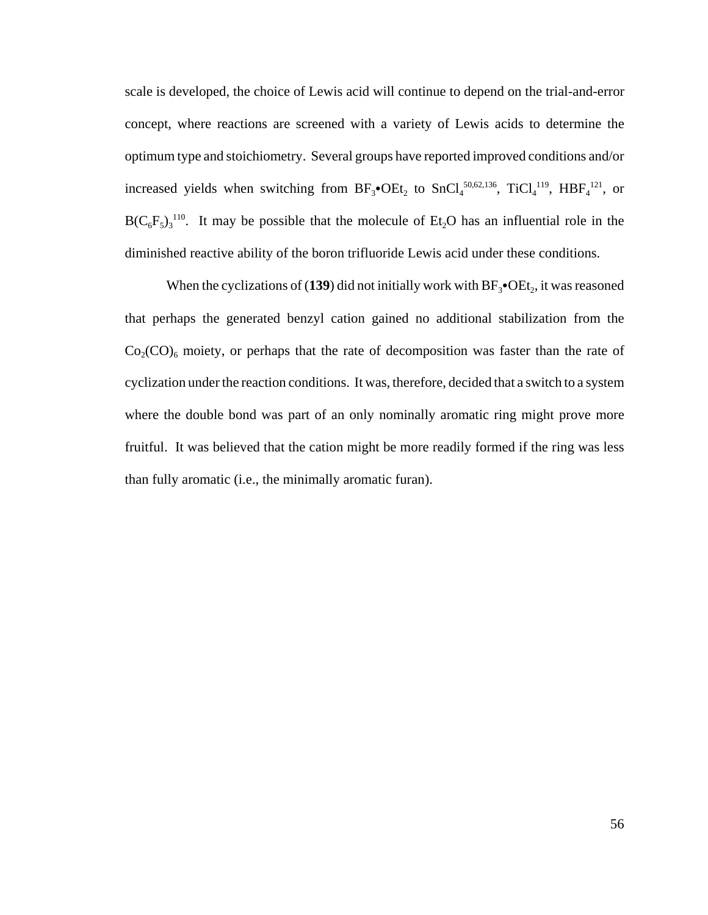scale is developed, the choice of Lewis acid will continue to depend on the trial-and-error concept, where reactions are screened with a variety of Lewis acids to determine the optimum type and stoichiometry. Several groups have reported improved conditions and/or increased yields when switching from $BF_3$•$OEt_2$ to $SnCl_4$[50,62,136], $TiCl_4$[119], $HBF_4$[121], or $B(C_6F_5)_3$[110]. It may be possible that the molecule of $Et_2O$ has an influential role in the diminished reactive ability of the boron trifluoride Lewis acid under these conditions.

When the cyclizations of (**139**) did not initially work with $BF_3$•$OEt_2$, it was reasoned that perhaps the generated benzyl cation gained no additional stabilization from the $Co_2(CO)_6$ moiety, or perhaps that the rate of decomposition was faster than the rate of cyclization under the reaction conditions. It was, therefore, decided that a switch to a system where the double bond was part of an only nominally aromatic ring might prove more fruitful. It was believed that the cation might be more readily formed if the ring was less than fully aromatic (i.e., the minimally aromatic furan).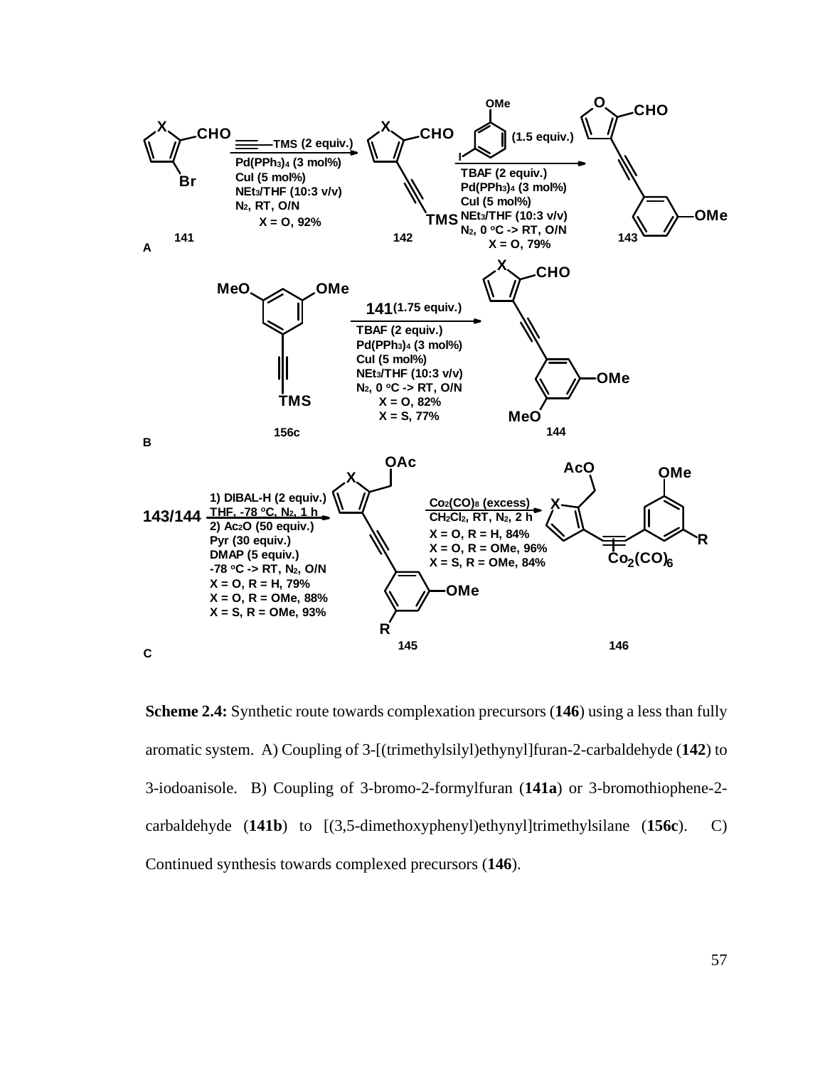**Scheme 2.4:** Synthetic route towards complexation precursors (**146**) using a less than fully aromatic system. A) Coupling of 3-[(trimethylsilyl)ethynyl]furan-2-carbaldehyde (**142**) to 3-iodoanisole. B) Coupling of 3-bromo-2-formylfuran (**141a**) or 3-bromothiophene-2-carbaldehyde (**141b**) to [(3,5-dimethoxyphenyl)ethynyl]trimethylsilane (**156c**). C) Continued synthesis towards complexed precursors (**146**).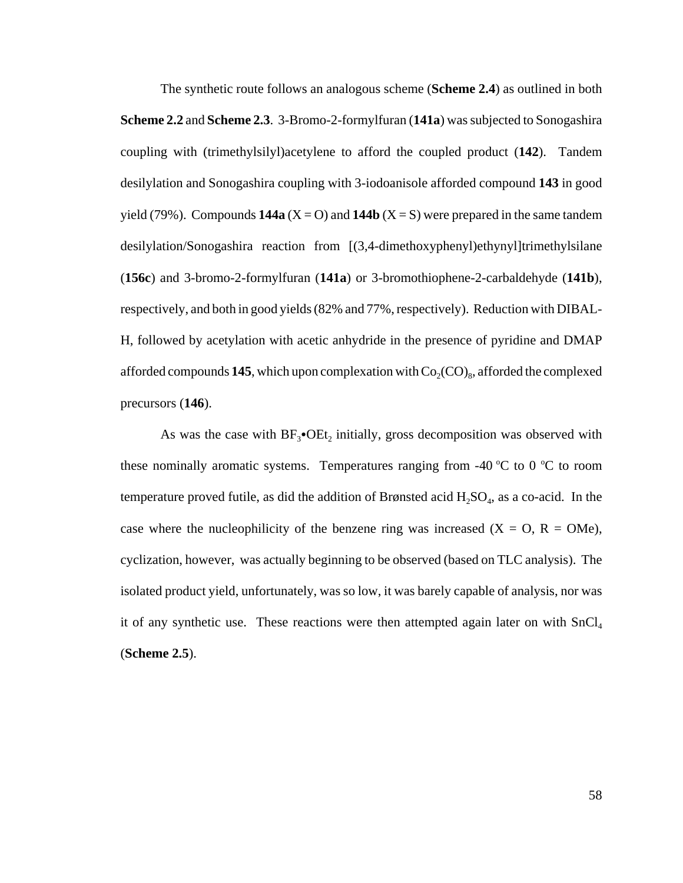The synthetic route follows an analogous scheme (**Scheme 2.4**) as outlined in both **Scheme 2.2** and **Scheme 2.3**. 3-Bromo-2-formylfuran (**141a**) was subjected to Sonogashira coupling with (trimethylsilyl)acetylene to afford the coupled product (**142**). Tandem desilylation and Sonogashira coupling with 3-iodoanisole afforded compound **143** in good yield (79%). Compounds **144a** (X = O) and **144b** (X = S) were prepared in the same tandem desilylation/Sonogashira reaction from [(3,4-dimethoxyphenyl)ethynyl]trimethylsilane (**156c**) and 3-bromo-2-formylfuran (**141a**) or 3-bromothiophene-2-carbaldehyde (**141b**), respectively, and both in good yields (82% and 77%, respectively). Reduction with DIBAL-H, followed by acetylation with acetic anhydride in the presence of pyridine and DMAP afforded compounds **145**, which upon complexation with $Co_2(CO)_8$, afforded the complexed precursors (**146**).

As was the case with $BF_3$•$OEt_2$ initially, gross decomposition was observed with these nominally aromatic systems. Temperatures ranging from -40 $^oC$ to 0 $^oC$ to room temperature proved futile, as did the addition of Brønsted acid $H_2SO_4$, as a co-acid. In the case where the nucleophilicity of the benzene ring was increased (X = O, R = OMe), cyclization, however, was actually beginning to be observed (based on TLC analysis). The isolated product yield, unfortunately, was so low, it was barely capable of analysis, nor was it of any synthetic use. These reactions were then attempted again later on with $SnCl_4$ (**Scheme 2.5**).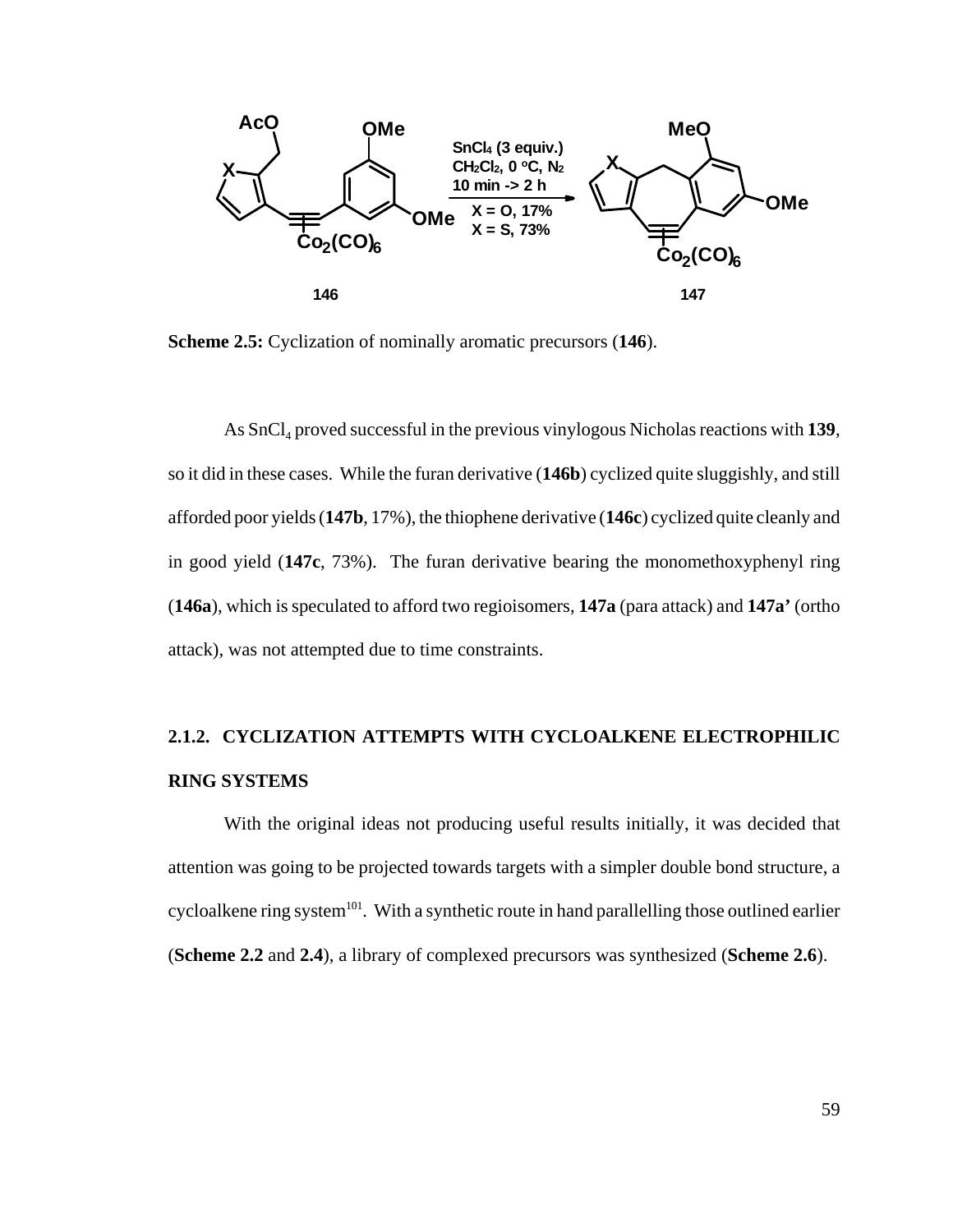**Scheme 2.5:** Cyclization of nominally aromatic precursors (**146**).

As $SnCl_4$ proved successful in the previous vinylogous Nicholas reactions with **139**, so it did in these cases. While the furan derivative (**146b**) cyclized quite sluggishly, and still afforded poor yields (**147b**, 17%), the thiophene derivative (**146c**) cyclized quite cleanly and in good yield (**147c**, 73%). The furan derivative bearing the monomethoxyphenyl ring (**146a**), which is speculated to afford two regioisomers, **147a** (para attack) and **147a'** (ortho attack), was not attempted due to time constraints.

## 2.1.2. CYCLIZATION ATTEMPTS WITH CYCLOALKENE ELECTROPHILIC RING SYSTEMS

With the original ideas not producing useful results initially, it was decided that attention was going to be projected towards targets with a simpler double bond structure, a cycloalkene ring system[101]. With a synthetic route in hand parallelling those outlined earlier (**Scheme 2.2** and **2.4**), a library of complexed precursors was synthesized (**Scheme 2.6**).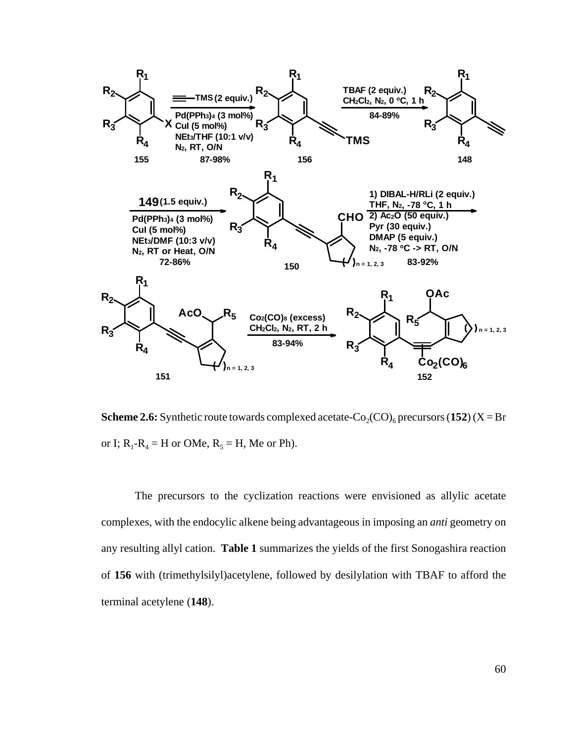**Scheme 2.6:** Synthetic route towards complexed acetate-$Co_2(CO)_6$ precursors (**152**) (X = Br or I; $R_1$-$R_4$ = H or OMe, $R_5$ = H, Me or Ph).

The precursors to the cyclization reactions were envisioned as allylic acetate complexes, with the endocylic alkene being advantageous in imposing an *anti* geometry on any resulting allyl cation. **Table 1** summarizes the yields of the first Sonogashira reaction of **156** with (trimethylsilyl)acetylene, followed by desilylation with TBAF to afford the terminal acetylene (**148**).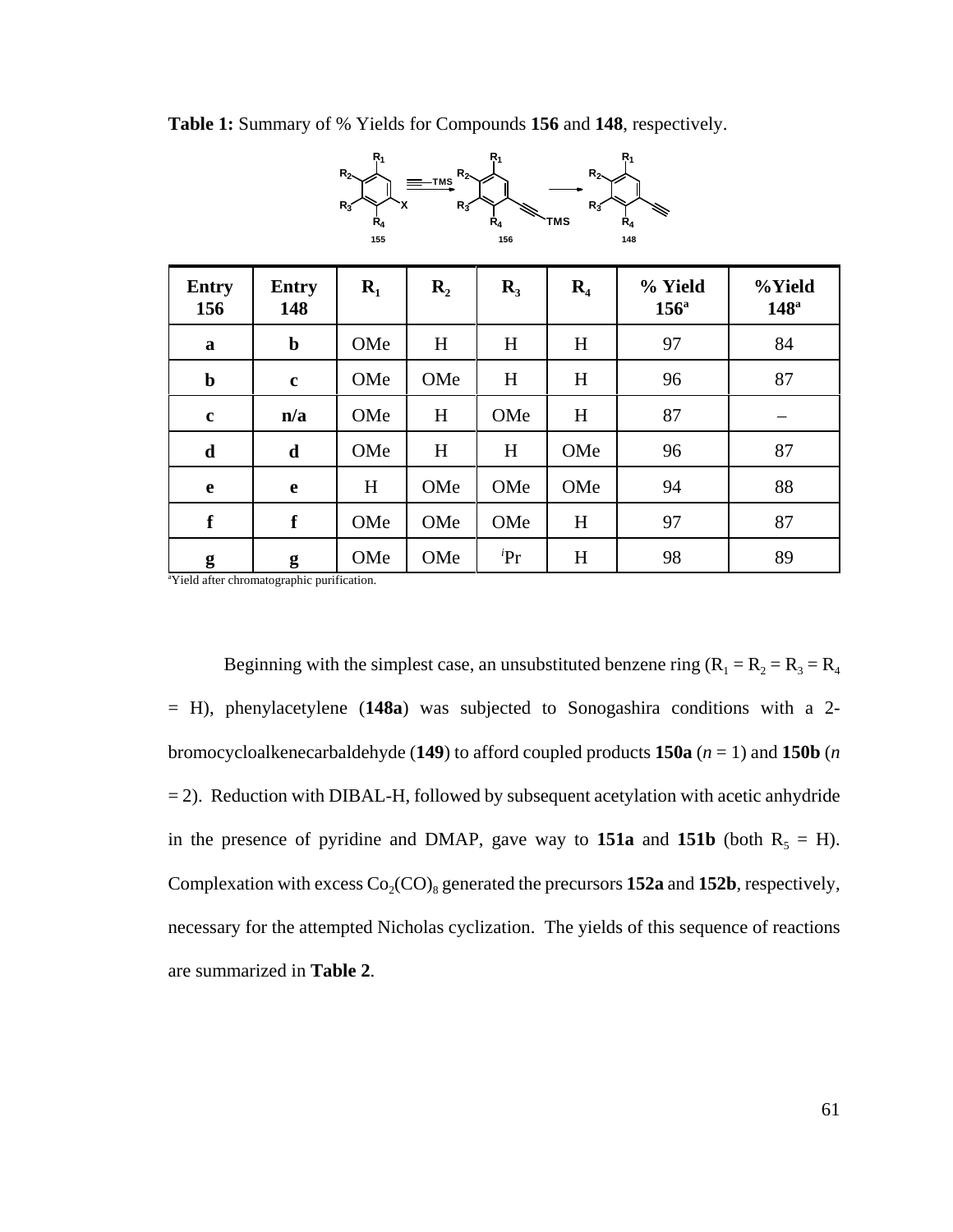**Table 1:** Summary of % Yields for Compounds **156** and **148**, respectively.

| Entry 156 | Entry 148 | $R_1$ | $R_2$ | $R_3$ | $R_4$ | % Yield 156[a] | %Yield 148[a] |
|---|---|---|---|---|---|---|---|
| **a** | **b** | OMe | H | H | H | 97 | 84 |
| **b** | **c** | OMe | OMe | H | H | 96 | 87 |
| **c** | **n/a** | OMe | H | OMe | H | 87 | – |
| **d** | **d** | OMe | H | H | OMe | 96 | 87 |
| **e** | **e** | H | OMe | OMe | OMe | 94 | 88 |
| **f** | **f** | OMe | OMe | OMe | H | 97 | 87 |
| **g** | **g** | OMe | OMe | $^{i}$Pr | H | 98 | 89 |

[a]Yield after chromatographic purification.

Beginning with the simplest case, an unsubstituted benzene ring ($R_1 = R_2 = R_3 = R_4 = H$), phenylacetylene (**148a**) was subjected to Sonogashira conditions with a 2-bromocycloalkenecarbaldehyde (**149**) to afford coupled products **150a** ($n = 1$) and **150b** ($n = 2$). Reduction with DIBAL-H, followed by subsequent acetylation with acetic anhydride in the presence of pyridine and DMAP, gave way to **151a** and **151b** (both $R_5 = H$). Complexation with excess $Co_2(CO)_8$ generated the precursors **152a** and **152b**, respectively, necessary for the attempted Nicholas cyclization. The yields of this sequence of reactions are summarized in **Table 2**.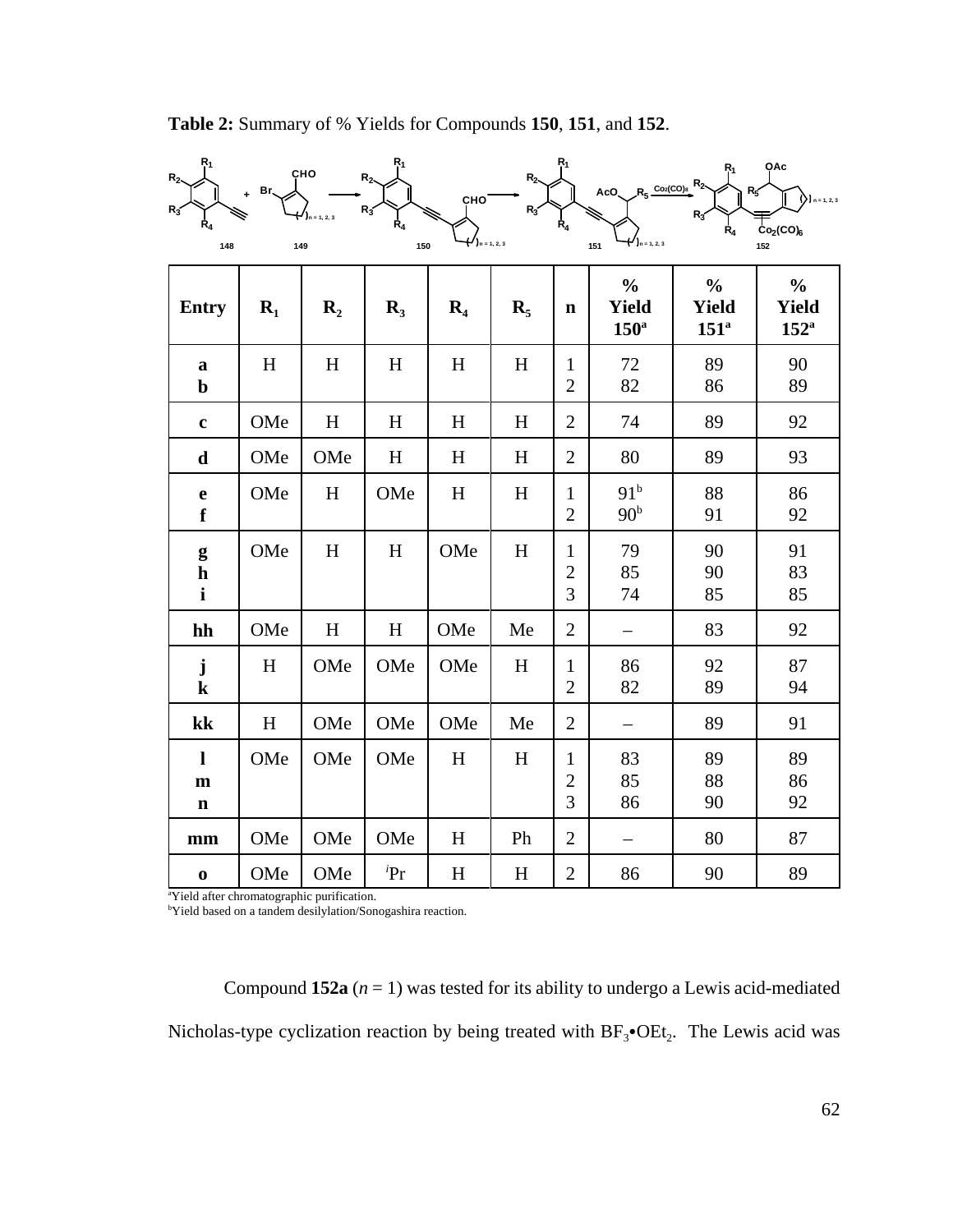**Table 2:** Summary of % Yields for Compounds **150**, **151**, and **152**.

| Entry | $R_1$ | $R_2$ | $R_3$ | $R_4$ | $R_5$ | n | % Yield 150[a] | % Yield 151[a] | % Yield 152[a] |
|---|---|---|---|---|---|---|---|---|---|
| **a**<br>**b** | H | H | H | H | H | 1<br>2 | 72<br>82 | 89<br>86 | 90<br>89 |
| **c** | OMe | H | H | H | H | 2 | 74 | 89 | 92 |
| **d** | OMe | OMe | H | H | H | 2 | 80 | 89 | 93 |
| **e**<br>**f** | OMe | H | OMe | H | H | 1<br>2 | 91[b]<br>90[b] | 88<br>91 | 86<br>92 |
| **g**<br>**h**<br>**i** | OMe | H | H | OMe | H | 1<br>2<br>3 | 79<br>85<br>74 | 90<br>90<br>85 | 91<br>83<br>85 |
| **hh** | OMe | H | H | OMe | Me | 2 | – | 83 | 92 |
| **j**<br>**k** | H | OMe | OMe | OMe | H | 1<br>2 | 86<br>82 | 92<br>89 | 87<br>94 |
| **kk** | H | OMe | OMe | OMe | Me | 2 | – | 89 | 91 |
| **l**<br>**m**<br>**n** | OMe | OMe | OMe | H | H | 1<br>2<br>3 | 83<br>85<br>86 | 89<br>88<br>90 | 89<br>86<br>92 |
| **mm** | OMe | OMe | OMe | H | Ph | 2 | – | 80 | 87 |
| **o** | OMe | OMe | $^{i}$Pr | H | H | 2 | 86 | 90 | 89 |

[a]Yield after chromatographic purification.
[b]Yield based on a tandem desilylation/Sonogashira reaction.

Compound **152a** ($n = 1$) was tested for its ability to undergo a Lewis acid-mediated Nicholas-type cyclization reaction by being treated with $BF_3$•$OEt_2$. The Lewis acid was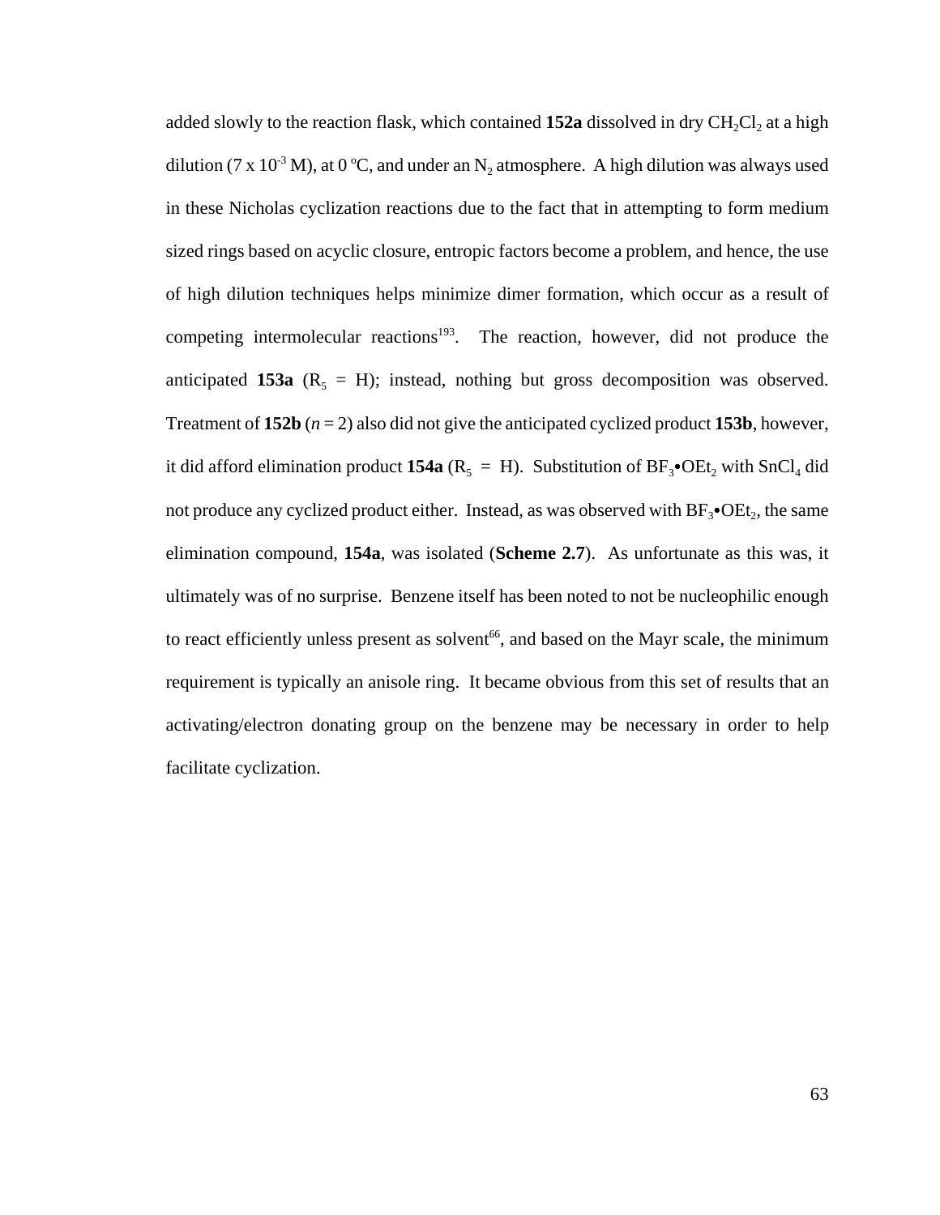added slowly to the reaction flask, which contained **152a** dissolved in dry $CH_2Cl_2$ at a high dilution ($7 \times 10^{-3}$ M), at 0 °C, and under an $N_2$ atmosphere. A high dilution was always used in these Nicholas cyclization reactions due to the fact that in attempting to form medium sized rings based on acyclic closure, entropic factors become a problem, and hence, the use of high dilution techniques helps minimize dimer formation, which occur as a result of competing intermolecular reactions[193]. The reaction, however, did not produce the anticipated **153a** ($R_5$ = H); instead, nothing but gross decomposition was observed. Treatment of **152b** ($n = 2$) also did not give the anticipated cyclized product **153b**, however, it did afford elimination product **154a** ($R_5$ = H). Substitution of $BF_3$•$OEt_2$ with $SnCl_4$ did not produce any cyclized product either. Instead, as was observed with $BF_3$•$OEt_2$, the same elimination compound, **154a**, was isolated (**Scheme 2.7**). As unfortunate as this was, it ultimately was of no surprise. Benzene itself has been noted to not be nucleophilic enough to react efficiently unless present as solvent[66], and based on the Mayr scale, the minimum requirement is typically an anisole ring. It became obvious from this set of results that an activating/electron donating group on the benzene may be necessary in order to help facilitate cyclization.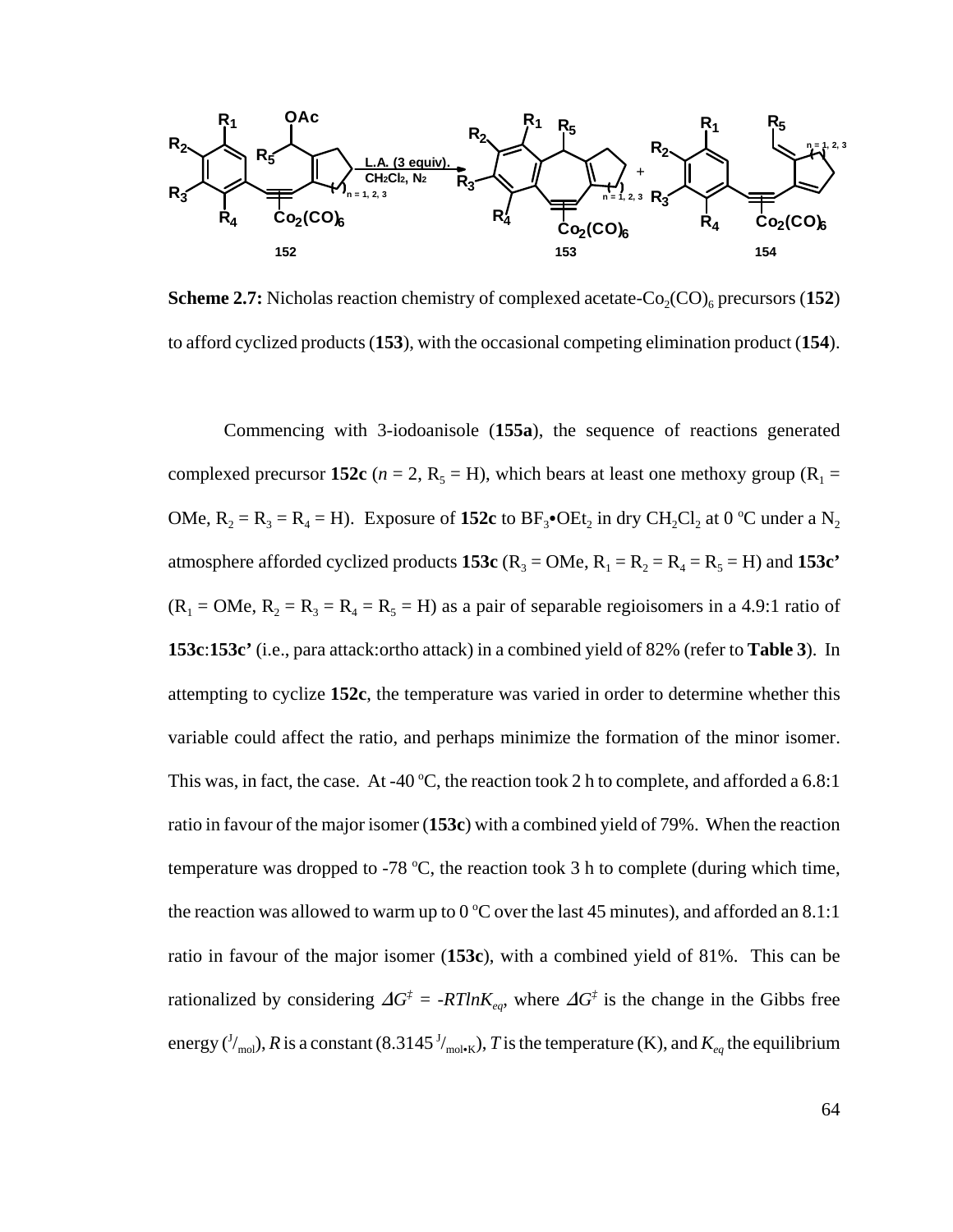**Scheme 2.7:** Nicholas reaction chemistry of complexed acetate-$Co_2(CO)_6$ precursors (**152**) to afford cyclized products (**153**), with the occasional competing elimination product (**154**).

Commencing with 3-iodoanisole (**155a**), the sequence of reactions generated complexed precursor **152c** ($n$ = 2, $R_5$ = H), which bears at least one methoxy group ($R_1$ = OMe, $R_2$ = $R_3$ = $R_4$ = H). Exposure of **152c** to $BF_3$•$OEt_2$ in dry $CH_2Cl_2$ at 0 °C under a $N_2$ atmosphere afforded cyclized products **153c** ($R_3$ = OMe, $R_1$ = $R_2$ = $R_4$ = $R_5$ = H) and **153c'** ($R_1$ = OMe, $R_2$ = $R_3$ = $R_4$ = $R_5$ = H) as a pair of separable regioisomers in a 4.9:1 ratio of **153c**:**153c'** (i.e., para attack:ortho attack) in a combined yield of 82% (refer to **Table 3**). In attempting to cyclize **152c**, the temperature was varied in order to determine whether this variable could affect the ratio, and perhaps minimize the formation of the minor isomer. This was, in fact, the case. At -40 °C, the reaction took 2 h to complete, and afforded a 6.8:1 ratio in favour of the major isomer (**153c**) with a combined yield of 79%. When the reaction temperature was dropped to -78 °C, the reaction took 3 h to complete (during which time, the reaction was allowed to warm up to 0 °C over the last 45 minutes), and afforded an 8.1:1 ratio in favour of the major isomer (**153c**), with a combined yield of 81%. This can be rationalized by considering $\Delta G^{\ddagger} = -RT\ln K_{eq}$, where $\Delta G^{\ddagger}$ is the change in the Gibbs free energy ($^{J}/_{mol}$), $R$ is a constant (8.3145 $^{J}/_{mol \bullet K}$), $T$ is the temperature (K), and $K_{eq}$ the equilibrium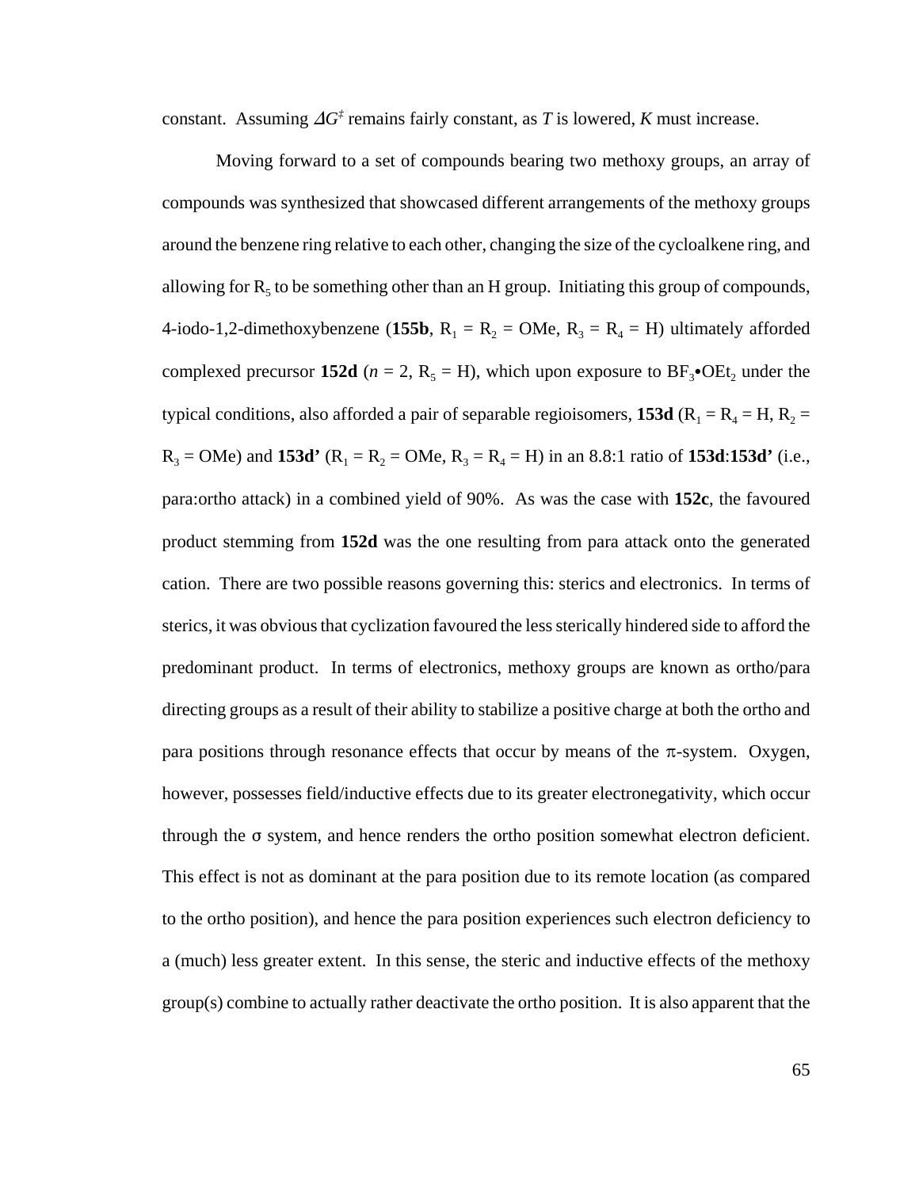constant. Assuming $\Delta G^{\ddagger}$ remains fairly constant, as $T$ is lowered, $K$ must increase.

Moving forward to a set of compounds bearing two methoxy groups, an array of compounds was synthesized that showcased different arrangements of the methoxy groups around the benzene ring relative to each other, changing the size of the cycloalkene ring, and allowing for $R_5$ to be something other than an H group. Initiating this group of compounds, 4-iodo-1,2-dimethoxybenzene (**155b**, $R_1 = R_2 =$ OMe, $R_3 = R_4 =$ H) ultimately afforded complexed precursor **152d** ($n = 2$, $R_5 =$ H), which upon exposure to $BF_3$•$OEt_2$ under the typical conditions, also afforded a pair of separable regioisomers, **153d** ($R_1 = R_4 =$ H, $R_2 = R_3 =$ OMe) and **153d'** ($R_1 = R_2 =$ OMe, $R_3 = R_4 =$ H) in an 8.8:1 ratio of **153d**:**153d'** (i.e., para:ortho attack) in a combined yield of 90%. As was the case with **152c**, the favoured product stemming from **152d** was the one resulting from para attack onto the generated cation. There are two possible reasons governing this: sterics and electronics. In terms of sterics, it was obvious that cyclization favoured the less sterically hindered side to afford the predominant product. In terms of electronics, methoxy groups are known as ortho/para directing groups as a result of their ability to stabilize a positive charge at both the ortho and para positions through resonance effects that occur by means of the $\pi$-system. Oxygen, however, possesses field/inductive effects due to its greater electronegativity, which occur through the $\sigma$ system, and hence renders the ortho position somewhat electron deficient. This effect is not as dominant at the para position due to its remote location (as compared to the ortho position), and hence the para position experiences such electron deficiency to a (much) less greater extent. In this sense, the steric and inductive effects of the methoxy group(s) combine to actually rather deactivate the ortho position. It is also apparent that the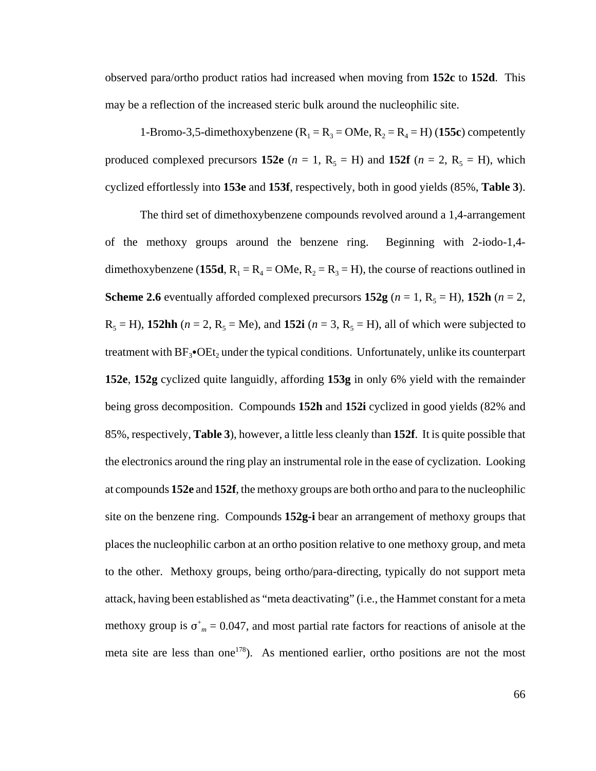observed para/ortho product ratios had increased when moving from **152c** to **152d**. This may be a reflection of the increased steric bulk around the nucleophilic site.

1-Bromo-3,5-dimethoxybenzene ($R_1 = R_3 = OMe$, $R_2 = R_4 = H$) (**155c**) competently produced complexed precursors **152e** ($n = 1$, $R_5 = H$) and **152f** ($n = 2$, $R_5 = H$), which cyclized effortlessly into **153e** and **153f**, respectively, both in good yields (85%, **Table 3**).

The third set of dimethoxybenzene compounds revolved around a 1,4-arrangement of the methoxy groups around the benzene ring. Beginning with 2-iodo-1,4-dimethoxybenzene (**155d**, $R_1 = R_4 = OMe$, $R_2 = R_3 = H$), the course of reactions outlined in **Scheme 2.6** eventually afforded complexed precursors **152g** ($n = 1$, $R_5 = H$), **152h** ($n = 2$, $R_5 = H$), **152hh** ($n = 2$, $R_5 = Me$), and **152i** ($n = 3$, $R_5 = H$), all of which were subjected to treatment with $BF_3$•$OEt_2$ under the typical conditions. Unfortunately, unlike its counterpart **152e**, **152g** cyclized quite languidly, affording **153g** in only 6% yield with the remainder being gross decomposition. Compounds **152h** and **152i** cyclized in good yields (82% and 85%, respectively, **Table 3**), however, a little less cleanly than **152f**. It is quite possible that the electronics around the ring play an instrumental role in the ease of cyclization. Looking at compounds **152e** and **152f**, the methoxy groups are both ortho and para to the nucleophilic site on the benzene ring. Compounds **152g-i** bear an arrangement of methoxy groups that places the nucleophilic carbon at an ortho position relative to one methoxy group, and meta to the other. Methoxy groups, being ortho/para-directing, typically do not support meta attack, having been established as "meta deactivating" (i.e., the Hammet constant for a meta methoxy group is $\sigma^{+}_{m} = 0.047$, and most partial rate factors for reactions of anisole at the meta site are less than one[178]). As mentioned earlier, ortho positions are not the most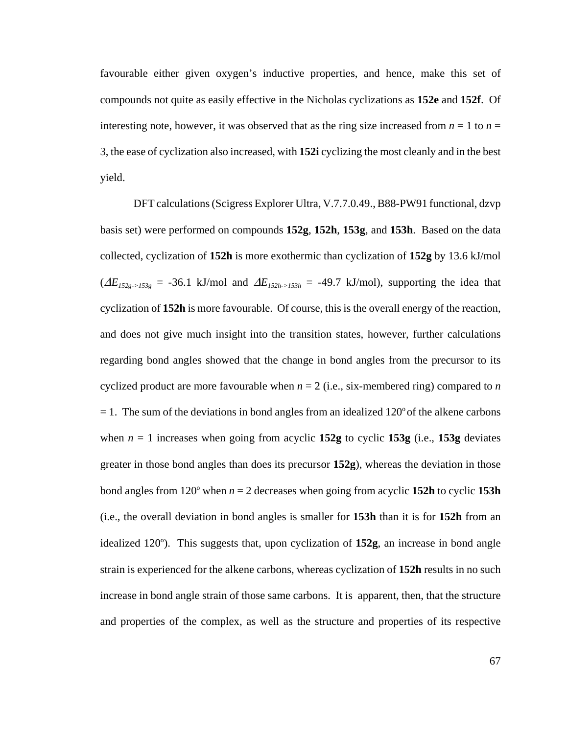favourable either given oxygen's inductive properties, and hence, make this set of compounds not quite as easily effective in the Nicholas cyclizations as **152e** and **152f**. Of interesting note, however, it was observed that as the ring size increased from *n* = 1 to *n* = 3, the ease of cyclization also increased, with **152i** cyclizing the most cleanly and in the best yield.

DFT calculations (Scigress Explorer Ultra, V.7.7.0.49., B88-PW91 functional, dzvp basis set) were performed on compounds **152g**, **152h**, **153g**, and **153h**. Based on the data collected, cyclization of **152h** is more exothermic than cyclization of **152g** by 13.6 kJ/mol ($\Delta E_{152g\text{->}153g}$ = -36.1 kJ/mol and $\Delta E_{152h\text{->}153h}$ = -49.7 kJ/mol), supporting the idea that cyclization of **152h** is more favourable. Of course, this is the overall energy of the reaction, and does not give much insight into the transition states, however, further calculations regarding bond angles showed that the change in bond angles from the precursor to its cyclized product are more favourable when *n* = 2 (i.e., six-membered ring) compared to *n* = 1. The sum of the deviations in bond angles from an idealized 120$^{o}$ of the alkene carbons when *n* = 1 increases when going from acyclic **152g** to cyclic **153g** (i.e., **153g** deviates greater in those bond angles than does its precursor **152g**), whereas the deviation in those bond angles from 120$^{o}$ when *n* = 2 decreases when going from acyclic **152h** to cyclic **153h** (i.e., the overall deviation in bond angles is smaller for **153h** than it is for **152h** from an idealized 120$^{o}$). This suggests that, upon cyclization of **152g**, an increase in bond angle strain is experienced for the alkene carbons, whereas cyclization of **152h** results in no such increase in bond angle strain of those same carbons. It is apparent, then, that the structure and properties of the complex, as well as the structure and properties of its respective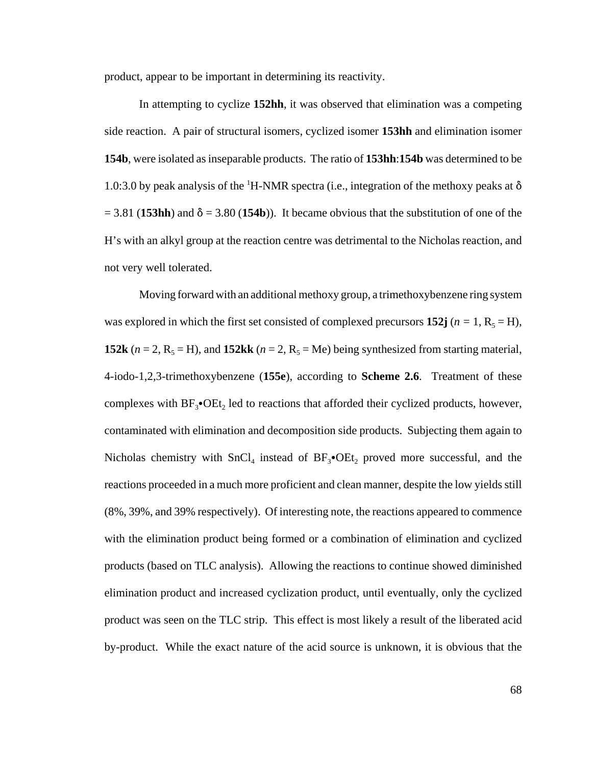product, appear to be important in determining its reactivity.

In attempting to cyclize **152hh**, it was observed that elimination was a competing side reaction. A pair of structural isomers, cyclized isomer **153hh** and elimination isomer **154b**, were isolated as inseparable products. The ratio of **153hh**:**154b** was determined to be 1.0:3.0 by peak analysis of the $^{1}$H-NMR spectra (i.e., integration of the methoxy peaks at $\delta$ = 3.81 (**153hh**) and $\delta$ = 3.80 (**154b**)). It became obvious that the substitution of one of the H's with an alkyl group at the reaction centre was detrimental to the Nicholas reaction, and not very well tolerated.

Moving forward with an additional methoxy group, a trimethoxybenzene ring system was explored in which the first set consisted of complexed precursors **152j** ($n$ = 1, $R_5$ = H), **152k** ($n$ = 2, $R_5$ = H), and **152kk** ($n$ = 2, $R_5$ = Me) being synthesized from starting material, 4-iodo-1,2,3-trimethoxybenzene (**155e**), according to **Scheme 2.6**. Treatment of these complexes with $BF_3$•$OEt_2$ led to reactions that afforded their cyclized products, however, contaminated with elimination and decomposition side products. Subjecting them again to Nicholas chemistry with $SnCl_4$ instead of $BF_3$•$OEt_2$ proved more successful, and the reactions proceeded in a much more proficient and clean manner, despite the low yields still (8%, 39%, and 39% respectively). Of interesting note, the reactions appeared to commence with the elimination product being formed or a combination of elimination and cyclized products (based on TLC analysis). Allowing the reactions to continue showed diminished elimination product and increased cyclization product, until eventually, only the cyclized product was seen on the TLC strip. This effect is most likely a result of the liberated acid by-product. While the exact nature of the acid source is unknown, it is obvious that the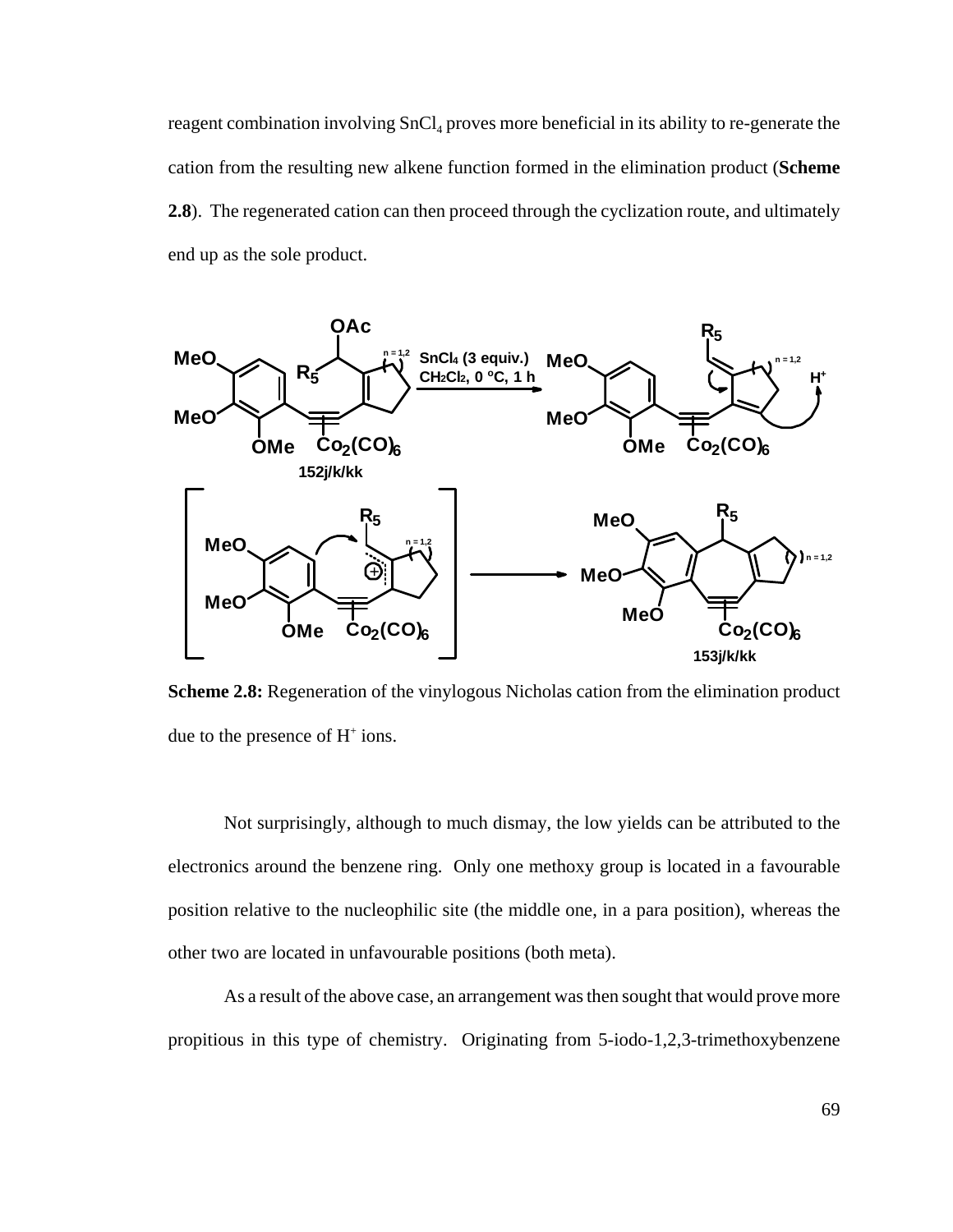reagent combination involving $SnCl_4$ proves more beneficial in its ability to re-generate the cation from the resulting new alkene function formed in the elimination product (**Scheme 2.8**). The regenerated cation can then proceed through the cyclization route, and ultimately end up as the sole product.

**Scheme 2.8:** Regeneration of the vinylogous Nicholas cation from the elimination product due to the presence of $H^+$ ions.

Not surprisingly, although to much dismay, the low yields can be attributed to the electronics around the benzene ring. Only one methoxy group is located in a favourable position relative to the nucleophilic site (the middle one, in a para position), whereas the other two are located in unfavourable positions (both meta).

As a result of the above case, an arrangement was then sought that would prove more propitious in this type of chemistry. Originating from 5-iodo-1,2,3-trimethoxybenzene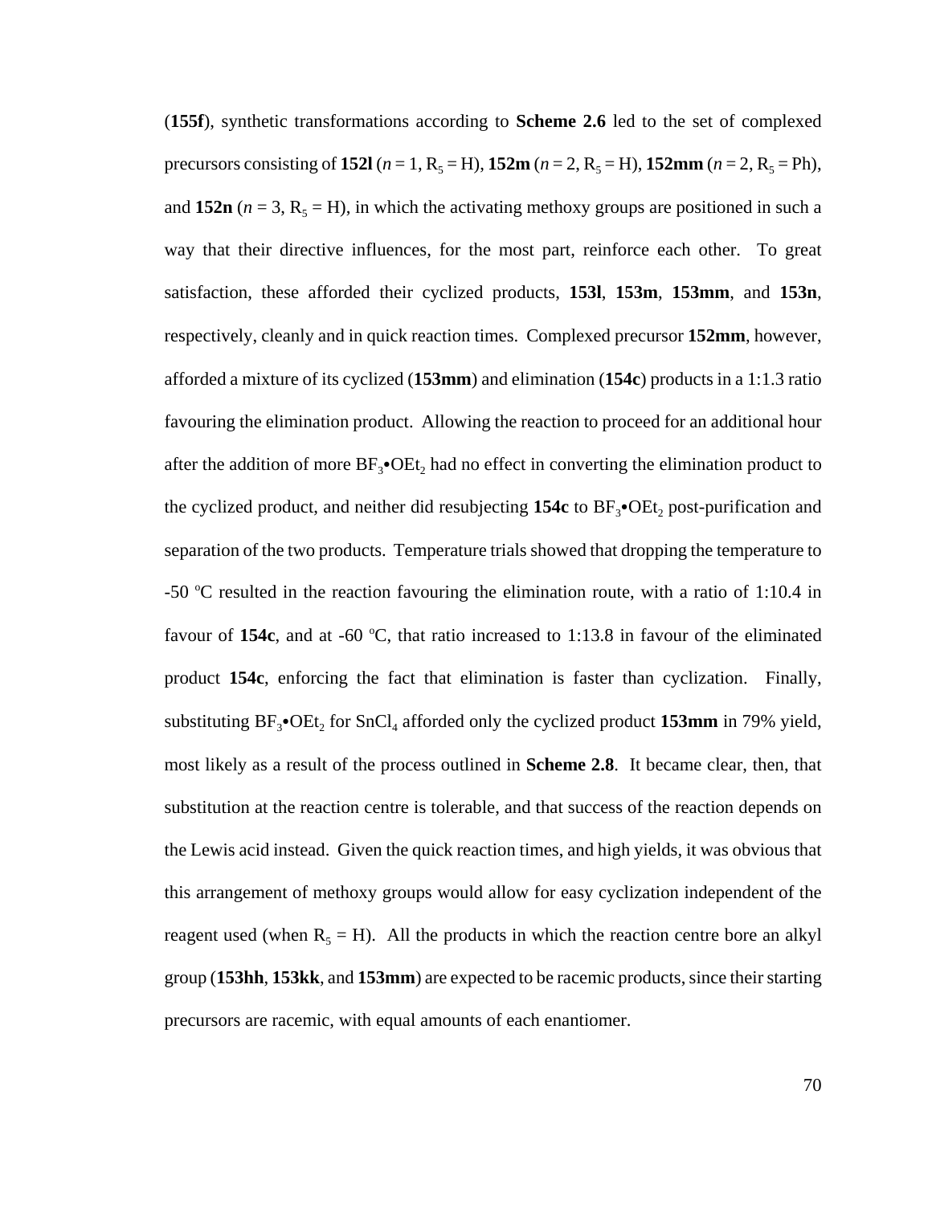(**155f**), synthetic transformations according to **Scheme 2.6** led to the set of complexed precursors consisting of **152l** ($n = 1$, $R_5 = H$), **152m** ($n = 2$, $R_5 = H$), **152mm** ($n = 2$, $R_5 = Ph$), and **152n** ($n = 3$, $R_5 = H$), in which the activating methoxy groups are positioned in such a way that their directive influences, for the most part, reinforce each other. To great satisfaction, these afforded their cyclized products, **153l**, **153m**, **153mm**, and **153n**, respectively, cleanly and in quick reaction times. Complexed precursor **152mm**, however, afforded a mixture of its cyclized (**153mm**) and elimination (**154c**) products in a 1:1.3 ratio favouring the elimination product. Allowing the reaction to proceed for an additional hour after the addition of more $BF_3{\bullet}OEt_2$ had no effect in converting the elimination product to the cyclized product, and neither did resubjecting **154c** to $BF_3{\bullet}OEt_2$ post-purification and separation of the two products. Temperature trials showed that dropping the temperature to -50 °C resulted in the reaction favouring the elimination route, with a ratio of 1:10.4 in favour of **154c**, and at -60 °C, that ratio increased to 1:13.8 in favour of the eliminated product **154c**, enforcing the fact that elimination is faster than cyclization. Finally, substituting $BF_3{\bullet}OEt_2$ for $SnCl_4$ afforded only the cyclized product **153mm** in 79% yield, most likely as a result of the process outlined in **Scheme 2.8**. It became clear, then, that substitution at the reaction centre is tolerable, and that success of the reaction depends on the Lewis acid instead. Given the quick reaction times, and high yields, it was obvious that this arrangement of methoxy groups would allow for easy cyclization independent of the reagent used (when $R_5 = H$). All the products in which the reaction centre bore an alkyl group (**153hh**, **153kk**, and **153mm**) are expected to be racemic products, since their starting precursors are racemic, with equal amounts of each enantiomer.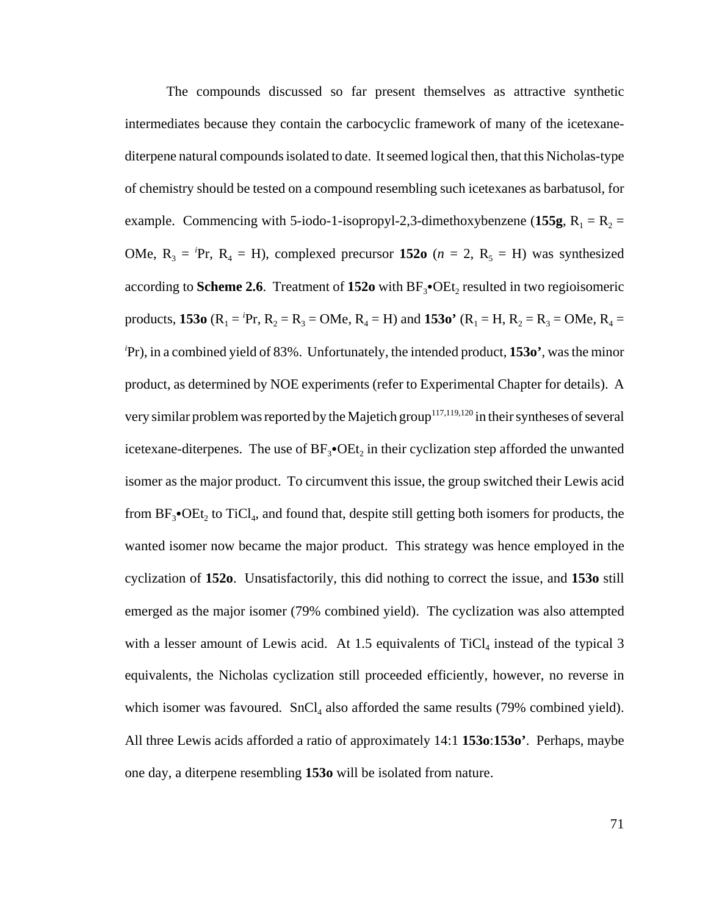The compounds discussed so far present themselves as attractive synthetic intermediates because they contain the carbocyclic framework of many of the icetexane-diterpene natural compounds isolated to date. It seemed logical then, that this Nicholas-type of chemistry should be tested on a compound resembling such icetexanes as barbatusol, for example. Commencing with 5-iodo-1-isopropyl-2,3-dimethoxybenzene (**155g**, $R_1 = R_2 =$ OMe, $R_3 = {}^i$Pr, $R_4$ = H), complexed precursor **152o** ($n$ = 2, $R_5$ = H) was synthesized according to **Scheme 2.6**. Treatment of **152o** with $BF_3$•$OEt_2$ resulted in two regioisomeric products, **153o** ($R_1 = {}^i$Pr, $R_2 = R_3$ = OMe, $R_4$ = H) and **153o'** ($R_1$ = H, $R_2 = R_3$ = OMe, $R_4 = {}^i$Pr), in a combined yield of 83%. Unfortunately, the intended product, **153o'**, was the minor product, as determined by NOE experiments (refer to Experimental Chapter for details). A very similar problem was reported by the Majetich group[117,119,120] in their syntheses of several icetexane-diterpenes. The use of $BF_3$•$OEt_2$ in their cyclization step afforded the unwanted isomer as the major product. To circumvent this issue, the group switched their Lewis acid from $BF_3$•$OEt_2$ to $TiCl_4$, and found that, despite still getting both isomers for products, the wanted isomer now became the major product. This strategy was hence employed in the cyclization of **152o**. Unsatisfactorily, this did nothing to correct the issue, and **153o** still emerged as the major isomer (79% combined yield). The cyclization was also attempted with a lesser amount of Lewis acid. At 1.5 equivalents of $TiCl_4$ instead of the typical 3 equivalents, the Nicholas cyclization still proceeded efficiently, however, no reverse in which isomer was favoured. $SnCl_4$ also afforded the same results (79% combined yield). All three Lewis acids afforded a ratio of approximately 14:1 **153o**:**153o'**. Perhaps, maybe one day, a diterpene resembling **153o** will be isolated from nature.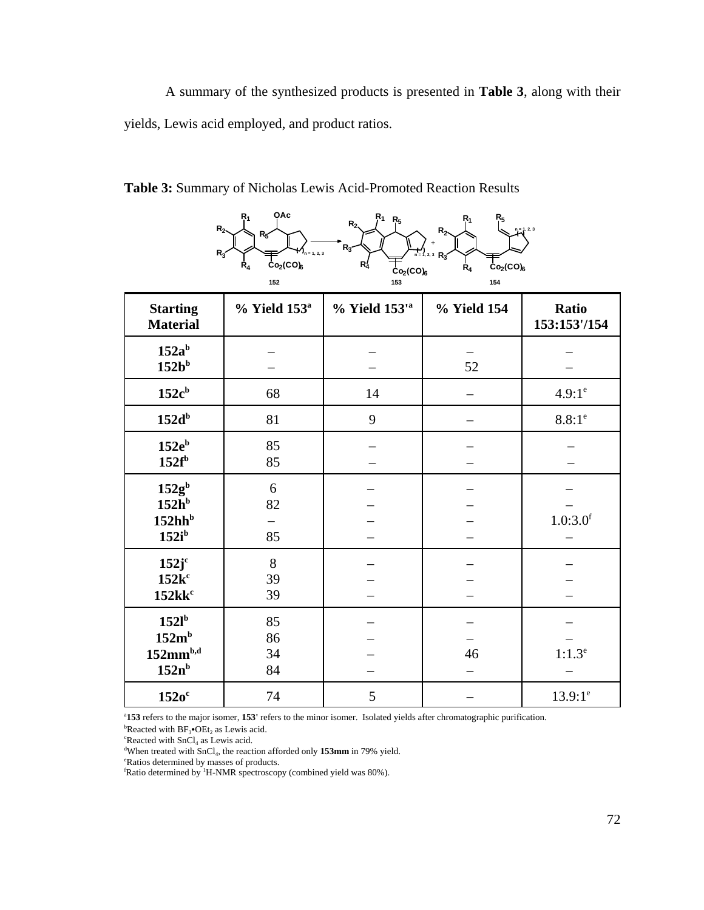A summary of the synthesized products is presented in **Table 3**, along with their yields, Lewis acid employed, and product ratios.

**Table 3:** Summary of Nicholas Lewis Acid-Promoted Reaction Results

| Starting Material | % Yield 153[a] | % Yield 153'[a] | % Yield 154 | Ratio 153:153'/154 |
|---|---|---|---|---|
| **152a**[b] | – | – | – | – |
| **152b**[b] | – | – | 52 | – |
| **152c**[b] | 68 | 14 | – | 4.9:1[e] |
| **152d**[b] | 81 | 9 | – | 8.8:1[e] |
| **152e**[b] | 85 | – | – | – |
| **152f**[b] | 85 | – | – | – |
| **152g**[b] | 6 | – | – | – |
| **152h**[b] | 82 | – | – | – |
| **152hh**[b] | – | – | – | 1.0:3.0[f] |
| **152i**[b] | 85 | – | – | – |
| **152j**[c] | 8 | – | – | – |
| **152k**[c] | 39 | – | – | – |
| **152kk**[c] | 39 | – | – | – |
| **152l**[b] | 85 | – | – | – |
| **152m**[b] | 86 | – | – | – |
| **152mm**[b,d] | 34 | – | 46 | 1:1.3[e] |
| **152n**[b] | 84 | – | – | – |
| **152o**[c] | 74 | 5 | – | 13.9:1[e] |

[a]**153** refers to the major isomer, **153'** refers to the minor isomer. Isolated yields after chromatographic purification.
[b]Reacted with $BF_3$•$OEt_2$ as Lewis acid.
[c]Reacted with $SnCl_4$ as Lewis acid.
[d]When treated with $SnCl_4$, the reaction afforded only **153mm** in 79% yield.
[e]Ratios determined by masses of products.
[f]Ratio determined by $^1$H-NMR spectroscopy (combined yield was 80%).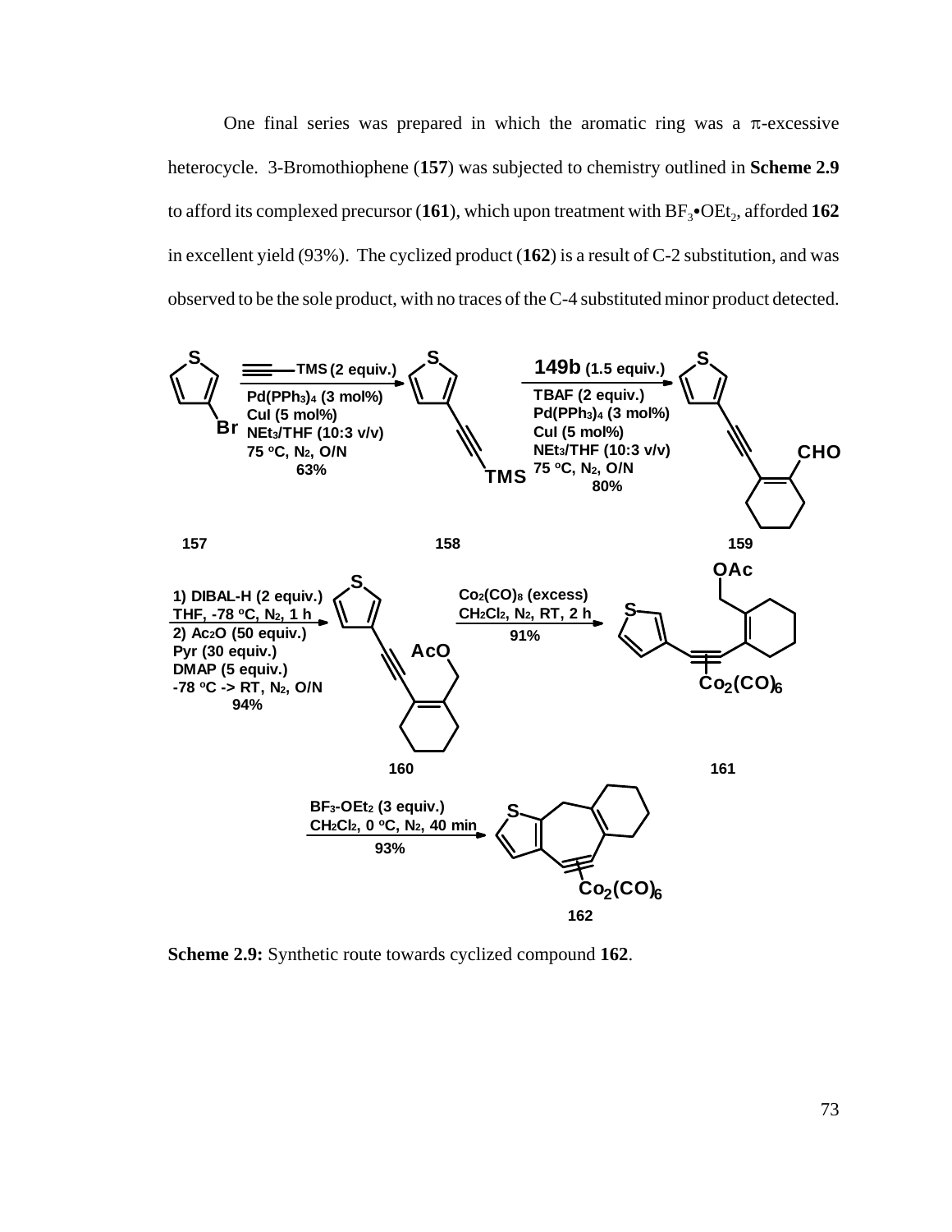One final series was prepared in which the aromatic ring was a π-excessive heterocycle. 3-Bromothiophene (**157**) was subjected to chemistry outlined in **Scheme 2.9** to afford its complexed precursor (**161**), which upon treatment with $BF_3$•$OEt_2$, afforded **162** in excellent yield (93%). The cyclized product (**162**) is a result of C-2 substitution, and was observed to be the sole product, with no traces of the C-4 substituted minor product detected.

**Scheme 2.9:** Synthetic route towards cyclized compound **162**.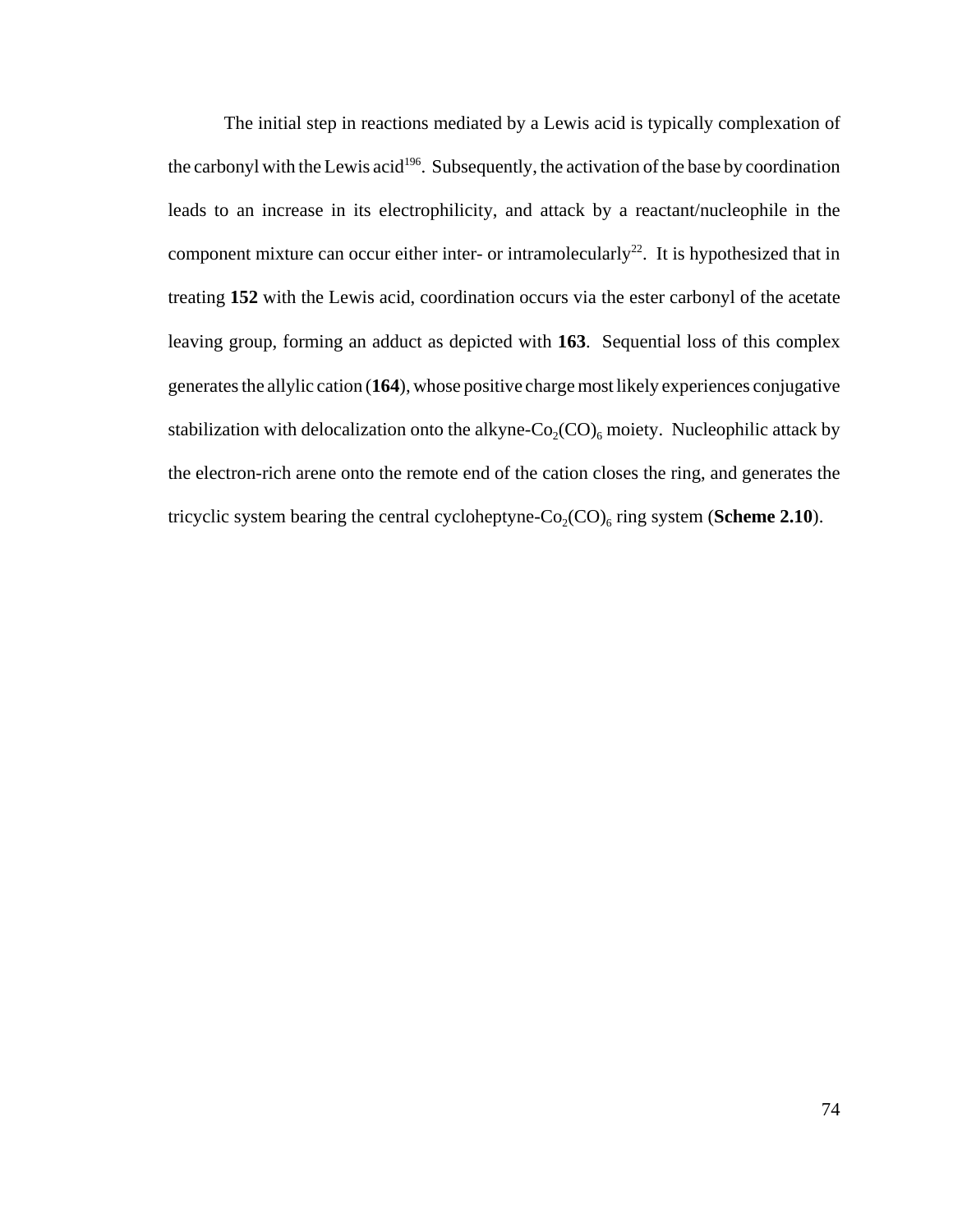The initial step in reactions mediated by a Lewis acid is typically complexation of the carbonyl with the Lewis acid[196]. Subsequently, the activation of the base by coordination leads to an increase in its electrophilicity, and attack by a reactant/nucleophile in the component mixture can occur either inter- or intramolecularly[22]. It is hypothesized that in treating **152** with the Lewis acid, coordination occurs via the ester carbonyl of the acetate leaving group, forming an adduct as depicted with **163**. Sequential loss of this complex generates the allylic cation (**164**), whose positive charge most likely experiences conjugative stabilization with delocalization onto the alkyne-$Co_2(CO)_6$ moiety. Nucleophilic attack by the electron-rich arene onto the remote end of the cation closes the ring, and generates the tricyclic system bearing the central cycloheptyne-$Co_2(CO)_6$ ring system (**Scheme 2.10**).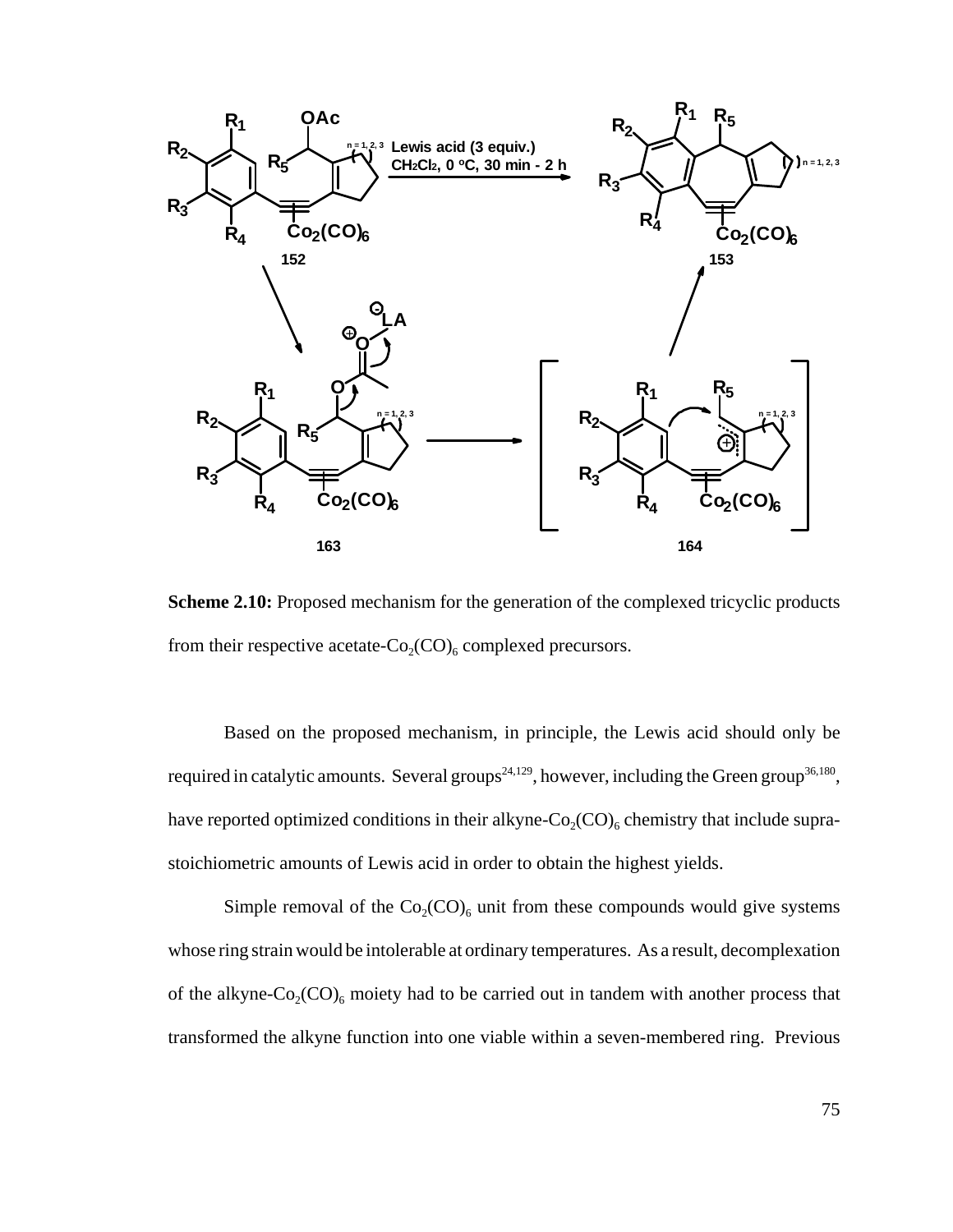**Scheme 2.10:** Proposed mechanism for the generation of the complexed tricyclic products from their respective acetate-$Co_2(CO)_6$ complexed precursors.

Based on the proposed mechanism, in principle, the Lewis acid should only be required in catalytic amounts. Several groups[24,129], however, including the Green group[36,180], have reported optimized conditions in their alkyne-$Co_2(CO)_6$ chemistry that include supra-stoichiometric amounts of Lewis acid in order to obtain the highest yields.

Simple removal of the $Co_2(CO)_6$ unit from these compounds would give systems whose ring strain would be intolerable at ordinary temperatures. As a result, decomplexation of the alkyne-$Co_2(CO)_6$ moiety had to be carried out in tandem with another process that transformed the alkyne function into one viable within a seven-membered ring. Previous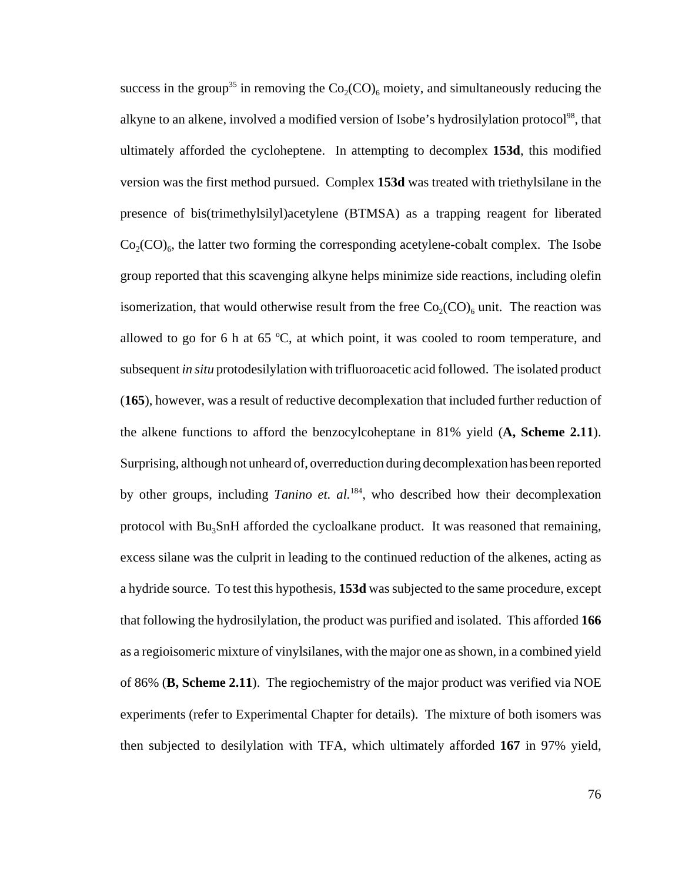success in the group[35] in removing the $Co_2(CO)_6$ moiety, and simultaneously reducing the alkyne to an alkene, involved a modified version of Isobe's hydrosilylation protocol[98], that ultimately afforded the cycloheptene. In attempting to decomplex **153d**, this modified version was the first method pursued. Complex **153d** was treated with triethylsilane in the presence of bis(trimethylsilyl)acetylene (BTMSA) as a trapping reagent for liberated $Co_2(CO)_6$, the latter two forming the corresponding acetylene-cobalt complex. The Isobe group reported that this scavenging alkyne helps minimize side reactions, including olefin isomerization, that would otherwise result from the free $Co_2(CO)_6$ unit. The reaction was allowed to go for 6 h at 65 $^{o}$C, at which point, it was cooled to room temperature, and subsequent *in situ* protodesilylation with trifluoroacetic acid followed. The isolated product (**165**), however, was a result of reductive decomplexation that included further reduction of the alkene functions to afford the benzocylcoheptane in 81% yield (**A, Scheme 2.11**). Surprising, although not unheard of, overreduction during decomplexation has been reported by other groups, including *Tanino et. al.*[184], who described how their decomplexation protocol with $Bu_3SnH$ afforded the cycloalkane product. It was reasoned that remaining, excess silane was the culprit in leading to the continued reduction of the alkenes, acting as a hydride source. To test this hypothesis, **153d** was subjected to the same procedure, except that following the hydrosilylation, the product was purified and isolated. This afforded **166** as a regioisomeric mixture of vinylsilanes, with the major one as shown, in a combined yield of 86% (**B, Scheme 2.11**). The regiochemistry of the major product was verified via NOE experiments (refer to Experimental Chapter for details). The mixture of both isomers was then subjected to desilylation with TFA, which ultimately afforded **167** in 97% yield,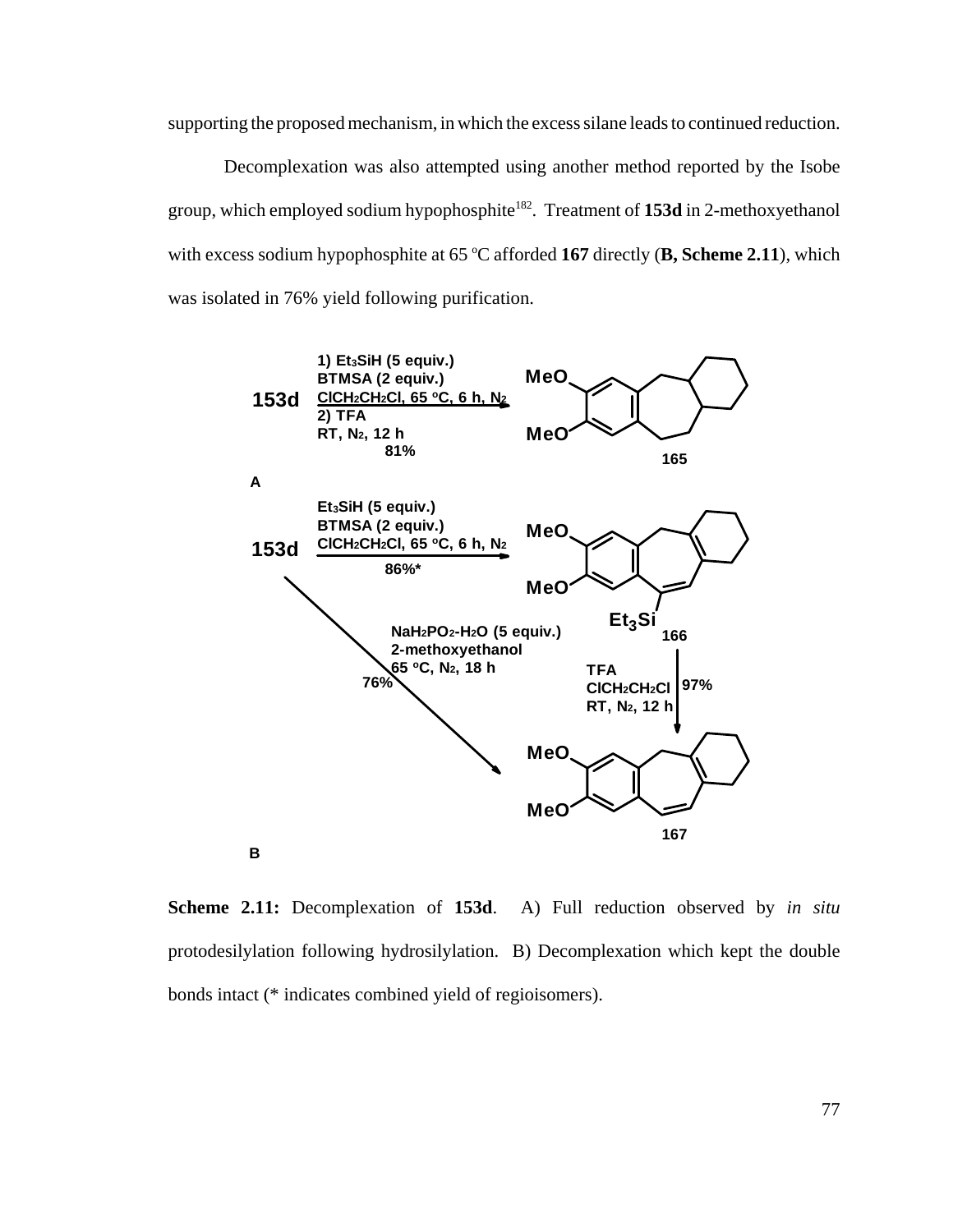supporting the proposed mechanism, in which the excess silane leads to continued reduction.

Decomplexation was also attempted using another method reported by the Isobe group, which employed sodium hypophosphite[182]. Treatment of **153d** in 2-methoxyethanol with excess sodium hypophosphite at 65 ºC afforded **167** directly (**B, Scheme 2.11**), which was isolated in 76% yield following purification.

**Scheme 2.11:** Decomplexation of **153d**. A) Full reduction observed by *in situ* protodesilylation following hydrosilylation. B) Decomplexation which kept the double bonds intact (* indicates combined yield of regioisomers).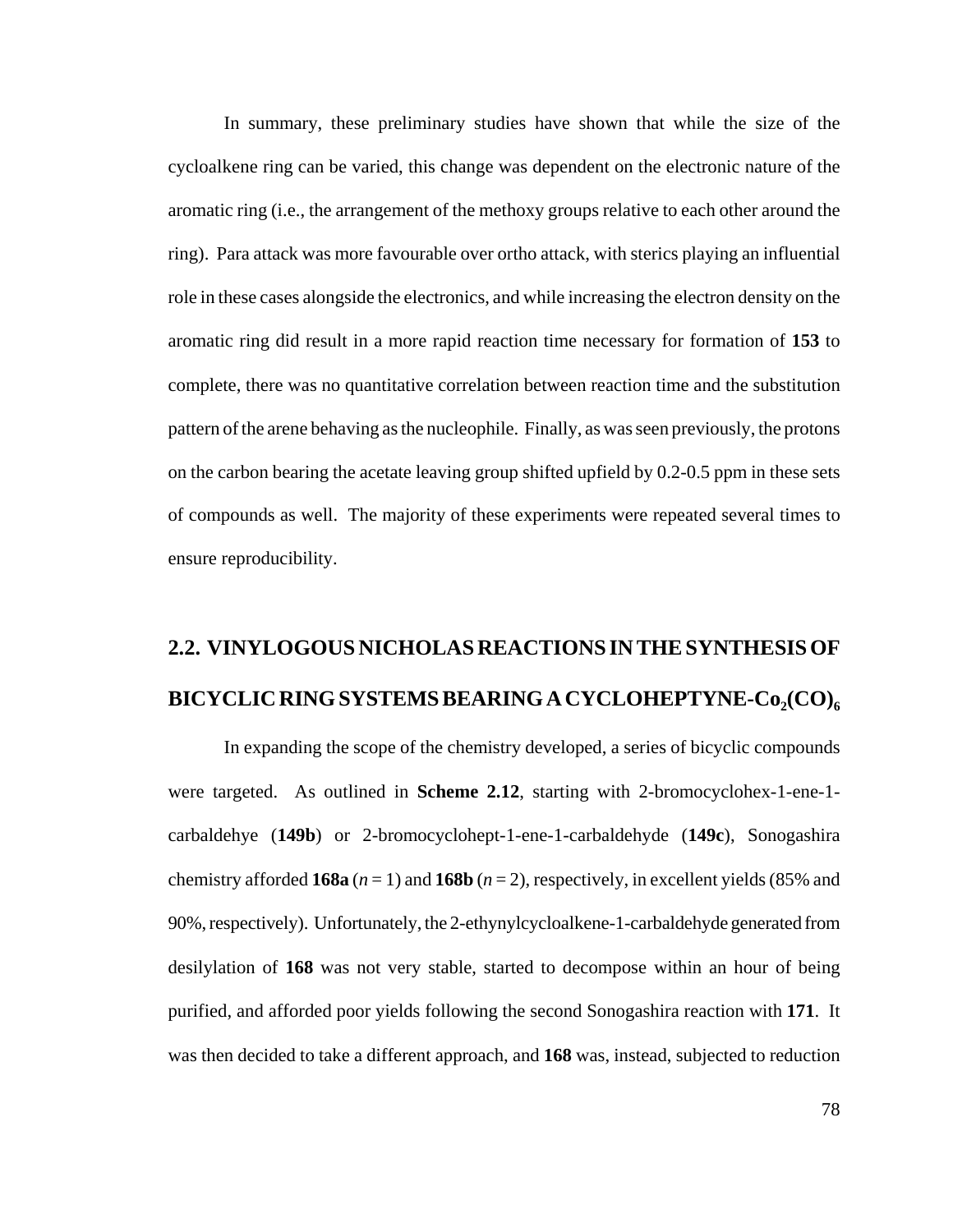In summary, these preliminary studies have shown that while the size of the cycloalkene ring can be varied, this change was dependent on the electronic nature of the aromatic ring (i.e., the arrangement of the methoxy groups relative to each other around the ring). Para attack was more favourable over ortho attack, with sterics playing an influential role in these cases alongside the electronics, and while increasing the electron density on the aromatic ring did result in a more rapid reaction time necessary for formation of **153** to complete, there was no quantitative correlation between reaction time and the substitution pattern of the arene behaving as the nucleophile. Finally, as was seen previously, the protons on the carbon bearing the acetate leaving group shifted upfield by 0.2-0.5 ppm in these sets of compounds as well. The majority of these experiments were repeated several times to ensure reproducibility.

## 2.2. VINYLOGOUS NICHOLAS REACTIONS IN THE SYNTHESIS OF BICYCLIC RING SYSTEMS BEARING A CYCLOHEPTYNE-$Co_2(CO)_6$

In expanding the scope of the chemistry developed, a series of bicyclic compounds were targeted. As outlined in **Scheme 2.12**, starting with 2-bromocyclohex-1-ene-1-carbaldehye (**149b**) or 2-bromocyclohept-1-ene-1-carbaldehyde (**149c**), Sonogashira chemistry afforded **168a** ($n = 1$) and **168b** ($n = 2$), respectively, in excellent yields (85% and 90%, respectively). Unfortunately, the 2-ethynylcycloalkene-1-carbaldehyde generated from desilylation of **168** was not very stable, started to decompose within an hour of being purified, and afforded poor yields following the second Sonogashira reaction with **171**. It was then decided to take a different approach, and **168** was, instead, subjected to reduction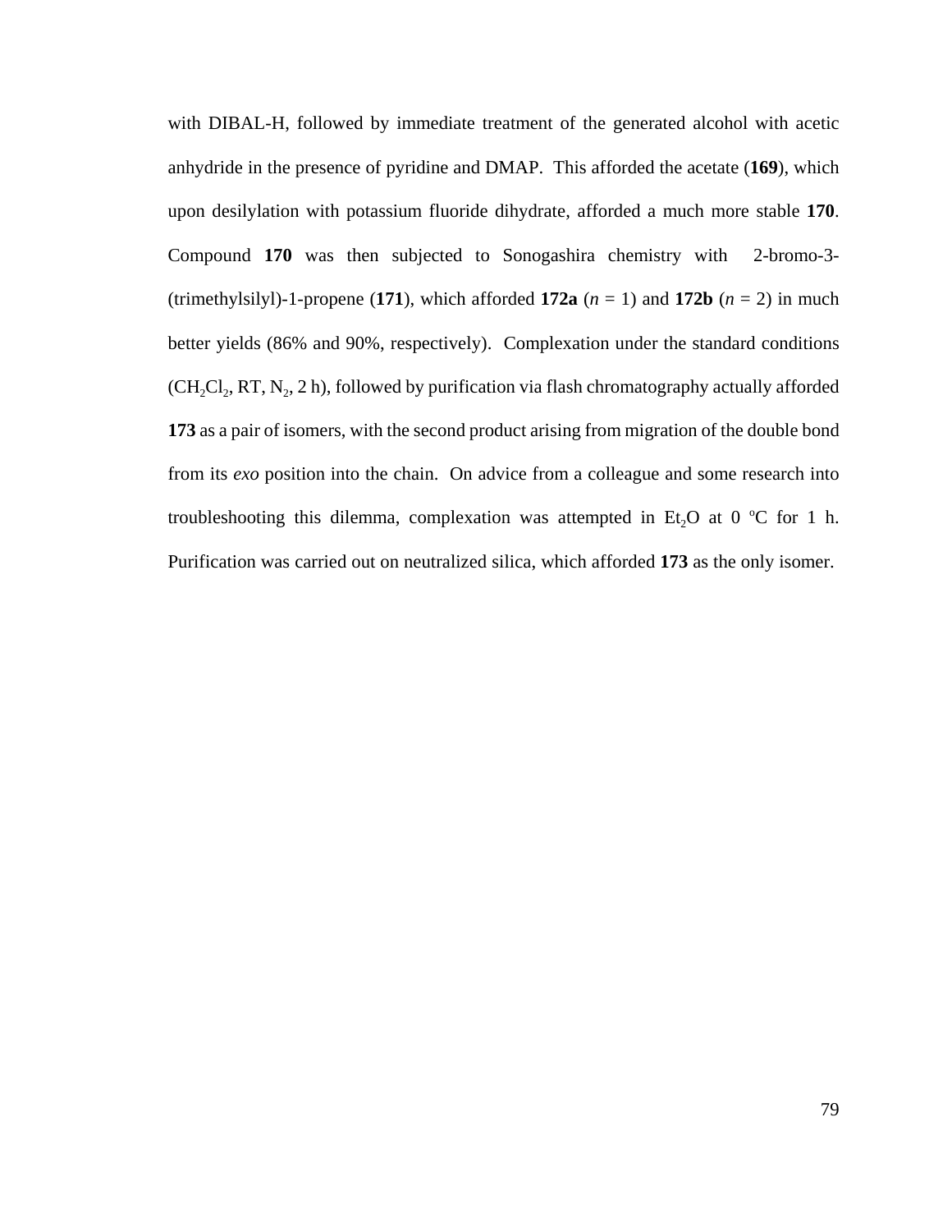with DIBAL-H, followed by immediate treatment of the generated alcohol with acetic anhydride in the presence of pyridine and DMAP. This afforded the acetate (**169**), which upon desilylation with potassium fluoride dihydrate, afforded a much more stable **170**. Compound **170** was then subjected to Sonogashira chemistry with 2-bromo-3-(trimethylsilyl)-1-propene (**171**), which afforded **172a** (*n* = 1) and **172b** (*n* = 2) in much better yields (86% and 90%, respectively). Complexation under the standard conditions ($CH_2Cl_2$, RT, $N_2$, 2 h), followed by purification via flash chromatography actually afforded **173** as a pair of isomers, with the second product arising from migration of the double bond from its *exo* position into the chain. On advice from a colleague and some research into troubleshooting this dilemma, complexation was attempted in $Et_2O$ at 0 $^oC$ for 1 h. Purification was carried out on neutralized silica, which afforded **173** as the only isomer.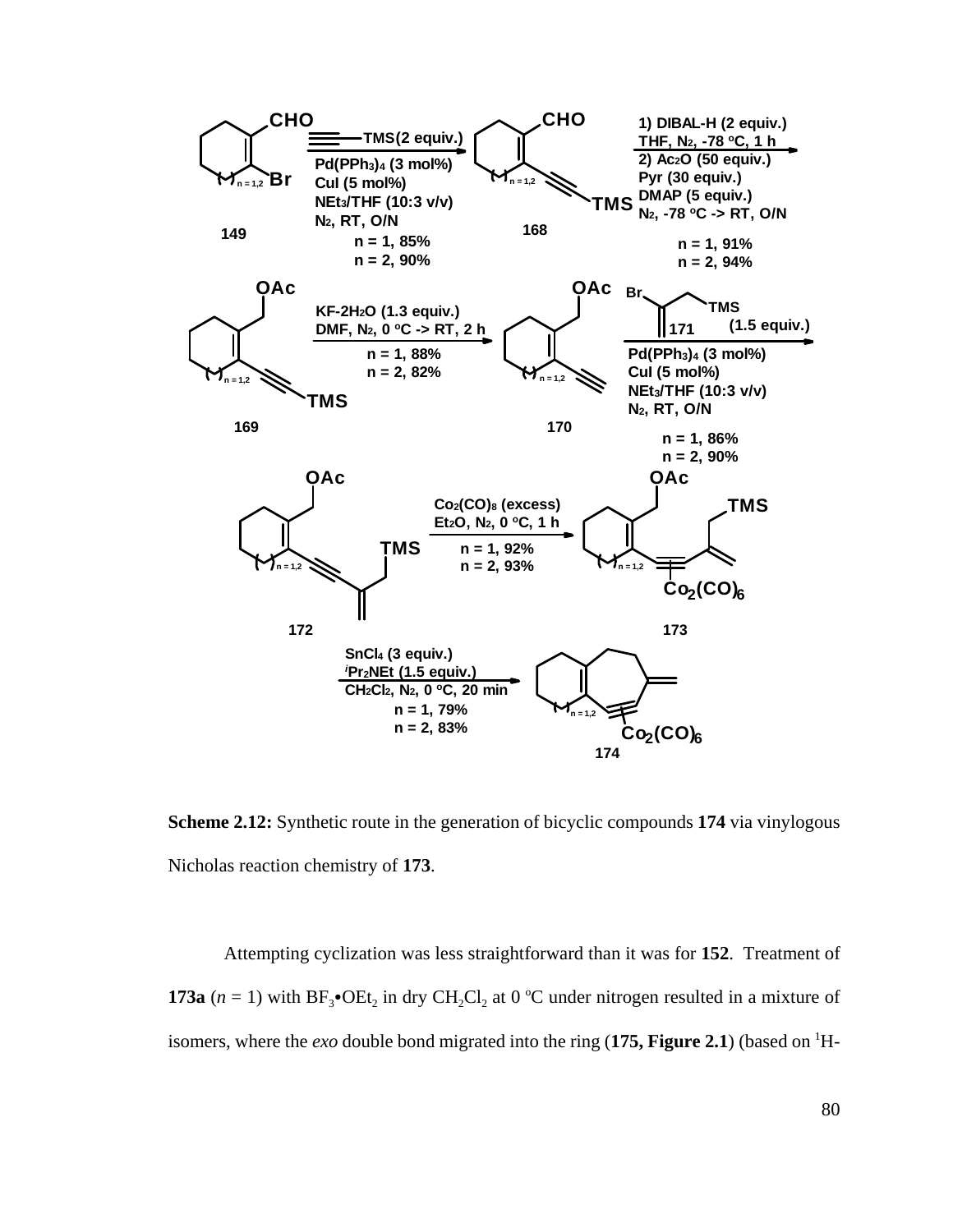**Scheme 2.12:** Synthetic route in the generation of bicyclic compounds **174** via vinylogous Nicholas reaction chemistry of **173**.

Attempting cyclization was less straightforward than it was for **152**. Treatment of **173a** (*n* = 1) with $BF_3{\bullet}OEt_2$ in dry $CH_2Cl_2$ at 0 °C under nitrogen resulted in a mixture of isomers, where the *exo* double bond migrated into the ring (**175, Figure 2.1**) (based on $^1$H-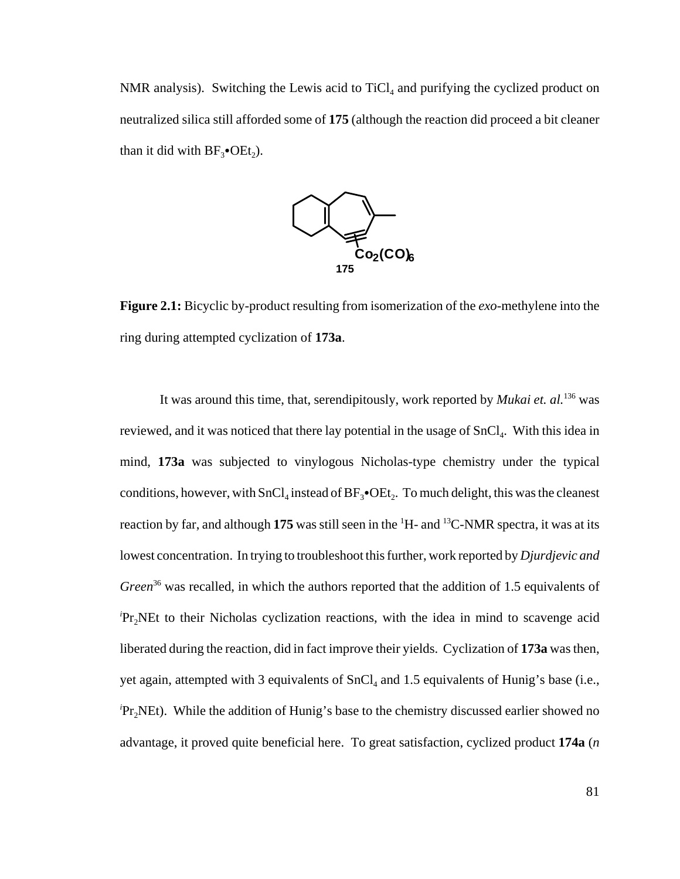NMR analysis). Switching the Lewis acid to $TiCl_4$ and purifying the cyclized product on neutralized silica still afforded some of **175** (although the reaction did proceed a bit cleaner than it did with $BF_3$•$OEt_2$).

**Figure 2.1:** Bicyclic by-product resulting from isomerization of the *exo*-methylene into the ring during attempted cyclization of **173a**.

It was around this time, that, serendipitously, work reported by *Mukai et. al.*[136] was reviewed, and it was noticed that there lay potential in the usage of $SnCl_4$. With this idea in mind, **173a** was subjected to vinylogous Nicholas-type chemistry under the typical conditions, however, with $SnCl_4$ instead of $BF_3$•$OEt_2$. To much delight, this was the cleanest reaction by far, and although **175** was still seen in the $^1$H- and $^{13}$C-NMR spectra, it was at its lowest concentration. In trying to troubleshoot this further, work reported by *Djurdjevic and Green*[36] was recalled, in which the authors reported that the addition of 1.5 equivalents of $^i$Pr$_2$NEt to their Nicholas cyclization reactions, with the idea in mind to scavenge acid liberated during the reaction, did in fact improve their yields. Cyclization of **173a** was then, yet again, attempted with 3 equivalents of $SnCl_4$ and 1.5 equivalents of Hunig's base (i.e., $^i$Pr$_2$NEt). While the addition of Hunig's base to the chemistry discussed earlier showed no advantage, it proved quite beneficial here. To great satisfaction, cyclized product **174a** (*n*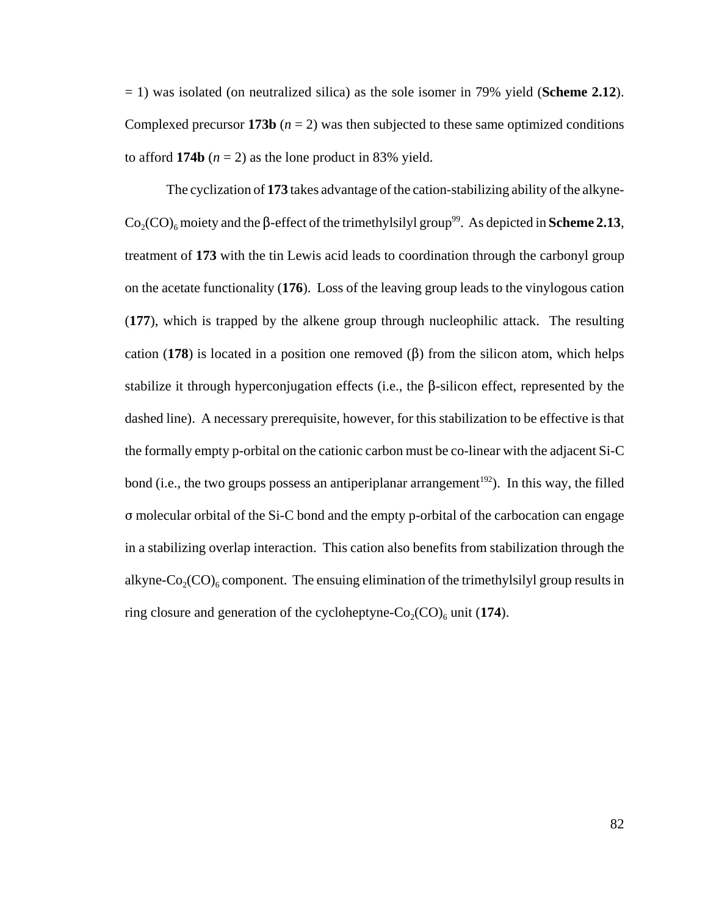= 1) was isolated (on neutralized silica) as the sole isomer in 79% yield (**Scheme 2.12**). Complexed precursor **173b** (*n* = 2) was then subjected to these same optimized conditions to afford **174b** (*n* = 2) as the lone product in 83% yield.

The cyclization of **173** takes advantage of the cation-stabilizing ability of the alkyne-$Co_2(CO)_6$ moiety and the β-effect of the trimethylsilyl group[99]. As depicted in **Scheme 2.13**, treatment of **173** with the tin Lewis acid leads to coordination through the carbonyl group on the acetate functionality (**176**). Loss of the leaving group leads to the vinylogous cation (**177**), which is trapped by the alkene group through nucleophilic attack. The resulting cation (**178**) is located in a position one removed (β) from the silicon atom, which helps stabilize it through hyperconjugation effects (i.e., the β-silicon effect, represented by the dashed line). A necessary prerequisite, however, for this stabilization to be effective is that the formally empty p-orbital on the cationic carbon must be co-linear with the adjacent Si-C bond (i.e., the two groups possess an antiperiplanar arrangement[192]). In this way, the filled σ molecular orbital of the Si-C bond and the empty p-orbital of the carbocation can engage in a stabilizing overlap interaction. This cation also benefits from stabilization through the alkyne-$Co_2(CO)_6$ component. The ensuing elimination of the trimethylsilyl group results in ring closure and generation of the cycloheptyne-$Co_2(CO)_6$ unit (**174**).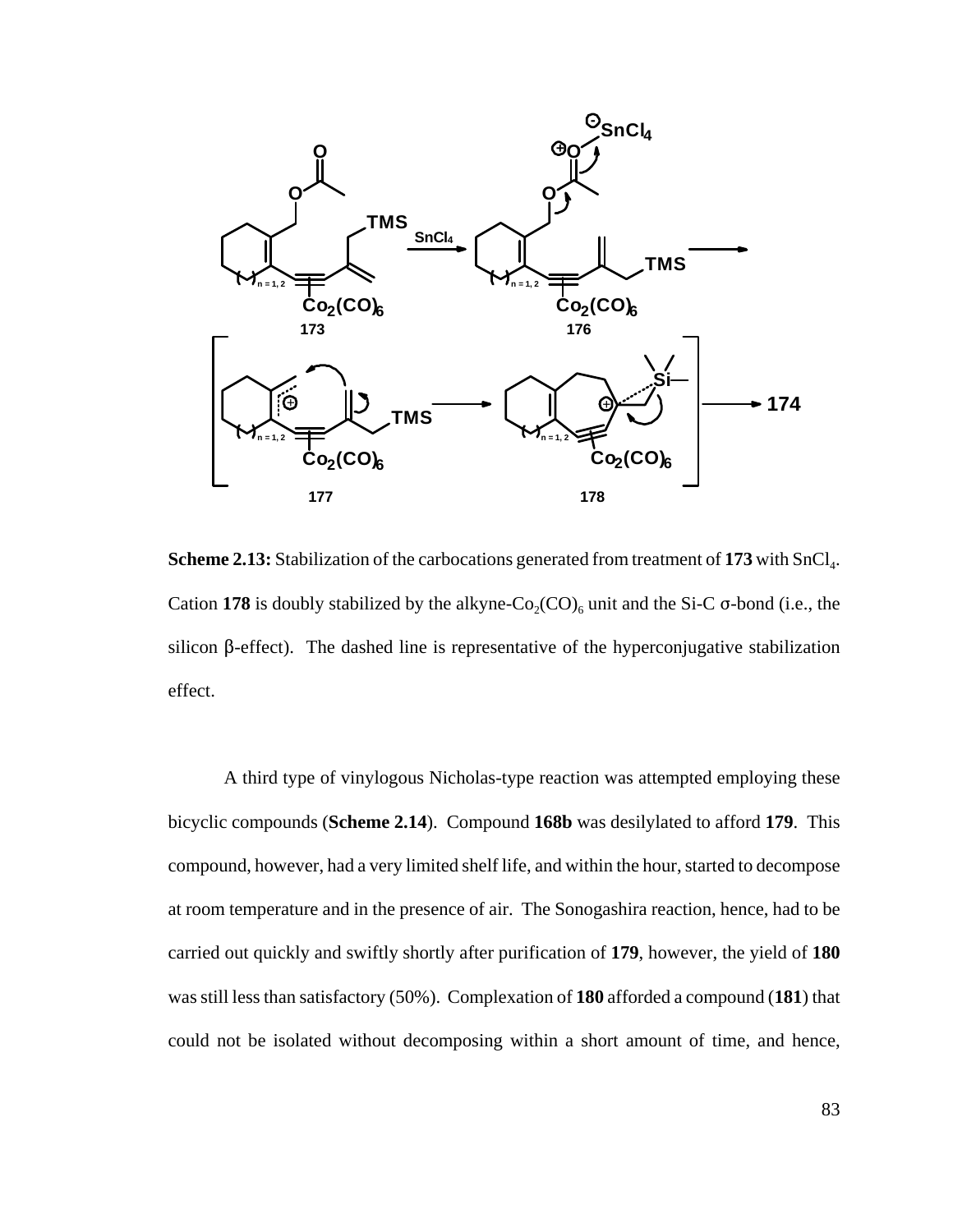**Scheme 2.13:** Stabilization of the carbocations generated from treatment of **173** with $SnCl_4$. Cation **178** is doubly stabilized by the alkyne-$Co_2(CO)_6$ unit and the Si-C σ-bond (i.e., the silicon β-effect). The dashed line is representative of the hyperconjugative stabilization effect.

A third type of vinylogous Nicholas-type reaction was attempted employing these bicyclic compounds (**Scheme 2.14**). Compound **168b** was desilylated to afford **179**. This compound, however, had a very limited shelf life, and within the hour, started to decompose at room temperature and in the presence of air. The Sonogashira reaction, hence, had to be carried out quickly and swiftly shortly after purification of **179**, however, the yield of **180** was still less than satisfactory (50%). Complexation of **180** afforded a compound (**181**) that could not be isolated without decomposing within a short amount of time, and hence,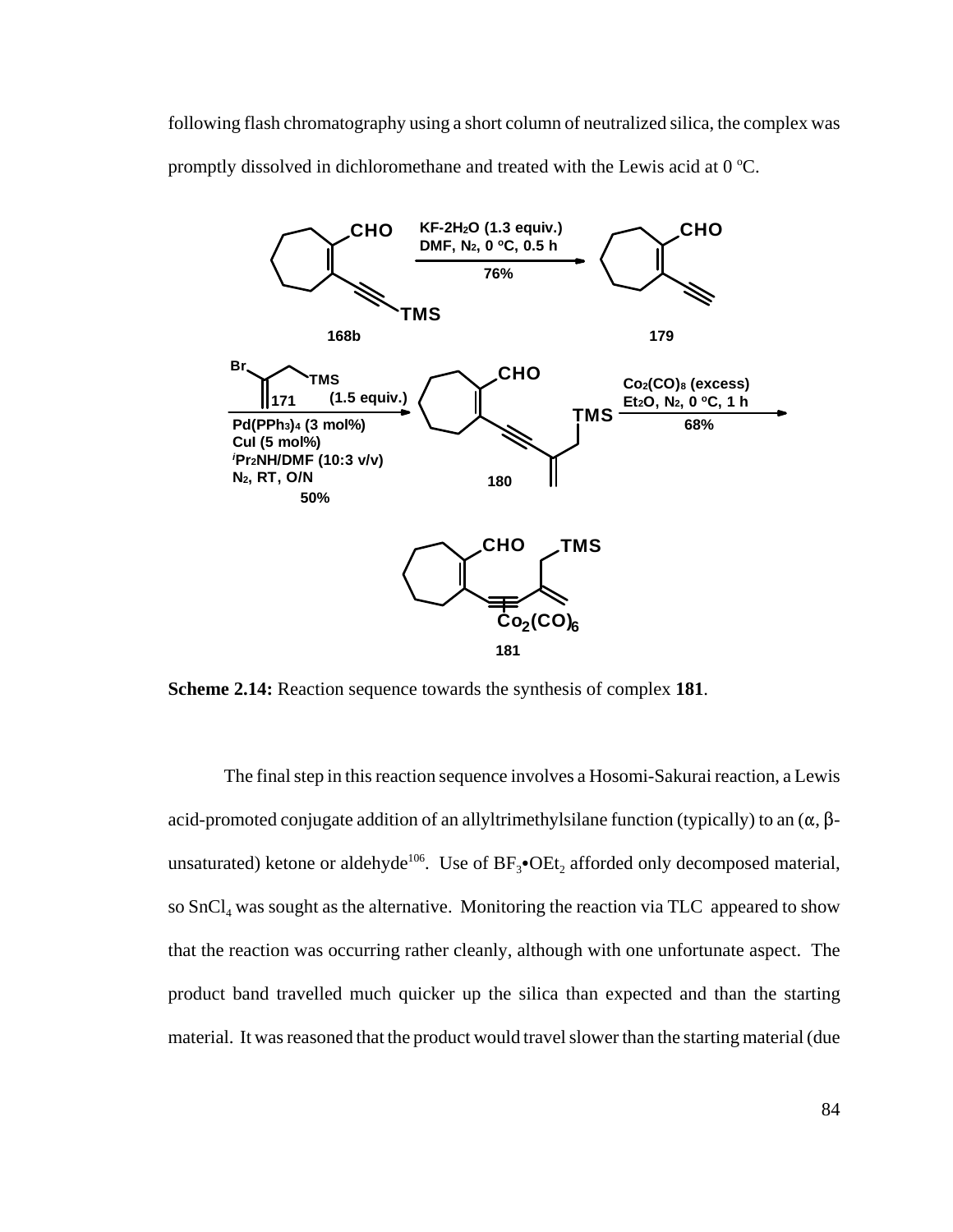following flash chromatography using a short column of neutralized silica, the complex was promptly dissolved in dichloromethane and treated with the Lewis acid at 0 °C.

**Scheme 2.14:** Reaction sequence towards the synthesis of complex **181**.

The final step in this reaction sequence involves a Hosomi-Sakurai reaction, a Lewis acid-promoted conjugate addition of an allyltrimethylsilane function (typically) to an ($\alpha$, $\beta$-unsaturated) ketone or aldehyde[106]. Use of $BF_3$•$OEt_2$ afforded only decomposed material, so $SnCl_4$ was sought as the alternative. Monitoring the reaction via TLC appeared to show that the reaction was occurring rather cleanly, although with one unfortunate aspect. The product band travelled much quicker up the silica than expected and than the starting material. It was reasoned that the product would travel slower than the starting material (due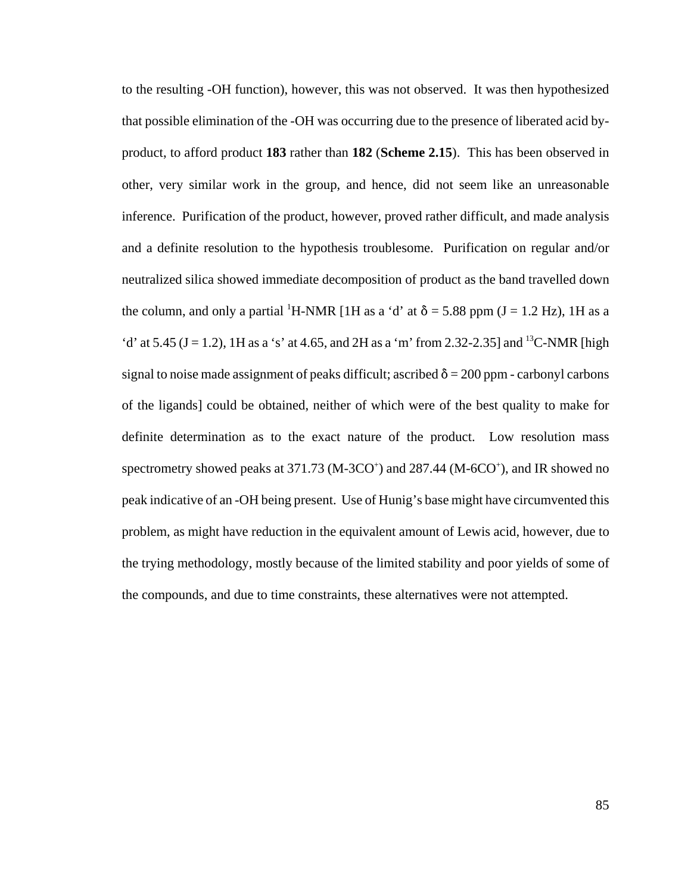to the resulting -OH function), however, this was not observed. It was then hypothesized that possible elimination of the -OH was occurring due to the presence of liberated acid by-product, to afford product **183** rather than **182** (**Scheme 2.15**). This has been observed in other, very similar work in the group, and hence, did not seem like an unreasonable inference. Purification of the product, however, proved rather difficult, and made analysis and a definite resolution to the hypothesis troublesome. Purification on regular and/or neutralized silica showed immediate decomposition of product as the band travelled down the column, and only a partial $^{1}$H-NMR [1H as a 'd' at $\delta$ = 5.88 ppm (J = 1.2 Hz), 1H as a 'd' at 5.45 (J = 1.2), 1H as a 's' at 4.65, and 2H as a 'm' from 2.32-2.35] and $^{13}$C-NMR [high signal to noise made assignment of peaks difficult; ascribed $\delta$ = 200 ppm - carbonyl carbons of the ligands] could be obtained, neither of which were of the best quality to make for definite determination as to the exact nature of the product. Low resolution mass spectrometry showed peaks at 371.73 (M-3CO$^{+}$) and 287.44 (M-6CO$^{+}$), and IR showed no peak indicative of an -OH being present. Use of Hunig's base might have circumvented this problem, as might have reduction in the equivalent amount of Lewis acid, however, due to the trying methodology, mostly because of the limited stability and poor yields of some of the compounds, and due to time constraints, these alternatives were not attempted.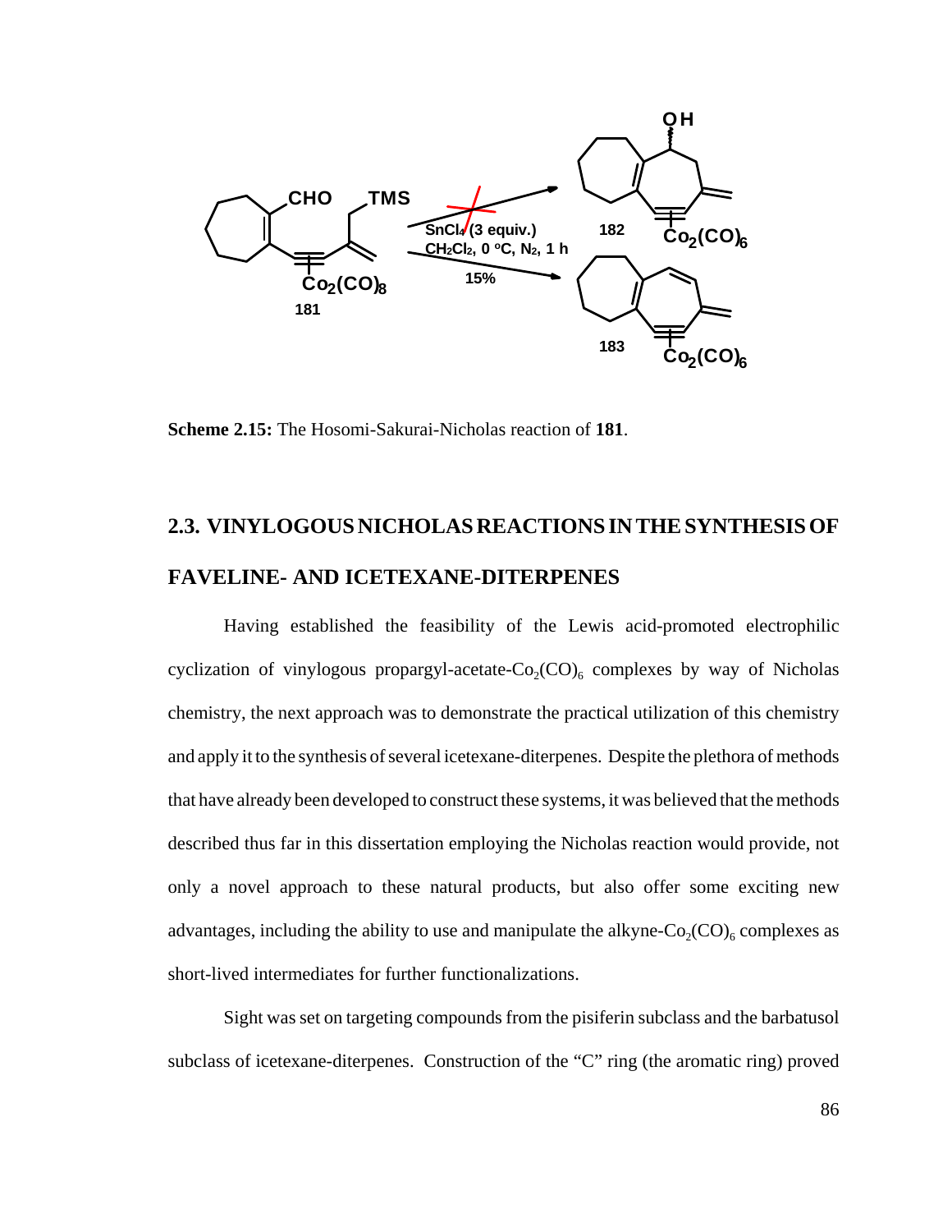**Scheme 2.15:** The Hosomi-Sakurai-Nicholas reaction of **181**.

## 2.3. VINYLOGOUS NICHOLAS REACTIONS IN THE SYNTHESIS OF FAVELINE- AND ICETEXANE-DITERPENES

Having established the feasibility of the Lewis acid-promoted electrophilic cyclization of vinylogous propargyl-acetate-$Co_2(CO)_6$ complexes by way of Nicholas chemistry, the next approach was to demonstrate the practical utilization of this chemistry and apply it to the synthesis of several icetexane-diterpenes. Despite the plethora of methods that have already been developed to construct these systems, it was believed that the methods described thus far in this dissertation employing the Nicholas reaction would provide, not only a novel approach to these natural products, but also offer some exciting new advantages, including the ability to use and manipulate the alkyne-$Co_2(CO)_6$ complexes as short-lived intermediates for further functionalizations.

Sight was set on targeting compounds from the pisiferin subclass and the barbatusol subclass of icetexane-diterpenes. Construction of the "C" ring (the aromatic ring) proved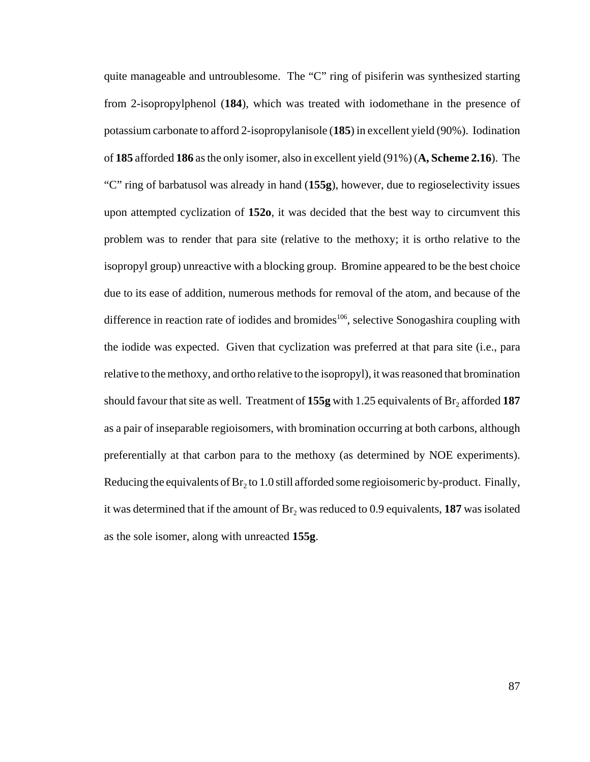quite manageable and untroublesome. The "C" ring of pisiferin was synthesized starting from 2-isopropylphenol (**184**), which was treated with iodomethane in the presence of potassium carbonate to afford 2-isopropylanisole (**185**) in excellent yield (90%). Iodination of **185** afforded **186** as the only isomer, also in excellent yield (91%) (**A, Scheme 2.16**). The "C" ring of barbatusol was already in hand (**155g**), however, due to regioselectivity issues upon attempted cyclization of **152o**, it was decided that the best way to circumvent this problem was to render that para site (relative to the methoxy; it is ortho relative to the isopropyl group) unreactive with a blocking group. Bromine appeared to be the best choice due to its ease of addition, numerous methods for removal of the atom, and because of the difference in reaction rate of iodides and bromides[106], selective Sonogashira coupling with the iodide was expected. Given that cyclization was preferred at that para site (i.e., para relative to the methoxy, and ortho relative to the isopropyl), it was reasoned that bromination should favour that site as well. Treatment of **155g** with 1.25 equivalents of $Br_2$ afforded **187** as a pair of inseparable regioisomers, with bromination occurring at both carbons, although preferentially at that carbon para to the methoxy (as determined by NOE experiments). Reducing the equivalents of $Br_2$ to 1.0 still afforded some regioisomeric by-product. Finally, it was determined that if the amount of $Br_2$ was reduced to 0.9 equivalents, **187** was isolated as the sole isomer, along with unreacted **155g**.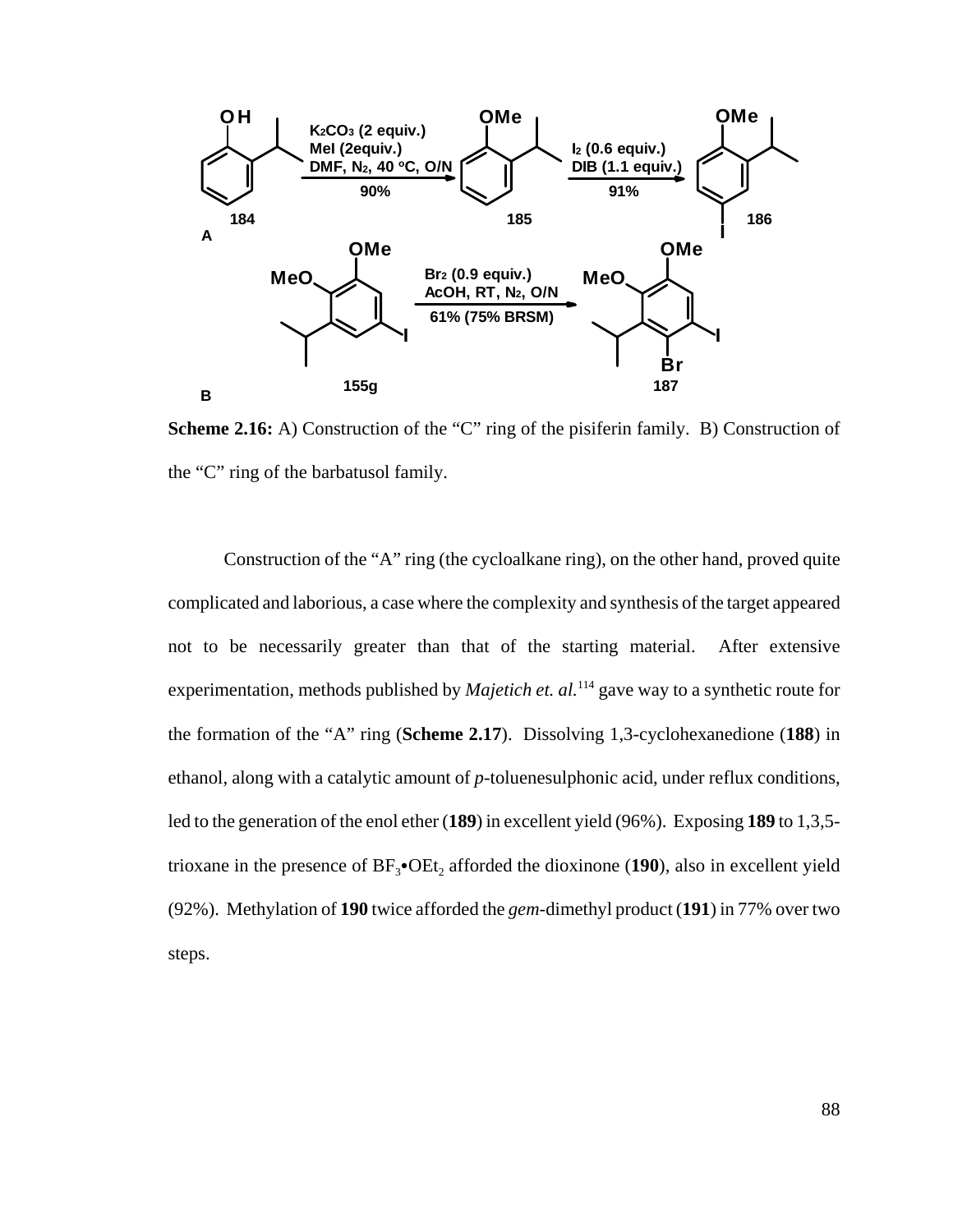**Scheme 2.16:** A) Construction of the "C" ring of the pisiferin family. B) Construction of the "C" ring of the barbatusol family.

Construction of the "A" ring (the cycloalkane ring), on the other hand, proved quite complicated and laborious, a case where the complexity and synthesis of the target appeared not to be necessarily greater than that of the starting material. After extensive experimentation, methods published by *Majetich et. al.*[114] gave way to a synthetic route for the formation of the "A" ring (**Scheme 2.17**). Dissolving 1,3-cyclohexanedione (**188**) in ethanol, along with a catalytic amount of *p*-toluenesulphonic acid, under reflux conditions, led to the generation of the enol ether (**189**) in excellent yield (96%). Exposing **189** to 1,3,5-trioxane in the presence of $BF_3$•$OEt_2$ afforded the dioxinone (**190**), also in excellent yield (92%). Methylation of **190** twice afforded the *gem*-dimethyl product (**191**) in 77% over two steps.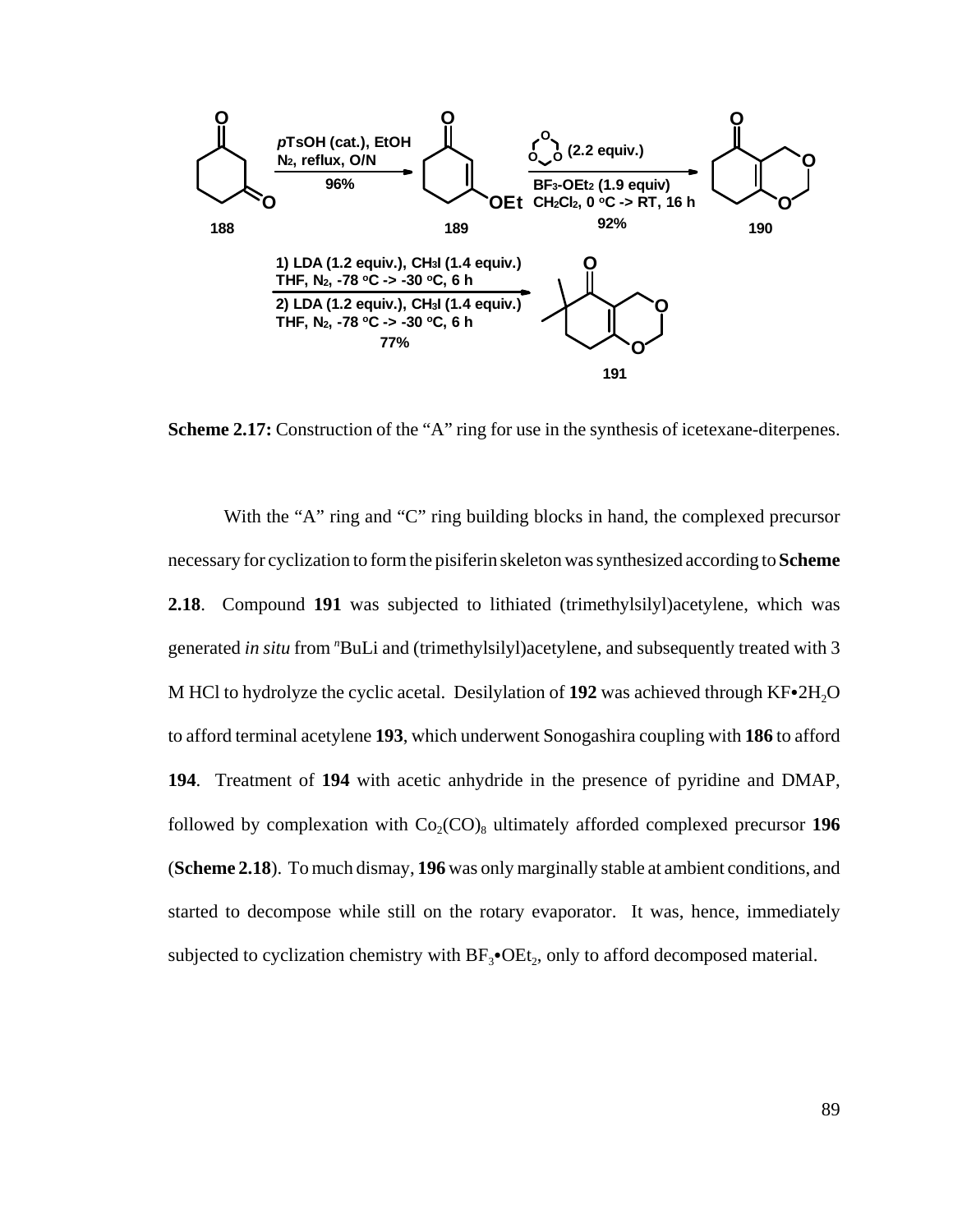**Scheme 2.17:** Construction of the "A" ring for use in the synthesis of icetexane-diterpenes.

With the "A" ring and "C" ring building blocks in hand, the complexed precursor necessary for cyclization to form the pisiferin skeleton was synthesized according to **Scheme 2.18**. Compound **191** was subjected to lithiated (trimethylsilyl)acetylene, which was generated *in situ* from $^{n}$BuLi and (trimethylsilyl)acetylene, and subsequently treated with 3 M HCl to hydrolyze the cyclic acetal. Desilylation of **192** was achieved through KF•$2H_2O$ to afford terminal acetylene **193**, which underwent Sonogashira coupling with **186** to afford **194**. Treatment of **194** with acetic anhydride in the presence of pyridine and DMAP, followed by complexation with $Co_2(CO)_8$ ultimately afforded complexed precursor **196** (**Scheme 2.18**). To much dismay, **196** was only marginally stable at ambient conditions, and started to decompose while still on the rotary evaporator. It was, hence, immediately subjected to cyclization chemistry with $BF_3$•$OEt_2$, only to afford decomposed material.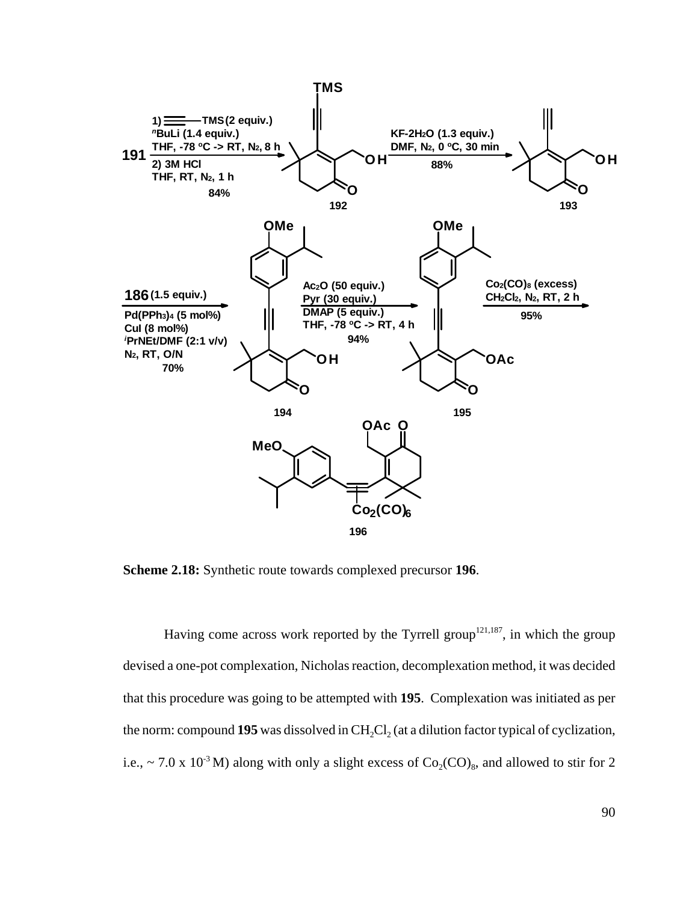**Scheme 2.18:** Synthetic route towards complexed precursor **196**.

Having come across work reported by the Tyrrell group[121,187], in which the group devised a one-pot complexation, Nicholas reaction, decomplexation method, it was decided that this procedure was going to be attempted with **195**. Complexation was initiated as per the norm: compound **195** was dissolved in $CH_2Cl_2$ (at a dilution factor typical of cyclization, i.e., ~ 7.0 x $10^{-3}$ M) along with only a slight excess of $Co_2(CO)_8$, and allowed to stir for 2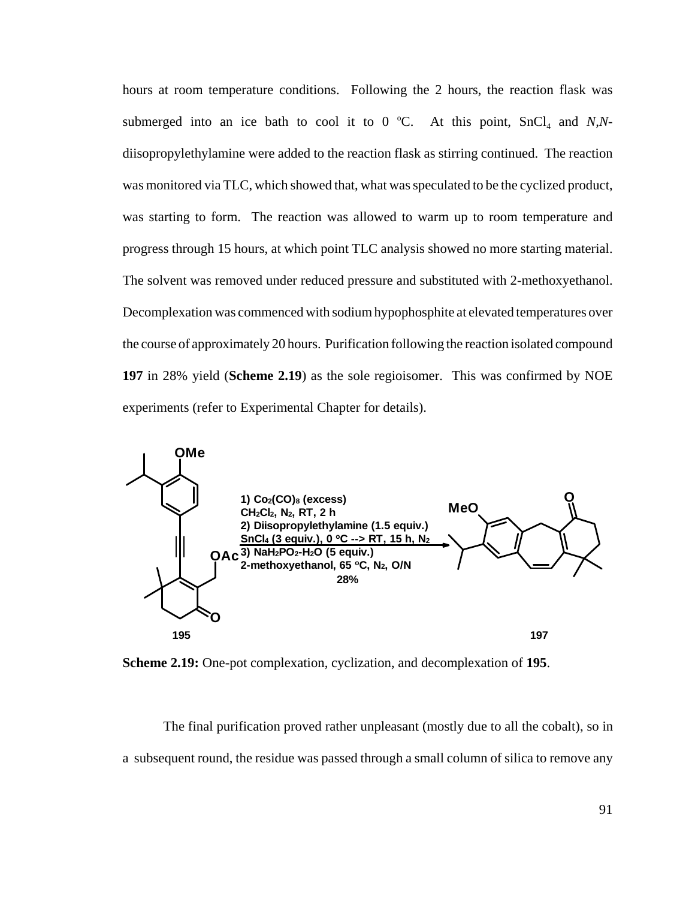hours at room temperature conditions. Following the 2 hours, the reaction flask was submerged into an ice bath to cool it to 0 °C. At this point, $SnCl_4$ and *N*,*N*-diisopropylethylamine were added to the reaction flask as stirring continued. The reaction was monitored via TLC, which showed that, what was speculated to be the cyclized product, was starting to form. The reaction was allowed to warm up to room temperature and progress through 15 hours, at which point TLC analysis showed no more starting material. The solvent was removed under reduced pressure and substituted with 2-methoxyethanol. Decomplexation was commenced with sodium hypophosphite at elevated temperatures over the course of approximately 20 hours. Purification following the reaction isolated compound **197** in 28% yield (**Scheme 2.19**) as the sole regioisomer. This was confirmed by NOE experiments (refer to Experimental Chapter for details).

1) $Co_2(CO)_8$ (excess)
$CH_2Cl_2$, $N_2$, RT, 2 h
2) Diisopropylethylamine (1.5 equiv.)
$SnCl_4$ (3 equiv.), 0 °C --> RT, 15 h, $N_2$
3) $NaH_2PO_2$-$H_2O$ (5 equiv.)
2-methoxyethanol, 65 °C, $N_2$, O/N
28%

**195** → **197**

**Scheme 2.19:** One-pot complexation, cyclization, and decomplexation of **195**.

The final purification proved rather unpleasant (mostly due to all the cobalt), so in a subsequent round, the residue was passed through a small column of silica to remove any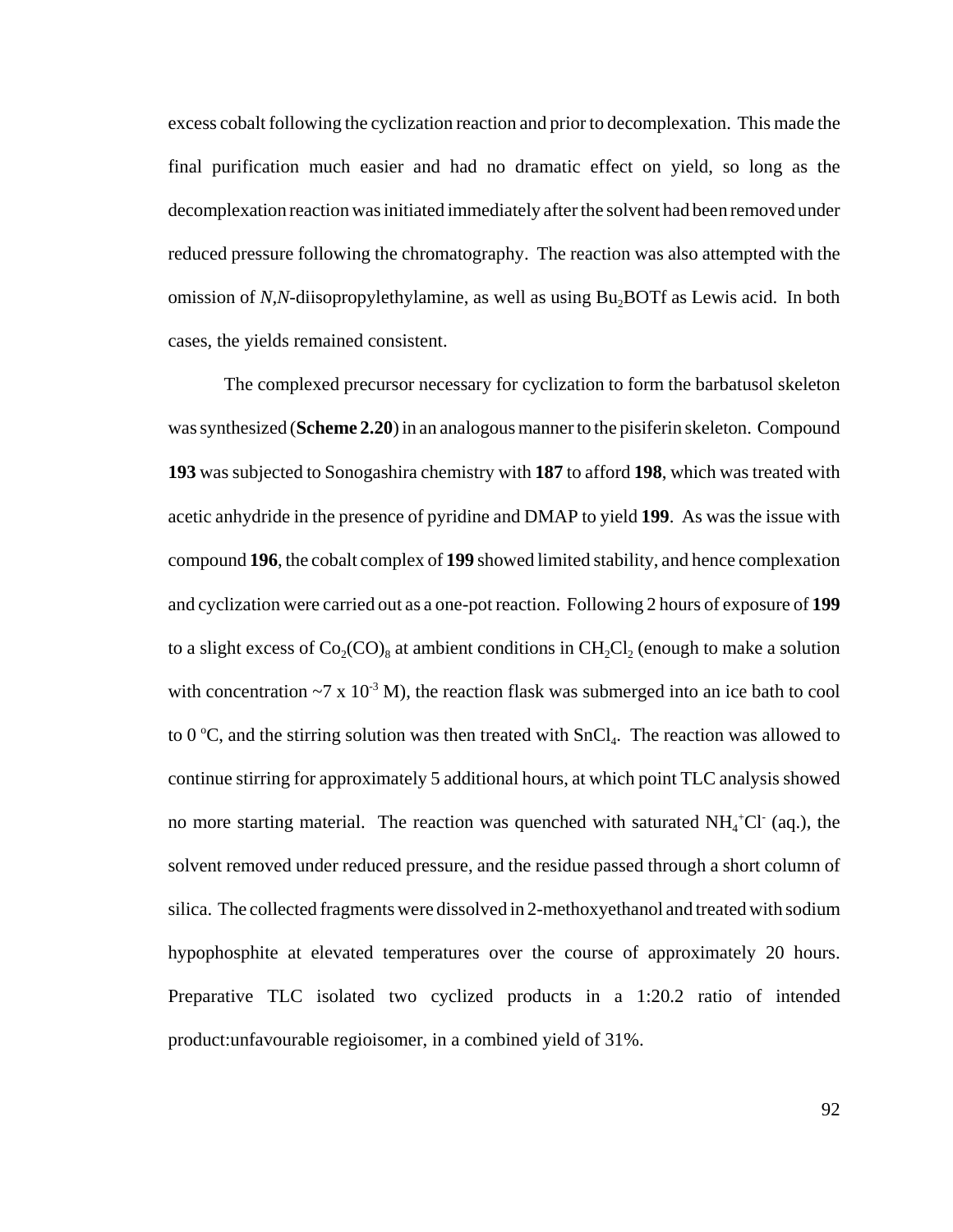excess cobalt following the cyclization reaction and prior to decomplexation. This made the final purification much easier and had no dramatic effect on yield, so long as the decomplexation reaction was initiated immediately after the solvent had been removed under reduced pressure following the chromatography. The reaction was also attempted with the omission of *N*,*N*-diisopropylethylamine, as well as using $Bu_2BOTf$ as Lewis acid. In both cases, the yields remained consistent.

The complexed precursor necessary for cyclization to form the barbatusol skeleton was synthesized (**Scheme 2.20**) in an analogous manner to the pisiferin skeleton. Compound **193** was subjected to Sonogashira chemistry with **187** to afford **198**, which was treated with acetic anhydride in the presence of pyridine and DMAP to yield **199**. As was the issue with compound **196**, the cobalt complex of **199** showed limited stability, and hence complexation and cyclization were carried out as a one-pot reaction. Following 2 hours of exposure of **199** to a slight excess of $Co_2(CO)_8$ at ambient conditions in $CH_2Cl_2$ (enough to make a solution with concentration ~7 x $10^{-3}$ M), the reaction flask was submerged into an ice bath to cool to 0 ºC, and the stirring solution was then treated with $SnCl_4$. The reaction was allowed to continue stirring for approximately 5 additional hours, at which point TLC analysis showed no more starting material. The reaction was quenched with saturated $NH_4^+Cl^-$ (aq.), the solvent removed under reduced pressure, and the residue passed through a short column of silica. The collected fragments were dissolved in 2-methoxyethanol and treated with sodium hypophosphite at elevated temperatures over the course of approximately 20 hours. Preparative TLC isolated two cyclized products in a 1:20.2 ratio of intended product:unfavourable regioisomer, in a combined yield of 31%.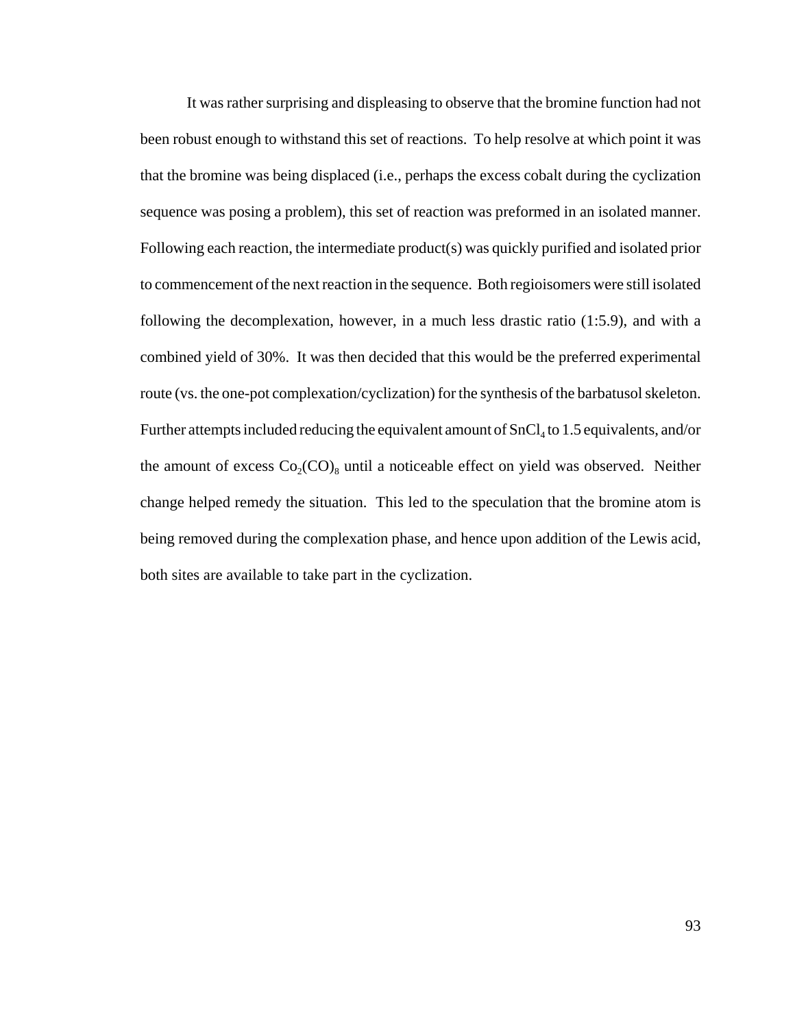It was rather surprising and displeasing to observe that the bromine function had not been robust enough to withstand this set of reactions. To help resolve at which point it was that the bromine was being displaced (i.e., perhaps the excess cobalt during the cyclization sequence was posing a problem), this set of reaction was preformed in an isolated manner. Following each reaction, the intermediate product(s) was quickly purified and isolated prior to commencement of the next reaction in the sequence. Both regioisomers were still isolated following the decomplexation, however, in a much less drastic ratio (1:5.9), and with a combined yield of 30%. It was then decided that this would be the preferred experimental route (vs. the one-pot complexation/cyclization) for the synthesis of the barbatusol skeleton. Further attempts included reducing the equivalent amount of $SnCl_4$ to 1.5 equivalents, and/or the amount of excess $Co_2(CO)_8$ until a noticeable effect on yield was observed. Neither change helped remedy the situation. This led to the speculation that the bromine atom is being removed during the complexation phase, and hence upon addition of the Lewis acid, both sites are available to take part in the cyclization.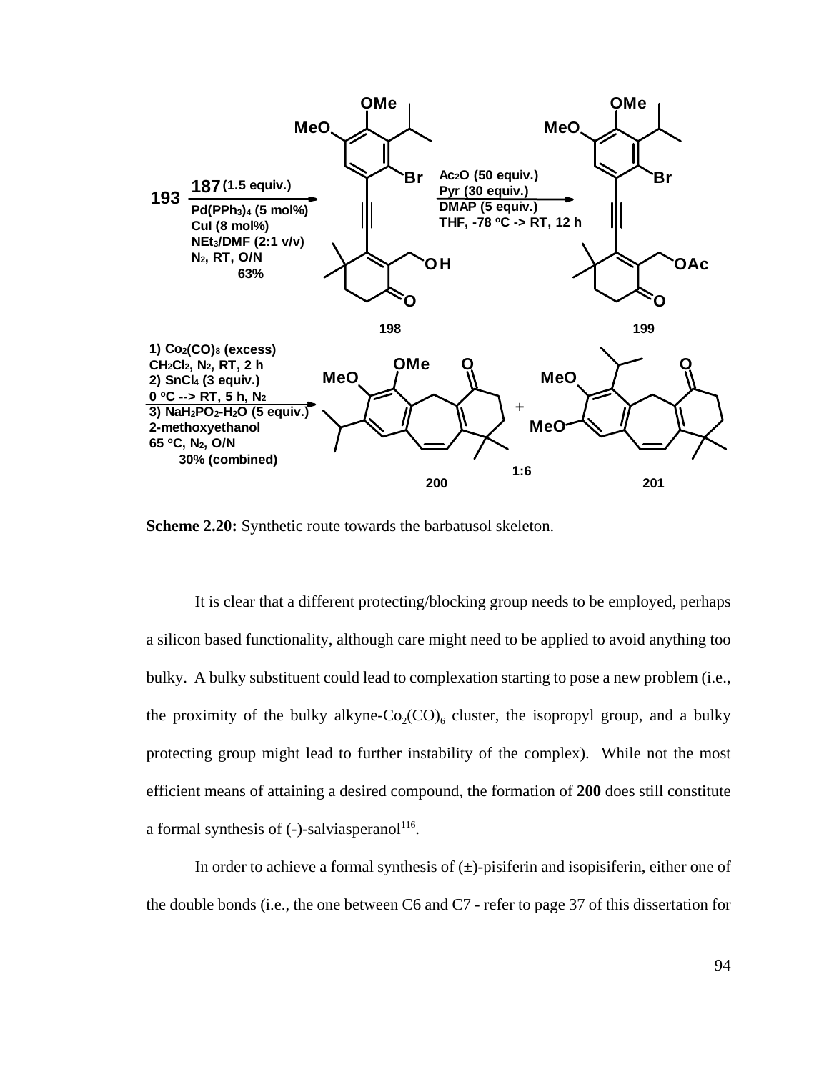**Scheme 2.20:** Synthetic route towards the barbatusol skeleton.

It is clear that a different protecting/blocking group needs to be employed, perhaps a silicon based functionality, although care might need to be applied to avoid anything too bulky. A bulky substituent could lead to complexation starting to pose a new problem (i.e., the proximity of the bulky alkyne-$Co_2(CO)_6$ cluster, the isopropyl group, and a bulky protecting group might lead to further instability of the complex). While not the most efficient means of attaining a desired compound, the formation of **200** does still constitute a formal synthesis of (-)-salviasperanol[116].

In order to achieve a formal synthesis of (±)-pisiferin and isopisiferin, either one of the double bonds (i.e., the one between C6 and C7 - refer to page 37 of this dissertation for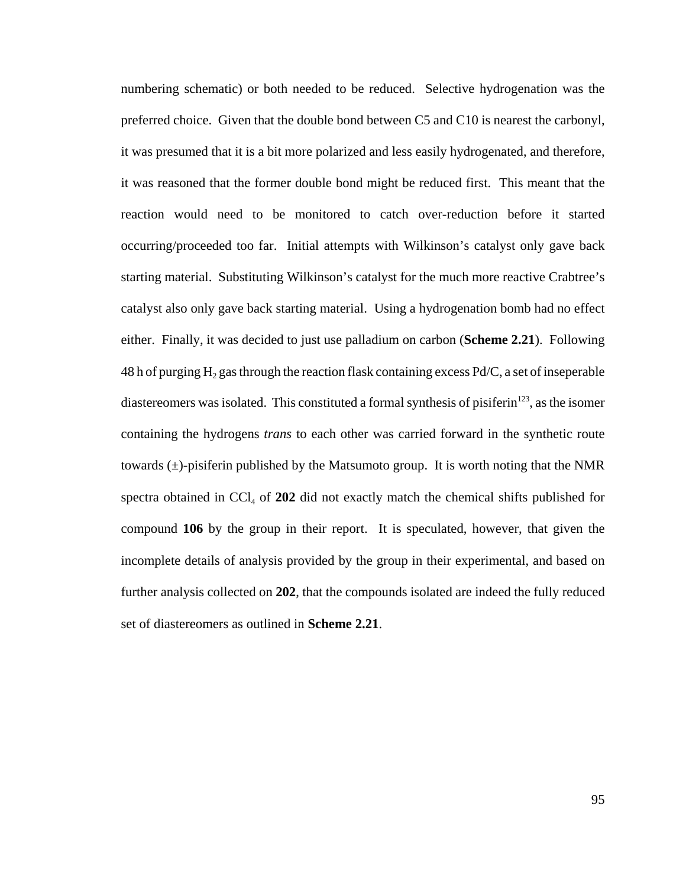numbering schematic) or both needed to be reduced. Selective hydrogenation was the preferred choice. Given that the double bond between C5 and C10 is nearest the carbonyl, it was presumed that it is a bit more polarized and less easily hydrogenated, and therefore, it was reasoned that the former double bond might be reduced first. This meant that the reaction would need to be monitored to catch over-reduction before it started occurring/proceeded too far. Initial attempts with Wilkinson's catalyst only gave back starting material. Substituting Wilkinson's catalyst for the much more reactive Crabtree's catalyst also only gave back starting material. Using a hydrogenation bomb had no effect either. Finally, it was decided to just use palladium on carbon (**Scheme 2.21**). Following 48 h of purging $H_2$ gas through the reaction flask containing excess Pd/C, a set of inseperable diastereomers was isolated. This constituted a formal synthesis of pisiferin[123], as the isomer containing the hydrogens *trans* to each other was carried forward in the synthetic route towards (±)-pisiferin published by the Matsumoto group. It is worth noting that the NMR spectra obtained in $CCl_4$ of **202** did not exactly match the chemical shifts published for compound **106** by the group in their report. It is speculated, however, that given the incomplete details of analysis provided by the group in their experimental, and based on further analysis collected on **202**, that the compounds isolated are indeed the fully reduced set of diastereomers as outlined in **Scheme 2.21**.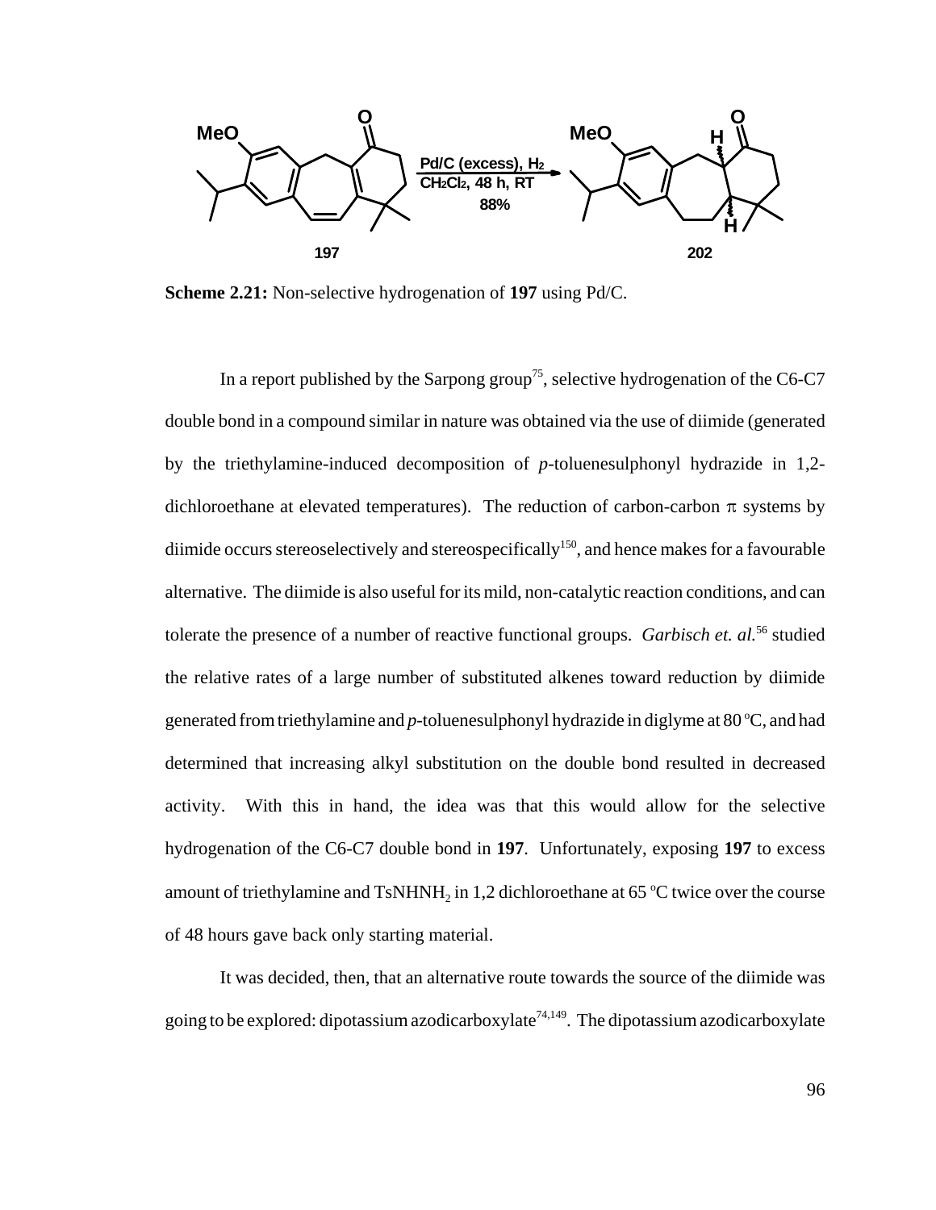**Scheme 2.21:** Non-selective hydrogenation of **197** using Pd/C.

In a report published by the Sarpong group[75], selective hydrogenation of the C6-C7 double bond in a compound similar in nature was obtained via the use of diimide (generated by the triethylamine-induced decomposition of *p*-toluenesulphonyl hydrazide in 1,2-dichloroethane at elevated temperatures). The reduction of carbon-carbon $\pi$ systems by diimide occurs stereoselectively and stereospecifically[150], and hence makes for a favourable alternative. The diimide is also useful for its mild, non-catalytic reaction conditions, and can tolerate the presence of a number of reactive functional groups. *Garbisch et. al.*[56] studied the relative rates of a large number of substituted alkenes toward reduction by diimide generated from triethylamine and *p*-toluenesulphonyl hydrazide in diglyme at 80 °C, and had determined that increasing alkyl substitution on the double bond resulted in decreased activity. With this in hand, the idea was that this would allow for the selective hydrogenation of the C6-C7 double bond in **197**. Unfortunately, exposing **197** to excess amount of triethylamine and $TsNHNH_2$ in 1,2 dichloroethane at 65 °C twice over the course of 48 hours gave back only starting material.

It was decided, then, that an alternative route towards the source of the diimide was going to be explored: dipotassium azodicarboxylate[74,149]. The dipotassium azodicarboxylate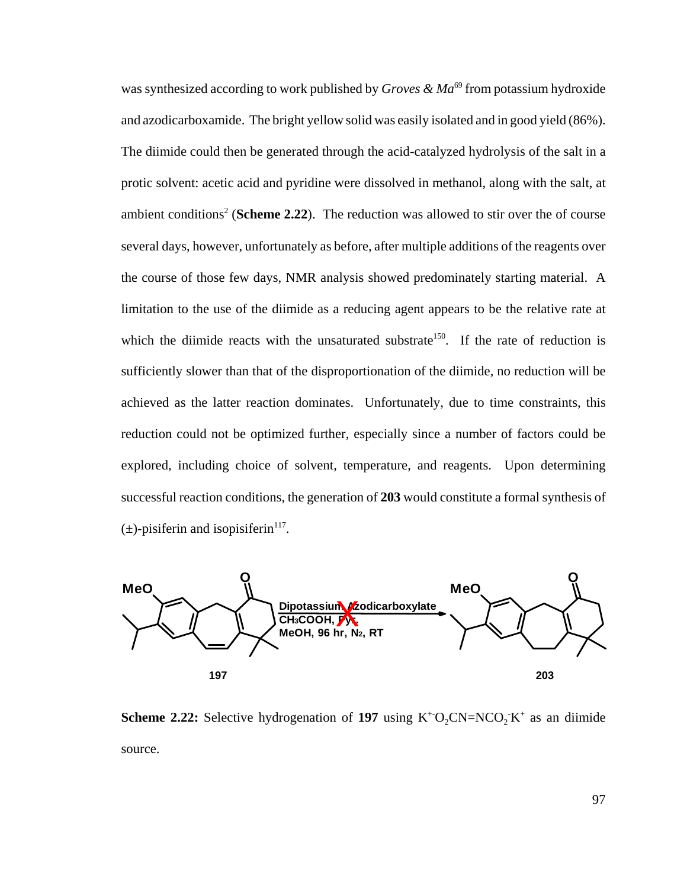was synthesized according to work published by *Groves & Ma*[69] from potassium hydroxide and azodicarboxamide. The bright yellow solid was easily isolated and in good yield (86%). The diimide could then be generated through the acid-catalyzed hydrolysis of the salt in a protic solvent: acetic acid and pyridine were dissolved in methanol, along with the salt, at ambient conditions[2] (**Scheme 2.22**). The reduction was allowed to stir over the of course several days, however, unfortunately as before, after multiple additions of the reagents over the course of those few days, NMR analysis showed predominately starting material. A limitation to the use of the diimide as a reducing agent appears to be the relative rate at which the diimide reacts with the unsaturated substrate[150]. If the rate of reduction is sufficiently slower than that of the disproportionation of the diimide, no reduction will be achieved as the latter reaction dominates. Unfortunately, due to time constraints, this reduction could not be optimized further, especially since a number of factors could be explored, including choice of solvent, temperature, and reagents. Upon determining successful reaction conditions, the generation of **203** would constitute a formal synthesis of (±)-pisiferin and isopisiferin[117].

Dipotassium Azodicarboxylate, $CH_3COOH$, Py, MeOH, 96 hr, $N_2$, RT

**197** → **203**

**Scheme 2.22:** Selective hydrogenation of **197** using $K^{+-}O_2CN{=}NCO_2^{-}K^+$ as an diimide source.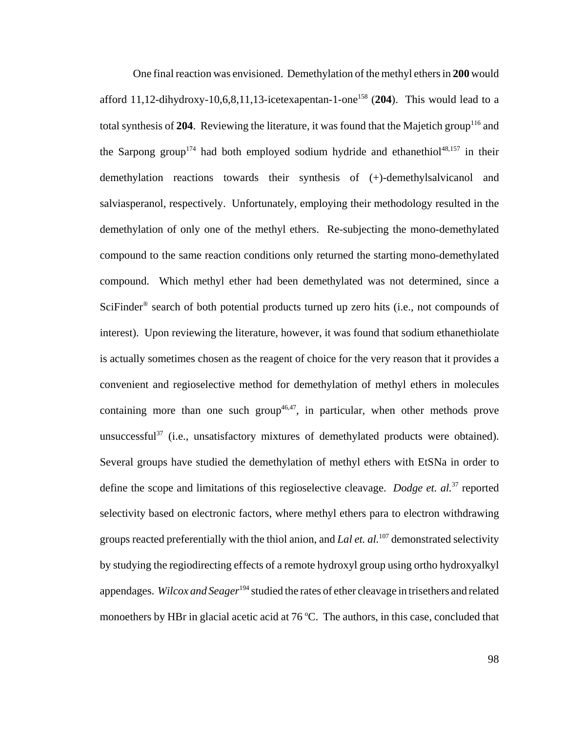One final reaction was envisioned. Demethylation of the methyl ethers in **200** would afford 11,12-dihydroxy-10,6,8,11,13-icetexapentan-1-one[158] (**204**). This would lead to a total synthesis of **204**. Reviewing the literature, it was found that the Majetich group[116] and the Sarpong group[174] had both employed sodium hydride and ethanethiol[48,157] in their demethylation reactions towards their synthesis of (+)-demethylsalvicanol and salviasperanol, respectively. Unfortunately, employing their methodology resulted in the demethylation of only one of the methyl ethers. Re-subjecting the mono-demethylated compound to the same reaction conditions only returned the starting mono-demethylated compound. Which methyl ether had been demethylated was not determined, since a SciFinder® search of both potential products turned up zero hits (i.e., not compounds of interest). Upon reviewing the literature, however, it was found that sodium ethanethiolate is actually sometimes chosen as the reagent of choice for the very reason that it provides a convenient and regioselective method for demethylation of methyl ethers in molecules containing more than one such group[46,47], in particular, when other methods prove unsuccessful[37] (i.e., unsatisfactory mixtures of demethylated products were obtained). Several groups have studied the demethylation of methyl ethers with EtSNa in order to define the scope and limitations of this regioselective cleavage. *Dodge et. al.*[37] reported selectivity based on electronic factors, where methyl ethers para to electron withdrawing groups reacted preferentially with the thiol anion, and *Lal et. al.*[107] demonstrated selectivity by studying the regiodirecting effects of a remote hydroxyl group using ortho hydroxyalkyl appendages. *Wilcox and Seager*[194] studied the rates of ether cleavage in trisethers and related monoethers by HBr in glacial acetic acid at 76 ºC. The authors, in this case, concluded that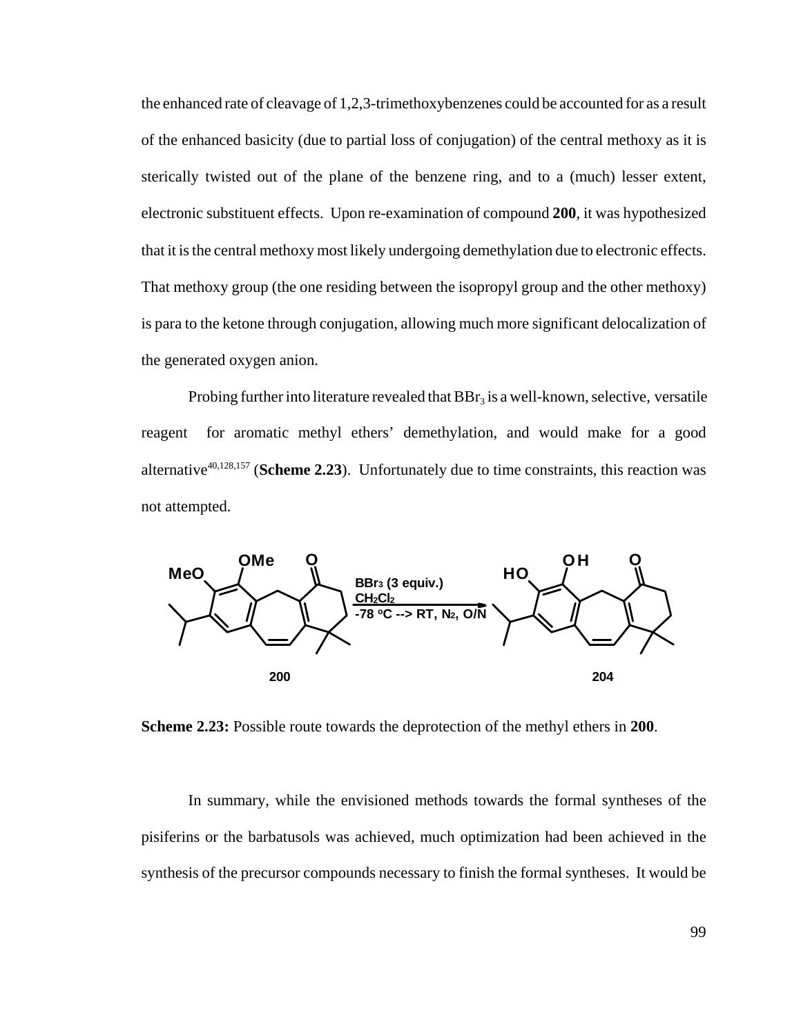the enhanced rate of cleavage of 1,2,3-trimethoxybenzenes could be accounted for as a result of the enhanced basicity (due to partial loss of conjugation) of the central methoxy as it is sterically twisted out of the plane of the benzene ring, and to a (much) lesser extent, electronic substituent effects. Upon re-examination of compound **200**, it was hypothesized that it is the central methoxy most likely undergoing demethylation due to electronic effects. That methoxy group (the one residing between the isopropyl group and the other methoxy) is para to the ketone through conjugation, allowing much more significant delocalization of the generated oxygen anion.

Probing further into literature revealed that $BBr_3$ is a well-known, selective, versatile reagent for aromatic methyl ethers' demethylation, and would make for a good alternative[40,128,157] (**Scheme 2.23**). Unfortunately due to time constraints, this reaction was not attempted.

200 → 204 ($BBr_3$ (3 equiv.), $CH_2Cl_2$, -78 °C --> RT, $N_2$, O/N)

**Scheme 2.23:** Possible route towards the deprotection of the methyl ethers in **200**.

In summary, while the envisioned methods towards the formal syntheses of the pisiferins or the barbatusols was achieved, much optimization had been achieved in the synthesis of the precursor compounds necessary to finish the formal syntheses. It would be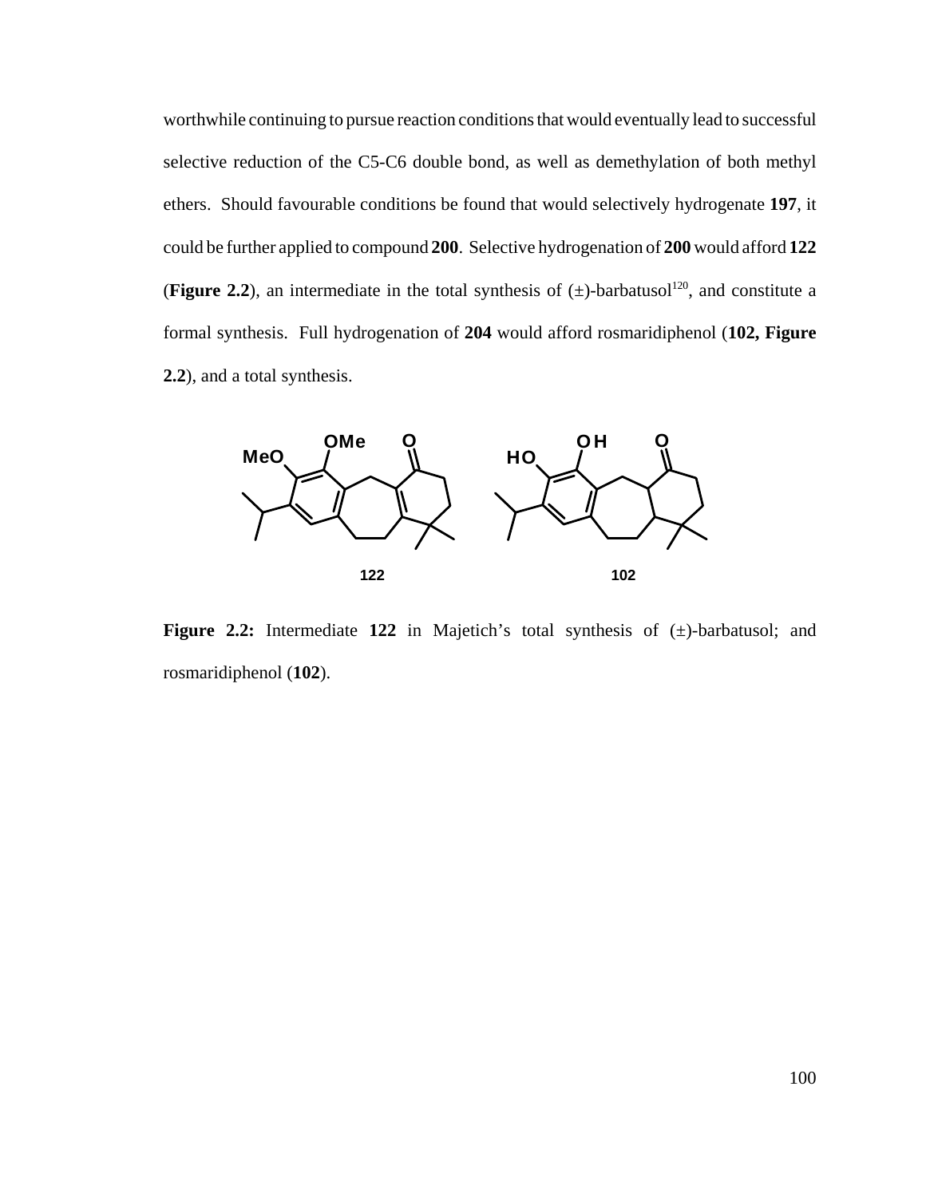worthwhile continuing to pursue reaction conditions that would eventually lead to successful selective reduction of the C5-C6 double bond, as well as demethylation of both methyl ethers. Should favourable conditions be found that would selectively hydrogenate **197**, it could be further applied to compound **200**. Selective hydrogenation of **200** would afford **122** (**Figure 2.2**), an intermediate in the total synthesis of (±)-barbatusol[120], and constitute a formal synthesis. Full hydrogenation of **204** would afford rosmaridiphenol (**102, Figure 2.2**), and a total synthesis.

**Figure 2.2:** Intermediate **122** in Majetich's total synthesis of (±)-barbatusol; and rosmaridiphenol (**102**).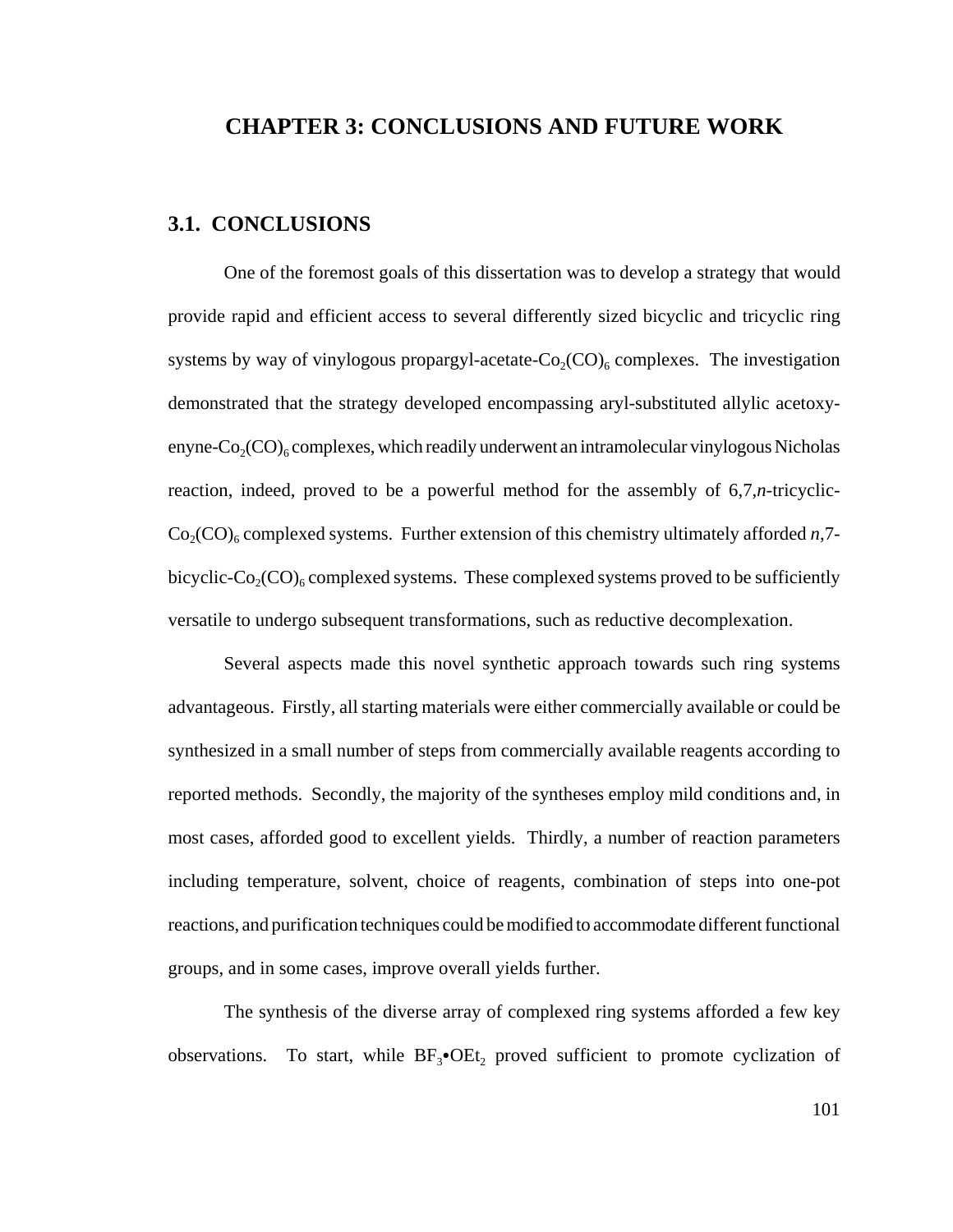# CHAPTER 3: CONCLUSIONS AND FUTURE WORK

## 3.1. CONCLUSIONS

One of the foremost goals of this dissertation was to develop a strategy that would provide rapid and efficient access to several differently sized bicyclic and tricyclic ring systems by way of vinylogous propargyl-acetate-$Co_2(CO)_6$ complexes. The investigation demonstrated that the strategy developed encompassing aryl-substituted allylic acetoxy-enyne-$Co_2(CO)_6$ complexes, which readily underwent an intramolecular vinylogous Nicholas reaction, indeed, proved to be a powerful method for the assembly of 6,7,*n*-tricyclic-$Co_2(CO)_6$ complexed systems. Further extension of this chemistry ultimately afforded *n*,7-bicyclic-$Co_2(CO)_6$ complexed systems. These complexed systems proved to be sufficiently versatile to undergo subsequent transformations, such as reductive decomplexation.

Several aspects made this novel synthetic approach towards such ring systems advantageous. Firstly, all starting materials were either commercially available or could be synthesized in a small number of steps from commercially available reagents according to reported methods. Secondly, the majority of the syntheses employ mild conditions and, in most cases, afforded good to excellent yields. Thirdly, a number of reaction parameters including temperature, solvent, choice of reagents, combination of steps into one-pot reactions, and purification techniques could be modified to accommodate different functional groups, and in some cases, improve overall yields further.

The synthesis of the diverse array of complexed ring systems afforded a few key observations. To start, while $BF_3•OEt_2$ proved sufficient to promote cyclization of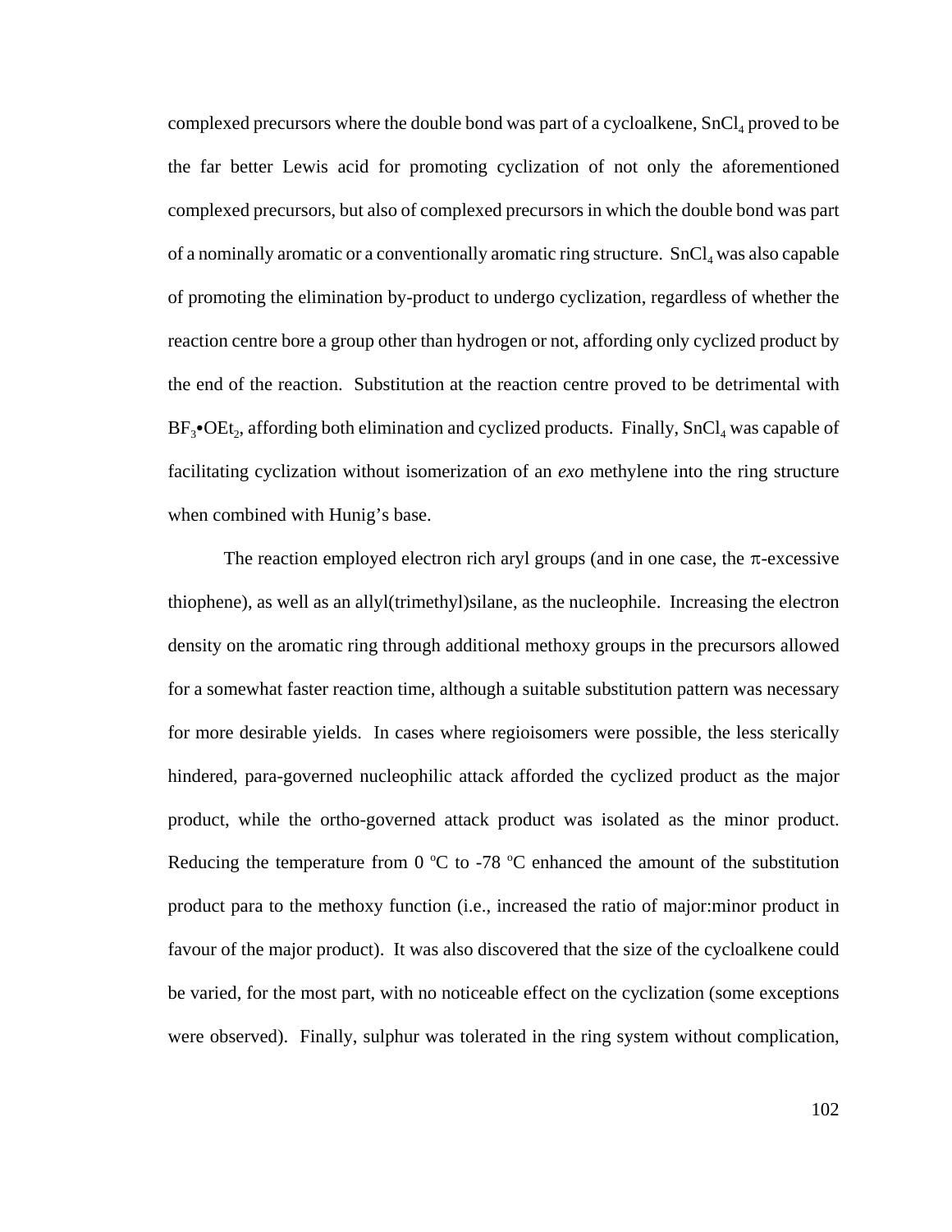complexed precursors where the double bond was part of a cycloalkene, $SnCl_4$ proved to be the far better Lewis acid for promoting cyclization of not only the aforementioned complexed precursors, but also of complexed precursors in which the double bond was part of a nominally aromatic or a conventionally aromatic ring structure. $SnCl_4$ was also capable of promoting the elimination by-product to undergo cyclization, regardless of whether the reaction centre bore a group other than hydrogen or not, affording only cyclized product by the end of the reaction. Substitution at the reaction centre proved to be detrimental with $BF_3$•$OEt_2$, affording both elimination and cyclized products. Finally, $SnCl_4$ was capable of facilitating cyclization without isomerization of an *exo* methylene into the ring structure when combined with Hunig's base.

The reaction employed electron rich aryl groups (and in one case, the $\pi$-excessive thiophene), as well as an allyl(trimethyl)silane, as the nucleophile. Increasing the electron density on the aromatic ring through additional methoxy groups in the precursors allowed for a somewhat faster reaction time, although a suitable substitution pattern was necessary for more desirable yields. In cases where regioisomers were possible, the less sterically hindered, para-governed nucleophilic attack afforded the cyclized product as the major product, while the ortho-governed attack product was isolated as the minor product. Reducing the temperature from 0 $^{o}$C to -78 $^{o}$C enhanced the amount of the substitution product para to the methoxy function (i.e., increased the ratio of major:minor product in favour of the major product). It was also discovered that the size of the cycloalkene could be varied, for the most part, with no noticeable effect on the cyclization (some exceptions were observed). Finally, sulphur was tolerated in the ring system without complication,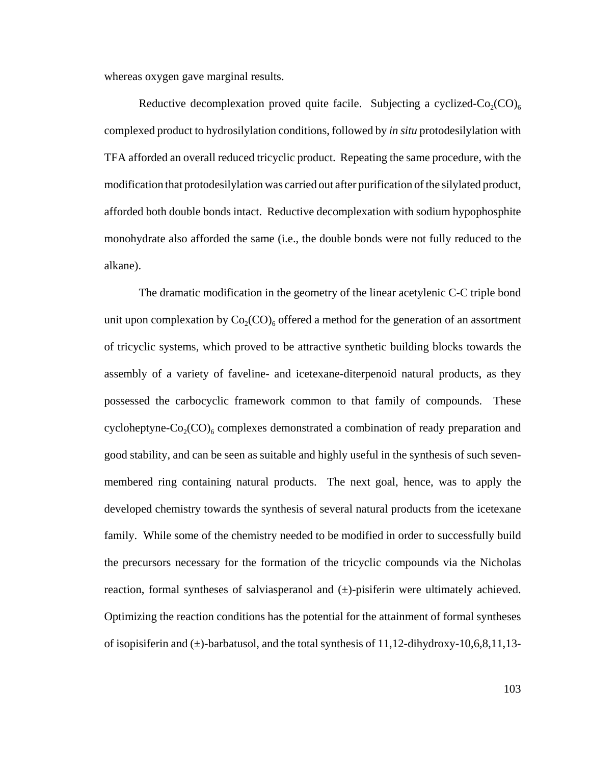whereas oxygen gave marginal results.

Reductive decomplexation proved quite facile. Subjecting a cyclized-$Co_2(CO)_6$ complexed product to hydrosilylation conditions, followed by *in situ* protodesilylation with TFA afforded an overall reduced tricyclic product. Repeating the same procedure, with the modification that protodesilylation was carried out after purification of the silylated product, afforded both double bonds intact. Reductive decomplexation with sodium hypophosphite monohydrate also afforded the same (i.e., the double bonds were not fully reduced to the alkane).

The dramatic modification in the geometry of the linear acetylenic C-C triple bond unit upon complexation by $Co_2(CO)_6$ offered a method for the generation of an assortment of tricyclic systems, which proved to be attractive synthetic building blocks towards the assembly of a variety of faveline- and icetexane-diterpenoid natural products, as they possessed the carbocyclic framework common to that family of compounds. These cycloheptyne-$Co_2(CO)_6$ complexes demonstrated a combination of ready preparation and good stability, and can be seen as suitable and highly useful in the synthesis of such seven-membered ring containing natural products. The next goal, hence, was to apply the developed chemistry towards the synthesis of several natural products from the icetexane family. While some of the chemistry needed to be modified in order to successfully build the precursors necessary for the formation of the tricyclic compounds via the Nicholas reaction, formal syntheses of salviasperanol and (±)-pisiferin were ultimately achieved. Optimizing the reaction conditions has the potential for the attainment of formal syntheses of isopisiferin and (±)-barbatusol, and the total synthesis of 11,12-dihydroxy-10,6,8,11,13-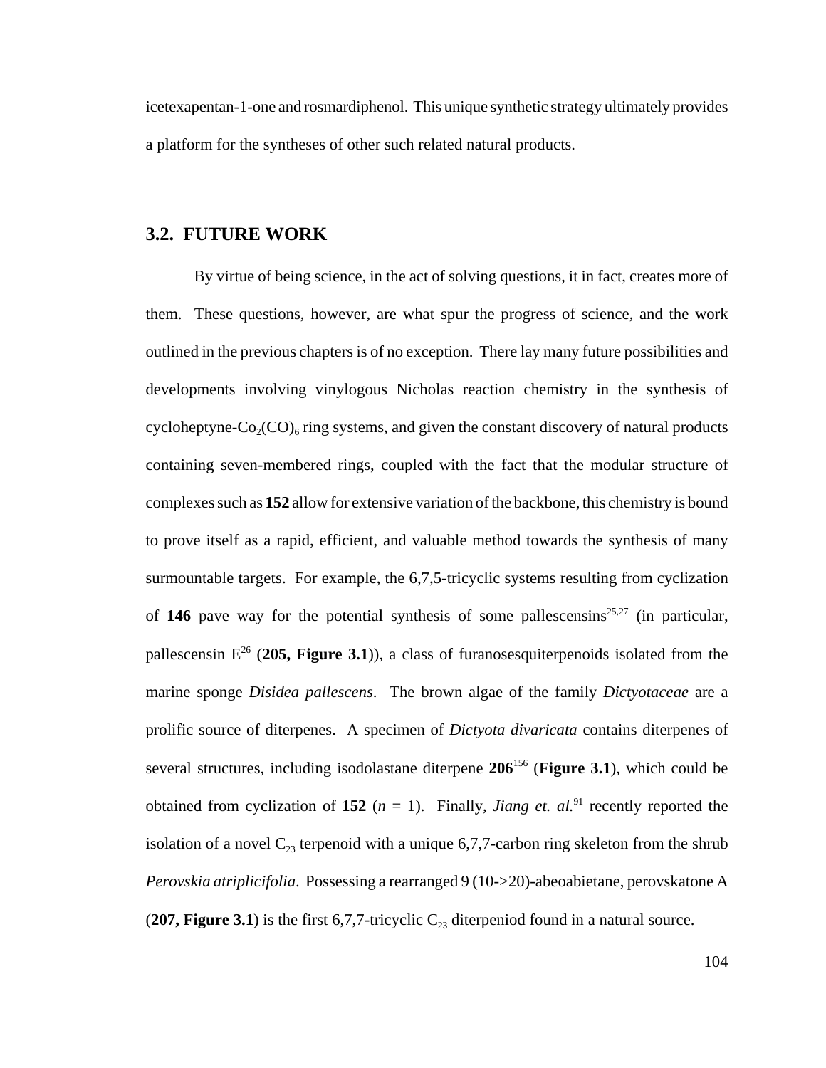icetexapentan-1-one and rosmardiphenol. This unique synthetic strategy ultimately provides a platform for the syntheses of other such related natural products.

## 3.2. FUTURE WORK

By virtue of being science, in the act of solving questions, it in fact, creates more of them. These questions, however, are what spur the progress of science, and the work outlined in the previous chapters is of no exception. There lay many future possibilities and developments involving vinylogous Nicholas reaction chemistry in the synthesis of cycloheptyne-$Co_2(CO)_6$ ring systems, and given the constant discovery of natural products containing seven-membered rings, coupled with the fact that the modular structure of complexes such as **152** allow for extensive variation of the backbone, this chemistry is bound to prove itself as a rapid, efficient, and valuable method towards the synthesis of many surmountable targets. For example, the 6,7,5-tricyclic systems resulting from cyclization of **146** pave way for the potential synthesis of some pallescensins[25,27] (in particular, pallescensin E[26] (**205, Figure 3.1**)), a class of furanosesquiterpenoids isolated from the marine sponge *Disidea pallescens*. The brown algae of the family *Dictyotaceae* are a prolific source of diterpenes. A specimen of *Dictyota divaricata* contains diterpenes of several structures, including isodolastane diterpene **206**[156] (**Figure 3.1**), which could be obtained from cyclization of **152** ($n$ = 1). Finally, *Jiang et. al.*[91] recently reported the isolation of a novel $C_{23}$ terpenoid with a unique 6,7,7-carbon ring skeleton from the shrub *Perovskia atriplicifolia*. Possessing a rearranged 9 (10->20)-abeoabietane, perovskatone A (**207, Figure 3.1**) is the first 6,7,7-tricyclic $C_{23}$ diterpeniod found in a natural source.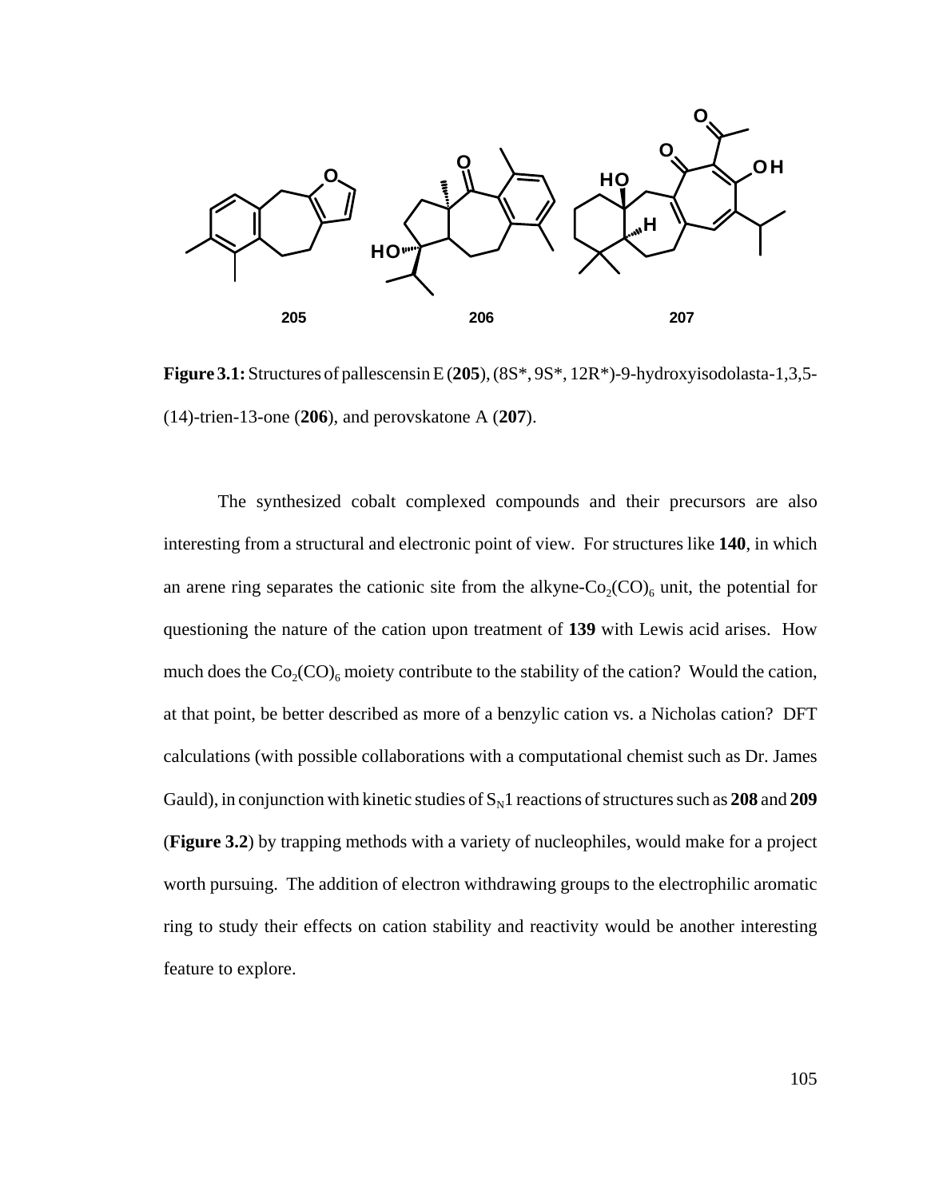**Figure 3.1:** Structures of pallescensin E (**205**), (8S*, 9S*, 12R*)-9-hydroxyisodolasta-1,3,5-(14)-trien-13-one (**206**), and perovskatone A (**207**).

The synthesized cobalt complexed compounds and their precursors are also interesting from a structural and electronic point of view. For structures like **140**, in which an arene ring separates the cationic site from the alkyne-$Co_2(CO)_6$ unit, the potential for questioning the nature of the cation upon treatment of **139** with Lewis acid arises. How much does the $Co_2(CO)_6$ moiety contribute to the stability of the cation? Would the cation, at that point, be better described as more of a benzylic cation vs. a Nicholas cation? DFT calculations (with possible collaborations with a computational chemist such as Dr. James Gauld), in conjunction with kinetic studies of $S_N1$ reactions of structures such as **208** and **209** (**Figure 3.2**) by trapping methods with a variety of nucleophiles, would make for a project worth pursuing. The addition of electron withdrawing groups to the electrophilic aromatic ring to study their effects on cation stability and reactivity would be another interesting feature to explore.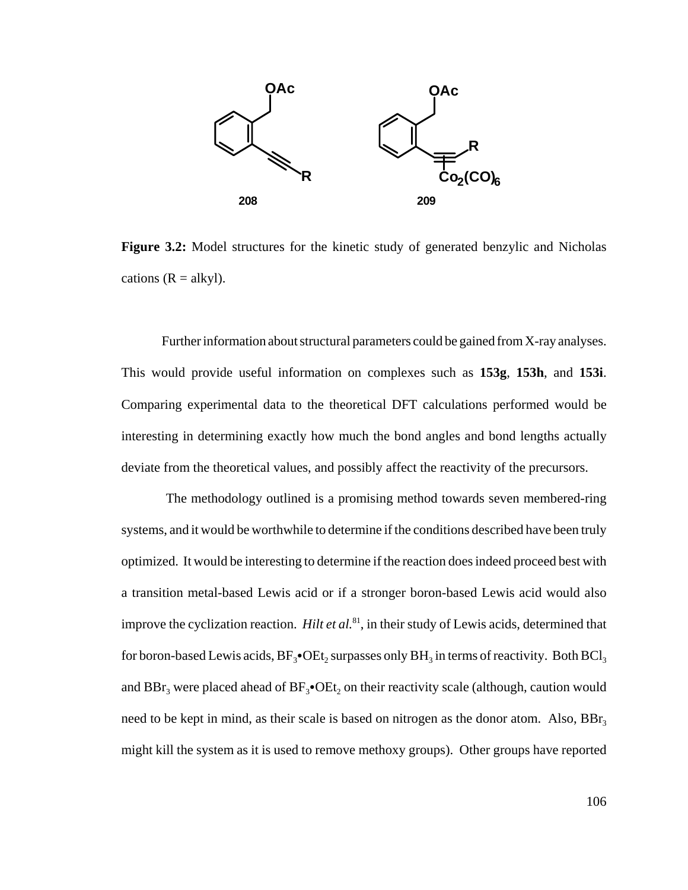**Figure 3.2:** Model structures for the kinetic study of generated benzylic and Nicholas cations (R = alkyl).

Further information about structural parameters could be gained from X-ray analyses. This would provide useful information on complexes such as **153g**, **153h**, and **153i**. Comparing experimental data to the theoretical DFT calculations performed would be interesting in determining exactly how much the bond angles and bond lengths actually deviate from the theoretical values, and possibly affect the reactivity of the precursors.

The methodology outlined is a promising method towards seven membered-ring systems, and it would be worthwhile to determine if the conditions described have been truly optimized. It would be interesting to determine if the reaction does indeed proceed best with a transition metal-based Lewis acid or if a stronger boron-based Lewis acid would also improve the cyclization reaction. *Hilt et al.*[81], in their study of Lewis acids, determined that for boron-based Lewis acids, $BF_3$•$OEt_2$ surpasses only $BH_3$ in terms of reactivity. Both $BCl_3$ and $BBr_3$ were placed ahead of $BF_3$•$OEt_2$ on their reactivity scale (although, caution would need to be kept in mind, as their scale is based on nitrogen as the donor atom. Also, $BBr_3$ might kill the system as it is used to remove methoxy groups). Other groups have reported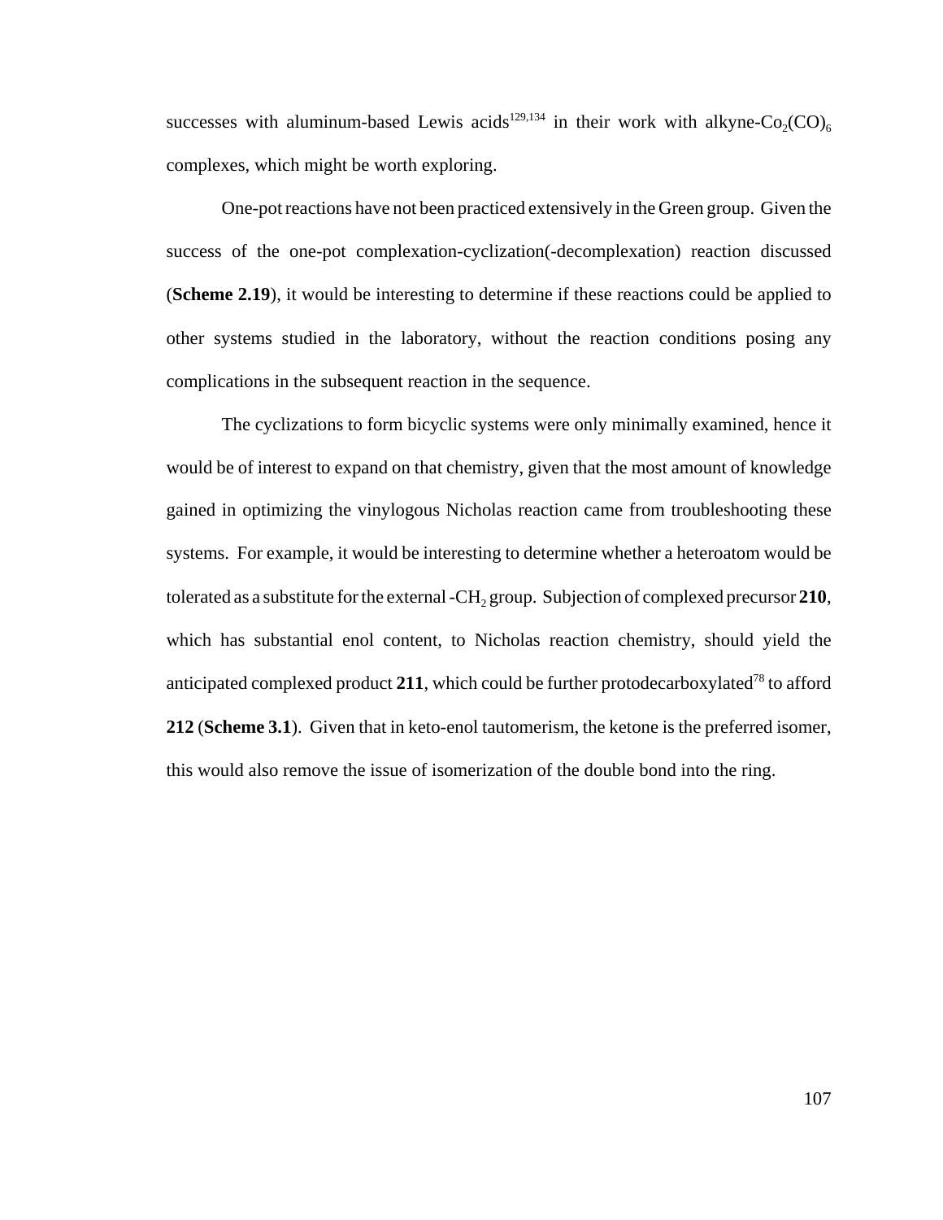successes with aluminum-based Lewis acids[129,134] in their work with alkyne-$Co_2(CO)_6$ complexes, which might be worth exploring.

One-pot reactions have not been practiced extensively in the Green group. Given the success of the one-pot complexation-cyclization(-decomplexation) reaction discussed (**Scheme 2.19**), it would be interesting to determine if these reactions could be applied to other systems studied in the laboratory, without the reaction conditions posing any complications in the subsequent reaction in the sequence.

The cyclizations to form bicyclic systems were only minimally examined, hence it would be of interest to expand on that chemistry, given that the most amount of knowledge gained in optimizing the vinylogous Nicholas reaction came from troubleshooting these systems. For example, it would be interesting to determine whether a heteroatom would be tolerated as a substitute for the external -$CH_2$ group. Subjection of complexed precursor **210**, which has substantial enol content, to Nicholas reaction chemistry, should yield the anticipated complexed product **211**, which could be further protodecarboxylated[78] to afford **212** (**Scheme 3.1**). Given that in keto-enol tautomerism, the ketone is the preferred isomer, this would also remove the issue of isomerization of the double bond into the ring.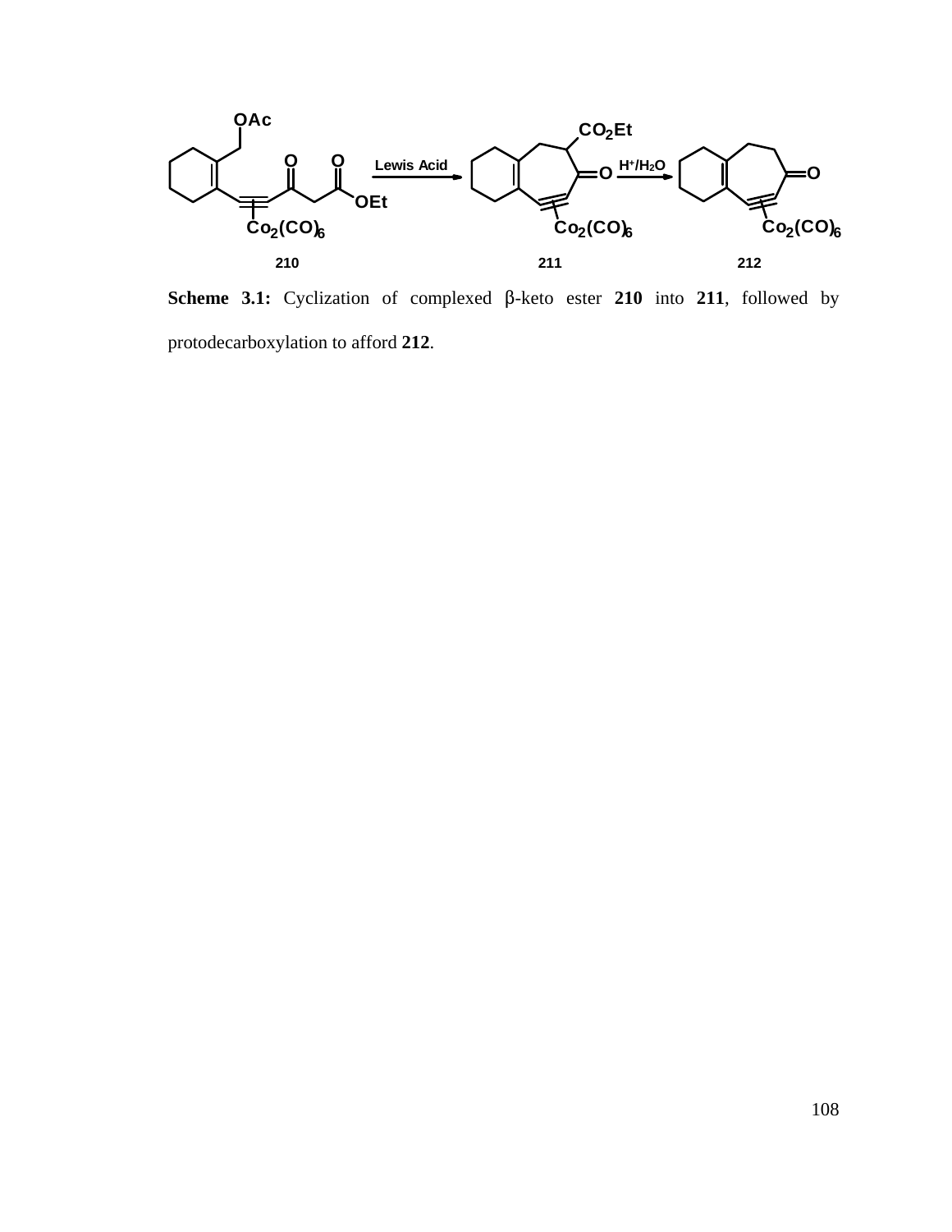**Scheme 3.1:** Cyclization of complexed β-keto ester **210** into **211**, followed by protodecarboxylation to afford **212**.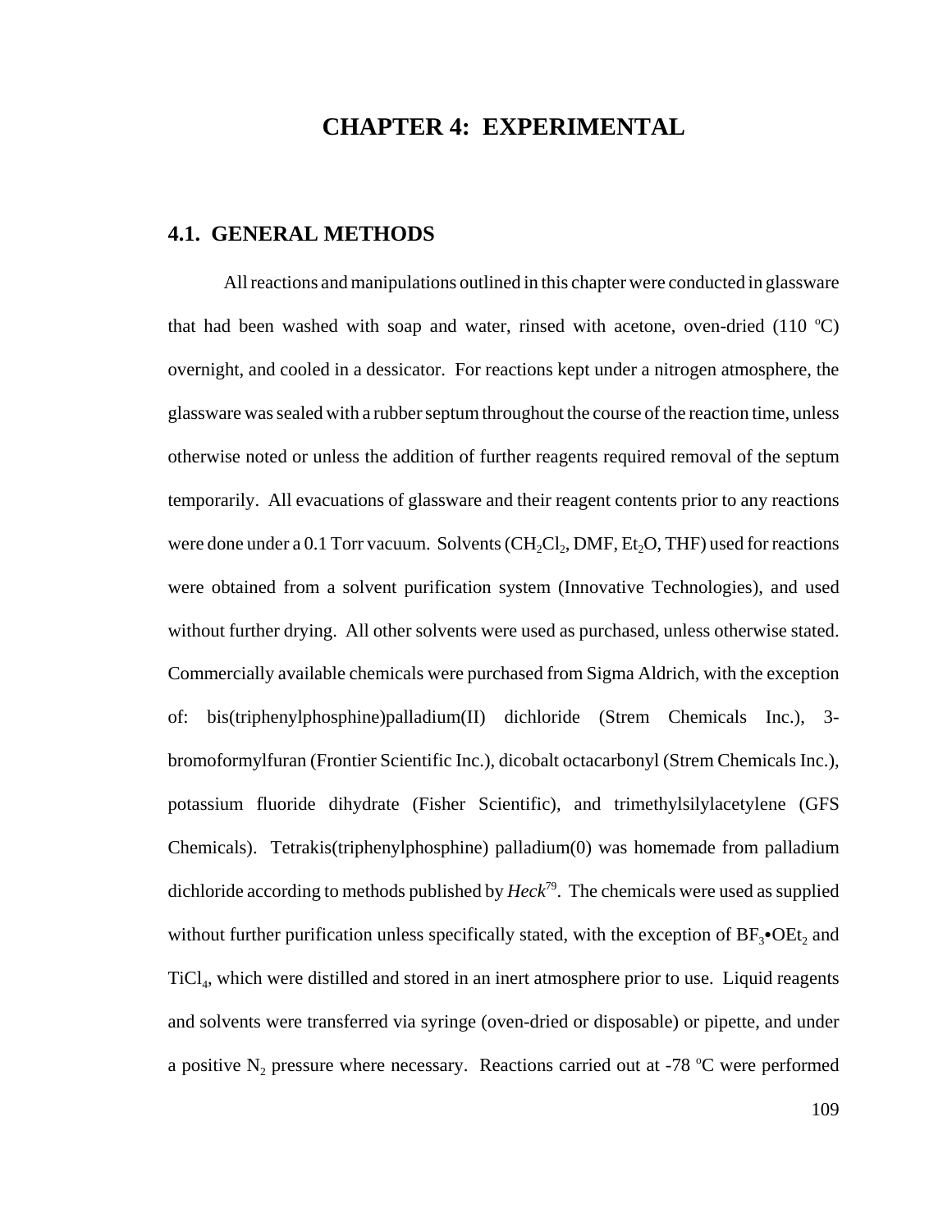# CHAPTER 4: EXPERIMENTAL

## 4.1. GENERAL METHODS

All reactions and manipulations outlined in this chapter were conducted in glassware that had been washed with soap and water, rinsed with acetone, oven-dried (110 $^oC$) overnight, and cooled in a dessicator. For reactions kept under a nitrogen atmosphere, the glassware was sealed with a rubber septum throughout the course of the reaction time, unless otherwise noted or unless the addition of further reagents required removal of the septum temporarily. All evacuations of glassware and their reagent contents prior to any reactions were done under a 0.1 Torr vacuum. Solvents ($CH_2Cl_2$, DMF, $Et_2O$, THF) used for reactions were obtained from a solvent purification system (Innovative Technologies), and used without further drying. All other solvents were used as purchased, unless otherwise stated. Commercially available chemicals were purchased from Sigma Aldrich, with the exception of: bis(triphenylphosphine)palladium(II) dichloride (Strem Chemicals Inc.), 3-bromoformylfuran (Frontier Scientific Inc.), dicobalt octacarbonyl (Strem Chemicals Inc.), potassium fluoride dihydrate (Fisher Scientific), and trimethylsilylacetylene (GFS Chemicals). Tetrakis(triphenylphosphine) palladium(0) was homemade from palladium dichloride according to methods published by *Heck*[79]. The chemicals were used as supplied without further purification unless specifically stated, with the exception of $BF_3$•$OEt_2$ and $TiCl_4$, which were distilled and stored in an inert atmosphere prior to use. Liquid reagents and solvents were transferred via syringe (oven-dried or disposable) or pipette, and under a positive $N_2$ pressure where necessary. Reactions carried out at -78 $^oC$ were performed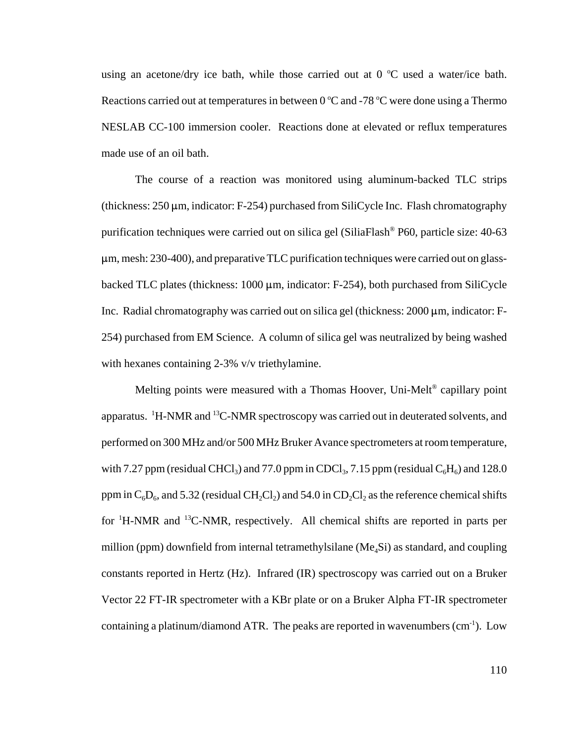using an acetone/dry ice bath, while those carried out at 0 ºC used a water/ice bath. Reactions carried out at temperatures in between 0 ºC and -78 ºC were done using a Thermo NESLAB CC-100 immersion cooler. Reactions done at elevated or reflux temperatures made use of an oil bath.

The course of a reaction was monitored using aluminum-backed TLC strips (thickness: 250 μm, indicator: F-254) purchased from SiliCycle Inc. Flash chromatography purification techniques were carried out on silica gel (SiliaFlash® P60, particle size: 40-63 μm, mesh: 230-400), and preparative TLC purification techniques were carried out on glass-backed TLC plates (thickness: 1000 μm, indicator: F-254), both purchased from SiliCycle Inc. Radial chromatography was carried out on silica gel (thickness: 2000 μm, indicator: F-254) purchased from EM Science. A column of silica gel was neutralized by being washed with hexanes containing 2-3% v/v triethylamine.

Melting points were measured with a Thomas Hoover, Uni-Melt® capillary point apparatus. $^{1}$H-NMR and $^{13}$C-NMR spectroscopy was carried out in deuterated solvents, and performed on 300 MHz and/or 500 MHz Bruker Avance spectrometers at room temperature, with 7.27 ppm (residual $CHCl_3$) and 77.0 ppm in $CDCl_3$, 7.15 ppm (residual $C_6H_6$) and 128.0 ppm in $C_6D_6$, and 5.32 (residual $CH_2Cl_2$) and 54.0 in $CD_2Cl_2$ as the reference chemical shifts for $^{1}$H-NMR and $^{13}$C-NMR, respectively. All chemical shifts are reported in parts per million (ppm) downfield from internal tetramethylsilane ($Me_4Si$) as standard, and coupling constants reported in Hertz (Hz). Infrared (IR) spectroscopy was carried out on a Bruker Vector 22 FT-IR spectrometer with a KBr plate or on a Bruker Alpha FT-IR spectrometer containing a platinum/diamond ATR. The peaks are reported in wavenumbers ($cm^{-1}$). Low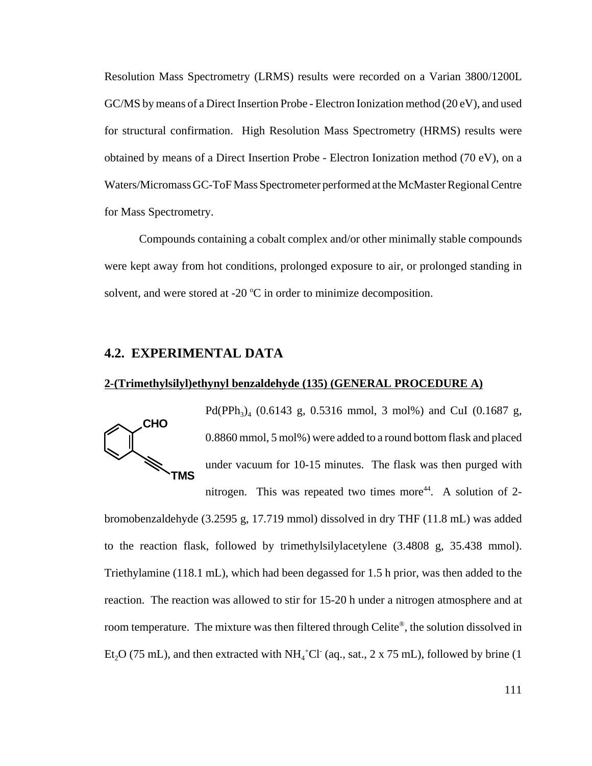Resolution Mass Spectrometry (LRMS) results were recorded on a Varian 3800/1200L GC/MS by means of a Direct Insertion Probe - Electron Ionization method (20 eV), and used for structural confirmation. High Resolution Mass Spectrometry (HRMS) results were obtained by means of a Direct Insertion Probe - Electron Ionization method (70 eV), on a Waters/Micromass GC-ToF Mass Spectrometer performed at the McMaster Regional Centre for Mass Spectrometry.

Compounds containing a cobalt complex and/or other minimally stable compounds were kept away from hot conditions, prolonged exposure to air, or prolonged standing in solvent, and were stored at -20 °C in order to minimize decomposition.

## 4.2. EXPERIMENTAL DATA

**2-(Trimethylsilyl)ethynyl benzaldehyde (135) (GENERAL PROCEDURE A)**

$Pd(PPh_3)_4$ (0.6143 g, 0.5316 mmol, 3 mol%) and CuI (0.1687 g, 0.8860 mmol, 5 mol%) were added to a round bottom flask and placed under vacuum for 10-15 minutes. The flask was then purged with nitrogen. This was repeated two times more[44]. A solution of 2-bromobenzaldehyde (3.2595 g, 17.719 mmol) dissolved in dry THF (11.8 mL) was added to the reaction flask, followed by trimethylsilylacetylene (3.4808 g, 35.438 mmol). Triethylamine (118.1 mL), which had been degassed for 1.5 h prior, was then added to the reaction. The reaction was allowed to stir for 15-20 h under a nitrogen atmosphere and at room temperature. The mixture was then filtered through Celite®, the solution dissolved in $Et_2O$ (75 mL), and then extracted with $NH_4^+Cl^-$ (aq., sat., 2 x 75 mL), followed by brine (1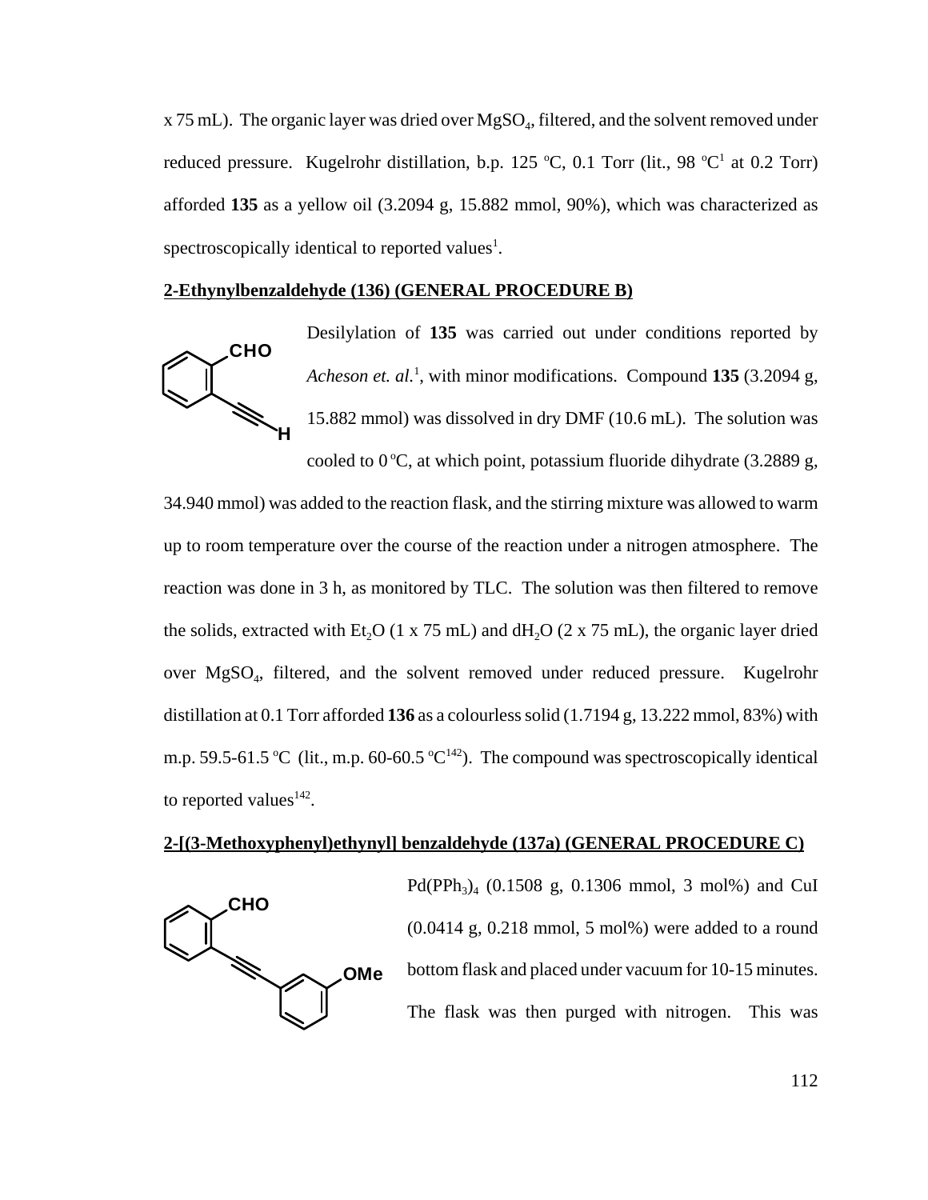x 75 mL). The organic layer was dried over $MgSO_4$, filtered, and the solvent removed under reduced pressure. Kugelrohr distillation, b.p. 125 °C, 0.1 Torr (lit., 98 °C[1] at 0.2 Torr) afforded **135** as a yellow oil (3.2094 g, 15.882 mmol, 90%), which was characterized as spectroscopically identical to reported values[1].

**2-Ethynylbenzaldehyde (136) (GENERAL PROCEDURE B)**

Desilylation of **135** was carried out under conditions reported by *Acheson et. al.*[1], with minor modifications. Compound **135** (3.2094 g, 15.882 mmol) was dissolved in dry DMF (10.6 mL). The solution was cooled to 0 °C, at which point, potassium fluoride dihydrate (3.2889 g, 34.940 mmol) was added to the reaction flask, and the stirring mixture was allowed to warm up to room temperature over the course of the reaction under a nitrogen atmosphere. The reaction was done in 3 h, as monitored by TLC. The solution was then filtered to remove the solids, extracted with $Et_2O$ (1 x 75 mL) and $dH_2O$ (2 x 75 mL), the organic layer dried over $MgSO_4$, filtered, and the solvent removed under reduced pressure. Kugelrohr distillation at 0.1 Torr afforded **136** as a colourless solid (1.7194 g, 13.222 mmol, 83%) with m.p. 59.5-61.5 °C (lit., m.p. 60-60.5 °C[142]). The compound was spectroscopically identical to reported values[142].

**2-[(3-Methoxyphenyl)ethynyl] benzaldehyde (137a) (GENERAL PROCEDURE C)**

$Pd(PPh_3)_4$ (0.1508 g, 0.1306 mmol, 3 mol%) and CuI (0.0414 g, 0.218 mmol, 5 mol%) were added to a round bottom flask and placed under vacuum for 10-15 minutes. The flask was then purged with nitrogen. This was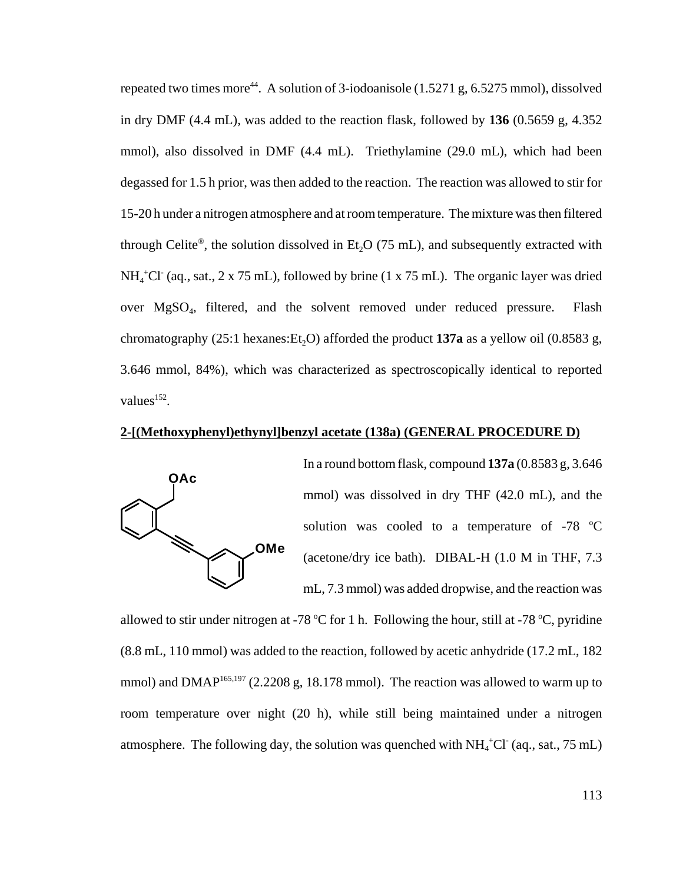repeated two times more[44]. A solution of 3-iodoanisole (1.5271 g, 6.5275 mmol), dissolved in dry DMF (4.4 mL), was added to the reaction flask, followed by **136** (0.5659 g, 4.352 mmol), also dissolved in DMF (4.4 mL). Triethylamine (29.0 mL), which had been degassed for 1.5 h prior, was then added to the reaction. The reaction was allowed to stir for 15-20 h under a nitrogen atmosphere and at room temperature. The mixture was then filtered through Celite®, the solution dissolved in $Et_2O$ (75 mL), and subsequently extracted with $NH_4^+Cl^-$ (aq., sat., 2 x 75 mL), followed by brine (1 x 75 mL). The organic layer was dried over $MgSO_4$, filtered, and the solvent removed under reduced pressure. Flash chromatography (25:1 hexanes:$Et_2O$) afforded the product **137a** as a yellow oil (0.8583 g, 3.646 mmol, 84%), which was characterized as spectroscopically identical to reported values[152].

**2-[(Methoxyphenyl)ethynyl]benzyl acetate (138a) (GENERAL PROCEDURE D)**

In a round bottom flask, compound **137a** (0.8583 g, 3.646 mmol) was dissolved in dry THF (42.0 mL), and the solution was cooled to a temperature of -78 °C (acetone/dry ice bath). DIBAL-H (1.0 M in THF, 7.3 mL, 7.3 mmol) was added dropwise, and the reaction was allowed to stir under nitrogen at -78 °C for 1 h. Following the hour, still at -78 °C, pyridine (8.8 mL, 110 mmol) was added to the reaction, followed by acetic anhydride (17.2 mL, 182 mmol) and DMAP[165,197] (2.2208 g, 18.178 mmol). The reaction was allowed to warm up to room temperature over night (20 h), while still being maintained under a nitrogen atmosphere. The following day, the solution was quenched with $NH_4^+Cl^-$ (aq., sat., 75 mL)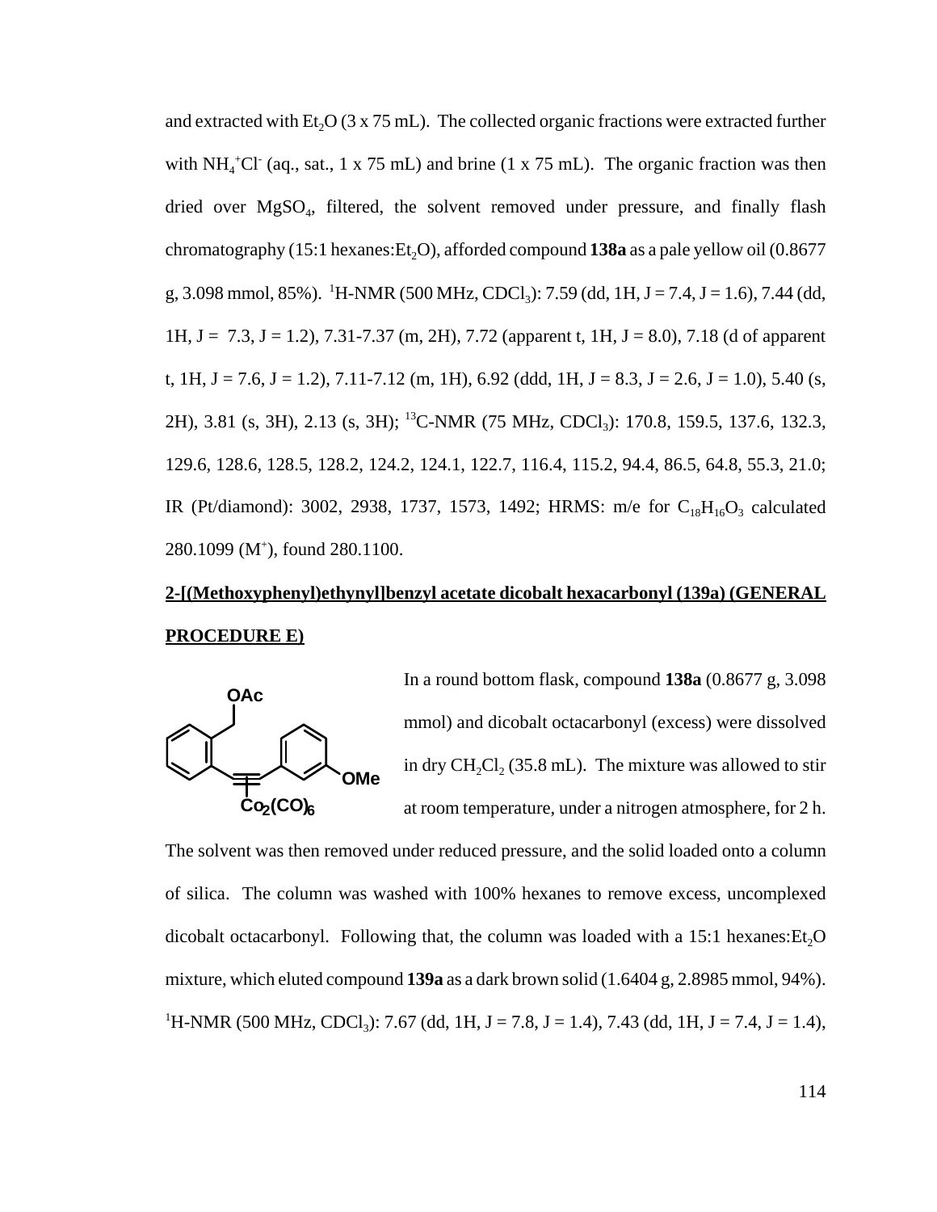and extracted with $Et_2O$ (3 x 75 mL). The collected organic fractions were extracted further with $NH_4^+Cl^-$ (aq., sat., 1 x 75 mL) and brine (1 x 75 mL). The organic fraction was then dried over $MgSO_4$, filtered, the solvent removed under pressure, and finally flash chromatography (15:1 hexanes:$Et_2O$), afforded compound **138a** as a pale yellow oil (0.8677 g, 3.098 mmol, 85%). $^1$H-NMR (500 MHz, $CDCl_3$): 7.59 (dd, 1H, J = 7.4, J = 1.6), 7.44 (dd, 1H, J = 7.3, J = 1.2), 7.31-7.37 (m, 2H), 7.72 (apparent t, 1H, J = 8.0), 7.18 (d of apparent t, 1H, J = 7.6, J = 1.2), 7.11-7.12 (m, 1H), 6.92 (ddd, 1H, J = 8.3, J = 2.6, J = 1.0), 5.40 (s, 2H), 3.81 (s, 3H), 2.13 (s, 3H); $^{13}$C-NMR (75 MHz, $CDCl_3$): 170.8, 159.5, 137.6, 132.3, 129.6, 128.6, 128.5, 128.2, 124.2, 124.1, 122.7, 116.4, 115.2, 94.4, 86.5, 64.8, 55.3, 21.0; IR (Pt/diamond): 3002, 2938, 1737, 1573, 1492; HRMS: m/e for $C_{18}H_{16}O_3$ calculated 280.1099 ($M^+$), found 280.1100.

**2-[(Methoxyphenyl)ethynyl]benzyl acetate dicobalt hexacarbonyl (139a) (GENERAL PROCEDURE E)**

OAc
OMe
$Co_2(CO)_6$

In a round bottom flask, compound **138a** (0.8677 g, 3.098 mmol) and dicobalt octacarbonyl (excess) were dissolved in dry $CH_2Cl_2$ (35.8 mL). The mixture was allowed to stir at room temperature, under a nitrogen atmosphere, for 2 h. The solvent was then removed under reduced pressure, and the solid loaded onto a column of silica. The column was washed with 100% hexanes to remove excess, uncomplexed dicobalt octacarbonyl. Following that, the column was loaded with a 15:1 hexanes:$Et_2O$ mixture, which eluted compound **139a** as a dark brown solid (1.6404 g, 2.8985 mmol, 94%). $^1$H-NMR (500 MHz, $CDCl_3$): 7.67 (dd, 1H, J = 7.8, J = 1.4), 7.43 (dd, 1H, J = 7.4, J = 1.4),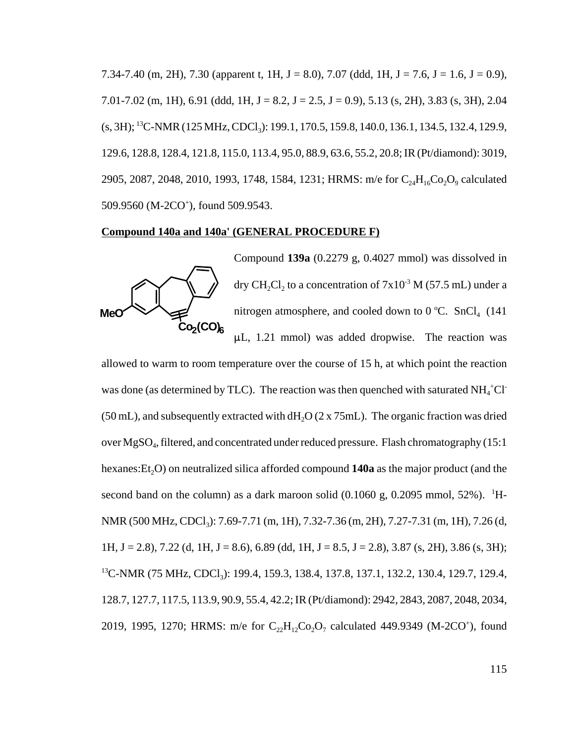7.34-7.40 (m, 2H), 7.30 (apparent t, 1H, J = 8.0), 7.07 (ddd, 1H, J = 7.6, J = 1.6, J = 0.9), 7.01-7.02 (m, 1H), 6.91 (ddd, 1H, J = 8.2, J = 2.5, J = 0.9), 5.13 (s, 2H), 3.83 (s, 3H), 2.04 (s, 3H); $^{13}$C-NMR (125 MHz, $CDCl_3$): 199.1, 170.5, 159.8, 140.0, 136.1, 134.5, 132.4, 129.9, 129.6, 128.8, 128.4, 121.8, 115.0, 113.4, 95.0, 88.9, 63.6, 55.2, 20.8; IR (Pt/diamond): 3019, 2905, 2087, 2048, 2010, 1993, 1748, 1584, 1231; HRMS: m/e for $C_{24}H_{16}Co_2O_9$ calculated 509.9560 (M-2CO$^+$), found 509.9543.

**Compound 140a and 140a' (GENERAL PROCEDURE F)**

MeO Co$_2$(CO)$_6$

Compound **139a** (0.2279 g, 0.4027 mmol) was dissolved in dry $CH_2Cl_2$ to a concentration of 7x10$^{-3}$ M (57.5 mL) under a nitrogen atmosphere, and cooled down to 0 ºC. $SnCl_4$ (141 μL, 1.21 mmol) was added dropwise. The reaction was allowed to warm to room temperature over the course of 15 h, at which point the reaction was done (as determined by TLC). The reaction was then quenched with saturated $NH_4^+Cl^-$ (50 mL), and subsequently extracted with d$H_2O$ (2 x 75mL). The organic fraction was dried over $MgSO_4$, filtered, and concentrated under reduced pressure. Flash chromatography (15:1 hexanes:$Et_2O$) on neutralized silica afforded compound **140a** as the major product (and the second band on the column) as a dark maroon solid (0.1060 g, 0.2095 mmol, 52%). $^1$H-NMR (500 MHz, $CDCl_3$): 7.69-7.71 (m, 1H), 7.32-7.36 (m, 2H), 7.27-7.31 (m, 1H), 7.26 (d, 1H, J = 2.8), 7.22 (d, 1H, J = 8.6), 6.89 (dd, 1H, J = 8.5, J = 2.8), 3.87 (s, 2H), 3.86 (s, 3H); $^{13}$C-NMR (75 MHz, $CDCl_3$): 199.4, 159.3, 138.4, 137.8, 137.1, 132.2, 130.4, 129.7, 129.4, 128.7, 127.7, 117.5, 113.9, 90.9, 55.4, 42.2; IR (Pt/diamond): 2942, 2843, 2087, 2048, 2034, 2019, 1995, 1270; HRMS: m/e for $C_{22}H_{12}Co_2O_7$ calculated 449.9349 (M-2CO$^+$), found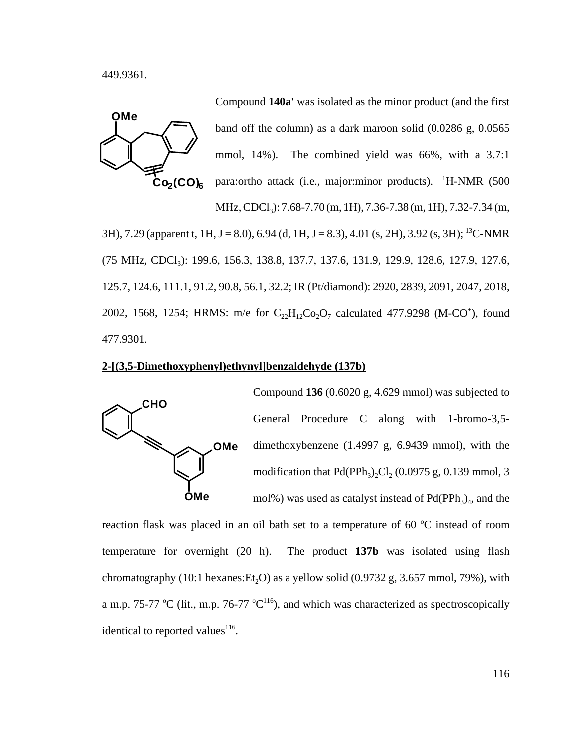449.9361.

Compound **140a'** was isolated as the minor product (and the first band off the column) as a dark maroon solid (0.0286 g, 0.0565 mmol, 14%). The combined yield was 66%, with a 3.7:1 para:ortho attack (i.e., major:minor products). $^1$H-NMR (500 MHz, $CDCl_3$): 7.68-7.70 (m, 1H), 7.36-7.38 (m, 1H), 7.32-7.34 (m, 3H), 7.29 (apparent t, 1H, J = 8.0), 6.94 (d, 1H, J = 8.3), 4.01 (s, 2H), 3.92 (s, 3H); $^{13}$C-NMR (75 MHz, $CDCl_3$): 199.6, 156.3, 138.8, 137.7, 137.6, 131.9, 129.9, 128.6, 127.9, 127.6, 125.7, 124.6, 111.1, 91.2, 90.8, 56.1, 32.2; IR (Pt/diamond): 2920, 2839, 2091, 2047, 2018, 2002, 1568, 1254; HRMS: m/e for $C_{22}H_{12}Co_2O_7$ calculated 477.9298 ($M-CO^+$), found 477.9301.

**2-[(3,5-Dimethoxyphenyl)ethynyl]benzaldehyde (137b)**

Compound **136** (0.6020 g, 4.629 mmol) was subjected to General Procedure C along with 1-bromo-3,5-dimethoxybenzene (1.4997 g, 6.9439 mmol), with the modification that $Pd(PPh_3)_2Cl_2$ (0.0975 g, 0.139 mmol, 3 mol%) was used as catalyst instead of $Pd(PPh_3)_4$, and the reaction flask was placed in an oil bath set to a temperature of 60 °C instead of room temperature for overnight (20 h). The product **137b** was isolated using flash chromatography (10:1 hexanes:$Et_2O$) as a yellow solid (0.9732 g, 3.657 mmol, 79%), with a m.p. 75-77 °C (lit., m.p. 76-77 °C[116]), and which was characterized as spectroscopically identical to reported values[116].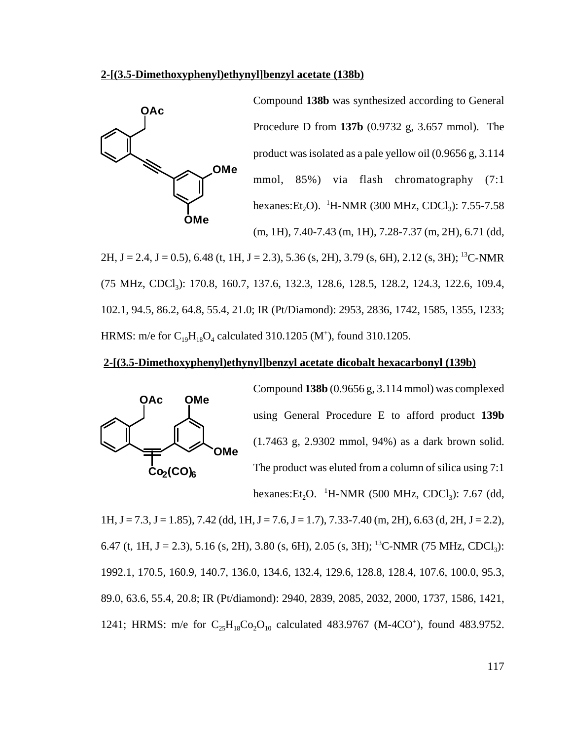**2-[(3.5-Dimethoxyphenyl)ethynyl]benzyl acetate (138b)**

Compound **138b** was synthesized according to General Procedure D from **137b** (0.9732 g, 3.657 mmol). The product was isolated as a pale yellow oil (0.9656 g, 3.114 mmol, 85%) via flash chromatography (7:1 hexanes:$Et_2O$). $^1$H-NMR (300 MHz, $CDCl_3$): 7.55-7.58 (m, 1H), 7.40-7.43 (m, 1H), 7.28-7.37 (m, 2H), 6.71 (dd, 2H, J = 2.4, J = 0.5), 6.48 (t, 1H, J = 2.3), 5.36 (s, 2H), 3.79 (s, 6H), 2.12 (s, 3H); $^{13}$C-NMR (75 MHz, $CDCl_3$): 170.8, 160.7, 137.6, 132.3, 128.6, 128.5, 128.2, 124.3, 122.6, 109.4, 102.1, 94.5, 86.2, 64.8, 55.4, 21.0; IR (Pt/Diamond): 2953, 2836, 1742, 1585, 1355, 1233; HRMS: m/e for $C_{19}H_{18}O_4$ calculated 310.1205 ($M^+$), found 310.1205.

**2-[(3.5-Dimethoxyphenyl)ethynyl]benzyl acetate dicobalt hexacarbonyl (139b)**

Compound **138b** (0.9656 g, 3.114 mmol) was complexed using General Procedure E to afford product **139b** (1.7463 g, 2.9302 mmol, 94%) as a dark brown solid. The product was eluted from a column of silica using 7:1 hexanes:$Et_2O$. $^1$H-NMR (500 MHz, $CDCl_3$): 7.67 (dd, 1H, J = 7.3, J = 1.85), 7.42 (dd, 1H, J = 7.6, J = 1.7), 7.33-7.40 (m, 2H), 6.63 (d, 2H, J = 2.2), 6.47 (t, 1H, J = 2.3), 5.16 (s, 2H), 3.80 (s, 6H), 2.05 (s, 3H); $^{13}$C-NMR (75 MHz, $CDCl_3$): 1992.1, 170.5, 160.9, 140.7, 136.0, 134.6, 132.4, 129.6, 128.8, 128.4, 107.6, 100.0, 95.3, 89.0, 63.6, 55.4, 20.8; IR (Pt/diamond): 2940, 2839, 2085, 2032, 2000, 1737, 1586, 1421, 1241; HRMS: m/e for $C_{25}H_{18}Co_2O_{10}$ calculated 483.9767 ($M-4CO^+$), found 483.9752.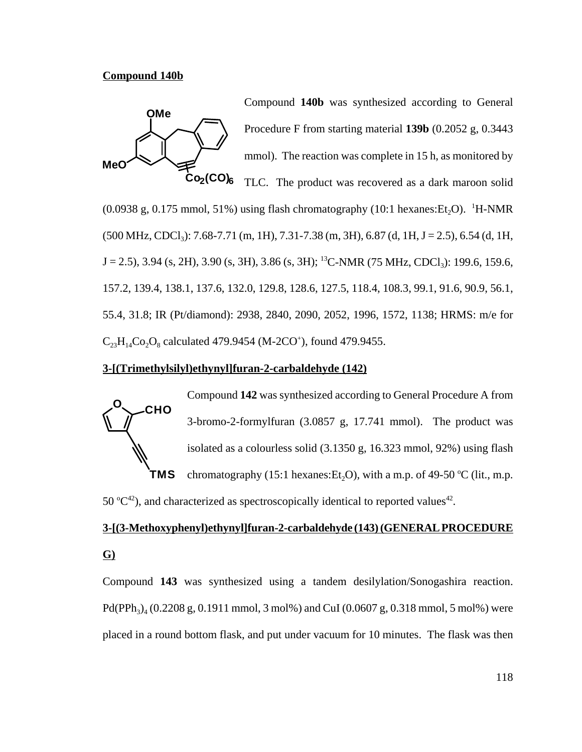**Compound 140b**

Compound **140b** was synthesized according to General Procedure F from starting material **139b** (0.2052 g, 0.3443 mmol). The reaction was complete in 15 h, as monitored by TLC. The product was recovered as a dark maroon solid (0.0938 g, 0.175 mmol, 51%) using flash chromatography (10:1 hexanes:$Et_2O$). $^1$H-NMR (500 MHz, $CDCl_3$): 7.68-7.71 (m, 1H), 7.31-7.38 (m, 3H), 6.87 (d, 1H, J = 2.5), 6.54 (d, 1H, J = 2.5), 3.94 (s, 2H), 3.90 (s, 3H), 3.86 (s, 3H); $^{13}$C-NMR (75 MHz, $CDCl_3$): 199.6, 159.6, 157.2, 139.4, 138.1, 137.6, 132.0, 129.8, 128.6, 127.5, 118.4, 108.3, 99.1, 91.6, 90.9, 56.1, 55.4, 31.8; IR (Pt/diamond): 2938, 2840, 2090, 2052, 1996, 1572, 1138; HRMS: m/e for $C_{23}H_{14}Co_2O_8$ calculated 479.9454 ($M-2CO^+$), found 479.9455.

**3-[(Trimethylsilyl)ethynyl]furan-2-carbaldehyde (142)**

Compound **142** was synthesized according to General Procedure A from 3-bromo-2-formylfuran (3.0857 g, 17.741 mmol). The product was isolated as a colourless solid (3.1350 g, 16.323 mmol, 92%) using flash chromatography (15:1 hexanes:$Et_2O$), with a m.p. of 49-50 ºC (lit., m.p. 50 ºC[42]), and characterized as spectroscopically identical to reported values[42].

**3-[(3-Methoxyphenyl)ethynyl]furan-2-carbaldehyde (143) (GENERAL PROCEDURE G)**

Compound **143** was synthesized using a tandem desilylation/Sonogashira reaction. $Pd(PPh_3)_4$ (0.2208 g, 0.1911 mmol, 3 mol%) and CuI (0.0607 g, 0.318 mmol, 5 mol%) were placed in a round bottom flask, and put under vacuum for 10 minutes. The flask was then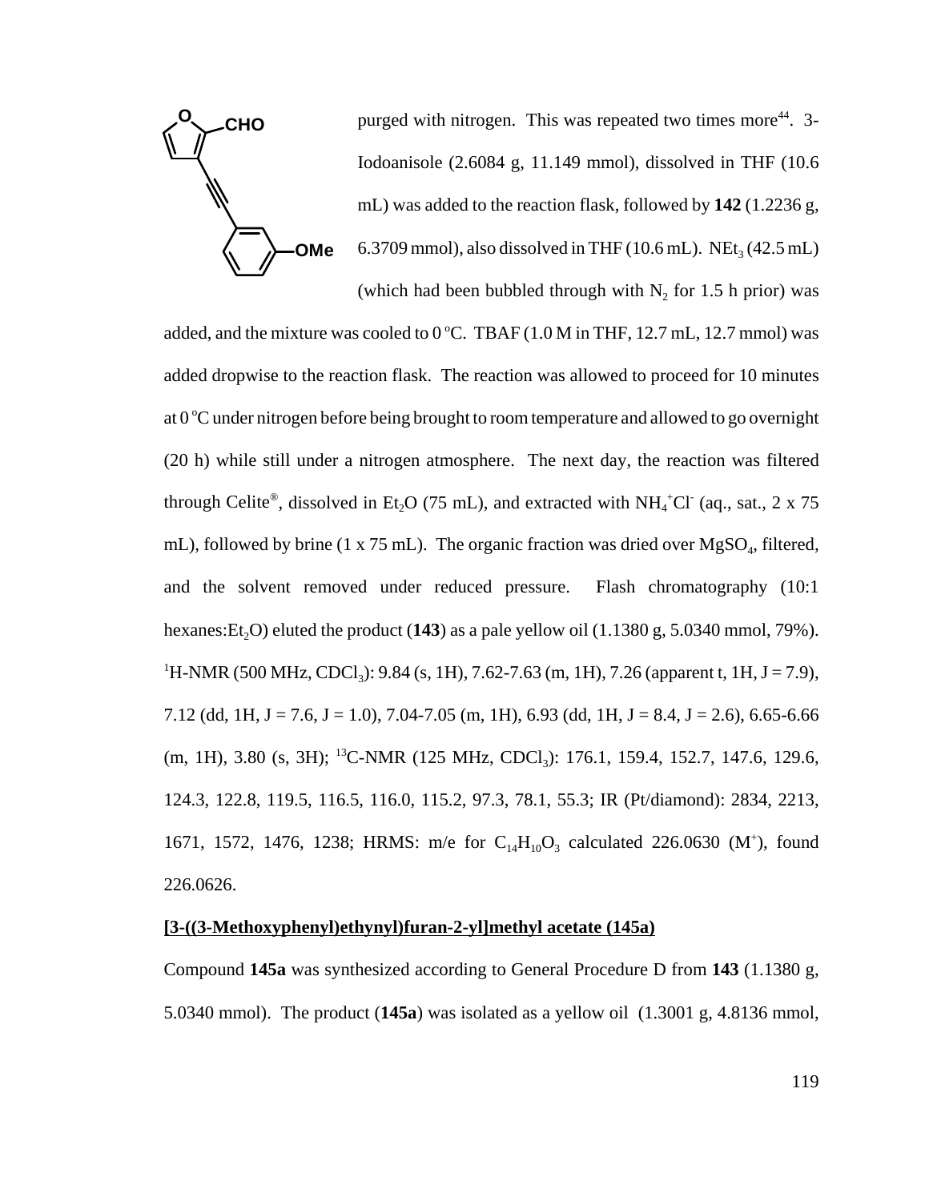purged with nitrogen. This was repeated two times more[44]. 3-Iodoanisole (2.6084 g, 11.149 mmol), dissolved in THF (10.6 mL) was added to the reaction flask, followed by **142** (1.2236 g, 6.3709 mmol), also dissolved in THF (10.6 mL). $NEt_3$ (42.5 mL) (which had been bubbled through with $N_2$ for 1.5 h prior) was added, and the mixture was cooled to 0 °C. TBAF (1.0 M in THF, 12.7 mL, 12.7 mmol) was added dropwise to the reaction flask. The reaction was allowed to proceed for 10 minutes at 0 °C under nitrogen before being brought to room temperature and allowed to go overnight (20 h) while still under a nitrogen atmosphere. The next day, the reaction was filtered through Celite®, dissolved in $Et_2O$ (75 mL), and extracted with $NH_4^+Cl^-$ (aq., sat., 2 x 75 mL), followed by brine (1 x 75 mL). The organic fraction was dried over $MgSO_4$, filtered, and the solvent removed under reduced pressure. Flash chromatography (10:1 hexanes:$Et_2O$) eluted the product (**143**) as a pale yellow oil (1.1380 g, 5.0340 mmol, 79%). $^1$H-NMR (500 MHz, $CDCl_3$): 9.84 (s, 1H), 7.62-7.63 (m, 1H), 7.26 (apparent t, 1H, J = 7.9), 7.12 (dd, 1H, J = 7.6, J = 1.0), 7.04-7.05 (m, 1H), 6.93 (dd, 1H, J = 8.4, J = 2.6), 6.65-6.66 (m, 1H), 3.80 (s, 3H); $^{13}$C-NMR (125 MHz, $CDCl_3$): 176.1, 159.4, 152.7, 147.6, 129.6, 124.3, 122.8, 119.5, 116.5, 116.0, 115.2, 97.3, 78.1, 55.3; IR (Pt/diamond): 2834, 2213, 1671, 1572, 1476, 1238; HRMS: m/e for $C_{14}H_{10}O_3$ calculated 226.0630 ($M^+$), found 226.0626.

**[3-((3-Methoxyphenyl)ethynyl)furan-2-yl]methyl acetate (145a)**

Compound **145a** was synthesized according to General Procedure D from **143** (1.1380 g, 5.0340 mmol). The product (**145a**) was isolated as a yellow oil (1.3001 g, 4.8136 mmol,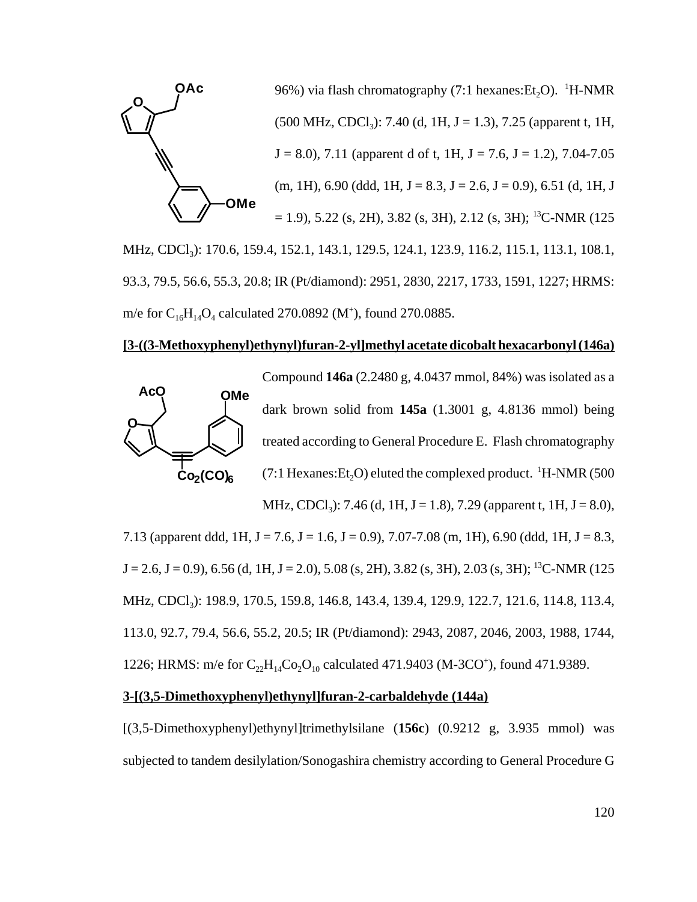96%) via flash chromatography (7:1 hexanes:$Et_2O$). $^1$H-NMR (500 MHz, $CDCl_3$): 7.40 (d, 1H, J = 1.3), 7.25 (apparent t, 1H, J = 8.0), 7.11 (apparent d of t, 1H, J = 7.6, J = 1.2), 7.04-7.05 (m, 1H), 6.90 (ddd, 1H, J = 8.3, J = 2.6, J = 0.9), 6.51 (d, 1H, J = 1.9), 5.22 (s, 2H), 3.82 (s, 3H), 2.12 (s, 3H); $^{13}$C-NMR (125 MHz, $CDCl_3$): 170.6, 159.4, 152.1, 143.1, 129.5, 124.1, 123.9, 116.2, 115.1, 113.1, 108.1, 93.3, 79.5, 56.6, 55.3, 20.8; IR (Pt/diamond): 2951, 2830, 2217, 1733, 1591, 1227; HRMS: m/e for $C_{16}H_{14}O_4$ calculated 270.0892 ($M^+$), found 270.0885.

**[3-((3-Methoxyphenyl)ethynyl)furan-2-yl]methyl acetate dicobalt hexacarbonyl (146a)**

Compound **146a** (2.2480 g, 4.0437 mmol, 84%) was isolated as a dark brown solid from **145a** (1.3001 g, 4.8136 mmol) being treated according to General Procedure E. Flash chromatography (7:1 Hexanes:$Et_2O$) eluted the complexed product. $^1$H-NMR (500 MHz, $CDCl_3$): 7.46 (d, 1H, J = 1.8), 7.29 (apparent t, 1H, J = 8.0), 7.13 (apparent ddd, 1H, J = 7.6, J = 1.6, J = 0.9), 7.07-7.08 (m, 1H), 6.90 (ddd, 1H, J = 8.3, J = 2.6, J = 0.9), 6.56 (d, 1H, J = 2.0), 5.08 (s, 2H), 3.82 (s, 3H), 2.03 (s, 3H); $^{13}$C-NMR (125 MHz, $CDCl_3$): 198.9, 170.5, 159.8, 146.8, 143.4, 139.4, 129.9, 122.7, 121.6, 114.8, 113.4, 113.0, 92.7, 79.4, 56.6, 55.2, 20.5; IR (Pt/diamond): 2943, 2087, 2046, 2003, 1988, 1744, 1226; HRMS: m/e for $C_{22}H_{14}Co_2O_{10}$ calculated 471.9403 ($M-3CO^+$), found 471.9389.

**3-[(3,5-Dimethoxyphenyl)ethynyl]furan-2-carbaldehyde (144a)**

[(3,5-Dimethoxyphenyl)ethynyl]trimethylsilane (**156c**) (0.9212 g, 3.935 mmol) was subjected to tandem desilylation/Sonogashira chemistry according to General Procedure G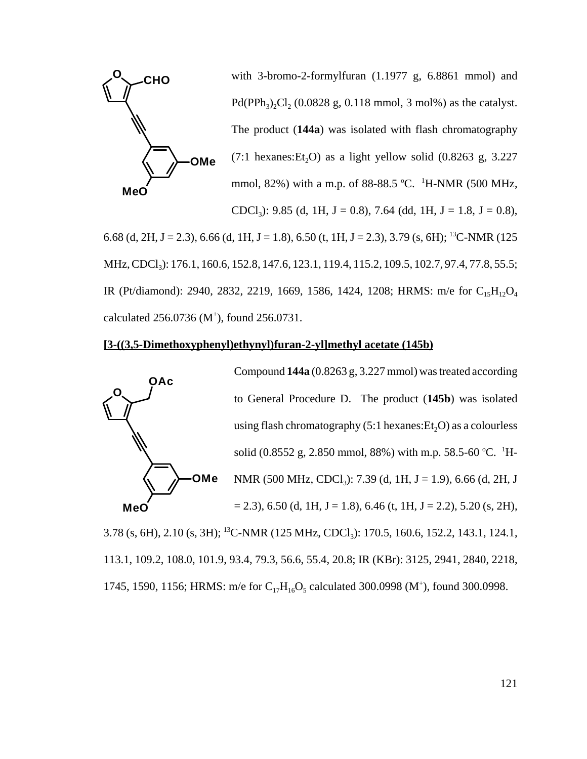with 3-bromo-2-formylfuran (1.1977 g, 6.8861 mmol) and $Pd(PPh_3)_2Cl_2$ (0.0828 g, 0.118 mmol, 3 mol%) as the catalyst. The product (**144a**) was isolated with flash chromatography (7:1 hexanes:$Et_2O$) as a light yellow solid (0.8263 g, 3.227 mmol, 82%) with a m.p. of 88-88.5 ºC. $^1$H-NMR (500 MHz, $CDCl_3$): 9.85 (d, 1H, J = 0.8), 7.64 (dd, 1H, J = 1.8, J = 0.8), 6.68 (d, 2H, J = 2.3), 6.66 (d, 1H, J = 1.8), 6.50 (t, 1H, J = 2.3), 3.79 (s, 6H); $^{13}$C-NMR (125 MHz, $CDCl_3$): 176.1, 160.6, 152.8, 147.6, 123.1, 119.4, 115.2, 109.5, 102.7, 97.4, 77.8, 55.5; IR (Pt/diamond): 2940, 2832, 2219, 1669, 1586, 1424, 1208; HRMS: m/e for $C_{15}H_{12}O_4$ calculated 256.0736 ($M^+$), found 256.0731.

**[3-((3,5-Dimethoxyphenyl)ethynyl)furan-2-yl]methyl acetate (145b)**

Compound **144a** (0.8263 g, 3.227 mmol) was treated according to General Procedure D. The product (**145b**) was isolated using flash chromatography (5:1 hexanes:$Et_2O$) as a colourless solid (0.8552 g, 2.850 mmol, 88%) with m.p. 58.5-60 ºC. $^1$H-NMR (500 MHz, $CDCl_3$): 7.39 (d, 1H, J = 1.9), 6.66 (d, 2H, J = 2.3), 6.50 (d, 1H, J = 1.8), 6.46 (t, 1H, J = 2.2), 5.20 (s, 2H), 3.78 (s, 6H), 2.10 (s, 3H); $^{13}$C-NMR (125 MHz, $CDCl_3$): 170.5, 160.6, 152.2, 143.1, 124.1, 113.1, 109.2, 108.0, 101.9, 93.4, 79.3, 56.6, 55.4, 20.8; IR (KBr): 3125, 2941, 2840, 2218, 1745, 1590, 1156; HRMS: m/e for $C_{17}H_{16}O_5$ calculated 300.0998 ($M^+$), found 300.0998.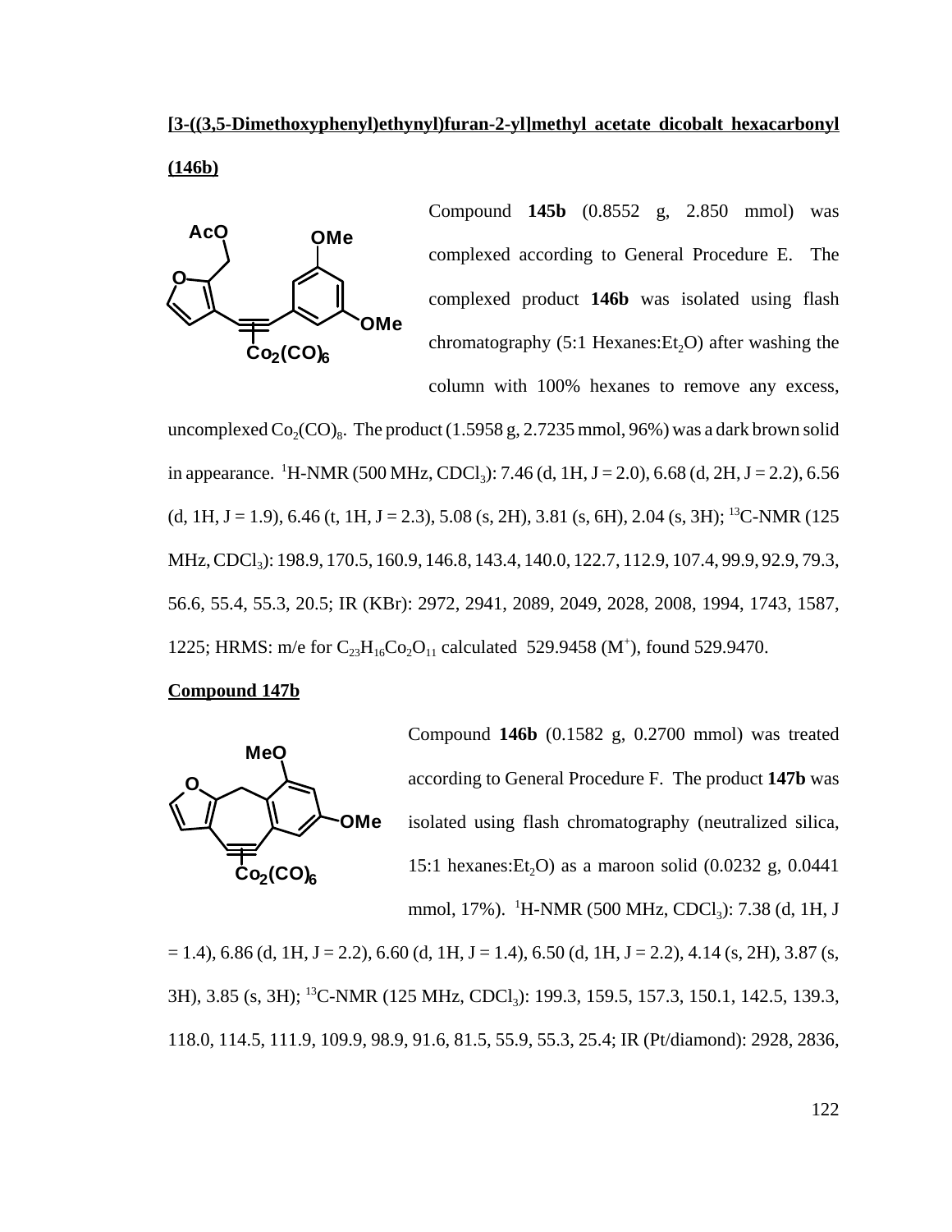**[3-((3,5-Dimethoxyphenyl)ethynyl)furan-2-yl]methyl acetate dicobalt hexacarbonyl (146b)**

Compound **145b** (0.8552 g, 2.850 mmol) was complexed according to General Procedure E. The complexed product **146b** was isolated using flash chromatography (5:1 Hexanes:$Et_2O$) after washing the column with 100% hexanes to remove any excess, uncomplexed $Co_2(CO)_8$. The product (1.5958 g, 2.7235 mmol, 96%) was a dark brown solid in appearance. $^1$H-NMR (500 MHz, $CDCl_3$): 7.46 (d, 1H, J = 2.0), 6.68 (d, 2H, J = 2.2), 6.56 (d, 1H, J = 1.9), 6.46 (t, 1H, J = 2.3), 5.08 (s, 2H), 3.81 (s, 6H), 2.04 (s, 3H); $^{13}$C-NMR (125 MHz, $CDCl_3$): 198.9, 170.5, 160.9, 146.8, 143.4, 140.0, 122.7, 112.9, 107.4, 99.9, 92.9, 79.3, 56.6, 55.4, 55.3, 20.5; IR (KBr): 2972, 2941, 2089, 2049, 2028, 2008, 1994, 1743, 1587, 1225; HRMS: m/e for $C_{23}H_{16}Co_2O_{11}$ calculated 529.9458 ($M^+$), found 529.9470.

**Compound 147b**

Compound **146b** (0.1582 g, 0.2700 mmol) was treated according to General Procedure F. The product **147b** was isolated using flash chromatography (neutralized silica, 15:1 hexanes:$Et_2O$) as a maroon solid (0.0232 g, 0.0441 mmol, 17%). $^1$H-NMR (500 MHz, $CDCl_3$): 7.38 (d, 1H, J = 1.4), 6.86 (d, 1H, J = 2.2), 6.60 (d, 1H, J = 1.4), 6.50 (d, 1H, J = 2.2), 4.14 (s, 2H), 3.87 (s, 3H), 3.85 (s, 3H); $^{13}$C-NMR (125 MHz, $CDCl_3$): 199.3, 159.5, 157.3, 150.1, 142.5, 139.3, 118.0, 114.5, 111.9, 109.9, 98.9, 91.6, 81.5, 55.9, 55.3, 25.4; IR (Pt/diamond): 2928, 2836,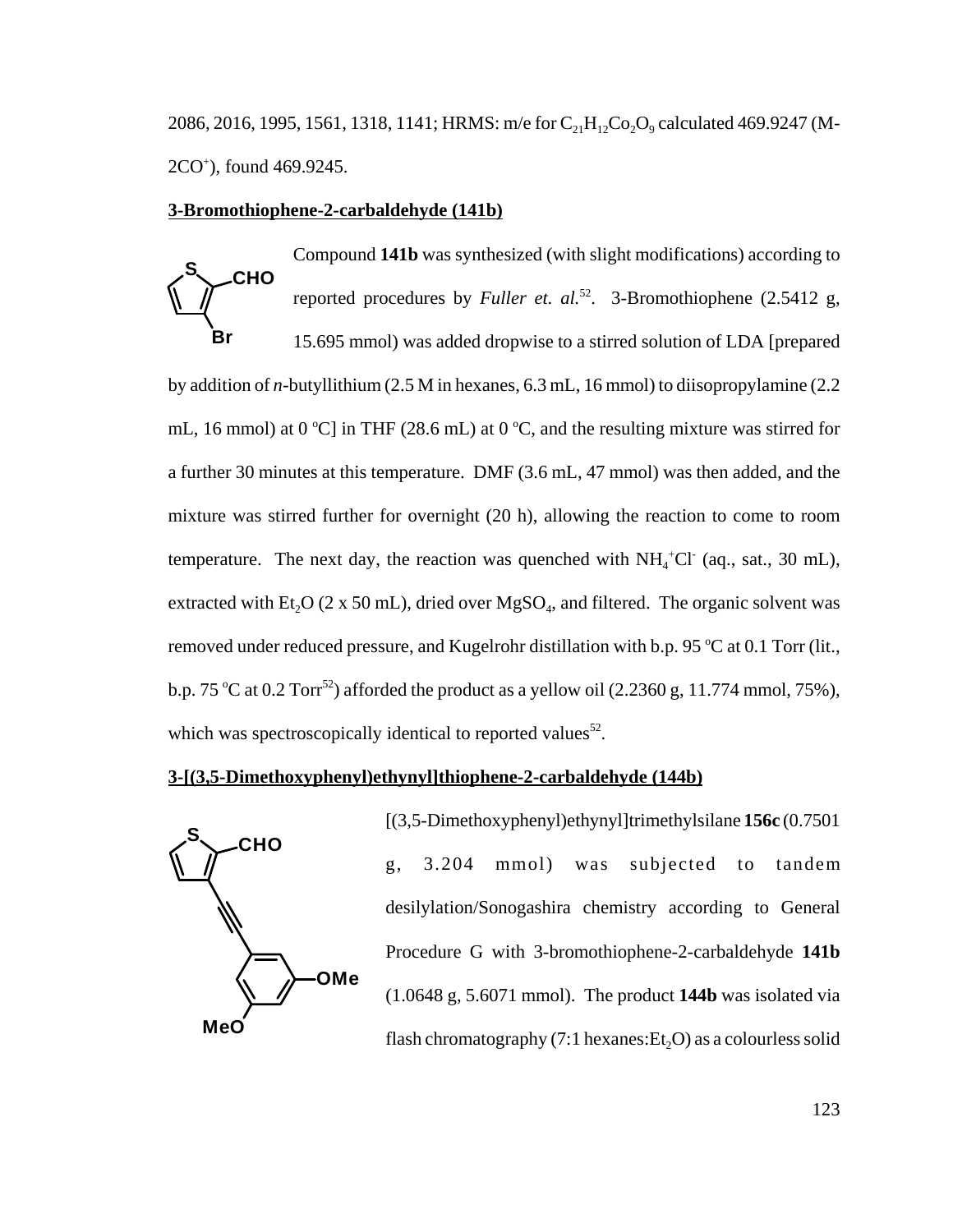2086, 2016, 1995, 1561, 1318, 1141; HRMS: m/e for $C_{21}H_{12}Co_2O_9$ calculated 469.9247 (M-$2CO^+$), found 469.9245.

**3-Bromothiophene-2-carbaldehyde (141b)**

Compound **141b** was synthesized (with slight modifications) according to reported procedures by *Fuller et. al.*[52]. 3-Bromothiophene (2.5412 g, 15.695 mmol) was added dropwise to a stirred solution of LDA [prepared by addition of *n*-butyllithium (2.5 M in hexanes, 6.3 mL, 16 mmol) to diisopropylamine (2.2 mL, 16 mmol) at 0 °C] in THF (28.6 mL) at 0 °C, and the resulting mixture was stirred for a further 30 minutes at this temperature. DMF (3.6 mL, 47 mmol) was then added, and the mixture was stirred further for overnight (20 h), allowing the reaction to come to room temperature. The next day, the reaction was quenched with $NH_4^+Cl^-$ (aq., sat., 30 mL), extracted with $Et_2O$ (2 x 50 mL), dried over $MgSO_4$, and filtered. The organic solvent was removed under reduced pressure, and Kugelrohr distillation with b.p. 95 °C at 0.1 Torr (lit., b.p. 75 °C at 0.2 Torr[52]) afforded the product as a yellow oil (2.2360 g, 11.774 mmol, 75%), which was spectroscopically identical to reported values[52].

**3-[(3,5-Dimethoxyphenyl)ethynyl]thiophene-2-carbaldehyde (144b)**

[(3,5-Dimethoxyphenyl)ethynyl]trimethylsilane **156c** (0.7501 g, 3.204 mmol) was subjected to tandem desilylation/Sonogashira chemistry according to General Procedure G with 3-bromothiophene-2-carbaldehyde **141b** (1.0648 g, 5.6071 mmol). The product **144b** was isolated via flash chromatography (7:1 hexanes:$Et_2O$) as a colourless solid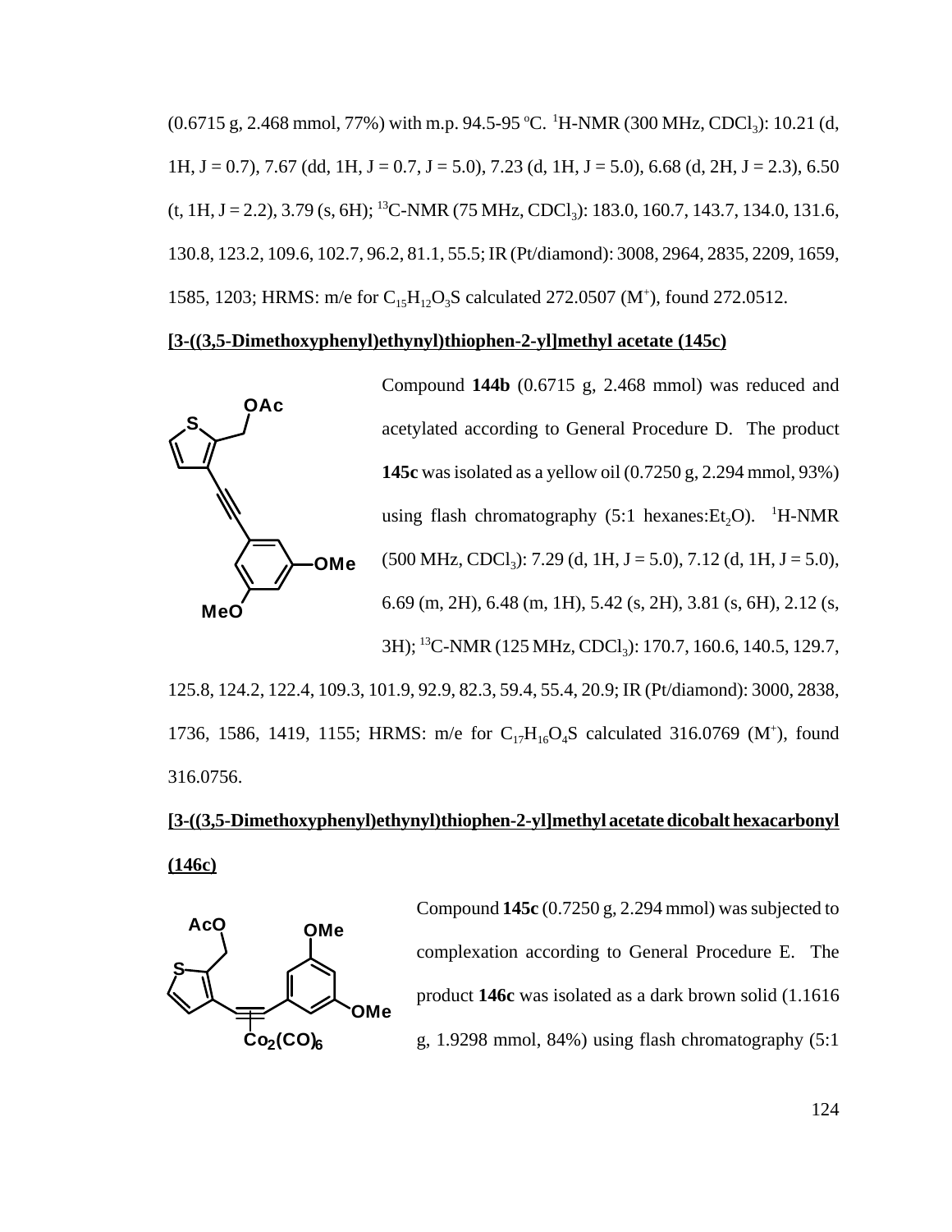(0.6715 g, 2.468 mmol, 77%) with m.p. 94.5-95 ºC. $^1$H-NMR (300 MHz, $CDCl_3$): 10.21 (d, 1H, J = 0.7), 7.67 (dd, 1H, J = 0.7, J = 5.0), 7.23 (d, 1H, J = 5.0), 6.68 (d, 2H, J = 2.3), 6.50 (t, 1H, J = 2.2), 3.79 (s, 6H); $^{13}$C-NMR (75 MHz, $CDCl_3$): 183.0, 160.7, 143.7, 134.0, 131.6, 130.8, 123.2, 109.6, 102.7, 96.2, 81.1, 55.5; IR (Pt/diamond): 3008, 2964, 2835, 2209, 1659, 1585, 1203; HRMS: m/e for $C_{15}H_{12}O_3S$ calculated 272.0507 ($M^+$), found 272.0512.

**[3-((3,5-Dimethoxyphenyl)ethynyl)thiophen-2-yl]methyl acetate (145c)**

Compound **144b** (0.6715 g, 2.468 mmol) was reduced and acetylated according to General Procedure D. The product **145c** was isolated as a yellow oil (0.7250 g, 2.294 mmol, 93%) using flash chromatography (5:1 hexanes:$Et_2O$). $^1$H-NMR (500 MHz, $CDCl_3$): 7.29 (d, 1H, J = 5.0), 7.12 (d, 1H, J = 5.0), 6.69 (m, 2H), 6.48 (m, 1H), 5.42 (s, 2H), 3.81 (s, 6H), 2.12 (s, 3H); $^{13}$C-NMR (125 MHz, $CDCl_3$): 170.7, 160.6, 140.5, 129.7, 125.8, 124.2, 122.4, 109.3, 101.9, 92.9, 82.3, 59.4, 55.4, 20.9; IR (Pt/diamond): 3000, 2838, 1736, 1586, 1419, 1155; HRMS: m/e for $C_{17}H_{16}O_4S$ calculated 316.0769 ($M^+$), found 316.0756.

**[3-((3,5-Dimethoxyphenyl)ethynyl)thiophen-2-yl]methyl acetate dicobalt hexacarbonyl (146c)**

Compound **145c** (0.7250 g, 2.294 mmol) was subjected to complexation according to General Procedure E. The product **146c** was isolated as a dark brown solid (1.1616 g, 1.9298 mmol, 84%) using flash chromatography (5:1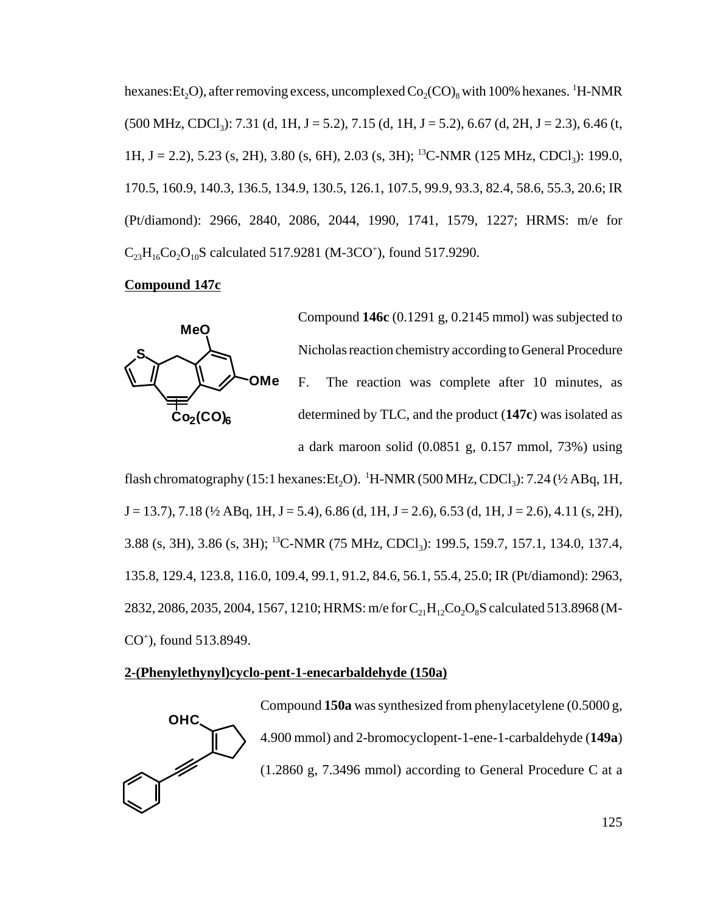hexanes:$Et_2O$), after removing excess, uncomplexed $Co_2(CO)_8$ with 100% hexanes. $^1$H-NMR (500 MHz, $CDCl_3$): 7.31 (d, 1H, J = 5.2), 7.15 (d, 1H, J = 5.2), 6.67 (d, 2H, J = 2.3), 6.46 (t, 1H, J = 2.2), 5.23 (s, 2H), 3.80 (s, 6H), 2.03 (s, 3H); $^{13}$C-NMR (125 MHz, $CDCl_3$): 199.0, 170.5, 160.9, 140.3, 136.5, 134.9, 130.5, 126.1, 107.5, 99.9, 93.3, 82.4, 58.6, 55.3, 20.6; IR (Pt/diamond): 2966, 2840, 2086, 2044, 1990, 1741, 1579, 1227; HRMS: m/e for $C_{23}H_{16}Co_2O_{10}S$ calculated 517.9281 (M-3CO$^+$), found 517.9290.

**Compound 147c**

Compound **146c** (0.1291 g, 0.2145 mmol) was subjected to Nicholas reaction chemistry according to General Procedure F. The reaction was complete after 10 minutes, as determined by TLC, and the product (**147c**) was isolated as a dark maroon solid (0.0851 g, 0.157 mmol, 73%) using flash chromatography (15:1 hexanes:$Et_2O$). $^1$H-NMR (500 MHz, $CDCl_3$): 7.24 (½ ABq, 1H, J = 13.7), 7.18 (½ ABq, 1H, J = 5.4), 6.86 (d, 1H, J = 2.6), 6.53 (d, 1H, J = 2.6), 4.11 (s, 2H), 3.88 (s, 3H), 3.86 (s, 3H); $^{13}$C-NMR (75 MHz, $CDCl_3$): 199.5, 159.7, 157.1, 134.0, 137.4, 135.8, 129.4, 123.8, 116.0, 109.4, 99.1, 91.2, 84.6, 56.1, 55.4, 25.0; IR (Pt/diamond): 2963, 2832, 2086, 2035, 2004, 1567, 1210; HRMS: m/e for $C_{21}H_{12}Co_2O_8S$ calculated 513.8968 (M-CO$^+$), found 513.8949.

**2-(Phenylethynyl)cyclo-pent-1-enecarbaldehyde (150a)**

Compound **150a** was synthesized from phenylacetylene (0.5000 g, 4.900 mmol) and 2-bromocyclopent-1-ene-1-carbaldehyde (**149a**) (1.2860 g, 7.3496 mmol) according to General Procedure C at a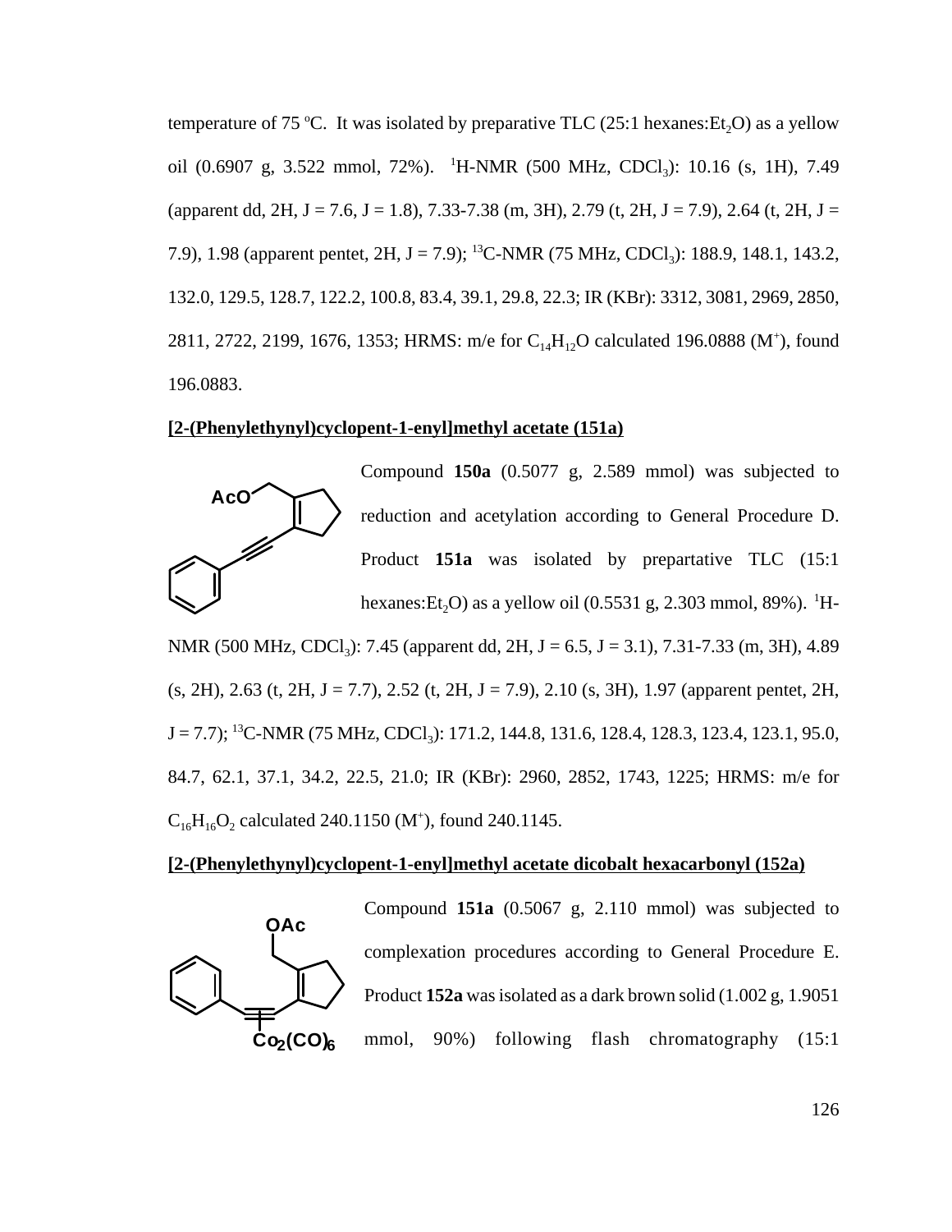temperature of 75 ºC. It was isolated by preparative TLC (25:1 hexanes:$Et_2O$) as a yellow oil (0.6907 g, 3.522 mmol, 72%). $^1$H-NMR (500 MHz, $CDCl_3$): 10.16 (s, 1H), 7.49 (apparent dd, 2H, J = 7.6, J = 1.8), 7.33-7.38 (m, 3H), 2.79 (t, 2H, J = 7.9), 2.64 (t, 2H, J = 7.9), 1.98 (apparent pentet, 2H, J = 7.9); $^{13}$C-NMR (75 MHz, $CDCl_3$): 188.9, 148.1, 143.2, 132.0, 129.5, 128.7, 122.2, 100.8, 83.4, 39.1, 29.8, 22.3; IR (KBr): 3312, 3081, 2969, 2850, 2811, 2722, 2199, 1676, 1353; HRMS: m/e for $C_{14}H_{12}O$ calculated 196.0888 ($M^+$), found 196.0883.

**[2-(Phenylethynyl)cyclopent-1-enyl]methyl acetate (151a)**

Compound **150a** (0.5077 g, 2.589 mmol) was subjected to reduction and acetylation according to General Procedure D. Product **151a** was isolated by prepartative TLC (15:1 hexanes:$Et_2O$) as a yellow oil (0.5531 g, 2.303 mmol, 89%). $^1$H-NMR (500 MHz, $CDCl_3$): 7.45 (apparent dd, 2H, J = 6.5, J = 3.1), 7.31-7.33 (m, 3H), 4.89 (s, 2H), 2.63 (t, 2H, J = 7.7), 2.52 (t, 2H, J = 7.9), 2.10 (s, 3H), 1.97 (apparent pentet, 2H, J = 7.7); $^{13}$C-NMR (75 MHz, $CDCl_3$): 171.2, 144.8, 131.6, 128.4, 128.3, 123.4, 123.1, 95.0, 84.7, 62.1, 37.1, 34.2, 22.5, 21.0; IR (KBr): 2960, 2852, 1743, 1225; HRMS: m/e for $C_{16}H_{16}O_2$ calculated 240.1150 ($M^+$), found 240.1145.

**[2-(Phenylethynyl)cyclopent-1-enyl]methyl acetate dicobalt hexacarbonyl (152a)**

Compound **151a** (0.5067 g, 2.110 mmol) was subjected to complexation procedures according to General Procedure E. Product **152a** was isolated as a dark brown solid (1.002 g, 1.9051 mmol, 90%) following flash chromatography (15:1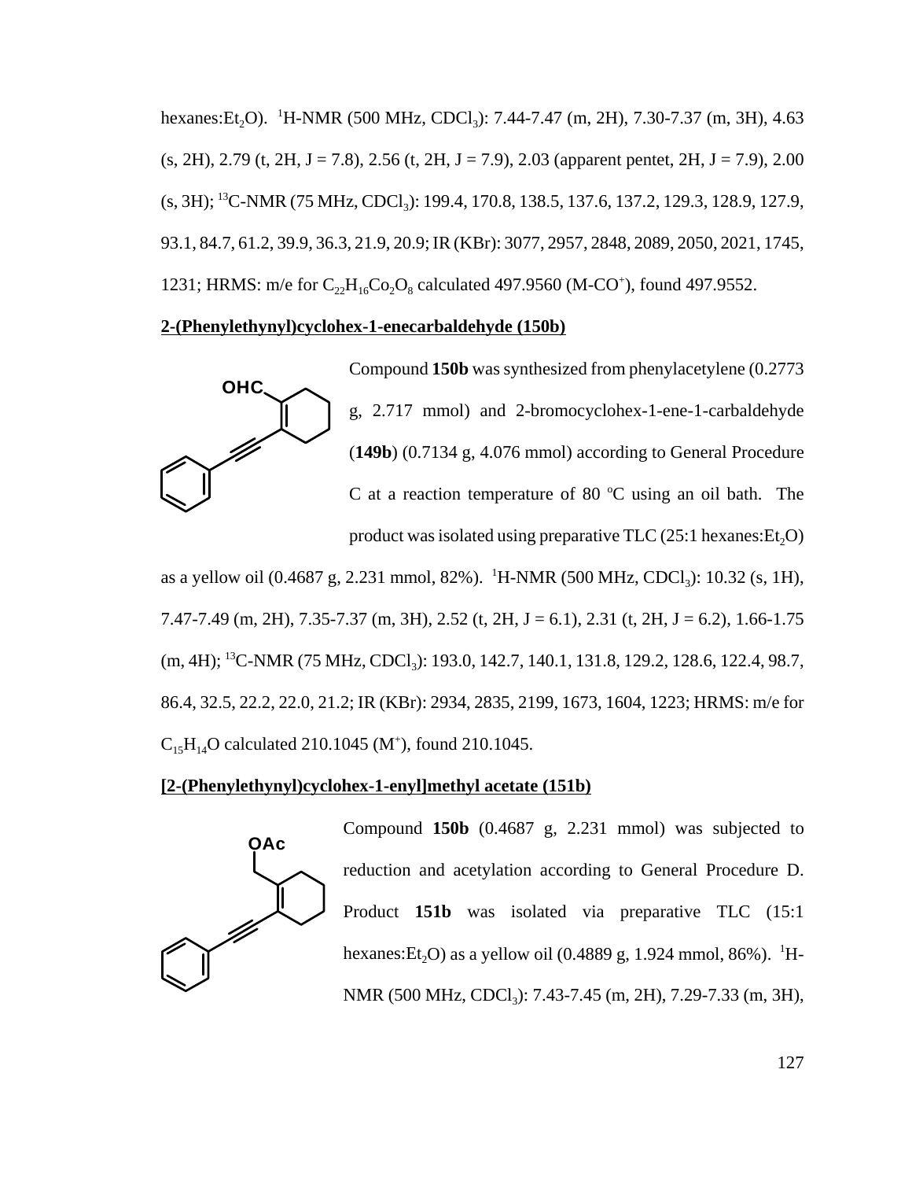hexanes:$Et_2O$). [1]H-NMR (500 MHz, $CDCl_3$): 7.44-7.47 (m, 2H), 7.30-7.37 (m, 3H), 4.63 (s, 2H), 2.79 (t, 2H, J = 7.8), 2.56 (t, 2H, J = 7.9), 2.03 (apparent pentet, 2H, J = 7.9), 2.00 (s, 3H); [13]C-NMR (75 MHz, $CDCl_3$): 199.4, 170.8, 138.5, 137.6, 137.2, 129.3, 128.9, 127.9, 93.1, 84.7, 61.2, 39.9, 36.3, 21.9, 20.9; IR (KBr): 3077, 2957, 2848, 2089, 2050, 2021, 1745, 1231; HRMS: m/e for $C_{22}H_{16}Co_2O_8$ calculated 497.9560 (M-$CO^+$), found 497.9552.

**2-(Phenylethynyl)cyclohex-1-enecarbaldehyde (150b)**

Compound **150b** was synthesized from phenylacetylene (0.2773 g, 2.717 mmol) and 2-bromocyclohex-1-ene-1-carbaldehyde (**149b**) (0.7134 g, 4.076 mmol) according to General Procedure C at a reaction temperature of 80 °C using an oil bath. The product was isolated using preparative TLC (25:1 hexanes:$Et_2O$) as a yellow oil (0.4687 g, 2.231 mmol, 82%). [1]H-NMR (500 MHz, $CDCl_3$): 10.32 (s, 1H), 7.47-7.49 (m, 2H), 7.35-7.37 (m, 3H), 2.52 (t, 2H, J = 6.1), 2.31 (t, 2H, J = 6.2), 1.66-1.75 (m, 4H); [13]C-NMR (75 MHz, $CDCl_3$): 193.0, 142.7, 140.1, 131.8, 129.2, 128.6, 122.4, 98.7, 86.4, 32.5, 22.2, 22.0, 21.2; IR (KBr): 2934, 2835, 2199, 1673, 1604, 1223; HRMS: m/e for $C_{15}H_{14}O$ calculated 210.1045 ($M^+$), found 210.1045.

**[2-(Phenylethynyl)cyclohex-1-enyl]methyl acetate (151b)**

Compound **150b** (0.4687 g, 2.231 mmol) was subjected to reduction and acetylation according to General Procedure D. Product **151b** was isolated via preparative TLC (15:1 hexanes:$Et_2O$) as a yellow oil (0.4889 g, 1.924 mmol, 86%). [1]H-NMR (500 MHz, $CDCl_3$): 7.43-7.45 (m, 2H), 7.29-7.33 (m, 3H),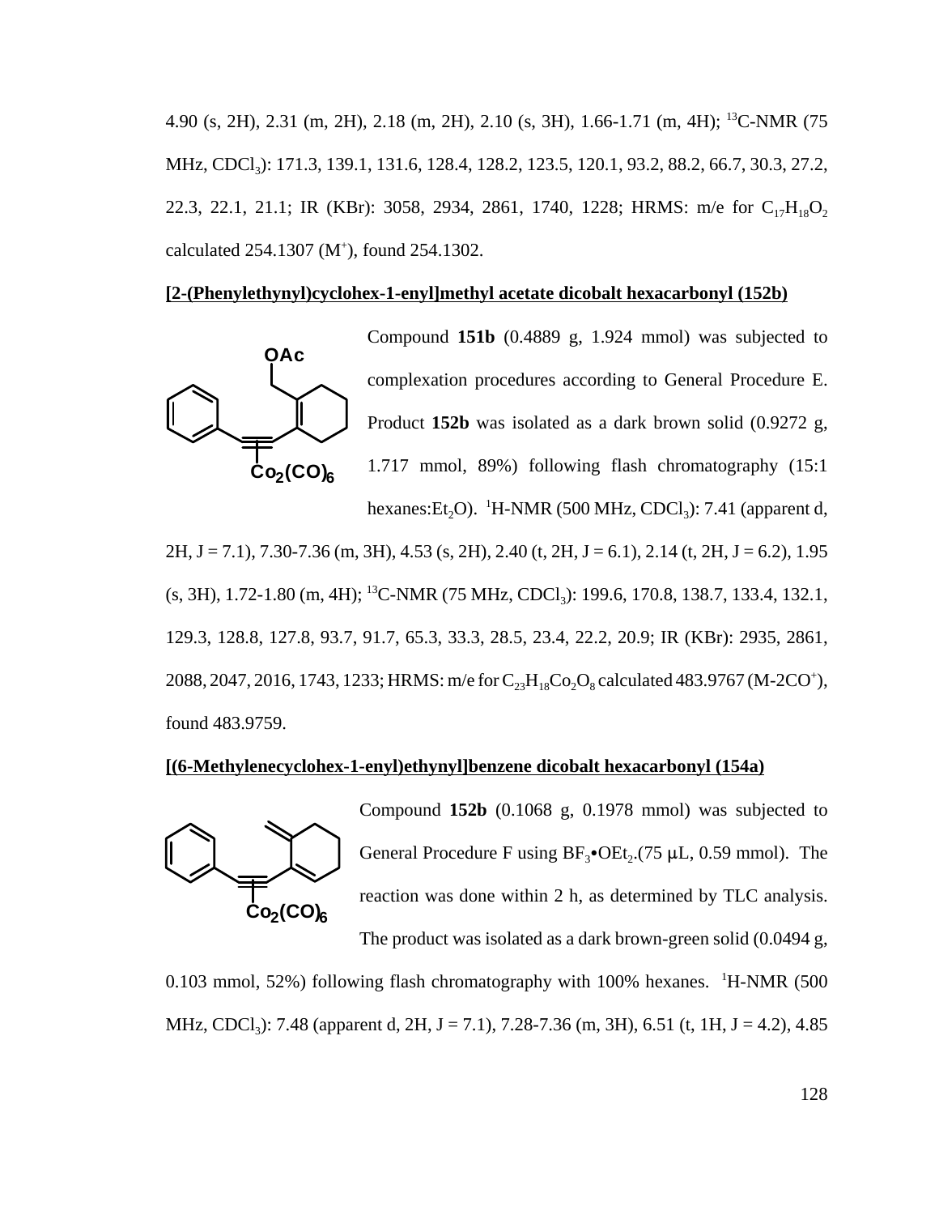4.90 (s, 2H), 2.31 (m, 2H), 2.18 (m, 2H), 2.10 (s, 3H), 1.66-1.71 (m, 4H); $^{13}$C-NMR (75 MHz, $CDCl_3$): 171.3, 139.1, 131.6, 128.4, 128.2, 123.5, 120.1, 93.2, 88.2, 66.7, 30.3, 27.2, 22.3, 22.1, 21.1; IR (KBr): 3058, 2934, 2861, 1740, 1228; HRMS: m/e for $C_{17}H_{18}O_2$ calculated 254.1307 ($M^+$), found 254.1302.

**[2-(Phenylethynyl)cyclohex-1-enyl]methyl acetate dicobalt hexacarbonyl (152b)**

Compound **151b** (0.4889 g, 1.924 mmol) was subjected to complexation procedures according to General Procedure E. Product **152b** was isolated as a dark brown solid (0.9272 g, 1.717 mmol, 89%) following flash chromatography (15:1 hexanes:$Et_2O$). $^1$H-NMR (500 MHz, $CDCl_3$): 7.41 (apparent d, 2H, J = 7.1), 7.30-7.36 (m, 3H), 4.53 (s, 2H), 2.40 (t, 2H, J = 6.1), 2.14 (t, 2H, J = 6.2), 1.95 (s, 3H), 1.72-1.80 (m, 4H); $^{13}$C-NMR (75 MHz, $CDCl_3$): 199.6, 170.8, 138.7, 133.4, 132.1, 129.3, 128.8, 127.8, 93.7, 91.7, 65.3, 33.3, 28.5, 23.4, 22.2, 20.9; IR (KBr): 2935, 2861, 2088, 2047, 2016, 1743, 1233; HRMS: m/e for $C_{23}H_{18}Co_2O_8$ calculated 483.9767 (M-2CO$^+$), found 483.9759.

**[(6-Methylenecyclohex-1-enyl)ethynyl]benzene dicobalt hexacarbonyl (154a)**

Compound **152b** (0.1068 g, 0.1978 mmol) was subjected to General Procedure F using $BF_3$•$OEt_2$.(75 μL, 0.59 mmol). The reaction was done within 2 h, as determined by TLC analysis. The product was isolated as a dark brown-green solid (0.0494 g, 0.103 mmol, 52%) following flash chromatography with 100% hexanes. $^1$H-NMR (500 MHz, $CDCl_3$): 7.48 (apparent d, 2H, J = 7.1), 7.28-7.36 (m, 3H), 6.51 (t, 1H, J = 4.2), 4.85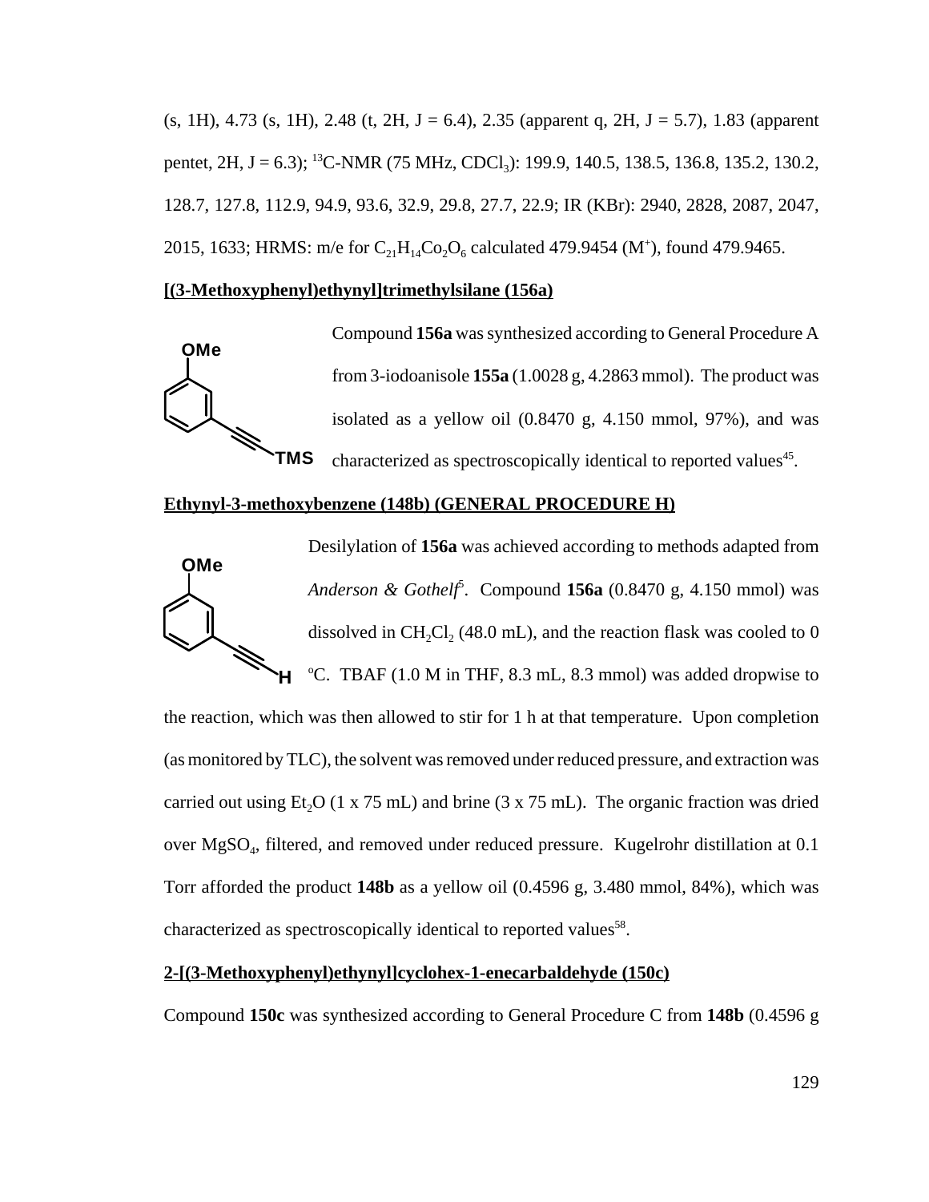(s, 1H), 4.73 (s, 1H), 2.48 (t, 2H, J = 6.4), 2.35 (apparent q, 2H, J = 5.7), 1.83 (apparent pentet, 2H, J = 6.3); $^{13}$C-NMR (75 MHz, $CDCl_3$): 199.9, 140.5, 138.5, 136.8, 135.2, 130.2, 128.7, 127.8, 112.9, 94.9, 93.6, 32.9, 29.8, 27.7, 22.9; IR (KBr): 2940, 2828, 2087, 2047, 2015, 1633; HRMS: m/e for $C_{21}H_{14}Co_2O_6$ calculated 479.9454 ($M^+$), found 479.9465.

**[(3-Methoxyphenyl)ethynyl]trimethylsilane (156a)**

Compound **156a** was synthesized according to General Procedure A from 3-iodoanisole **155a** (1.0028 g, 4.2863 mmol). The product was isolated as a yellow oil (0.8470 g, 4.150 mmol, 97%), and was characterized as spectroscopically identical to reported values[45].

**Ethynyl-3-methoxybenzene (148b) (GENERAL PROCEDURE H)**

Desilylation of **156a** was achieved according to methods adapted from *Anderson & Gothelf*[5]. Compound **156a** (0.8470 g, 4.150 mmol) was dissolved in $CH_2Cl_2$ (48.0 mL), and the reaction flask was cooled to 0 °C. TBAF (1.0 M in THF, 8.3 mL, 8.3 mmol) was added dropwise to the reaction, which was then allowed to stir for 1 h at that temperature. Upon completion (as monitored by TLC), the solvent was removed under reduced pressure, and extraction was carried out using $Et_2O$ (1 x 75 mL) and brine (3 x 75 mL). The organic fraction was dried over $MgSO_4$, filtered, and removed under reduced pressure. Kugelrohr distillation at 0.1 Torr afforded the product **148b** as a yellow oil (0.4596 g, 3.480 mmol, 84%), which was characterized as spectroscopically identical to reported values[58].

**2-[(3-Methoxyphenyl)ethynyl]cyclohex-1-enecarbaldehyde (150c)**

Compound **150c** was synthesized according to General Procedure C from **148b** (0.4596 g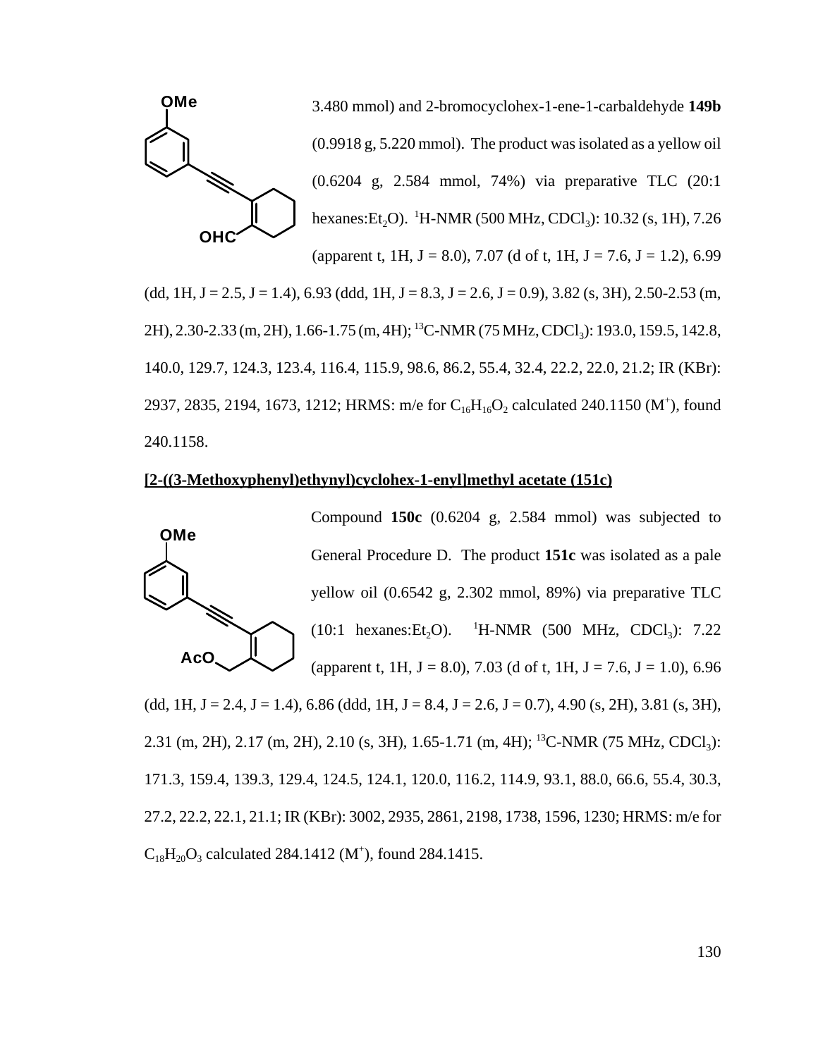3.480 mmol) and 2-bromocyclohex-1-ene-1-carbaldehyde **149b** (0.9918 g, 5.220 mmol). The product was isolated as a yellow oil (0.6204 g, 2.584 mmol, 74%) via preparative TLC (20:1 hexanes:$Et_2O$). [1]H-NMR (500 MHz, $CDCl_3$): 10.32 (s, 1H), 7.26 (apparent t, 1H, J = 8.0), 7.07 (d of t, 1H, J = 7.6, J = 1.2), 6.99 (dd, 1H, J = 2.5, J = 1.4), 6.93 (ddd, 1H, J = 8.3, J = 2.6, J = 0.9), 3.82 (s, 3H), 2.50-2.53 (m, 2H), 2.30-2.33 (m, 2H), 1.66-1.75 (m, 4H); [13]C-NMR (75 MHz, $CDCl_3$): 193.0, 159.5, 142.8, 140.0, 129.7, 124.3, 123.4, 116.4, 115.9, 98.6, 86.2, 55.4, 32.4, 22.2, 22.0, 21.2; IR (KBr): 2937, 2835, 2194, 1673, 1212; HRMS: m/e for $C_{16}H_{16}O_2$ calculated 240.1150 ($M^+$), found 240.1158.

**[2-((3-Methoxyphenyl)ethynyl)cyclohex-1-enyl]methyl acetate (151c)**

Compound **150c** (0.6204 g, 2.584 mmol) was subjected to General Procedure D. The product **151c** was isolated as a pale yellow oil (0.6542 g, 2.302 mmol, 89%) via preparative TLC (10:1 hexanes:$Et_2O$). [1]H-NMR (500 MHz, $CDCl_3$): 7.22 (apparent t, 1H, J = 8.0), 7.03 (d of t, 1H, J = 7.6, J = 1.0), 6.96 (dd, 1H, J = 2.4, J = 1.4), 6.86 (ddd, 1H, J = 8.4, J = 2.6, J = 0.7), 4.90 (s, 2H), 3.81 (s, 3H), 2.31 (m, 2H), 2.17 (m, 2H), 2.10 (s, 3H), 1.65-1.71 (m, 4H); [13]C-NMR (75 MHz, $CDCl_3$): 171.3, 159.4, 139.3, 129.4, 124.5, 124.1, 120.0, 116.2, 114.9, 93.1, 88.0, 66.6, 55.4, 30.3, 27.2, 22.2, 22.1, 21.1; IR (KBr): 3002, 2935, 2861, 2198, 1738, 1596, 1230; HRMS: m/e for $C_{18}H_{20}O_3$ calculated 284.1412 ($M^+$), found 284.1415.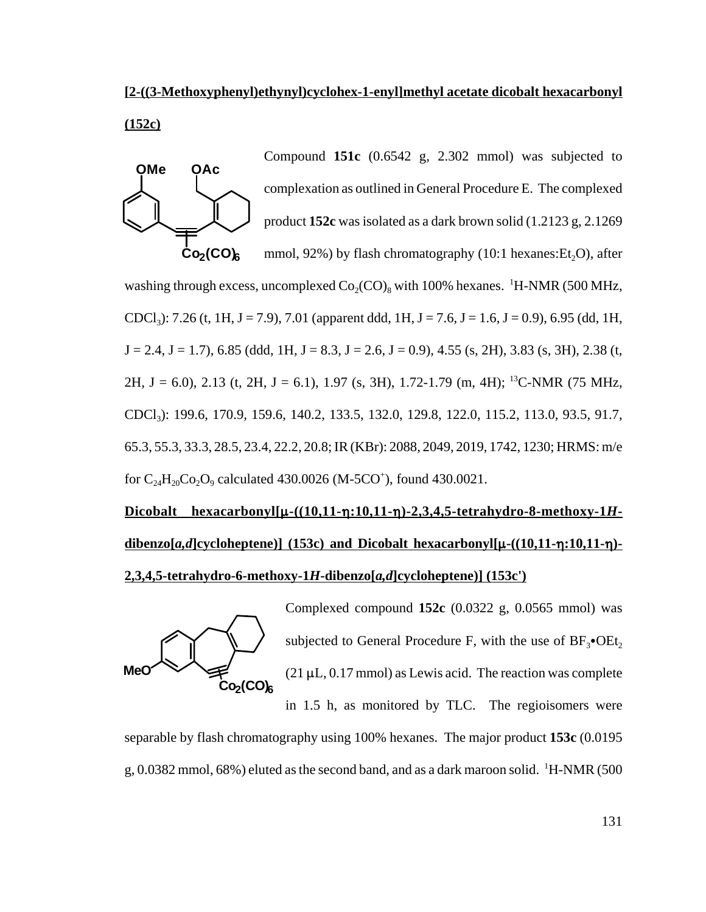**[2-((3-Methoxyphenyl)ethynyl)cyclohex-1-enyl]methyl acetate dicobalt hexacarbonyl (152c)**

Compound **151c** (0.6542 g, 2.302 mmol) was subjected to complexation as outlined in General Procedure E. The complexed product **152c** was isolated as a dark brown solid (1.2123 g, 2.1269 mmol, 92%) by flash chromatography (10:1 hexanes:$Et_2O$), after washing through excess, uncomplexed $Co_2(CO)_8$ with 100% hexanes. [1]H-NMR (500 MHz, $CDCl_3$): 7.26 (t, 1H, J = 7.9), 7.01 (apparent ddd, 1H, J = 7.6, J = 1.6, J = 0.9), 6.95 (dd, 1H, J = 2.4, J = 1.7), 6.85 (ddd, 1H, J = 8.3, J = 2.6, J = 0.9), 4.55 (s, 2H), 3.83 (s, 3H), 2.38 (t, 2H, J = 6.0), 2.13 (t, 2H, J = 6.1), 1.97 (s, 3H), 1.72-1.79 (m, 4H); [13]C-NMR (75 MHz, $CDCl_3$): 199.6, 170.9, 159.6, 140.2, 133.5, 132.0, 129.8, 122.0, 115.2, 113.0, 93.5, 91.7, 65.3, 55.3, 33.3, 28.5, 23.4, 22.2, 20.8; IR (KBr): 2088, 2049, 2019, 1742, 1230; HRMS: m/e for $C_{24}H_{20}Co_2O_9$ calculated 430.0026 ($M-5CO^+$), found 430.0021.

**Dicobalt hexacarbonyl[μ-((10,11-η:10,11-η)-2,3,4,5-tetrahydro-8-methoxy-1*H*-dibenzo[*a,d*]cycloheptene)] (153c) and Dicobalt hexacarbonyl[μ-((10,11-η:10,11-η)-2,3,4,5-tetrahydro-6-methoxy-1*H*-dibenzo[*a,d*]cycloheptene)] (153c')**

Complexed compound **152c** (0.0322 g, 0.0565 mmol) was subjected to General Procedure F, with the use of $BF_3$•$OEt_2$ (21 μL, 0.17 mmol) as Lewis acid. The reaction was complete in 1.5 h, as monitored by TLC. The regioisomers were separable by flash chromatography using 100% hexanes. The major product **153c** (0.0195 g, 0.0382 mmol, 68%) eluted as the second band, and as a dark maroon solid. [1]H-NMR (500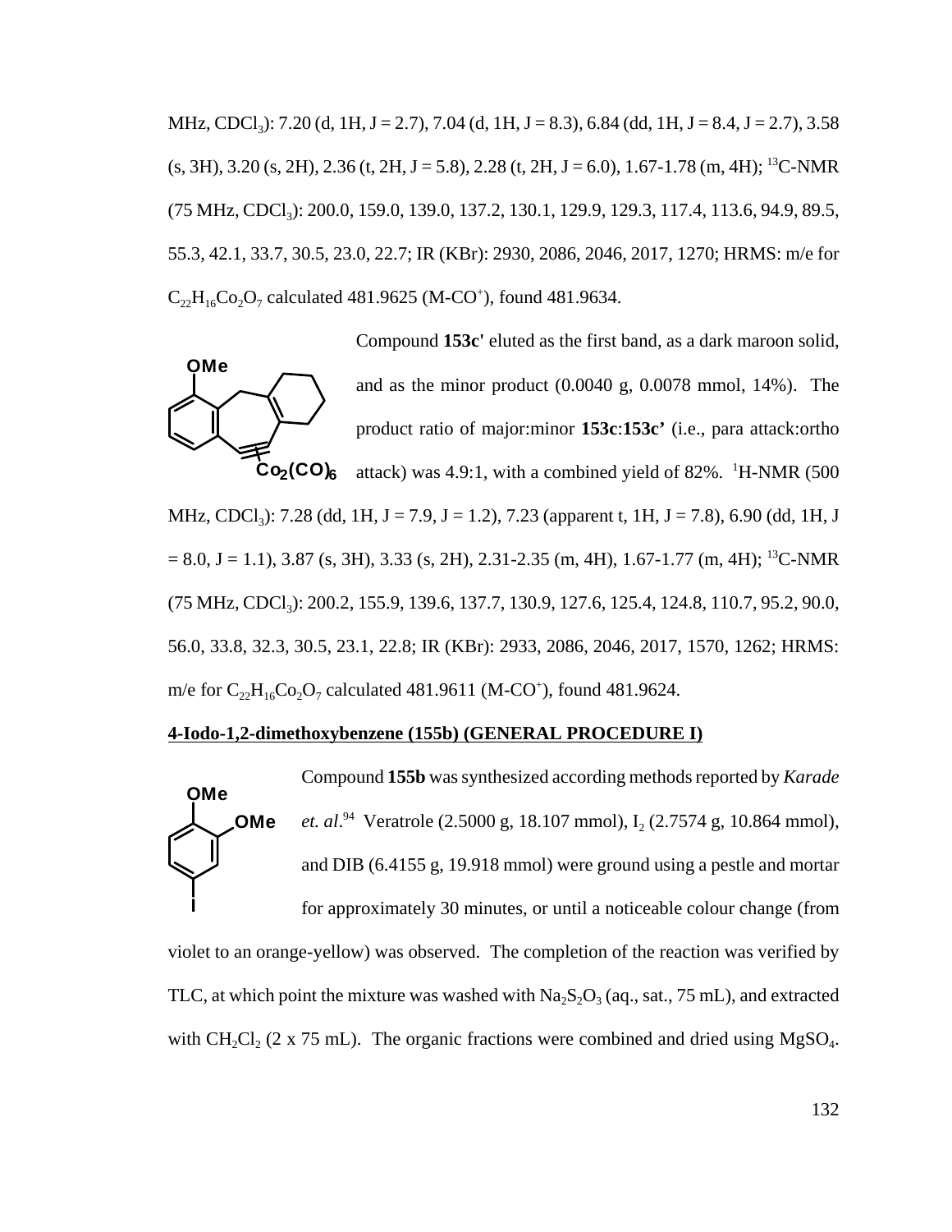MHz, $CDCl_3$): 7.20 (d, 1H, J = 2.7), 7.04 (d, 1H, J = 8.3), 6.84 (dd, 1H, J = 8.4, J = 2.7), 3.58 (s, 3H), 3.20 (s, 2H), 2.36 (t, 2H, J = 5.8), 2.28 (t, 2H, J = 6.0), 1.67-1.78 (m, 4H); $^{13}$C-NMR (75 MHz, $CDCl_3$): 200.0, 159.0, 139.0, 137.2, 130.1, 129.9, 129.3, 117.4, 113.6, 94.9, 89.5, 55.3, 42.1, 33.7, 30.5, 23.0, 22.7; IR (KBr): 2930, 2086, 2046, 2017, 1270; HRMS: m/e for $C_{22}H_{16}Co_2O_7$ calculated 481.9625 (M-CO$^+$), found 481.9634.

Compound **153c'** eluted as the first band, as a dark maroon solid, and as the minor product (0.0040 g, 0.0078 mmol, 14%). The product ratio of major:minor **153c**:**153c'** (i.e., para attack:ortho attack) was 4.9:1, with a combined yield of 82%. $^1$H-NMR (500 MHz, $CDCl_3$): 7.28 (dd, 1H, J = 7.9, J = 1.2), 7.23 (apparent t, 1H, J = 7.8), 6.90 (dd, 1H, J = 8.0, J = 1.1), 3.87 (s, 3H), 3.33 (s, 2H), 2.31-2.35 (m, 4H), 1.67-1.77 (m, 4H); $^{13}$C-NMR (75 MHz, $CDCl_3$): 200.2, 155.9, 139.6, 137.7, 130.9, 127.6, 125.4, 124.8, 110.7, 95.2, 90.0, 56.0, 33.8, 32.3, 30.5, 23.1, 22.8; IR (KBr): 2933, 2086, 2046, 2017, 1570, 1262; HRMS: m/e for $C_{22}H_{16}Co_2O_7$ calculated 481.9611 (M-CO$^+$), found 481.9624.

**4-Iodo-1,2-dimethoxybenzene (155b) (GENERAL PROCEDURE I)**

Compound **155b** was synthesized according methods reported by *Karade et. al*.[94] Veratrole (2.5000 g, 18.107 mmol), $I_2$ (2.7574 g, 10.864 mmol), and DIB (6.4155 g, 19.918 mmol) were ground using a pestle and mortar for approximately 30 minutes, or until a noticeable colour change (from violet to an orange-yellow) was observed. The completion of the reaction was verified by TLC, at which point the mixture was washed with $Na_2S_2O_3$ (aq., sat., 75 mL), and extracted with $CH_2Cl_2$ (2 x 75 mL). The organic fractions were combined and dried using $MgSO_4$.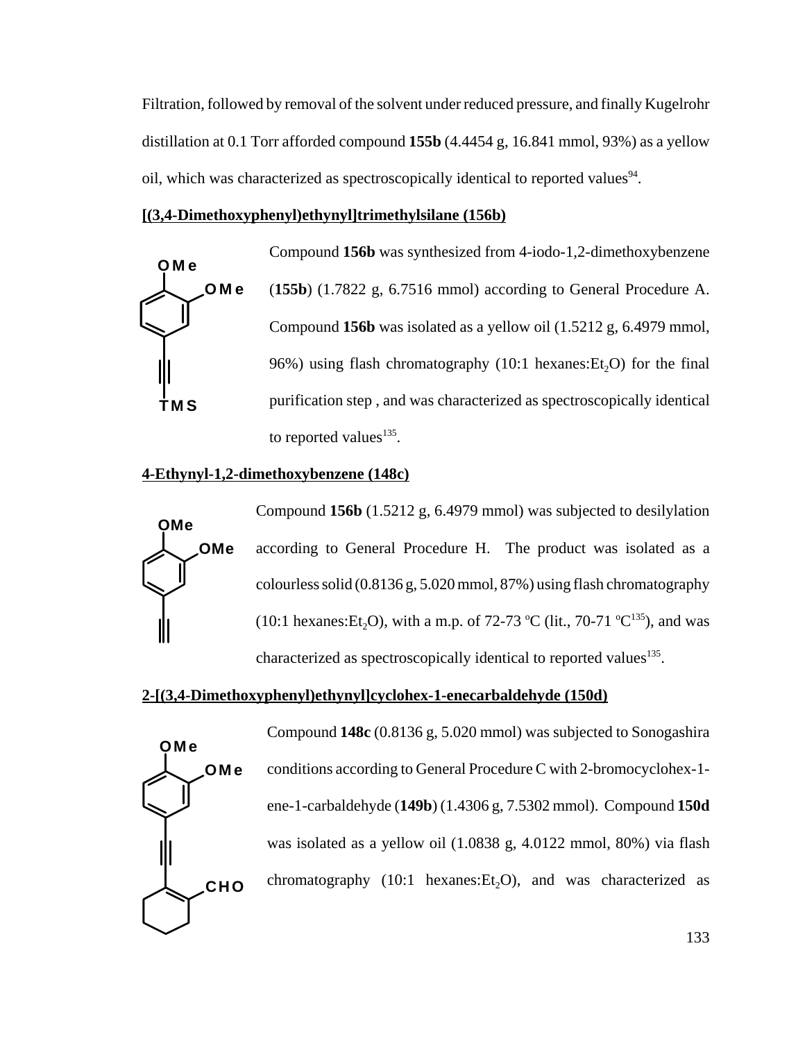Filtration, followed by removal of the solvent under reduced pressure, and finally Kugelrohr distillation at 0.1 Torr afforded compound **155b** (4.4454 g, 16.841 mmol, 93%) as a yellow oil, which was characterized as spectroscopically identical to reported values[94].

**[(3,4-Dimethoxyphenyl)ethynyl]trimethylsilane (156b)**

Compound **156b** was synthesized from 4-iodo-1,2-dimethoxybenzene (**155b**) (1.7822 g, 6.7516 mmol) according to General Procedure A. Compound **156b** was isolated as a yellow oil (1.5212 g, 6.4979 mmol, 96%) using flash chromatography (10:1 hexanes:$Et_2O$) for the final purification step , and was characterized as spectroscopically identical to reported values[135].

**4-Ethynyl-1,2-dimethoxybenzene (148c)**

Compound **156b** (1.5212 g, 6.4979 mmol) was subjected to desilylation according to General Procedure H. The product was isolated as a colourless solid (0.8136 g, 5.020 mmol, 87%) using flash chromatography (10:1 hexanes:$Et_2O$), with a m.p. of 72-73 ºC (lit., 70-71 ºC[135]), and was characterized as spectroscopically identical to reported values[135].

**2-[(3,4-Dimethoxyphenyl)ethynyl]cyclohex-1-enecarbaldehyde (150d)**

Compound **148c** (0.8136 g, 5.020 mmol) was subjected to Sonogashira conditions according to General Procedure C with 2-bromocyclohex-1-ene-1-carbaldehyde (**149b**) (1.4306 g, 7.5302 mmol). Compound **150d** was isolated as a yellow oil (1.0838 g, 4.0122 mmol, 80%) via flash chromatography (10:1 hexanes:$Et_2O$), and was characterized as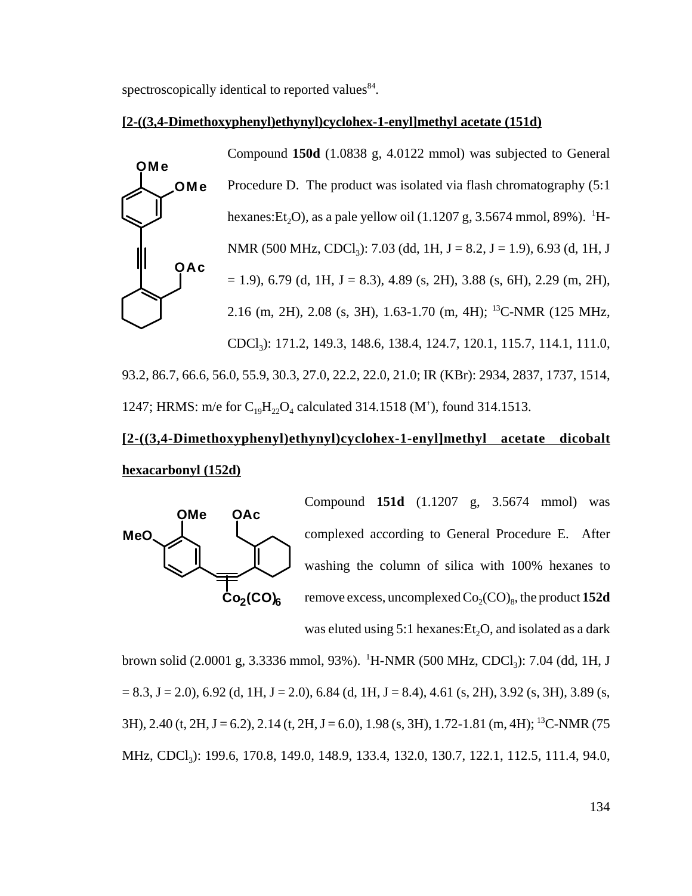spectroscopically identical to reported values[84].

**[2-((3,4-Dimethoxyphenyl)ethynyl)cyclohex-1-enyl]methyl acetate (151d)**

Compound **150d** (1.0838 g, 4.0122 mmol) was subjected to General Procedure D. The product was isolated via flash chromatography (5:1 hexanes:$Et_2O$), as a pale yellow oil (1.1207 g, 3.5674 mmol, 89%). $^1$H-NMR (500 MHz, $CDCl_3$): 7.03 (dd, 1H, J = 8.2, J = 1.9), 6.93 (d, 1H, J = 1.9), 6.79 (d, 1H, J = 8.3), 4.89 (s, 2H), 3.88 (s, 6H), 2.29 (m, 2H), 2.16 (m, 2H), 2.08 (s, 3H), 1.63-1.70 (m, 4H); $^{13}$C-NMR (125 MHz, $CDCl_3$): 171.2, 149.3, 148.6, 138.4, 124.7, 120.1, 115.7, 114.1, 111.0, 93.2, 86.7, 66.6, 56.0, 55.9, 30.3, 27.0, 22.2, 22.0, 21.0; IR (KBr): 2934, 2837, 1737, 1514, 1247; HRMS: m/e for $C_{19}H_{22}O_4$ calculated 314.1518 ($M^+$), found 314.1513.

**[2-((3,4-Dimethoxyphenyl)ethynyl)cyclohex-1-enyl]methyl acetate dicobalt hexacarbonyl (152d)**

Compound **151d** (1.1207 g, 3.5674 mmol) was complexed according to General Procedure E. After washing the column of silica with 100% hexanes to remove excess, uncomplexed $Co_2(CO)_8$, the product **152d** was eluted using 5:1 hexanes:$Et_2O$, and isolated as a dark brown solid (2.0001 g, 3.3336 mmol, 93%). $^1$H-NMR (500 MHz, $CDCl_3$): 7.04 (dd, 1H, J = 8.3, J = 2.0), 6.92 (d, 1H, J = 2.0), 6.84 (d, 1H, J = 8.4), 4.61 (s, 2H), 3.92 (s, 3H), 3.89 (s, 3H), 2.40 (t, 2H, J = 6.2), 2.14 (t, 2H, J = 6.0), 1.98 (s, 3H), 1.72-1.81 (m, 4H); $^{13}$C-NMR (75 MHz, $CDCl_3$): 199.6, 170.8, 149.0, 148.9, 133.4, 132.0, 130.7, 122.1, 112.5, 111.4, 94.0,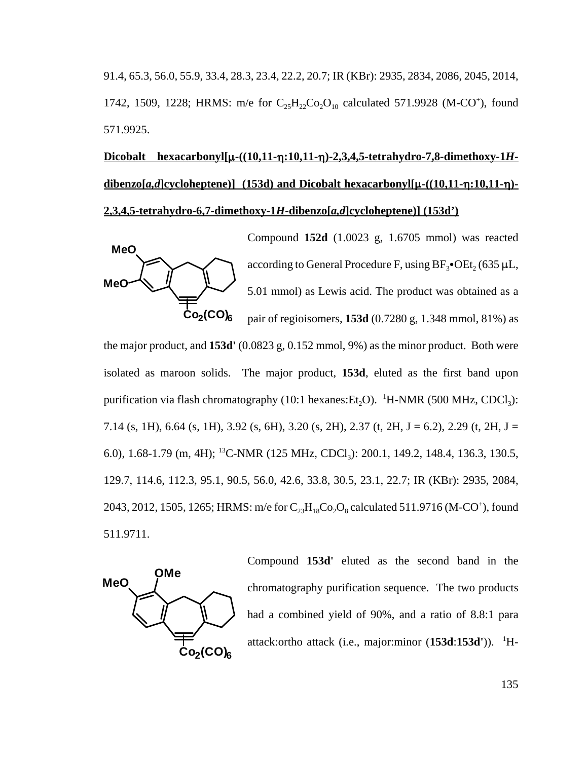91.4, 65.3, 56.0, 55.9, 33.4, 28.3, 23.4, 22.2, 20.7; IR (KBr): 2935, 2834, 2086, 2045, 2014, 1742, 1509, 1228; HRMS: m/e for $C_{25}H_{22}Co_2O_{10}$ calculated 571.9928 (M-CO$^+$), found 571.9925.

**Dicobalt hexacarbonyl[μ-((10,11-η:10,11-η)-2,3,4,5-tetrahydro-7,8-dimethoxy-1*H*-dibenzo[*a*,*d*]cycloheptene)] (153d) and Dicobalt hexacarbonyl[μ-((10,11-η:10,11-η)-2,3,4,5-tetrahydro-6,7-dimethoxy-1*H*-dibenzo[*a*,*d*]cycloheptene)] (153d')**

Compound **152d** (1.0023 g, 1.6705 mmol) was reacted according to General Procedure F, using $BF_3$•$OEt_2$ (635 μL, 5.01 mmol) as Lewis acid. The product was obtained as a pair of regioisomers, **153d** (0.7280 g, 1.348 mmol, 81%) as the major product, and **153d'** (0.0823 g, 0.152 mmol, 9%) as the minor product. Both were isolated as maroon solids. The major product, **153d**, eluted as the first band upon purification via flash chromatography (10:1 hexanes:$Et_2O$). $^1$H-NMR (500 MHz, $CDCl_3$): 7.14 (s, 1H), 6.64 (s, 1H), 3.92 (s, 6H), 3.20 (s, 2H), 2.37 (t, 2H, J = 6.2), 2.29 (t, 2H, J = 6.0), 1.68-1.79 (m, 4H); $^{13}$C-NMR (125 MHz, $CDCl_3$): 200.1, 149.2, 148.4, 136.3, 130.5, 129.7, 114.6, 112.3, 95.1, 90.5, 56.0, 42.6, 33.8, 30.5, 23.1, 22.7; IR (KBr): 2935, 2084, 2043, 2012, 1505, 1265; HRMS: m/e for $C_{23}H_{18}Co_2O_8$ calculated 511.9716 (M-CO$^+$), found 511.9711.

Compound **153d'** eluted as the second band in the chromatography purification sequence. The two products had a combined yield of 90%, and a ratio of 8.8:1 para attack:ortho attack (i.e., major:minor (**153d**:**153d'**)). $^1$H-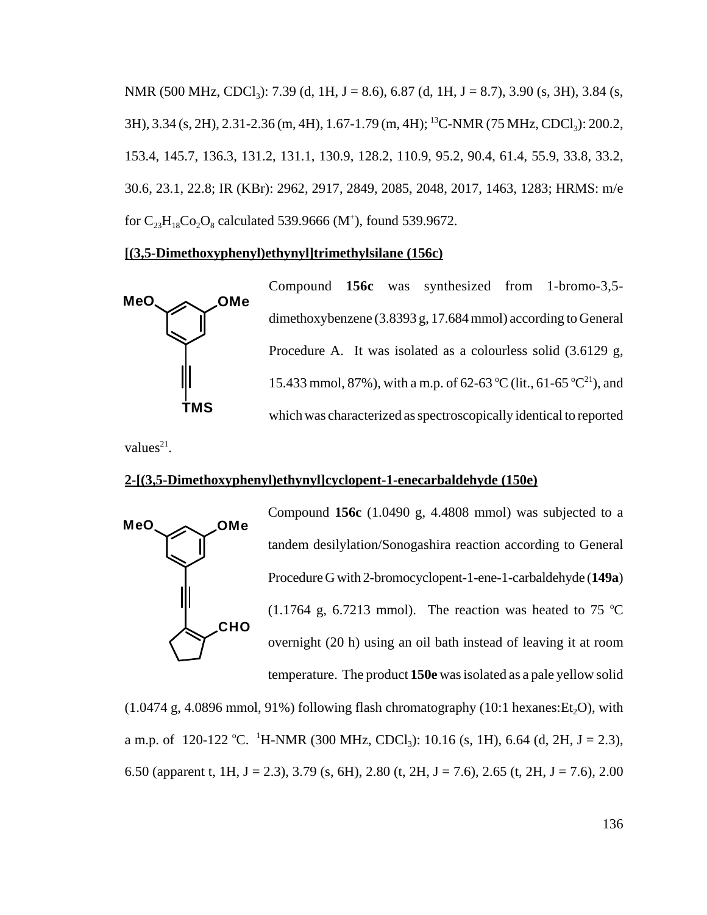NMR (500 MHz, $CDCl_3$): 7.39 (d, 1H, J = 8.6), 6.87 (d, 1H, J = 8.7), 3.90 (s, 3H), 3.84 (s, 3H), 3.34 (s, 2H), 2.31-2.36 (m, 4H), 1.67-1.79 (m, 4H); $^{13}$C-NMR (75 MHz, $CDCl_3$): 200.2, 153.4, 145.7, 136.3, 131.2, 131.1, 130.9, 128.2, 110.9, 95.2, 90.4, 61.4, 55.9, 33.8, 33.2, 30.6, 23.1, 22.8; IR (KBr): 2962, 2917, 2849, 2085, 2048, 2017, 1463, 1283; HRMS: m/e for $C_{23}H_{18}Co_2O_8$ calculated 539.9666 ($M^+$), found 539.9672.

**[(3,5-Dimethoxyphenyl)ethynyl]trimethylsilane (156c)**

Compound **156c** was synthesized from 1-bromo-3,5-dimethoxybenzene (3.8393 g, 17.684 mmol) according to General Procedure A. It was isolated as a colourless solid (3.6129 g, 15.433 mmol, 87%), with a m.p. of 62-63 °C (lit., 61-65 °C[21]), and which was characterized as spectroscopically identical to reported values[21].

**2-[(3,5-Dimethoxyphenyl)ethynyl]cyclopent-1-enecarbaldehyde (150e)**

Compound **156c** (1.0490 g, 4.4808 mmol) was subjected to a tandem desilylation/Sonogashira reaction according to General Procedure G with 2-bromocyclopent-1-ene-1-carbaldehyde (**149a**) (1.1764 g, 6.7213 mmol). The reaction was heated to 75 °C overnight (20 h) using an oil bath instead of leaving it at room temperature. The product **150e** was isolated as a pale yellow solid (1.0474 g, 4.0896 mmol, 91%) following flash chromatography (10:1 hexanes:$Et_2O$), with a m.p. of 120-122 °C. $^1$H-NMR (300 MHz, $CDCl_3$): 10.16 (s, 1H), 6.64 (d, 2H, J = 2.3), 6.50 (apparent t, 1H, J = 2.3), 3.79 (s, 6H), 2.80 (t, 2H, J = 7.6), 2.65 (t, 2H, J = 7.6), 2.00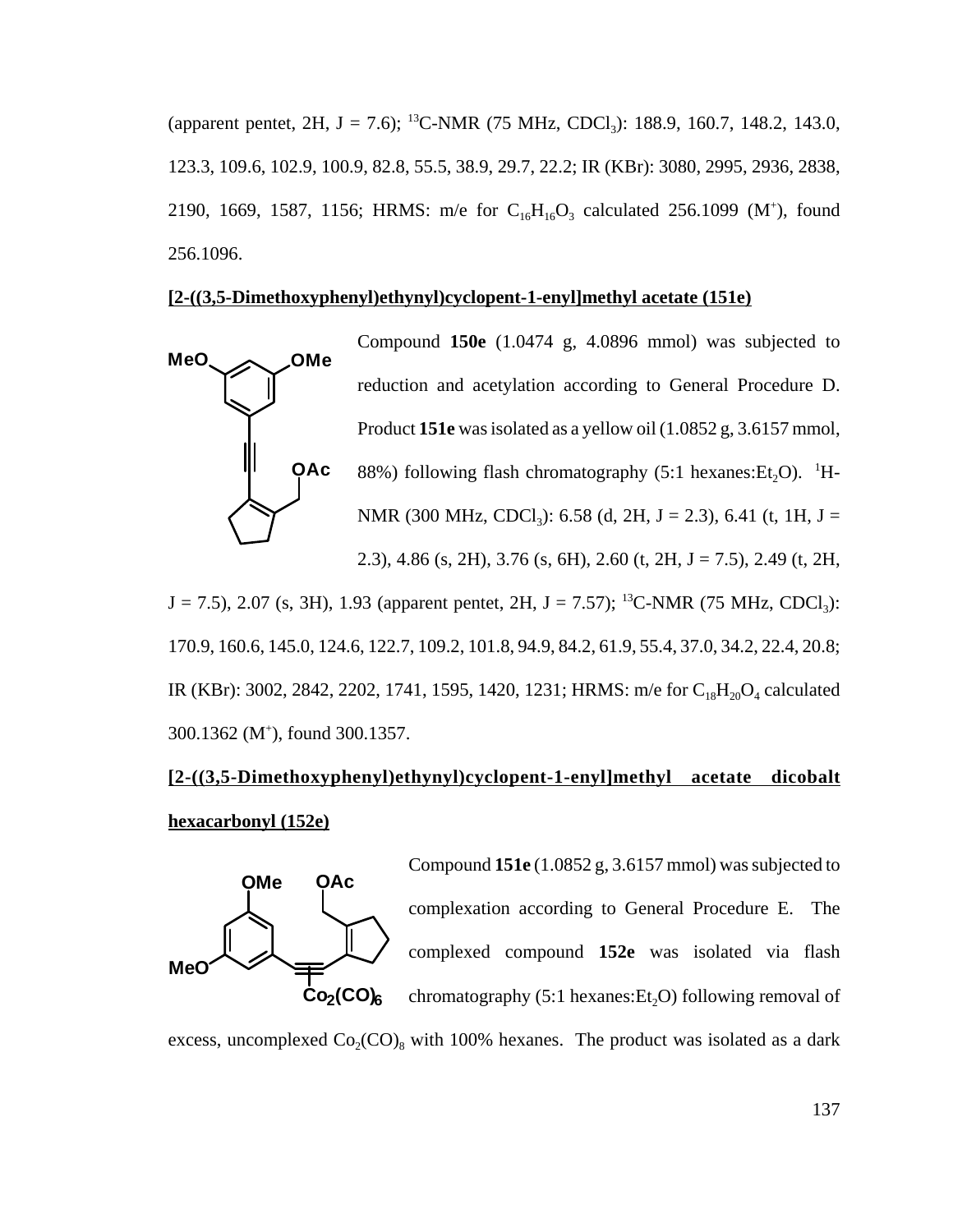(apparent pentet, 2H, J = 7.6); [13]C-NMR (75 MHz, $CDCl_3$): 188.9, 160.7, 148.2, 143.0, 123.3, 109.6, 102.9, 100.9, 82.8, 55.5, 38.9, 29.7, 22.2; IR (KBr): 3080, 2995, 2936, 2838, 2190, 1669, 1587, 1156; HRMS: m/e for $C_{16}H_{16}O_3$ calculated 256.1099 ($M^+$), found 256.1096.

**[2-((3,5-Dimethoxyphenyl)ethynyl)cyclopent-1-enyl]methyl acetate (151e)**

Compound **150e** (1.0474 g, 4.0896 mmol) was subjected to reduction and acetylation according to General Procedure D. Product **151e** was isolated as a yellow oil (1.0852 g, 3.6157 mmol, 88%) following flash chromatography (5:1 hexanes:$Et_2O$). [1]H-NMR (300 MHz, $CDCl_3$): 6.58 (d, 2H, J = 2.3), 6.41 (t, 1H, J = 2.3), 4.86 (s, 2H), 3.76 (s, 6H), 2.60 (t, 2H, J = 7.5), 2.49 (t, 2H, J = 7.5), 2.07 (s, 3H), 1.93 (apparent pentet, 2H, J = 7.57); [13]C-NMR (75 MHz, $CDCl_3$): 170.9, 160.6, 145.0, 124.6, 122.7, 109.2, 101.8, 94.9, 84.2, 61.9, 55.4, 37.0, 34.2, 22.4, 20.8; IR (KBr): 3002, 2842, 2202, 1741, 1595, 1420, 1231; HRMS: m/e for $C_{18}H_{20}O_4$ calculated 300.1362 ($M^+$), found 300.1357.

**[2-((3,5-Dimethoxyphenyl)ethynyl)cyclopent-1-enyl]methyl acetate dicobalt hexacarbonyl (152e)**

Compound **151e** (1.0852 g, 3.6157 mmol) was subjected to complexation according to General Procedure E. The complexed compound **152e** was isolated via flash chromatography (5:1 hexanes:$Et_2O$) following removal of excess, uncomplexed $Co_2(CO)_8$ with 100% hexanes. The product was isolated as a dark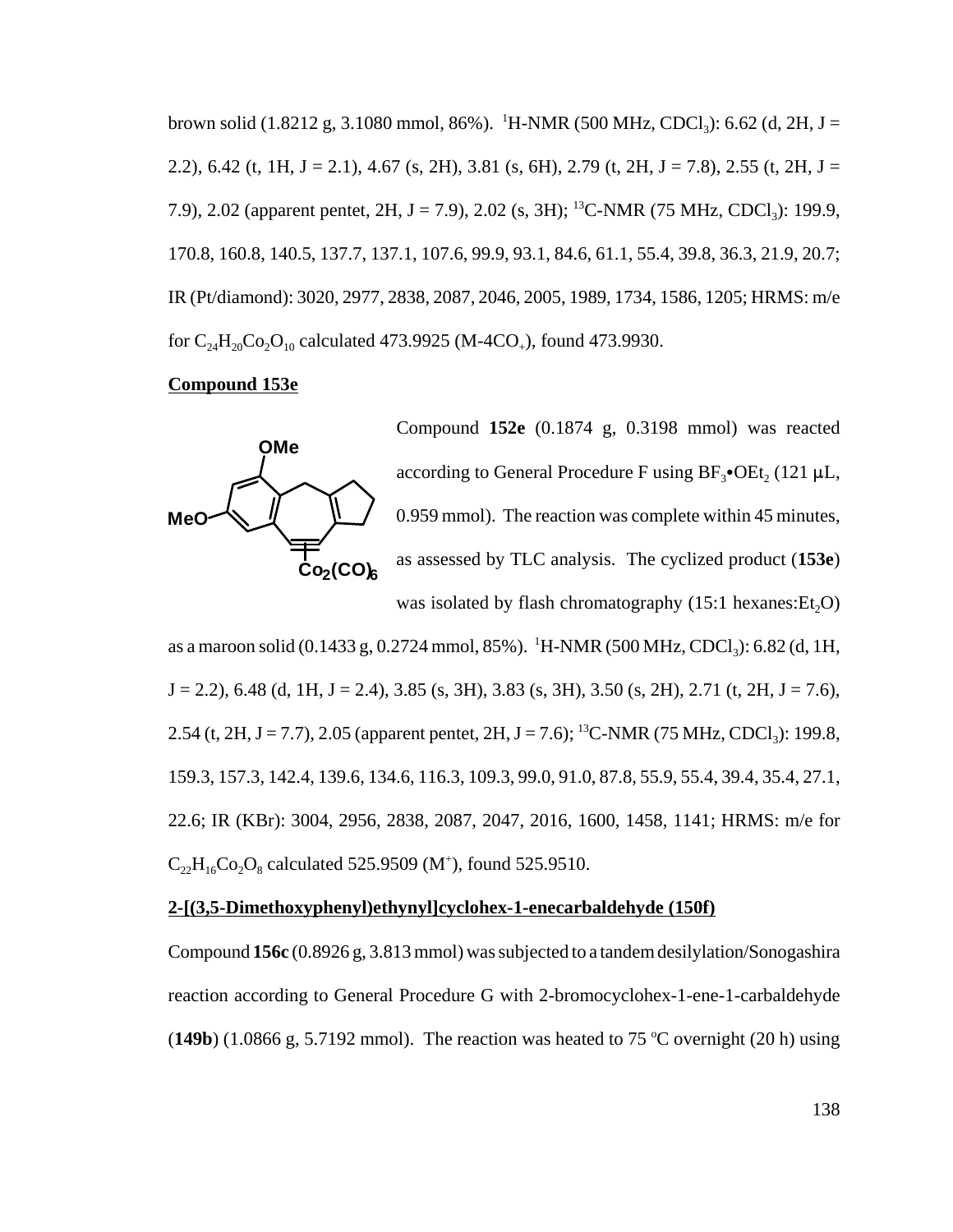brown solid (1.8212 g, 3.1080 mmol, 86%). $^1$H-NMR (500 MHz, $CDCl_3$): 6.62 (d, 2H, J = 2.2), 6.42 (t, 1H, J = 2.1), 4.67 (s, 2H), 3.81 (s, 6H), 2.79 (t, 2H, J = 7.8), 2.55 (t, 2H, J = 7.9), 2.02 (apparent pentet, 2H, J = 7.9), 2.02 (s, 3H); $^{13}$C-NMR (75 MHz, $CDCl_3$): 199.9, 170.8, 160.8, 140.5, 137.7, 137.1, 107.6, 99.9, 93.1, 84.6, 61.1, 55.4, 39.8, 36.3, 21.9, 20.7; IR (Pt/diamond): 3020, 2977, 2838, 2087, 2046, 2005, 1989, 1734, 1586, 1205; HRMS: m/e for $C_{24}H_{20}Co_2O_{10}$ calculated 473.9925 (M-4CO$_+$), found 473.9930.

**Compound 153e**

Compound **152e** (0.1874 g, 0.3198 mmol) was reacted according to General Procedure F using $BF_3$•$OEt_2$ (121 µL, 0.959 mmol). The reaction was complete within 45 minutes, as assessed by TLC analysis. The cyclized product (**153e**) was isolated by flash chromatography (15:1 hexanes:$Et_2O$) as a maroon solid (0.1433 g, 0.2724 mmol, 85%). $^1$H-NMR (500 MHz, $CDCl_3$): 6.82 (d, 1H, J = 2.2), 6.48 (d, 1H, J = 2.4), 3.85 (s, 3H), 3.83 (s, 3H), 3.50 (s, 2H), 2.71 (t, 2H, J = 7.6), 2.54 (t, 2H, J = 7.7), 2.05 (apparent pentet, 2H, J = 7.6); $^{13}$C-NMR (75 MHz, $CDCl_3$): 199.8, 159.3, 157.3, 142.4, 139.6, 134.6, 116.3, 109.3, 99.0, 91.0, 87.8, 55.9, 55.4, 39.4, 35.4, 27.1, 22.6; IR (KBr): 3004, 2956, 2838, 2087, 2047, 2016, 1600, 1458, 1141; HRMS: m/e for $C_{22}H_{16}Co_2O_8$ calculated 525.9509 (M$^+$), found 525.9510.

**2-[(3,5-Dimethoxyphenyl)ethynyl]cyclohex-1-enecarbaldehyde (150f)**

Compound **156c** (0.8926 g, 3.813 mmol) was subjected to a tandem desilylation/Sonogashira reaction according to General Procedure G with 2-bromocyclohex-1-ene-1-carbaldehyde (**149b**) (1.0866 g, 5.7192 mmol). The reaction was heated to 75 ºC overnight (20 h) using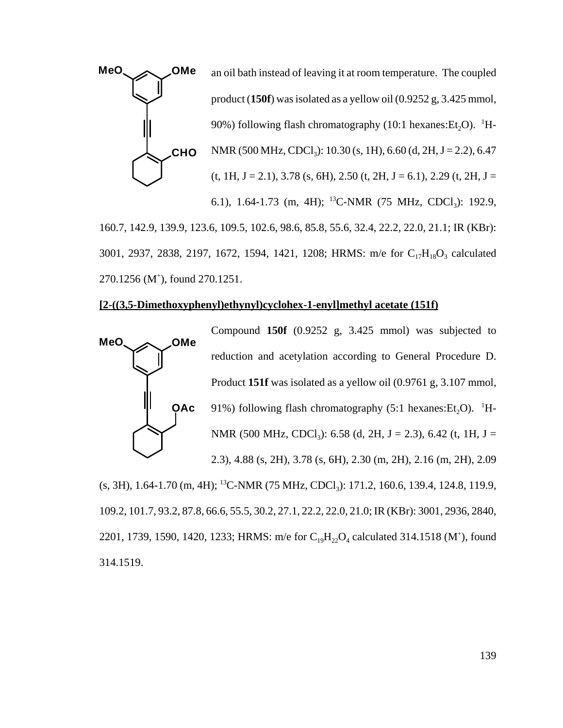an oil bath instead of leaving it at room temperature. The coupled product (**150f**) was isolated as a yellow oil (0.9252 g, 3.425 mmol, 90%) following flash chromatography (10:1 hexanes:$Et_2O$). $^1$H-NMR (500 MHz, $CDCl_3$): 10.30 (s, 1H), 6.60 (d, 2H, J = 2.2), 6.47 (t, 1H, J = 2.1), 3.78 (s, 6H), 2.50 (t, 2H, J = 6.1), 2.29 (t, 2H, J = 6.1), 1.64-1.73 (m, 4H); $^{13}$C-NMR (75 MHz, $CDCl_3$): 192.9, 160.7, 142.9, 139.9, 123.6, 109.5, 102.6, 98.6, 85.8, 55.6, 32.4, 22.2, 22.0, 21.1; IR (KBr): 3001, 2937, 2838, 2197, 1672, 1594, 1421, 1208; HRMS: m/e for $C_{17}H_{18}O_3$ calculated 270.1256 ($M^+$), found 270.1251.

**[2-((3,5-Dimethoxyphenyl)ethynyl)cyclohex-1-enyl]methyl acetate (151f)**

Compound **150f** (0.9252 g, 3.425 mmol) was subjected to reduction and acetylation according to General Procedure D. Product **151f** was isolated as a yellow oil (0.9761 g, 3.107 mmol, 91%) following flash chromatography (5:1 hexanes:$Et_2O$). $^1$H-NMR (500 MHz, $CDCl_3$): 6.58 (d, 2H, J = 2.3), 6.42 (t, 1H, J = 2.3), 4.88 (s, 2H), 3.78 (s, 6H), 2.30 (m, 2H), 2.16 (m, 2H), 2.09 (s, 3H), 1.64-1.70 (m, 4H); $^{13}$C-NMR (75 MHz, $CDCl_3$): 171.2, 160.6, 139.4, 124.8, 119.9, 109.2, 101.7, 93.2, 87.8, 66.6, 55.5, 30.2, 27.1, 22.2, 22.0, 21.0; IR (KBr): 3001, 2936, 2840, 2201, 1739, 1590, 1420, 1233; HRMS: m/e for $C_{19}H_{22}O_4$ calculated 314.1518 ($M^+$), found 314.1519.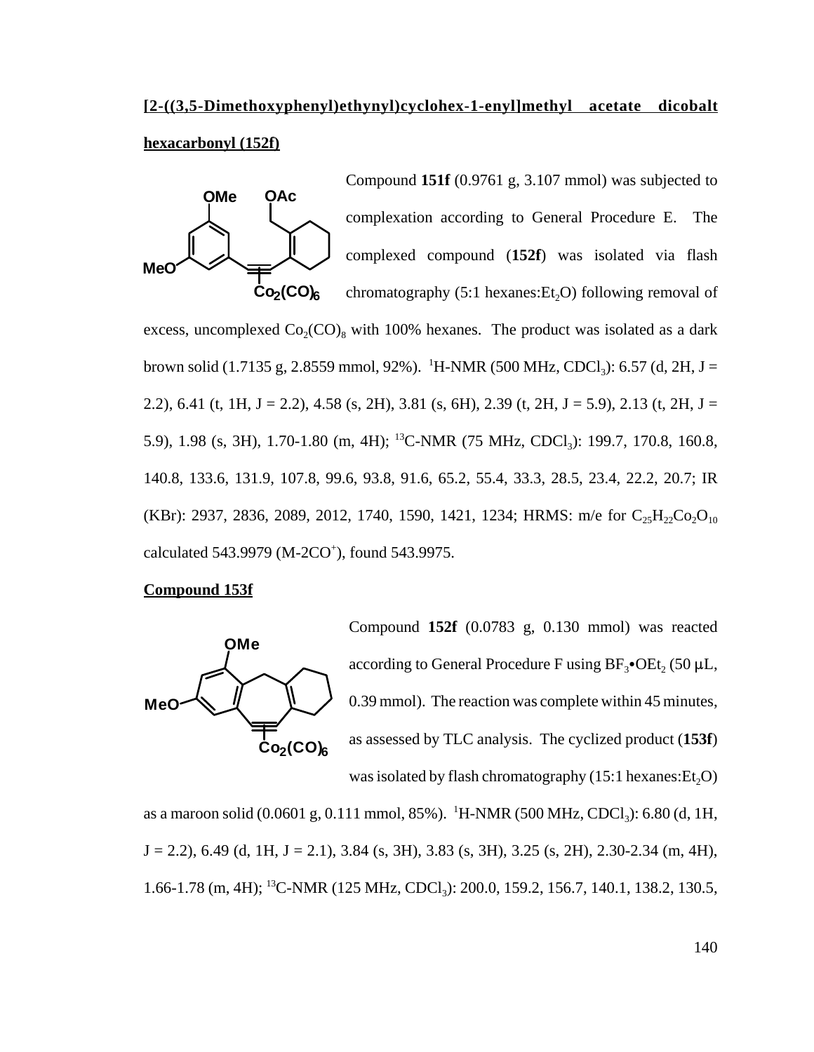**[2-((3,5-Dimethoxyphenyl)ethynyl)cyclohex-1-enyl]methyl acetate dicobalt hexacarbonyl (152f)**

Compound **151f** (0.9761 g, 3.107 mmol) was subjected to complexation according to General Procedure E. The complexed compound (**152f**) was isolated via flash chromatography (5:1 hexanes:$Et_2O$) following removal of excess, uncomplexed $Co_2(CO)_8$ with 100% hexanes. The product was isolated as a dark brown solid (1.7135 g, 2.8559 mmol, 92%). $^1$H-NMR (500 MHz, $CDCl_3$): 6.57 (d, 2H, J = 2.2), 6.41 (t, 1H, J = 2.2), 4.58 (s, 2H), 3.81 (s, 6H), 2.39 (t, 2H, J = 5.9), 2.13 (t, 2H, J = 5.9), 1.98 (s, 3H), 1.70-1.80 (m, 4H); $^{13}$C-NMR (75 MHz, $CDCl_3$): 199.7, 170.8, 160.8, 140.8, 133.6, 131.9, 107.8, 99.6, 93.8, 91.6, 65.2, 55.4, 33.3, 28.5, 23.4, 22.2, 20.7; IR (KBr): 2937, 2836, 2089, 2012, 1740, 1590, 1421, 1234; HRMS: m/e for $C_{25}H_{22}Co_2O_{10}$ calculated 543.9979 (M-2CO$^+$), found 543.9975.

**Compound 153f**

Compound **152f** (0.0783 g, 0.130 mmol) was reacted according to General Procedure F using $BF_3$•$OEt_2$ (50 μL, 0.39 mmol). The reaction was complete within 45 minutes, as assessed by TLC analysis. The cyclized product (**153f**) was isolated by flash chromatography (15:1 hexanes:$Et_2O$) as a maroon solid (0.0601 g, 0.111 mmol, 85%). $^1$H-NMR (500 MHz, $CDCl_3$): 6.80 (d, 1H, J = 2.2), 6.49 (d, 1H, J = 2.1), 3.84 (s, 3H), 3.83 (s, 3H), 3.25 (s, 2H), 2.30-2.34 (m, 4H), 1.66-1.78 (m, 4H); $^{13}$C-NMR (125 MHz, $CDCl_3$): 200.0, 159.2, 156.7, 140.1, 138.2, 130.5,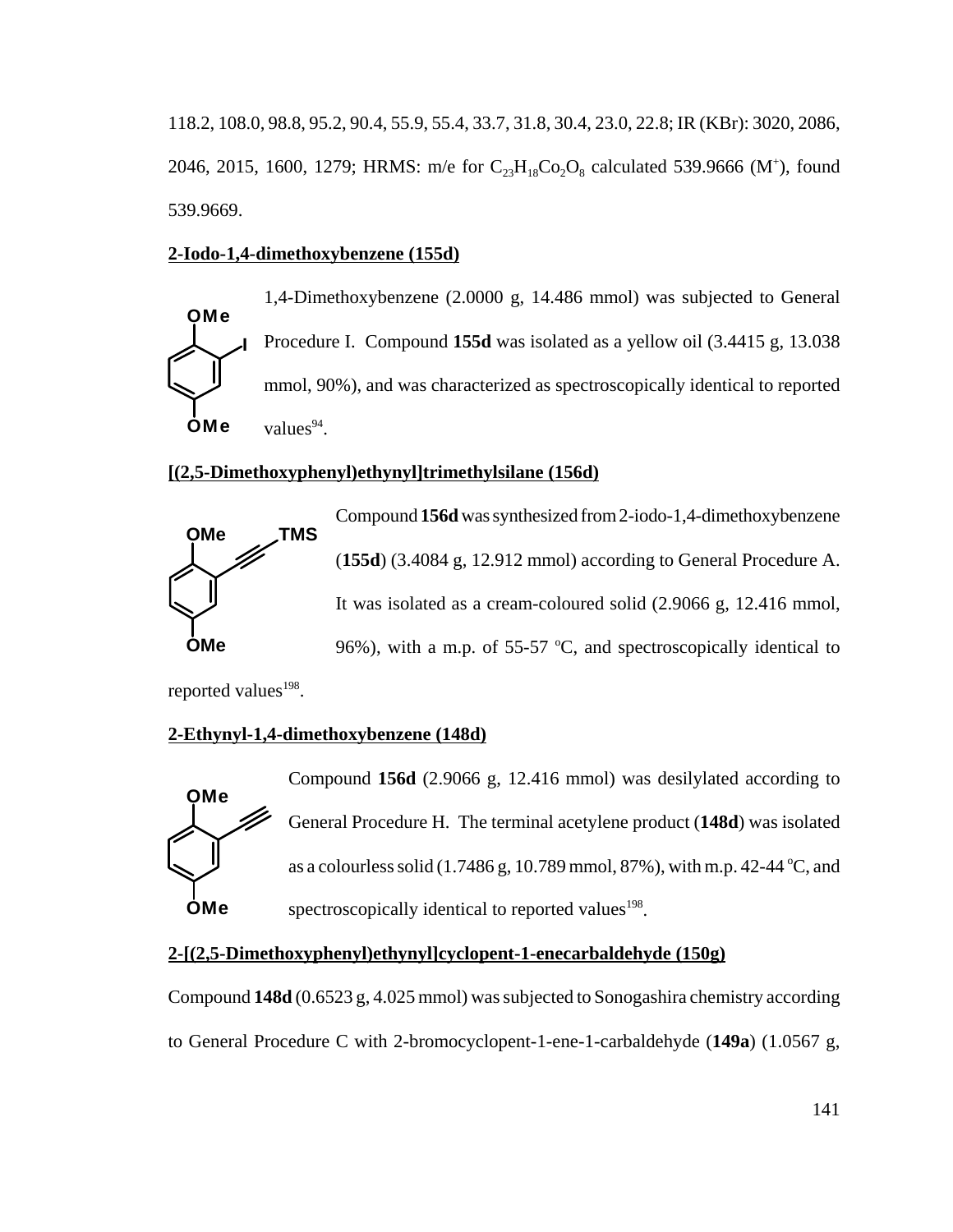118.2, 108.0, 98.8, 95.2, 90.4, 55.9, 55.4, 33.7, 31.8, 30.4, 23.0, 22.8; IR (KBr): 3020, 2086, 2046, 2015, 1600, 1279; HRMS: m/e for $C_{23}H_{18}Co_2O_8$ calculated 539.9666 ($M^+$), found 539.9669.

**2-Iodo-1,4-dimethoxybenzene (155d)**

1,4-Dimethoxybenzene (2.0000 g, 14.486 mmol) was subjected to General Procedure I. Compound **155d** was isolated as a yellow oil (3.4415 g, 13.038 mmol, 90%), and was characterized as spectroscopically identical to reported values[94].

**[(2,5-Dimethoxyphenyl)ethynyl]trimethylsilane (156d)**

Compound **156d** was synthesized from 2-iodo-1,4-dimethoxybenzene (**155d**) (3.4084 g, 12.912 mmol) according to General Procedure A. It was isolated as a cream-coloured solid (2.9066 g, 12.416 mmol, 96%), with a m.p. of 55-57 °C, and spectroscopically identical to reported values[198].

**2-Ethynyl-1,4-dimethoxybenzene (148d)**

Compound **156d** (2.9066 g, 12.416 mmol) was desilylated according to General Procedure H. The terminal acetylene product (**148d**) was isolated as a colourless solid (1.7486 g, 10.789 mmol, 87%), with m.p. 42-44 °C, and spectroscopically identical to reported values[198].

**2-[(2,5-Dimethoxyphenyl)ethynyl]cyclopent-1-enecarbaldehyde (150g)**

Compound **148d** (0.6523 g, 4.025 mmol) was subjected to Sonogashira chemistry according to General Procedure C with 2-bromocyclopent-1-ene-1-carbaldehyde (**149a**) (1.0567 g,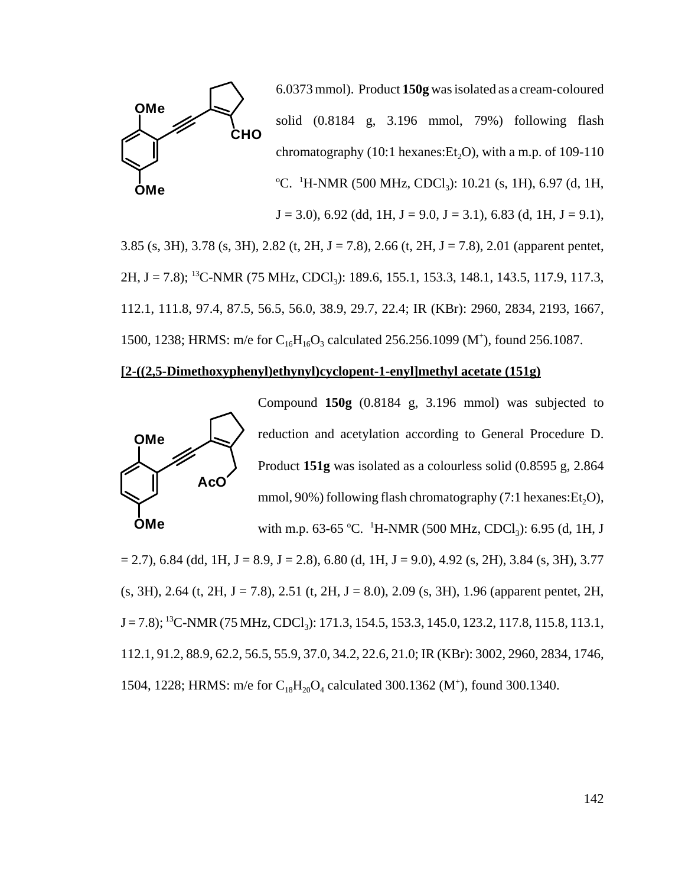6.0373 mmol). Product **150g** was isolated as a cream-coloured solid (0.8184 g, 3.196 mmol, 79%) following flash chromatography (10:1 hexanes:$Et_2O$), with a m.p. of 109-110 °C. $^1$H-NMR (500 MHz, $CDCl_3$): 10.21 (s, 1H), 6.97 (d, 1H, J = 3.0), 6.92 (dd, 1H, J = 9.0, J = 3.1), 6.83 (d, 1H, J = 9.1), 3.85 (s, 3H), 3.78 (s, 3H), 2.82 (t, 2H, J = 7.8), 2.66 (t, 2H, J = 7.8), 2.01 (apparent pentet, 2H, J = 7.8); $^{13}$C-NMR (75 MHz, $CDCl_3$): 189.6, 155.1, 153.3, 148.1, 143.5, 117.9, 117.3, 112.1, 111.8, 97.4, 87.5, 56.5, 56.0, 38.9, 29.7, 22.4; IR (KBr): 2960, 2834, 2193, 1667, 1500, 1238; HRMS: m/e for $C_{16}H_{16}O_3$ calculated 256.256.1099 ($M^+$), found 256.1087.

**[2-((2,5-Dimethoxyphenyl)ethynyl)cyclopent-1-enyl]methyl acetate (151g)**

Compound **150g** (0.8184 g, 3.196 mmol) was subjected to reduction and acetylation according to General Procedure D. Product **151g** was isolated as a colourless solid (0.8595 g, 2.864 mmol, 90%) following flash chromatography (7:1 hexanes:$Et_2O$), with m.p. 63-65 °C. $^1$H-NMR (500 MHz, $CDCl_3$): 6.95 (d, 1H, J = 2.7), 6.84 (dd, 1H, J = 8.9, J = 2.8), 6.80 (d, 1H, J = 9.0), 4.92 (s, 2H), 3.84 (s, 3H), 3.77 (s, 3H), 2.64 (t, 2H, J = 7.8), 2.51 (t, 2H, J = 8.0), 2.09 (s, 3H), 1.96 (apparent pentet, 2H, J = 7.8); $^{13}$C-NMR (75 MHz, $CDCl_3$): 171.3, 154.5, 153.3, 145.0, 123.2, 117.8, 115.8, 113.1, 112.1, 91.2, 88.9, 62.2, 56.5, 55.9, 37.0, 34.2, 22.6, 21.0; IR (KBr): 3002, 2960, 2834, 1746, 1504, 1228; HRMS: m/e for $C_{18}H_{20}O_4$ calculated 300.1362 ($M^+$), found 300.1340.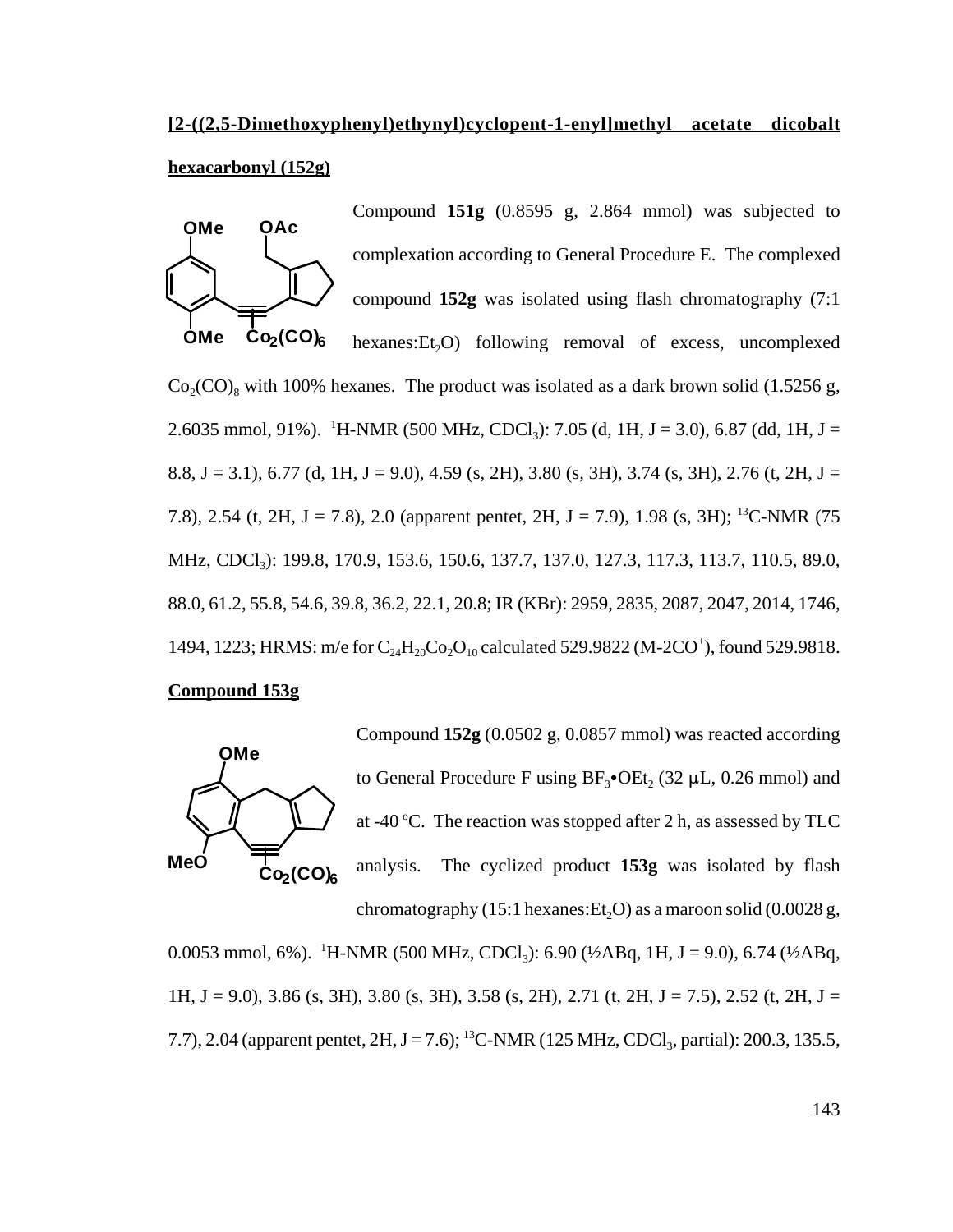**[2-((2,5-Dimethoxyphenyl)ethynyl)cyclopent-1-enyl]methyl acetate dicobalt hexacarbonyl (152g)**

Compound **151g** (0.8595 g, 2.864 mmol) was subjected to complexation according to General Procedure E. The complexed compound **152g** was isolated using flash chromatography (7:1 hexanes:$Et_2O$) following removal of excess, uncomplexed $Co_2(CO)_8$ with 100% hexanes. The product was isolated as a dark brown solid (1.5256 g, 2.6035 mmol, 91%). $^1$H-NMR (500 MHz, $CDCl_3$): 7.05 (d, 1H, J = 3.0), 6.87 (dd, 1H, J = 8.8, J = 3.1), 6.77 (d, 1H, J = 9.0), 4.59 (s, 2H), 3.80 (s, 3H), 3.74 (s, 3H), 2.76 (t, 2H, J = 7.8), 2.54 (t, 2H, J = 7.8), 2.0 (apparent pentet, 2H, J = 7.9), 1.98 (s, 3H); $^{13}$C-NMR (75 MHz, $CDCl_3$): 199.8, 170.9, 153.6, 150.6, 137.7, 137.0, 127.3, 117.3, 113.7, 110.5, 89.0, 88.0, 61.2, 55.8, 54.6, 39.8, 36.2, 22.1, 20.8; IR (KBr): 2959, 2835, 2087, 2047, 2014, 1746, 1494, 1223; HRMS: m/e for $C_{24}H_{20}Co_2O_{10}$ calculated 529.9822 (M-2CO$^+$), found 529.9818.

**Compound 153g**

Compound **152g** (0.0502 g, 0.0857 mmol) was reacted according to General Procedure F using $BF_3$•$OEt_2$ (32 μL, 0.26 mmol) and at -40 $^o$C. The reaction was stopped after 2 h, as assessed by TLC analysis. The cyclized product **153g** was isolated by flash chromatography (15:1 hexanes:$Et_2O$) as a maroon solid (0.0028 g, 0.0053 mmol, 6%). $^1$H-NMR (500 MHz, $CDCl_3$): 6.90 (½ABq, 1H, J = 9.0), 6.74 (½ABq, 1H, J = 9.0), 3.86 (s, 3H), 3.80 (s, 3H), 3.58 (s, 2H), 2.71 (t, 2H, J = 7.5), 2.52 (t, 2H, J = 7.7), 2.04 (apparent pentet, 2H, J = 7.6); $^{13}$C-NMR (125 MHz, $CDCl_3$, partial): 200.3, 135.5,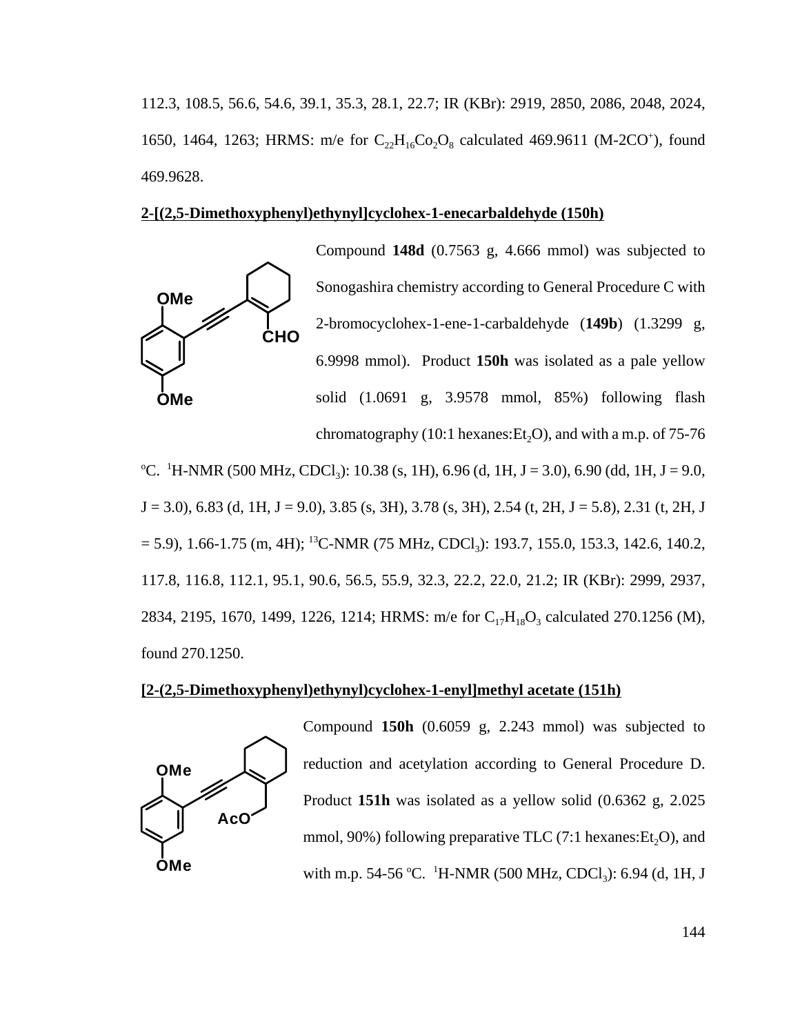112.3, 108.5, 56.6, 54.6, 39.1, 35.3, 28.1, 22.7; IR (KBr): 2919, 2850, 2086, 2048, 2024, 1650, 1464, 1263; HRMS: m/e for $C_{22}H_{16}Co_2O_8$ calculated 469.9611 (M-2CO$^+$), found 469.9628.

**2-[(2,5-Dimethoxyphenyl)ethynyl]cyclohex-1-enecarbaldehyde (150h)**

Compound **148d** (0.7563 g, 4.666 mmol) was subjected to Sonogashira chemistry according to General Procedure C with 2-bromocyclohex-1-ene-1-carbaldehyde (**149b**) (1.3299 g, 6.9998 mmol). Product **150h** was isolated as a pale yellow solid (1.0691 g, 3.9578 mmol, 85%) following flash chromatography (10:1 hexanes:$Et_2O$), and with a m.p. of 75-76 $^oC$. $^1H$-NMR (500 MHz, $CDCl_3$): 10.38 (s, 1H), 6.96 (d, 1H, J = 3.0), 6.90 (dd, 1H, J = 9.0, J = 3.0), 6.83 (d, 1H, J = 9.0), 3.85 (s, 3H), 3.78 (s, 3H), 2.54 (t, 2H, J = 5.8), 2.31 (t, 2H, J = 5.9), 1.66-1.75 (m, 4H); $^{13}C$-NMR (75 MHz, $CDCl_3$): 193.7, 155.0, 153.3, 142.6, 140.2, 117.8, 116.8, 112.1, 95.1, 90.6, 56.5, 55.9, 32.3, 22.2, 22.0, 21.2; IR (KBr): 2999, 2937, 2834, 2195, 1670, 1499, 1226, 1214; HRMS: m/e for $C_{17}H_{18}O_3$ calculated 270.1256 (M), found 270.1250.

**[2-(2,5-Dimethoxyphenyl)ethynyl)cyclohex-1-enyl]methyl acetate (151h)**

Compound **150h** (0.6059 g, 2.243 mmol) was subjected to reduction and acetylation according to General Procedure D. Product **151h** was isolated as a yellow solid (0.6362 g, 2.025 mmol, 90%) following preparative TLC (7:1 hexanes:$Et_2O$), and with m.p. 54-56 $^oC$. $^1H$-NMR (500 MHz, $CDCl_3$): 6.94 (d, 1H, J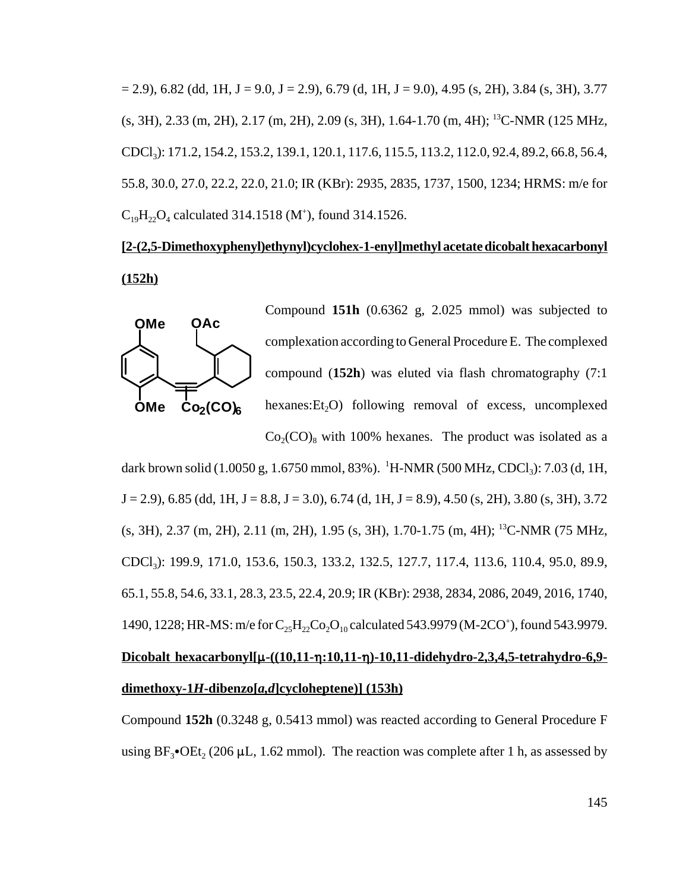= 2.9), 6.82 (dd, 1H, J = 9.0, J = 2.9), 6.79 (d, 1H, J = 9.0), 4.95 (s, 2H), 3.84 (s, 3H), 3.77 (s, 3H), 2.33 (m, 2H), 2.17 (m, 2H), 2.09 (s, 3H), 1.64-1.70 (m, 4H); $^{13}$C-NMR (125 MHz, $CDCl_3$): 171.2, 154.2, 153.2, 139.1, 120.1, 117.6, 115.5, 113.2, 112.0, 92.4, 89.2, 66.8, 56.4, 55.8, 30.0, 27.0, 22.2, 22.0, 21.0; IR (KBr): 2935, 2835, 1737, 1500, 1234; HRMS: m/e for $C_{19}H_{22}O_4$ calculated 314.1518 ($M^+$), found 314.1526.

**[2-(2,5-Dimethoxyphenyl)ethynyl)cyclohex-1-enyl]methyl acetate dicobalt hexacarbonyl (152h)**

Compound **151h** (0.6362 g, 2.025 mmol) was subjected to complexation according to General Procedure E. The complexed compound (**152h**) was eluted via flash chromatography (7:1 hexanes:$Et_2O$) following removal of excess, uncomplexed $Co_2(CO)_8$ with 100% hexanes. The product was isolated as a dark brown solid (1.0050 g, 1.6750 mmol, 83%). $^1$H-NMR (500 MHz, $CDCl_3$): 7.03 (d, 1H, J = 2.9), 6.85 (dd, 1H, J = 8.8, J = 3.0), 6.74 (d, 1H, J = 8.9), 4.50 (s, 2H), 3.80 (s, 3H), 3.72 (s, 3H), 2.37 (m, 2H), 2.11 (m, 2H), 1.95 (s, 3H), 1.70-1.75 (m, 4H); $^{13}$C-NMR (75 MHz, $CDCl_3$): 199.9, 171.0, 153.6, 150.3, 133.2, 132.5, 127.7, 117.4, 113.6, 110.4, 95.0, 89.9, 65.1, 55.8, 54.6, 33.1, 28.3, 23.5, 22.4, 20.9; IR (KBr): 2938, 2834, 2086, 2049, 2016, 1740, 1490, 1228; HR-MS: m/e for $C_{25}H_{22}Co_2O_{10}$ calculated 543.9979 (M-2CO$^+$), found 543.9979.

**Dicobalt hexacarbonyl[μ-((10,11-η:10,11-η)-10,11-didehydro-2,3,4,5-tetrahydro-6,9-dimethoxy-1*H*-dibenzo[*a*,*d*]cycloheptene)] (153h)**

Compound **152h** (0.3248 g, 0.5413 mmol) was reacted according to General Procedure F using $BF_3$•$OEt_2$ (206 μL, 1.62 mmol). The reaction was complete after 1 h, as assessed by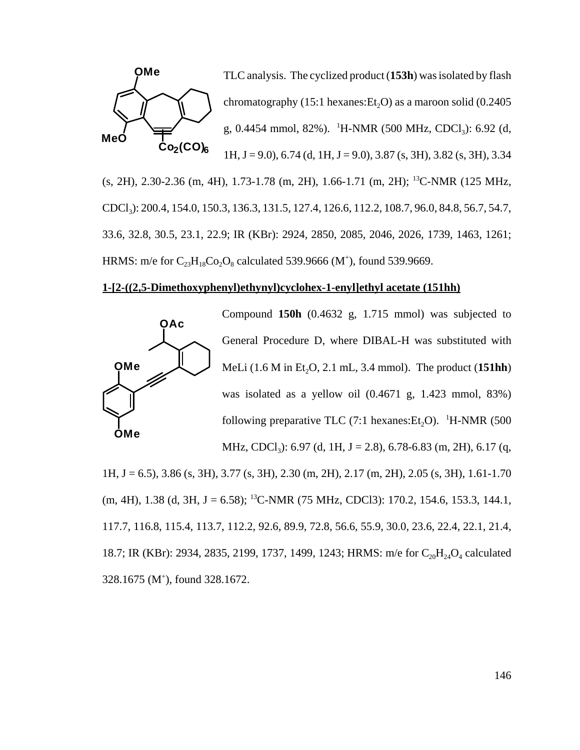TLC analysis. The cyclized product (**153h**) was isolated by flash chromatography (15:1 hexanes:$Et_2O$) as a maroon solid (0.2405 g, 0.4454 mmol, 82%). $^1$H-NMR (500 MHz, $CDCl_3$): 6.92 (d, 1H, J = 9.0), 6.74 (d, 1H, J = 9.0), 3.87 (s, 3H), 3.82 (s, 3H), 3.34 (s, 2H), 2.30-2.36 (m, 4H), 1.73-1.78 (m, 2H), 1.66-1.71 (m, 2H); $^{13}$C-NMR (125 MHz, $CDCl_3$): 200.4, 154.0, 150.3, 136.3, 131.5, 127.4, 126.6, 112.2, 108.7, 96.0, 84.8, 56.7, 54.7, 33.6, 32.8, 30.5, 23.1, 22.9; IR (KBr): 2924, 2850, 2085, 2046, 2026, 1739, 1463, 1261; HRMS: m/e for $C_{23}H_{18}Co_2O_8$ calculated 539.9666 ($M^+$), found 539.9669.

**1-[2-((2,5-Dimethoxyphenyl)ethynyl)cyclohex-1-enyl]ethyl acetate (151hh)**

Compound **150h** (0.4632 g, 1.715 mmol) was subjected to General Procedure D, where DIBAL-H was substituted with MeLi (1.6 M in $Et_2O$, 2.1 mL, 3.4 mmol). The product (**151hh**) was isolated as a yellow oil (0.4671 g, 1.423 mmol, 83%) following preparative TLC (7:1 hexanes:$Et_2O$). $^1$H-NMR (500 MHz, $CDCl_3$): 6.97 (d, 1H, J = 2.8), 6.78-6.83 (m, 2H), 6.17 (q, 1H, J = 6.5), 3.86 (s, 3H), 3.77 (s, 3H), 2.30 (m, 2H), 2.17 (m, 2H), 2.05 (s, 3H), 1.61-1.70 (m, 4H), 1.38 (d, 3H, J = 6.58); $^{13}$C-NMR (75 MHz, CDCl3): 170.2, 154.6, 153.3, 144.1, 117.7, 116.8, 115.4, 113.7, 112.2, 92.6, 89.9, 72.8, 56.6, 55.9, 30.0, 23.6, 22.4, 22.1, 21.4, 18.7; IR (KBr): 2934, 2835, 2199, 1737, 1499, 1243; HRMS: m/e for $C_{20}H_{24}O_4$ calculated 328.1675 ($M^+$), found 328.1672.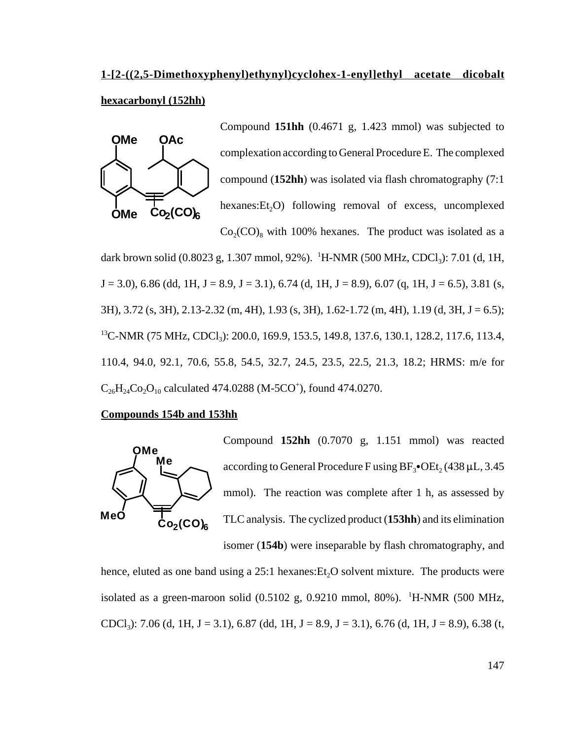**1-[2-((2,5-Dimethoxyphenyl)ethynyl)cyclohex-1-enyl]ethyl acetate dicobalt hexacarbonyl (152hh)**

Compound **151hh** (0.4671 g, 1.423 mmol) was subjected to complexation according to General Procedure E. The complexed compound (**152hh**) was isolated via flash chromatography (7:1 hexanes:$Et_2O$) following removal of excess, uncomplexed $Co_2(CO)_8$ with 100% hexanes. The product was isolated as a dark brown solid (0.8023 g, 1.307 mmol, 92%). $^1$H-NMR (500 MHz, $CDCl_3$): 7.01 (d, 1H, J = 3.0), 6.86 (dd, 1H, J = 8.9, J = 3.1), 6.74 (d, 1H, J = 8.9), 6.07 (q, 1H, J = 6.5), 3.81 (s, 3H), 3.72 (s, 3H), 2.13-2.32 (m, 4H), 1.93 (s, 3H), 1.62-1.72 (m, 4H), 1.19 (d, 3H, J = 6.5); $^{13}$C-NMR (75 MHz, $CDCl_3$): 200.0, 169.9, 153.5, 149.8, 137.6, 130.1, 128.2, 117.6, 113.4, 110.4, 94.0, 92.1, 70.6, 55.8, 54.5, 32.7, 24.5, 23.5, 22.5, 21.3, 18.2; HRMS: m/e for $C_{26}H_{24}Co_2O_{10}$ calculated 474.0288 (M-5CO$^+$), found 474.0270.

**Compounds 154b and 153hh**

Compound **152hh** (0.7070 g, 1.151 mmol) was reacted according to General Procedure F using $BF_3$•$OEt_2$ (438 μL, 3.45 mmol). The reaction was complete after 1 h, as assessed by TLC analysis. The cyclized product (**153hh**) and its elimination isomer (**154b**) were inseparable by flash chromatography, and hence, eluted as one band using a 25:1 hexanes:$Et_2O$ solvent mixture. The products were isolated as a green-maroon solid (0.5102 g, 0.9210 mmol, 80%). $^1$H-NMR (500 MHz, $CDCl_3$): 7.06 (d, 1H, J = 3.1), 6.87 (dd, 1H, J = 8.9, J = 3.1), 6.76 (d, 1H, J = 8.9), 6.38 (t,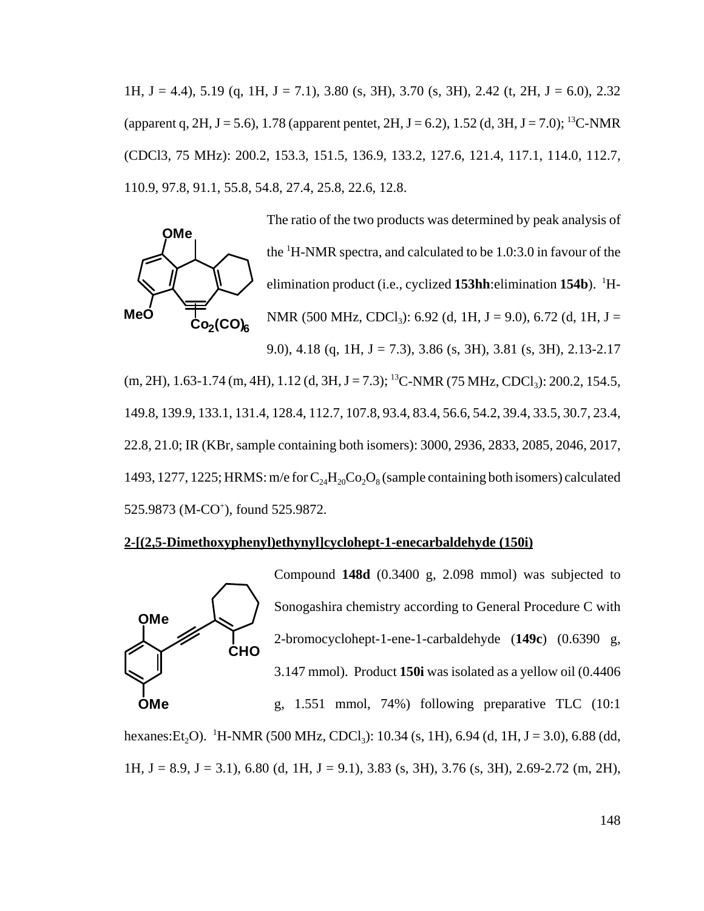1H, J = 4.4), 5.19 (q, 1H, J = 7.1), 3.80 (s, 3H), 3.70 (s, 3H), 2.42 (t, 2H, J = 6.0), 2.32 (apparent q, 2H, J = 5.6), 1.78 (apparent pentet, 2H, J = 6.2), 1.52 (d, 3H, J = 7.0); $^{13}$C-NMR (CDCl3, 75 MHz): 200.2, 153.3, 151.5, 136.9, 133.2, 127.6, 121.4, 117.1, 114.0, 112.7, 110.9, 97.8, 91.1, 55.8, 54.8, 27.4, 25.8, 22.6, 12.8.

The ratio of the two products was determined by peak analysis of the $^{1}$H-NMR spectra, and calculated to be 1.0:3.0 in favour of the elimination product (i.e., cyclized **153hh**:elimination **154b**). $^{1}$H-NMR (500 MHz, $CDCl_3$): 6.92 (d, 1H, J = 9.0), 6.72 (d, 1H, J = 9.0), 4.18 (q, 1H, J = 7.3), 3.86 (s, 3H), 3.81 (s, 3H), 2.13-2.17 (m, 2H), 1.63-1.74 (m, 4H), 1.12 (d, 3H, J = 7.3); $^{13}$C-NMR (75 MHz, $CDCl_3$): 200.2, 154.5, 149.8, 139.9, 133.1, 131.4, 128.4, 112.7, 107.8, 93.4, 83.4, 56.6, 54.2, 39.4, 33.5, 30.7, 23.4, 22.8, 21.0; IR (KBr, sample containing both isomers): 3000, 2936, 2833, 2085, 2046, 2017, 1493, 1277, 1225; HRMS: m/e for $C_{24}H_{20}Co_2O_8$ (sample containing both isomers) calculated 525.9873 (M-CO$^{+}$), found 525.9872.

**2-[(2,5-Dimethoxyphenyl)ethynyl]cyclohept-1-enecarbaldehyde (150i)**

Compound **148d** (0.3400 g, 2.098 mmol) was subjected to Sonogashira chemistry according to General Procedure C with 2-bromocyclohept-1-ene-1-carbaldehyde (**149c**) (0.6390 g, 3.147 mmol). Product **150i** was isolated as a yellow oil (0.4406 g, 1.551 mmol, 74%) following preparative TLC (10:1 hexanes:$Et_2O$). $^{1}$H-NMR (500 MHz, $CDCl_3$): 10.34 (s, 1H), 6.94 (d, 1H, J = 3.0), 6.88 (dd, 1H, J = 8.9, J = 3.1), 6.80 (d, 1H, J = 9.1), 3.83 (s, 3H), 3.76 (s, 3H), 2.69-2.72 (m, 2H),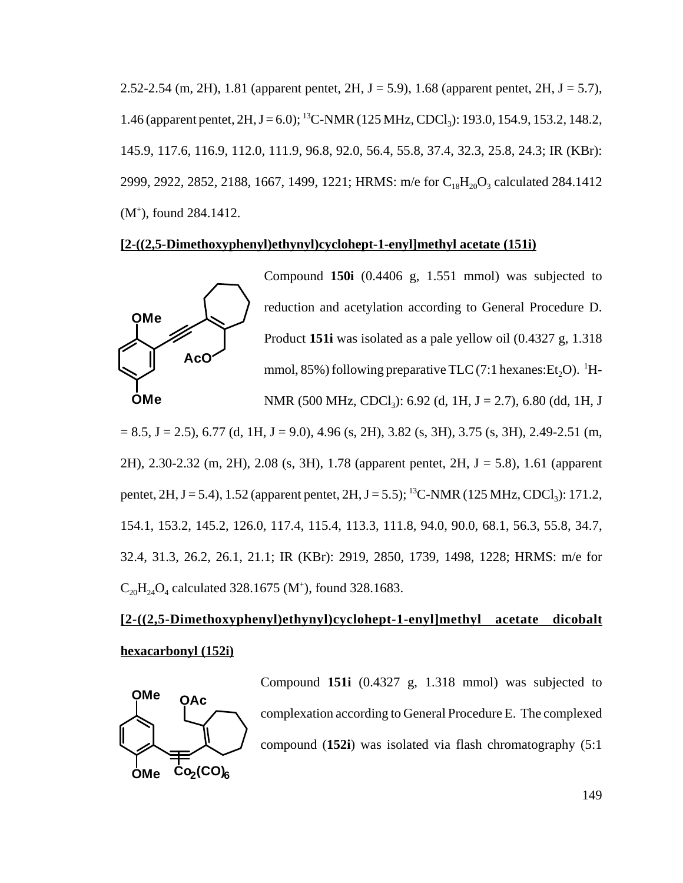2.52-2.54 (m, 2H), 1.81 (apparent pentet, 2H, J = 5.9), 1.68 (apparent pentet, 2H, J = 5.7), 1.46 (apparent pentet, 2H, J = 6.0); $^{13}$C-NMR (125 MHz, $CDCl_3$): 193.0, 154.9, 153.2, 148.2, 145.9, 117.6, 116.9, 112.0, 111.9, 96.8, 92.0, 56.4, 55.8, 37.4, 32.3, 25.8, 24.3; IR (KBr): 2999, 2922, 2852, 2188, 1667, 1499, 1221; HRMS: m/e for $C_{18}H_{20}O_3$ calculated 284.1412 ($M^+$), found 284.1412.

**[2-((2,5-Dimethoxyphenyl)ethynyl)cyclohept-1-enyl]methyl acetate (151i)**

Compound **150i** (0.4406 g, 1.551 mmol) was subjected to reduction and acetylation according to General Procedure D. Product **151i** was isolated as a pale yellow oil (0.4327 g, 1.318 mmol, 85%) following preparative TLC (7:1 hexanes:$Et_2O$). $^1$H-NMR (500 MHz, $CDCl_3$): 6.92 (d, 1H, J = 2.7), 6.80 (dd, 1H, J = 8.5, J = 2.5), 6.77 (d, 1H, J = 9.0), 4.96 (s, 2H), 3.82 (s, 3H), 3.75 (s, 3H), 2.49-2.51 (m, 2H), 2.30-2.32 (m, 2H), 2.08 (s, 3H), 1.78 (apparent pentet, 2H, J = 5.8), 1.61 (apparent pentet, 2H, J = 5.4), 1.52 (apparent pentet, 2H, J = 5.5); $^{13}$C-NMR (125 MHz, $CDCl_3$): 171.2, 154.1, 153.2, 145.2, 126.0, 117.4, 115.4, 113.3, 111.8, 94.0, 90.0, 68.1, 56.3, 55.8, 34.7, 32.4, 31.3, 26.2, 26.1, 21.1; IR (KBr): 2919, 2850, 1739, 1498, 1228; HRMS: m/e for $C_{20}H_{24}O_4$ calculated 328.1675 ($M^+$), found 328.1683.

**[2-((2,5-Dimethoxyphenyl)ethynyl)cyclohept-1-enyl]methyl acetate dicobalt hexacarbonyl (152i)**

Compound **151i** (0.4327 g, 1.318 mmol) was subjected to complexation according to General Procedure E. The complexed compound (**152i**) was isolated via flash chromatography (5:1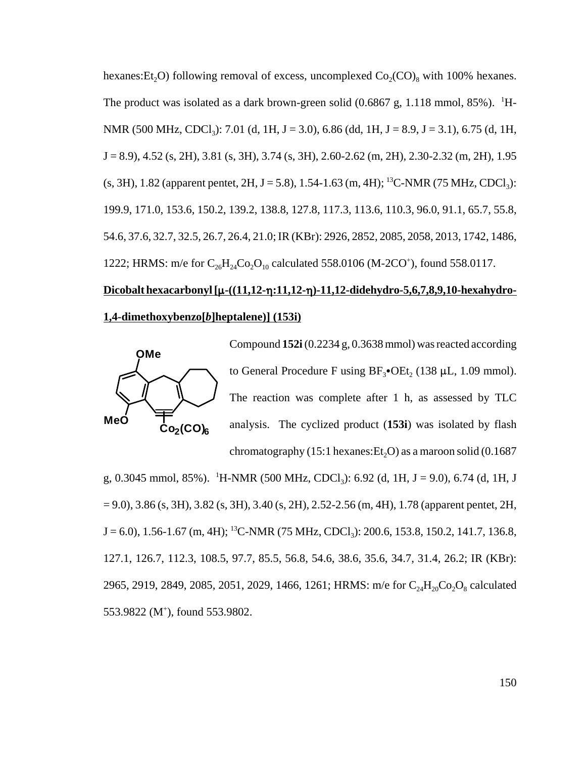hexanes:$Et_2O$) following removal of excess, uncomplexed $Co_2(CO)_8$ with 100% hexanes. The product was isolated as a dark brown-green solid (0.6867 g, 1.118 mmol, 85%). $^1$H-NMR (500 MHz, $CDCl_3$): 7.01 (d, 1H, J = 3.0), 6.86 (dd, 1H, J = 8.9, J = 3.1), 6.75 (d, 1H, J = 8.9), 4.52 (s, 2H), 3.81 (s, 3H), 3.74 (s, 3H), 2.60-2.62 (m, 2H), 2.30-2.32 (m, 2H), 1.95 (s, 3H), 1.82 (apparent pentet, 2H, J = 5.8), 1.54-1.63 (m, 4H); $^{13}$C-NMR (75 MHz, $CDCl_3$): 199.9, 171.0, 153.6, 150.2, 139.2, 138.8, 127.8, 117.3, 113.6, 110.3, 96.0, 91.1, 65.7, 55.8, 54.6, 37.6, 32.7, 32.5, 26.7, 26.4, 21.0; IR (KBr): 2926, 2852, 2085, 2058, 2013, 1742, 1486, 1222; HRMS: m/e for $C_{26}H_{24}Co_2O_{10}$ calculated 558.0106 (M-2CO$^+$), found 558.0117.

**Dicobalt hexacarbonyl [μ-((11,12-η:11,12-η)-11,12-didehydro-5,6,7,8,9,10-hexahydro-1,4-dimethoxybenzo[*b*]heptalene)] (153i)**

Compound **152i** (0.2234 g, 0.3638 mmol) was reacted according to General Procedure F using $BF_3$•$OEt_2$ (138 μL, 1.09 mmol). The reaction was complete after 1 h, as assessed by TLC analysis. The cyclized product (**153i**) was isolated by flash chromatography (15:1 hexanes:$Et_2O$) as a maroon solid (0.1687 g, 0.3045 mmol, 85%). $^1$H-NMR (500 MHz, $CDCl_3$): 6.92 (d, 1H, J = 9.0), 6.74 (d, 1H, J = 9.0), 3.86 (s, 3H), 3.82 (s, 3H), 3.40 (s, 2H), 2.52-2.56 (m, 4H), 1.78 (apparent pentet, 2H, J = 6.0), 1.56-1.67 (m, 4H); $^{13}$C-NMR (75 MHz, $CDCl_3$): 200.6, 153.8, 150.2, 141.7, 136.8, 127.1, 126.7, 112.3, 108.5, 97.7, 85.5, 56.8, 54.6, 38.6, 35.6, 34.7, 31.4, 26.2; IR (KBr): 2965, 2919, 2849, 2085, 2051, 2029, 1466, 1261; HRMS: m/e for $C_{24}H_{20}Co_2O_8$ calculated 553.9822 (M$^+$), found 553.9802.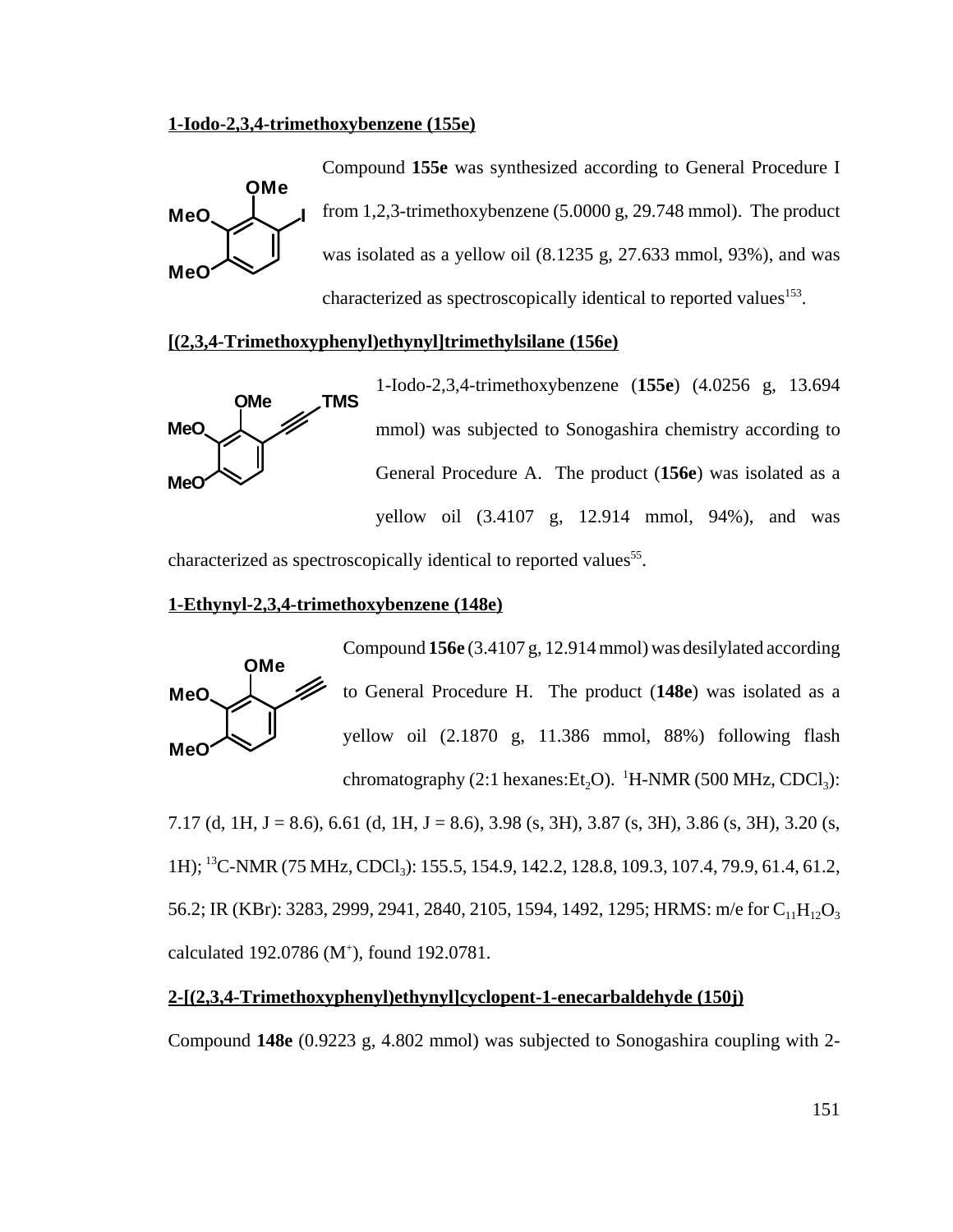**1-Iodo-2,3,4-trimethoxybenzene (155e)**

Compound **155e** was synthesized according to General Procedure I from 1,2,3-trimethoxybenzene (5.0000 g, 29.748 mmol). The product was isolated as a yellow oil (8.1235 g, 27.633 mmol, 93%), and was characterized as spectroscopically identical to reported values[153].

**[(2,3,4-Trimethoxyphenyl)ethynyl]trimethylsilane (156e)**

1-Iodo-2,3,4-trimethoxybenzene (**155e**) (4.0256 g, 13.694 mmol) was subjected to Sonogashira chemistry according to General Procedure A. The product (**156e**) was isolated as a yellow oil (3.4107 g, 12.914 mmol, 94%), and was characterized as spectroscopically identical to reported values[55].

**1-Ethynyl-2,3,4-trimethoxybenzene (148e)**

Compound **156e** (3.4107 g, 12.914 mmol) was desilylated according to General Procedure H. The product (**148e**) was isolated as a yellow oil (2.1870 g, 11.386 mmol, 88%) following flash chromatography (2:1 hexanes:$Et_2O$). $^1$H-NMR (500 MHz, $CDCl_3$): 7.17 (d, 1H, J = 8.6), 6.61 (d, 1H, J = 8.6), 3.98 (s, 3H), 3.87 (s, 3H), 3.86 (s, 3H), 3.20 (s, 1H); $^{13}$C-NMR (75 MHz, $CDCl_3$): 155.5, 154.9, 142.2, 128.8, 109.3, 107.4, 79.9, 61.4, 61.2, 56.2; IR (KBr): 3283, 2999, 2941, 2840, 2105, 1594, 1492, 1295; HRMS: m/e for $C_{11}H_{12}O_3$ calculated 192.0786 ($M^+$), found 192.0781.

**2-[(2,3,4-Trimethoxyphenyl)ethynyl]cyclopent-1-enecarbaldehyde (150j)**

Compound **148e** (0.9223 g, 4.802 mmol) was subjected to Sonogashira coupling with 2-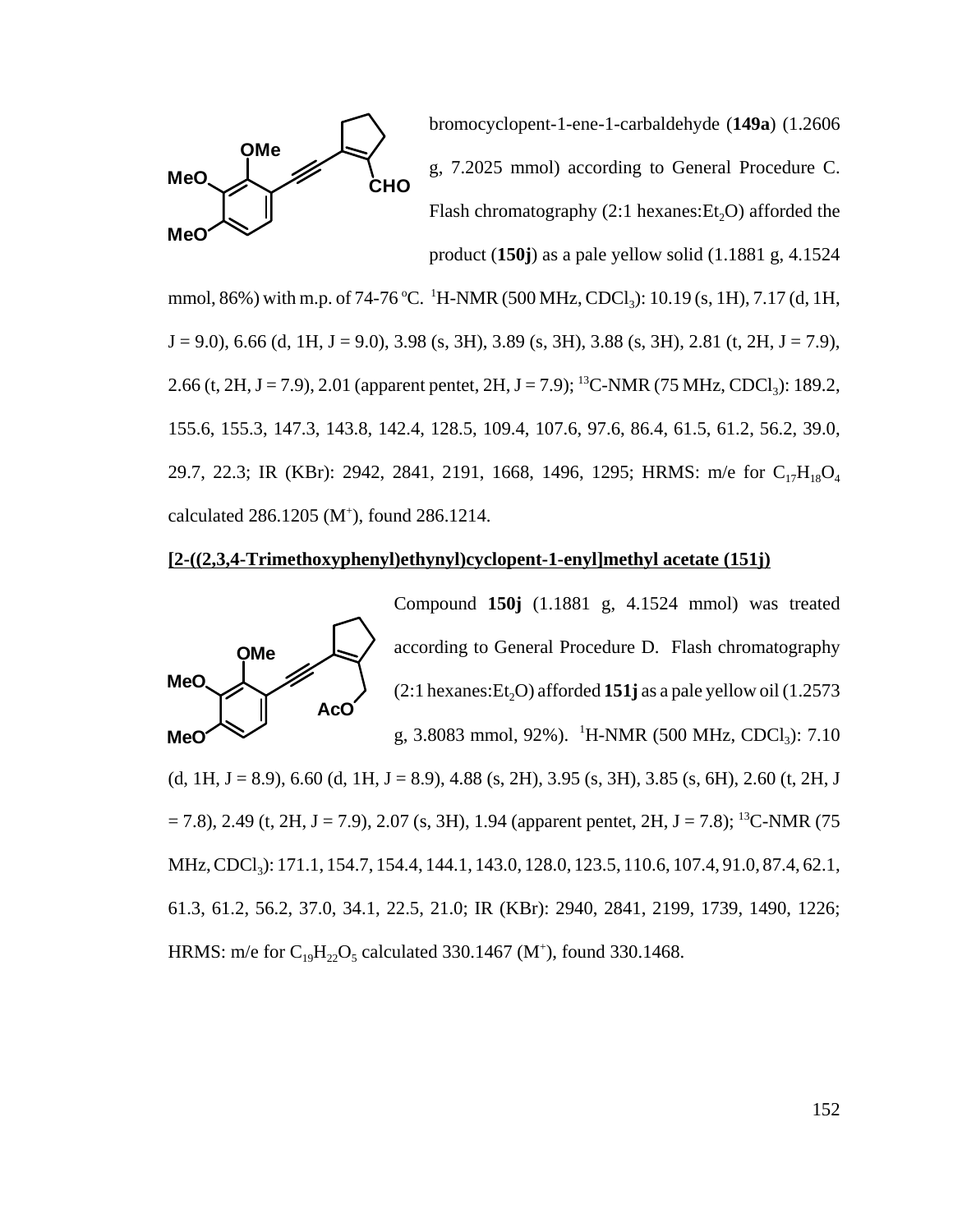bromocyclopent-1-ene-1-carbaldehyde (**149a**) (1.2606 g, 7.2025 mmol) according to General Procedure C. Flash chromatography (2:1 hexanes:$Et_2O$) afforded the product (**150j**) as a pale yellow solid (1.1881 g, 4.1524 mmol, 86%) with m.p. of 74-76 °C. $^1$H-NMR (500 MHz, $CDCl_3$): 10.19 (s, 1H), 7.17 (d, 1H, J = 9.0), 6.66 (d, 1H, J = 9.0), 3.98 (s, 3H), 3.89 (s, 3H), 3.88 (s, 3H), 2.81 (t, 2H, J = 7.9), 2.66 (t, 2H, J = 7.9), 2.01 (apparent pentet, 2H, J = 7.9); $^{13}$C-NMR (75 MHz, $CDCl_3$): 189.2, 155.6, 155.3, 147.3, 143.8, 142.4, 128.5, 109.4, 107.6, 97.6, 86.4, 61.5, 61.2, 56.2, 39.0, 29.7, 22.3; IR (KBr): 2942, 2841, 2191, 1668, 1496, 1295; HRMS: m/e for $C_{17}H_{18}O_4$ calculated 286.1205 ($M^+$), found 286.1214.

**[2-((2,3,4-Trimethoxyphenyl)ethynyl)cyclopent-1-enyl]methyl acetate (151j)**

Compound **150j** (1.1881 g, 4.1524 mmol) was treated according to General Procedure D. Flash chromatography (2:1 hexanes:$Et_2O$) afforded **151j** as a pale yellow oil (1.2573 g, 3.8083 mmol, 92%). $^1$H-NMR (500 MHz, $CDCl_3$): 7.10 (d, 1H, J = 8.9), 6.60 (d, 1H, J = 8.9), 4.88 (s, 2H), 3.95 (s, 3H), 3.85 (s, 6H), 2.60 (t, 2H, J = 7.8), 2.49 (t, 2H, J = 7.9), 2.07 (s, 3H), 1.94 (apparent pentet, 2H, J = 7.8); $^{13}$C-NMR (75 MHz, $CDCl_3$): 171.1, 154.7, 154.4, 144.1, 143.0, 128.0, 123.5, 110.6, 107.4, 91.0, 87.4, 62.1, 61.3, 61.2, 56.2, 37.0, 34.1, 22.5, 21.0; IR (KBr): 2940, 2841, 2199, 1739, 1490, 1226; HRMS: m/e for $C_{19}H_{22}O_5$ calculated 330.1467 ($M^+$), found 330.1468.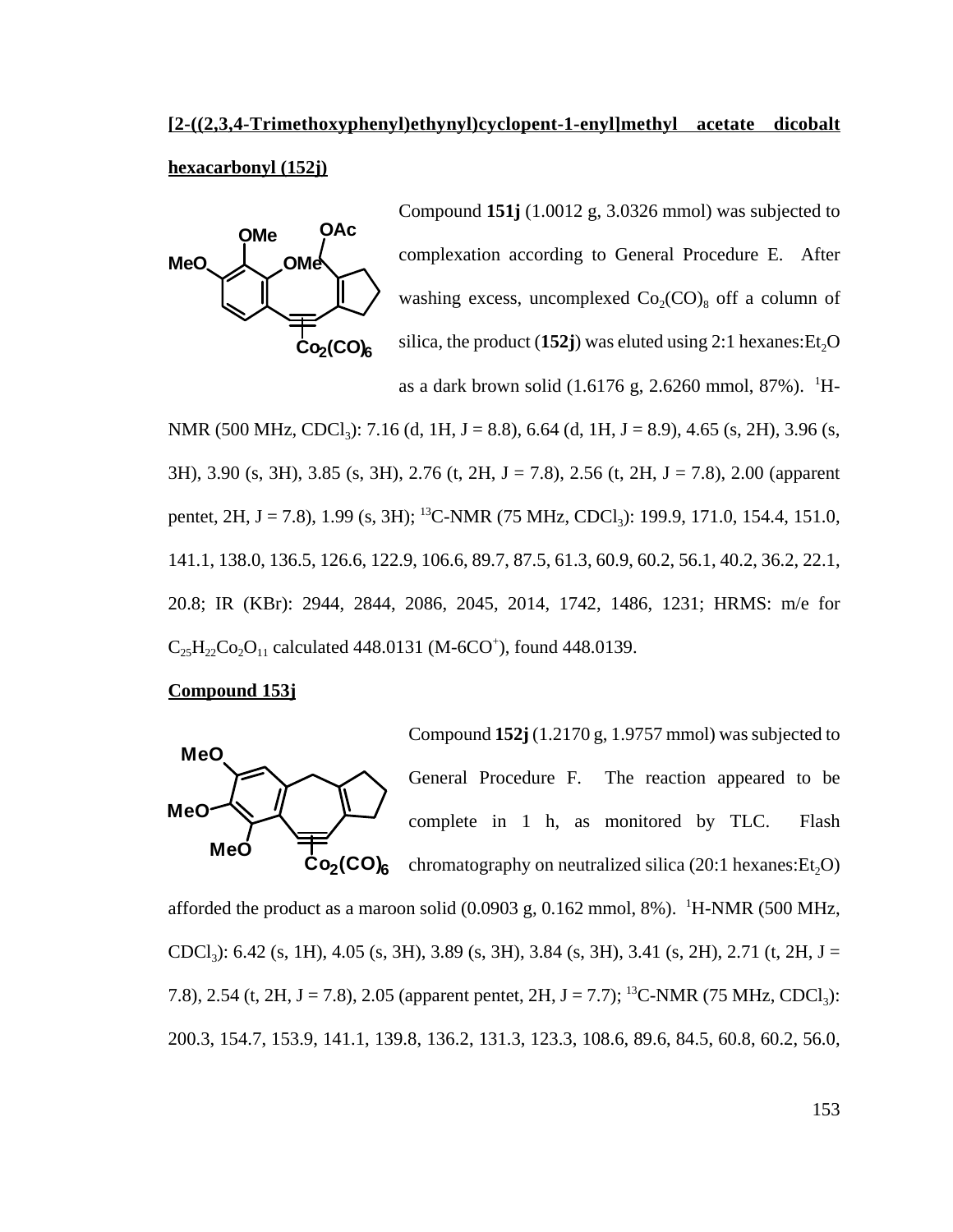**[2-((2,3,4-Trimethoxyphenyl)ethynyl)cyclopent-1-enyl]methyl acetate dicobalt hexacarbonyl (152j)**

Compound **151j** (1.0012 g, 3.0326 mmol) was subjected to complexation according to General Procedure E. After washing excess, uncomplexed $Co_2(CO)_8$ off a column of silica, the product (**152j**) was eluted using 2:1 hexanes:$Et_2O$ as a dark brown solid (1.6176 g, 2.6260 mmol, 87%). $^1$H-NMR (500 MHz, $CDCl_3$): 7.16 (d, 1H, J = 8.8), 6.64 (d, 1H, J = 8.9), 4.65 (s, 2H), 3.96 (s, 3H), 3.90 (s, 3H), 3.85 (s, 3H), 2.76 (t, 2H, J = 7.8), 2.56 (t, 2H, J = 7.8), 2.00 (apparent pentet, 2H, J = 7.8), 1.99 (s, 3H); $^{13}$C-NMR (75 MHz, $CDCl_3$): 199.9, 171.0, 154.4, 151.0, 141.1, 138.0, 136.5, 126.6, 122.9, 106.6, 89.7, 87.5, 61.3, 60.9, 60.2, 56.1, 40.2, 36.2, 22.1, 20.8; IR (KBr): 2944, 2844, 2086, 2045, 2014, 1742, 1486, 1231; HRMS: m/e for $C_{25}H_{22}Co_2O_{11}$ calculated 448.0131 (M-6CO$^+$), found 448.0139.

**Compound 153j**

Compound **152j** (1.2170 g, 1.9757 mmol) was subjected to General Procedure F. The reaction appeared to be complete in 1 h, as monitored by TLC. Flash chromatography on neutralized silica (20:1 hexanes:$Et_2O$) afforded the product as a maroon solid (0.0903 g, 0.162 mmol, 8%). $^1$H-NMR (500 MHz, $CDCl_3$): 6.42 (s, 1H), 4.05 (s, 3H), 3.89 (s, 3H), 3.84 (s, 3H), 3.41 (s, 2H), 2.71 (t, 2H, J = 7.8), 2.54 (t, 2H, J = 7.8), 2.05 (apparent pentet, 2H, J = 7.7); $^{13}$C-NMR (75 MHz, $CDCl_3$): 200.3, 154.7, 153.9, 141.1, 139.8, 136.2, 131.3, 123.3, 108.6, 89.6, 84.5, 60.8, 60.2, 56.0,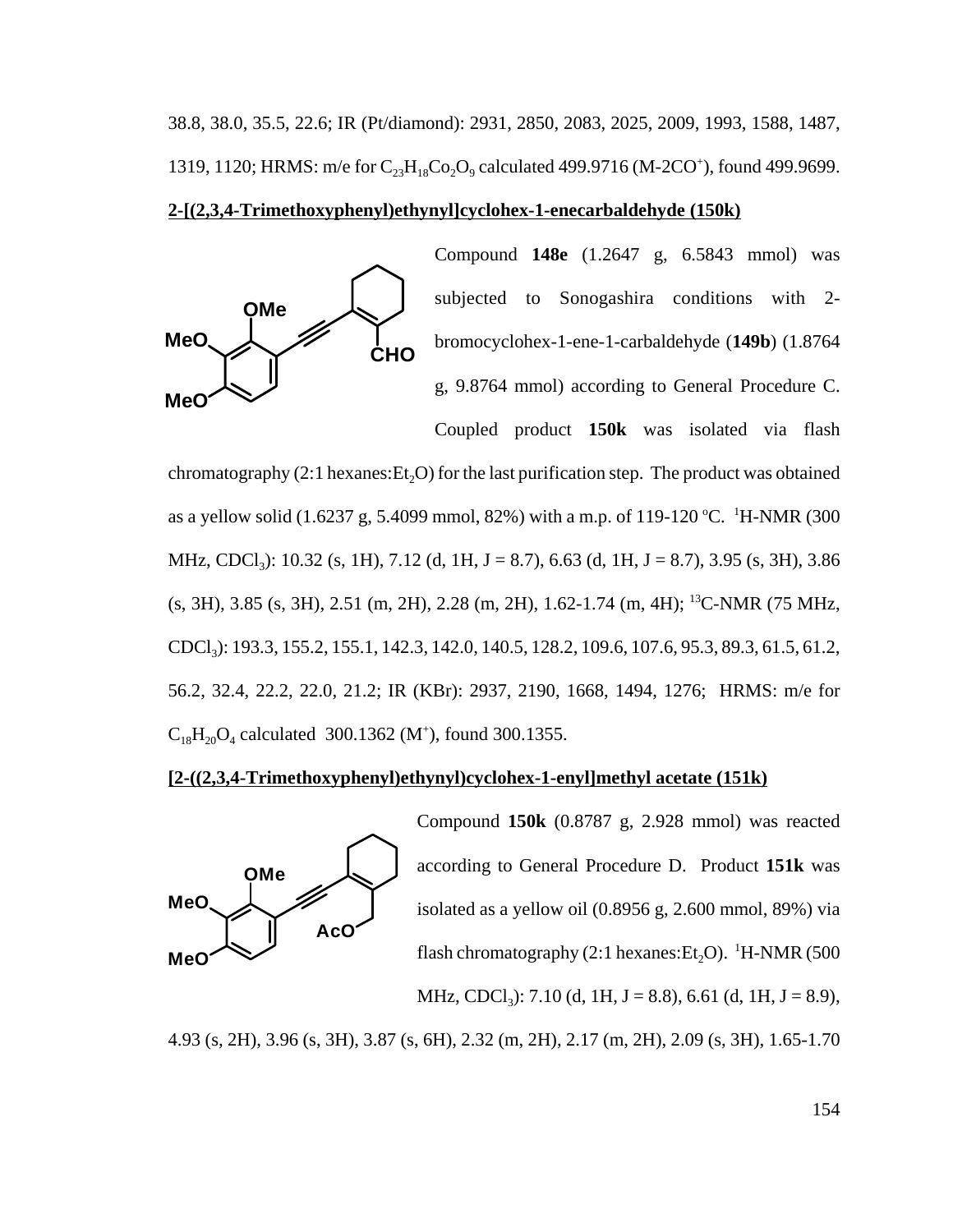38.8, 38.0, 35.5, 22.6; IR (Pt/diamond): 2931, 2850, 2083, 2025, 2009, 1993, 1588, 1487, 1319, 1120; HRMS: m/e for $C_{23}H_{18}Co_2O_9$ calculated 499.9716 (M-2CO$^+$), found 499.9699.

**2-[(2,3,4-Trimethoxyphenyl)ethynyl]cyclohex-1-enecarbaldehyde (150k)**

Compound **148e** (1.2647 g, 6.5843 mmol) was subjected to Sonogashira conditions with 2-bromocyclohex-1-ene-1-carbaldehyde (**149b**) (1.8764 g, 9.8764 mmol) according to General Procedure C. Coupled product **150k** was isolated via flash chromatography (2:1 hexanes:$Et_2O$) for the last purification step. The product was obtained as a yellow solid (1.6237 g, 5.4099 mmol, 82%) with a m.p. of 119-120 ºC. $^1$H-NMR (300 MHz, $CDCl_3$): 10.32 (s, 1H), 7.12 (d, 1H, J = 8.7), 6.63 (d, 1H, J = 8.7), 3.95 (s, 3H), 3.86 (s, 3H), 3.85 (s, 3H), 2.51 (m, 2H), 2.28 (m, 2H), 1.62-1.74 (m, 4H); $^{13}$C-NMR (75 MHz, $CDCl_3$): 193.3, 155.2, 155.1, 142.3, 142.0, 140.5, 128.2, 109.6, 107.6, 95.3, 89.3, 61.5, 61.2, 56.2, 32.4, 22.2, 22.0, 21.2; IR (KBr): 2937, 2190, 1668, 1494, 1276; HRMS: m/e for $C_{18}H_{20}O_4$ calculated 300.1362 (M$^+$), found 300.1355.

**[2-((2,3,4-Trimethoxyphenyl)ethynyl)cyclohex-1-enyl]methyl acetate (151k)**

Compound **150k** (0.8787 g, 2.928 mmol) was reacted according to General Procedure D. Product **151k** was isolated as a yellow oil (0.8956 g, 2.600 mmol, 89%) via flash chromatography (2:1 hexanes:$Et_2O$). $^1$H-NMR (500 MHz, $CDCl_3$): 7.10 (d, 1H, J = 8.8), 6.61 (d, 1H, J = 8.9), 4.93 (s, 2H), 3.96 (s, 3H), 3.87 (s, 6H), 2.32 (m, 2H), 2.17 (m, 2H), 2.09 (s, 3H), 1.65-1.70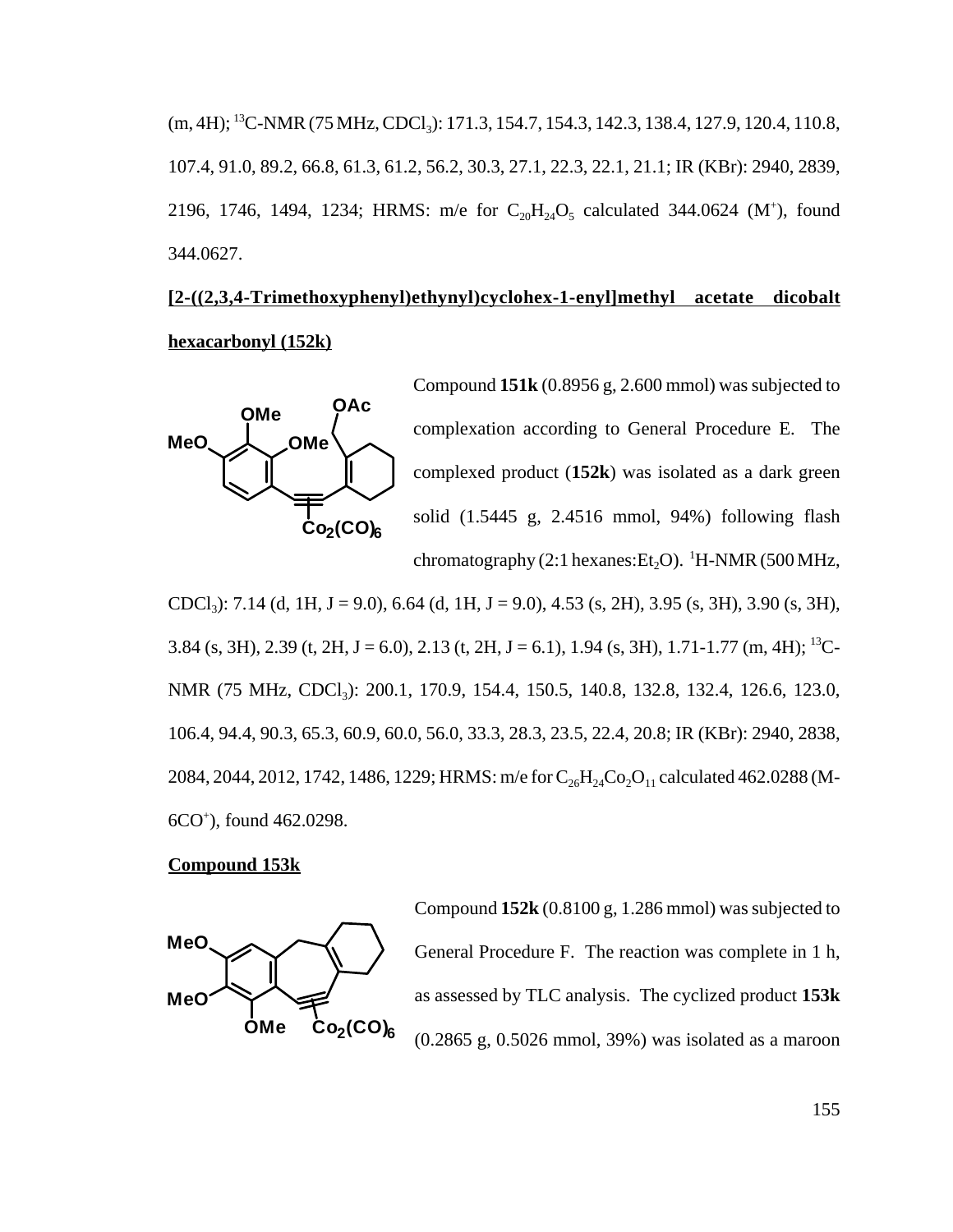(m, 4H); [13]C-NMR (75 MHz, $CDCl_3$): 171.3, 154.7, 154.3, 142.3, 138.4, 127.9, 120.4, 110.8, 107.4, 91.0, 89.2, 66.8, 61.3, 61.2, 56.2, 30.3, 27.1, 22.3, 22.1, 21.1; IR (KBr): 2940, 2839, 2196, 1746, 1494, 1234; HRMS: m/e for $C_{20}H_{24}O_5$ calculated 344.0624 ($M^+$), found 344.0627.

**[2-((2,3,4-Trimethoxyphenyl)ethynyl)cyclohex-1-enyl]methyl acetate dicobalt hexacarbonyl (152k)**

Compound **151k** (0.8956 g, 2.600 mmol) was subjected to complexation according to General Procedure E. The complexed product (**152k**) was isolated as a dark green solid (1.5445 g, 2.4516 mmol, 94%) following flash chromatography (2:1 hexanes:$Et_2O$). [1]H-NMR (500 MHz, $CDCl_3$): 7.14 (d, 1H, J = 9.0), 6.64 (d, 1H, J = 9.0), 4.53 (s, 2H), 3.95 (s, 3H), 3.90 (s, 3H), 3.84 (s, 3H), 2.39 (t, 2H, J = 6.0), 2.13 (t, 2H, J = 6.1), 1.94 (s, 3H), 1.71-1.77 (m, 4H); [13]C-NMR (75 MHz, $CDCl_3$): 200.1, 170.9, 154.4, 150.5, 140.8, 132.8, 132.4, 126.6, 123.0, 106.4, 94.4, 90.3, 65.3, 60.9, 60.0, 56.0, 33.3, 28.3, 23.5, 22.4, 20.8; IR (KBr): 2940, 2838, 2084, 2044, 2012, 1742, 1486, 1229; HRMS: m/e for $C_{26}H_{24}Co_2O_{11}$ calculated 462.0288 (M-6$CO^+$), found 462.0298.

**Compound 153k**

Compound **152k** (0.8100 g, 1.286 mmol) was subjected to General Procedure F. The reaction was complete in 1 h, as assessed by TLC analysis. The cyclized product **153k** (0.2865 g, 0.5026 mmol, 39%) was isolated as a maroon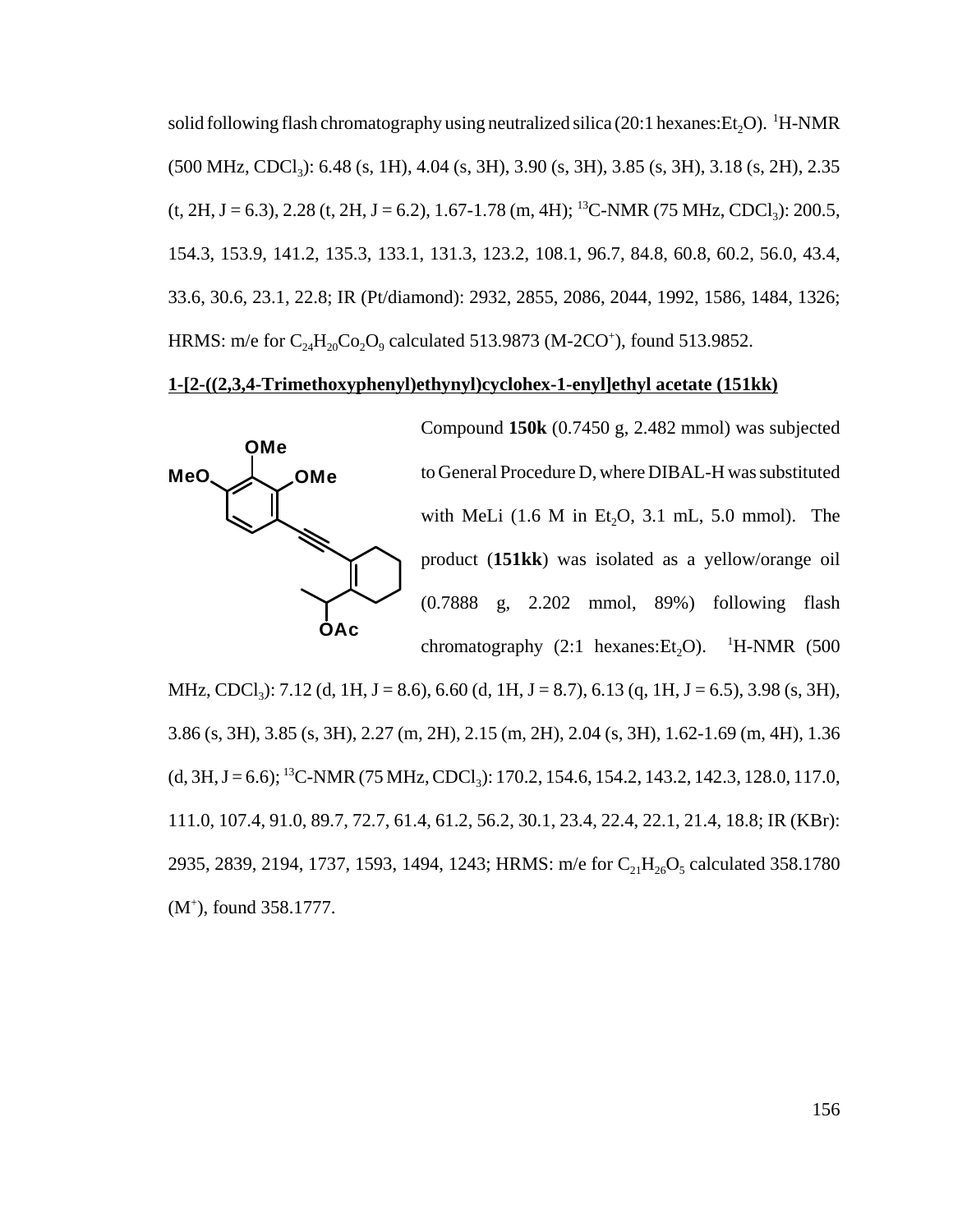solid following flash chromatography using neutralized silica (20:1 hexanes:$Et_2O$). $^1$H-NMR (500 MHz, $CDCl_3$): 6.48 (s, 1H), 4.04 (s, 3H), 3.90 (s, 3H), 3.85 (s, 3H), 3.18 (s, 2H), 2.35 (t, 2H, J = 6.3), 2.28 (t, 2H, J = 6.2), 1.67-1.78 (m, 4H); $^{13}$C-NMR (75 MHz, $CDCl_3$): 200.5, 154.3, 153.9, 141.2, 135.3, 133.1, 131.3, 123.2, 108.1, 96.7, 84.8, 60.8, 60.2, 56.0, 43.4, 33.6, 30.6, 23.1, 22.8; IR (Pt/diamond): 2932, 2855, 2086, 2044, 1992, 1586, 1484, 1326; HRMS: m/e for $C_{24}H_{20}Co_2O_9$ calculated 513.9873 (M-2CO$^+$), found 513.9852.

**1-[2-((2,3,4-Trimethoxyphenyl)ethynyl)cyclohex-1-enyl]ethyl acetate (151kk)**

Compound **150k** (0.7450 g, 2.482 mmol) was subjected to General Procedure D, where DIBAL-H was substituted with MeLi (1.6 M in $Et_2O$, 3.1 mL, 5.0 mmol). The product (**151kk**) was isolated as a yellow/orange oil (0.7888 g, 2.202 mmol, 89%) following flash chromatography (2:1 hexanes:$Et_2O$). $^1$H-NMR (500 MHz, $CDCl_3$): 7.12 (d, 1H, J = 8.6), 6.60 (d, 1H, J = 8.7), 6.13 (q, 1H, J = 6.5), 3.98 (s, 3H), 3.86 (s, 3H), 3.85 (s, 3H), 2.27 (m, 2H), 2.15 (m, 2H), 2.04 (s, 3H), 1.62-1.69 (m, 4H), 1.36 (d, 3H, J = 6.6); $^{13}$C-NMR (75 MHz, $CDCl_3$): 170.2, 154.6, 154.2, 143.2, 142.3, 128.0, 117.0, 111.0, 107.4, 91.0, 89.7, 72.7, 61.4, 61.2, 56.2, 30.1, 23.4, 22.4, 22.1, 21.4, 18.8; IR (KBr): 2935, 2839, 2194, 1737, 1593, 1494, 1243; HRMS: m/e for $C_{21}H_{26}O_5$ calculated 358.1780 (M$^+$), found 358.1777.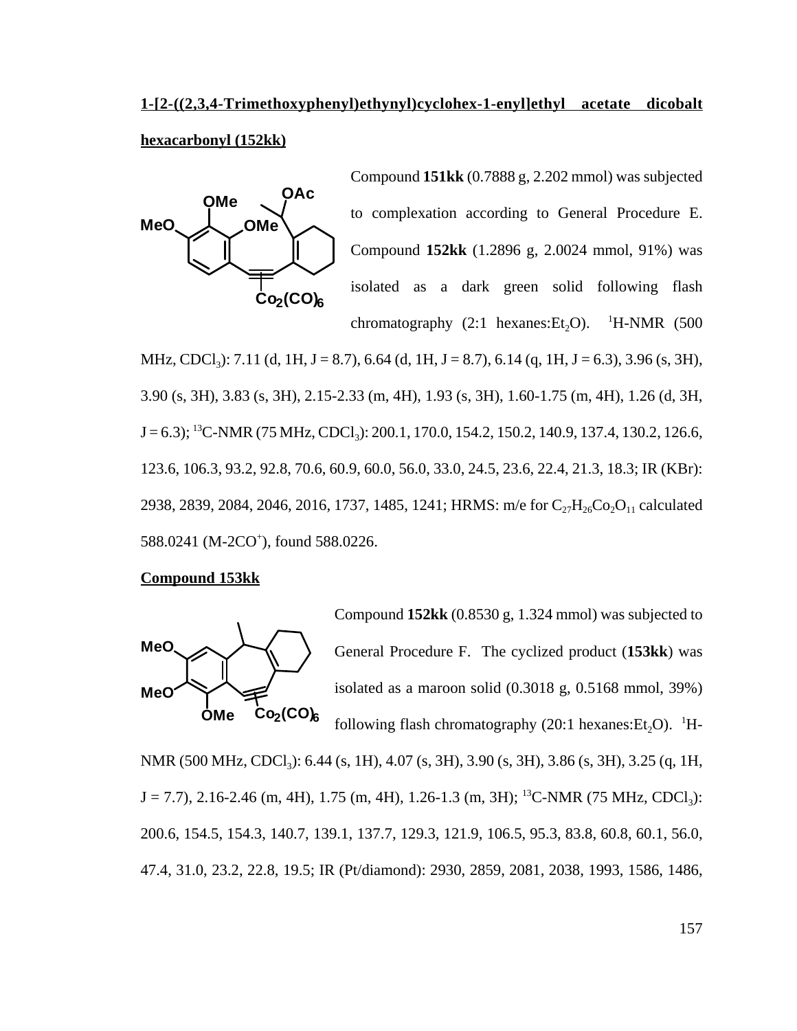**1-[2-((2,3,4-Trimethoxyphenyl)ethynyl)cyclohex-1-enyl]ethyl acetate dicobalt hexacarbonyl (152kk)**

Compound **151kk** (0.7888 g, 2.202 mmol) was subjected to complexation according to General Procedure E. Compound **152kk** (1.2896 g, 2.0024 mmol, 91%) was isolated as a dark green solid following flash chromatography (2:1 hexanes:$Et_2O$). $^1$H-NMR (500 MHz, $CDCl_3$): 7.11 (d, 1H, J = 8.7), 6.64 (d, 1H, J = 8.7), 6.14 (q, 1H, J = 6.3), 3.96 (s, 3H), 3.90 (s, 3H), 3.83 (s, 3H), 2.15-2.33 (m, 4H), 1.93 (s, 3H), 1.60-1.75 (m, 4H), 1.26 (d, 3H, J = 6.3); $^{13}$C-NMR (75 MHz, $CDCl_3$): 200.1, 170.0, 154.2, 150.2, 140.9, 137.4, 130.2, 126.6, 123.6, 106.3, 93.2, 92.8, 70.6, 60.9, 60.0, 56.0, 33.0, 24.5, 23.6, 22.4, 21.3, 18.3; IR (KBr): 2938, 2839, 2084, 2046, 2016, 1737, 1485, 1241; HRMS: m/e for $C_{27}H_{26}Co_2O_{11}$ calculated 588.0241 (M-2CO$^+$), found 588.0226.

**Compound 153kk**

Compound **152kk** (0.8530 g, 1.324 mmol) was subjected to General Procedure F. The cyclized product (**153kk**) was isolated as a maroon solid (0.3018 g, 0.5168 mmol, 39%) following flash chromatography (20:1 hexanes:$Et_2O$). $^1$H-NMR (500 MHz, $CDCl_3$): 6.44 (s, 1H), 4.07 (s, 3H), 3.90 (s, 3H), 3.86 (s, 3H), 3.25 (q, 1H, J = 7.7), 2.16-2.46 (m, 4H), 1.75 (m, 4H), 1.26-1.3 (m, 3H); $^{13}$C-NMR (75 MHz, $CDCl_3$): 200.6, 154.5, 154.3, 140.7, 139.1, 137.7, 129.3, 121.9, 106.5, 95.3, 83.8, 60.8, 60.1, 56.0, 47.4, 31.0, 23.2, 22.8, 19.5; IR (Pt/diamond): 2930, 2859, 2081, 2038, 1993, 1586, 1486,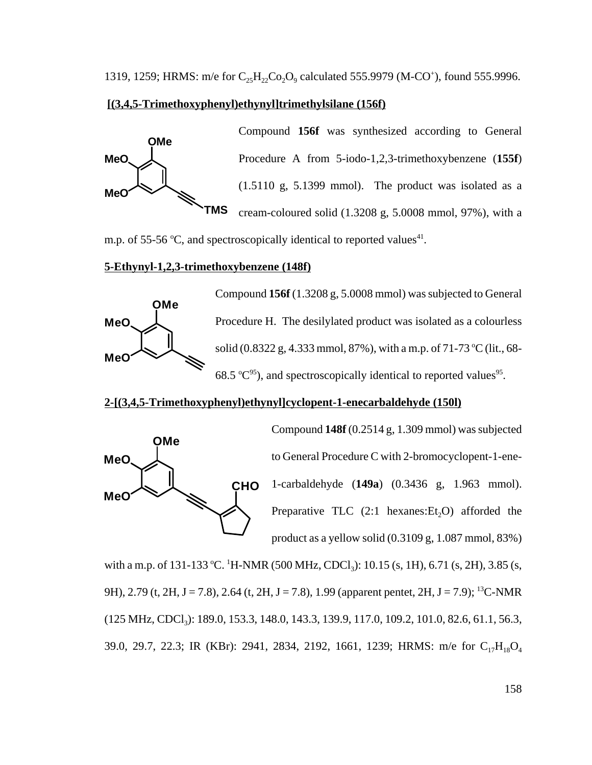1319, 1259; HRMS: m/e for $C_{25}H_{22}Co_2O_9$ calculated 555.9979 (M-CO$^+$), found 555.9996.

**[(3,4,5-Trimethoxyphenyl)ethynyl]trimethylsilane (156f)**

Compound **156f** was synthesized according to General Procedure A from 5-iodo-1,2,3-trimethoxybenzene (**155f**) (1.5110 g, 5.1399 mmol). The product was isolated as a cream-coloured solid (1.3208 g, 5.0008 mmol, 97%), with a m.p. of 55-56 °C, and spectroscopically identical to reported values[41].

**5-Ethynyl-1,2,3-trimethoxybenzene (148f)**

Compound **156f** (1.3208 g, 5.0008 mmol) was subjected to General Procedure H. The desilylated product was isolated as a colourless solid (0.8322 g, 4.333 mmol, 87%), with a m.p. of 71-73 °C (lit., 68-68.5 °C[95]), and spectroscopically identical to reported values[95].

**2-[(3,4,5-Trimethoxyphenyl)ethynyl]cyclopent-1-enecarbaldehyde (150l)**

Compound **148f** (0.2514 g, 1.309 mmol) was subjected to General Procedure C with 2-bromocyclopent-1-ene-1-carbaldehyde (**149a**) (0.3436 g, 1.963 mmol). Preparative TLC (2:1 hexanes:$Et_2O$) afforded the product as a yellow solid (0.3109 g, 1.087 mmol, 83%) with a m.p. of 131-133 °C. $^1$H-NMR (500 MHz, $CDCl_3$): 10.15 (s, 1H), 6.71 (s, 2H), 3.85 (s, 9H), 2.79 (t, 2H, J = 7.8), 2.64 (t, 2H, J = 7.8), 1.99 (apparent pentet, 2H, J = 7.9); $^{13}$C-NMR (125 MHz, $CDCl_3$): 189.0, 153.3, 148.0, 143.3, 139.9, 117.0, 109.2, 101.0, 82.6, 61.1, 56.3, 39.0, 29.7, 22.3; IR (KBr): 2941, 2834, 2192, 1661, 1239; HRMS: m/e for $C_{17}H_{18}O_4$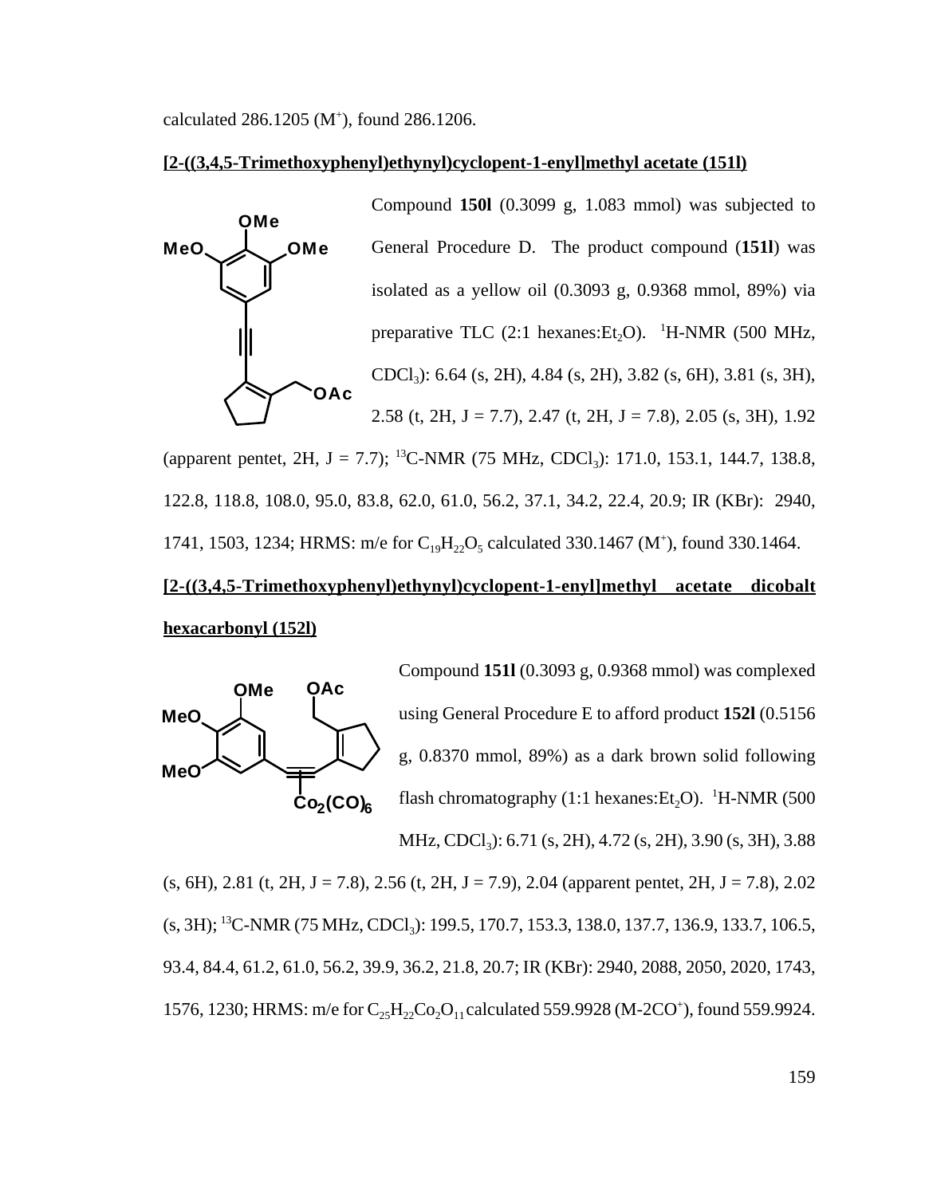calculated 286.1205 ($M^+$), found 286.1206.

**[2-((3,4,5-Trimethoxyphenyl)ethynyl)cyclopent-1-enyl]methyl acetate (151l)**

Compound **150l** (0.3099 g, 1.083 mmol) was subjected to General Procedure D. The product compound (**151l**) was isolated as a yellow oil (0.3093 g, 0.9368 mmol, 89%) via preparative TLC (2:1 hexanes:$Et_2O$). $^1$H-NMR (500 MHz, $CDCl_3$): 6.64 (s, 2H), 4.84 (s, 2H), 3.82 (s, 6H), 3.81 (s, 3H), 2.58 (t, 2H, J = 7.7), 2.47 (t, 2H, J = 7.8), 2.05 (s, 3H), 1.92 (apparent pentet, 2H, J = 7.7); $^{13}$C-NMR (75 MHz, $CDCl_3$): 171.0, 153.1, 144.7, 138.8, 122.8, 118.8, 108.0, 95.0, 83.8, 62.0, 61.0, 56.2, 37.1, 34.2, 22.4, 20.9; IR (KBr): 2940, 1741, 1503, 1234; HRMS: m/e for $C_{19}H_{22}O_5$ calculated 330.1467 ($M^+$), found 330.1464.

**[2-((3,4,5-Trimethoxyphenyl)ethynyl)cyclopent-1-enyl]methyl acetate dicobalt hexacarbonyl (152l)**

Compound **151l** (0.3093 g, 0.9368 mmol) was complexed using General Procedure E to afford product **152l** (0.5156 g, 0.8370 mmol, 89%) as a dark brown solid following flash chromatography (1:1 hexanes:$Et_2O$). $^1$H-NMR (500 MHz, $CDCl_3$): 6.71 (s, 2H), 4.72 (s, 2H), 3.90 (s, 3H), 3.88 (s, 6H), 2.81 (t, 2H, J = 7.8), 2.56 (t, 2H, J = 7.9), 2.04 (apparent pentet, 2H, J = 7.8), 2.02 (s, 3H); $^{13}$C-NMR (75 MHz, $CDCl_3$): 199.5, 170.7, 153.3, 138.0, 137.7, 136.9, 133.7, 106.5, 93.4, 84.4, 61.2, 61.0, 56.2, 39.9, 36.2, 21.8, 20.7; IR (KBr): 2940, 2088, 2050, 2020, 1743, 1576, 1230; HRMS: m/e for $C_{25}H_{22}Co_2O_{11}$ calculated 559.9928 (M-2CO$^+$), found 559.9924.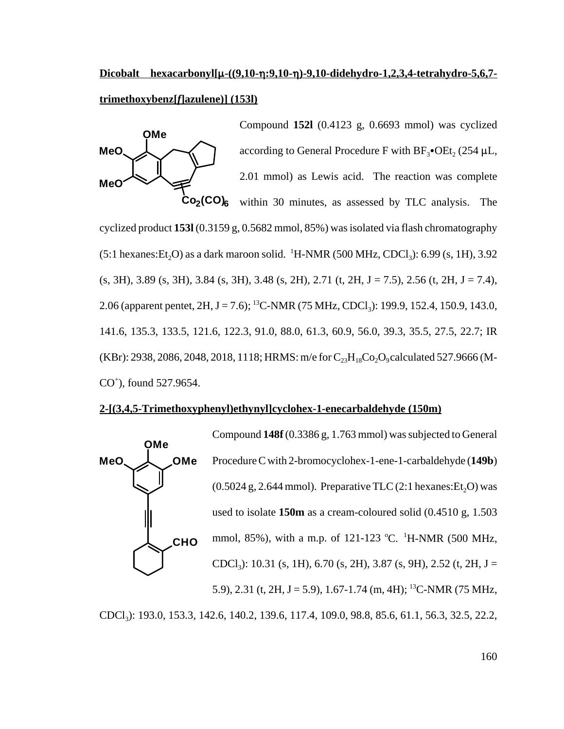**Dicobalt hexacarbonyl[μ-((9,10-η:9,10-η)-9,10-didehydro-1,2,3,4-tetrahydro-5,6,7-trimethoxybenz[*f*]azulene)] (153l)**

Compound **152l** (0.4123 g, 0.6693 mmol) was cyclized according to General Procedure F with $BF_3$•$OEt_2$ (254 μL, 2.01 mmol) as Lewis acid. The reaction was complete within 30 minutes, as assessed by TLC analysis. The cyclized product **153l** (0.3159 g, 0.5682 mmol, 85%) was isolated via flash chromatography (5:1 hexanes:$Et_2O$) as a dark maroon solid. $^1$H-NMR (500 MHz, $CDCl_3$): 6.99 (s, 1H), 3.92 (s, 3H), 3.89 (s, 3H), 3.84 (s, 3H), 3.48 (s, 2H), 2.71 (t, 2H, J = 7.5), 2.56 (t, 2H, J = 7.4), 2.06 (apparent pentet, 2H, J = 7.6); $^{13}$C-NMR (75 MHz, $CDCl_3$): 199.9, 152.4, 150.9, 143.0, 141.6, 135.3, 133.5, 121.6, 122.3, 91.0, 88.0, 61.3, 60.9, 56.0, 39.3, 35.5, 27.5, 22.7; IR (KBr): 2938, 2086, 2048, 2018, 1118; HRMS: m/e for $C_{23}H_{18}Co_2O_9$ calculated 527.9666 (M-$CO^+$), found 527.9654.

**2-[(3,4,5-Trimethoxyphenyl)ethynyl]cyclohex-1-enecarbaldehyde (150m)**

Compound **148f** (0.3386 g, 1.763 mmol) was subjected to General Procedure C with 2-bromocyclohex-1-ene-1-carbaldehyde (**149b**) (0.5024 g, 2.644 mmol). Preparative TLC (2:1 hexanes:$Et_2O$) was used to isolate **150m** as a cream-coloured solid (0.4510 g, 1.503 mmol, 85%), with a m.p. of 121-123 ºC. $^1$H-NMR (500 MHz, $CDCl_3$): 10.31 (s, 1H), 6.70 (s, 2H), 3.87 (s, 9H), 2.52 (t, 2H, J = 5.9), 2.31 (t, 2H, J = 5.9), 1.67-1.74 (m, 4H); $^{13}$C-NMR (75 MHz, $CDCl_3$): 193.0, 153.3, 142.6, 140.2, 139.6, 117.4, 109.0, 98.8, 85.6, 61.1, 56.3, 32.5, 22.2,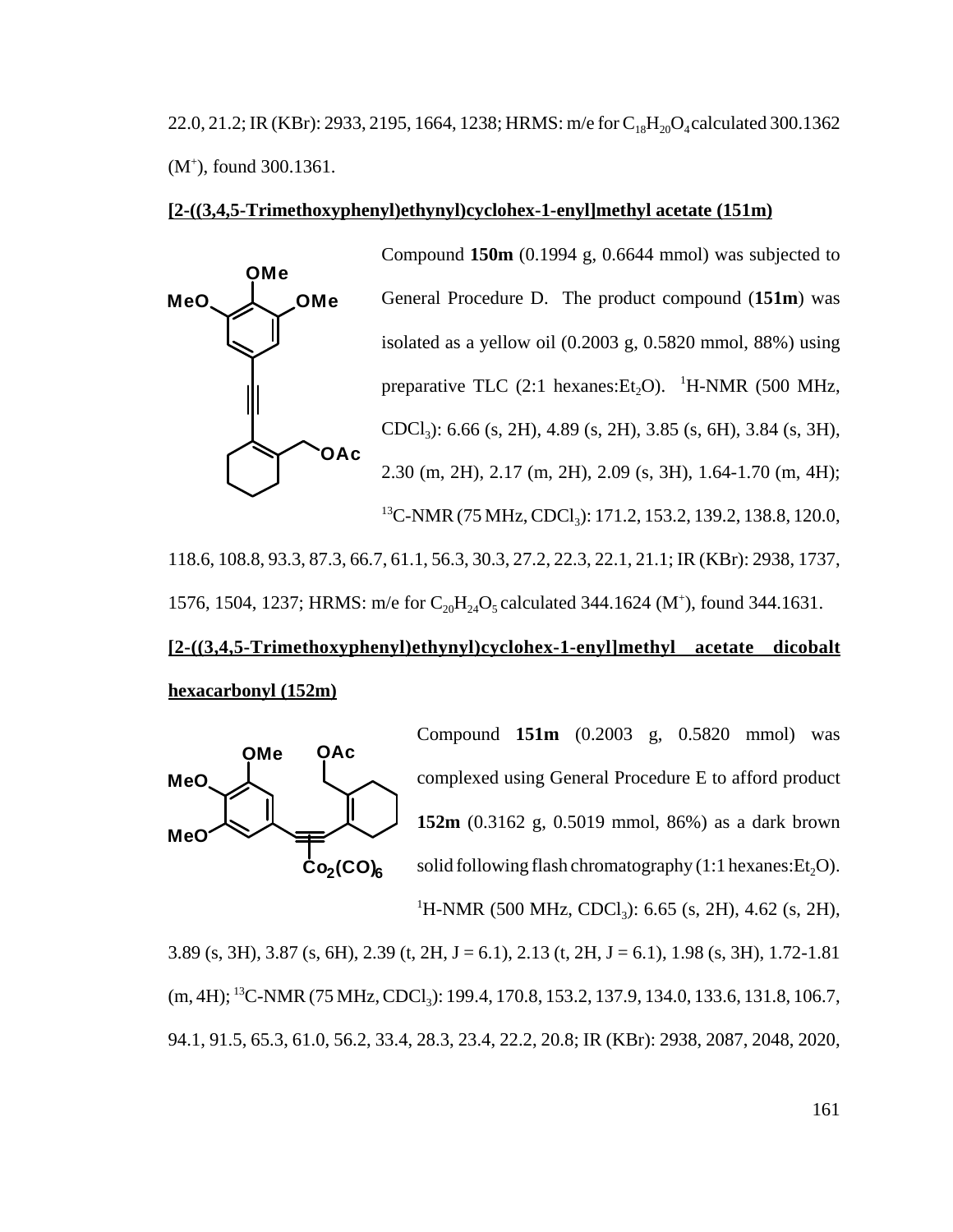22.0, 21.2; IR (KBr): 2933, 2195, 1664, 1238; HRMS: m/e for $C_{18}H_{20}O_4$ calculated 300.1362 ($M^+$), found 300.1361.

**[2-((3,4,5-Trimethoxyphenyl)ethynyl)cyclohex-1-enyl]methyl acetate (151m)**

Compound **150m** (0.1994 g, 0.6644 mmol) was subjected to General Procedure D. The product compound (**151m**) was isolated as a yellow oil (0.2003 g, 0.5820 mmol, 88%) using preparative TLC (2:1 hexanes:$Et_2O$). $^1$H-NMR (500 MHz, $CDCl_3$): 6.66 (s, 2H), 4.89 (s, 2H), 3.85 (s, 6H), 3.84 (s, 3H), 2.30 (m, 2H), 2.17 (m, 2H), 2.09 (s, 3H), 1.64-1.70 (m, 4H); $^{13}$C-NMR (75 MHz, $CDCl_3$): 171.2, 153.2, 139.2, 138.8, 120.0, 118.6, 108.8, 93.3, 87.3, 66.7, 61.1, 56.3, 30.3, 27.2, 22.3, 22.1, 21.1; IR (KBr): 2938, 1737, 1576, 1504, 1237; HRMS: m/e for $C_{20}H_{24}O_5$ calculated 344.1624 ($M^+$), found 344.1631.

**[2-((3,4,5-Trimethoxyphenyl)ethynyl)cyclohex-1-enyl]methyl acetate dicobalt hexacarbonyl (152m)**

Compound **151m** (0.2003 g, 0.5820 mmol) was complexed using General Procedure E to afford product **152m** (0.3162 g, 0.5019 mmol, 86%) as a dark brown solid following flash chromatography (1:1 hexanes:$Et_2O$). $^1$H-NMR (500 MHz, $CDCl_3$): 6.65 (s, 2H), 4.62 (s, 2H), 3.89 (s, 3H), 3.87 (s, 6H), 2.39 (t, 2H, J = 6.1), 2.13 (t, 2H, J = 6.1), 1.98 (s, 3H), 1.72-1.81 (m, 4H); $^{13}$C-NMR (75 MHz, $CDCl_3$): 199.4, 170.8, 153.2, 137.9, 134.0, 133.6, 131.8, 106.7, 94.1, 91.5, 65.3, 61.0, 56.2, 33.4, 28.3, 23.4, 22.2, 20.8; IR (KBr): 2938, 2087, 2048, 2020,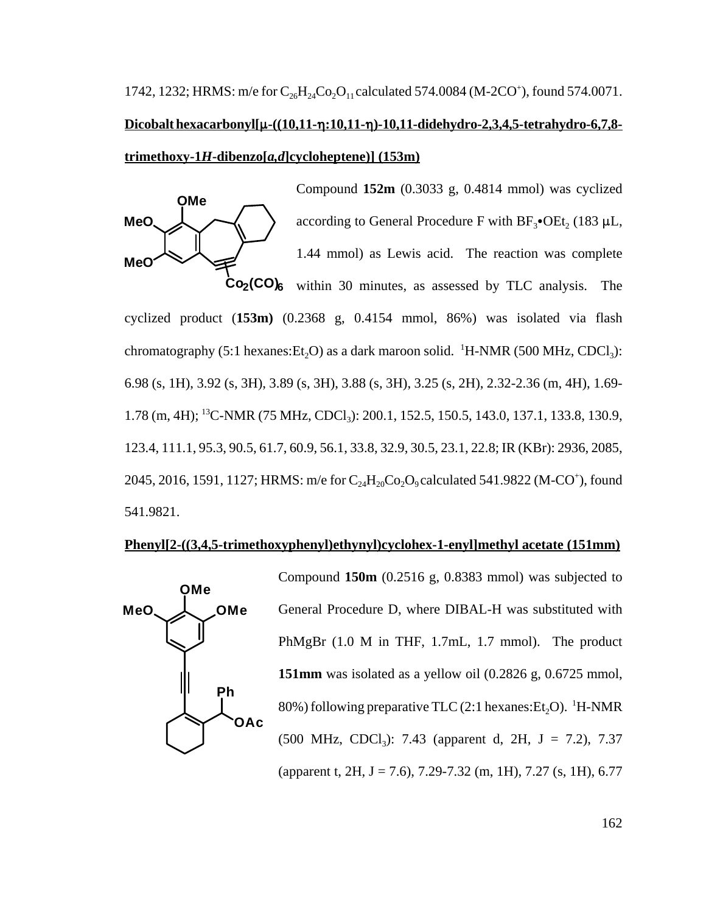1742, 1232; HRMS: m/e for $C_{26}H_{24}Co_2O_{11}$ calculated 574.0084 (M-2CO$^+$), found 574.0071.

**Dicobalt hexacarbonyl[μ-((10,11-η:10,11-η)-10,11-didehydro-2,3,4,5-tetrahydro-6,7,8-trimethoxy-1*H*-dibenzo[*a,d*]cycloheptene)] (153m)**

Compound **152m** (0.3033 g, 0.4814 mmol) was cyclized according to General Procedure F with $BF_3$•$OEt_2$ (183 μL, 1.44 mmol) as Lewis acid. The reaction was complete within 30 minutes, as assessed by TLC analysis. The cyclized product (**153m**) (0.2368 g, 0.4154 mmol, 86%) was isolated via flash chromatography (5:1 hexanes:$Et_2O$) as a dark maroon solid. $^1$H-NMR (500 MHz, $CDCl_3$): 6.98 (s, 1H), 3.92 (s, 3H), 3.89 (s, 3H), 3.88 (s, 3H), 3.25 (s, 2H), 2.32-2.36 (m, 4H), 1.69-1.78 (m, 4H); $^{13}$C-NMR (75 MHz, $CDCl_3$): 200.1, 152.5, 150.5, 143.0, 137.1, 133.8, 130.9, 123.4, 111.1, 95.3, 90.5, 61.7, 60.9, 56.1, 33.8, 32.9, 30.5, 23.1, 22.8; IR (KBr): 2936, 2085, 2045, 2016, 1591, 1127; HRMS: m/e for $C_{24}H_{20}Co_2O_9$ calculated 541.9822 (M-CO$^+$), found 541.9821.

**Phenyl[2-((3,4,5-trimethoxyphenyl)ethynyl)cyclohex-1-enyl]methyl acetate (151mm)**

Compound **150m** (0.2516 g, 0.8383 mmol) was subjected to General Procedure D, where DIBAL-H was substituted with PhMgBr (1.0 M in THF, 1.7mL, 1.7 mmol). The product **151mm** was isolated as a yellow oil (0.2826 g, 0.6725 mmol, 80%) following preparative TLC (2:1 hexanes:$Et_2O$). $^1$H-NMR (500 MHz, $CDCl_3$): 7.43 (apparent d, 2H, J = 7.2), 7.37 (apparent t, 2H, J = 7.6), 7.29-7.32 (m, 1H), 7.27 (s, 1H), 6.77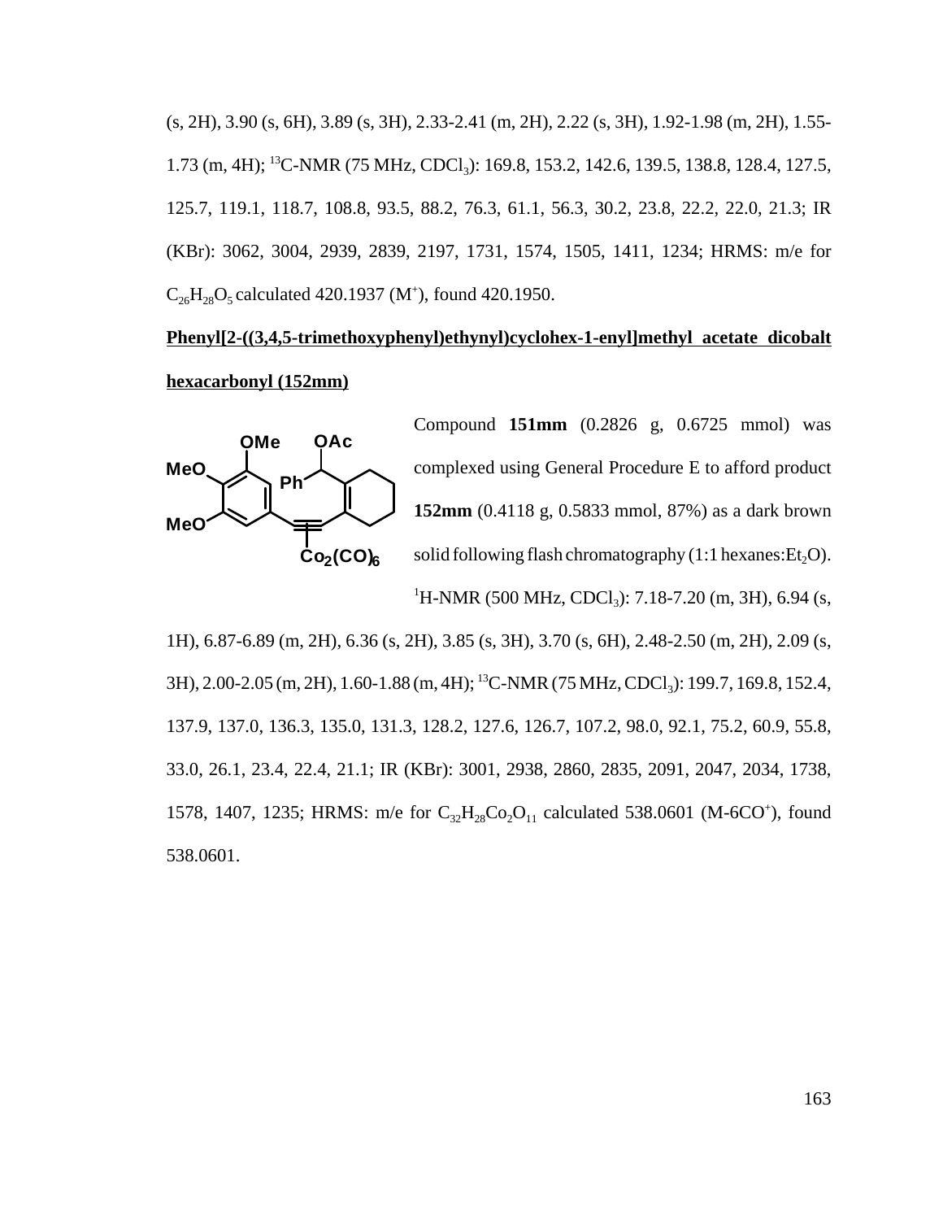(s, 2H), 3.90 (s, 6H), 3.89 (s, 3H), 2.33-2.41 (m, 2H), 2.22 (s, 3H), 1.92-1.98 (m, 2H), 1.55-1.73 (m, 4H); $^{13}$C-NMR (75 MHz, $CDCl_3$): 169.8, 153.2, 142.6, 139.5, 138.8, 128.4, 127.5, 125.7, 119.1, 118.7, 108.8, 93.5, 88.2, 76.3, 61.1, 56.3, 30.2, 23.8, 22.2, 22.0, 21.3; IR (KBr): 3062, 3004, 2939, 2839, 2197, 1731, 1574, 1505, 1411, 1234; HRMS: m/e for $C_{26}H_{28}O_5$ calculated 420.1937 ($M^+$), found 420.1950.

**Phenyl[2-((3,4,5-trimethoxyphenyl)ethynyl)cyclohex-1-enyl]methyl acetate dicobalt hexacarbonyl (152mm)**

Compound **151mm** (0.2826 g, 0.6725 mmol) was complexed using General Procedure E to afford product **152mm** (0.4118 g, 0.5833 mmol, 87%) as a dark brown solid following flash chromatography (1:1 hexanes:$Et_2O$). $^1$H-NMR (500 MHz, $CDCl_3$): 7.18-7.20 (m, 3H), 6.94 (s, 1H), 6.87-6.89 (m, 2H), 6.36 (s, 2H), 3.85 (s, 3H), 3.70 (s, 6H), 2.48-2.50 (m, 2H), 2.09 (s, 3H), 2.00-2.05 (m, 2H), 1.60-1.88 (m, 4H); $^{13}$C-NMR (75 MHz, $CDCl_3$): 199.7, 169.8, 152.4, 137.9, 137.0, 136.3, 135.0, 131.3, 128.2, 127.6, 126.7, 107.2, 98.0, 92.1, 75.2, 60.9, 55.8, 33.0, 26.1, 23.4, 22.4, 21.1; IR (KBr): 3001, 2938, 2860, 2835, 2091, 2047, 2034, 1738, 1578, 1407, 1235; HRMS: m/e for $C_{32}H_{28}Co_2O_{11}$ calculated 538.0601 ($M-6CO^+$), found 538.0601.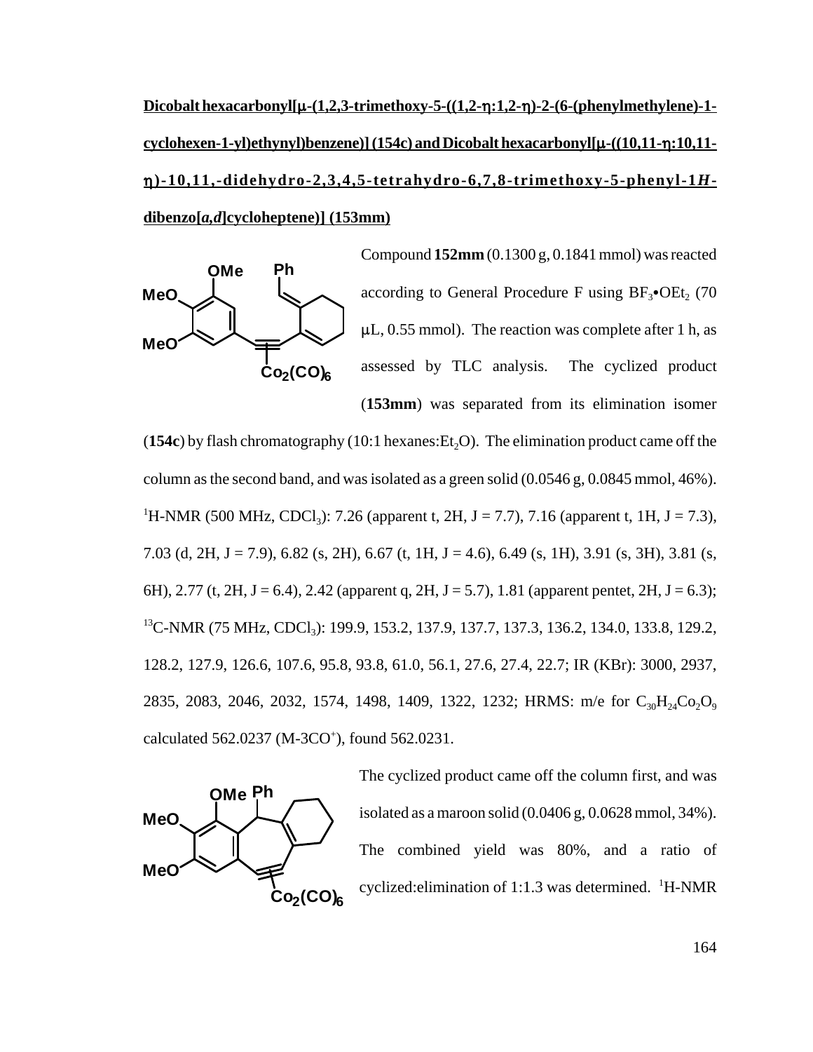**Dicobalt hexacarbonyl[μ-(1,2,3-trimethoxy-5-((1,2-η:1,2-η)-2-(6-(phenylmethylene)-1-cyclohexen-1-yl)ethynyl)benzene)] (154c) and Dicobalt hexacarbonyl[μ-((10,11-η:10,11-η)-10,11,-didehydro-2,3,4,5-tetrahydro-6,7,8-trimethoxy-5-phenyl-1*H*-dibenzo[*a*,*d*]cycloheptene)] (153mm)**

Compound **152mm** (0.1300 g, 0.1841 mmol) was reacted according to General Procedure F using $BF_3{\bullet}OEt_2$ (70 μL, 0.55 mmol). The reaction was complete after 1 h, as assessed by TLC analysis. The cyclized product (**153mm**) was separated from its elimination isomer (**154c**) by flash chromatography (10:1 hexanes:$Et_2O$). The elimination product came off the column as the second band, and was isolated as a green solid (0.0546 g, 0.0845 mmol, 46%). $^1$H-NMR (500 MHz, $CDCl_3$): 7.26 (apparent t, 2H, J = 7.7), 7.16 (apparent t, 1H, J = 7.3), 7.03 (d, 2H, J = 7.9), 6.82 (s, 2H), 6.67 (t, 1H, J = 4.6), 6.49 (s, 1H), 3.91 (s, 3H), 3.81 (s, 6H), 2.77 (t, 2H, J = 6.4), 2.42 (apparent q, 2H, J = 5.7), 1.81 (apparent pentet, 2H, J = 6.3); $^{13}$C-NMR (75 MHz, $CDCl_3$): 199.9, 153.2, 137.9, 137.7, 137.3, 136.2, 134.0, 133.8, 129.2, 128.2, 127.9, 126.6, 107.6, 95.8, 93.8, 61.0, 56.1, 27.6, 27.4, 22.7; IR (KBr): 3000, 2937, 2835, 2083, 2046, 2032, 1574, 1498, 1409, 1322, 1232; HRMS: m/e for $C_{30}H_{24}Co_2O_9$ calculated 562.0237 ($M\text{-}3CO^+$), found 562.0231.

The cyclized product came off the column first, and was isolated as a maroon solid (0.0406 g, 0.0628 mmol, 34%). The combined yield was 80%, and a ratio of cyclized:elimination of 1:1.3 was determined. $^1$H-NMR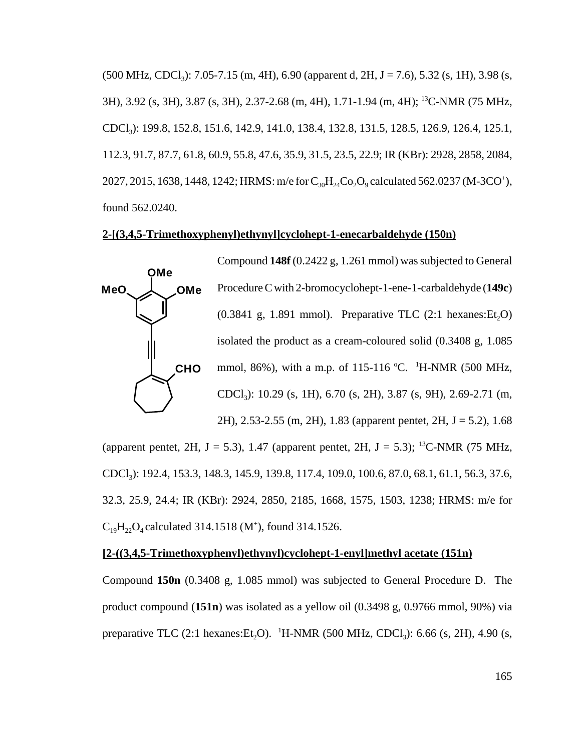(500 MHz, $CDCl_3$): 7.05-7.15 (m, 4H), 6.90 (apparent d, 2H, J = 7.6), 5.32 (s, 1H), 3.98 (s, 3H), 3.92 (s, 3H), 3.87 (s, 3H), 2.37-2.68 (m, 4H), 1.71-1.94 (m, 4H); $^{13}$C-NMR (75 MHz, $CDCl_3$): 199.8, 152.8, 151.6, 142.9, 141.0, 138.4, 132.8, 131.5, 128.5, 126.9, 126.4, 125.1, 112.3, 91.7, 87.7, 61.8, 60.9, 55.8, 47.6, 35.9, 31.5, 23.5, 22.9; IR (KBr): 2928, 2858, 2084, 2027, 2015, 1638, 1448, 1242; HRMS: m/e for $C_{30}H_{24}Co_2O_9$ calculated 562.0237 (M-3CO$^+$), found 562.0240.

**2-[(3,4,5-Trimethoxyphenyl)ethynyl]cyclohept-1-enecarbaldehyde (150n)**

Compound **148f** (0.2422 g, 1.261 mmol) was subjected to General Procedure C with 2-bromocyclohept-1-ene-1-carbaldehyde (**149c**) (0.3841 g, 1.891 mmol). Preparative TLC (2:1 hexanes:$Et_2O$) isolated the product as a cream-coloured solid (0.3408 g, 1.085 mmol, 86%), with a m.p. of 115-116 °C. $^1$H-NMR (500 MHz, $CDCl_3$): 10.29 (s, 1H), 6.70 (s, 2H), 3.87 (s, 9H), 2.69-2.71 (m, 2H), 2.53-2.55 (m, 2H), 1.83 (apparent pentet, 2H, J = 5.2), 1.68 (apparent pentet, 2H, J = 5.3), 1.47 (apparent pentet, 2H, J = 5.3); $^{13}$C-NMR (75 MHz, $CDCl_3$): 192.4, 153.3, 148.3, 145.9, 139.8, 117.4, 109.0, 100.6, 87.0, 68.1, 61.1, 56.3, 37.6, 32.3, 25.9, 24.4; IR (KBr): 2924, 2850, 2185, 1668, 1575, 1503, 1238; HRMS: m/e for $C_{19}H_{22}O_4$ calculated 314.1518 (M$^+$), found 314.1526.

**[2-((3,4,5-Trimethoxyphenyl)ethynyl)cyclohept-1-enyl]methyl acetate (151n)**

Compound **150n** (0.3408 g, 1.085 mmol) was subjected to General Procedure D. The product compound (**151n**) was isolated as a yellow oil (0.3498 g, 0.9766 mmol, 90%) via preparative TLC (2:1 hexanes:$Et_2O$). $^1$H-NMR (500 MHz, $CDCl_3$): 6.66 (s, 2H), 4.90 (s,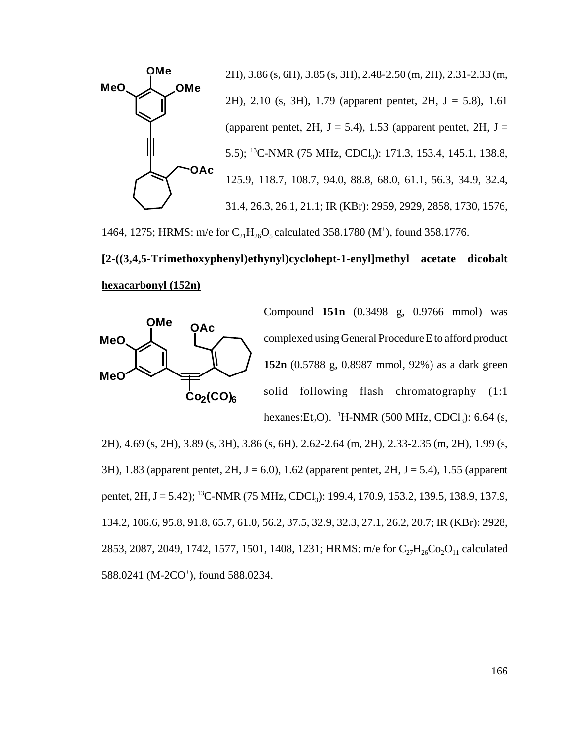2H), 3.86 (s, 6H), 3.85 (s, 3H), 2.48-2.50 (m, 2H), 2.31-2.33 (m, 2H), 2.10 (s, 3H), 1.79 (apparent pentet, 2H, J = 5.8), 1.61 (apparent pentet, 2H, J = 5.4), 1.53 (apparent pentet, 2H, J = 5.5); $^{13}$C-NMR (75 MHz, $CDCl_3$): 171.3, 153.4, 145.1, 138.8, 125.9, 118.7, 108.7, 94.0, 88.8, 68.0, 61.1, 56.3, 34.9, 32.4, 31.4, 26.3, 26.1, 21.1; IR (KBr): 2959, 2929, 2858, 1730, 1576, 1464, 1275; HRMS: m/e for $C_{21}H_{26}O_5$ calculated 358.1780 ($M^+$), found 358.1776.

**[2-((3,4,5-Trimethoxyphenyl)ethynyl)cyclohept-1-enyl]methyl acetate dicobalt hexacarbonyl (152n)**

Compound **151n** (0.3498 g, 0.9766 mmol) was complexed using General Procedure E to afford product **152n** (0.5788 g, 0.8987 mmol, 92%) as a dark green solid following flash chromatography (1:1 hexanes:$Et_2O$). $^1$H-NMR (500 MHz, $CDCl_3$): 6.64 (s, 2H), 4.69 (s, 2H), 3.89 (s, 3H), 3.86 (s, 6H), 2.62-2.64 (m, 2H), 2.33-2.35 (m, 2H), 1.99 (s, 3H), 1.83 (apparent pentet, 2H, J = 6.0), 1.62 (apparent pentet, 2H, J = 5.4), 1.55 (apparent pentet, 2H, J = 5.42); $^{13}$C-NMR (75 MHz, $CDCl_3$): 199.4, 170.9, 153.2, 139.5, 138.9, 137.9, 134.2, 106.6, 95.8, 91.8, 65.7, 61.0, 56.2, 37.5, 32.9, 32.3, 27.1, 26.2, 20.7; IR (KBr): 2928, 2853, 2087, 2049, 1742, 1577, 1501, 1408, 1231; HRMS: m/e for $C_{27}H_{26}Co_2O_{11}$ calculated 588.0241 ($M-2CO^+$), found 588.0234.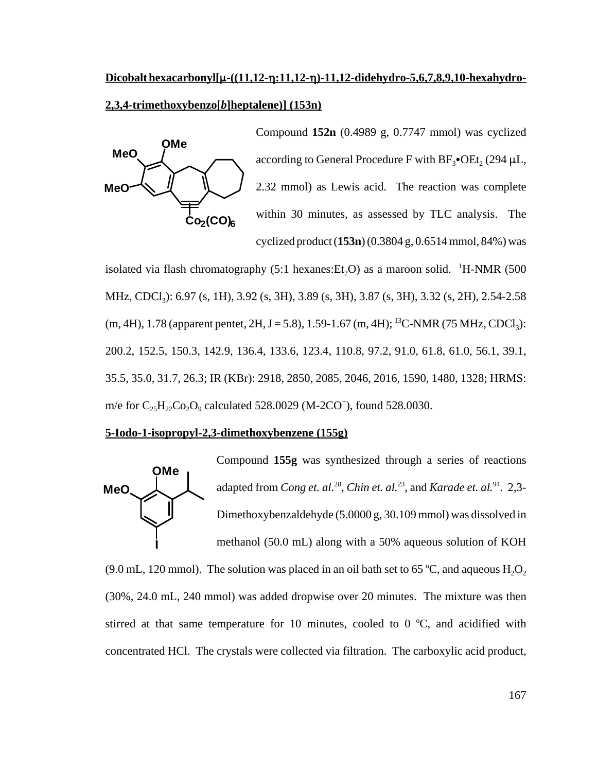**Dicobalt hexacarbonyl[μ-((11,12-η:11,12-η)-11,12-didehydro-5,6,7,8,9,10-hexahydro-2,3,4-trimethoxybenzo[*b*]heptalene)] (153n)**

Compound **152n** (0.4989 g, 0.7747 mmol) was cyclized according to General Procedure F with $BF_3$•$OEt_2$ (294 μL, 2.32 mmol) as Lewis acid. The reaction was complete within 30 minutes, as assessed by TLC analysis. The cyclized product (**153n**) (0.3804 g, 0.6514 mmol, 84%) was isolated via flash chromatography (5:1 hexanes:$Et_2O$) as a maroon solid. $^1$H-NMR (500 MHz, $CDCl_3$): 6.97 (s, 1H), 3.92 (s, 3H), 3.89 (s, 3H), 3.87 (s, 3H), 3.32 (s, 2H), 2.54-2.58 (m, 4H), 1.78 (apparent pentet, 2H, J = 5.8), 1.59-1.67 (m, 4H); $^{13}$C-NMR (75 MHz, $CDCl_3$): 200.2, 152.5, 150.3, 142.9, 136.4, 133.6, 123.4, 110.8, 97.2, 91.0, 61.8, 61.0, 56.1, 39.1, 35.5, 35.0, 31.7, 26.3; IR (KBr): 2918, 2850, 2085, 2046, 2016, 1590, 1480, 1328; HRMS: m/e for $C_{25}H_{22}Co_2O_9$ calculated 528.0029 (M-2CO$^+$), found 528.0030.

**5-Iodo-1-isopropyl-2,3-dimethoxybenzene (155g)**

Compound **155g** was synthesized through a series of reactions adapted from *Cong et. al.*[28], *Chin et. al.*[23], and *Karade et. al.*[94]. 2,3-Dimethoxybenzaldehyde (5.0000 g, 30.109 mmol) was dissolved in methanol (50.0 mL) along with a 50% aqueous solution of KOH (9.0 mL, 120 mmol). The solution was placed in an oil bath set to 65 °C, and aqueous $H_2O_2$ (30%, 24.0 mL, 240 mmol) was added dropwise over 20 minutes. The mixture was then stirred at that same temperature for 10 minutes, cooled to 0 °C, and acidified with concentrated HCl. The crystals were collected via filtration. The carboxylic acid product,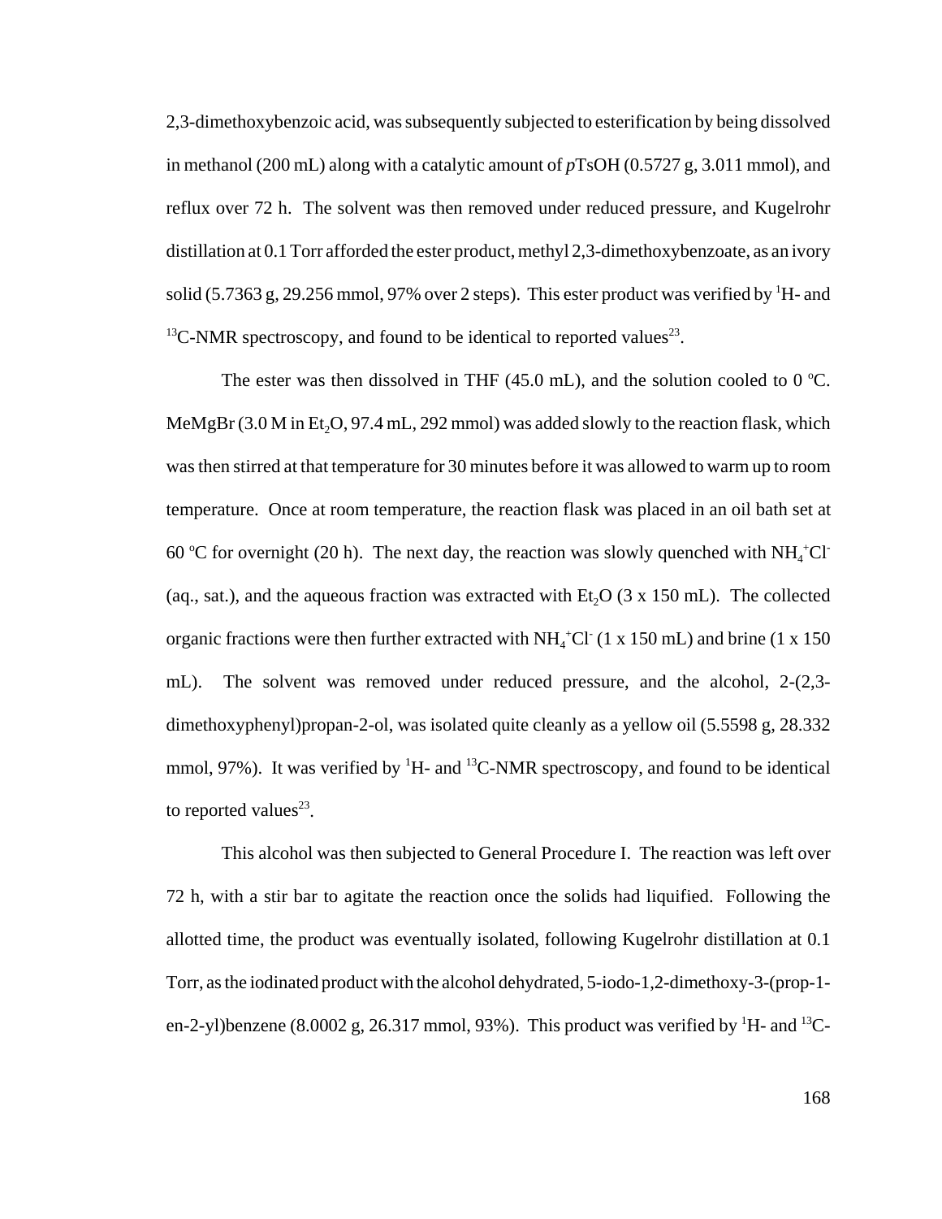2,3-dimethoxybenzoic acid, was subsequently subjected to esterification by being dissolved in methanol (200 mL) along with a catalytic amount of *p*TsOH (0.5727 g, 3.011 mmol), and reflux over 72 h. The solvent was then removed under reduced pressure, and Kugelrohr distillation at 0.1 Torr afforded the ester product, methyl 2,3-dimethoxybenzoate, as an ivory solid (5.7363 g, 29.256 mmol, 97% over 2 steps). This ester product was verified by $^{1}$H- and $^{13}$C-NMR spectroscopy, and found to be identical to reported values[23].

The ester was then dissolved in THF (45.0 mL), and the solution cooled to 0 °C. MeMgBr (3.0 M in $Et_2O$, 97.4 mL, 292 mmol) was added slowly to the reaction flask, which was then stirred at that temperature for 30 minutes before it was allowed to warm up to room temperature. Once at room temperature, the reaction flask was placed in an oil bath set at 60 °C for overnight (20 h). The next day, the reaction was slowly quenched with $NH_4^+Cl^-$ (aq., sat.), and the aqueous fraction was extracted with $Et_2O$ (3 x 150 mL). The collected organic fractions were then further extracted with $NH_4^+Cl^-$ (1 x 150 mL) and brine (1 x 150 mL). The solvent was removed under reduced pressure, and the alcohol, 2-(2,3-dimethoxyphenyl)propan-2-ol, was isolated quite cleanly as a yellow oil (5.5598 g, 28.332 mmol, 97%). It was verified by $^{1}$H- and $^{13}$C-NMR spectroscopy, and found to be identical to reported values[23].

This alcohol was then subjected to General Procedure I. The reaction was left over 72 h, with a stir bar to agitate the reaction once the solids had liquified. Following the allotted time, the product was eventually isolated, following Kugelrohr distillation at 0.1 Torr, as the iodinated product with the alcohol dehydrated, 5-iodo-1,2-dimethoxy-3-(prop-1-en-2-yl)benzene (8.0002 g, 26.317 mmol, 93%). This product was verified by $^{1}$H- and $^{13}$C-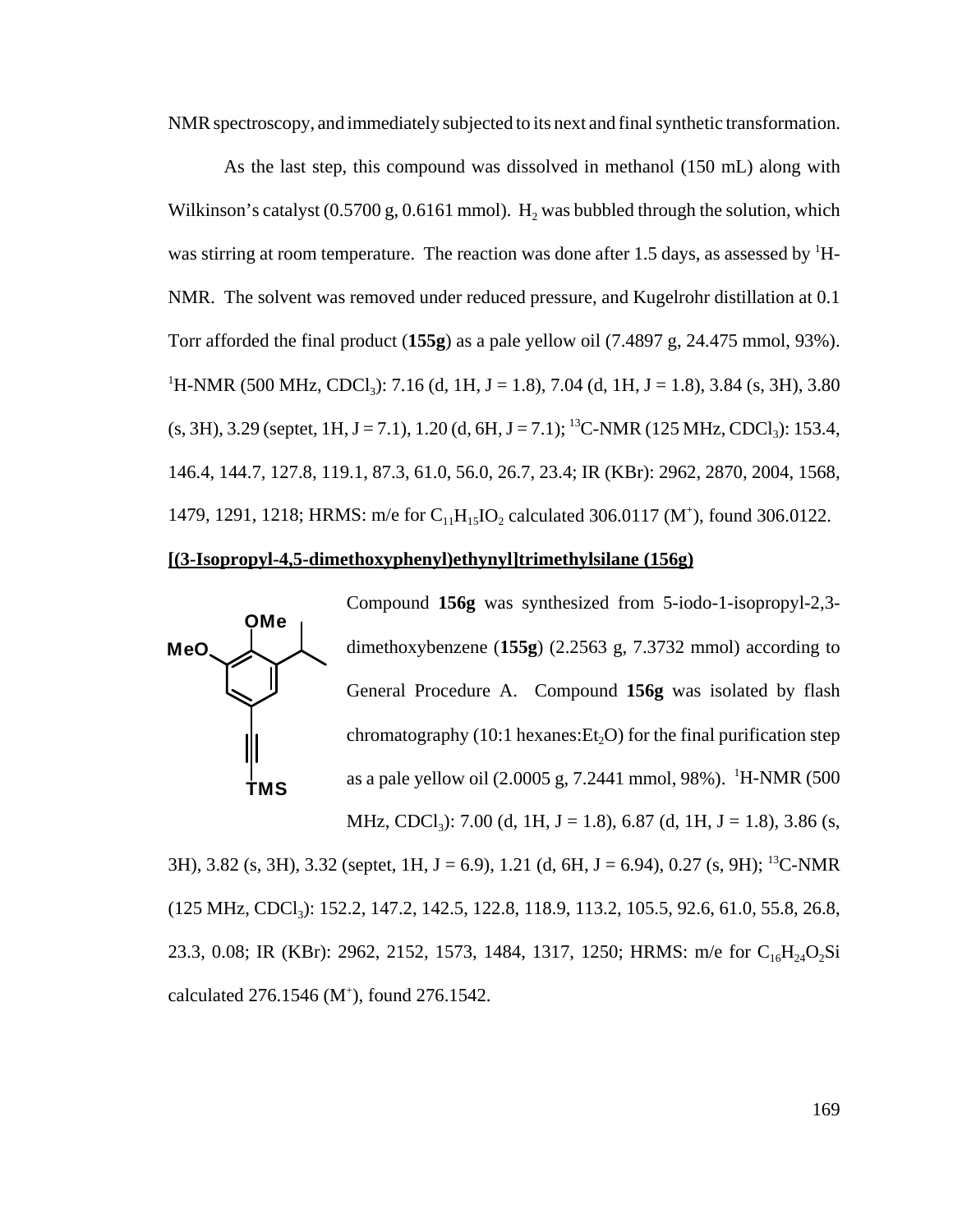NMR spectroscopy, and immediately subjected to its next and final synthetic transformation.

As the last step, this compound was dissolved in methanol (150 mL) along with Wilkinson's catalyst (0.5700 g, 0.6161 mmol). $H_2$ was bubbled through the solution, which was stirring at room temperature. The reaction was done after 1.5 days, as assessed by $^1$H-NMR. The solvent was removed under reduced pressure, and Kugelrohr distillation at 0.1 Torr afforded the final product (**155g**) as a pale yellow oil (7.4897 g, 24.475 mmol, 93%). $^1$H-NMR (500 MHz, $CDCl_3$): 7.16 (d, 1H, J = 1.8), 7.04 (d, 1H, J = 1.8), 3.84 (s, 3H), 3.80 (s, 3H), 3.29 (septet, 1H, J = 7.1), 1.20 (d, 6H, J = 7.1); $^{13}$C-NMR (125 MHz, $CDCl_3$): 153.4, 146.4, 144.7, 127.8, 119.1, 87.3, 61.0, 56.0, 26.7, 23.4; IR (KBr): 2962, 2870, 2004, 1568, 1479, 1291, 1218; HRMS: m/e for $C_{11}H_{15}IO_2$ calculated 306.0117 ($M^+$), found 306.0122.

**[(3-Isopropyl-4,5-dimethoxyphenyl)ethynyl]trimethylsilane (156g)**

Compound **156g** was synthesized from 5-iodo-1-isopropyl-2,3-dimethoxybenzene (**155g**) (2.2563 g, 7.3732 mmol) according to General Procedure A. Compound **156g** was isolated by flash chromatography (10:1 hexanes:$Et_2O$) for the final purification step as a pale yellow oil (2.0005 g, 7.2441 mmol, 98%). $^1$H-NMR (500 MHz, $CDCl_3$): 7.00 (d, 1H, J = 1.8), 6.87 (d, 1H, J = 1.8), 3.86 (s, 3H), 3.82 (s, 3H), 3.32 (septet, 1H, J = 6.9), 1.21 (d, 6H, J = 6.94), 0.27 (s, 9H); $^{13}$C-NMR (125 MHz, $CDCl_3$): 152.2, 147.2, 142.5, 122.8, 118.9, 113.2, 105.5, 92.6, 61.0, 55.8, 26.8, 23.3, 0.08; IR (KBr): 2962, 2152, 1573, 1484, 1317, 1250; HRMS: m/e for $C_{16}H_{24}O_2Si$ calculated 276.1546 ($M^+$), found 276.1542.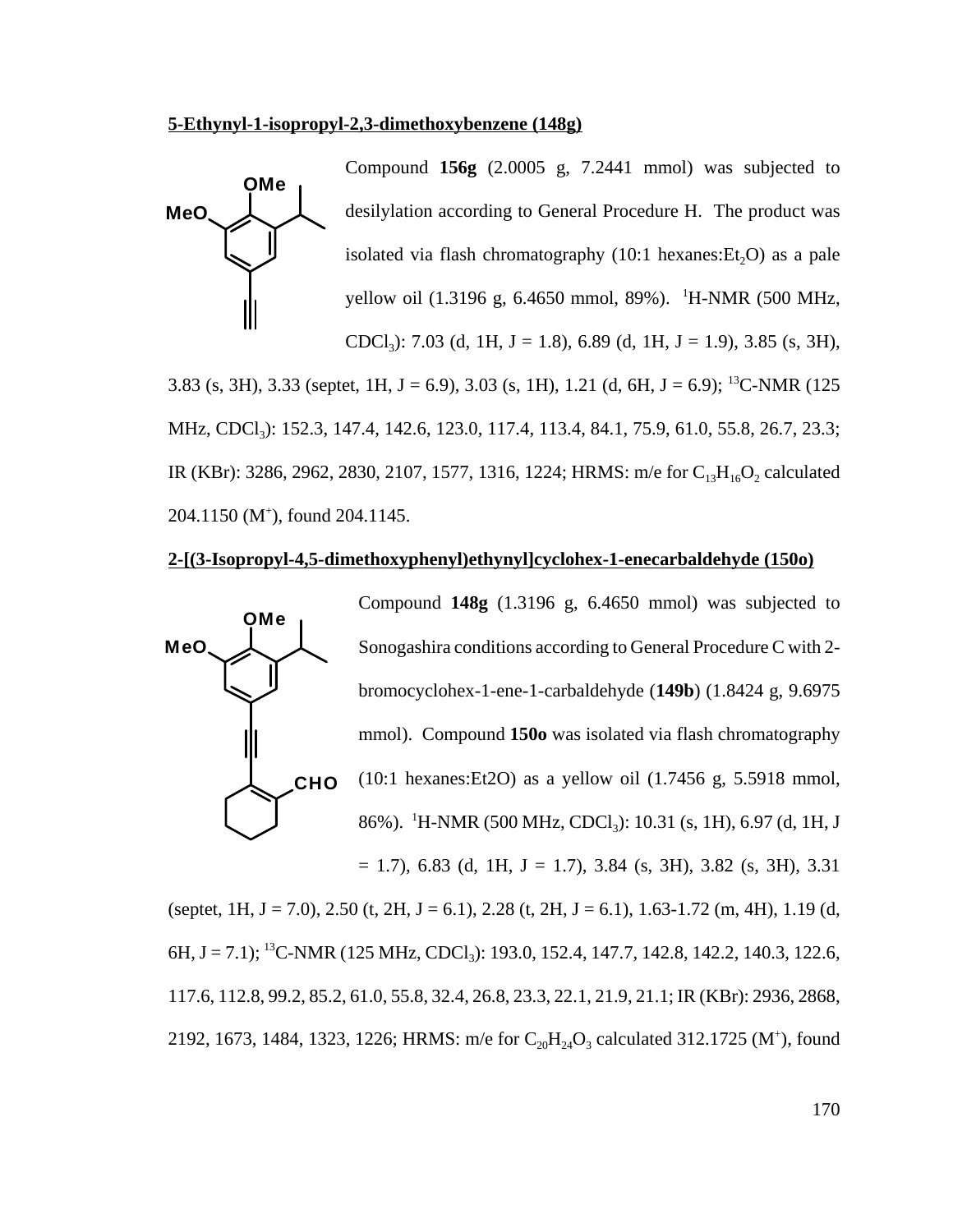**5-Ethynyl-1-isopropyl-2,3-dimethoxybenzene (148g)**

Compound **156g** (2.0005 g, 7.2441 mmol) was subjected to desilylation according to General Procedure H. The product was isolated via flash chromatography (10:1 hexanes:$Et_2O$) as a pale yellow oil (1.3196 g, 6.4650 mmol, 89%). $^1$H-NMR (500 MHz, $CDCl_3$): 7.03 (d, 1H, J = 1.8), 6.89 (d, 1H, J = 1.9), 3.85 (s, 3H), 3.83 (s, 3H), 3.33 (septet, 1H, J = 6.9), 3.03 (s, 1H), 1.21 (d, 6H, J = 6.9); $^{13}$C-NMR (125 MHz, $CDCl_3$): 152.3, 147.4, 142.6, 123.0, 117.4, 113.4, 84.1, 75.9, 61.0, 55.8, 26.7, 23.3; IR (KBr): 3286, 2962, 2830, 2107, 1577, 1316, 1224; HRMS: m/e for $C_{13}H_{16}O_2$ calculated 204.1150 ($M^+$), found 204.1145.

**2-[(3-Isopropyl-4,5-dimethoxyphenyl)ethynyl]cyclohex-1-enecarbaldehyde (150o)**

Compound **148g** (1.3196 g, 6.4650 mmol) was subjected to Sonogashira conditions according to General Procedure C with 2-bromocyclohex-1-ene-1-carbaldehyde (**149b**) (1.8424 g, 9.6975 mmol). Compound **150o** was isolated via flash chromatography (10:1 hexanes:Et2O) as a yellow oil (1.7456 g, 5.5918 mmol, 86%). $^1$H-NMR (500 MHz, $CDCl_3$): 10.31 (s, 1H), 6.97 (d, 1H, J = 1.7), 6.83 (d, 1H, J = 1.7), 3.84 (s, 3H), 3.82 (s, 3H), 3.31 (septet, 1H, J = 7.0), 2.50 (t, 2H, J = 6.1), 2.28 (t, 2H, J = 6.1), 1.63-1.72 (m, 4H), 1.19 (d, 6H, J = 7.1); $^{13}$C-NMR (125 MHz, $CDCl_3$): 193.0, 152.4, 147.7, 142.8, 142.2, 140.3, 122.6, 117.6, 112.8, 99.2, 85.2, 61.0, 55.8, 32.4, 26.8, 23.3, 22.1, 21.9, 21.1; IR (KBr): 2936, 2868, 2192, 1673, 1484, 1323, 1226; HRMS: m/e for $C_{20}H_{24}O_3$ calculated 312.1725 ($M^+$), found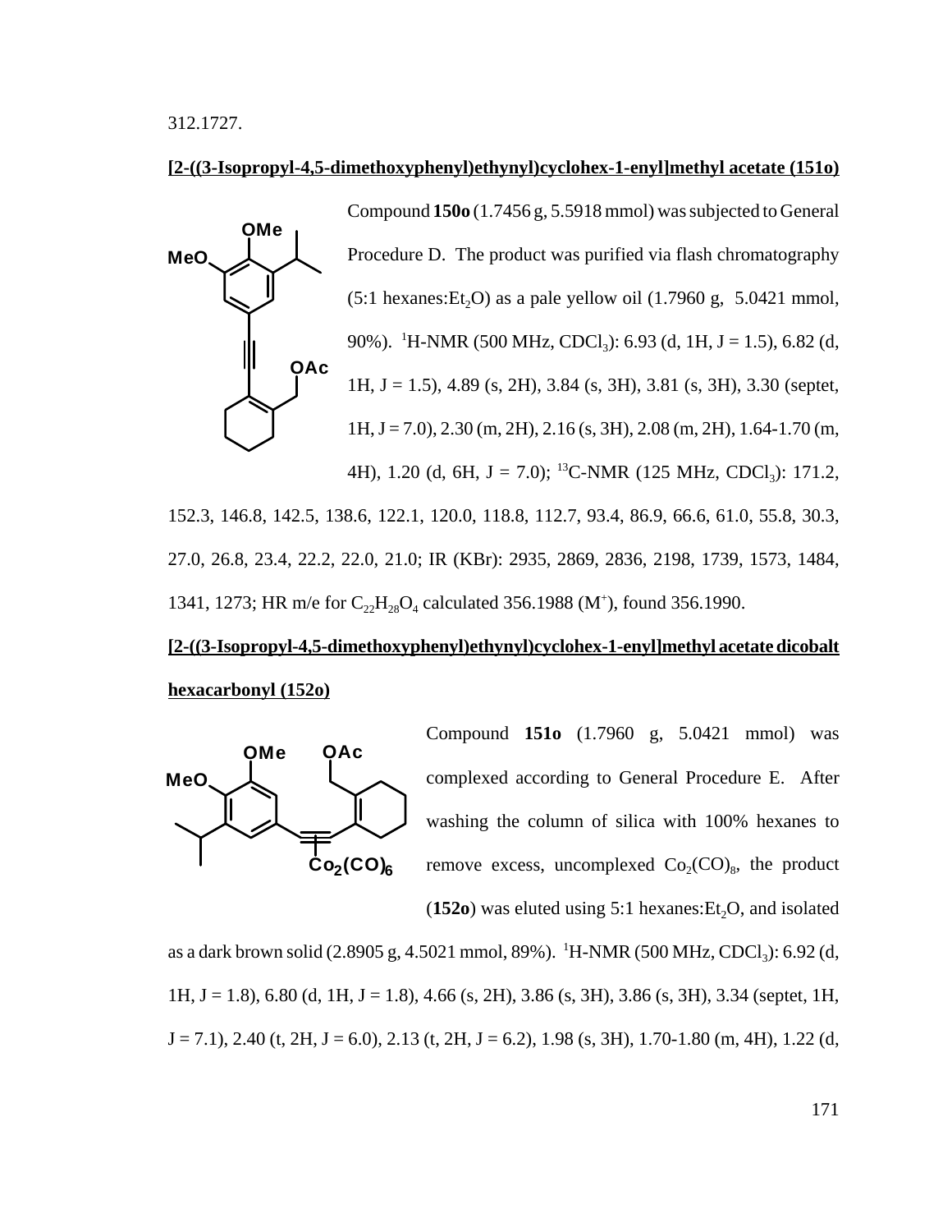312.1727.

**[2-((3-Isopropyl-4,5-dimethoxyphenyl)ethynyl)cyclohex-1-enyl]methyl acetate (151o)**

Compound **150o** (1.7456 g, 5.5918 mmol) was subjected to General Procedure D. The product was purified via flash chromatography (5:1 hexanes:$Et_2O$) as a pale yellow oil (1.7960 g, 5.0421 mmol, 90%). $^1$H-NMR (500 MHz, $CDCl_3$): 6.93 (d, 1H, J = 1.5), 6.82 (d, 1H, J = 1.5), 4.89 (s, 2H), 3.84 (s, 3H), 3.81 (s, 3H), 3.30 (septet, 1H, J = 7.0), 2.30 (m, 2H), 2.16 (s, 3H), 2.08 (m, 2H), 1.64-1.70 (m, 4H), 1.20 (d, 6H, J = 7.0); $^{13}$C-NMR (125 MHz, $CDCl_3$): 171.2, 152.3, 146.8, 142.5, 138.6, 122.1, 120.0, 118.8, 112.7, 93.4, 86.9, 66.6, 61.0, 55.8, 30.3, 27.0, 26.8, 23.4, 22.2, 22.0, 21.0; IR (KBr): 2935, 2869, 2836, 2198, 1739, 1573, 1484, 1341, 1273; HR m/e for $C_{22}H_{28}O_4$ calculated 356.1988 ($M^+$), found 356.1990.

**[2-((3-Isopropyl-4,5-dimethoxyphenyl)ethynyl)cyclohex-1-enyl]methyl acetate dicobalt hexacarbonyl (152o)**

Compound **151o** (1.7960 g, 5.0421 mmol) was complexed according to General Procedure E. After washing the column of silica with 100% hexanes to remove excess, uncomplexed $Co_2(CO)_8$, the product (**152o**) was eluted using 5:1 hexanes:$Et_2O$, and isolated as a dark brown solid (2.8905 g, 4.5021 mmol, 89%). $^1$H-NMR (500 MHz, $CDCl_3$): 6.92 (d, 1H, J = 1.8), 6.80 (d, 1H, J = 1.8), 4.66 (s, 2H), 3.86 (s, 3H), 3.86 (s, 3H), 3.34 (septet, 1H, J = 7.1), 2.40 (t, 2H, J = 6.0), 2.13 (t, 2H, J = 6.2), 1.98 (s, 3H), 1.70-1.80 (m, 4H), 1.22 (d,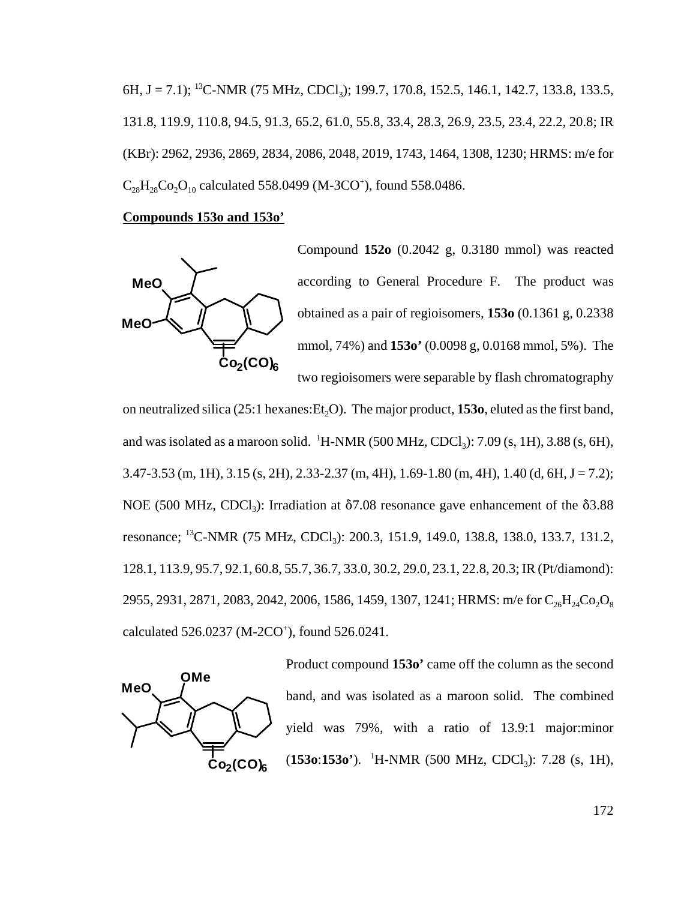6H, J = 7.1); [13]C-NMR (75 MHz, $CDCl_3$); 199.7, 170.8, 152.5, 146.1, 142.7, 133.8, 133.5, 131.8, 119.9, 110.8, 94.5, 91.3, 65.2, 61.0, 55.8, 33.4, 28.3, 26.9, 23.5, 23.4, 22.2, 20.8; IR (KBr): 2962, 2936, 2869, 2834, 2086, 2048, 2019, 1743, 1464, 1308, 1230; HRMS: m/e for $C_{28}H_{28}Co_2O_{10}$ calculated 558.0499 (M-3CO$^+$), found 558.0486.

**Compounds 153o and 153o'**

Compound **152o** (0.2042 g, 0.3180 mmol) was reacted according to General Procedure F. The product was obtained as a pair of regioisomers, **153o** (0.1361 g, 0.2338 mmol, 74%) and **153o'** (0.0098 g, 0.0168 mmol, 5%). The two regioisomers were separable by flash chromatography on neutralized silica (25:1 hexanes:$Et_2O$). The major product, **153o**, eluted as the first band, and was isolated as a maroon solid. [1]H-NMR (500 MHz, $CDCl_3$): 7.09 (s, 1H), 3.88 (s, 6H), 3.47-3.53 (m, 1H), 3.15 (s, 2H), 2.33-2.37 (m, 4H), 1.69-1.80 (m, 4H), 1.40 (d, 6H, J = 7.2); NOE (500 MHz, $CDCl_3$): Irradiation at δ7.08 resonance gave enhancement of the δ3.88 resonance; [13]C-NMR (75 MHz, $CDCl_3$): 200.3, 151.9, 149.0, 138.8, 138.0, 133.7, 131.2, 128.1, 113.9, 95.7, 92.1, 60.8, 55.7, 36.7, 33.0, 30.2, 29.0, 23.1, 22.8, 20.3; IR (Pt/diamond): 2955, 2931, 2871, 2083, 2042, 2006, 1586, 1459, 1307, 1241; HRMS: m/e for $C_{26}H_{24}Co_2O_8$ calculated 526.0237 (M-2CO$^+$), found 526.0241.

Product compound **153o'** came off the column as the second band, and was isolated as a maroon solid. The combined yield was 79%, with a ratio of 13.9:1 major:minor (**153o**:**153o'**). [1]H-NMR (500 MHz, $CDCl_3$): 7.28 (s, 1H),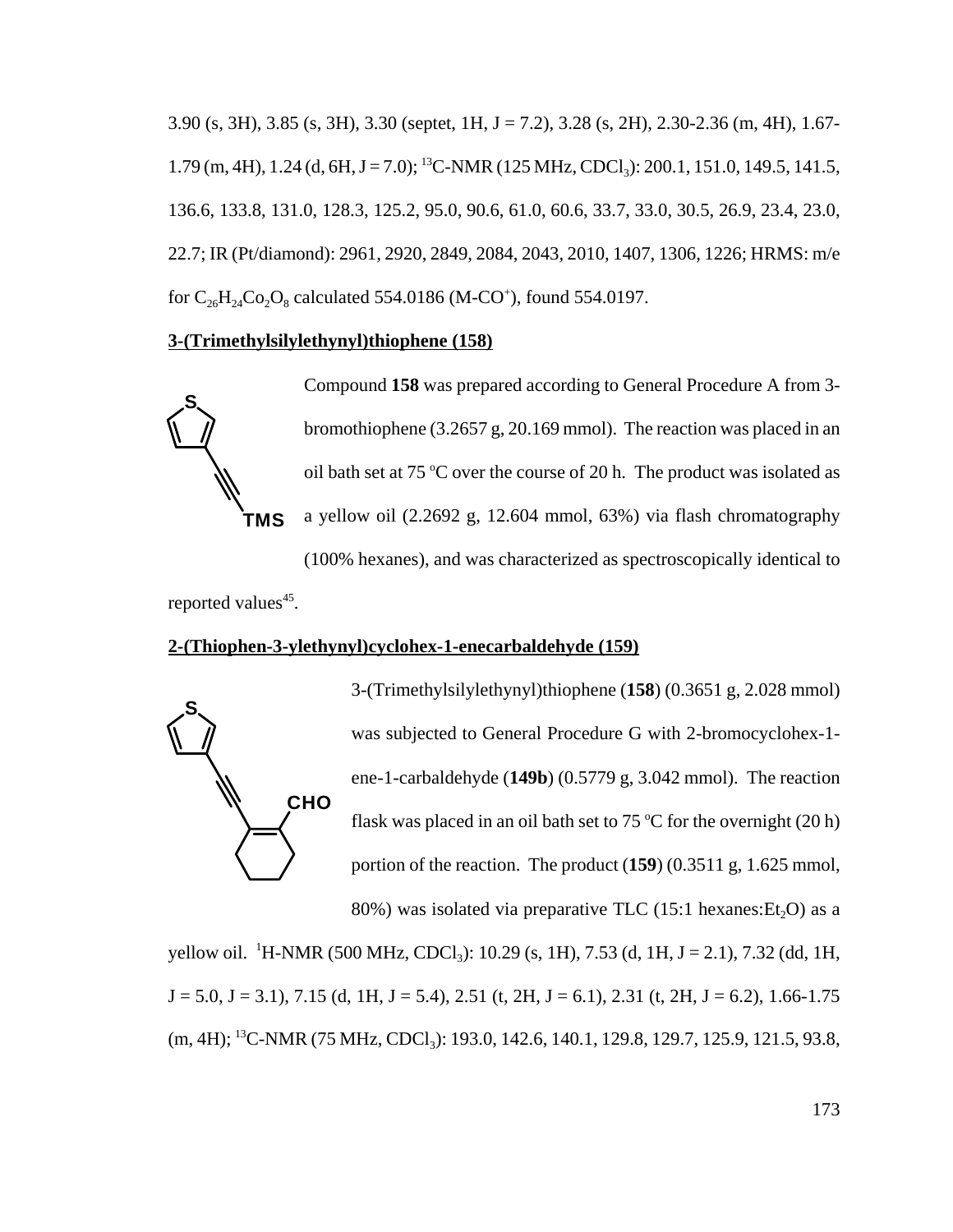3.90 (s, 3H), 3.85 (s, 3H), 3.30 (septet, 1H, J = 7.2), 3.28 (s, 2H), 2.30-2.36 (m, 4H), 1.67-1.79 (m, 4H), 1.24 (d, 6H, J = 7.0); $^{13}$C-NMR (125 MHz, $CDCl_3$): 200.1, 151.0, 149.5, 141.5, 136.6, 133.8, 131.0, 128.3, 125.2, 95.0, 90.6, 61.0, 60.6, 33.7, 33.0, 30.5, 26.9, 23.4, 23.0, 22.7; IR (Pt/diamond): 2961, 2920, 2849, 2084, 2043, 2010, 1407, 1306, 1226; HRMS: m/e for $C_{26}H_{24}Co_2O_8$ calculated 554.0186 (M-CO$^+$), found 554.0197.

**3-(Trimethylsilylethynyl)thiophene (158)**

Compound **158** was prepared according to General Procedure A from 3-bromothiophene (3.2657 g, 20.169 mmol). The reaction was placed in an oil bath set at 75 °C over the course of 20 h. The product was isolated as a yellow oil (2.2692 g, 12.604 mmol, 63%) via flash chromatography (100% hexanes), and was characterized as spectroscopically identical to reported values[45].

**2-(Thiophen-3-ylethynyl)cyclohex-1-enecarbaldehyde (159)**

3-(Trimethylsilylethynyl)thiophene (**158**) (0.3651 g, 2.028 mmol) was subjected to General Procedure G with 2-bromocyclohex-1-ene-1-carbaldehyde (**149b**) (0.5779 g, 3.042 mmol). The reaction flask was placed in an oil bath set to 75 °C for the overnight (20 h) portion of the reaction. The product (**159**) (0.3511 g, 1.625 mmol, 80%) was isolated via preparative TLC (15:1 hexanes:$Et_2O$) as a yellow oil. $^1$H-NMR (500 MHz, $CDCl_3$): 10.29 (s, 1H), 7.53 (d, 1H, J = 2.1), 7.32 (dd, 1H, J = 5.0, J = 3.1), 7.15 (d, 1H, J = 5.4), 2.51 (t, 2H, J = 6.1), 2.31 (t, 2H, J = 6.2), 1.66-1.75 (m, 4H); $^{13}$C-NMR (75 MHz, $CDCl_3$): 193.0, 142.6, 140.1, 129.8, 129.7, 125.9, 121.5, 93.8,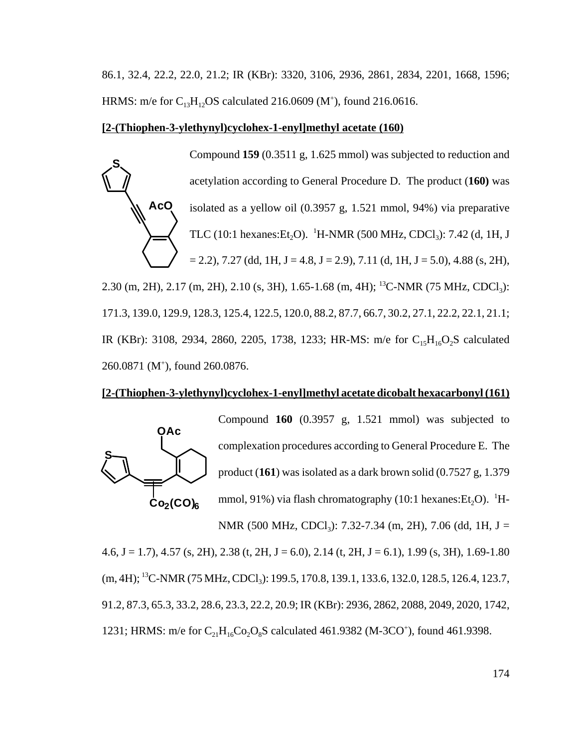86.1, 32.4, 22.2, 22.0, 21.2; IR (KBr): 3320, 3106, 2936, 2861, 2834, 2201, 1668, 1596; HRMS: m/e for $C_{13}H_{12}OS$ calculated 216.0609 ($M^+$), found 216.0616.

**[2-(Thiophen-3-ylethynyl)cyclohex-1-enyl]methyl acetate (160)**

Compound **159** (0.3511 g, 1.625 mmol) was subjected to reduction and acetylation according to General Procedure D. The product (**160)** was isolated as a yellow oil (0.3957 g, 1.521 mmol, 94%) via preparative TLC (10:1 hexanes:$Et_2O$). $^1$H-NMR (500 MHz, $CDCl_3$): 7.42 (d, 1H, J = 2.2), 7.27 (dd, 1H, J = 4.8, J = 2.9), 7.11 (d, 1H, J = 5.0), 4.88 (s, 2H), 2.30 (m, 2H), 2.17 (m, 2H), 2.10 (s, 3H), 1.65-1.68 (m, 4H); $^{13}$C-NMR (75 MHz, $CDCl_3$): 171.3, 139.0, 129.9, 128.3, 125.4, 122.5, 120.0, 88.2, 87.7, 66.7, 30.2, 27.1, 22.2, 22.1, 21.1; IR (KBr): 3108, 2934, 2860, 2205, 1738, 1233; HR-MS: m/e for $C_{15}H_{16}O_2S$ calculated 260.0871 ($M^+$), found 260.0876.

**[2-(Thiophen-3-ylethynyl)cyclohex-1-enyl]methyl acetate dicobalt hexacarbonyl (161)**

Compound **160** (0.3957 g, 1.521 mmol) was subjected to complexation procedures according to General Procedure E. The product (**161**) was isolated as a dark brown solid (0.7527 g, 1.379 mmol, 91%) via flash chromatography (10:1 hexanes:$Et_2O$). $^1$H-NMR (500 MHz, $CDCl_3$): 7.32-7.34 (m, 2H), 7.06 (dd, 1H, J = 4.6, J = 1.7), 4.57 (s, 2H), 2.38 (t, 2H, J = 6.0), 2.14 (t, 2H, J = 6.1), 1.99 (s, 3H), 1.69-1.80 (m, 4H); $^{13}$C-NMR (75 MHz, $CDCl_3$): 199.5, 170.8, 139.1, 133.6, 132.0, 128.5, 126.4, 123.7, 91.2, 87.3, 65.3, 33.2, 28.6, 23.3, 22.2, 20.9; IR (KBr): 2936, 2862, 2088, 2049, 2020, 1742, 1231; HRMS: m/e for $C_{21}H_{16}Co_2O_8S$ calculated 461.9382 ($M$-$3CO^+$), found 461.9398.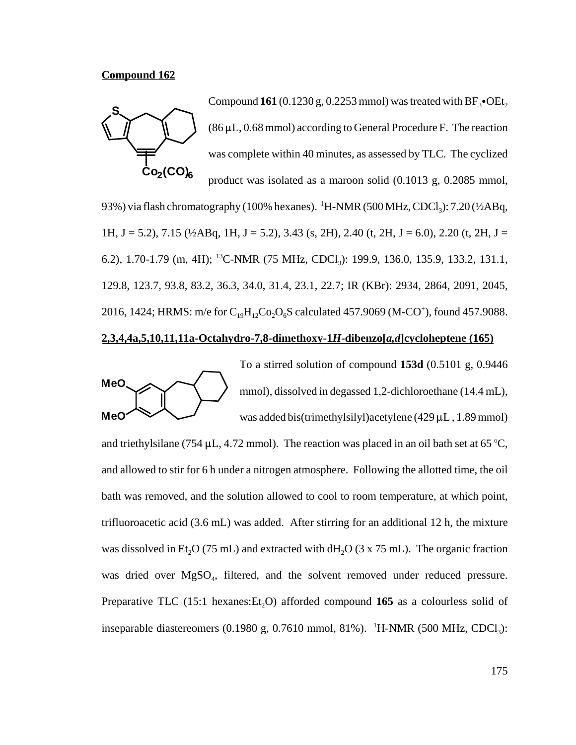**Compound 162**

Compound **161** (0.1230 g, 0.2253 mmol) was treated with $BF_3 \bullet OEt_2$ (86 μL, 0.68 mmol) according to General Procedure F. The reaction was complete within 40 minutes, as assessed by TLC. The cyclized product was isolated as a maroon solid (0.1013 g, 0.2085 mmol, 93%) via flash chromatography (100% hexanes). $^1$H-NMR (500 MHz, $CDCl_3$): 7.20 (½ABq, 1H, J = 5.2), 7.15 (½ABq, 1H, J = 5.2), 3.43 (s, 2H), 2.40 (t, 2H, J = 6.0), 2.20 (t, 2H, J = 6.2), 1.70-1.79 (m, 4H); $^{13}$C-NMR (75 MHz, $CDCl_3$): 199.9, 136.0, 135.9, 133.2, 131.1, 129.8, 123.7, 93.8, 83.2, 36.3, 34.0, 31.4, 23.1, 22.7; IR (KBr): 2934, 2864, 2091, 2045, 2016, 1424; HRMS: m/e for $C_{19}H_{12}Co_2O_6S$ calculated 457.9069 ($M\text{-}CO^+$), found 457.9088.

**2,3,4,4a,5,10,11,11a-Octahydro-7,8-dimethoxy-1*H*-dibenzo[*a,d*]cycloheptene (165)**

To a stirred solution of compound **153d** (0.5101 g, 0.9446 mmol), dissolved in degassed 1,2-dichloroethane (14.4 mL), was added bis(trimethylsilyl)acetylene (429 μL , 1.89 mmol) and triethylsilane (754 μL, 4.72 mmol). The reaction was placed in an oil bath set at 65 °C, and allowed to stir for 6 h under a nitrogen atmosphere. Following the allotted time, the oil bath was removed, and the solution allowed to cool to room temperature, at which point, trifluoroacetic acid (3.6 mL) was added. After stirring for an additional 12 h, the mixture was dissolved in $Et_2O$ (75 mL) and extracted with $dH_2O$ (3 x 75 mL). The organic fraction was dried over $MgSO_4$, filtered, and the solvent removed under reduced pressure. Preparative TLC (15:1 hexanes:$Et_2O$) afforded compound **165** as a colourless solid of inseparable diastereomers (0.1980 g, 0.7610 mmol, 81%). $^1$H-NMR (500 MHz, $CDCl_3$):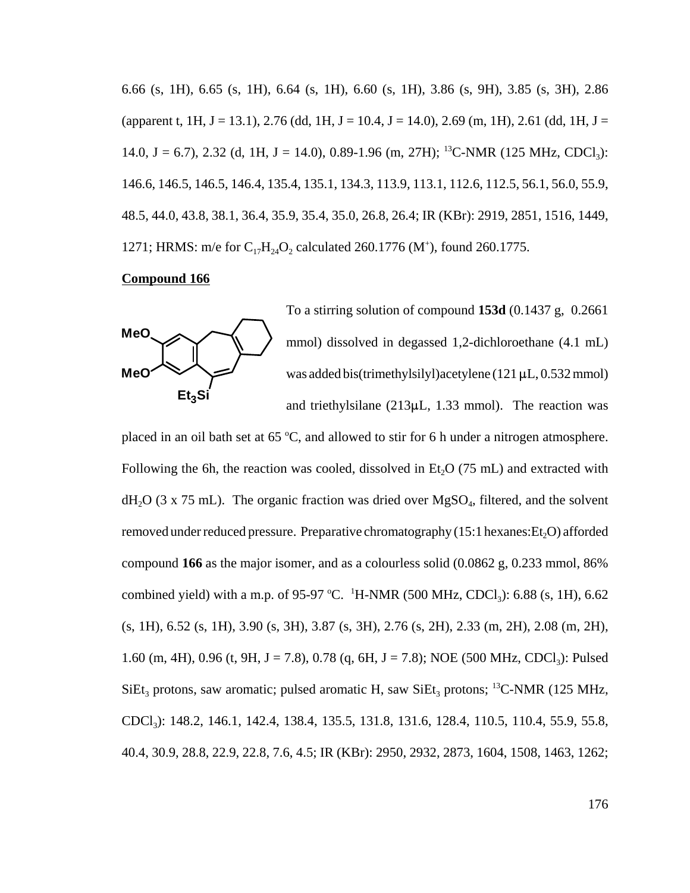6.66 (s, 1H), 6.65 (s, 1H), 6.64 (s, 1H), 6.60 (s, 1H), 3.86 (s, 9H), 3.85 (s, 3H), 2.86 (apparent t, 1H, J = 13.1), 2.76 (dd, 1H, J = 10.4, J = 14.0), 2.69 (m, 1H), 2.61 (dd, 1H, J = 14.0, J = 6.7), 2.32 (d, 1H, J = 14.0), 0.89-1.96 (m, 27H); $^{13}$C-NMR (125 MHz, $CDCl_3$): 146.6, 146.5, 146.5, 146.4, 135.4, 135.1, 134.3, 113.9, 113.1, 112.6, 112.5, 56.1, 56.0, 55.9, 48.5, 44.0, 43.8, 38.1, 36.4, 35.9, 35.4, 35.0, 26.8, 26.4; IR (KBr): 2919, 2851, 1516, 1449, 1271; HRMS: m/e for $C_{17}H_{24}O_2$ calculated 260.1776 ($M^+$), found 260.1775.

**Compound 166**

To a stirring solution of compound **153d** (0.1437 g, 0.2661 mmol) dissolved in degassed 1,2-dichloroethane (4.1 mL) was added bis(trimethylsilyl)acetylene (121 μL, 0.532 mmol) and triethylsilane (213μL, 1.33 mmol). The reaction was placed in an oil bath set at 65 °C, and allowed to stir for 6 h under a nitrogen atmosphere. Following the 6h, the reaction was cooled, dissolved in $Et_2O$ (75 mL) and extracted with $dH_2O$ (3 x 75 mL). The organic fraction was dried over $MgSO_4$, filtered, and the solvent removed under reduced pressure. Preparative chromatography (15:1 hexanes:$Et_2O$) afforded compound **166** as the major isomer, and as a colourless solid (0.0862 g, 0.233 mmol, 86% combined yield) with a m.p. of 95-97 °C. $^1$H-NMR (500 MHz, $CDCl_3$): 6.88 (s, 1H), 6.62 (s, 1H), 6.52 (s, 1H), 3.90 (s, 3H), 3.87 (s, 3H), 2.76 (s, 2H), 2.33 (m, 2H), 2.08 (m, 2H), 1.60 (m, 4H), 0.96 (t, 9H, J = 7.8), 0.78 (q, 6H, J = 7.8); NOE (500 MHz, $CDCl_3$): Pulsed $SiEt_3$ protons, saw aromatic; pulsed aromatic H, saw $SiEt_3$ protons; $^{13}$C-NMR (125 MHz, $CDCl_3$): 148.2, 146.1, 142.4, 138.4, 135.5, 131.8, 131.6, 128.4, 110.5, 110.4, 55.9, 55.8, 40.4, 30.9, 28.8, 22.9, 22.8, 7.6, 4.5; IR (KBr): 2950, 2932, 2873, 1604, 1508, 1463, 1262;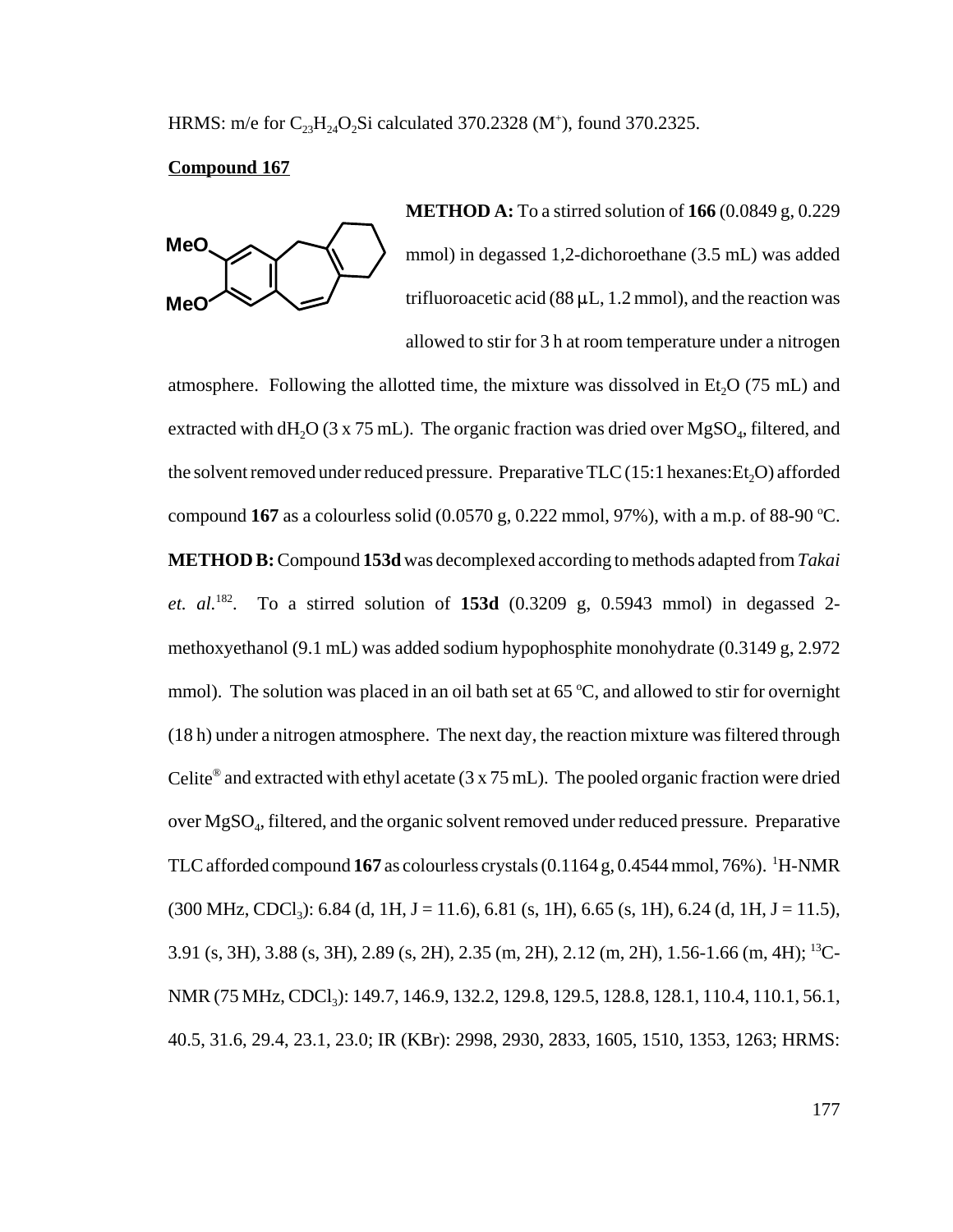HRMS: m/e for $C_{23}H_{24}O_2Si$ calculated 370.2328 ($M^+$), found 370.2325.

**Compound 167**

**METHOD A:** To a stirred solution of **166** (0.0849 g, 0.229 mmol) in degassed 1,2-dichoroethane (3.5 mL) was added trifluoroacetic acid (88 μL, 1.2 mmol), and the reaction was allowed to stir for 3 h at room temperature under a nitrogen atmosphere. Following the allotted time, the mixture was dissolved in $Et_2O$ (75 mL) and extracted with $dH_2O$ (3 x 75 mL). The organic fraction was dried over $MgSO_4$, filtered, and the solvent removed under reduced pressure. Preparative TLC (15:1 hexanes:$Et_2O$) afforded compound **167** as a colourless solid (0.0570 g, 0.222 mmol, 97%), with a m.p. of 88-90 °C.

**METHOD B:** Compound **153d** was decomplexed according to methods adapted from *Takai et. al.*[182]. To a stirred solution of **153d** (0.3209 g, 0.5943 mmol) in degassed 2-methoxyethanol (9.1 mL) was added sodium hypophosphite monohydrate (0.3149 g, 2.972 mmol). The solution was placed in an oil bath set at 65 °C, and allowed to stir for overnight (18 h) under a nitrogen atmosphere. The next day, the reaction mixture was filtered through Celite® and extracted with ethyl acetate (3 x 75 mL). The pooled organic fraction were dried over $MgSO_4$, filtered, and the organic solvent removed under reduced pressure. Preparative TLC afforded compound **167** as colourless crystals (0.1164 g, 0.4544 mmol, 76%). $^1$H-NMR (300 MHz, $CDCl_3$): 6.84 (d, 1H, J = 11.6), 6.81 (s, 1H), 6.65 (s, 1H), 6.24 (d, 1H, J = 11.5), 3.91 (s, 3H), 3.88 (s, 3H), 2.89 (s, 2H), 2.35 (m, 2H), 2.12 (m, 2H), 1.56-1.66 (m, 4H); $^{13}$C-NMR (75 MHz, $CDCl_3$): 149.7, 146.9, 132.2, 129.8, 129.5, 128.8, 128.1, 110.4, 110.1, 56.1, 40.5, 31.6, 29.4, 23.1, 23.0; IR (KBr): 2998, 2930, 2833, 1605, 1510, 1353, 1263; HRMS: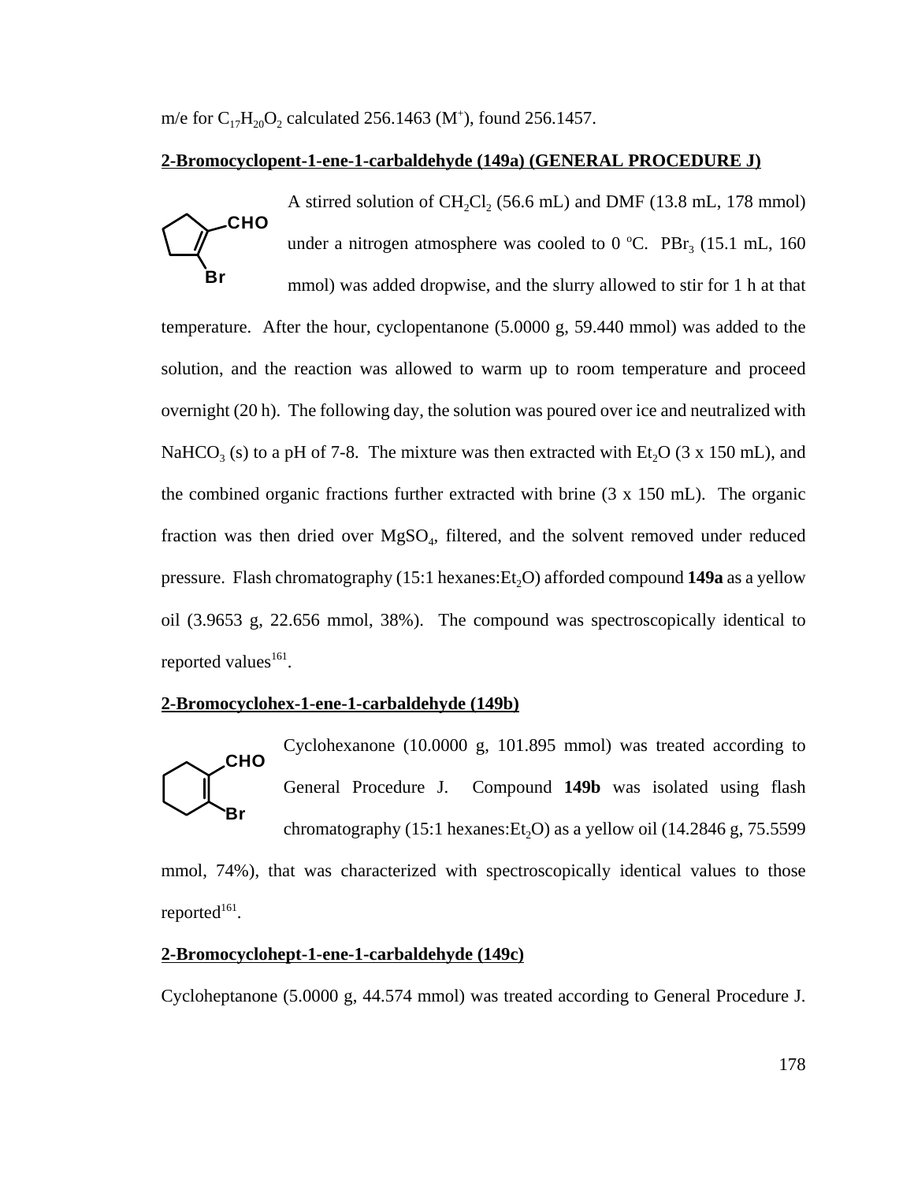m/e for $C_{17}H_{20}O_2$ calculated 256.1463 ($M^+$), found 256.1457.

**2-Bromocyclopent-1-ene-1-carbaldehyde (149a) (GENERAL PROCEDURE J)**

A stirred solution of $CH_2Cl_2$ (56.6 mL) and DMF (13.8 mL, 178 mmol) under a nitrogen atmosphere was cooled to 0 °C. $PBr_3$ (15.1 mL, 160 mmol) was added dropwise, and the slurry allowed to stir for 1 h at that temperature. After the hour, cyclopentanone (5.0000 g, 59.440 mmol) was added to the solution, and the reaction was allowed to warm up to room temperature and proceed overnight (20 h). The following day, the solution was poured over ice and neutralized with $NaHCO_3$ (s) to a pH of 7-8. The mixture was then extracted with $Et_2O$ (3 x 150 mL), and the combined organic fractions further extracted with brine (3 x 150 mL). The organic fraction was then dried over $MgSO_4$, filtered, and the solvent removed under reduced pressure. Flash chromatography (15:1 hexanes:$Et_2O$) afforded compound **149a** as a yellow oil (3.9653 g, 22.656 mmol, 38%). The compound was spectroscopically identical to reported values[161].

**2-Bromocyclohex-1-ene-1-carbaldehyde (149b)**

Cyclohexanone (10.0000 g, 101.895 mmol) was treated according to General Procedure J. Compound **149b** was isolated using flash chromatography (15:1 hexanes:$Et_2O$) as a yellow oil (14.2846 g, 75.5599 mmol, 74%), that was characterized with spectroscopically identical values to those reported[161].

**2-Bromocyclohept-1-ene-1-carbaldehyde (149c)**

Cycloheptanone (5.0000 g, 44.574 mmol) was treated according to General Procedure J.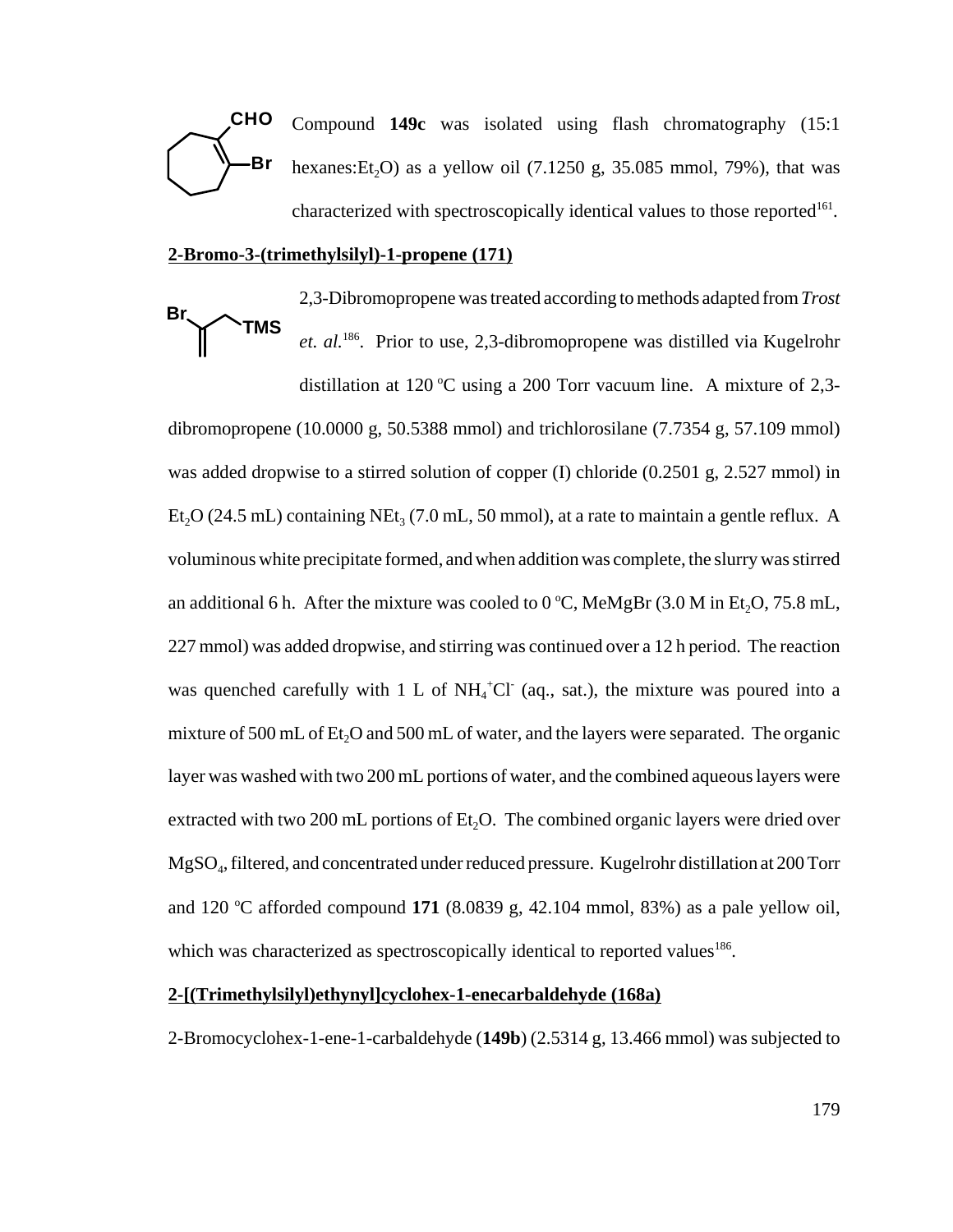Compound **149c** was isolated using flash chromatography (15:1 hexanes:$Et_2O$) as a yellow oil (7.1250 g, 35.085 mmol, 79%), that was characterized with spectroscopically identical values to those reported[161].

**2-Bromo-3-(trimethylsilyl)-1-propene (171)**

2,3-Dibromopropene was treated according to methods adapted from *Trost et. al.*[186]. Prior to use, 2,3-dibromopropene was distilled via Kugelrohr distillation at 120 °C using a 200 Torr vacuum line. A mixture of 2,3-dibromopropene (10.0000 g, 50.5388 mmol) and trichlorosilane (7.7354 g, 57.109 mmol) was added dropwise to a stirred solution of copper (I) chloride (0.2501 g, 2.527 mmol) in $Et_2O$ (24.5 mL) containing $NEt_3$ (7.0 mL, 50 mmol), at a rate to maintain a gentle reflux. A voluminous white precipitate formed, and when addition was complete, the slurry was stirred an additional 6 h. After the mixture was cooled to 0 °C, MeMgBr (3.0 M in $Et_2O$, 75.8 mL, 227 mmol) was added dropwise, and stirring was continued over a 12 h period. The reaction was quenched carefully with 1 L of $NH_4^+Cl^-$ (aq., sat.), the mixture was poured into a mixture of 500 mL of $Et_2O$ and 500 mL of water, and the layers were separated. The organic layer was washed with two 200 mL portions of water, and the combined aqueous layers were extracted with two 200 mL portions of $Et_2O$. The combined organic layers were dried over $MgSO_4$, filtered, and concentrated under reduced pressure. Kugelrohr distillation at 200 Torr and 120 °C afforded compound **171** (8.0839 g, 42.104 mmol, 83%) as a pale yellow oil, which was characterized as spectroscopically identical to reported values[186].

**2-[(Trimethylsilyl)ethynyl]cyclohex-1-enecarbaldehyde (168a)**

2-Bromocyclohex-1-ene-1-carbaldehyde (**149b**) (2.5314 g, 13.466 mmol) was subjected to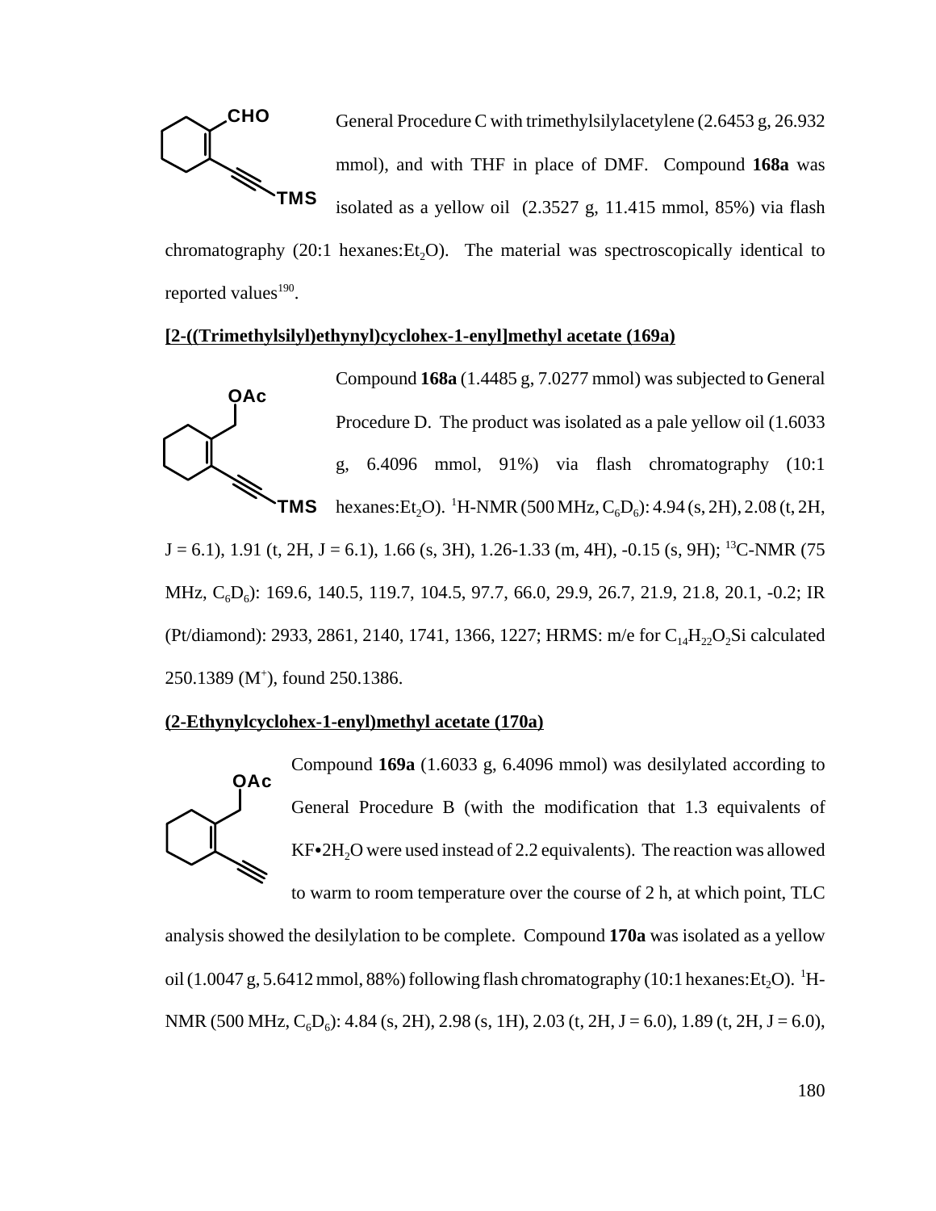General Procedure C with trimethylsilylacetylene (2.6453 g, 26.932 mmol), and with THF in place of DMF. Compound **168a** was isolated as a yellow oil (2.3527 g, 11.415 mmol, 85%) via flash chromatography (20:1 hexanes:$Et_2O$). The material was spectroscopically identical to reported values[190].

**[2-((Trimethylsilyl)ethynyl)cyclohex-1-enyl]methyl acetate (169a)**

Compound **169a** (1.4485 g, 7.0277 mmol) was subjected to General Procedure D. The product was isolated as a pale yellow oil (1.6033 g, 6.4096 mmol, 91%) via flash chromatography (10:1 hexanes:$Et_2O$). $^1$H-NMR (500 MHz, $C_6D_6$): 4.94 (s, 2H), 2.08 (t, 2H, J = 6.1), 1.91 (t, 2H, J = 6.1), 1.66 (s, 3H), 1.26-1.33 (m, 4H), -0.15 (s, 9H); $^{13}$C-NMR (75 MHz, $C_6D_6$): 169.6, 140.5, 119.7, 104.5, 97.7, 66.0, 29.9, 26.7, 21.9, 21.8, 20.1, -0.2; IR (Pt/diamond): 2933, 2861, 2140, 1741, 1366, 1227; HRMS: m/e for $C_{14}H_{22}O_2Si$ calculated 250.1389 ($M^+$), found 250.1386.

**(2-Ethynylcyclohex-1-enyl)methyl acetate (170a)**

Compound **169a** (1.6033 g, 6.4096 mmol) was desilylated according to General Procedure B (with the modification that 1.3 equivalents of KF•$2H_2O$ were used instead of 2.2 equivalents). The reaction was allowed to warm to room temperature over the course of 2 h, at which point, TLC analysis showed the desilylation to be complete. Compound **170a** was isolated as a yellow oil (1.0047 g, 5.6412 mmol, 88%) following flash chromatography (10:1 hexanes:$Et_2O$). $^1$H-NMR (500 MHz, $C_6D_6$): 4.84 (s, 2H), 2.98 (s, 1H), 2.03 (t, 2H, J = 6.0), 1.89 (t, 2H, J = 6.0),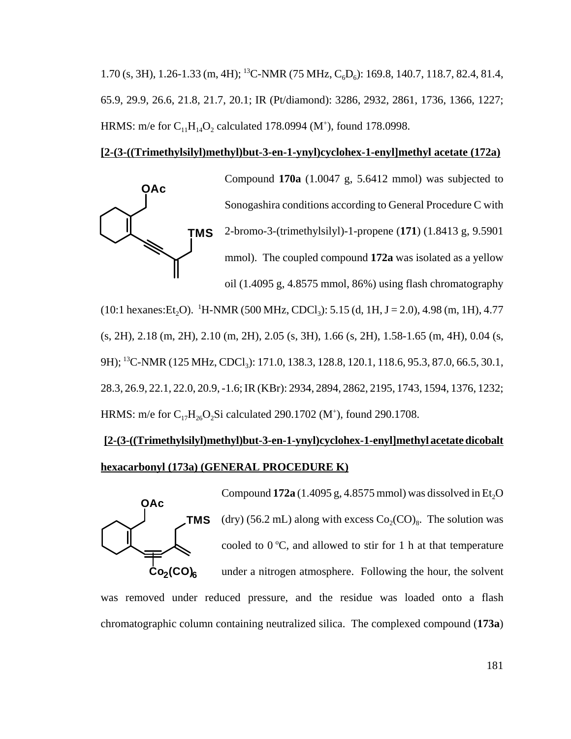1.70 (s, 3H), 1.26-1.33 (m, 4H); $^{13}$C-NMR (75 MHz, $C_6D_6$): 169.8, 140.7, 118.7, 82.4, 81.4, 65.9, 29.9, 26.6, 21.8, 21.7, 20.1; IR (Pt/diamond): 3286, 2932, 2861, 1736, 1366, 1227; HRMS: m/e for $C_{11}H_{14}O_2$ calculated 178.0994 ($M^+$), found 178.0998.

**[2-(3-((Trimethylsilyl)methyl)but-3-en-1-ynyl)cyclohex-1-enyl]methyl acetate (172a)**

Compound **170a** (1.0047 g, 5.6412 mmol) was subjected to Sonogashira conditions according to General Procedure C with 2-bromo-3-(trimethylsilyl)-1-propene (**171**) (1.8413 g, 9.5901 mmol). The coupled compound **172a** was isolated as a yellow oil (1.4095 g, 4.8575 mmol, 86%) using flash chromatography (10:1 hexanes:$Et_2O$). $^1$H-NMR (500 MHz, $CDCl_3$): 5.15 (d, 1H, J = 2.0), 4.98 (m, 1H), 4.77 (s, 2H), 2.18 (m, 2H), 2.10 (m, 2H), 2.05 (s, 3H), 1.66 (s, 2H), 1.58-1.65 (m, 4H), 0.04 (s, 9H); $^{13}$C-NMR (125 MHz, $CDCl_3$): 171.0, 138.3, 128.8, 120.1, 118.6, 95.3, 87.0, 66.5, 30.1, 28.3, 26.9, 22.1, 22.0, 20.9, -1.6; IR (KBr): 2934, 2894, 2862, 2195, 1743, 1594, 1376, 1232; HRMS: m/e for $C_{17}H_{26}O_2Si$ calculated 290.1702 ($M^+$), found 290.1708.

**[2-(3-((Trimethylsilyl)methyl)but-3-en-1-ynyl)cyclohex-1-enyl]methyl acetate dicobalt hexacarbonyl (173a) (GENERAL PROCEDURE K)**

Compound **172a** (1.4095 g, 4.8575 mmol) was dissolved in $Et_2O$ (dry) (56.2 mL) along with excess $Co_2(CO)_8$. The solution was cooled to 0 °C, and allowed to stir for 1 h at that temperature under a nitrogen atmosphere. Following the hour, the solvent was removed under reduced pressure, and the residue was loaded onto a flash chromatographic column containing neutralized silica. The complexed compound (**173a**)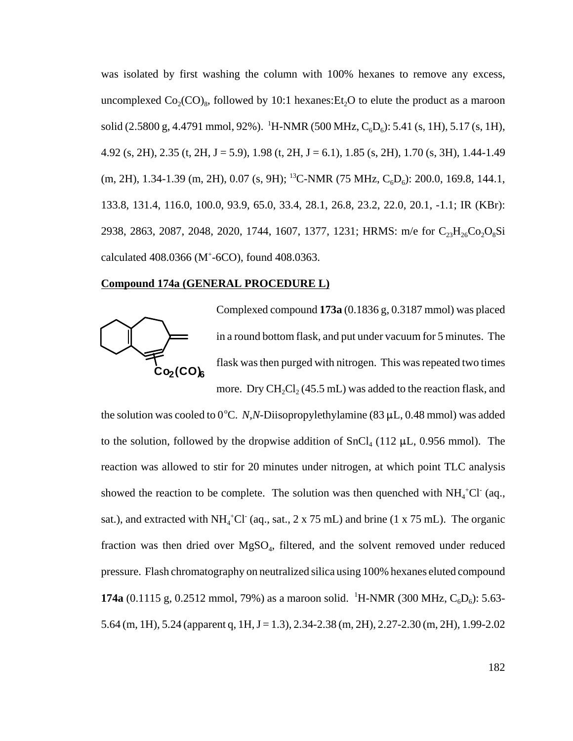was isolated by first washing the column with 100% hexanes to remove any excess, uncomplexed $Co_2(CO)_8$, followed by 10:1 hexanes:$Et_2O$ to elute the product as a maroon solid (2.5800 g, 4.4791 mmol, 92%). $^1$H-NMR (500 MHz, $C_6D_6$): 5.41 (s, 1H), 5.17 (s, 1H), 4.92 (s, 2H), 2.35 (t, 2H, J = 5.9), 1.98 (t, 2H, J = 6.1), 1.85 (s, 2H), 1.70 (s, 3H), 1.44-1.49 (m, 2H), 1.34-1.39 (m, 2H), 0.07 (s, 9H); $^{13}$C-NMR (75 MHz, $C_6D_6$): 200.0, 169.8, 144.1, 133.8, 131.4, 116.0, 100.0, 93.9, 65.0, 33.4, 28.1, 26.8, 23.2, 22.0, 20.1, -1.1; IR (KBr): 2938, 2863, 2087, 2048, 2020, 1744, 1607, 1377, 1231; HRMS: m/e for $C_{23}H_{26}Co_2O_8Si$ calculated 408.0366 ($M^+$-6CO), found 408.0363.

**Compound 174a (GENERAL PROCEDURE L)**

$Co_2(CO)_6$

Complexed compound **173a** (0.1836 g, 0.3187 mmol) was placed in a round bottom flask, and put under vacuum for 5 minutes. The flask was then purged with nitrogen. This was repeated two times more. Dry $CH_2Cl_2$ (45.5 mL) was added to the reaction flask, and the solution was cooled to 0 °C. *N,N*-Diisopropylethylamine (83 μL, 0.48 mmol) was added to the solution, followed by the dropwise addition of $SnCl_4$ (112 μL, 0.956 mmol). The reaction was allowed to stir for 20 minutes under nitrogen, at which point TLC analysis showed the reaction to be complete. The solution was then quenched with $NH_4^+Cl^-$ (aq., sat.), and extracted with $NH_4^+Cl^-$ (aq., sat., 2 x 75 mL) and brine (1 x 75 mL). The organic fraction was then dried over $MgSO_4$, filtered, and the solvent removed under reduced pressure. Flash chromatography on neutralized silica using 100% hexanes eluted compound **174a** (0.1115 g, 0.2512 mmol, 79%) as a maroon solid. $^1$H-NMR (300 MHz, $C_6D_6$): 5.63-5.64 (m, 1H), 5.24 (apparent q, 1H, J = 1.3), 2.34-2.38 (m, 2H), 2.27-2.30 (m, 2H), 1.99-2.02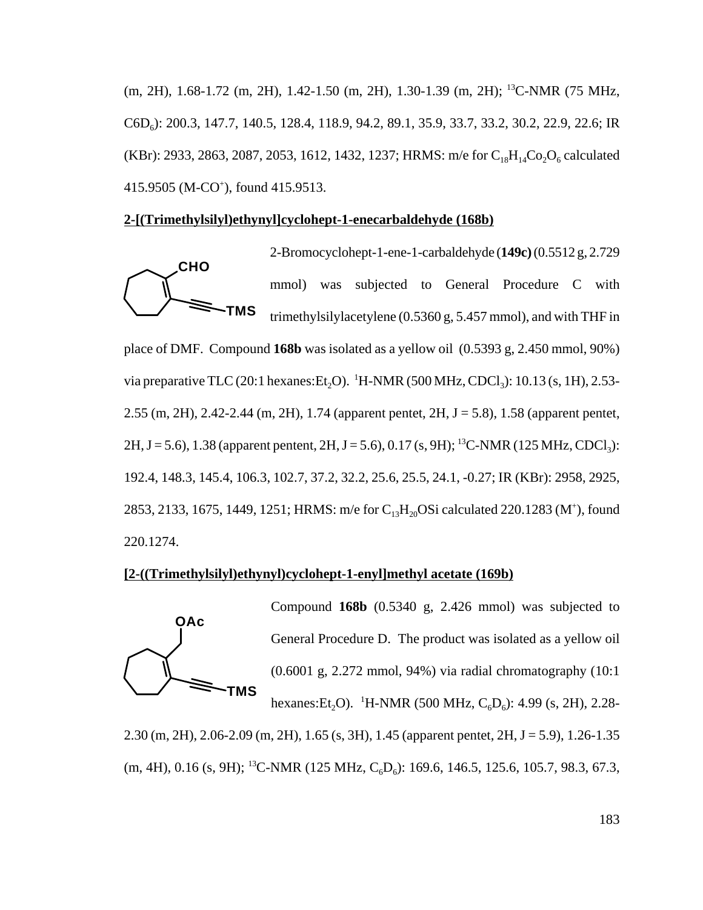(m, 2H), 1.68-1.72 (m, 2H), 1.42-1.50 (m, 2H), 1.30-1.39 (m, 2H); $^{13}$C-NMR (75 MHz, C6D$_6$): 200.3, 147.7, 140.5, 128.4, 118.9, 94.2, 89.1, 35.9, 33.7, 33.2, 30.2, 22.9, 22.6; IR (KBr): 2933, 2863, 2087, 2053, 1612, 1432, 1237; HRMS: m/e for $C_{18}H_{14}Co_2O_6$ calculated 415.9505 (M-CO$^+$), found 415.9513.

**2-[(Trimethylsilyl)ethynyl]cyclohept-1-enecarbaldehyde (168b)**

2-Bromocyclohept-1-ene-1-carbaldehyde (**149c)** (0.5512 g, 2.729 mmol) was subjected to General Procedure C with trimethylsilylacetylene (0.5360 g, 5.457 mmol), and with THF in place of DMF. Compound **168b** was isolated as a yellow oil (0.5393 g, 2.450 mmol, 90%) via preparative TLC (20:1 hexanes:$Et_2O$). $^1$H-NMR (500 MHz, $CDCl_3$): 10.13 (s, 1H), 2.53-2.55 (m, 2H), 2.42-2.44 (m, 2H), 1.74 (apparent pentet, 2H, J = 5.8), 1.58 (apparent pentet, 2H, J = 5.6), 1.38 (apparent pentent, 2H, J = 5.6), 0.17 (s, 9H); $^{13}$C-NMR (125 MHz, $CDCl_3$): 192.4, 148.3, 145.4, 106.3, 102.7, 37.2, 32.2, 25.6, 25.5, 24.1, -0.27; IR (KBr): 2958, 2925, 2853, 2133, 1675, 1449, 1251; HRMS: m/e for $C_{13}H_{20}OSi$ calculated 220.1283 (M$^+$), found 220.1274.

**[2-((Trimethylsilyl)ethynyl)cyclohept-1-enyl]methyl acetate (169b)**

Compound **168b** (0.5340 g, 2.426 mmol) was subjected to General Procedure D. The product was isolated as a yellow oil (0.6001 g, 2.272 mmol, 94%) via radial chromatography (10:1 hexanes:$Et_2O$). $^1$H-NMR (500 MHz, $C_6D_6$): 4.99 (s, 2H), 2.28-2.30 (m, 2H), 2.06-2.09 (m, 2H), 1.65 (s, 3H), 1.45 (apparent pentet, 2H, J = 5.9), 1.26-1.35 (m, 4H), 0.16 (s, 9H); $^{13}$C-NMR (125 MHz, $C_6D_6$): 169.6, 146.5, 125.6, 105.7, 98.3, 67.3,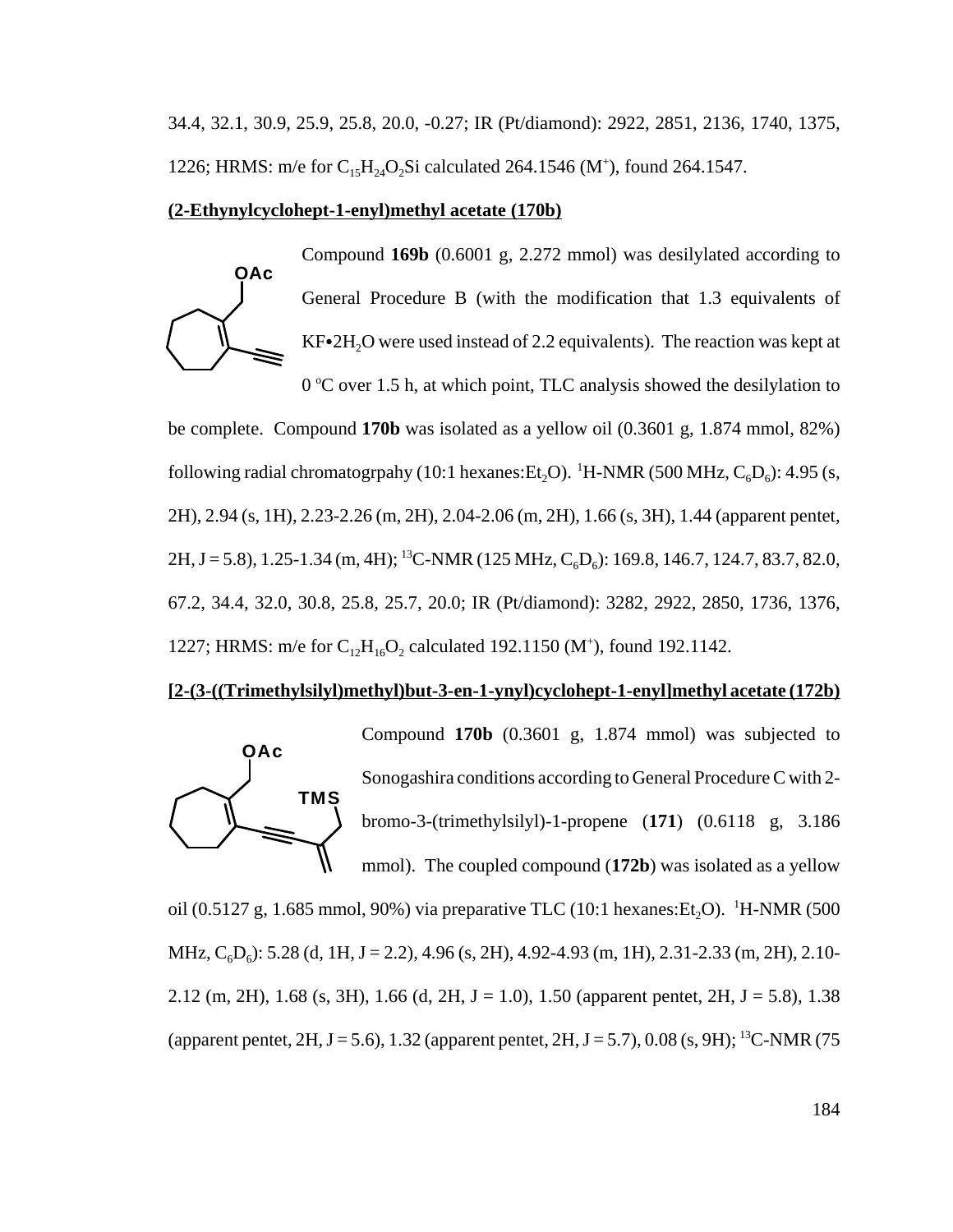34.4, 32.1, 30.9, 25.9, 25.8, 20.0, -0.27; IR (Pt/diamond): 2922, 2851, 2136, 1740, 1375, 1226; HRMS: m/e for $C_{15}H_{24}O_2Si$ calculated 264.1546 ($M^+$), found 264.1547.

**(2-Ethynylcyclohept-1-enyl)methyl acetate (170b)**

Compound **169b** (0.6001 g, 2.272 mmol) was desilylated according to General Procedure B (with the modification that 1.3 equivalents of KF•2$H_2O$ were used instead of 2.2 equivalents). The reaction was kept at 0 °C over 1.5 h, at which point, TLC analysis showed the desilylation to be complete. Compound **170b** was isolated as a yellow oil (0.3601 g, 1.874 mmol, 82%) following radial chromatogrpahy (10:1 hexanes:$Et_2O$). $^1$H-NMR (500 MHz, $C_6D_6$): 4.95 (s, 2H), 2.94 (s, 1H), 2.23-2.26 (m, 2H), 2.04-2.06 (m, 2H), 1.66 (s, 3H), 1.44 (apparent pentet, 2H, J = 5.8), 1.25-1.34 (m, 4H); $^{13}$C-NMR (125 MHz, $C_6D_6$): 169.8, 146.7, 124.7, 83.7, 82.0, 67.2, 34.4, 32.0, 30.8, 25.8, 25.7, 20.0; IR (Pt/diamond): 3282, 2922, 2850, 1736, 1376, 1227; HRMS: m/e for $C_{12}H_{16}O_2$ calculated 192.1150 ($M^+$), found 192.1142.

**[2-(3-((Trimethylsilyl)methyl)but-3-en-1-ynyl)cyclohept-1-enyl]methyl acetate (172b)**

Compound **170b** (0.3601 g, 1.874 mmol) was subjected to Sonogashira conditions according to General Procedure C with 2-bromo-3-(trimethylsilyl)-1-propene (**171**) (0.6118 g, 3.186 mmol). The coupled compound (**172b**) was isolated as a yellow oil (0.5127 g, 1.685 mmol, 90%) via preparative TLC (10:1 hexanes:$Et_2O$). $^1$H-NMR (500 MHz, $C_6D_6$): 5.28 (d, 1H, J = 2.2), 4.96 (s, 2H), 4.92-4.93 (m, 1H), 2.31-2.33 (m, 2H), 2.10-2.12 (m, 2H), 1.68 (s, 3H), 1.66 (d, 2H, J = 1.0), 1.50 (apparent pentet, 2H, J = 5.8), 1.38 (apparent pentet, 2H, J = 5.6), 1.32 (apparent pentet, 2H, J = 5.7), 0.08 (s, 9H); $^{13}$C-NMR (75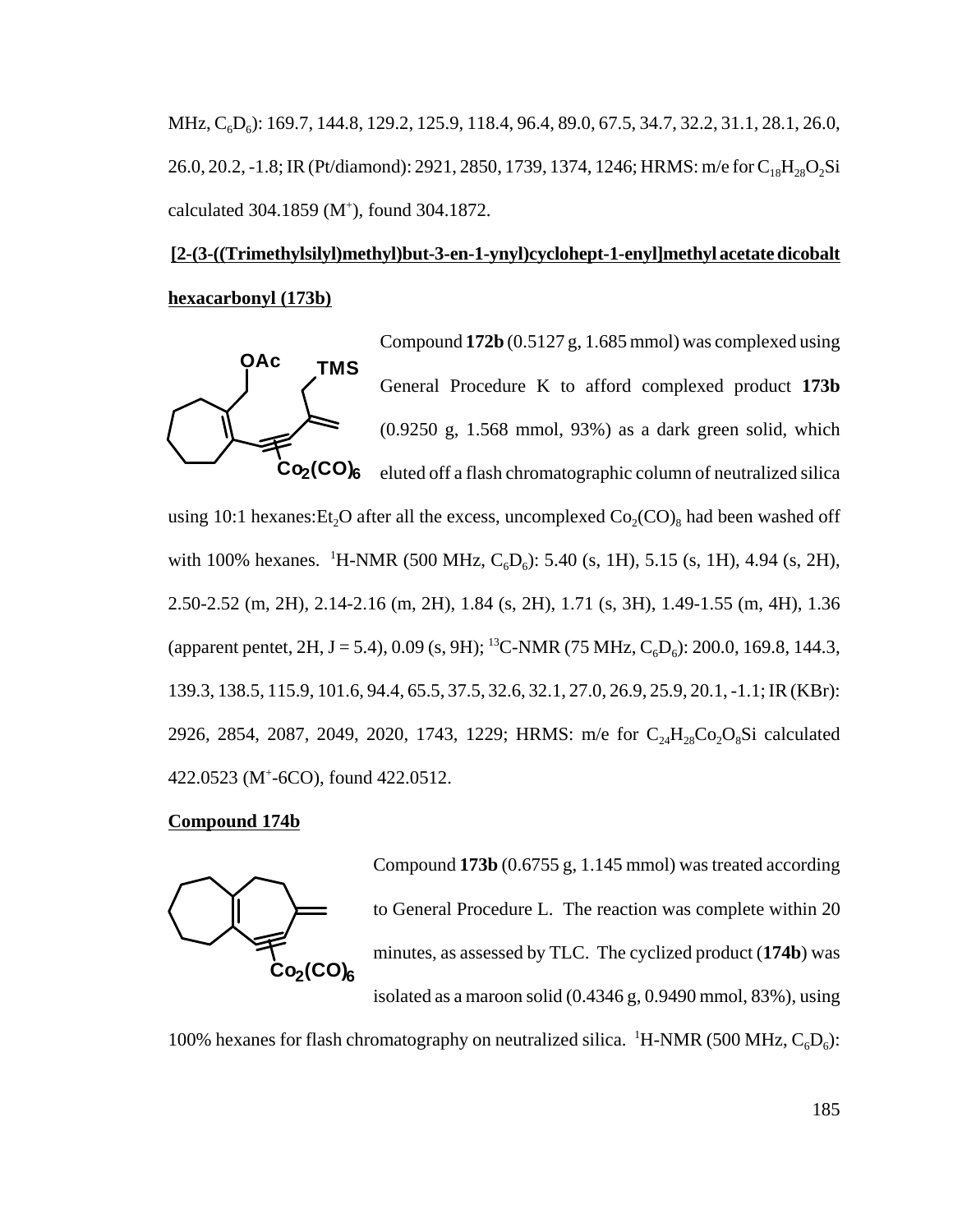MHz, $C_6D_6$): 169.7, 144.8, 129.2, 125.9, 118.4, 96.4, 89.0, 67.5, 34.7, 32.2, 31.1, 28.1, 26.0, 26.0, 20.2, -1.8; IR (Pt/diamond): 2921, 2850, 1739, 1374, 1246; HRMS: m/e for $C_{18}H_{28}O_2Si$ calculated 304.1859 ($M^+$), found 304.1872.

**[2-(3-((Trimethylsilyl)methyl)but-3-en-1-ynyl)cyclohept-1-enyl]methyl acetate dicobalt hexacarbonyl (173b)**

Compound **172b** (0.5127 g, 1.685 mmol) was complexed using General Procedure K to afford complexed product **173b** (0.9250 g, 1.568 mmol, 93%) as a dark green solid, which eluted off a flash chromatographic column of neutralized silica using 10:1 hexanes:$Et_2O$ after all the excess, uncomplexed $Co_2(CO)_8$ had been washed off with 100% hexanes. $^1$H-NMR (500 MHz, $C_6D_6$): 5.40 (s, 1H), 5.15 (s, 1H), 4.94 (s, 2H), 2.50-2.52 (m, 2H), 2.14-2.16 (m, 2H), 1.84 (s, 2H), 1.71 (s, 3H), 1.49-1.55 (m, 4H), 1.36 (apparent pentet, 2H, J = 5.4), 0.09 (s, 9H); $^{13}$C-NMR (75 MHz, $C_6D_6$): 200.0, 169.8, 144.3, 139.3, 138.5, 115.9, 101.6, 94.4, 65.5, 37.5, 32.6, 32.1, 27.0, 26.9, 25.9, 20.1, -1.1; IR (KBr): 2926, 2854, 2087, 2049, 2020, 1743, 1229; HRMS: m/e for $C_{24}H_{28}Co_2O_8Si$ calculated 422.0523 ($M^+$-6CO), found 422.0512.

**Compound 174b**

Compound **173b** (0.6755 g, 1.145 mmol) was treated according to General Procedure L. The reaction was complete within 20 minutes, as assessed by TLC. The cyclized product (**174b**) was isolated as a maroon solid (0.4346 g, 0.9490 mmol, 83%), using 100% hexanes for flash chromatography on neutralized silica. $^1$H-NMR (500 MHz, $C_6D_6$):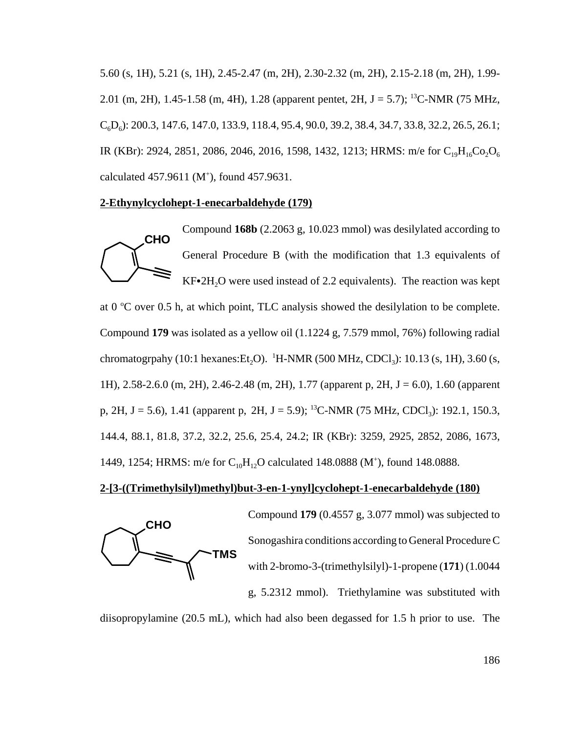5.60 (s, 1H), 5.21 (s, 1H), 2.45-2.47 (m, 2H), 2.30-2.32 (m, 2H), 2.15-2.18 (m, 2H), 1.99-2.01 (m, 2H), 1.45-1.58 (m, 4H), 1.28 (apparent pentet, 2H, J = 5.7); $^{13}$C-NMR (75 MHz, $C_6D_6$): 200.3, 147.6, 147.0, 133.9, 118.4, 95.4, 90.0, 39.2, 38.4, 34.7, 33.8, 32.2, 26.5, 26.1; IR (KBr): 2924, 2851, 2086, 2046, 2016, 1598, 1432, 1213; HRMS: m/e for $C_{19}H_{16}Co_2O_6$ calculated 457.9611 ($M^+$), found 457.9631.

**2-Ethynylcyclohept-1-enecarbaldehyde (179)**

Compound **168b** (2.2063 g, 10.023 mmol) was desilylated according to General Procedure B (with the modification that 1.3 equivalents of KF•$2H_2O$ were used instead of 2.2 equivalents). The reaction was kept at 0 °C over 0.5 h, at which point, TLC analysis showed the desilylation to be complete. Compound **179** was isolated as a yellow oil (1.1224 g, 7.579 mmol, 76%) following radial chromatogrpahy (10:1 hexanes:$Et_2O$). $^1$H-NMR (500 MHz, $CDCl_3$): 10.13 (s, 1H), 3.60 (s, 1H), 2.58-2.6.0 (m, 2H), 2.46-2.48 (m, 2H), 1.77 (apparent p, 2H, J = 6.0), 1.60 (apparent p, 2H, J = 5.6), 1.41 (apparent p, 2H, J = 5.9); $^{13}$C-NMR (75 MHz, $CDCl_3$): 192.1, 150.3, 144.4, 88.1, 81.8, 37.2, 32.2, 25.6, 25.4, 24.2; IR (KBr): 3259, 2925, 2852, 2086, 1673, 1449, 1254; HRMS: m/e for $C_{10}H_{12}O$ calculated 148.0888 ($M^+$), found 148.0888.

**2-[3-((Trimethylsilyl)methyl)but-3-en-1-ynyl]cyclohept-1-enecarbaldehyde (180)**

Compound **179** (0.4557 g, 3.077 mmol) was subjected to Sonogashira conditions according to General Procedure C with 2-bromo-3-(trimethylsilyl)-1-propene (**171**) (1.0044 g, 5.2312 mmol). Triethylamine was substituted with diisopropylamine (20.5 mL), which had also been degassed for 1.5 h prior to use. The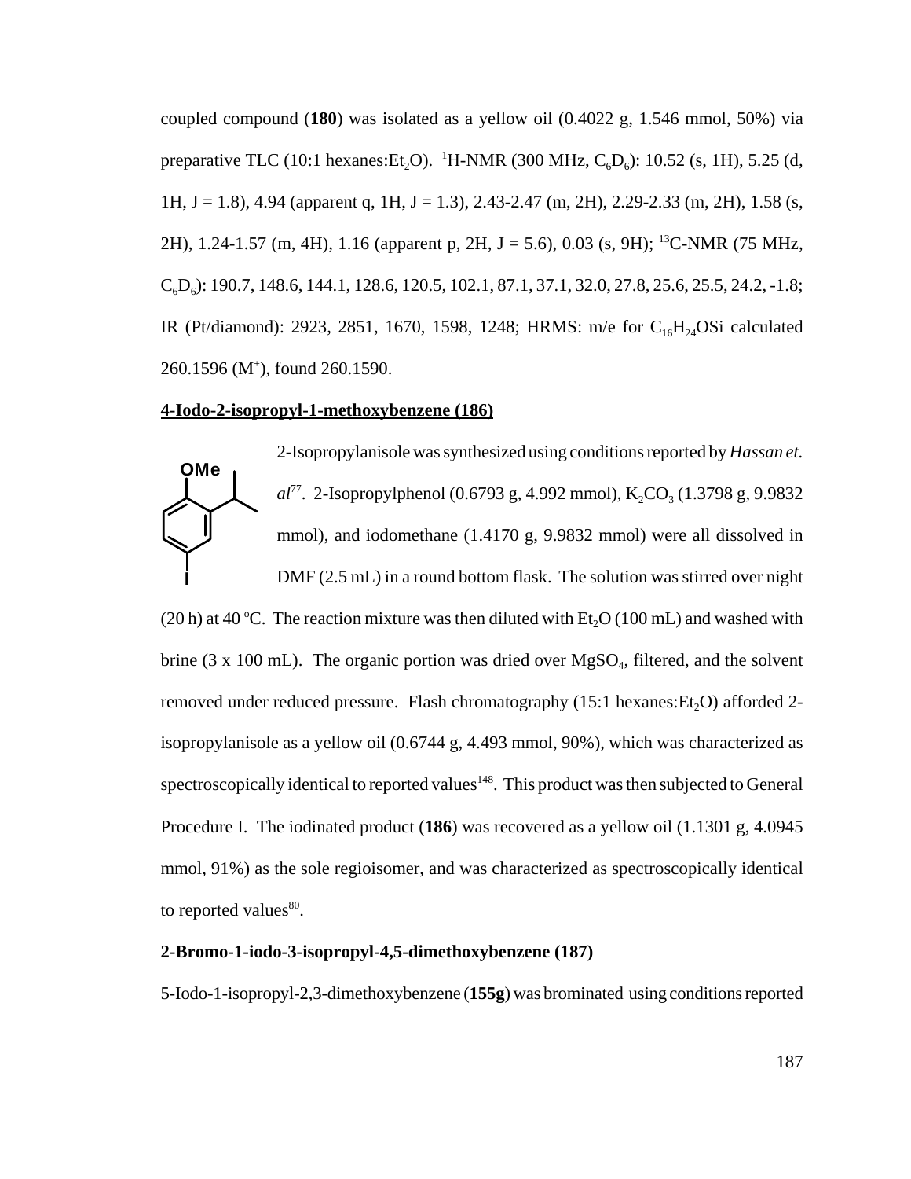coupled compound (**180**) was isolated as a yellow oil (0.4022 g, 1.546 mmol, 50%) via preparative TLC (10:1 hexanes:$Et_2O$). $^1$H-NMR (300 MHz, $C_6D_6$): 10.52 (s, 1H), 5.25 (d, 1H, J = 1.8), 4.94 (apparent q, 1H, J = 1.3), 2.43-2.47 (m, 2H), 2.29-2.33 (m, 2H), 1.58 (s, 2H), 1.24-1.57 (m, 4H), 1.16 (apparent p, 2H, J = 5.6), 0.03 (s, 9H); $^{13}$C-NMR (75 MHz, $C_6D_6$): 190.7, 148.6, 144.1, 128.6, 120.5, 102.1, 87.1, 37.1, 32.0, 27.8, 25.6, 25.5, 24.2, -1.8; IR (Pt/diamond): 2923, 2851, 1670, 1598, 1248; HRMS: m/e for $C_{16}H_{24}OSi$ calculated 260.1596 ($M^+$), found 260.1590.

**4-Iodo-2-isopropyl-1-methoxybenzene (186)**

2-Isopropylanisole was synthesized using conditions reported by *Hassan et. al*[77]. 2-Isopropylphenol (0.6793 g, 4.992 mmol), $K_2CO_3$ (1.3798 g, 9.9832 mmol), and iodomethane (1.4170 g, 9.9832 mmol) were all dissolved in DMF (2.5 mL) in a round bottom flask. The solution was stirred over night (20 h) at 40 °C. The reaction mixture was then diluted with $Et_2O$ (100 mL) and washed with brine (3 x 100 mL). The organic portion was dried over $MgSO_4$, filtered, and the solvent removed under reduced pressure. Flash chromatography (15:1 hexanes:$Et_2O$) afforded 2-isopropylanisole as a yellow oil (0.6744 g, 4.493 mmol, 90%), which was characterized as spectroscopically identical to reported values[148]. This product was then subjected to General Procedure I. The iodinated product (**186**) was recovered as a yellow oil (1.1301 g, 4.0945 mmol, 91%) as the sole regioisomer, and was characterized as spectroscopically identical to reported values[80].

**2-Bromo-1-iodo-3-isopropyl-4,5-dimethoxybenzene (187)**

5-Iodo-1-isopropyl-2,3-dimethoxybenzene (**155g**) was brominated using conditions reported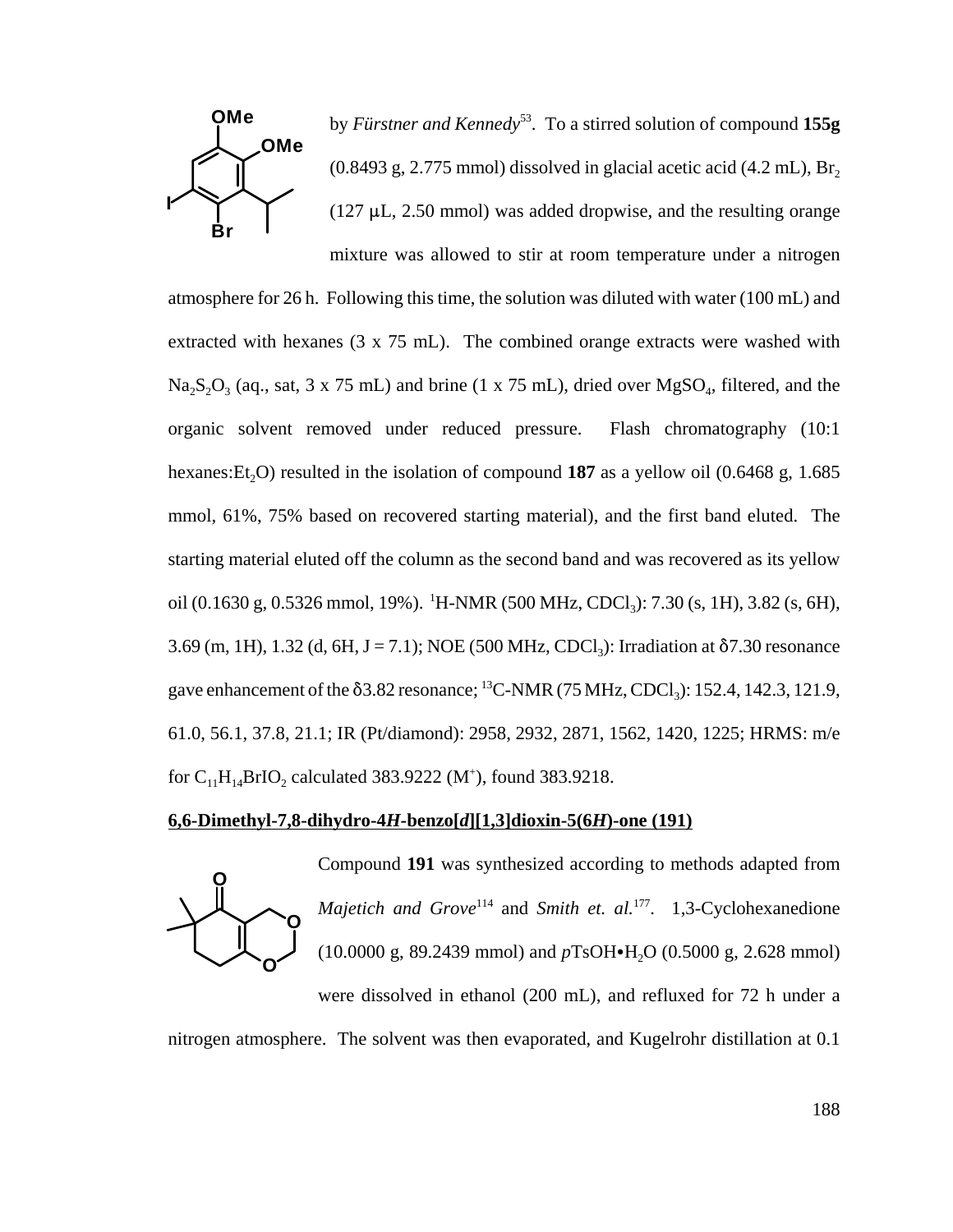by *Fürstner and Kennedy*[53]. To a stirred solution of compound **155g** (0.8493 g, 2.775 mmol) dissolved in glacial acetic acid (4.2 mL), $Br_2$ (127 μL, 2.50 mmol) was added dropwise, and the resulting orange mixture was allowed to stir at room temperature under a nitrogen atmosphere for 26 h. Following this time, the solution was diluted with water (100 mL) and extracted with hexanes (3 x 75 mL). The combined orange extracts were washed with $Na_2S_2O_3$ (aq., sat, 3 x 75 mL) and brine (1 x 75 mL), dried over $MgSO_4$, filtered, and the organic solvent removed under reduced pressure. Flash chromatography (10:1 hexanes:$Et_2O$) resulted in the isolation of compound **187** as a yellow oil (0.6468 g, 1.685 mmol, 61%, 75% based on recovered starting material), and the first band eluted. The starting material eluted off the column as the second band and was recovered as its yellow oil (0.1630 g, 0.5326 mmol, 19%). $^1$H-NMR (500 MHz, $CDCl_3$): 7.30 (s, 1H), 3.82 (s, 6H), 3.69 (m, 1H), 1.32 (d, 6H, J = 7.1); NOE (500 MHz, $CDCl_3$): Irradiation at δ7.30 resonance gave enhancement of the δ3.82 resonance; $^{13}$C-NMR (75 MHz, $CDCl_3$): 152.4, 142.3, 121.9, 61.0, 56.1, 37.8, 21.1; IR (Pt/diamond): 2958, 2932, 2871, 1562, 1420, 1225; HRMS: m/e for $C_{11}H_{14}BrIO_2$ calculated 383.9222 ($M^+$), found 383.9218.

**6,6-Dimethyl-7,8-dihydro-4*H*-benzo[*d*][1,3]dioxin-5(6*H*)-one (191)**

Compound **191** was synthesized according to methods adapted from *Majetich and Grove*[114] and *Smith et. al.*[177]. 1,3-Cyclohexanedione (10.0000 g, 89.2439 mmol) and *p*TsOH•$H_2O$ (0.5000 g, 2.628 mmol) were dissolved in ethanol (200 mL), and refluxed for 72 h under a nitrogen atmosphere. The solvent was then evaporated, and Kugelrohr distillation at 0.1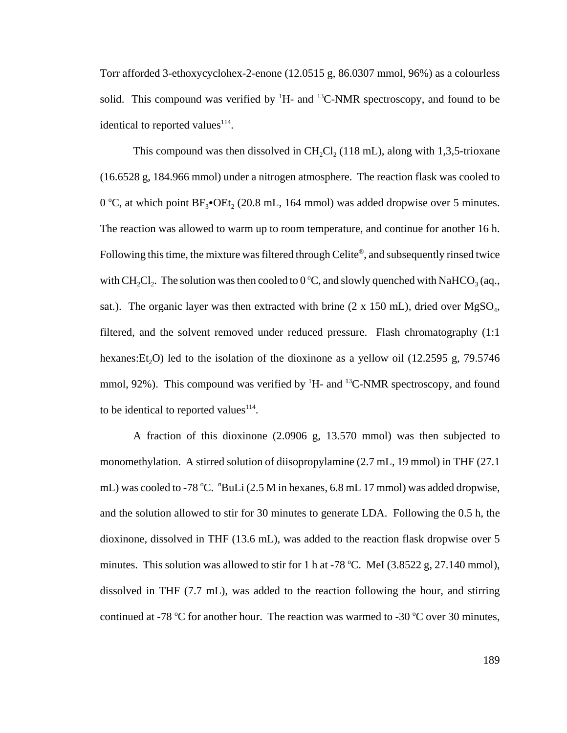Torr afforded 3-ethoxycyclohex-2-enone (12.0515 g, 86.0307 mmol, 96%) as a colourless solid. This compound was verified by $^{1}$H- and $^{13}$C-NMR spectroscopy, and found to be identical to reported values[114].

This compound was then dissolved in $CH_2Cl_2$ (118 mL), along with 1,3,5-trioxane (16.6528 g, 184.966 mmol) under a nitrogen atmosphere. The reaction flask was cooled to 0 °C, at which point $BF_3$•$OEt_2$ (20.8 mL, 164 mmol) was added dropwise over 5 minutes. The reaction was allowed to warm up to room temperature, and continue for another 16 h. Following this time, the mixture was filtered through Celite®, and subsequently rinsed twice with $CH_2Cl_2$. The solution was then cooled to 0 °C, and slowly quenched with $NaHCO_3$ (aq., sat.). The organic layer was then extracted with brine (2 x 150 mL), dried over $MgSO_4$, filtered, and the solvent removed under reduced pressure. Flash chromatography (1:1 hexanes:$Et_2O$) led to the isolation of the dioxinone as a yellow oil (12.2595 g, 79.5746 mmol, 92%). This compound was verified by $^{1}$H- and $^{13}$C-NMR spectroscopy, and found to be identical to reported values[114].

A fraction of this dioxinone (2.0906 g, 13.570 mmol) was then subjected to monomethylation. A stirred solution of diisopropylamine (2.7 mL, 19 mmol) in THF (27.1 mL) was cooled to -78 °C. $^{n}$BuLi (2.5 M in hexanes, 6.8 mL 17 mmol) was added dropwise, and the solution allowed to stir for 30 minutes to generate LDA. Following the 0.5 h, the dioxinone, dissolved in THF (13.6 mL), was added to the reaction flask dropwise over 5 minutes. This solution was allowed to stir for 1 h at -78 °C. MeI (3.8522 g, 27.140 mmol), dissolved in THF (7.7 mL), was added to the reaction following the hour, and stirring continued at -78 °C for another hour. The reaction was warmed to -30 °C over 30 minutes,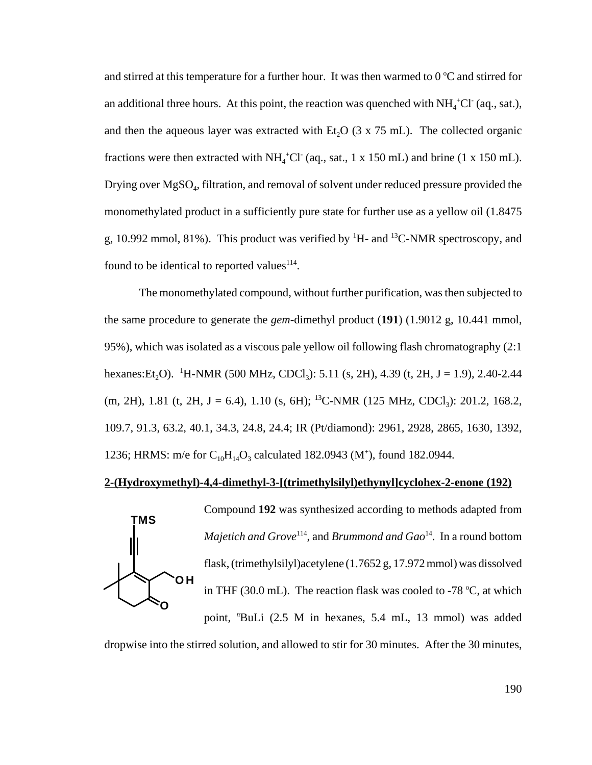and stirred at this temperature for a further hour. It was then warmed to 0 ºC and stirred for an additional three hours. At this point, the reaction was quenched with $NH_4^+Cl^-$ (aq., sat.), and then the aqueous layer was extracted with $Et_2O$ (3 x 75 mL). The collected organic fractions were then extracted with $NH_4^+Cl^-$ (aq., sat., 1 x 150 mL) and brine (1 x 150 mL). Drying over $MgSO_4$, filtration, and removal of solvent under reduced pressure provided the monomethylated product in a sufficiently pure state for further use as a yellow oil (1.8475 g, 10.992 mmol, 81%). This product was verified by $^1$H- and $^{13}$C-NMR spectroscopy, and found to be identical to reported values[114].

The monomethylated compound, without further purification, was then subjected to the same procedure to generate the *gem*-dimethyl product (**191**) (1.9012 g, 10.441 mmol, 95%), which was isolated as a viscous pale yellow oil following flash chromatography (2:1 hexanes:$Et_2O$). $^1$H-NMR (500 MHz, $CDCl_3$): 5.11 (s, 2H), 4.39 (t, 2H, J = 1.9), 2.40-2.44 (m, 2H), 1.81 (t, 2H, J = 6.4), 1.10 (s, 6H); $^{13}$C-NMR (125 MHz, $CDCl_3$): 201.2, 168.2, 109.7, 91.3, 63.2, 40.1, 34.3, 24.8, 24.4; IR (Pt/diamond): 2961, 2928, 2865, 1630, 1392, 1236; HRMS: m/e for $C_{10}H_{14}O_3$ calculated 182.0943 ($M^+$), found 182.0944.

**2-(Hydroxymethyl)-4,4-dimethyl-3-[(trimethylsilyl)ethynyl]cyclohex-2-enone (192)**

Compound **192** was synthesized according to methods adapted from *Majetich and Grove*[114], and *Brummond and Gao*[14]. In a round bottom flask, (trimethylsilyl)acetylene (1.7652 g, 17.972 mmol) was dissolved in THF (30.0 mL). The reaction flask was cooled to -78 ºC, at which point, $^n$BuLi (2.5 M in hexanes, 5.4 mL, 13 mmol) was added dropwise into the stirred solution, and allowed to stir for 30 minutes. After the 30 minutes,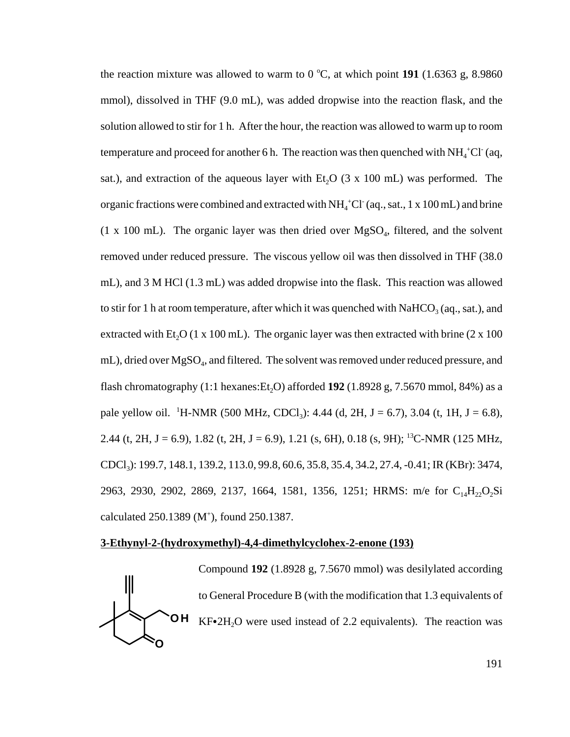the reaction mixture was allowed to warm to 0 °C, at which point **191** (1.6363 g, 8.9860 mmol), dissolved in THF (9.0 mL), was added dropwise into the reaction flask, and the solution allowed to stir for 1 h. After the hour, the reaction was allowed to warm up to room temperature and proceed for another 6 h. The reaction was then quenched with $NH_4^+Cl^-$ (aq, sat.), and extraction of the aqueous layer with $Et_2O$ (3 x 100 mL) was performed. The organic fractions were combined and extracted with $NH_4^+Cl^-$ (aq., sat., 1 x 100 mL) and brine (1 x 100 mL). The organic layer was then dried over $MgSO_4$, filtered, and the solvent removed under reduced pressure. The viscous yellow oil was then dissolved in THF (38.0 mL), and 3 M HCl (1.3 mL) was added dropwise into the flask. This reaction was allowed to stir for 1 h at room temperature, after which it was quenched with $NaHCO_3$ (aq., sat.), and extracted with $Et_2O$ (1 x 100 mL). The organic layer was then extracted with brine (2 x 100 mL), dried over $MgSO_4$, and filtered. The solvent was removed under reduced pressure, and flash chromatography (1:1 hexanes:$Et_2O$) afforded **192** (1.8928 g, 7.5670 mmol, 84%) as a pale yellow oil. $^1$H-NMR (500 MHz, $CDCl_3$): 4.44 (d, 2H, J = 6.7), 3.04 (t, 1H, J = 6.8), 2.44 (t, 2H, J = 6.9), 1.82 (t, 2H, J = 6.9), 1.21 (s, 6H), 0.18 (s, 9H); $^{13}$C-NMR (125 MHz, $CDCl_3$): 199.7, 148.1, 139.2, 113.0, 99.8, 60.6, 35.8, 35.4, 34.2, 27.4, -0.41; IR (KBr): 3474, 2963, 2930, 2902, 2869, 2137, 1664, 1581, 1356, 1251; HRMS: m/e for $C_{14}H_{22}O_2Si$ calculated 250.1389 ($M^+$), found 250.1387.

**3-Ethynyl-2-(hydroxymethyl)-4,4-dimethylcyclohex-2-enone (193)**

Compound **192** (1.8928 g, 7.5670 mmol) was desilylated according to General Procedure B (with the modification that 1.3 equivalents of KF•$2H_2O$ were used instead of 2.2 equivalents). The reaction was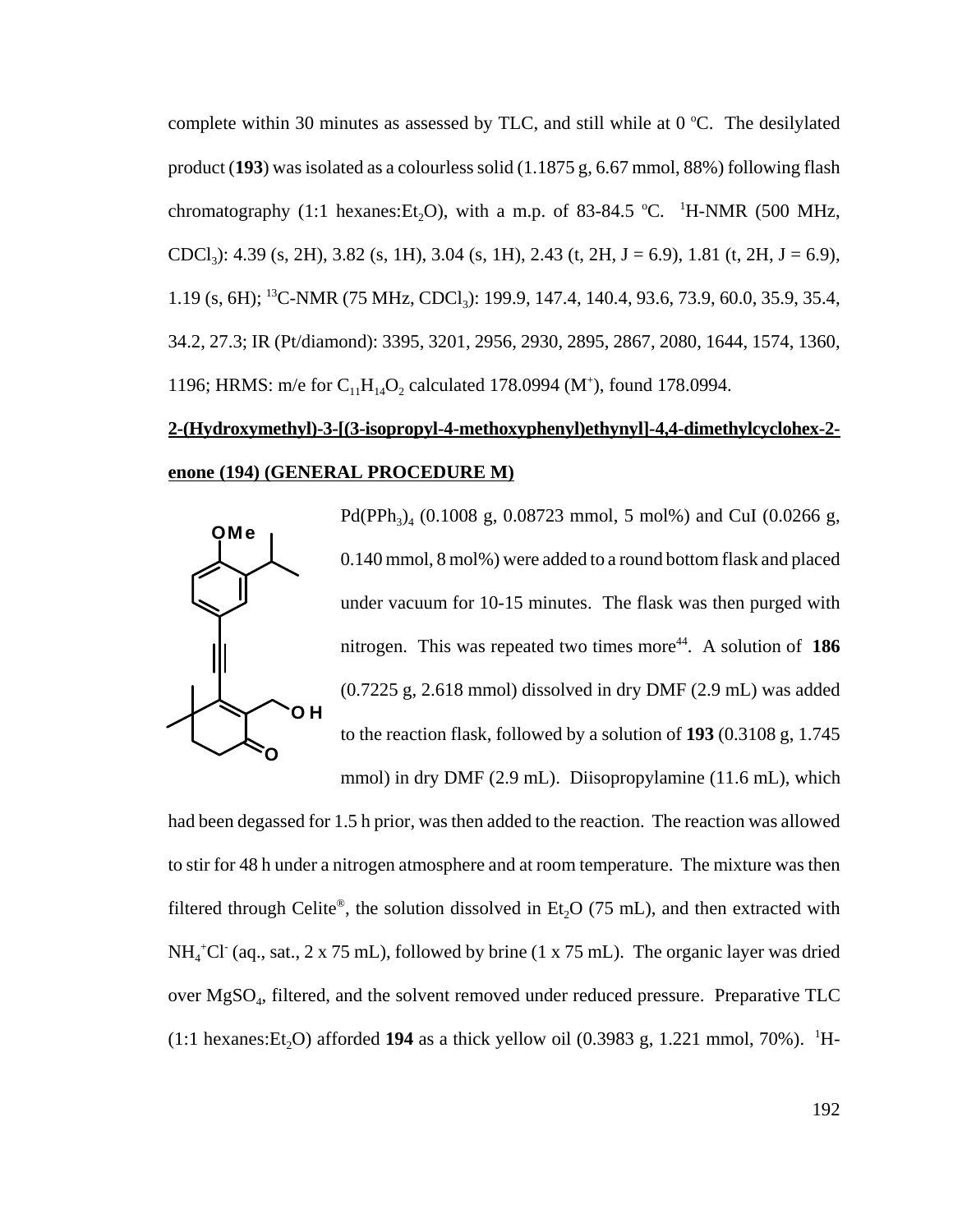complete within 30 minutes as assessed by TLC, and still while at 0 °C. The desilylated product (**193**) was isolated as a colourless solid (1.1875 g, 6.67 mmol, 88%) following flash chromatography (1:1 hexanes:$Et_2O$), with a m.p. of 83-84.5 °C. $^1$H-NMR (500 MHz, $CDCl_3$): 4.39 (s, 2H), 3.82 (s, 1H), 3.04 (s, 1H), 2.43 (t, 2H, J = 6.9), 1.81 (t, 2H, J = 6.9), 1.19 (s, 6H); $^{13}$C-NMR (75 MHz, $CDCl_3$): 199.9, 147.4, 140.4, 93.6, 73.9, 60.0, 35.9, 35.4, 34.2, 27.3; IR (Pt/diamond): 3395, 3201, 2956, 2930, 2895, 2867, 2080, 1644, 1574, 1360, 1196; HRMS: m/e for $C_{11}H_{14}O_2$ calculated 178.0994 ($M^+$), found 178.0994.

**2-(Hydroxymethyl)-3-[(3-isopropyl-4-methoxyphenyl)ethynyl]-4,4-dimethylcyclohex-2-enone (194) (GENERAL PROCEDURE M)**

$Pd(PPh_3)_4$ (0.1008 g, 0.08723 mmol, 5 mol%) and CuI (0.0266 g, 0.140 mmol, 8 mol%) were added to a round bottom flask and placed under vacuum for 10-15 minutes. The flask was then purged with nitrogen. This was repeated two times more[44]. A solution of **186** (0.7225 g, 2.618 mmol) dissolved in dry DMF (2.9 mL) was added to the reaction flask, followed by a solution of **193** (0.3108 g, 1.745 mmol) in dry DMF (2.9 mL). Diisopropylamine (11.6 mL), which had been degassed for 1.5 h prior, was then added to the reaction. The reaction was allowed to stir for 48 h under a nitrogen atmosphere and at room temperature. The mixture was then filtered through Celite®, the solution dissolved in $Et_2O$ (75 mL), and then extracted with $NH_4^+Cl^-$ (aq., sat., 2 x 75 mL), followed by brine (1 x 75 mL). The organic layer was dried over $MgSO_4$, filtered, and the solvent removed under reduced pressure. Preparative TLC (1:1 hexanes:$Et_2O$) afforded **194** as a thick yellow oil (0.3983 g, 1.221 mmol, 70%). $^1$H-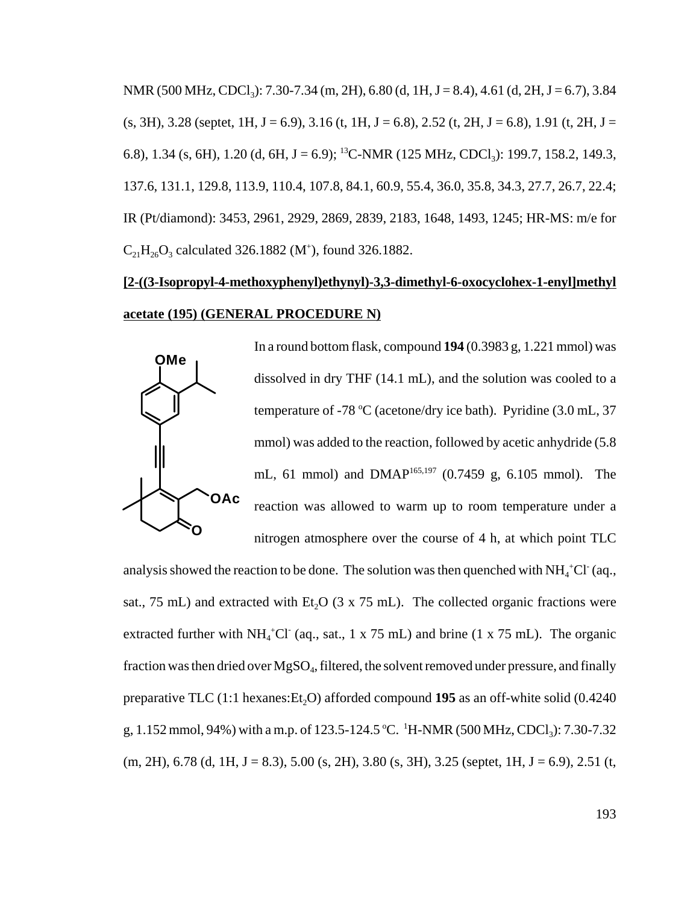NMR (500 MHz, $CDCl_3$): 7.30-7.34 (m, 2H), 6.80 (d, 1H, J = 8.4), 4.61 (d, 2H, J = 6.7), 3.84 (s, 3H), 3.28 (septet, 1H, J = 6.9), 3.16 (t, 1H, J = 6.8), 2.52 (t, 2H, J = 6.8), 1.91 (t, 2H, J = 6.8), 1.34 (s, 6H), 1.20 (d, 6H, J = 6.9); $^{13}$C-NMR (125 MHz, $CDCl_3$): 199.7, 158.2, 149.3, 137.6, 131.1, 129.8, 113.9, 110.4, 107.8, 84.1, 60.9, 55.4, 36.0, 35.8, 34.3, 27.7, 26.7, 22.4; IR (Pt/diamond): 3453, 2961, 2929, 2869, 2839, 2183, 1648, 1493, 1245; HR-MS: m/e for $C_{21}H_{26}O_3$ calculated 326.1882 ($M^+$), found 326.1882.

**[2-((3-Isopropyl-4-methoxyphenyl)ethynyl)-3,3-dimethyl-6-oxocyclohex-1-enyl]methyl acetate (195) (GENERAL PROCEDURE N)**

In a round bottom flask, compound **194** (0.3983 g, 1.221 mmol) was dissolved in dry THF (14.1 mL), and the solution was cooled to a temperature of -78 °C (acetone/dry ice bath). Pyridine (3.0 mL, 37 mmol) was added to the reaction, followed by acetic anhydride (5.8 mL, 61 mmol) and DMAP[165,197] (0.7459 g, 6.105 mmol). The reaction was allowed to warm up to room temperature under a nitrogen atmosphere over the course of 4 h, at which point TLC analysis showed the reaction to be done. The solution was then quenched with $NH_4^+Cl^-$ (aq., sat., 75 mL) and extracted with $Et_2O$ (3 x 75 mL). The collected organic fractions were extracted further with $NH_4^+Cl^-$ (aq., sat., 1 x 75 mL) and brine (1 x 75 mL). The organic fraction was then dried over $MgSO_4$, filtered, the solvent removed under pressure, and finally preparative TLC (1:1 hexanes:$Et_2O$) afforded compound **195** as an off-white solid (0.4240 g, 1.152 mmol, 94%) with a m.p. of 123.5-124.5 °C. $^1$H-NMR (500 MHz, $CDCl_3$): 7.30-7.32 (m, 2H), 6.78 (d, 1H, J = 8.3), 5.00 (s, 2H), 3.80 (s, 3H), 3.25 (septet, 1H, J = 6.9), 2.51 (t,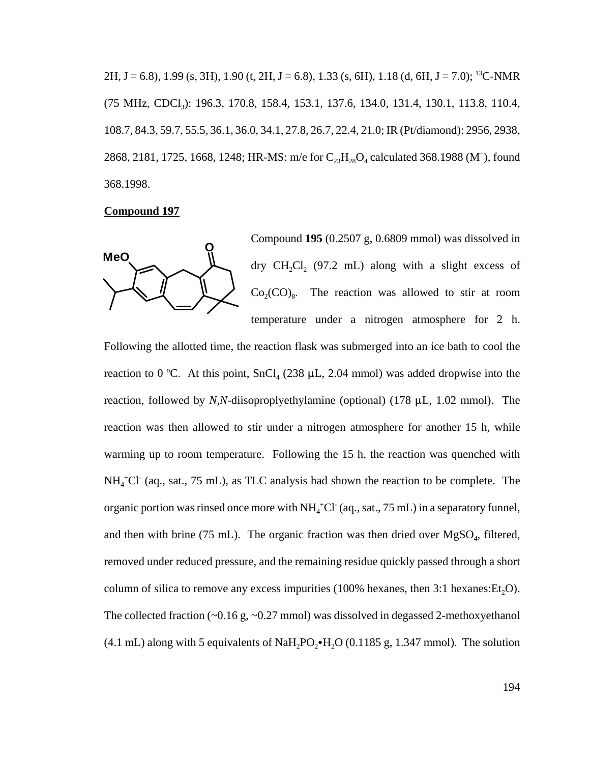2H, J = 6.8), 1.99 (s, 3H), 1.90 (t, 2H, J = 6.8), 1.33 (s, 6H), 1.18 (d, 6H, J = 7.0); $^{13}$C-NMR (75 MHz, $CDCl_3$): 196.3, 170.8, 158.4, 153.1, 137.6, 134.0, 131.4, 130.1, 113.8, 110.4, 108.7, 84.3, 59.7, 55.5, 36.1, 36.0, 34.1, 27.8, 26.7, 22.4, 21.0; IR (Pt/diamond): 2956, 2938, 2868, 2181, 1725, 1668, 1248; HR-MS: m/e for $C_{23}H_{28}O_4$ calculated 368.1988 ($M^+$), found 368.1998.

**Compound 197**

Compound **195** (0.2507 g, 0.6809 mmol) was dissolved in dry $CH_2Cl_2$ (97.2 mL) along with a slight excess of $Co_2(CO)_8$. The reaction was allowed to stir at room temperature under a nitrogen atmosphere for 2 h. Following the allotted time, the reaction flask was submerged into an ice bath to cool the reaction to 0 °C. At this point, $SnCl_4$ (238 μL, 2.04 mmol) was added dropwise into the reaction, followed by *N*,*N*-diisoproplyethylamine (optional) (178 μL, 1.02 mmol). The reaction was then allowed to stir under a nitrogen atmosphere for another 15 h, while warming up to room temperature. Following the 15 h, the reaction was quenched with $NH_4^+Cl^-$ (aq., sat., 75 mL), as TLC analysis had shown the reaction to be complete. The organic portion was rinsed once more with $NH_4^+Cl^-$ (aq., sat., 75 mL) in a separatory funnel, and then with brine (75 mL). The organic fraction was then dried over $MgSO_4$, filtered, removed under reduced pressure, and the remaining residue quickly passed through a short column of silica to remove any excess impurities (100% hexanes, then 3:1 hexanes:$Et_2O$). The collected fraction (~0.16 g, ~0.27 mmol) was dissolved in degassed 2-methoxyethanol (4.1 mL) along with 5 equivalents of $NaH_2PO_2 \bullet H_2O$ (0.1185 g, 1.347 mmol). The solution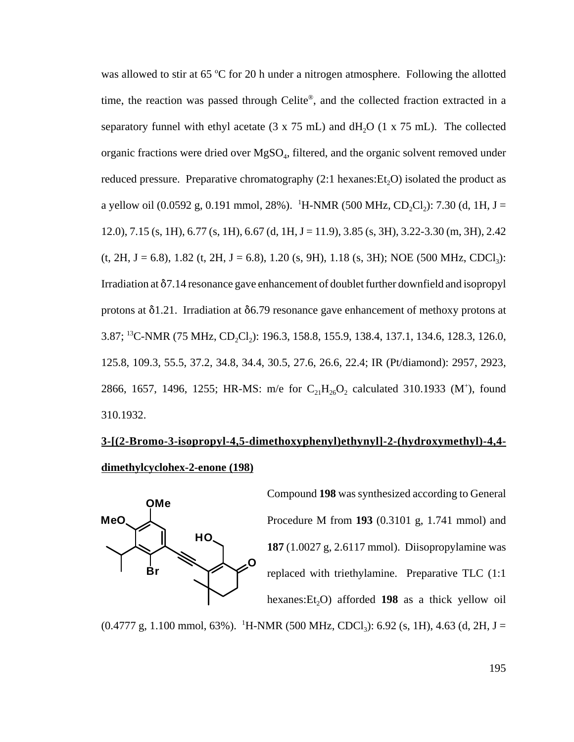was allowed to stir at 65 °C for 20 h under a nitrogen atmosphere. Following the allotted time, the reaction was passed through Celite®, and the collected fraction extracted in a separatory funnel with ethyl acetate (3 x 75 mL) and $dH_2O$ (1 x 75 mL). The collected organic fractions were dried over $MgSO_4$, filtered, and the organic solvent removed under reduced pressure. Preparative chromatography (2:1 hexanes:$Et_2O$) isolated the product as a yellow oil (0.0592 g, 0.191 mmol, 28%). $^1$H-NMR (500 MHz, $CD_2Cl_2$): 7.30 (d, 1H, J = 12.0), 7.15 (s, 1H), 6.77 (s, 1H), 6.67 (d, 1H, J = 11.9), 3.85 (s, 3H), 3.22-3.30 (m, 3H), 2.42 (t, 2H, J = 6.8), 1.82 (t, 2H, J = 6.8), 1.20 (s, 9H), 1.18 (s, 3H); NOE (500 MHz, $CDCl_3$): Irradiation at δ7.14 resonance gave enhancement of doublet further downfield and isopropyl protons at δ1.21. Irradiation at δ6.79 resonance gave enhancement of methoxy protons at 3.87; $^{13}$C-NMR (75 MHz, $CD_2Cl_2$): 196.3, 158.8, 155.9, 138.4, 137.1, 134.6, 128.3, 126.0, 125.8, 109.3, 55.5, 37.2, 34.8, 34.4, 30.5, 27.6, 26.6, 22.4; IR (Pt/diamond): 2957, 2923, 2866, 1657, 1496, 1255; HR-MS: m/e for $C_{21}H_{26}O_2$ calculated 310.1933 ($M^+$), found 310.1932.

**3-[(2-Bromo-3-isopropyl-4,5-dimethoxyphenyl)ethynyl]-2-(hydroxymethyl)-4,4-dimethylcyclohex-2-enone (198)**

Compound **198** was synthesized according to General Procedure M from **193** (0.3101 g, 1.741 mmol) and **187** (1.0027 g, 2.6117 mmol). Diisopropylamine was replaced with triethylamine. Preparative TLC (1:1 hexanes:$Et_2O$) afforded **198** as a thick yellow oil (0.4777 g, 1.100 mmol, 63%). $^1$H-NMR (500 MHz, $CDCl_3$): 6.92 (s, 1H), 4.63 (d, 2H, J =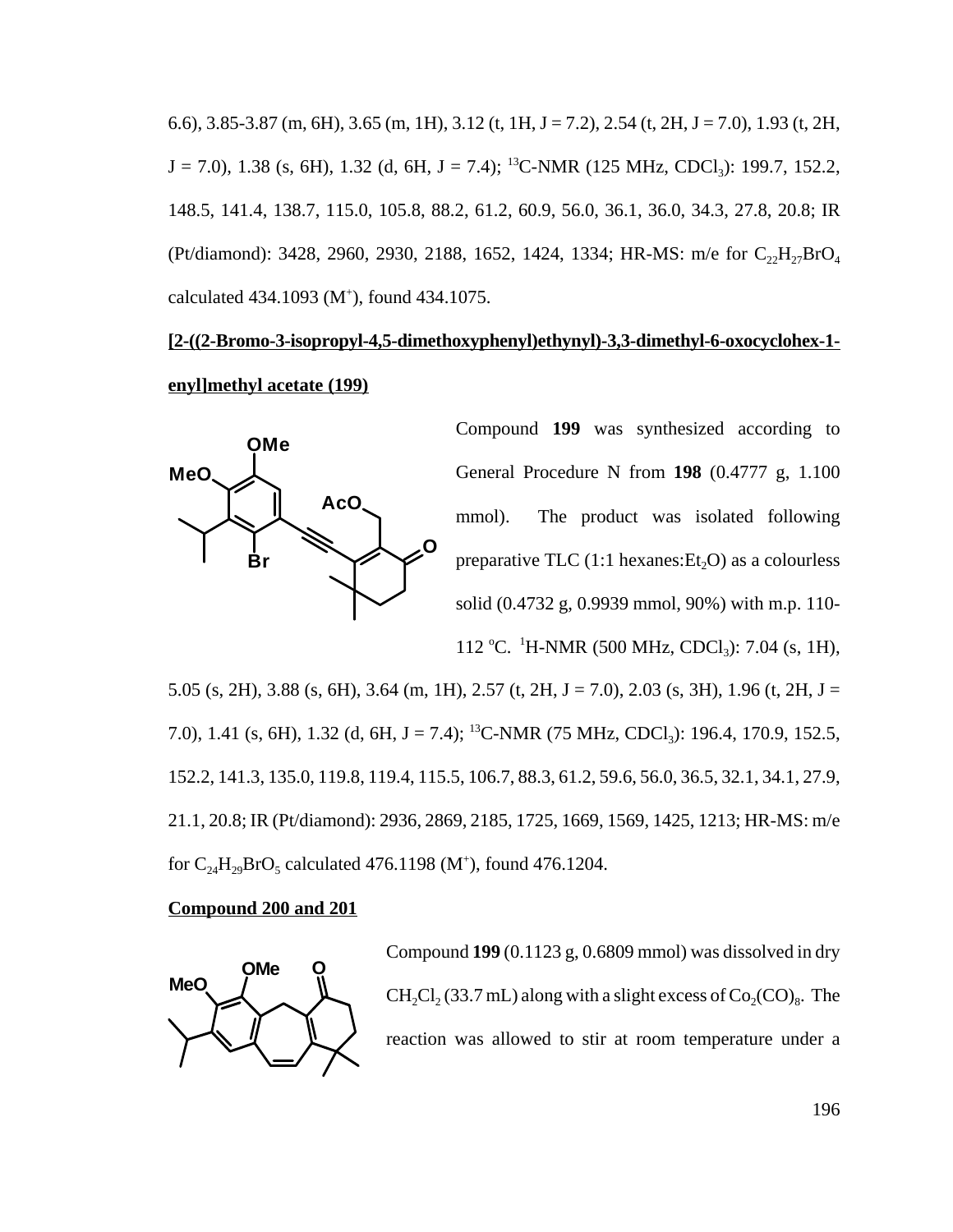6.6), 3.85-3.87 (m, 6H), 3.65 (m, 1H), 3.12 (t, 1H, J = 7.2), 2.54 (t, 2H, J = 7.0), 1.93 (t, 2H, J = 7.0), 1.38 (s, 6H), 1.32 (d, 6H, J = 7.4); $^{13}$C-NMR (125 MHz, $CDCl_3$): 199.7, 152.2, 148.5, 141.4, 138.7, 115.0, 105.8, 88.2, 61.2, 60.9, 56.0, 36.1, 36.0, 34.3, 27.8, 20.8; IR (Pt/diamond): 3428, 2960, 2930, 2188, 1652, 1424, 1334; HR-MS: m/e for $C_{22}H_{27}BrO_4$ calculated 434.1093 ($M^+$), found 434.1075.

**[2-((2-Bromo-3-isopropyl-4,5-dimethoxyphenyl)ethynyl)-3,3-dimethyl-6-oxocyclohex-1-enyl]methyl acetate (199)**

Compound **199** was synthesized according to General Procedure N from **198** (0.4777 g, 1.100 mmol). The product was isolated following preparative TLC (1:1 hexanes:$Et_2O$) as a colourless solid (0.4732 g, 0.9939 mmol, 90%) with m.p. 110-112 °C. $^1$H-NMR (500 MHz, $CDCl_3$): 7.04 (s, 1H), 5.05 (s, 2H), 3.88 (s, 6H), 3.64 (m, 1H), 2.57 (t, 2H, J = 7.0), 2.03 (s, 3H), 1.96 (t, 2H, J = 7.0), 1.41 (s, 6H), 1.32 (d, 6H, J = 7.4); $^{13}$C-NMR (75 MHz, $CDCl_3$): 196.4, 170.9, 152.5, 152.2, 141.3, 135.0, 119.8, 119.4, 115.5, 106.7, 88.3, 61.2, 59.6, 56.0, 36.5, 32.1, 34.1, 27.9, 21.1, 20.8; IR (Pt/diamond): 2936, 2869, 2185, 1725, 1669, 1569, 1425, 1213; HR-MS: m/e for $C_{24}H_{29}BrO_5$ calculated 476.1198 ($M^+$), found 476.1204.

**Compound 200 and 201**

Compound **199** (0.1123 g, 0.6809 mmol) was dissolved in dry $CH_2Cl_2$ (33.7 mL) along with a slight excess of $Co_2(CO)_8$. The reaction was allowed to stir at room temperature under a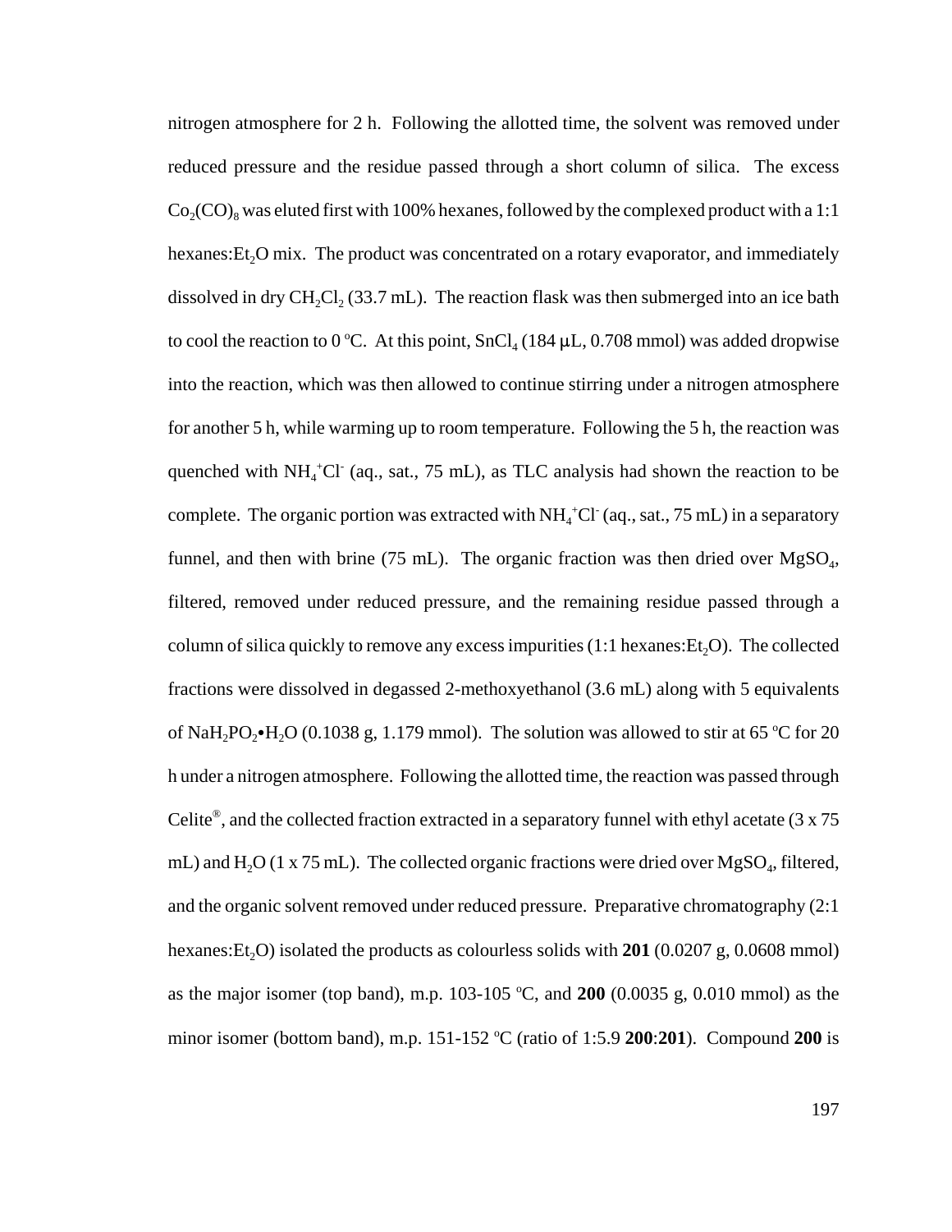nitrogen atmosphere for 2 h. Following the allotted time, the solvent was removed under reduced pressure and the residue passed through a short column of silica. The excess $Co_2(CO)_8$ was eluted first with 100% hexanes, followed by the complexed product with a 1:1 hexanes:$Et_2O$ mix. The product was concentrated on a rotary evaporator, and immediately dissolved in dry $CH_2Cl_2$ (33.7 mL). The reaction flask was then submerged into an ice bath to cool the reaction to 0 $^oC$. At this point, $SnCl_4$ (184 μL, 0.708 mmol) was added dropwise into the reaction, which was then allowed to continue stirring under a nitrogen atmosphere for another 5 h, while warming up to room temperature. Following the 5 h, the reaction was quenched with $NH_4^+Cl^-$ (aq., sat., 75 mL), as TLC analysis had shown the reaction to be complete. The organic portion was extracted with $NH_4^+Cl^-$ (aq., sat., 75 mL) in a separatory funnel, and then with brine (75 mL). The organic fraction was then dried over $MgSO_4$, filtered, removed under reduced pressure, and the remaining residue passed through a column of silica quickly to remove any excess impurities (1:1 hexanes:$Et_2O$). The collected fractions were dissolved in degassed 2-methoxyethanol (3.6 mL) along with 5 equivalents of $NaH_2PO_2{\bullet}H_2O$ (0.1038 g, 1.179 mmol). The solution was allowed to stir at 65 $^oC$ for 20 h under a nitrogen atmosphere. Following the allotted time, the reaction was passed through Celite®, and the collected fraction extracted in a separatory funnel with ethyl acetate (3 x 75 mL) and $H_2O$ (1 x 75 mL). The collected organic fractions were dried over $MgSO_4$, filtered, and the organic solvent removed under reduced pressure. Preparative chromatography (2:1 hexanes:$Et_2O$) isolated the products as colourless solids with **201** (0.0207 g, 0.0608 mmol) as the major isomer (top band), m.p. 103-105 $^oC$, and **200** (0.0035 g, 0.010 mmol) as the minor isomer (bottom band), m.p. 151-152 $^oC$ (ratio of 1:5.9 **200**:**201**). Compound **200** is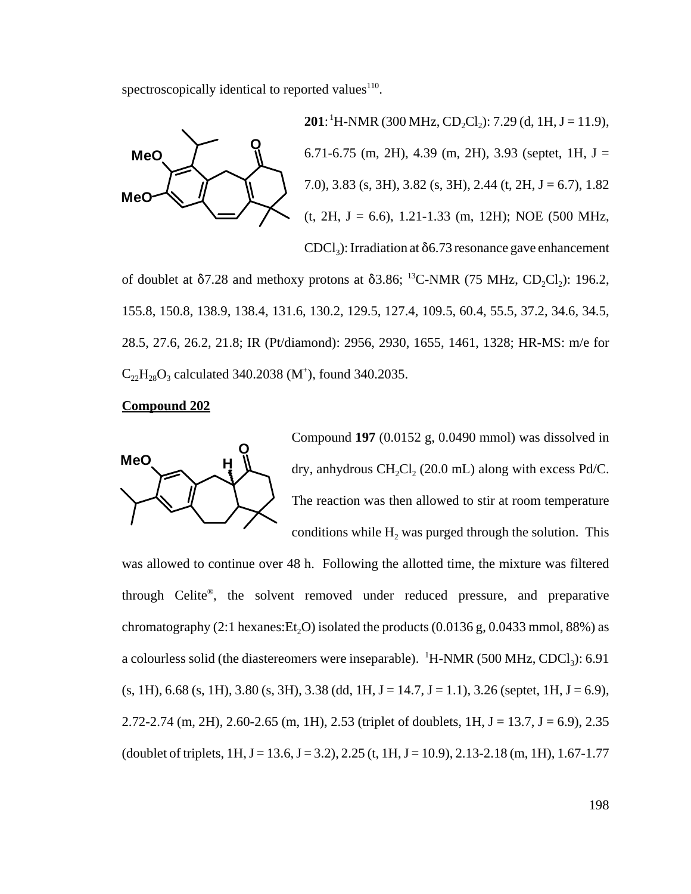spectroscopically identical to reported values[110].

**201**: $^1$H-NMR (300 MHz, $CD_2Cl_2$): 7.29 (d, 1H, J = 11.9), 6.71-6.75 (m, 2H), 4.39 (m, 2H), 3.93 (septet, 1H, J = 7.0), 3.83 (s, 3H), 3.82 (s, 3H), 2.44 (t, 2H, J = 6.7), 1.82 (t, 2H, J = 6.6), 1.21-1.33 (m, 12H); NOE (500 MHz, $CDCl_3$): Irradiation at δ6.73 resonance gave enhancement of doublet at δ7.28 and methoxy protons at δ3.86; $^{13}$C-NMR (75 MHz, $CD_2Cl_2$): 196.2, 155.8, 150.8, 138.9, 138.4, 131.6, 130.2, 129.5, 127.4, 109.5, 60.4, 55.5, 37.2, 34.6, 34.5, 28.5, 27.6, 26.2, 21.8; IR (Pt/diamond): 2956, 2930, 1655, 1461, 1328; HR-MS: m/e for $C_{22}H_{28}O_3$ calculated 340.2038 ($M^+$), found 340.2035.

**Compound 202**

Compound **197** (0.0152 g, 0.0490 mmol) was dissolved in dry, anhydrous $CH_2Cl_2$ (20.0 mL) along with excess Pd/C. The reaction was then allowed to stir at room temperature conditions while $H_2$ was purged through the solution. This was allowed to continue over 48 h. Following the allotted time, the mixture was filtered through Celite®, the solvent removed under reduced pressure, and preparative chromatography (2:1 hexanes:$Et_2O$) isolated the products (0.0136 g, 0.0433 mmol, 88%) as a colourless solid (the diastereomers were inseparable). $^1$H-NMR (500 MHz, $CDCl_3$): 6.91 (s, 1H), 6.68 (s, 1H), 3.80 (s, 3H), 3.38 (dd, 1H, J = 14.7, J = 1.1), 3.26 (septet, 1H, J = 6.9), 2.72-2.74 (m, 2H), 2.60-2.65 (m, 1H), 2.53 (triplet of doublets, 1H, J = 13.7, J = 6.9), 2.35 (doublet of triplets, 1H, J = 13.6, J = 3.2), 2.25 (t, 1H, J = 10.9), 2.13-2.18 (m, 1H), 1.67-1.77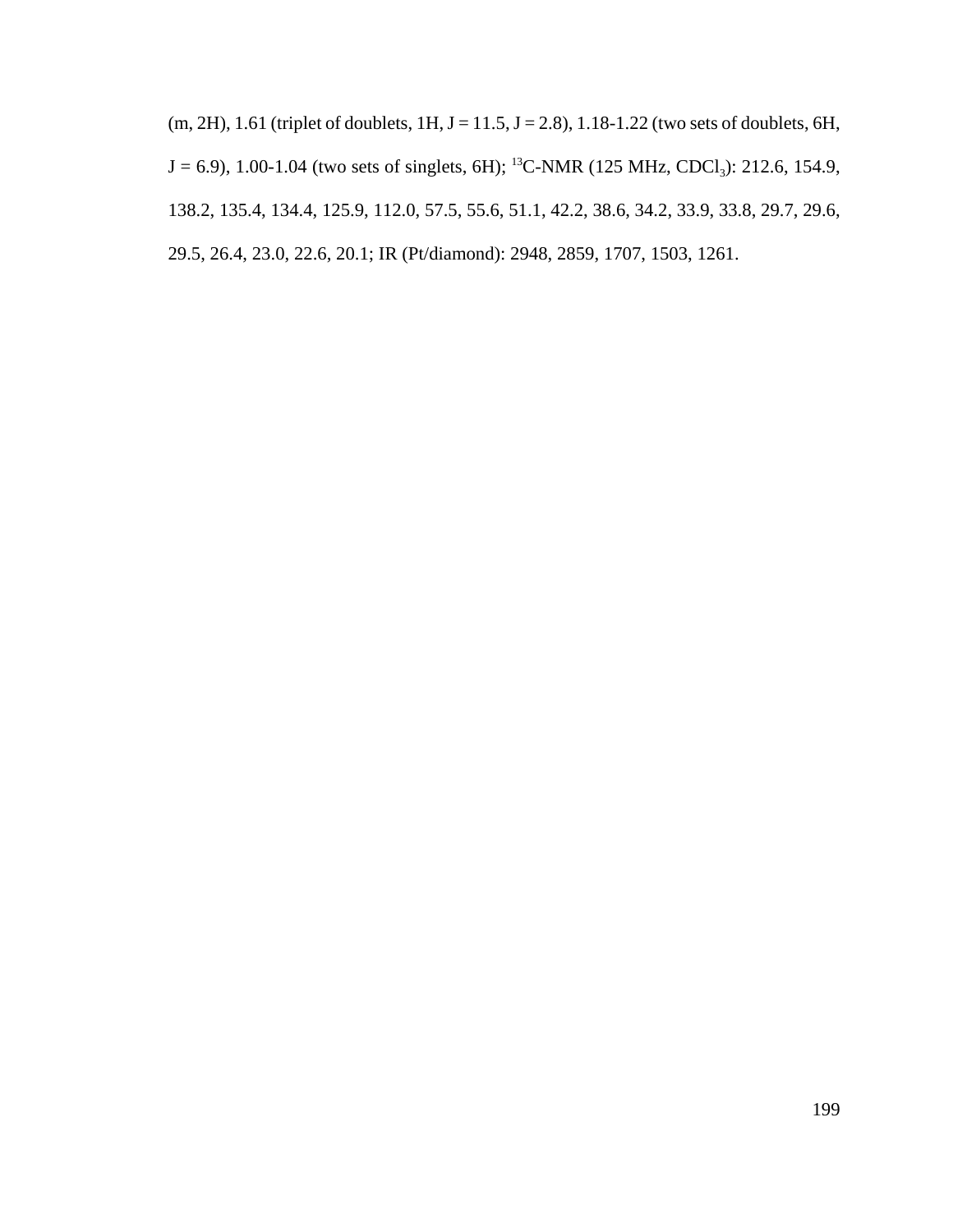(m, 2H), 1.61 (triplet of doublets, 1H, J = 11.5, J = 2.8), 1.18-1.22 (two sets of doublets, 6H, J = 6.9), 1.00-1.04 (two sets of singlets, 6H); $^{13}$C-NMR (125 MHz, $CDCl_3$): 212.6, 154.9, 138.2, 135.4, 134.4, 125.9, 112.0, 57.5, 55.6, 51.1, 42.2, 38.6, 34.2, 33.9, 33.8, 29.7, 29.6, 29.5, 26.4, 23.0, 22.6, 20.1; IR (Pt/diamond): 2948, 2859, 1707, 1503, 1261.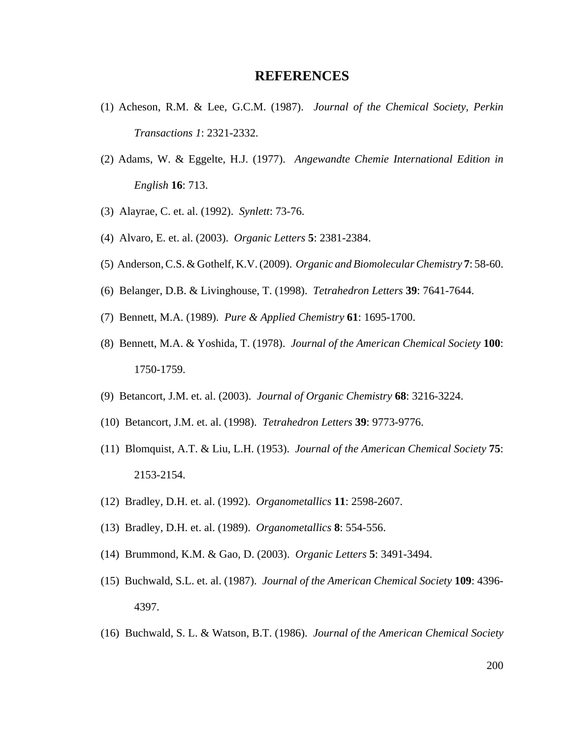# REFERENCES

(1) Acheson, R.M. & Lee, G.C.M. (1987). *Journal of the Chemical Society, Perkin Transactions 1*: 2321-2332.

(2) Adams, W. & Eggelte, H.J. (1977). *Angewandte Chemie International Edition in English* **16**: 713.

(3) Alayrae, C. et. al. (1992). *Synlett*: 73-76.

(4) Alvaro, E. et. al. (2003). *Organic Letters* **5**: 2381-2384.

(5) Anderson, C.S. & Gothelf, K.V. (2009). *Organic and Biomolecular Chemistry* **7**: 58-60.

(6) Belanger, D.B. & Livinghouse, T. (1998). *Tetrahedron Letters* **39**: 7641-7644.

(7) Bennett, M.A. (1989). *Pure & Applied Chemistry* **61**: 1695-1700.

(8) Bennett, M.A. & Yoshida, T. (1978). *Journal of the American Chemical Society* **100**: 1750-1759.

(9) Betancort, J.M. et. al. (2003). *Journal of Organic Chemistry* **68**: 3216-3224.

(10) Betancort, J.M. et. al. (1998). *Tetrahedron Letters* **39**: 9773-9776.

(11) Blomquist, A.T. & Liu, L.H. (1953). *Journal of the American Chemical Society* **75**: 2153-2154.

(12) Bradley, D.H. et. al. (1992). *Organometallics* **11**: 2598-2607.

(13) Bradley, D.H. et. al. (1989). *Organometallics* **8**: 554-556.

(14) Brummond, K.M. & Gao, D. (2003). *Organic Letters* **5**: 3491-3494.

(15) Buchwald, S.L. et. al. (1987). *Journal of the American Chemical Society* **109**: 4396-4397.

(16) Buchwald, S. L. & Watson, B.T. (1986). *Journal of the American Chemical Society*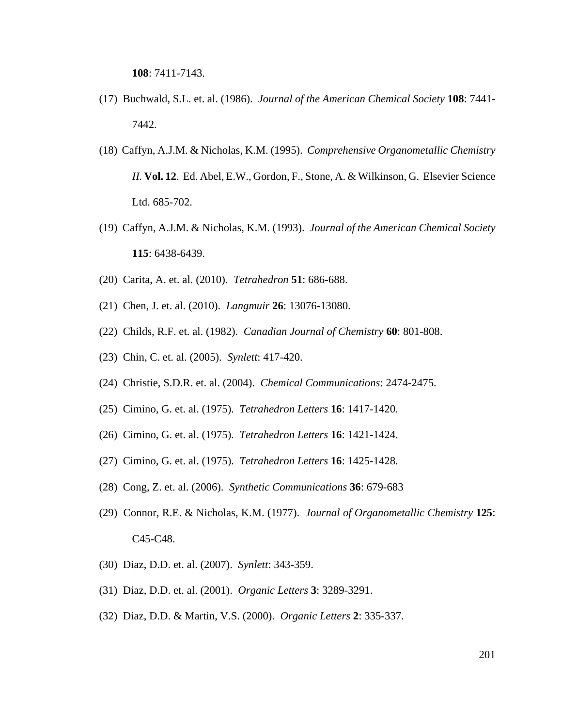**108**: 7411-7143.

(17) Buchwald, S.L. et. al. (1986). *Journal of the American Chemical Society* **108**: 7441-7442.

(18) Caffyn, A.J.M. & Nicholas, K.M. (1995). *Comprehensive Organometallic Chemistry II.* **Vol. 12**. Ed. Abel, E.W., Gordon, F., Stone, A. & Wilkinson, G. Elsevier Science Ltd. 685-702.

(19) Caffyn, A.J.M. & Nicholas, K.M. (1993). *Journal of the American Chemical Society* **115**: 6438-6439.

(20) Carita, A. et. al. (2010). *Tetrahedron* **51**: 686-688.

(21) Chen, J. et. al. (2010). *Langmuir* **26**: 13076-13080.

(22) Childs, R.F. et. al. (1982). *Canadian Journal of Chemistry* **60**: 801-808.

(23) Chin, C. et. al. (2005). *Synlett*: 417-420.

(24) Christie, S.D.R. et. al. (2004). *Chemical Communications*: 2474-2475.

(25) Cimino, G. et. al. (1975). *Tetrahedron Letters* **16**: 1417-1420.

(26) Cimino, G. et. al. (1975). *Tetrahedron Letters* **16**: 1421-1424.

(27) Cimino, G. et. al. (1975). *Tetrahedron Letters* **16**: 1425-1428.

(28) Cong, Z. et. al. (2006). *Synthetic Communications* **36**: 679-683

(29) Connor, R.E. & Nicholas, K.M. (1977). *Journal of Organometallic Chemistry* **125**: C45-C48.

(30) Diaz, D.D. et. al. (2007). *Synlett*: 343-359.

(31) Diaz, D.D. et. al. (2001). *Organic Letters* **3**: 3289-3291.

(32) Diaz, D.D. & Martin, V.S. (2000). *Organic Letters* **2**: 335-337.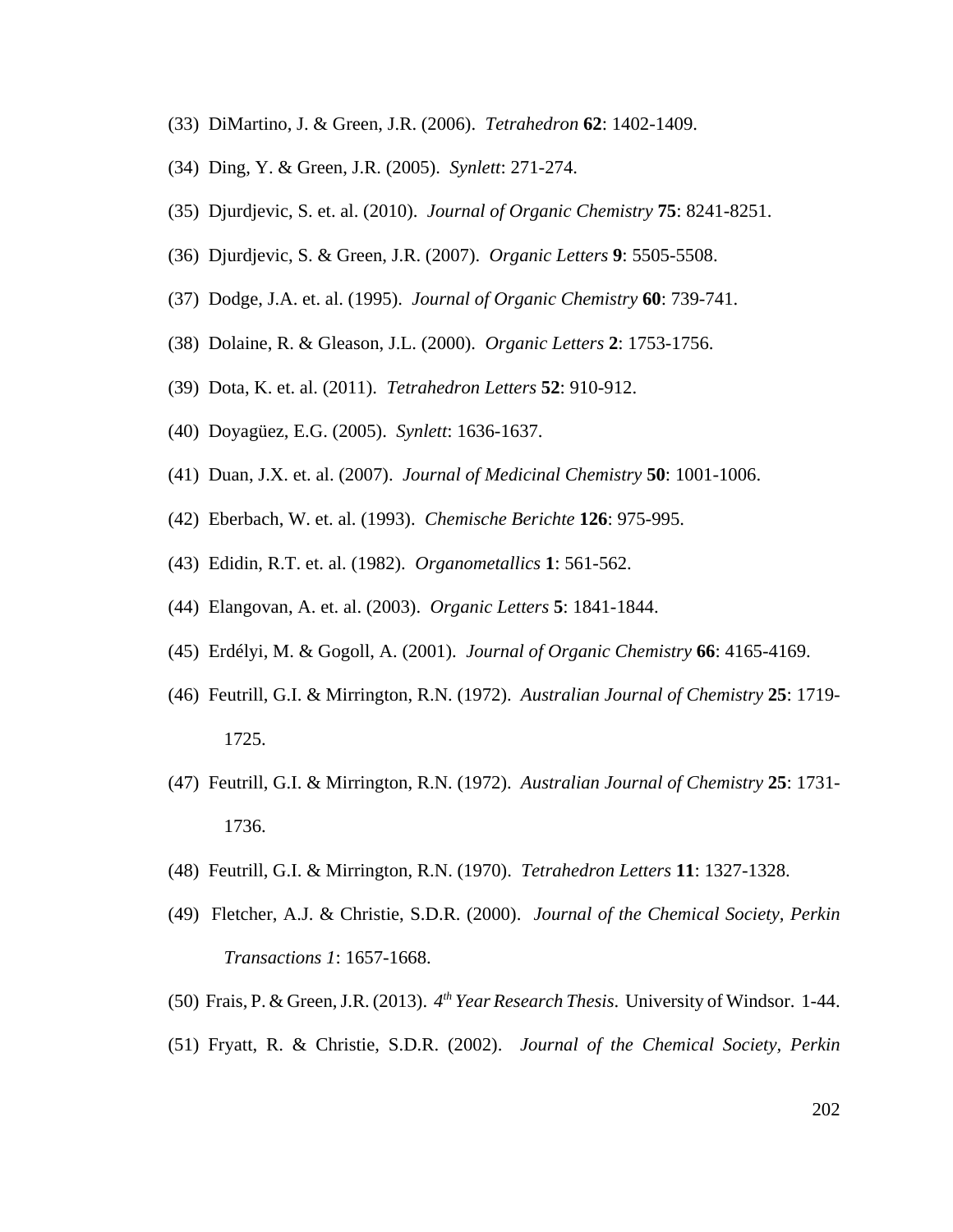(33) DiMartino, J. & Green, J.R. (2006). *Tetrahedron* **62**: 1402-1409.

(34) Ding, Y. & Green, J.R. (2005). *Synlett*: 271-274.

(35) Djurdjevic, S. et. al. (2010). *Journal of Organic Chemistry* **75**: 8241-8251.

(36) Djurdjevic, S. & Green, J.R. (2007). *Organic Letters* **9**: 5505-5508.

(37) Dodge, J.A. et. al. (1995). *Journal of Organic Chemistry* **60**: 739-741.

(38) Dolaine, R. & Gleason, J.L. (2000). *Organic Letters* **2**: 1753-1756.

(39) Dota, K. et. al. (2011). *Tetrahedron Letters* **52**: 910-912.

(40) Doyagüez, E.G. (2005). *Synlett*: 1636-1637.

(41) Duan, J.X. et. al. (2007). *Journal of Medicinal Chemistry* **50**: 1001-1006.

(42) Eberbach, W. et. al. (1993). *Chemische Berichte* **126**: 975-995.

(43) Edidin, R.T. et. al. (1982). *Organometallics* **1**: 561-562.

(44) Elangovan, A. et. al. (2003). *Organic Letters* **5**: 1841-1844.

(45) Erdélyi, M. & Gogoll, A. (2001). *Journal of Organic Chemistry* **66**: 4165-4169.

(46) Feutrill, G.I. & Mirrington, R.N. (1972). *Australian Journal of Chemistry* **25**: 1719-1725.

(47) Feutrill, G.I. & Mirrington, R.N. (1972). *Australian Journal of Chemistry* **25**: 1731-1736.

(48) Feutrill, G.I. & Mirrington, R.N. (1970). *Tetrahedron Letters* **11**: 1327-1328.

(49) Fletcher, A.J. & Christie, S.D.R. (2000). *Journal of the Chemical Society, Perkin Transactions 1*: 1657-1668.

(50) Frais, P. & Green, J.R. (2013). *4th Year Research Thesis*. University of Windsor. 1-44.

(51) Fryatt, R. & Christie, S.D.R. (2002). *Journal of the Chemical Society, Perkin*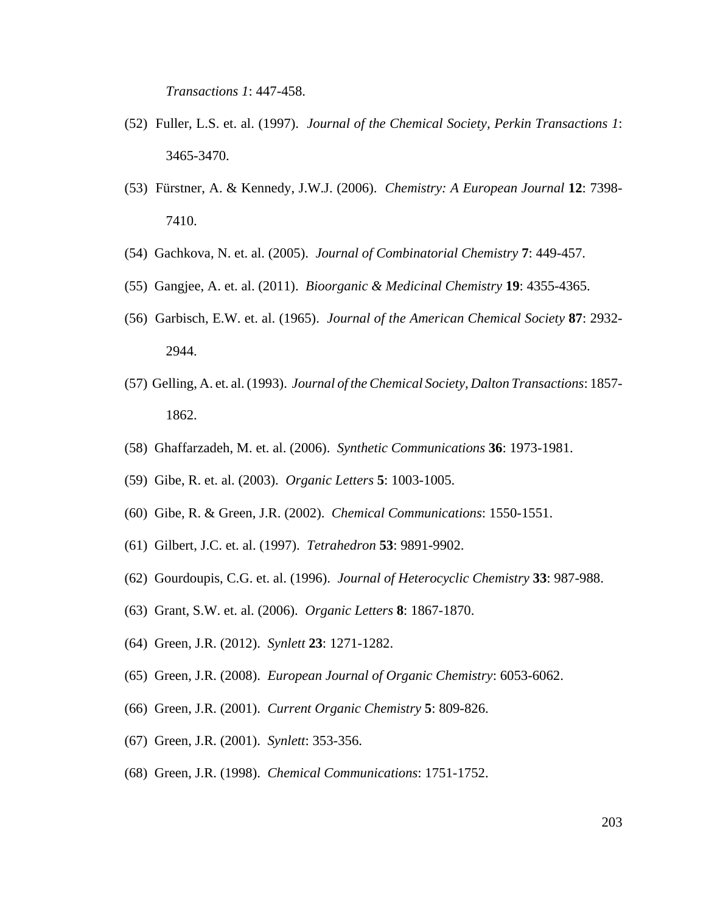*Transactions 1*: 447-458.

(52) Fuller, L.S. et. al. (1997). *Journal of the Chemical Society, Perkin Transactions 1*: 3465-3470.

(53) Fürstner, A. & Kennedy, J.W.J. (2006). *Chemistry: A European Journal* **12**: 7398-7410.

(54) Gachkova, N. et. al. (2005). *Journal of Combinatorial Chemistry* **7**: 449-457.

(55) Gangjee, A. et. al. (2011). *Bioorganic & Medicinal Chemistry* **19**: 4355-4365.

(56) Garbisch, E.W. et. al. (1965). *Journal of the American Chemical Society* **87**: 2932-2944.

(57) Gelling, A. et. al. (1993). *Journal of the Chemical Society, Dalton Transactions*: 1857-1862.

(58) Ghaffarzadeh, M. et. al. (2006). *Synthetic Communications* **36**: 1973-1981.

(59) Gibe, R. et. al. (2003). *Organic Letters* **5**: 1003-1005.

(60) Gibe, R. & Green, J.R. (2002). *Chemical Communications*: 1550-1551.

(61) Gilbert, J.C. et. al. (1997). *Tetrahedron* **53**: 9891-9902.

(62) Gourdoupis, C.G. et. al. (1996). *Journal of Heterocyclic Chemistry* **33**: 987-988.

(63) Grant, S.W. et. al. (2006). *Organic Letters* **8**: 1867-1870.

(64) Green, J.R. (2012). *Synlett* **23**: 1271-1282.

(65) Green, J.R. (2008). *European Journal of Organic Chemistry*: 6053-6062.

(66) Green, J.R. (2001). *Current Organic Chemistry* **5**: 809-826.

(67) Green, J.R. (2001). *Synlett*: 353-356.

(68) Green, J.R. (1998). *Chemical Communications*: 1751-1752.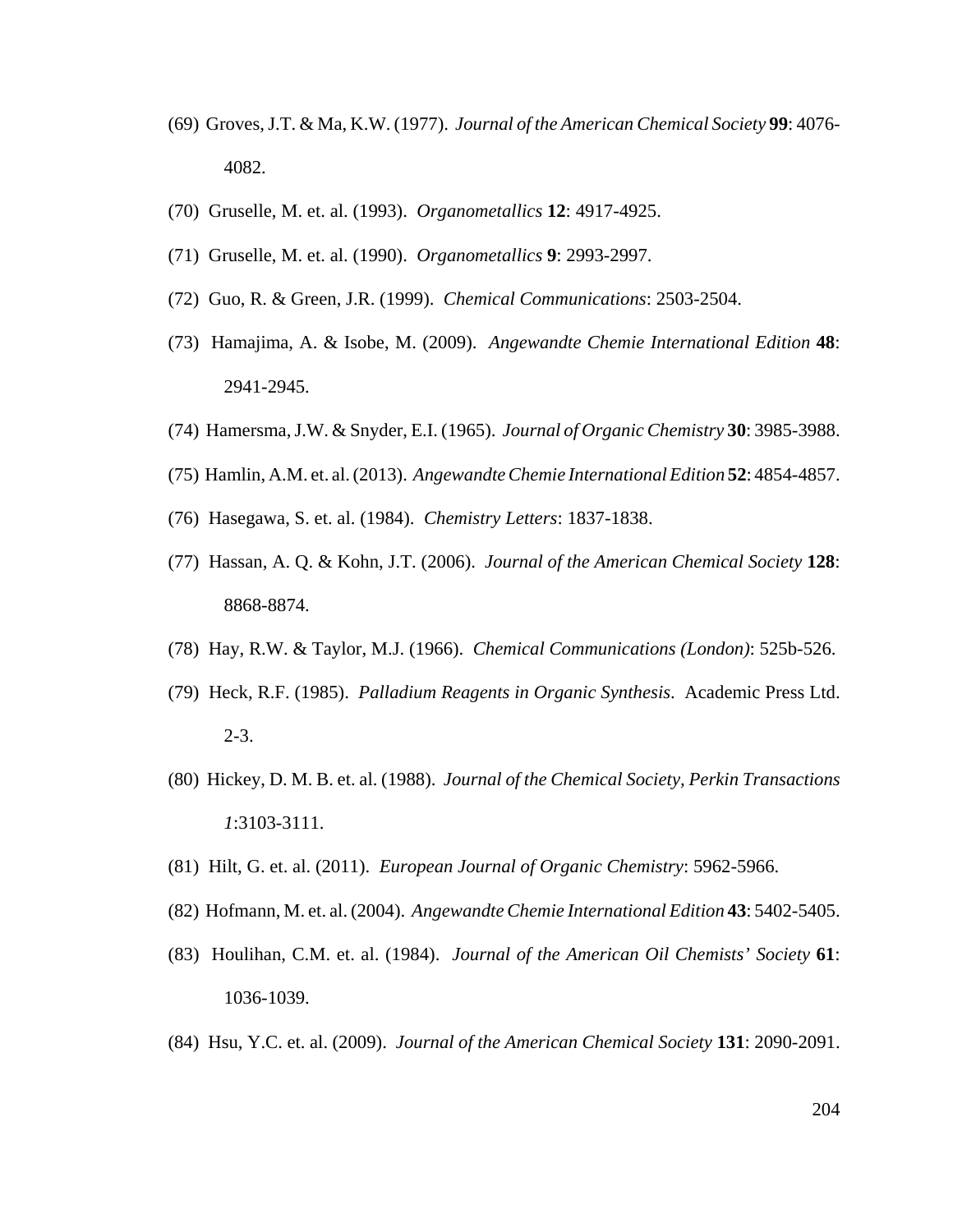(69) Groves, J.T. & Ma, K.W. (1977). *Journal of the American Chemical Society* **99**: 4076-4082.

(70) Gruselle, M. et. al. (1993). *Organometallics* **12**: 4917-4925.

(71) Gruselle, M. et. al. (1990). *Organometallics* **9**: 2993-2997.

(72) Guo, R. & Green, J.R. (1999). *Chemical Communications*: 2503-2504.

(73) Hamajima, A. & Isobe, M. (2009). *Angewandte Chemie International Edition* **48**: 2941-2945.

(74) Hamersma, J.W. & Snyder, E.I. (1965). *Journal of Organic Chemistry* **30**: 3985-3988.

(75) Hamlin, A.M. et. al. (2013). *Angewandte Chemie International Edition* **52**: 4854-4857.

(76) Hasegawa, S. et. al. (1984). *Chemistry Letters*: 1837-1838.

(77) Hassan, A. Q. & Kohn, J.T. (2006). *Journal of the American Chemical Society* **128**: 8868-8874.

(78) Hay, R.W. & Taylor, M.J. (1966). *Chemical Communications (London)*: 525b-526.

(79) Heck, R.F. (1985). *Palladium Reagents in Organic Synthesis.* Academic Press Ltd. 2-3.

(80) Hickey, D. M. B. et. al. (1988). *Journal of the Chemical Society, Perkin Transactions 1*:3103-3111.

(81) Hilt, G. et. al. (2011). *European Journal of Organic Chemistry*: 5962-5966.

(82) Hofmann, M. et. al. (2004). *Angewandte Chemie International Edition* **43**: 5402-5405.

(83) Houlihan, C.M. et. al. (1984). *Journal of the American Oil Chemists' Society* **61**: 1036-1039.

(84) Hsu, Y.C. et. al. (2009). *Journal of the American Chemical Society* **131**: 2090-2091.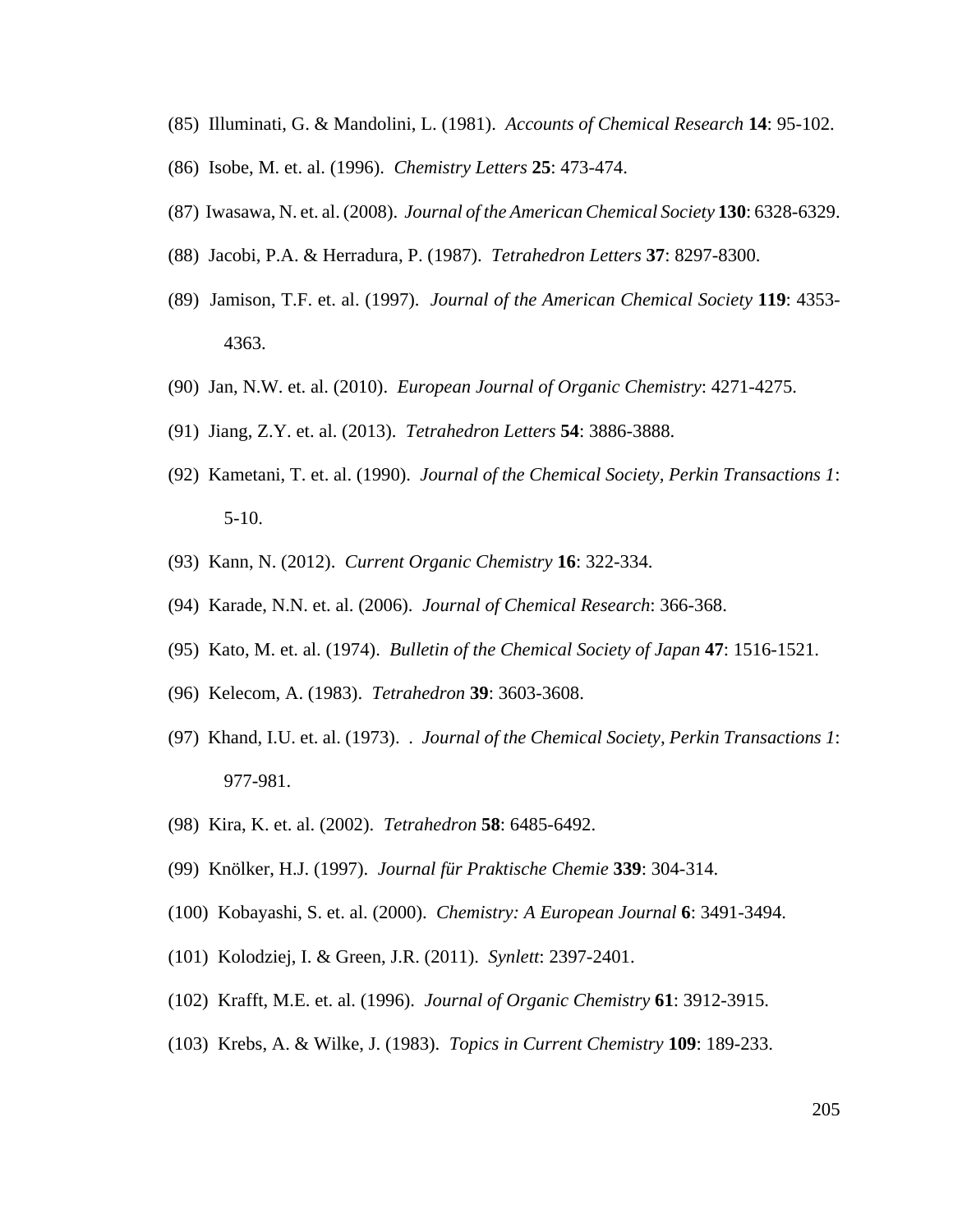(85) Illuminati, G. & Mandolini, L. (1981). *Accounts of Chemical Research* **14**: 95-102.

(86) Isobe, M. et. al. (1996). *Chemistry Letters* **25**: 473-474.

(87) Iwasawa, N. et. al. (2008). *Journal of the American Chemical Society* **130**: 6328-6329.

(88) Jacobi, P.A. & Herradura, P. (1987). *Tetrahedron Letters* **37**: 8297-8300.

(89) Jamison, T.F. et. al. (1997). *Journal of the American Chemical Society* **119**: 4353-4363.

(90) Jan, N.W. et. al. (2010). *European Journal of Organic Chemistry*: 4271-4275.

(91) Jiang, Z.Y. et. al. (2013). *Tetrahedron Letters* **54**: 3886-3888.

(92) Kametani, T. et. al. (1990). *Journal of the Chemical Society, Perkin Transactions 1*: 5-10.

(93) Kann, N. (2012). *Current Organic Chemistry* **16**: 322-334.

(94) Karade, N.N. et. al. (2006). *Journal of Chemical Research*: 366-368.

(95) Kato, M. et. al. (1974). *Bulletin of the Chemical Society of Japan* **47**: 1516-1521.

(96) Kelecom, A. (1983). *Tetrahedron* **39**: 3603-3608.

(97) Khand, I.U. et. al. (1973). . *Journal of the Chemical Society, Perkin Transactions 1*: 977-981.

(98) Kira, K. et. al. (2002). *Tetrahedron* **58**: 6485-6492.

(99) Knölker, H.J. (1997). *Journal für Praktische Chemie* **339**: 304-314.

(100) Kobayashi, S. et. al. (2000). *Chemistry: A European Journal* **6**: 3491-3494.

(101) Kolodziej, I. & Green, J.R. (2011). *Synlett*: 2397-2401.

(102) Krafft, M.E. et. al. (1996). *Journal of Organic Chemistry* **61**: 3912-3915.

(103) Krebs, A. & Wilke, J. (1983). *Topics in Current Chemistry* **109**: 189-233.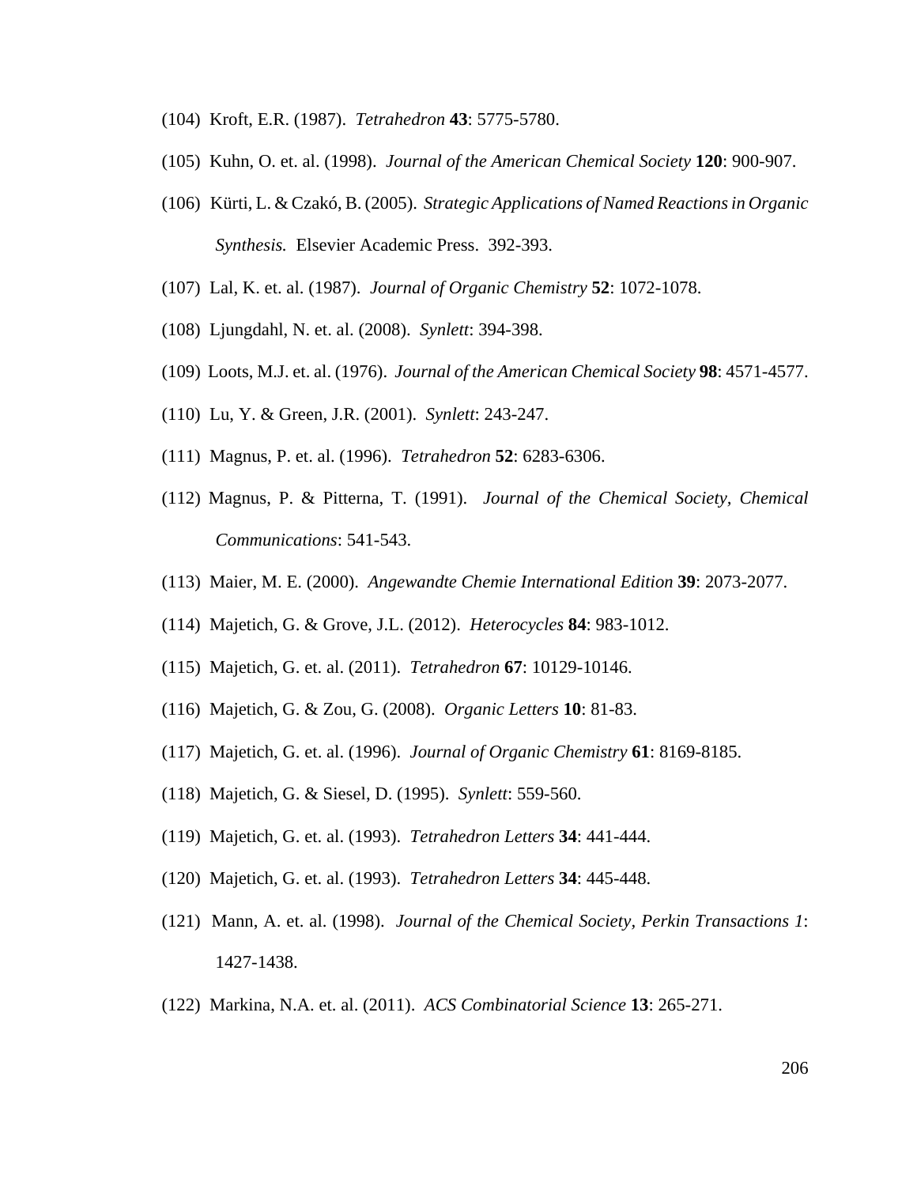(104) Kroft, E.R. (1987). *Tetrahedron* **43**: 5775-5780.

(105) Kuhn, O. et. al. (1998). *Journal of the American Chemical Society* **120**: 900-907.

(106) Kürti, L. & Czakó, B. (2005). *Strategic Applications of Named Reactions in Organic Synthesis.* Elsevier Academic Press. 392-393.

(107) Lal, K. et. al. (1987). *Journal of Organic Chemistry* **52**: 1072-1078.

(108) Ljungdahl, N. et. al. (2008). *Synlett*: 394-398.

(109) Loots, M.J. et. al. (1976). *Journal of the American Chemical Society* **98**: 4571-4577.

(110) Lu, Y. & Green, J.R. (2001). *Synlett*: 243-247.

(111) Magnus, P. et. al. (1996). *Tetrahedron* **52**: 6283-6306.

(112) Magnus, P. & Pitterna, T. (1991). *Journal of the Chemical Society, Chemical Communications*: 541-543.

(113) Maier, M. E. (2000). *Angewandte Chemie International Edition* **39**: 2073-2077.

(114) Majetich, G. & Grove, J.L. (2012). *Heterocycles* **84**: 983-1012.

(115) Majetich, G. et. al. (2011). *Tetrahedron* **67**: 10129-10146.

(116) Majetich, G. & Zou, G. (2008). *Organic Letters* **10**: 81-83.

(117) Majetich, G. et. al. (1996). *Journal of Organic Chemistry* **61**: 8169-8185.

(118) Majetich, G. & Siesel, D. (1995). *Synlett*: 559-560.

(119) Majetich, G. et. al. (1993). *Tetrahedron Letters* **34**: 441-444.

(120) Majetich, G. et. al. (1993). *Tetrahedron Letters* **34**: 445-448.

(121) Mann, A. et. al. (1998). *Journal of the Chemical Society, Perkin Transactions 1*: 1427-1438.

(122) Markina, N.A. et. al. (2011). *ACS Combinatorial Science* **13**: 265-271.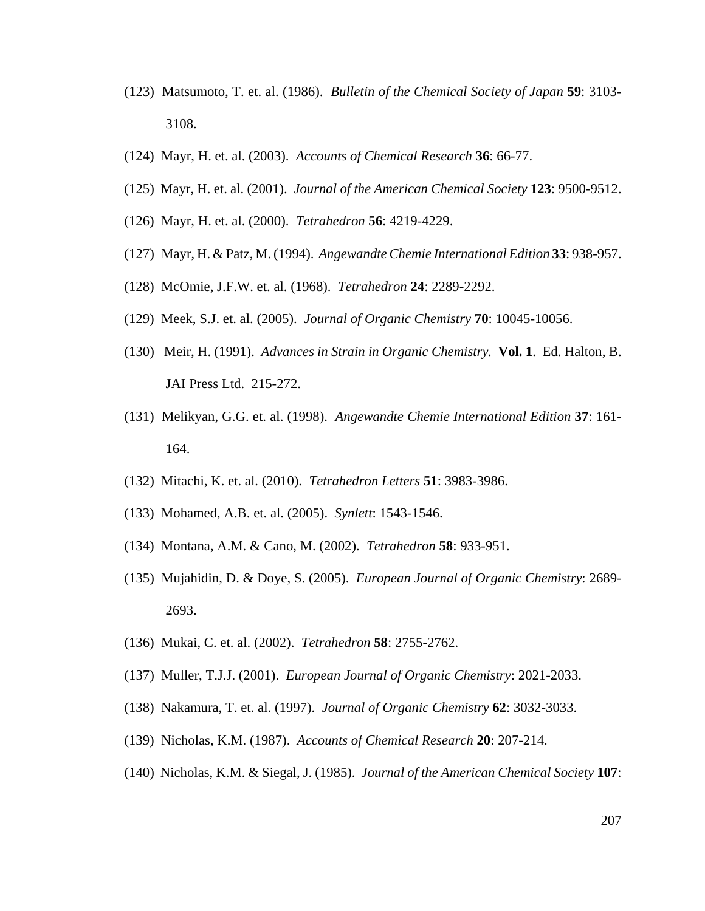(123) Matsumoto, T. et. al. (1986). *Bulletin of the Chemical Society of Japan* **59**: 3103-3108.

(124) Mayr, H. et. al. (2003). *Accounts of Chemical Research* **36**: 66-77.

(125) Mayr, H. et. al. (2001). *Journal of the American Chemical Society* **123**: 9500-9512.

(126) Mayr, H. et. al. (2000). *Tetrahedron* **56**: 4219-4229.

(127) Mayr, H. & Patz, M. (1994). *Angewandte Chemie International Edition* **33**: 938-957.

(128) McOmie, J.F.W. et. al. (1968). *Tetrahedron* **24**: 2289-2292.

(129) Meek, S.J. et. al. (2005). *Journal of Organic Chemistry* **70**: 10045-10056.

(130) Meir, H. (1991). *Advances in Strain in Organic Chemistry.* **Vol. 1**. Ed. Halton, B. JAI Press Ltd. 215-272.

(131) Melikyan, G.G. et. al. (1998). *Angewandte Chemie International Edition* **37**: 161-164.

(132) Mitachi, K. et. al. (2010). *Tetrahedron Letters* **51**: 3983-3986.

(133) Mohamed, A.B. et. al. (2005). *Synlett*: 1543-1546.

(134) Montana, A.M. & Cano, M. (2002). *Tetrahedron* **58**: 933-951.

(135) Mujahidin, D. & Doye, S. (2005). *European Journal of Organic Chemistry*: 2689-2693.

(136) Mukai, C. et. al. (2002). *Tetrahedron* **58**: 2755-2762.

(137) Muller, T.J.J. (2001). *European Journal of Organic Chemistry*: 2021-2033.

(138) Nakamura, T. et. al. (1997). *Journal of Organic Chemistry* **62**: 3032-3033.

(139) Nicholas, K.M. (1987). *Accounts of Chemical Research* **20**: 207-214.

(140) Nicholas, K.M. & Siegal, J. (1985). *Journal of the American Chemical Society* **107**: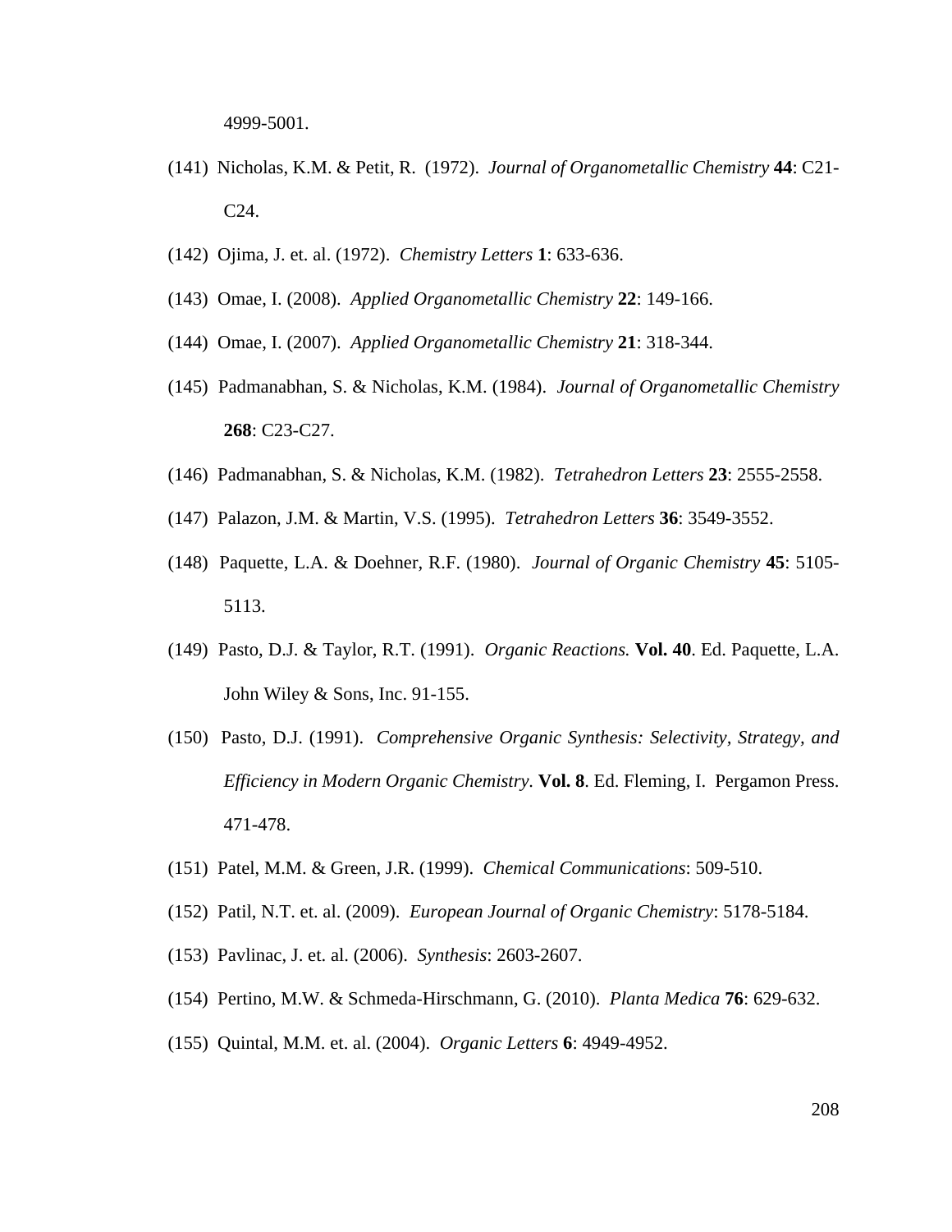4999-5001.

(141) Nicholas, K.M. & Petit, R. (1972). *Journal of Organometallic Chemistry* **44**: C21-C24.

(142) Ojima, J. et. al. (1972). *Chemistry Letters* **1**: 633-636.

(143) Omae, I. (2008). *Applied Organometallic Chemistry* **22**: 149-166.

(144) Omae, I. (2007). *Applied Organometallic Chemistry* **21**: 318-344.

(145) Padmanabhan, S. & Nicholas, K.M. (1984). *Journal of Organometallic Chemistry* **268**: C23-C27.

(146) Padmanabhan, S. & Nicholas, K.M. (1982). *Tetrahedron Letters* **23**: 2555-2558.

(147) Palazon, J.M. & Martin, V.S. (1995). *Tetrahedron Letters* **36**: 3549-3552.

(148) Paquette, L.A. & Doehner, R.F. (1980). *Journal of Organic Chemistry* **45**: 5105-5113.

(149) Pasto, D.J. & Taylor, R.T. (1991). *Organic Reactions.* **Vol. 40**. Ed. Paquette, L.A. John Wiley & Sons, Inc. 91-155.

(150) Pasto, D.J. (1991). *Comprehensive Organic Synthesis: Selectivity, Strategy, and Efficiency in Modern Organic Chemistry.* **Vol. 8**. Ed. Fleming, I. Pergamon Press. 471-478.

(151) Patel, M.M. & Green, J.R. (1999). *Chemical Communications*: 509-510.

(152) Patil, N.T. et. al. (2009). *European Journal of Organic Chemistry*: 5178-5184.

(153) Pavlinac, J. et. al. (2006). *Synthesis*: 2603-2607.

(154) Pertino, M.W. & Schmeda-Hirschmann, G. (2010). *Planta Medica* **76**: 629-632.

(155) Quintal, M.M. et. al. (2004). *Organic Letters* **6**: 4949-4952.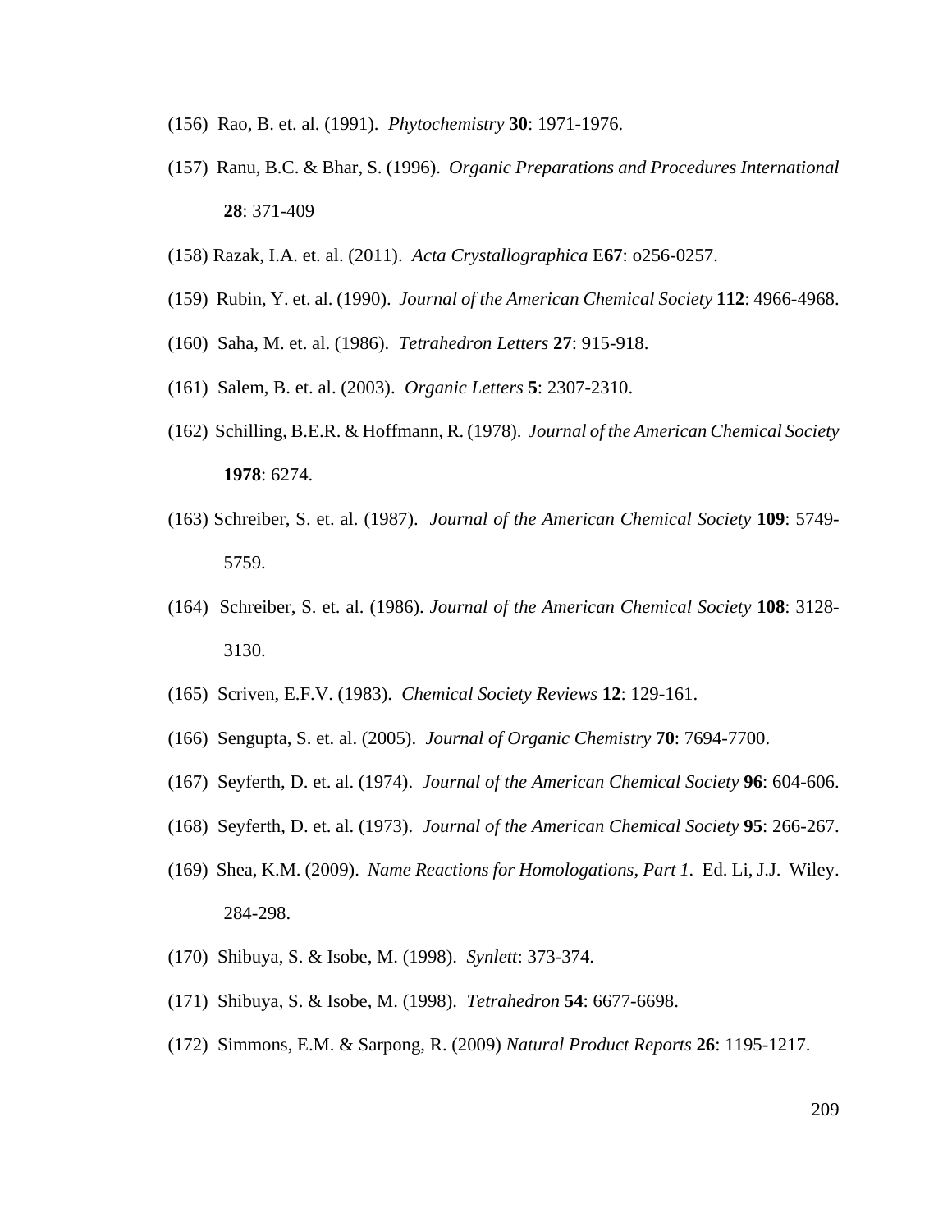(156) Rao, B. et. al. (1991). *Phytochemistry* **30**: 1971-1976.

(157) Ranu, B.C. & Bhar, S. (1996). *Organic Preparations and Procedures International* **28**: 371-409

(158) Razak, I.A. et. al. (2011). *Acta Crystallographica* E**67**: o256-0257.

(159) Rubin, Y. et. al. (1990). *Journal of the American Chemical Society* **112**: 4966-4968.

(160) Saha, M. et. al. (1986). *Tetrahedron Letters* **27**: 915-918.

(161) Salem, B. et. al. (2003). *Organic Letters* **5**: 2307-2310.

(162) Schilling, B.E.R. & Hoffmann, R. (1978). *Journal of the American Chemical Society* **1978**: 6274.

(163) Schreiber, S. et. al. (1987). *Journal of the American Chemical Society* **109**: 5749-5759.

(164) Schreiber, S. et. al. (1986). *Journal of the American Chemical Society* **108**: 3128-3130.

(165) Scriven, E.F.V. (1983). *Chemical Society Reviews* **12**: 129-161.

(166) Sengupta, S. et. al. (2005). *Journal of Organic Chemistry* **70**: 7694-7700.

(167) Seyferth, D. et. al. (1974). *Journal of the American Chemical Society* **96**: 604-606.

(168) Seyferth, D. et. al. (1973). *Journal of the American Chemical Society* **95**: 266-267.

(169) Shea, K.M. (2009). *Name Reactions for Homologations, Part 1.* Ed. Li, J.J. Wiley. 284-298.

(170) Shibuya, S. & Isobe, M. (1998). *Synlett*: 373-374.

(171) Shibuya, S. & Isobe, M. (1998). *Tetrahedron* **54**: 6677-6698.

(172) Simmons, E.M. & Sarpong, R. (2009) *Natural Product Reports* **26**: 1195-1217.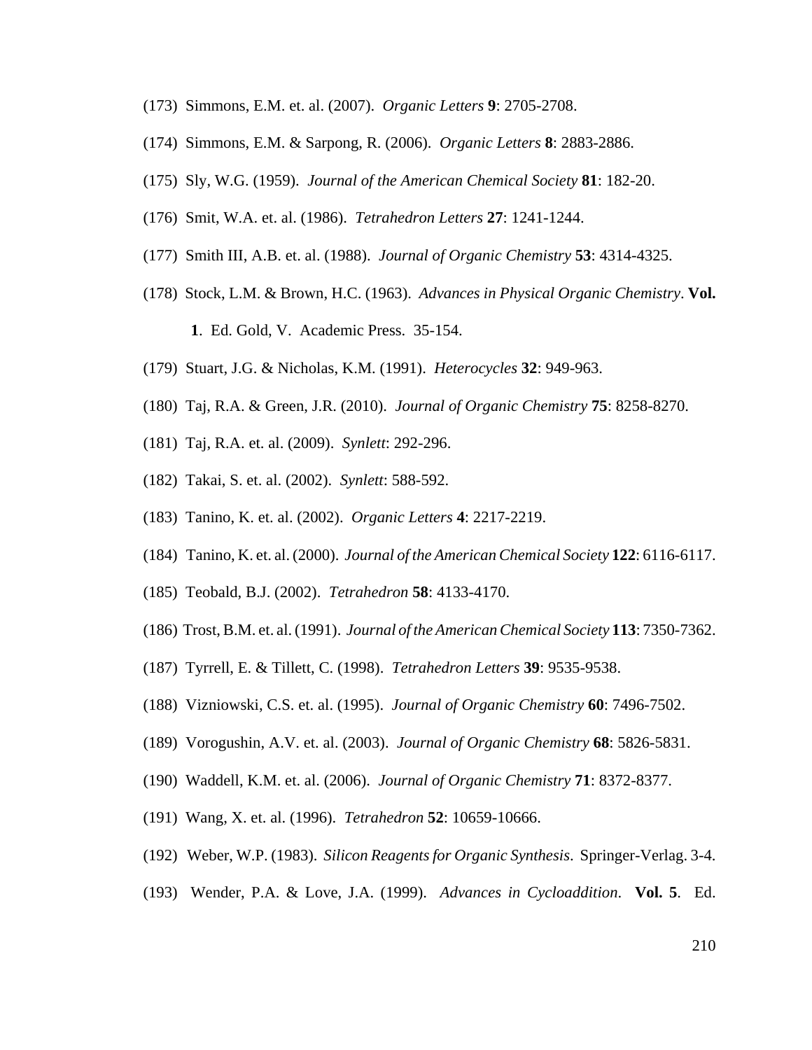(173) Simmons, E.M. et. al. (2007). *Organic Letters* **9**: 2705-2708.

(174) Simmons, E.M. & Sarpong, R. (2006). *Organic Letters* **8**: 2883-2886.

(175) Sly, W.G. (1959). *Journal of the American Chemical Society* **81**: 182-20.

(176) Smit, W.A. et. al. (1986). *Tetrahedron Letters* **27**: 1241-1244.

(177) Smith III, A.B. et. al. (1988). *Journal of Organic Chemistry* **53**: 4314-4325.

(178) Stock, L.M. & Brown, H.C. (1963). *Advances in Physical Organic Chemistry*. **Vol. 1**. Ed. Gold, V. Academic Press. 35-154.

(179) Stuart, J.G. & Nicholas, K.M. (1991). *Heterocycles* **32**: 949-963.

(180) Taj, R.A. & Green, J.R. (2010). *Journal of Organic Chemistry* **75**: 8258-8270.

(181) Taj, R.A. et. al. (2009). *Synlett*: 292-296.

(182) Takai, S. et. al. (2002). *Synlett*: 588-592.

(183) Tanino, K. et. al. (2002). *Organic Letters* **4**: 2217-2219.

(184) Tanino, K. et. al. (2000). *Journal of the American Chemical Society* **122**: 6116-6117.

(185) Teobald, B.J. (2002). *Tetrahedron* **58**: 4133-4170.

(186) Trost, B.M. et. al. (1991). *Journal of the American Chemical Society* **113**: 7350-7362.

(187) Tyrrell, E. & Tillett, C. (1998). *Tetrahedron Letters* **39**: 9535-9538.

(188) Vizniowski, C.S. et. al. (1995). *Journal of Organic Chemistry* **60**: 7496-7502.

(189) Vorogushin, A.V. et. al. (2003). *Journal of Organic Chemistry* **68**: 5826-5831.

(190) Waddell, K.M. et. al. (2006). *Journal of Organic Chemistry* **71**: 8372-8377.

(191) Wang, X. et. al. (1996). *Tetrahedron* **52**: 10659-10666.

(192) Weber, W.P. (1983). *Silicon Reagents for Organic Synthesis*. Springer-Verlag. 3-4.

(193) Wender, P.A. & Love, J.A. (1999). *Advances in Cycloaddition*. **Vol. 5**. Ed.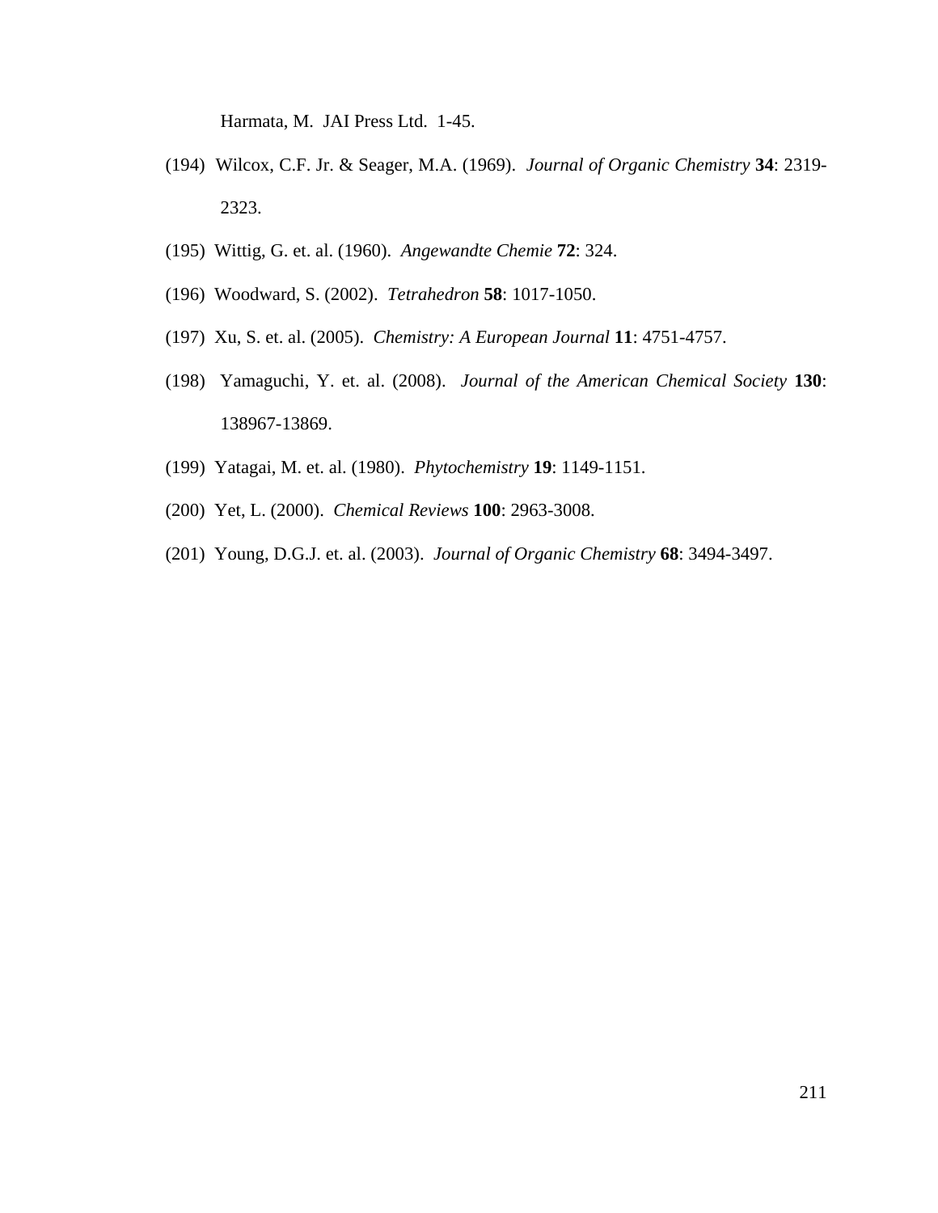Harmata, M. JAI Press Ltd. 1-45.

(194) Wilcox, C.F. Jr. & Seager, M.A. (1969). *Journal of Organic Chemistry* **34**: 2319-2323.

(195) Wittig, G. et. al. (1960). *Angewandte Chemie* **72**: 324.

(196) Woodward, S. (2002). *Tetrahedron* **58**: 1017-1050.

(197) Xu, S. et. al. (2005). *Chemistry: A European Journal* **11**: 4751-4757.

(198) Yamaguchi, Y. et. al. (2008). *Journal of the American Chemical Society* **130**: 138967-13869.

(199) Yatagai, M. et. al. (1980). *Phytochemistry* **19**: 1149-1151.

(200) Yet, L. (2000). *Chemical Reviews* **100**: 2963-3008.

(201) Young, D.G.J. et. al. (2003). *Journal of Organic Chemistry* **68**: 3494-3497.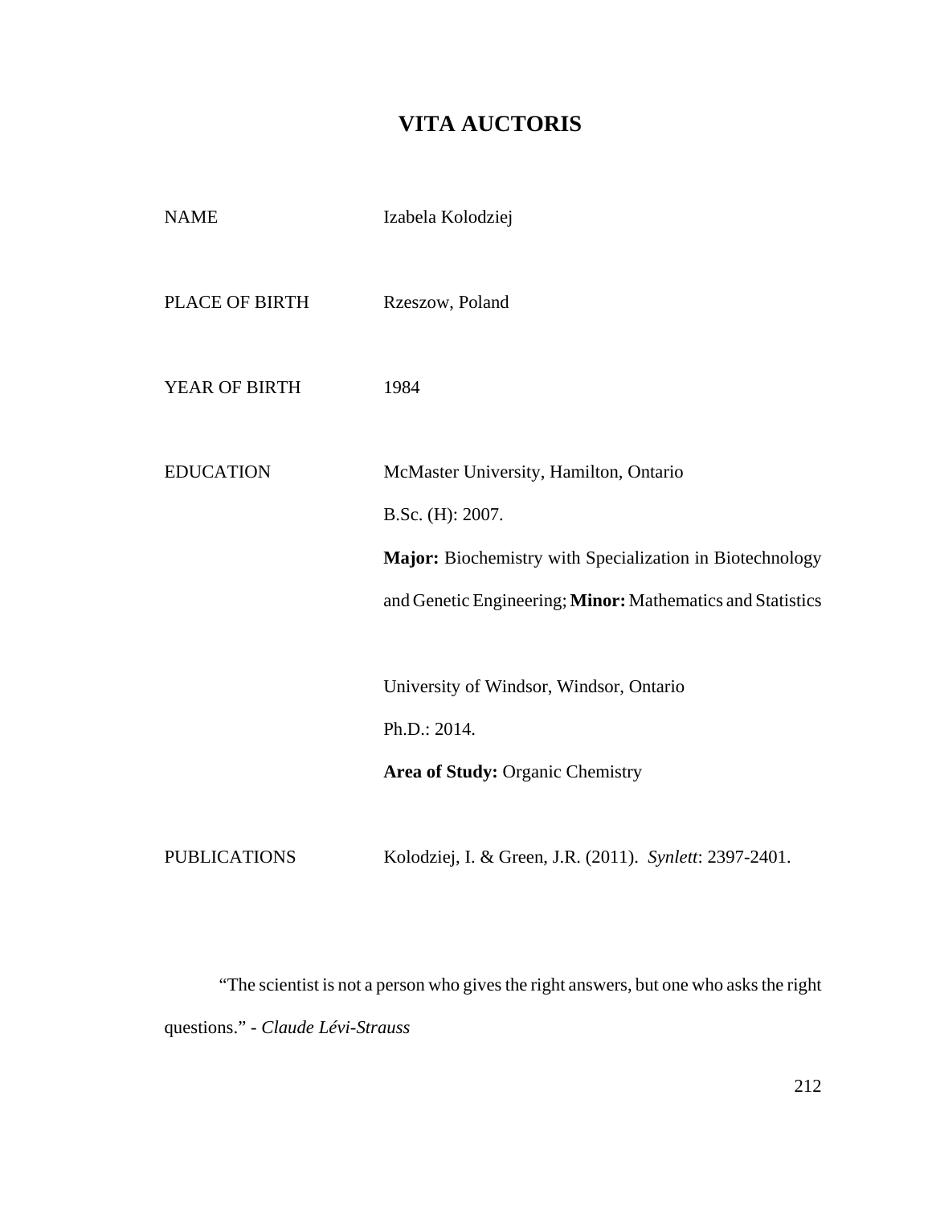# VITA AUCTORIS

| | |
|---|---|
| NAME | Izabela Kolodziej |
| PLACE OF BIRTH | Rzeszow, Poland |
| YEAR OF BIRTH | 1984 |
| EDUCATION | McMaster University, Hamilton, Ontario<br>B.Sc. (H): 2007.<br>**Major:** Biochemistry with Specialization in Biotechnology and Genetic Engineering; **Minor:** Mathematics and Statistics |
| | University of Windsor, Windsor, Ontario<br>Ph.D.: 2014.<br>**Area of Study:** Organic Chemistry |
| PUBLICATIONS | Kolodziej, I. & Green, J.R. (2011). *Synlett*: 2397-2401. |

"The scientist is not a person who gives the right answers, but one who asks the right questions." - *Claude Lévi-Strauss*